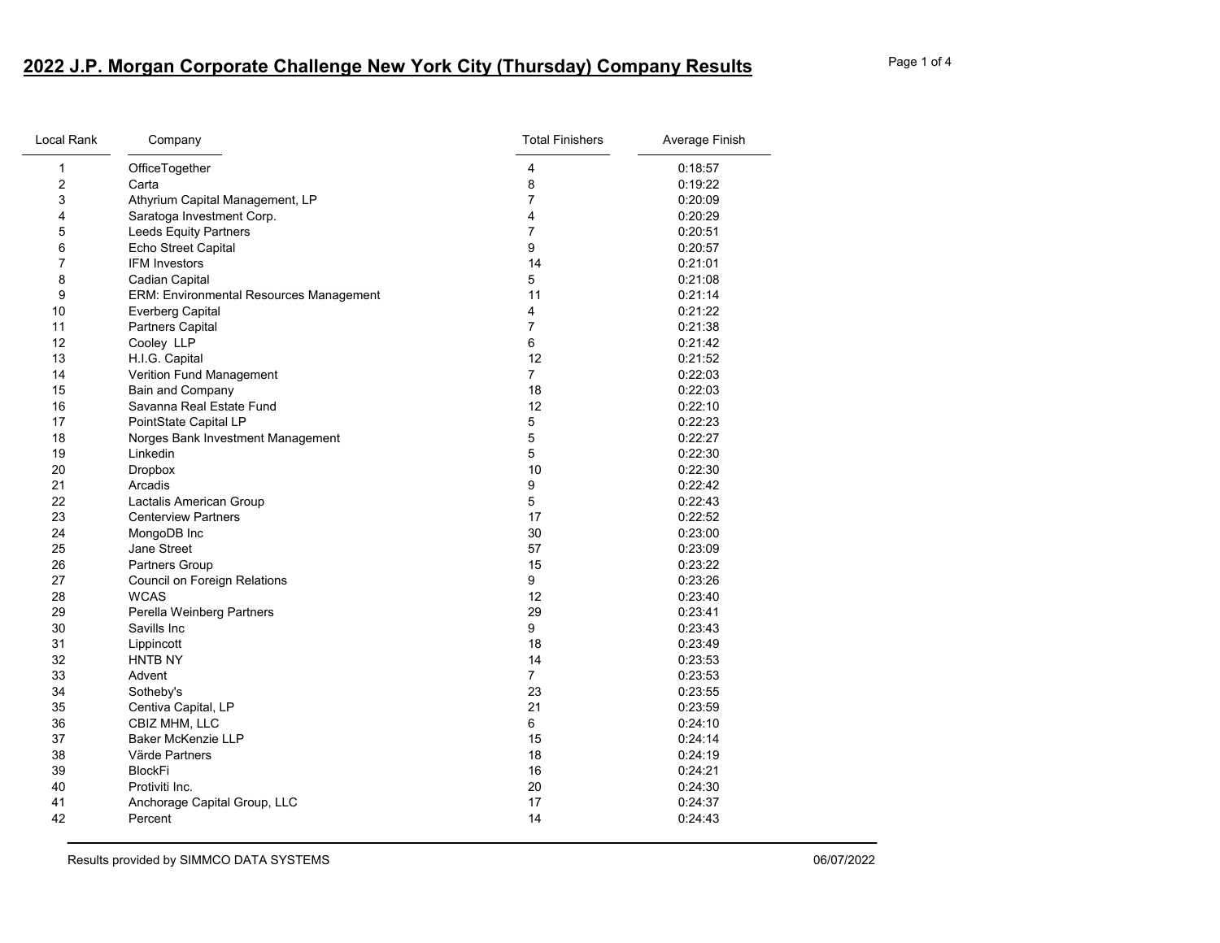# 2022 J.P. Morgan Corporate Challenge New York City (Thursday) Company Results

| Local Rank | Company | Total Finishers | Average Finish |
|---|---|---|---|
| 1 | OfficeTogether | 4 | 0:18:57 |
| 2 | Carta | 8 | 0:19:22 |
| 3 | Athyrium Capital Management, LP | 7 | 0:20:09 |
| 4 | Saratoga Investment Corp. | 4 | 0:20:29 |
| 5 | Leeds Equity Partners | 7 | 0:20:51 |
| 6 | Echo Street Capital | 9 | 0:20:57 |
| 7 | IFM Investors | 14 | 0:21:01 |
| 8 | Cadian Capital | 5 | 0:21:08 |
| 9 | ERM: Environmental Resources Management | 11 | 0:21:14 |
| 10 | Everberg Capital | 4 | 0:21:22 |
| 11 | Partners Capital | 7 | 0:21:38 |
| 12 | Cooley LLP | 6 | 0:21:42 |
| 13 | H.I.G. Capital | 12 | 0:21:52 |
| 14 | Verition Fund Management | 7 | 0:22:03 |
| 15 | Bain and Company | 18 | 0:22:03 |
| 16 | Savanna Real Estate Fund | 12 | 0:22:10 |
| 17 | PointState Capital LP | 5 | 0:22:23 |
| 18 | Norges Bank Investment Management | 5 | 0:22:27 |
| 19 | Linkedin | 5 | 0:22:30 |
| 20 | Dropbox | 10 | 0:22:30 |
| 21 | Arcadis | 9 | 0:22:42 |
| 22 | Lactalis American Group | 5 | 0:22:43 |
| 23 | Centerview Partners | 17 | 0:22:52 |
| 24 | MongoDB Inc | 30 | 0:23:00 |
| 25 | Jane Street | 57 | 0:23:09 |
| 26 | Partners Group | 15 | 0:23:22 |
| 27 | Council on Foreign Relations | 9 | 0:23:26 |
| 28 | WCAS | 12 | 0:23:40 |
| 29 | Perella Weinberg Partners | 29 | 0:23:41 |
| 30 | Savills Inc | 9 | 0:23:43 |
| 31 | Lippincott | 18 | 0:23:49 |
| 32 | HNTB NY | 14 | 0:23:53 |
| 33 | Advent | 7 | 0:23:53 |
| 34 | Sotheby's | 23 | 0:23:55 |
| 35 | Centiva Capital, LP | 21 | 0:23:59 |
| 36 | CBIZ MHM, LLC | 6 | 0:24:10 |
| 37 | Baker McKenzie LLP | 15 | 0:24:14 |
| 38 | Värde Partners | 18 | 0:24:19 |
| 39 | BlockFi | 16 | 0:24:21 |
| 40 | Protiviti Inc. | 20 | 0:24:30 |
| 41 | Anchorage Capital Group, LLC | 17 | 0:24:37 |
| 42 | Percent | 14 | 0:24:43 |

Results provided by SIMMCO DATA SYSTEMS 06/07/2022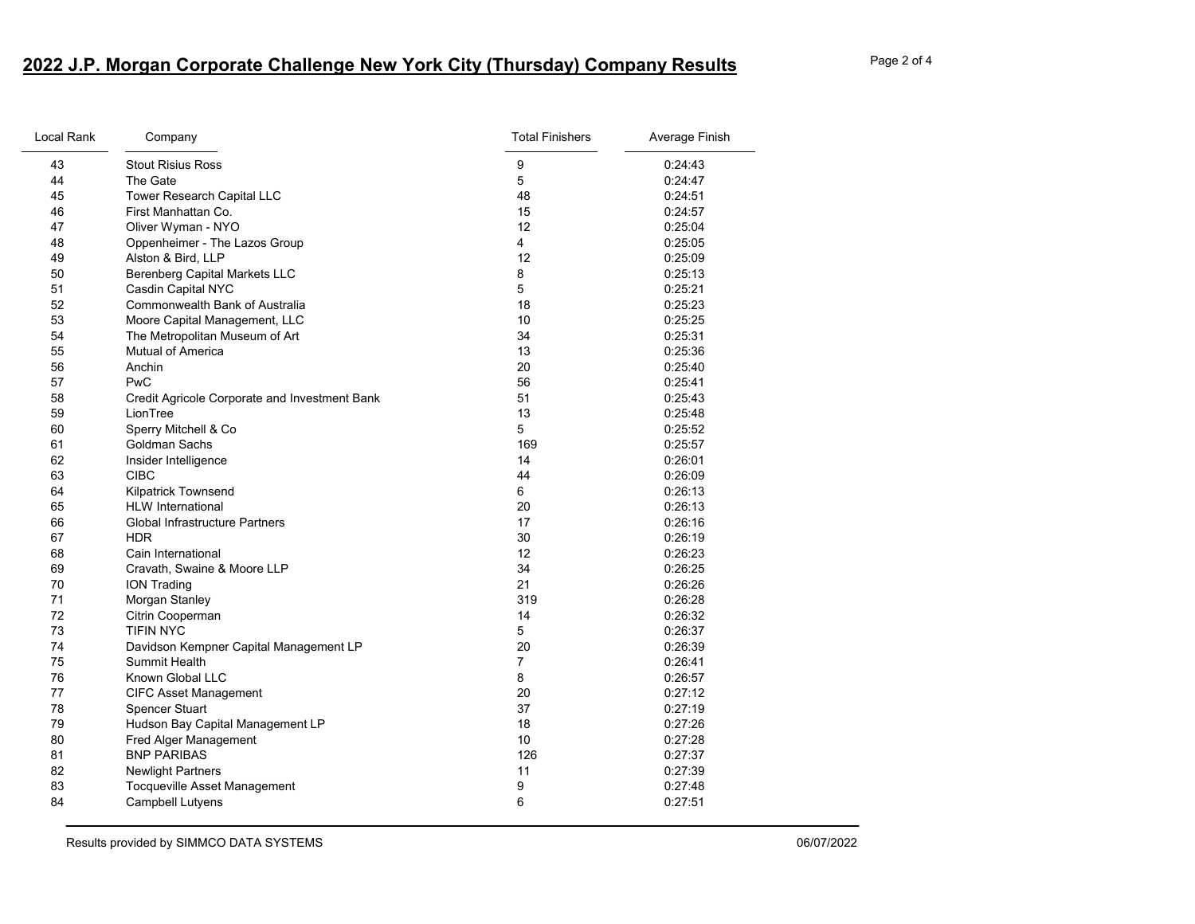## 2022 J.P. Morgan Corporate Challenge New York City (Thursday) Company Results

| Local Rank | Company | Total Finishers | Average Finish |
| --- | --- | --- | --- |
| 43 | Stout Risius Ross | 9 | 0:24:43 |
| 44 | The Gate | 5 | 0:24:47 |
| 45 | Tower Research Capital LLC | 48 | 0:24:51 |
| 46 | First Manhattan Co. | 15 | 0:24:57 |
| 47 | Oliver Wyman - NYO | 12 | 0:25:04 |
| 48 | Oppenheimer - The Lazos Group | 4 | 0:25:05 |
| 49 | Alston & Bird, LLP | 12 | 0:25:09 |
| 50 | Berenberg Capital Markets LLC | 8 | 0:25:13 |
| 51 | Casdin Capital NYC | 5 | 0:25:21 |
| 52 | Commonwealth Bank of Australia | 18 | 0:25:23 |
| 53 | Moore Capital Management, LLC | 10 | 0:25:25 |
| 54 | The Metropolitan Museum of Art | 34 | 0:25:31 |
| 55 | Mutual of America | 13 | 0:25:36 |
| 56 | Anchin | 20 | 0:25:40 |
| 57 | PwC | 56 | 0:25:41 |
| 58 | Credit Agricole Corporate and Investment Bank | 51 | 0:25:43 |
| 59 | LionTree | 13 | 0:25:48 |
| 60 | Sperry Mitchell & Co | 5 | 0:25:52 |
| 61 | Goldman Sachs | 169 | 0:25:57 |
| 62 | Insider Intelligence | 14 | 0:26:01 |
| 63 | CIBC | 44 | 0:26:09 |
| 64 | Kilpatrick Townsend | 6 | 0:26:13 |
| 65 | HLW International | 20 | 0:26:13 |
| 66 | Global Infrastructure Partners | 17 | 0:26:16 |
| 67 | HDR | 30 | 0:26:19 |
| 68 | Cain International | 12 | 0:26:23 |
| 69 | Cravath, Swaine & Moore LLP | 34 | 0:26:25 |
| 70 | ION Trading | 21 | 0:26:26 |
| 71 | Morgan Stanley | 319 | 0:26:28 |
| 72 | Citrin Cooperman | 14 | 0:26:32 |
| 73 | TIFIN NYC | 5 | 0:26:37 |
| 74 | Davidson Kempner Capital Management LP | 20 | 0:26:39 |
| 75 | Summit Health | 7 | 0:26:41 |
| 76 | Known Global LLC | 8 | 0:26:57 |
| 77 | CIFC Asset Management | 20 | 0:27:12 |
| 78 | Spencer Stuart | 37 | 0:27:19 |
| 79 | Hudson Bay Capital Management LP | 18 | 0:27:26 |
| 80 | Fred Alger Management | 10 | 0:27:28 |
| 81 | BNP PARIBAS | 126 | 0:27:37 |
| 82 | Newlight Partners | 11 | 0:27:39 |
| 83 | Tocqueville Asset Management | 9 | 0:27:48 |
| 84 | Campbell Lutyens | 6 | 0:27:51 |

Results provided by SIMMCO DATA SYSTEMS 06/07/2022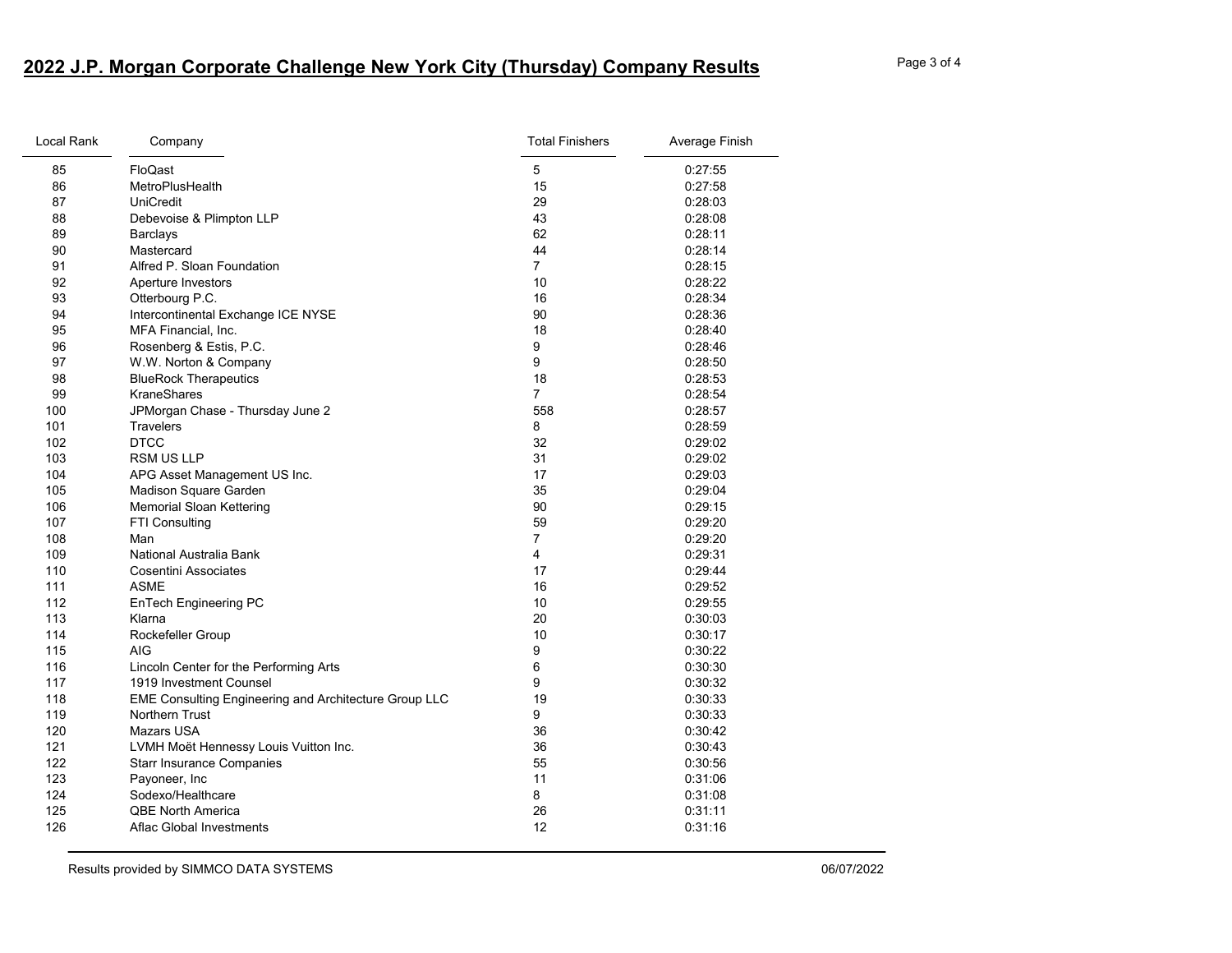## 2022 J.P. Morgan Corporate Challenge New York City (Thursday) Company Results

| Local Rank | Company | Total Finishers | Average Finish |
|---|---|---|---|
| 85 | FloQast | 5 | 0:27:55 |
| 86 | MetroPlusHealth | 15 | 0:27:58 |
| 87 | UniCredit | 29 | 0:28:03 |
| 88 | Debevoise & Plimpton LLP | 43 | 0:28:08 |
| 89 | Barclays | 62 | 0:28:11 |
| 90 | Mastercard | 44 | 0:28:14 |
| 91 | Alfred P. Sloan Foundation | 7 | 0:28:15 |
| 92 | Aperture Investors | 10 | 0:28:22 |
| 93 | Otterbourg P.C. | 16 | 0:28:34 |
| 94 | Intercontinental Exchange ICE NYSE | 90 | 0:28:36 |
| 95 | MFA Financial, Inc. | 18 | 0:28:40 |
| 96 | Rosenberg & Estis, P.C. | 9 | 0:28:46 |
| 97 | W.W. Norton & Company | 9 | 0:28:50 |
| 98 | BlueRock Therapeutics | 18 | 0:28:53 |
| 99 | KraneShares | 7 | 0:28:54 |
| 100 | JPMorgan Chase - Thursday June 2 | 558 | 0:28:57 |
| 101 | Travelers | 8 | 0:28:59 |
| 102 | DTCC | 32 | 0:29:02 |
| 103 | RSM US LLP | 31 | 0:29:02 |
| 104 | APG Asset Management US Inc. | 17 | 0:29:03 |
| 105 | Madison Square Garden | 35 | 0:29:04 |
| 106 | Memorial Sloan Kettering | 90 | 0:29:15 |
| 107 | FTI Consulting | 59 | 0:29:20 |
| 108 | Man | 7 | 0:29:20 |
| 109 | National Australia Bank | 4 | 0:29:31 |
| 110 | Cosentini Associates | 17 | 0:29:44 |
| 111 | ASME | 16 | 0:29:52 |
| 112 | EnTech Engineering PC | 10 | 0:29:55 |
| 113 | Klarna | 20 | 0:30:03 |
| 114 | Rockefeller Group | 10 | 0:30:17 |
| 115 | AIG | 9 | 0:30:22 |
| 116 | Lincoln Center for the Performing Arts | 6 | 0:30:30 |
| 117 | 1919 Investment Counsel | 9 | 0:30:32 |
| 118 | EME Consulting Engineering and Architecture Group LLC | 19 | 0:30:33 |
| 119 | Northern Trust | 9 | 0:30:33 |
| 120 | Mazars USA | 36 | 0:30:42 |
| 121 | LVMH Moët Hennessy Louis Vuitton Inc. | 36 | 0:30:43 |
| 122 | Starr Insurance Companies | 55 | 0:30:56 |
| 123 | Payoneer, Inc | 11 | 0:31:06 |
| 124 | Sodexo/Healthcare | 8 | 0:31:08 |
| 125 | QBE North America | 26 | 0:31:11 |
| 126 | Aflac Global Investments | 12 | 0:31:16 |

Results provided by SIMMCO DATA SYSTEMS 06/07/2022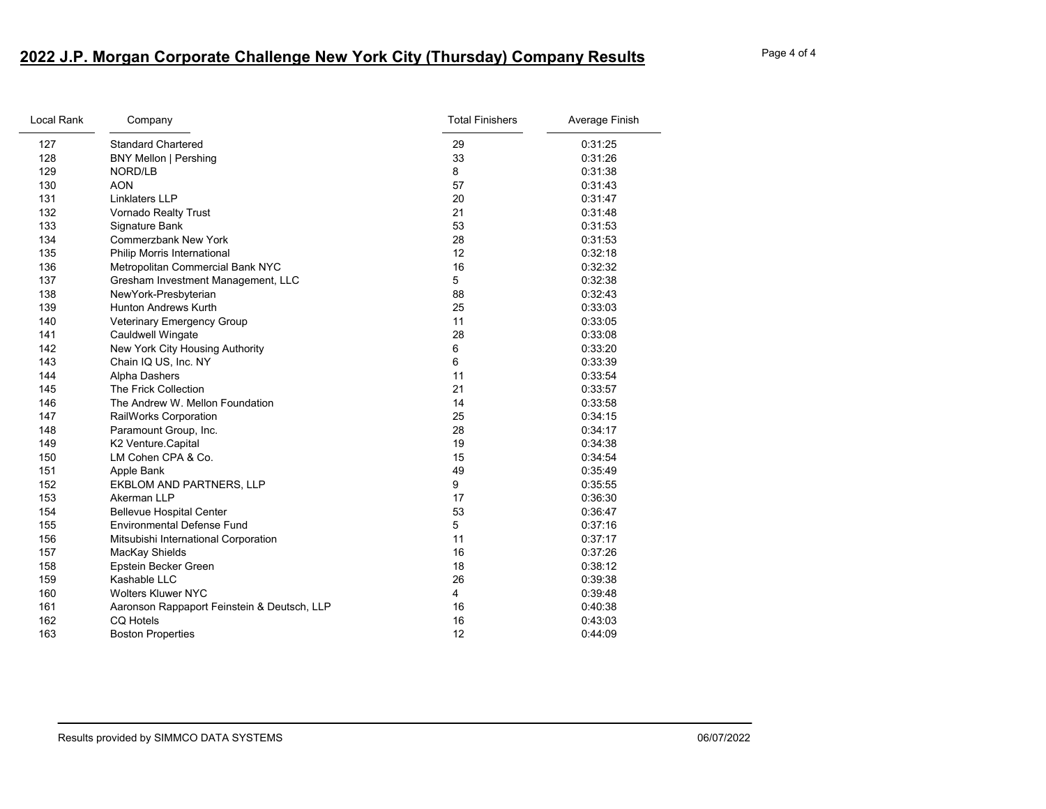## 2022 J.P. Morgan Corporate Challenge New York City (Thursday) Company Results

| Local Rank | Company | Total Finishers | Average Finish |
| --- | --- | --- | --- |
| 127 | Standard Chartered | 29 | 0:31:25 |
| 128 | BNY Mellon \| Pershing | 33 | 0:31:26 |
| 129 | NORD/LB | 8 | 0:31:38 |
| 130 | AON | 57 | 0:31:43 |
| 131 | Linklaters LLP | 20 | 0:31:47 |
| 132 | Vornado Realty Trust | 21 | 0:31:48 |
| 133 | Signature Bank | 53 | 0:31:53 |
| 134 | Commerzbank New York | 28 | 0:31:53 |
| 135 | Philip Morris International | 12 | 0:32:18 |
| 136 | Metropolitan Commercial Bank NYC | 16 | 0:32:32 |
| 137 | Gresham Investment Management, LLC | 5 | 0:32:38 |
| 138 | NewYork-Presbyterian | 88 | 0:32:43 |
| 139 | Hunton Andrews Kurth | 25 | 0:33:03 |
| 140 | Veterinary Emergency Group | 11 | 0:33:05 |
| 141 | Cauldwell Wingate | 28 | 0:33:08 |
| 142 | New York City Housing Authority | 6 | 0:33:20 |
| 143 | Chain IQ US, Inc. NY | 6 | 0:33:39 |
| 144 | Alpha Dashers | 11 | 0:33:54 |
| 145 | The Frick Collection | 21 | 0:33:57 |
| 146 | The Andrew W. Mellon Foundation | 14 | 0:33:58 |
| 147 | RailWorks Corporation | 25 | 0:34:15 |
| 148 | Paramount Group, Inc. | 28 | 0:34:17 |
| 149 | K2 Venture.Capital | 19 | 0:34:38 |
| 150 | LM Cohen CPA & Co. | 15 | 0:34:54 |
| 151 | Apple Bank | 49 | 0:35:49 |
| 152 | EKBLOM AND PARTNERS, LLP | 9 | 0:35:55 |
| 153 | Akerman LLP | 17 | 0:36:30 |
| 154 | Bellevue Hospital Center | 53 | 0:36:47 |
| 155 | Environmental Defense Fund | 5 | 0:37:16 |
| 156 | Mitsubishi International Corporation | 11 | 0:37:17 |
| 157 | MacKay Shields | 16 | 0:37:26 |
| 158 | Epstein Becker Green | 18 | 0:38:12 |
| 159 | Kashable LLC | 26 | 0:39:38 |
| 160 | Wolters Kluwer NYC | 4 | 0:39:48 |
| 161 | Aaronson Rappaport Feinstein & Deutsch, LLP | 16 | 0:40:38 |
| 162 | CQ Hotels | 16 | 0:43:03 |
| 163 | Boston Properties | 12 | 0:44:09 |

Results provided by SIMMCO DATA SYSTEMS 06/07/2022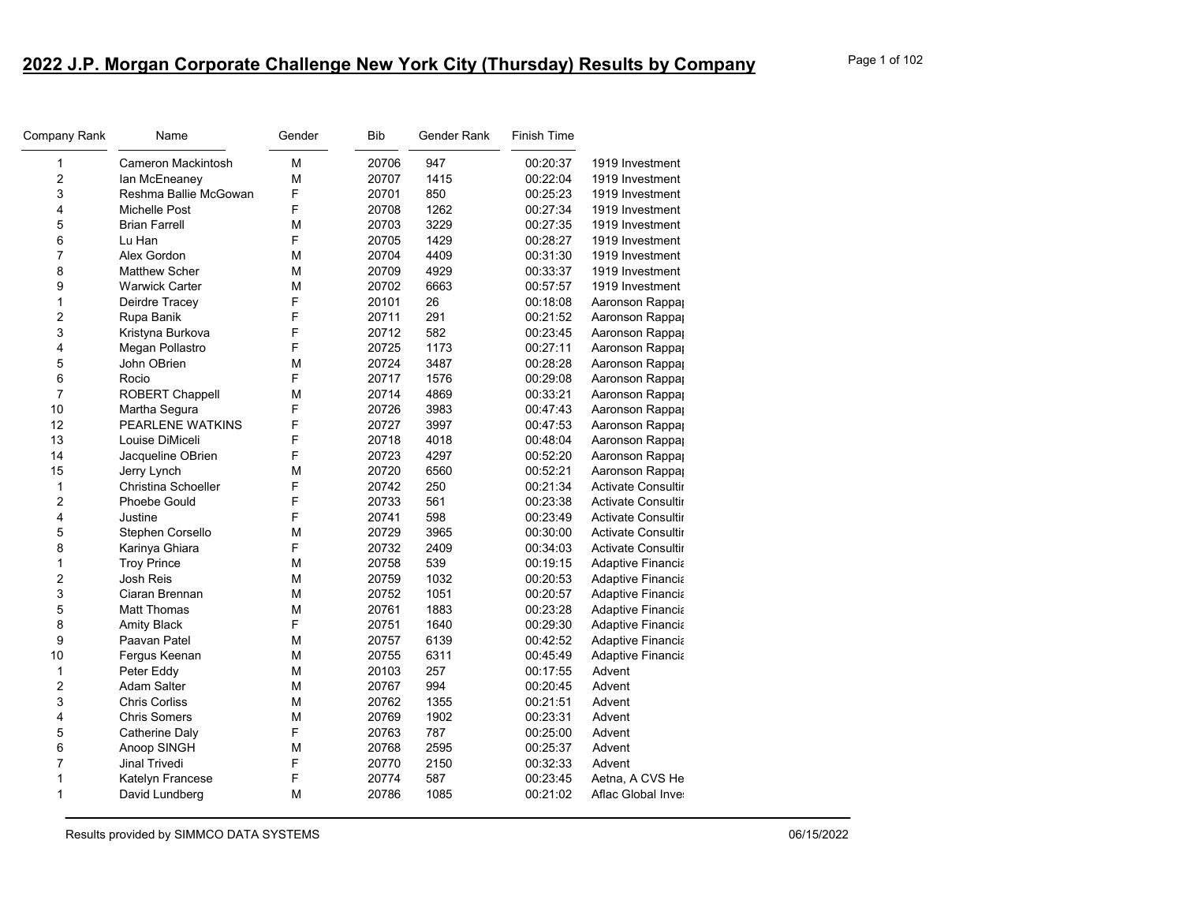# 2022 J.P. Morgan Corporate Challenge New York City (Thursday) Results by Company

| Company Rank | Name | Gender | Bib | Gender Rank | Finish Time | |
|---|---|---|---|---|---|---|
| 1 | Cameron Mackintosh | M | 20706 | 947 | 00:20:37 | 1919 Investment |
| 2 | Ian McEneaney | M | 20707 | 1415 | 00:22:04 | 1919 Investment |
| 3 | Reshma Ballie McGowan | F | 20701 | 850 | 00:25:23 | 1919 Investment |
| 4 | Michelle Post | F | 20708 | 1262 | 00:27:34 | 1919 Investment |
| 5 | Brian Farrell | M | 20703 | 3229 | 00:27:35 | 1919 Investment |
| 6 | Lu Han | F | 20705 | 1429 | 00:28:27 | 1919 Investment |
| 7 | Alex Gordon | M | 20704 | 4409 | 00:31:30 | 1919 Investment |
| 8 | Matthew Scher | M | 20709 | 4929 | 00:33:37 | 1919 Investment |
| 9 | Warwick Carter | M | 20702 | 6663 | 00:57:57 | 1919 Investment |
| 1 | Deirdre Tracey | F | 20101 | 26 | 00:18:08 | Aaronson Rappa |
| 2 | Rupa Banik | F | 20711 | 291 | 00:21:52 | Aaronson Rappa |
| 3 | Kristyna Burkova | F | 20712 | 582 | 00:23:45 | Aaronson Rappa |
| 4 | Megan Pollastro | F | 20725 | 1173 | 00:27:11 | Aaronson Rappa |
| 5 | John OBrien | M | 20724 | 3487 | 00:28:28 | Aaronson Rappa |
| 6 | Rocio | F | 20717 | 1576 | 00:29:08 | Aaronson Rappa |
| 7 | ROBERT Chappell | M | 20714 | 4869 | 00:33:21 | Aaronson Rappa |
| 10 | Martha Segura | F | 20726 | 3983 | 00:47:43 | Aaronson Rappa |
| 12 | PEARLENE WATKINS | F | 20727 | 3997 | 00:47:53 | Aaronson Rappa |
| 13 | Louise DiMiceli | F | 20718 | 4018 | 00:48:04 | Aaronson Rappa |
| 14 | Jacqueline OBrien | F | 20723 | 4297 | 00:52:20 | Aaronson Rappa |
| 15 | Jerry Lynch | M | 20720 | 6560 | 00:52:21 | Aaronson Rappa |
| 1 | Christina Schoeller | F | 20742 | 250 | 00:21:34 | Activate Consultir |
| 2 | Phoebe Gould | F | 20733 | 561 | 00:23:38 | Activate Consultir |
| 4 | Justine | F | 20741 | 598 | 00:23:49 | Activate Consultir |
| 5 | Stephen Corsello | M | 20729 | 3965 | 00:30:00 | Activate Consultir |
| 8 | Karinya Ghiara | F | 20732 | 2409 | 00:34:03 | Activate Consultir |
| 1 | Troy Prince | M | 20758 | 539 | 00:19:15 | Adaptive Financia |
| 2 | Josh Reis | M | 20759 | 1032 | 00:20:53 | Adaptive Financia |
| 3 | Ciaran Brennan | M | 20752 | 1051 | 00:20:57 | Adaptive Financia |
| 5 | Matt Thomas | M | 20761 | 1883 | 00:23:28 | Adaptive Financia |
| 8 | Amity Black | F | 20751 | 1640 | 00:29:30 | Adaptive Financia |
| 9 | Paavan Patel | M | 20757 | 6139 | 00:42:52 | Adaptive Financia |
| 10 | Fergus Keenan | M | 20755 | 6311 | 00:45:49 | Adaptive Financia |
| 1 | Peter Eddy | M | 20103 | 257 | 00:17:55 | Advent |
| 2 | Adam Salter | M | 20767 | 994 | 00:20:45 | Advent |
| 3 | Chris Corliss | M | 20762 | 1355 | 00:21:51 | Advent |
| 4 | Chris Somers | M | 20769 | 1902 | 00:23:31 | Advent |
| 5 | Catherine Daly | F | 20763 | 787 | 00:25:00 | Advent |
| 6 | Anoop SINGH | M | 20768 | 2595 | 00:25:37 | Advent |
| 7 | Jinal Trivedi | F | 20770 | 2150 | 00:32:33 | Advent |
| 1 | Katelyn Francese | F | 20774 | 587 | 00:23:45 | Aetna, A CVS He |
| 1 | David Lundberg | M | 20786 | 1085 | 00:21:02 | Aflac Global Inve |

Results provided by SIMMCO DATA SYSTEMS 06/15/2022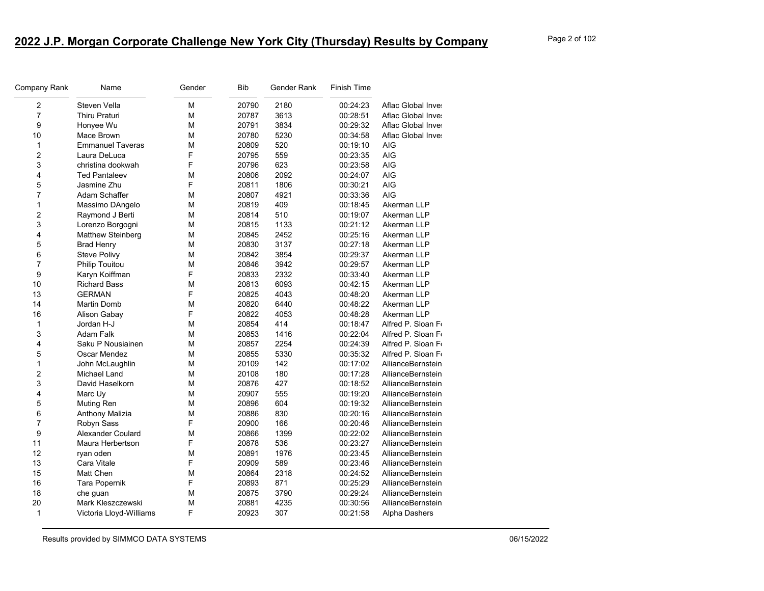# 2022 J.P. Morgan Corporate Challenge New York City (Thursday) Results by Company

| Company Rank | Name | Gender | Bib | Gender Rank | Finish Time | |
|---|---|---|---|---|---|---|
| 2 | Steven Vella | M | 20790 | 2180 | 00:24:23 | Aflac Global Inve |
| 7 | Thiru Praturi | M | 20787 | 3613 | 00:28:51 | Aflac Global Inve |
| 9 | Honyee Wu | M | 20791 | 3834 | 00:29:32 | Aflac Global Inve |
| 10 | Mace Brown | M | 20780 | 5230 | 00:34:58 | Aflac Global Inve |
| 1 | Emmanuel Taveras | M | 20809 | 520 | 00:19:10 | AIG |
| 2 | Laura DeLuca | F | 20795 | 559 | 00:23:35 | AIG |
| 3 | christina dookwah | F | 20796 | 623 | 00:23:58 | AIG |
| 4 | Ted Pantaleev | M | 20806 | 2092 | 00:24:07 | AIG |
| 5 | Jasmine Zhu | F | 20811 | 1806 | 00:30:21 | AIG |
| 7 | Adam Schaffer | M | 20807 | 4921 | 00:33:36 | AIG |
| 1 | Massimo DAngelo | M | 20819 | 409 | 00:18:45 | Akerman LLP |
| 2 | Raymond J Berti | M | 20814 | 510 | 00:19:07 | Akerman LLP |
| 3 | Lorenzo Borgogni | M | 20815 | 1133 | 00:21:12 | Akerman LLP |
| 4 | Matthew Steinberg | M | 20845 | 2452 | 00:25:16 | Akerman LLP |
| 5 | Brad Henry | M | 20830 | 3137 | 00:27:18 | Akerman LLP |
| 6 | Steve Polivy | M | 20842 | 3854 | 00:29:37 | Akerman LLP |
| 7 | Philip Touitou | M | 20846 | 3942 | 00:29:57 | Akerman LLP |
| 9 | Karyn Koiffman | F | 20833 | 2332 | 00:33:40 | Akerman LLP |
| 10 | Richard Bass | M | 20813 | 6093 | 00:42:15 | Akerman LLP |
| 13 | GERMAN | F | 20825 | 4043 | 00:48:20 | Akerman LLP |
| 14 | Martin Domb | M | 20820 | 6440 | 00:48:22 | Akerman LLP |
| 16 | Alison Gabay | F | 20822 | 4053 | 00:48:28 | Akerman LLP |
| 1 | Jordan H-J | M | 20854 | 414 | 00:18:47 | Alfred P. Sloan F |
| 3 | Adam Falk | M | 20853 | 1416 | 00:22:04 | Alfred P. Sloan F |
| 4 | Saku P Nousiainen | M | 20857 | 2254 | 00:24:39 | Alfred P. Sloan F |
| 5 | Oscar Mendez | M | 20855 | 5330 | 00:35:32 | Alfred P. Sloan F |
| 1 | John McLaughlin | M | 20109 | 142 | 00:17:02 | AllianceBernstein |
| 2 | Michael Land | M | 20108 | 180 | 00:17:28 | AllianceBernstein |
| 3 | David Haselkorn | M | 20876 | 427 | 00:18:52 | AllianceBernstein |
| 4 | Marc Uy | M | 20907 | 555 | 00:19:20 | AllianceBernstein |
| 5 | Muting Ren | M | 20896 | 604 | 00:19:32 | AllianceBernstein |
| 6 | Anthony Malizia | M | 20886 | 830 | 00:20:16 | AllianceBernstein |
| 7 | Robyn Sass | F | 20900 | 166 | 00:20:46 | AllianceBernstein |
| 9 | Alexander Coulard | M | 20866 | 1399 | 00:22:02 | AllianceBernstein |
| 11 | Maura Herbertson | F | 20878 | 536 | 00:23:27 | AllianceBernstein |
| 12 | ryan oden | M | 20891 | 1976 | 00:23:45 | AllianceBernstein |
| 13 | Cara Vitale | F | 20909 | 589 | 00:23:46 | AllianceBernstein |
| 15 | Matt Chen | M | 20864 | 2318 | 00:24:52 | AllianceBernstein |
| 16 | Tara Popernik | F | 20893 | 871 | 00:25:29 | AllianceBernstein |
| 18 | che guan | M | 20875 | 3790 | 00:29:24 | AllianceBernstein |
| 20 | Mark Kleszczewski | M | 20881 | 4235 | 00:30:56 | AllianceBernstein |
| 1 | Victoria Lloyd-Williams | F | 20923 | 307 | 00:21:58 | Alpha Dashers |

Results provided by SIMMCO DATA SYSTEMS 06/15/2022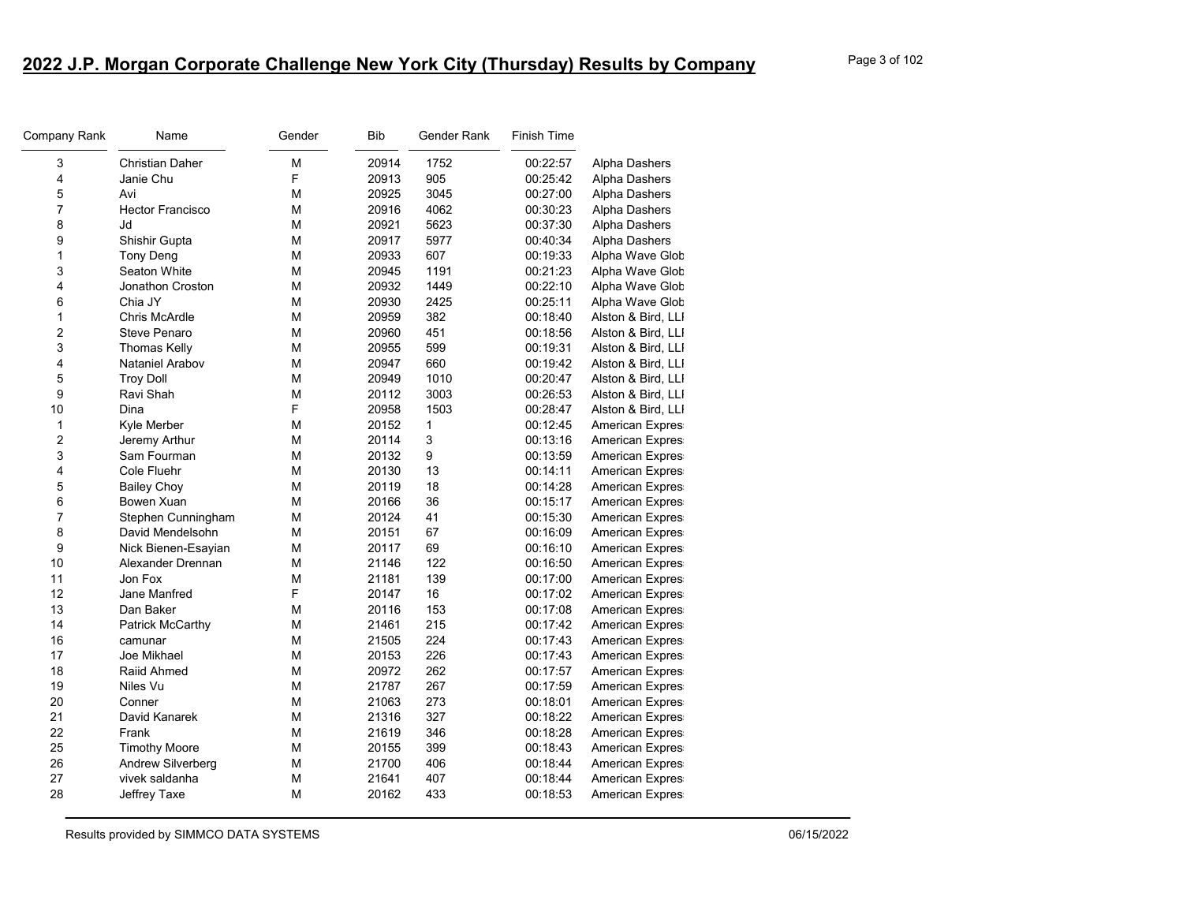## 2022 J.P. Morgan Corporate Challenge New York City (Thursday) Results by Company

| Company Rank | Name | Gender | Bib | Gender Rank | Finish Time | |
|---|---|---|---|---|---|---|
| 3 | Christian Daher | M | 20914 | 1752 | 00:22:57 | Alpha Dashers |
| 4 | Janie Chu | F | 20913 | 905 | 00:25:42 | Alpha Dashers |
| 5 | Avi | M | 20925 | 3045 | 00:27:00 | Alpha Dashers |
| 7 | Hector Francisco | M | 20916 | 4062 | 00:30:23 | Alpha Dashers |
| 8 | Jd | M | 20921 | 5623 | 00:37:30 | Alpha Dashers |
| 9 | Shishir Gupta | M | 20917 | 5977 | 00:40:34 | Alpha Dashers |
| 1 | Tony Deng | M | 20933 | 607 | 00:19:33 | Alpha Wave Glob |
| 3 | Seaton White | M | 20945 | 1191 | 00:21:23 | Alpha Wave Glob |
| 4 | Jonathon Croston | M | 20932 | 1449 | 00:22:10 | Alpha Wave Glob |
| 6 | Chia JY | M | 20930 | 2425 | 00:25:11 | Alpha Wave Glob |
| 1 | Chris McArdle | M | 20959 | 382 | 00:18:40 | Alston & Bird, LLI |
| 2 | Steve Penaro | M | 20960 | 451 | 00:18:56 | Alston & Bird, LLI |
| 3 | Thomas Kelly | M | 20955 | 599 | 00:19:31 | Alston & Bird, LLI |
| 4 | Nataniel Arabov | M | 20947 | 660 | 00:19:42 | Alston & Bird, LLI |
| 5 | Troy Doll | M | 20949 | 1010 | 00:20:47 | Alston & Bird, LLI |
| 9 | Ravi Shah | M | 20112 | 3003 | 00:26:53 | Alston & Bird, LLI |
| 10 | Dina | F | 20958 | 1503 | 00:28:47 | Alston & Bird, LLI |
| 1 | Kyle Merber | M | 20152 | 1 | 00:12:45 | American Expres |
| 2 | Jeremy Arthur | M | 20114 | 3 | 00:13:16 | American Expres |
| 3 | Sam Fourman | M | 20132 | 9 | 00:13:59 | American Expres |
| 4 | Cole Fluehr | M | 20130 | 13 | 00:14:11 | American Expres |
| 5 | Bailey Choy | M | 20119 | 18 | 00:14:28 | American Expres |
| 6 | Bowen Xuan | M | 20166 | 36 | 00:15:17 | American Expres |
| 7 | Stephen Cunningham | M | 20124 | 41 | 00:15:30 | American Expres |
| 8 | David Mendelsohn | M | 20151 | 67 | 00:16:09 | American Expres |
| 9 | Nick Bienen-Esayian | M | 20117 | 69 | 00:16:10 | American Expres |
| 10 | Alexander Drennan | M | 21146 | 122 | 00:16:50 | American Expres |
| 11 | Jon Fox | M | 21181 | 139 | 00:17:00 | American Expres |
| 12 | Jane Manfred | F | 20147 | 16 | 00:17:02 | American Expres |
| 13 | Dan Baker | M | 20116 | 153 | 00:17:08 | American Expres |
| 14 | Patrick McCarthy | M | 21461 | 215 | 00:17:42 | American Expres |
| 16 | camunar | M | 21505 | 224 | 00:17:43 | American Expres |
| 17 | Joe Mikhael | M | 20153 | 226 | 00:17:43 | American Expres |
| 18 | Raiid Ahmed | M | 20972 | 262 | 00:17:57 | American Expres |
| 19 | Niles Vu | M | 21787 | 267 | 00:17:59 | American Expres |
| 20 | Conner | M | 21063 | 273 | 00:18:01 | American Expres |
| 21 | David Kanarek | M | 21316 | 327 | 00:18:22 | American Expres |
| 22 | Frank | M | 21619 | 346 | 00:18:28 | American Expres |
| 25 | Timothy Moore | M | 20155 | 399 | 00:18:43 | American Expres |
| 26 | Andrew Silverberg | M | 21700 | 406 | 00:18:44 | American Expres |
| 27 | vivek saldanha | M | 21641 | 407 | 00:18:44 | American Expres |
| 28 | Jeffrey Taxe | M | 20162 | 433 | 00:18:53 | American Expres |

Results provided by SIMMCO DATA SYSTEMS 06/15/2022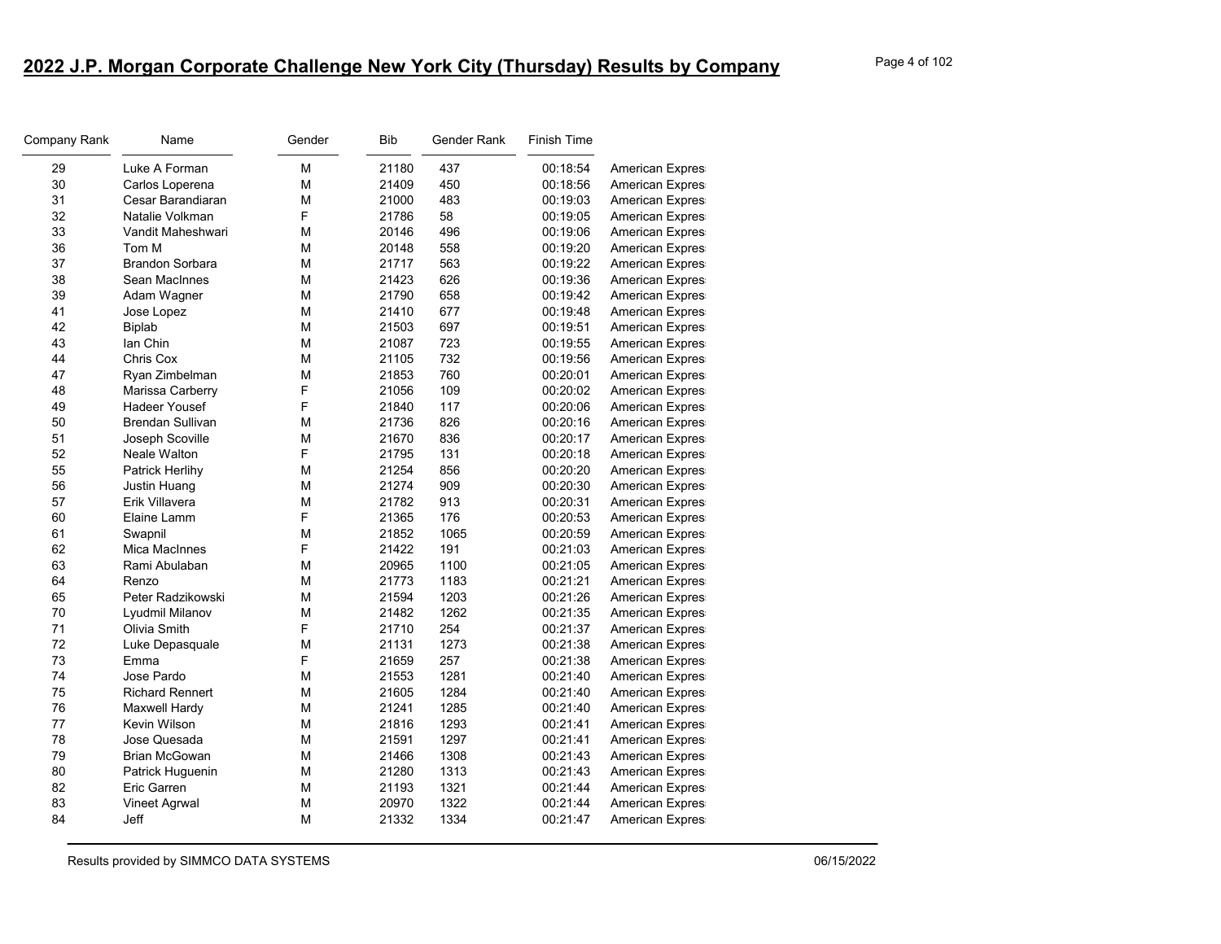## 2022 J.P. Morgan Corporate Challenge New York City (Thursday) Results by Company

| Company Rank | Name | Gender | Bib | Gender Rank | Finish Time | |
|---|---|---|---|---|---|---|
| 29 | Luke A Forman | M | 21180 | 437 | 00:18:54 | American Expres |
| 30 | Carlos Loperena | M | 21409 | 450 | 00:18:56 | American Expres |
| 31 | Cesar Barandiaran | M | 21000 | 483 | 00:19:03 | American Expres |
| 32 | Natalie Volkman | F | 21786 | 58 | 00:19:05 | American Expres |
| 33 | Vandit Maheshwari | M | 20146 | 496 | 00:19:06 | American Expres |
| 36 | Tom M | M | 20148 | 558 | 00:19:20 | American Expres |
| 37 | Brandon Sorbara | M | 21717 | 563 | 00:19:22 | American Expres |
| 38 | Sean MacInnes | M | 21423 | 626 | 00:19:36 | American Expres |
| 39 | Adam Wagner | M | 21790 | 658 | 00:19:42 | American Expres |
| 41 | Jose Lopez | M | 21410 | 677 | 00:19:48 | American Expres |
| 42 | Biplab | M | 21503 | 697 | 00:19:51 | American Expres |
| 43 | Ian Chin | M | 21087 | 723 | 00:19:55 | American Expres |
| 44 | Chris Cox | M | 21105 | 732 | 00:19:56 | American Expres |
| 47 | Ryan Zimbelman | M | 21853 | 760 | 00:20:01 | American Expres |
| 48 | Marissa Carberry | F | 21056 | 109 | 00:20:02 | American Expres |
| 49 | Hadeer Yousef | F | 21840 | 117 | 00:20:06 | American Expres |
| 50 | Brendan Sullivan | M | 21736 | 826 | 00:20:16 | American Expres |
| 51 | Joseph Scoville | M | 21670 | 836 | 00:20:17 | American Expres |
| 52 | Neale Walton | F | 21795 | 131 | 00:20:18 | American Expres |
| 55 | Patrick Herlihy | M | 21254 | 856 | 00:20:20 | American Expres |
| 56 | Justin Huang | M | 21274 | 909 | 00:20:30 | American Expres |
| 57 | Erik Villavera | M | 21782 | 913 | 00:20:31 | American Expres |
| 60 | Elaine Lamm | F | 21365 | 176 | 00:20:53 | American Expres |
| 61 | Swapnil | M | 21852 | 1065 | 00:20:59 | American Expres |
| 62 | Mica MacInnes | F | 21422 | 191 | 00:21:03 | American Expres |
| 63 | Rami Abulaban | M | 20965 | 1100 | 00:21:05 | American Expres |
| 64 | Renzo | M | 21773 | 1183 | 00:21:21 | American Expres |
| 65 | Peter Radzikowski | M | 21594 | 1203 | 00:21:26 | American Expres |
| 70 | Lyudmil Milanov | M | 21482 | 1262 | 00:21:35 | American Expres |
| 71 | Olivia Smith | F | 21710 | 254 | 00:21:37 | American Expres |
| 72 | Luke Depasquale | M | 21131 | 1273 | 00:21:38 | American Expres |
| 73 | Emma | F | 21659 | 257 | 00:21:38 | American Expres |
| 74 | Jose Pardo | M | 21553 | 1281 | 00:21:40 | American Expres |
| 75 | Richard Rennert | M | 21605 | 1284 | 00:21:40 | American Expres |
| 76 | Maxwell Hardy | M | 21241 | 1285 | 00:21:40 | American Expres |
| 77 | Kevin Wilson | M | 21816 | 1293 | 00:21:41 | American Expres |
| 78 | Jose Quesada | M | 21591 | 1297 | 00:21:41 | American Expres |
| 79 | Brian McGowan | M | 21466 | 1308 | 00:21:43 | American Expres |
| 80 | Patrick Huguenin | M | 21280 | 1313 | 00:21:43 | American Expres |
| 82 | Eric Garren | M | 21193 | 1321 | 00:21:44 | American Expres |
| 83 | Vineet Agrwal | M | 20970 | 1322 | 00:21:44 | American Expres |
| 84 | Jeff | M | 21332 | 1334 | 00:21:47 | American Expres |

Results provided by SIMMCO DATA SYSTEMS 06/15/2022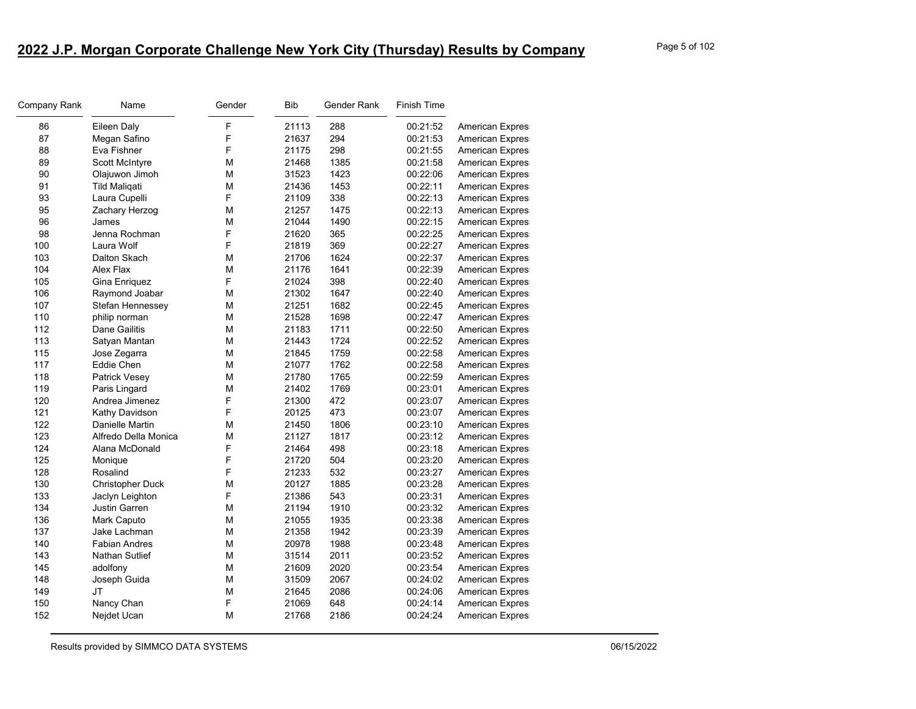# 2022 J.P. Morgan Corporate Challenge New York City (Thursday) Results by Company

| Company Rank | Name | Gender | Bib | Gender Rank | Finish Time | |
|---|---|---|---|---|---|---|
| 86 | Eileen Daly | F | 21113 | 288 | 00:21:52 | American Expres |
| 87 | Megan Safino | F | 21637 | 294 | 00:21:53 | American Expres |
| 88 | Eva Fishner | F | 21175 | 298 | 00:21:55 | American Expres |
| 89 | Scott McIntyre | M | 21468 | 1385 | 00:21:58 | American Expres |
| 90 | Olajuwon Jimoh | M | 31523 | 1423 | 00:22:06 | American Expres |
| 91 | Tild Maliqati | M | 21436 | 1453 | 00:22:11 | American Expres |
| 93 | Laura Cupelli | F | 21109 | 338 | 00:22:13 | American Expres |
| 95 | Zachary Herzog | M | 21257 | 1475 | 00:22:13 | American Expres |
| 96 | James | M | 21044 | 1490 | 00:22:15 | American Expres |
| 98 | Jenna Rochman | F | 21620 | 365 | 00:22:25 | American Expres |
| 100 | Laura Wolf | F | 21819 | 369 | 00:22:27 | American Expres |
| 103 | Dalton Skach | M | 21706 | 1624 | 00:22:37 | American Expres |
| 104 | Alex Flax | M | 21176 | 1641 | 00:22:39 | American Expres |
| 105 | Gina Enriquez | F | 21024 | 398 | 00:22:40 | American Expres |
| 106 | Raymond Joabar | M | 21302 | 1647 | 00:22:40 | American Expres |
| 107 | Stefan Hennessey | M | 21251 | 1682 | 00:22:45 | American Expres |
| 110 | philip norman | M | 21528 | 1698 | 00:22:47 | American Expres |
| 112 | Dane Gailitis | M | 21183 | 1711 | 00:22:50 | American Expres |
| 113 | Satyan Mantan | M | 21443 | 1724 | 00:22:52 | American Expres |
| 115 | Jose Zegarra | M | 21845 | 1759 | 00:22:58 | American Expres |
| 117 | Eddie Chen | M | 21077 | 1762 | 00:22:58 | American Expres |
| 118 | Patrick Vesey | M | 21780 | 1765 | 00:22:59 | American Expres |
| 119 | Paris Lingard | M | 21402 | 1769 | 00:23:01 | American Expres |
| 120 | Andrea Jimenez | F | 21300 | 472 | 00:23:07 | American Expres |
| 121 | Kathy Davidson | F | 20125 | 473 | 00:23:07 | American Expres |
| 122 | Danielle Martin | M | 21450 | 1806 | 00:23:10 | American Expres |
| 123 | Alfredo Della Monica | M | 21127 | 1817 | 00:23:12 | American Expres |
| 124 | Alana McDonald | F | 21464 | 498 | 00:23:18 | American Expres |
| 125 | Monique | F | 21720 | 504 | 00:23:20 | American Expres |
| 128 | Rosalind | F | 21233 | 532 | 00:23:27 | American Expres |
| 130 | Christopher Duck | M | 20127 | 1885 | 00:23:28 | American Expres |
| 133 | Jaclyn Leighton | F | 21386 | 543 | 00:23:31 | American Expres |
| 134 | Justin Garren | M | 21194 | 1910 | 00:23:32 | American Expres |
| 136 | Mark Caputo | M | 21055 | 1935 | 00:23:38 | American Expres |
| 137 | Jake Lachman | M | 21358 | 1942 | 00:23:39 | American Expres |
| 140 | Fabian Andres | M | 20978 | 1988 | 00:23:48 | American Expres |
| 143 | Nathan Sutlief | M | 31514 | 2011 | 00:23:52 | American Expres |
| 145 | adolfony | M | 21609 | 2020 | 00:23:54 | American Expres |
| 148 | Joseph Guida | M | 31509 | 2067 | 00:24:02 | American Expres |
| 149 | JT | M | 21645 | 2086 | 00:24:06 | American Expres |
| 150 | Nancy Chan | F | 21069 | 648 | 00:24:14 | American Expres |
| 152 | Nejdet Ucan | M | 21768 | 2186 | 00:24:24 | American Expres |

Results provided by SIMMCO DATA SYSTEMS 06/15/2022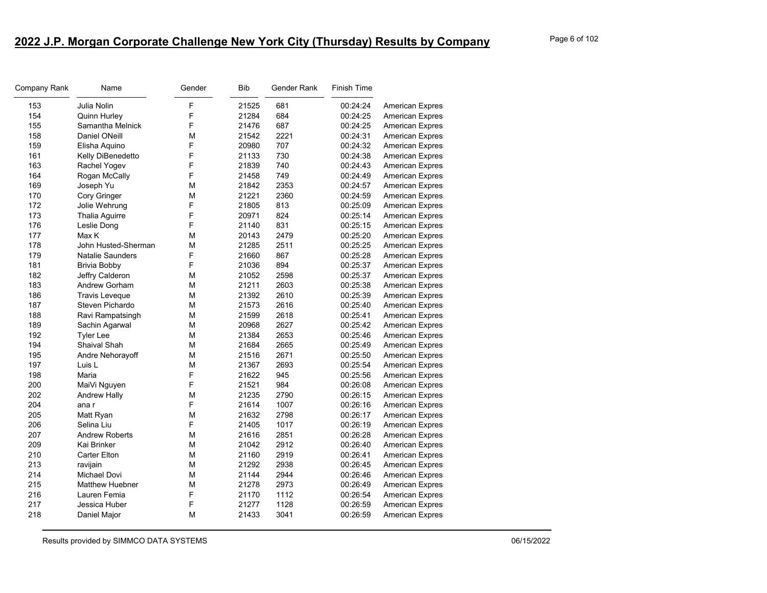# 2022 J.P. Morgan Corporate Challenge New York City (Thursday) Results by Company

| Company Rank | Name | Gender | Bib | Gender Rank | Finish Time | |
|---|---|---|---|---|---|---|
| 153 | Julia Nolin | F | 21525 | 681 | 00:24:24 | American Expres |
| 154 | Quinn Hurley | F | 21284 | 684 | 00:24:25 | American Expres |
| 155 | Samantha Melnick | F | 21476 | 687 | 00:24:25 | American Expres |
| 158 | Daniel ONeill | M | 21542 | 2221 | 00:24:31 | American Expres |
| 159 | Elisha Aquino | F | 20980 | 707 | 00:24:32 | American Expres |
| 161 | Kelly DiBenedetto | F | 21133 | 730 | 00:24:38 | American Expres |
| 163 | Rachel Yogev | F | 21839 | 740 | 00:24:43 | American Expres |
| 164 | Rogan McCally | F | 21458 | 749 | 00:24:49 | American Expres |
| 169 | Joseph Yu | M | 21842 | 2353 | 00:24:57 | American Expres |
| 170 | Cory Gringer | M | 21221 | 2360 | 00:24:59 | American Expres |
| 172 | Jolie Wehrung | F | 21805 | 813 | 00:25:09 | American Expres |
| 173 | Thalia Aguirre | F | 20971 | 824 | 00:25:14 | American Expres |
| 176 | Leslie Dong | F | 21140 | 831 | 00:25:15 | American Expres |
| 177 | Max K | M | 20143 | 2479 | 00:25:20 | American Expres |
| 178 | John Husted-Sherman | M | 21285 | 2511 | 00:25:25 | American Expres |
| 179 | Natalie Saunders | F | 21660 | 867 | 00:25:28 | American Expres |
| 181 | Brivia Bobby | F | 21036 | 894 | 00:25:37 | American Expres |
| 182 | Jeffry Calderon | M | 21052 | 2598 | 00:25:37 | American Expres |
| 183 | Andrew Gorham | M | 21211 | 2603 | 00:25:38 | American Expres |
| 186 | Travis Leveque | M | 21392 | 2610 | 00:25:39 | American Expres |
| 187 | Steven Pichardo | M | 21573 | 2616 | 00:25:40 | American Expres |
| 188 | Ravi Rampatsingh | M | 21599 | 2618 | 00:25:41 | American Expres |
| 189 | Sachin Agarwal | M | 20968 | 2627 | 00:25:42 | American Expres |
| 192 | Tyler Lee | M | 21384 | 2653 | 00:25:46 | American Expres |
| 194 | Shaival Shah | M | 21684 | 2665 | 00:25:49 | American Expres |
| 195 | Andre Nehorayoff | M | 21516 | 2671 | 00:25:50 | American Expres |
| 197 | Luis L | M | 21367 | 2693 | 00:25:54 | American Expres |
| 198 | Maria | F | 21622 | 945 | 00:25:56 | American Expres |
| 200 | MaiVi Nguyen | F | 21521 | 984 | 00:26:08 | American Expres |
| 202 | Andrew Hally | M | 21235 | 2790 | 00:26:15 | American Expres |
| 204 | ana r | F | 21614 | 1007 | 00:26:16 | American Expres |
| 205 | Matt Ryan | M | 21632 | 2798 | 00:26:17 | American Expres |
| 206 | Selina Liu | F | 21405 | 1017 | 00:26:19 | American Expres |
| 207 | Andrew Roberts | M | 21616 | 2851 | 00:26:28 | American Expres |
| 209 | Kai Brinker | M | 21042 | 2912 | 00:26:40 | American Expres |
| 210 | Carter Elton | M | 21160 | 2919 | 00:26:41 | American Expres |
| 213 | ravijain | M | 21292 | 2938 | 00:26:45 | American Expres |
| 214 | Michael Dovi | M | 21144 | 2944 | 00:26:46 | American Expres |
| 215 | Matthew Huebner | M | 21278 | 2973 | 00:26:49 | American Expres |
| 216 | Lauren Femia | F | 21170 | 1112 | 00:26:54 | American Expres |
| 217 | Jessica Huber | F | 21277 | 1128 | 00:26:59 | American Expres |
| 218 | Daniel Major | M | 21433 | 3041 | 00:26:59 | American Expres |

Results provided by SIMMCO DATA SYSTEMS 06/15/2022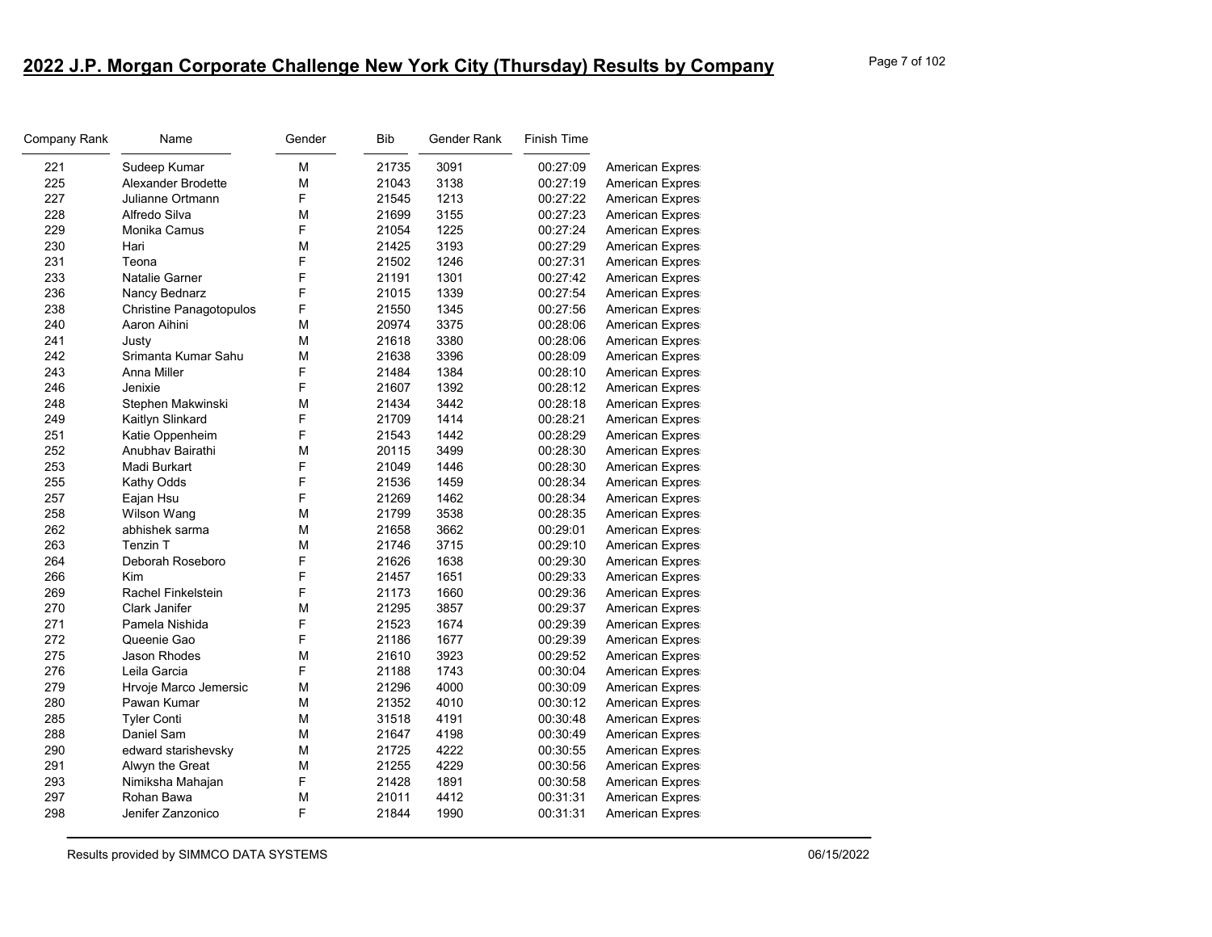## 2022 J.P. Morgan Corporate Challenge New York City (Thursday) Results by Company

| Company Rank | Name | Gender | Bib | Gender Rank | Finish Time | |
|---|---|---|---|---|---|---|
| 221 | Sudeep Kumar | M | 21735 | 3091 | 00:27:09 | American Expres |
| 225 | Alexander Brodette | M | 21043 | 3138 | 00:27:19 | American Expres |
| 227 | Julianne Ortmann | F | 21545 | 1213 | 00:27:22 | American Expres |
| 228 | Alfredo Silva | M | 21699 | 3155 | 00:27:23 | American Expres |
| 229 | Monika Camus | F | 21054 | 1225 | 00:27:24 | American Expres |
| 230 | Hari | M | 21425 | 3193 | 00:27:29 | American Expres |
| 231 | Teona | F | 21502 | 1246 | 00:27:31 | American Expres |
| 233 | Natalie Garner | F | 21191 | 1301 | 00:27:42 | American Expres |
| 236 | Nancy Bednarz | F | 21015 | 1339 | 00:27:54 | American Expres |
| 238 | Christine Panagotopulos | F | 21550 | 1345 | 00:27:56 | American Expres |
| 240 | Aaron Aihini | M | 20974 | 3375 | 00:28:06 | American Expres |
| 241 | Justy | M | 21618 | 3380 | 00:28:06 | American Expres |
| 242 | Srimanta Kumar Sahu | M | 21638 | 3396 | 00:28:09 | American Expres |
| 243 | Anna Miller | F | 21484 | 1384 | 00:28:10 | American Expres |
| 246 | Jenixie | F | 21607 | 1392 | 00:28:12 | American Expres |
| 248 | Stephen Makwinski | M | 21434 | 3442 | 00:28:18 | American Expres |
| 249 | Kaitlyn Slinkard | F | 21709 | 1414 | 00:28:21 | American Expres |
| 251 | Katie Oppenheim | F | 21543 | 1442 | 00:28:29 | American Expres |
| 252 | Anubhav Bairathi | M | 20115 | 3499 | 00:28:30 | American Expres |
| 253 | Madi Burkart | F | 21049 | 1446 | 00:28:30 | American Expres |
| 255 | Kathy Odds | F | 21536 | 1459 | 00:28:34 | American Expres |
| 257 | Eajan Hsu | F | 21269 | 1462 | 00:28:34 | American Expres |
| 258 | Wilson Wang | M | 21799 | 3538 | 00:28:35 | American Expres |
| 262 | abhishek sarma | M | 21658 | 3662 | 00:29:01 | American Expres |
| 263 | Tenzin T | M | 21746 | 3715 | 00:29:10 | American Expres |
| 264 | Deborah Roseboro | F | 21626 | 1638 | 00:29:30 | American Expres |
| 266 | Kim | F | 21457 | 1651 | 00:29:33 | American Expres |
| 269 | Rachel Finkelstein | F | 21173 | 1660 | 00:29:36 | American Expres |
| 270 | Clark Janifer | M | 21295 | 3857 | 00:29:37 | American Expres |
| 271 | Pamela Nishida | F | 21523 | 1674 | 00:29:39 | American Expres |
| 272 | Queenie Gao | F | 21186 | 1677 | 00:29:39 | American Expres |
| 275 | Jason Rhodes | M | 21610 | 3923 | 00:29:52 | American Expres |
| 276 | Leila Garcia | F | 21188 | 1743 | 00:30:04 | American Expres |
| 279 | Hrvoje Marco Jemersic | M | 21296 | 4000 | 00:30:09 | American Expres |
| 280 | Pawan Kumar | M | 21352 | 4010 | 00:30:12 | American Expres |
| 285 | Tyler Conti | M | 31518 | 4191 | 00:30:48 | American Expres |
| 288 | Daniel Sam | M | 21647 | 4198 | 00:30:49 | American Expres |
| 290 | edward starishevsky | M | 21725 | 4222 | 00:30:55 | American Expres |
| 291 | Alwyn the Great | M | 21255 | 4229 | 00:30:56 | American Expres |
| 293 | Nimiksha Mahajan | F | 21428 | 1891 | 00:30:58 | American Expres |
| 297 | Rohan Bawa | M | 21011 | 4412 | 00:31:31 | American Expres |
| 298 | Jenifer Zanzonico | F | 21844 | 1990 | 00:31:31 | American Expres |

Results provided by SIMMCO DATA SYSTEMS 06/15/2022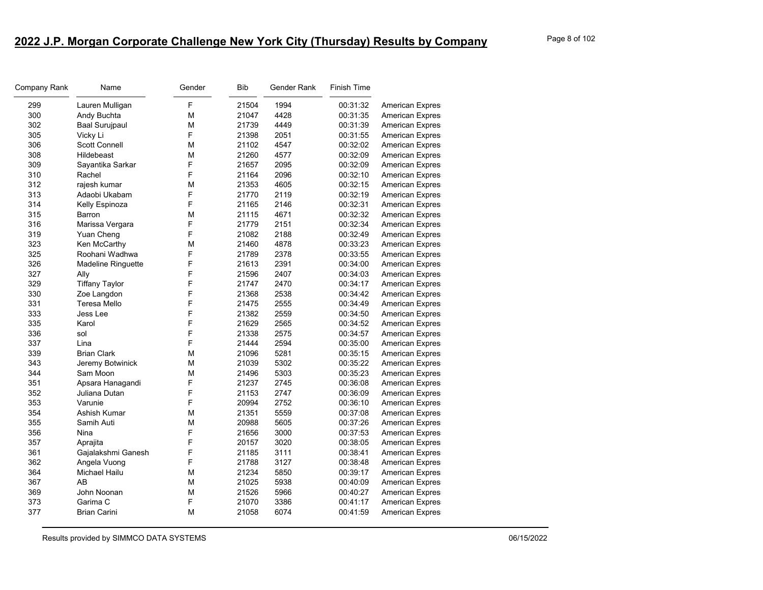# 2022 J.P. Morgan Corporate Challenge New York City (Thursday) Results by Company

| Company Rank | Name | Gender | Bib | Gender Rank | Finish Time | |
|---|---|---|---|---|---|---|
| 299 | Lauren Mulligan | F | 21504 | 1994 | 00:31:32 | American Expres |
| 300 | Andy Buchta | M | 21047 | 4428 | 00:31:35 | American Expres |
| 302 | Baal Surujpaul | M | 21739 | 4449 | 00:31:39 | American Expres |
| 305 | Vicky Li | F | 21398 | 2051 | 00:31:55 | American Expres |
| 306 | Scott Connell | M | 21102 | 4547 | 00:32:02 | American Expres |
| 308 | Hildebeast | M | 21260 | 4577 | 00:32:09 | American Expres |
| 309 | Sayantika Sarkar | F | 21657 | 2095 | 00:32:09 | American Expres |
| 310 | Rachel | F | 21164 | 2096 | 00:32:10 | American Expres |
| 312 | rajesh kumar | M | 21353 | 4605 | 00:32:15 | American Expres |
| 313 | Adaobi Ukabam | F | 21770 | 2119 | 00:32:19 | American Expres |
| 314 | Kelly Espinoza | F | 21165 | 2146 | 00:32:31 | American Expres |
| 315 | Barron | M | 21115 | 4671 | 00:32:32 | American Expres |
| 316 | Marissa Vergara | F | 21779 | 2151 | 00:32:34 | American Expres |
| 319 | Yuan Cheng | F | 21082 | 2188 | 00:32:49 | American Expres |
| 323 | Ken McCarthy | M | 21460 | 4878 | 00:33:23 | American Expres |
| 325 | Roohani Wadhwa | F | 21789 | 2378 | 00:33:55 | American Expres |
| 326 | Madeline Ringuette | F | 21613 | 2391 | 00:34:00 | American Expres |
| 327 | Ally | F | 21596 | 2407 | 00:34:03 | American Expres |
| 329 | Tiffany Taylor | F | 21747 | 2470 | 00:34:17 | American Expres |
| 330 | Zoe Langdon | F | 21368 | 2538 | 00:34:42 | American Expres |
| 331 | Teresa Mello | F | 21475 | 2555 | 00:34:49 | American Expres |
| 333 | Jess Lee | F | 21382 | 2559 | 00:34:50 | American Expres |
| 335 | Karol | F | 21629 | 2565 | 00:34:52 | American Expres |
| 336 | sol | F | 21338 | 2575 | 00:34:57 | American Expres |
| 337 | Lina | F | 21444 | 2594 | 00:35:00 | American Expres |
| 339 | Brian Clark | M | 21096 | 5281 | 00:35:15 | American Expres |
| 343 | Jeremy Botwinick | M | 21039 | 5302 | 00:35:22 | American Expres |
| 344 | Sam Moon | M | 21496 | 5303 | 00:35:23 | American Expres |
| 351 | Apsara Hanagandi | F | 21237 | 2745 | 00:36:08 | American Expres |
| 352 | Juliana Dutan | F | 21153 | 2747 | 00:36:09 | American Expres |
| 353 | Varunie | F | 20994 | 2752 | 00:36:10 | American Expres |
| 354 | Ashish Kumar | M | 21351 | 5559 | 00:37:08 | American Expres |
| 355 | Samih Auti | M | 20988 | 5605 | 00:37:26 | American Expres |
| 356 | Nina | F | 21656 | 3000 | 00:37:53 | American Expres |
| 357 | Aprajita | F | 20157 | 3020 | 00:38:05 | American Expres |
| 361 | Gajalakshmi Ganesh | F | 21185 | 3111 | 00:38:41 | American Expres |
| 362 | Angela Vuong | F | 21788 | 3127 | 00:38:48 | American Expres |
| 364 | Michael Hailu | M | 21234 | 5850 | 00:39:17 | American Expres |
| 367 | AB | M | 21025 | 5938 | 00:40:09 | American Expres |
| 369 | John Noonan | M | 21526 | 5966 | 00:40:27 | American Expres |
| 373 | Garima C | F | 21070 | 3386 | 00:41:17 | American Expres |
| 377 | Brian Carini | M | 21058 | 6074 | 00:41:59 | American Expres |

Results provided by SIMMCO DATA SYSTEMS 06/15/2022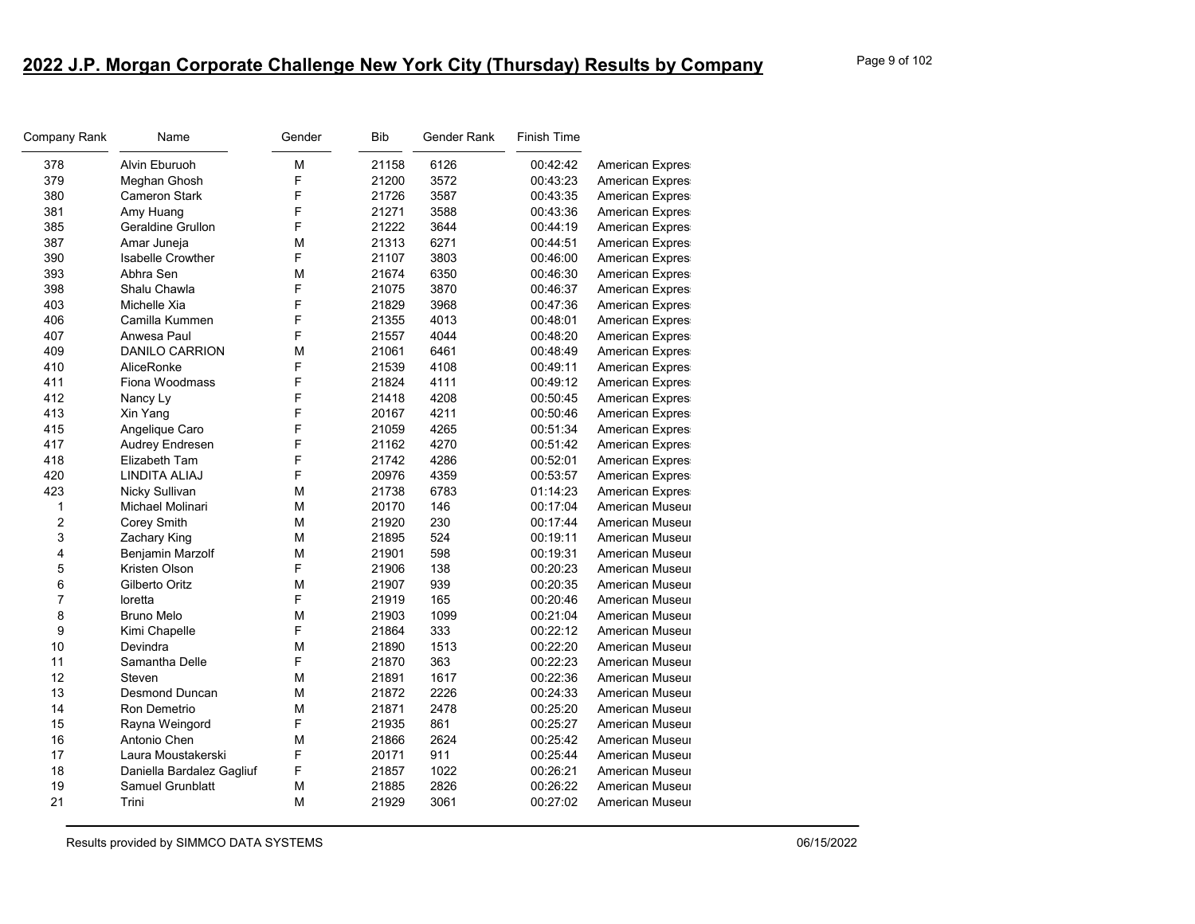## 2022 J.P. Morgan Corporate Challenge New York City (Thursday) Results by Company

| Company Rank | Name | Gender | Bib | Gender Rank | Finish Time | |
|---|---|---|---|---|---|---|
| 378 | Alvin Eburuoh | M | 21158 | 6126 | 00:42:42 | American Expres |
| 379 | Meghan Ghosh | F | 21200 | 3572 | 00:43:23 | American Expres |
| 380 | Cameron Stark | F | 21726 | 3587 | 00:43:35 | American Expres |
| 381 | Amy Huang | F | 21271 | 3588 | 00:43:36 | American Expres |
| 385 | Geraldine Grullon | F | 21222 | 3644 | 00:44:19 | American Expres |
| 387 | Amar Juneja | M | 21313 | 6271 | 00:44:51 | American Expres |
| 390 | Isabelle Crowther | F | 21107 | 3803 | 00:46:00 | American Expres |
| 393 | Abhra Sen | M | 21674 | 6350 | 00:46:30 | American Expres |
| 398 | Shalu Chawla | F | 21075 | 3870 | 00:46:37 | American Expres |
| 403 | Michelle Xia | F | 21829 | 3968 | 00:47:36 | American Expres |
| 406 | Camilla Kummen | F | 21355 | 4013 | 00:48:01 | American Expres |
| 407 | Anwesa Paul | F | 21557 | 4044 | 00:48:20 | American Expres |
| 409 | DANILO CARRION | M | 21061 | 6461 | 00:48:49 | American Expres |
| 410 | AliceRonke | F | 21539 | 4108 | 00:49:11 | American Expres |
| 411 | Fiona Woodmass | F | 21824 | 4111 | 00:49:12 | American Expres |
| 412 | Nancy Ly | F | 21418 | 4208 | 00:50:45 | American Expres |
| 413 | Xin Yang | F | 20167 | 4211 | 00:50:46 | American Expres |
| 415 | Angelique Caro | F | 21059 | 4265 | 00:51:34 | American Expres |
| 417 | Audrey Endresen | F | 21162 | 4270 | 00:51:42 | American Expres |
| 418 | Elizabeth Tam | F | 21742 | 4286 | 00:52:01 | American Expres |
| 420 | LINDITA ALIAJ | F | 20976 | 4359 | 00:53:57 | American Expres |
| 423 | Nicky Sullivan | M | 21738 | 6783 | 01:14:23 | American Expres |
| 1 | Michael Molinari | M | 20170 | 146 | 00:17:04 | American Museu |
| 2 | Corey Smith | M | 21920 | 230 | 00:17:44 | American Museu |
| 3 | Zachary King | M | 21895 | 524 | 00:19:11 | American Museu |
| 4 | Benjamin Marzolf | M | 21901 | 598 | 00:19:31 | American Museu |
| 5 | Kristen Olson | F | 21906 | 138 | 00:20:23 | American Museu |
| 6 | Gilberto Oritz | M | 21907 | 939 | 00:20:35 | American Museu |
| 7 | loretta | F | 21919 | 165 | 00:20:46 | American Museu |
| 8 | Bruno Melo | M | 21903 | 1099 | 00:21:04 | American Museu |
| 9 | Kimi Chapelle | F | 21864 | 333 | 00:22:12 | American Museu |
| 10 | Devindra | M | 21890 | 1513 | 00:22:20 | American Museu |
| 11 | Samantha Delle | F | 21870 | 363 | 00:22:23 | American Museu |
| 12 | Steven | M | 21891 | 1617 | 00:22:36 | American Museu |
| 13 | Desmond Duncan | M | 21872 | 2226 | 00:24:33 | American Museu |
| 14 | Ron Demetrio | M | 21871 | 2478 | 00:25:20 | American Museu |
| 15 | Rayna Weingord | F | 21935 | 861 | 00:25:27 | American Museu |
| 16 | Antonio Chen | M | 21866 | 2624 | 00:25:42 | American Museu |
| 17 | Laura Moustakerski | F | 20171 | 911 | 00:25:44 | American Museu |
| 18 | Daniella Bardalez Gagliuf | F | 21857 | 1022 | 00:26:21 | American Museu |
| 19 | Samuel Grunblatt | M | 21885 | 2826 | 00:26:22 | American Museu |
| 21 | Trini | M | 21929 | 3061 | 00:27:02 | American Museu |

Results provided by SIMMCO DATA SYSTEMS 06/15/2022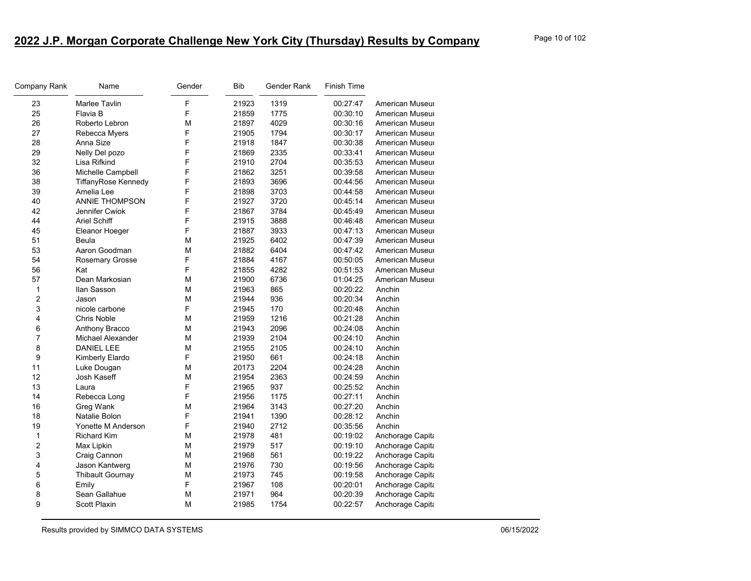# 2022 J.P. Morgan Corporate Challenge New York City (Thursday) Results by Company

| Company Rank | Name | Gender | Bib | Gender Rank | Finish Time | |
|---|---|---|---|---|---|---|
| 23 | Marlee Tavlin | F | 21923 | 1319 | 00:27:47 | American Museu |
| 25 | Flavia B | F | 21859 | 1775 | 00:30:10 | American Museu |
| 26 | Roberto Lebron | M | 21897 | 4029 | 00:30:16 | American Museu |
| 27 | Rebecca Myers | F | 21905 | 1794 | 00:30:17 | American Museu |
| 28 | Anna Size | F | 21918 | 1847 | 00:30:38 | American Museu |
| 29 | Nelly Del pozo | F | 21869 | 2335 | 00:33:41 | American Museu |
| 32 | Lisa Rifkind | F | 21910 | 2704 | 00:35:53 | American Museu |
| 36 | Michelle Campbell | F | 21862 | 3251 | 00:39:58 | American Museu |
| 38 | TiffanyRose Kennedy | F | 21893 | 3696 | 00:44:56 | American Museu |
| 39 | Amelia Lee | F | 21898 | 3703 | 00:44:58 | American Museu |
| 40 | ANNIE THOMPSON | F | 21927 | 3720 | 00:45:14 | American Museu |
| 42 | Jennifer Cwiok | F | 21867 | 3784 | 00:45:49 | American Museu |
| 44 | Ariel Schiff | F | 21915 | 3888 | 00:46:48 | American Museu |
| 45 | Eleanor Hoeger | F | 21887 | 3933 | 00:47:13 | American Museu |
| 51 | Beula | M | 21925 | 6402 | 00:47:39 | American Museu |
| 53 | Aaron Goodman | M | 21882 | 6404 | 00:47:42 | American Museu |
| 54 | Rosemary Grosse | F | 21884 | 4167 | 00:50:05 | American Museu |
| 56 | Kat | F | 21855 | 4282 | 00:51:53 | American Museu |
| 57 | Dean Markosian | M | 21900 | 6736 | 01:04:25 | American Museu |
| 1 | Ilan Sasson | M | 21963 | 865 | 00:20:22 | Anchin |
| 2 | Jason | M | 21944 | 936 | 00:20:34 | Anchin |
| 3 | nicole carbone | F | 21945 | 170 | 00:20:48 | Anchin |
| 4 | Chris Noble | M | 21959 | 1216 | 00:21:28 | Anchin |
| 6 | Anthony Bracco | M | 21943 | 2096 | 00:24:08 | Anchin |
| 7 | Michael Alexander | M | 21939 | 2104 | 00:24:10 | Anchin |
| 8 | DANIEL LEE | M | 21955 | 2105 | 00:24:10 | Anchin |
| 9 | Kimberly Elardo | F | 21950 | 661 | 00:24:18 | Anchin |
| 11 | Luke Dougan | M | 20173 | 2204 | 00:24:28 | Anchin |
| 12 | Josh Kaseff | M | 21954 | 2363 | 00:24:59 | Anchin |
| 13 | Laura | F | 21965 | 937 | 00:25:52 | Anchin |
| 14 | Rebecca Long | F | 21956 | 1175 | 00:27:11 | Anchin |
| 16 | Greg Wank | M | 21964 | 3143 | 00:27:20 | Anchin |
| 18 | Natalie Bolon | F | 21941 | 1390 | 00:28:12 | Anchin |
| 19 | Yonette M Anderson | F | 21940 | 2712 | 00:35:56 | Anchin |
| 1 | Richard Kim | M | 21978 | 481 | 00:19:02 | Anchorage Capita |
| 2 | Max Lipkin | M | 21979 | 517 | 00:19:10 | Anchorage Capita |
| 3 | Craig Cannon | M | 21968 | 561 | 00:19:22 | Anchorage Capita |
| 4 | Jason Kantwerg | M | 21976 | 730 | 00:19:56 | Anchorage Capita |
| 5 | Thibault Gournay | M | 21973 | 745 | 00:19:58 | Anchorage Capita |
| 6 | Emily | F | 21967 | 108 | 00:20:01 | Anchorage Capita |
| 8 | Sean Gallahue | M | 21971 | 964 | 00:20:39 | Anchorage Capita |
| 9 | Scott Plaxin | M | 21985 | 1754 | 00:22:57 | Anchorage Capita |

Results provided by SIMMCO DATA SYSTEMS 06/15/2022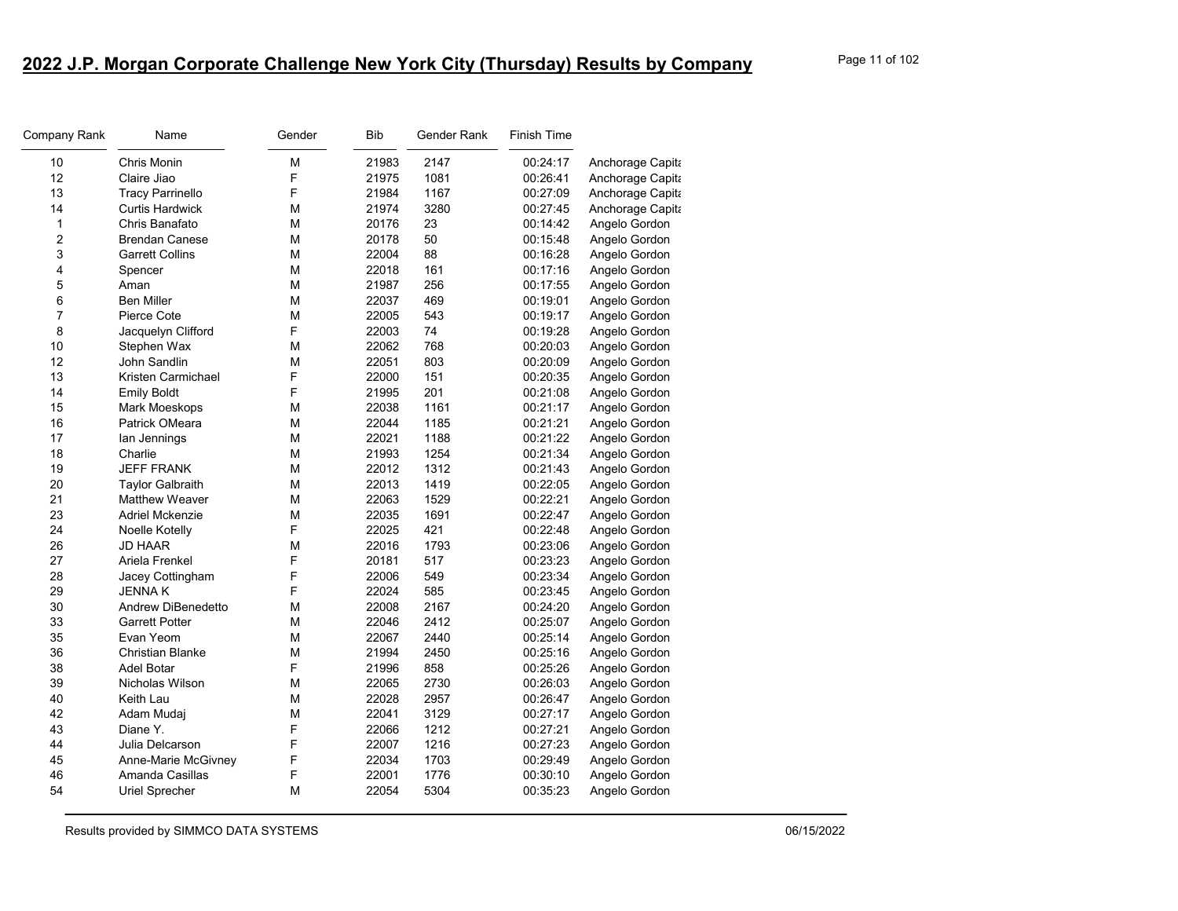# 2022 J.P. Morgan Corporate Challenge New York City (Thursday) Results by Company

| Company Rank | Name | Gender | Bib | Gender Rank | Finish Time | |
|---|---|---|---|---|---|---|
| 10 | Chris Monin | M | 21983 | 2147 | 00:24:17 | Anchorage Capita |
| 12 | Claire Jiao | F | 21975 | 1081 | 00:26:41 | Anchorage Capita |
| 13 | Tracy Parrinello | F | 21984 | 1167 | 00:27:09 | Anchorage Capita |
| 14 | Curtis Hardwick | M | 21974 | 3280 | 00:27:45 | Anchorage Capita |
| 1 | Chris Banafato | M | 20176 | 23 | 00:14:42 | Angelo Gordon |
| 2 | Brendan Canese | M | 20178 | 50 | 00:15:48 | Angelo Gordon |
| 3 | Garrett Collins | M | 22004 | 88 | 00:16:28 | Angelo Gordon |
| 4 | Spencer | M | 22018 | 161 | 00:17:16 | Angelo Gordon |
| 5 | Aman | M | 21987 | 256 | 00:17:55 | Angelo Gordon |
| 6 | Ben Miller | M | 22037 | 469 | 00:19:01 | Angelo Gordon |
| 7 | Pierce Cote | M | 22005 | 543 | 00:19:17 | Angelo Gordon |
| 8 | Jacquelyn Clifford | F | 22003 | 74 | 00:19:28 | Angelo Gordon |
| 10 | Stephen Wax | M | 22062 | 768 | 00:20:03 | Angelo Gordon |
| 12 | John Sandlin | M | 22051 | 803 | 00:20:09 | Angelo Gordon |
| 13 | Kristen Carmichael | F | 22000 | 151 | 00:20:35 | Angelo Gordon |
| 14 | Emily Boldt | F | 21995 | 201 | 00:21:08 | Angelo Gordon |
| 15 | Mark Moeskops | M | 22038 | 1161 | 00:21:17 | Angelo Gordon |
| 16 | Patrick OMeara | M | 22044 | 1185 | 00:21:21 | Angelo Gordon |
| 17 | Ian Jennings | M | 22021 | 1188 | 00:21:22 | Angelo Gordon |
| 18 | Charlie | M | 21993 | 1254 | 00:21:34 | Angelo Gordon |
| 19 | JEFF FRANK | M | 22012 | 1312 | 00:21:43 | Angelo Gordon |
| 20 | Taylor Galbraith | M | 22013 | 1419 | 00:22:05 | Angelo Gordon |
| 21 | Matthew Weaver | M | 22063 | 1529 | 00:22:21 | Angelo Gordon |
| 23 | Adriel Mckenzie | M | 22035 | 1691 | 00:22:47 | Angelo Gordon |
| 24 | Noelle Kotelly | F | 22025 | 421 | 00:22:48 | Angelo Gordon |
| 26 | JD HAAR | M | 22016 | 1793 | 00:23:06 | Angelo Gordon |
| 27 | Ariela Frenkel | F | 20181 | 517 | 00:23:23 | Angelo Gordon |
| 28 | Jacey Cottingham | F | 22006 | 549 | 00:23:34 | Angelo Gordon |
| 29 | JENNA K | F | 22024 | 585 | 00:23:45 | Angelo Gordon |
| 30 | Andrew DiBenedetto | M | 22008 | 2167 | 00:24:20 | Angelo Gordon |
| 33 | Garrett Potter | M | 22046 | 2412 | 00:25:07 | Angelo Gordon |
| 35 | Evan Yeom | M | 22067 | 2440 | 00:25:14 | Angelo Gordon |
| 36 | Christian Blanke | M | 21994 | 2450 | 00:25:16 | Angelo Gordon |
| 38 | Adel Botar | F | 21996 | 858 | 00:25:26 | Angelo Gordon |
| 39 | Nicholas Wilson | M | 22065 | 2730 | 00:26:03 | Angelo Gordon |
| 40 | Keith Lau | M | 22028 | 2957 | 00:26:47 | Angelo Gordon |
| 42 | Adam Mudaj | M | 22041 | 3129 | 00:27:17 | Angelo Gordon |
| 43 | Diane Y. | F | 22066 | 1212 | 00:27:21 | Angelo Gordon |
| 44 | Julia Delcarson | F | 22007 | 1216 | 00:27:23 | Angelo Gordon |
| 45 | Anne-Marie McGivney | F | 22034 | 1703 | 00:29:49 | Angelo Gordon |
| 46 | Amanda Casillas | F | 22001 | 1776 | 00:30:10 | Angelo Gordon |
| 54 | Uriel Sprecher | M | 22054 | 5304 | 00:35:23 | Angelo Gordon |

Results provided by SIMMCO DATA SYSTEMS 06/15/2022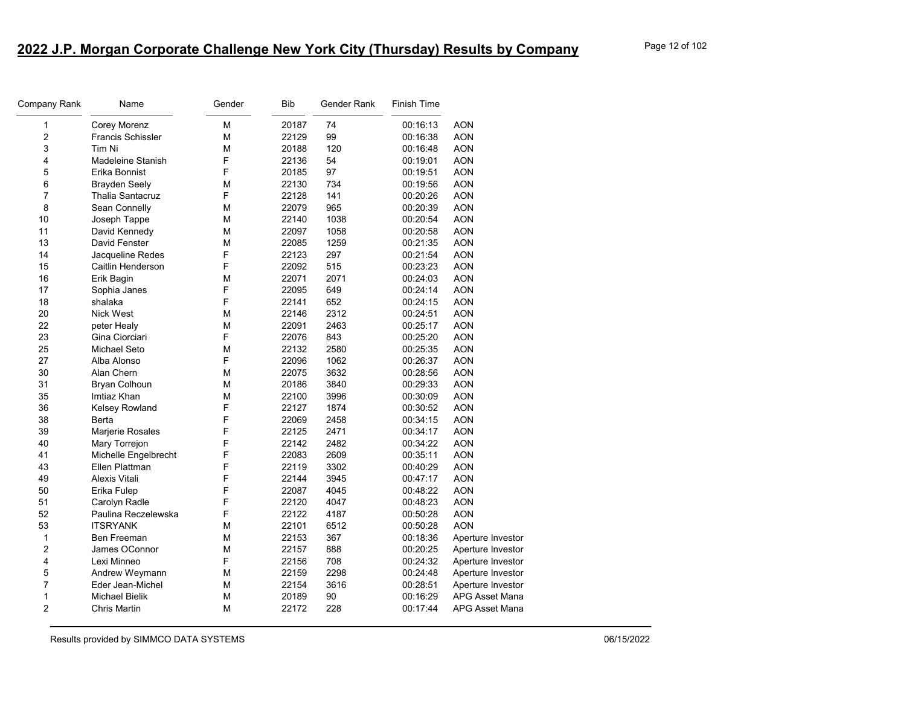## 2022 J.P. Morgan Corporate Challenge New York City (Thursday) Results by Company

| Company Rank | Name | Gender | Bib | Gender Rank | Finish Time | |
|---|---|---|---|---|---|---|
| 1 | Corey Morenz | M | 20187 | 74 | 00:16:13 | AON |
| 2 | Francis Schissler | M | 22129 | 99 | 00:16:38 | AON |
| 3 | Tim Ni | M | 20188 | 120 | 00:16:48 | AON |
| 4 | Madeleine Stanish | F | 22136 | 54 | 00:19:01 | AON |
| 5 | Erika Bonnist | F | 20185 | 97 | 00:19:51 | AON |
| 6 | Brayden Seely | M | 22130 | 734 | 00:19:56 | AON |
| 7 | Thalia Santacruz | F | 22128 | 141 | 00:20:26 | AON |
| 8 | Sean Connelly | M | 22079 | 965 | 00:20:39 | AON |
| 10 | Joseph Tappe | M | 22140 | 1038 | 00:20:54 | AON |
| 11 | David Kennedy | M | 22097 | 1058 | 00:20:58 | AON |
| 13 | David Fenster | M | 22085 | 1259 | 00:21:35 | AON |
| 14 | Jacqueline Redes | F | 22123 | 297 | 00:21:54 | AON |
| 15 | Caitlin Henderson | F | 22092 | 515 | 00:23:23 | AON |
| 16 | Erik Bagin | M | 22071 | 2071 | 00:24:03 | AON |
| 17 | Sophia Janes | F | 22095 | 649 | 00:24:14 | AON |
| 18 | shalaka | F | 22141 | 652 | 00:24:15 | AON |
| 20 | Nick West | M | 22146 | 2312 | 00:24:51 | AON |
| 22 | peter Healy | M | 22091 | 2463 | 00:25:17 | AON |
| 23 | Gina Ciorciari | F | 22076 | 843 | 00:25:20 | AON |
| 25 | Michael Seto | M | 22132 | 2580 | 00:25:35 | AON |
| 27 | Alba Alonso | F | 22096 | 1062 | 00:26:37 | AON |
| 30 | Alan Chern | M | 22075 | 3632 | 00:28:56 | AON |
| 31 | Bryan Colhoun | M | 20186 | 3840 | 00:29:33 | AON |
| 35 | Imtiaz Khan | M | 22100 | 3996 | 00:30:09 | AON |
| 36 | Kelsey Rowland | F | 22127 | 1874 | 00:30:52 | AON |
| 38 | Berta | F | 22069 | 2458 | 00:34:15 | AON |
| 39 | Marjerie Rosales | F | 22125 | 2471 | 00:34:17 | AON |
| 40 | Mary Torrejon | F | 22142 | 2482 | 00:34:22 | AON |
| 41 | Michelle Engelbrecht | F | 22083 | 2609 | 00:35:11 | AON |
| 43 | Ellen Plattman | F | 22119 | 3302 | 00:40:29 | AON |
| 49 | Alexis Vitali | F | 22144 | 3945 | 00:47:17 | AON |
| 50 | Erika Fulep | F | 22087 | 4045 | 00:48:22 | AON |
| 51 | Carolyn Radle | F | 22120 | 4047 | 00:48:23 | AON |
| 52 | Paulina Reczelewska | F | 22122 | 4187 | 00:50:28 | AON |
| 53 | ITSRYANK | M | 22101 | 6512 | 00:50:28 | AON |
| 1 | Ben Freeman | M | 22153 | 367 | 00:18:36 | Aperture Investor |
| 2 | James OConnor | M | 22157 | 888 | 00:20:25 | Aperture Investor |
| 4 | Lexi Minneo | F | 22156 | 708 | 00:24:32 | Aperture Investor |
| 5 | Andrew Weymann | M | 22159 | 2298 | 00:24:48 | Aperture Investor |
| 7 | Eder Jean-Michel | M | 22154 | 3616 | 00:28:51 | Aperture Investor |
| 1 | Michael Bielik | M | 20189 | 90 | 00:16:29 | APG Asset Mana |
| 2 | Chris Martin | M | 22172 | 228 | 00:17:44 | APG Asset Mana |

Results provided by SIMMCO DATA SYSTEMS 06/15/2022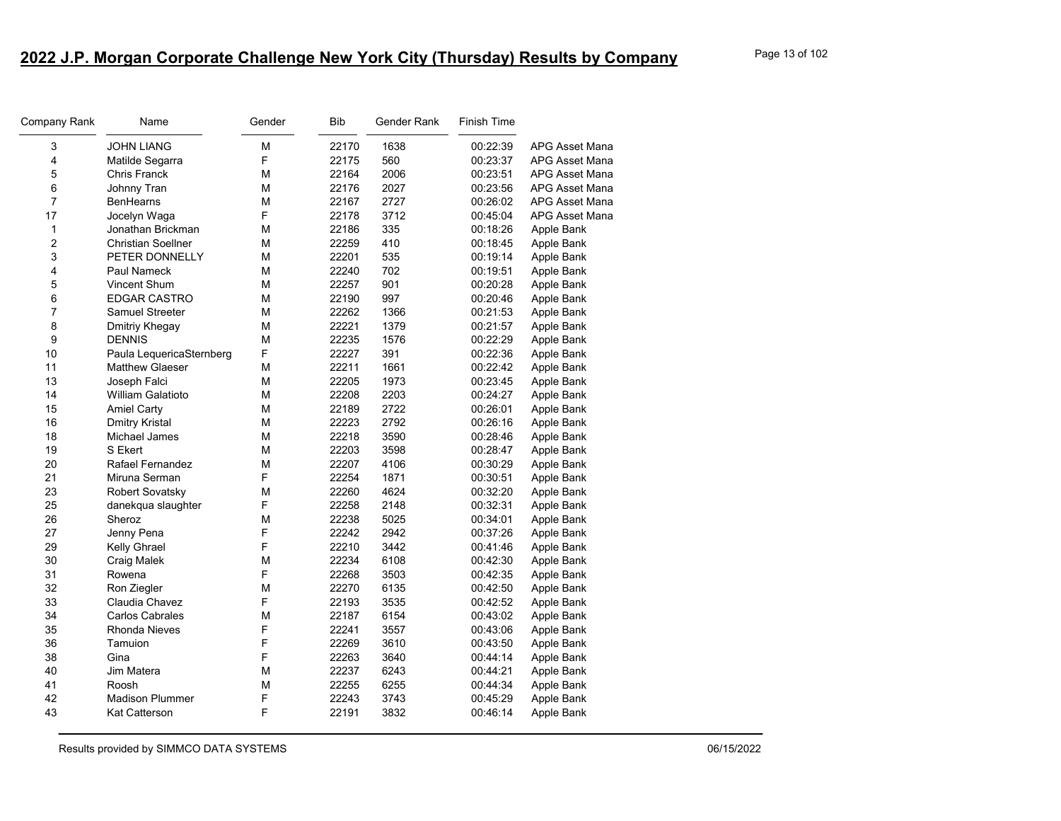## 2022 J.P. Morgan Corporate Challenge New York City (Thursday) Results by Company

| Company Rank | Name | Gender | Bib | Gender Rank | Finish Time | |
|---|---|---|---|---|---|---|
| 3 | JOHN LIANG | M | 22170 | 1638 | 00:22:39 | APG Asset Mana |
| 4 | Matilde Segarra | F | 22175 | 560 | 00:23:37 | APG Asset Mana |
| 5 | Chris Franck | M | 22164 | 2006 | 00:23:51 | APG Asset Mana |
| 6 | Johnny Tran | M | 22176 | 2027 | 00:23:56 | APG Asset Mana |
| 7 | BenHearns | M | 22167 | 2727 | 00:26:02 | APG Asset Mana |
| 17 | Jocelyn Waga | F | 22178 | 3712 | 00:45:04 | APG Asset Mana |
| 1 | Jonathan Brickman | M | 22186 | 335 | 00:18:26 | Apple Bank |
| 2 | Christian Soellner | M | 22259 | 410 | 00:18:45 | Apple Bank |
| 3 | PETER DONNELLY | M | 22201 | 535 | 00:19:14 | Apple Bank |
| 4 | Paul Nameck | M | 22240 | 702 | 00:19:51 | Apple Bank |
| 5 | Vincent Shum | M | 22257 | 901 | 00:20:28 | Apple Bank |
| 6 | EDGAR CASTRO | M | 22190 | 997 | 00:20:46 | Apple Bank |
| 7 | Samuel Streeter | M | 22262 | 1366 | 00:21:53 | Apple Bank |
| 8 | Dmitriy Khegay | M | 22221 | 1379 | 00:21:57 | Apple Bank |
| 9 | DENNIS | M | 22235 | 1576 | 00:22:29 | Apple Bank |
| 10 | Paula LequericaSternberg | F | 22227 | 391 | 00:22:36 | Apple Bank |
| 11 | Matthew Glaeser | M | 22211 | 1661 | 00:22:42 | Apple Bank |
| 13 | Joseph Falci | M | 22205 | 1973 | 00:23:45 | Apple Bank |
| 14 | William Galatioto | M | 22208 | 2203 | 00:24:27 | Apple Bank |
| 15 | Amiel Carty | M | 22189 | 2722 | 00:26:01 | Apple Bank |
| 16 | Dmitry Kristal | M | 22223 | 2792 | 00:26:16 | Apple Bank |
| 18 | Michael James | M | 22218 | 3590 | 00:28:46 | Apple Bank |
| 19 | S Ekert | M | 22203 | 3598 | 00:28:47 | Apple Bank |
| 20 | Rafael Fernandez | M | 22207 | 4106 | 00:30:29 | Apple Bank |
| 21 | Miruna Serman | F | 22254 | 1871 | 00:30:51 | Apple Bank |
| 23 | Robert Sovatsky | M | 22260 | 4624 | 00:32:20 | Apple Bank |
| 25 | danekqua slaughter | F | 22258 | 2148 | 00:32:31 | Apple Bank |
| 26 | Sheroz | M | 22238 | 5025 | 00:34:01 | Apple Bank |
| 27 | Jenny Pena | F | 22242 | 2942 | 00:37:26 | Apple Bank |
| 29 | Kelly Ghrael | F | 22210 | 3442 | 00:41:46 | Apple Bank |
| 30 | Craig Malek | M | 22234 | 6108 | 00:42:30 | Apple Bank |
| 31 | Rowena | F | 22268 | 3503 | 00:42:35 | Apple Bank |
| 32 | Ron Ziegler | M | 22270 | 6135 | 00:42:50 | Apple Bank |
| 33 | Claudia Chavez | F | 22193 | 3535 | 00:42:52 | Apple Bank |
| 34 | Carlos Cabrales | M | 22187 | 6154 | 00:43:02 | Apple Bank |
| 35 | Rhonda Nieves | F | 22241 | 3557 | 00:43:06 | Apple Bank |
| 36 | Tamuion | F | 22269 | 3610 | 00:43:50 | Apple Bank |
| 38 | Gina | F | 22263 | 3640 | 00:44:14 | Apple Bank |
| 40 | Jim Matera | M | 22237 | 6243 | 00:44:21 | Apple Bank |
| 41 | Roosh | M | 22255 | 6255 | 00:44:34 | Apple Bank |
| 42 | Madison Plummer | F | 22243 | 3743 | 00:45:29 | Apple Bank |
| 43 | Kat Catterson | F | 22191 | 3832 | 00:46:14 | Apple Bank |

Results provided by SIMMCO DATA SYSTEMS 06/15/2022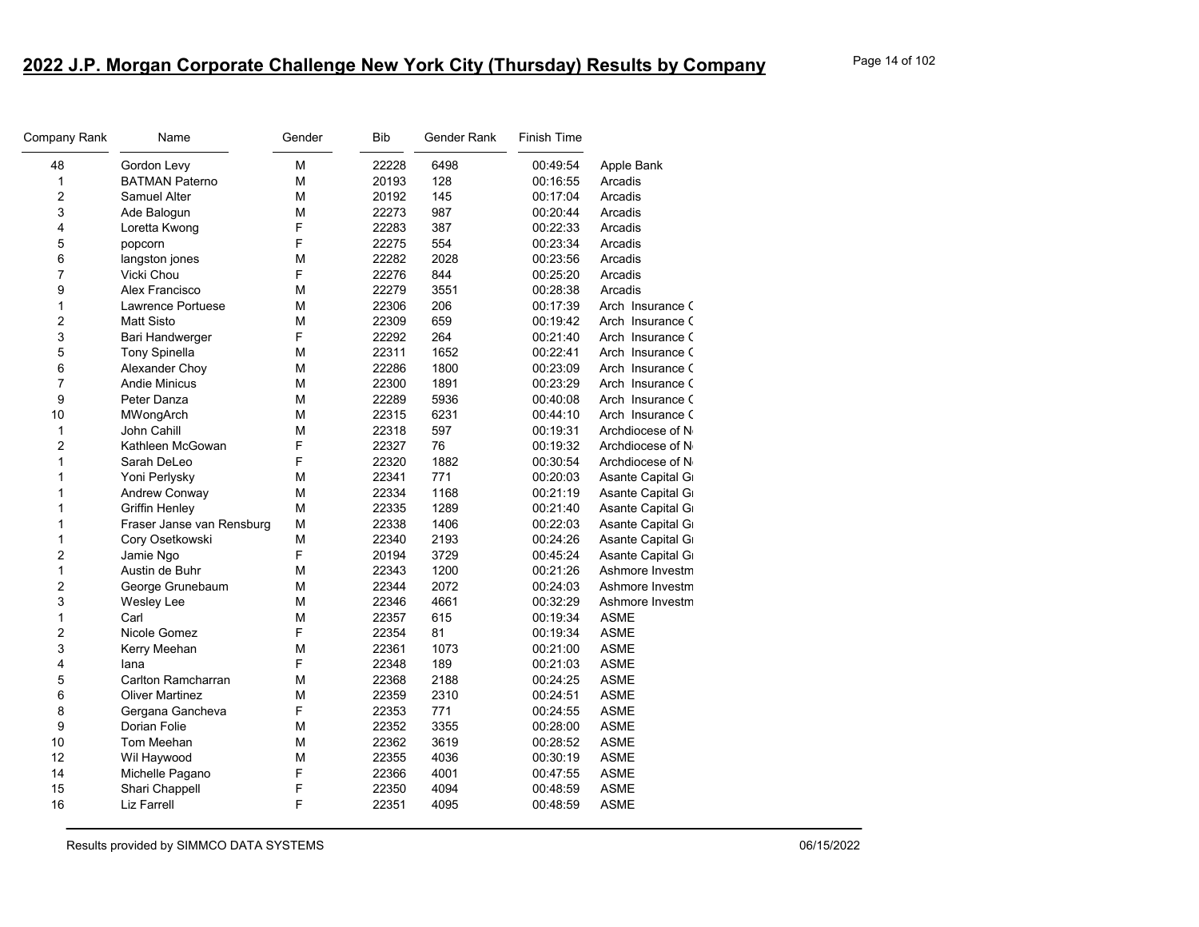## 2022 J.P. Morgan Corporate Challenge New York City (Thursday) Results by Company

| Company Rank | Name | Gender | Bib | Gender Rank | Finish Time | |
|---|---|---|---|---|---|---|
| 48 | Gordon Levy | M | 22228 | 6498 | 00:49:54 | Apple Bank |
| 1 | BATMAN Paterno | M | 20193 | 128 | 00:16:55 | Arcadis |
| 2 | Samuel Alter | M | 20192 | 145 | 00:17:04 | Arcadis |
| 3 | Ade Balogun | M | 22273 | 987 | 00:20:44 | Arcadis |
| 4 | Loretta Kwong | F | 22283 | 387 | 00:22:33 | Arcadis |
| 5 | popcorn | F | 22275 | 554 | 00:23:34 | Arcadis |
| 6 | langston jones | M | 22282 | 2028 | 00:23:56 | Arcadis |
| 7 | Vicki Chou | F | 22276 | 844 | 00:25:20 | Arcadis |
| 9 | Alex Francisco | M | 22279 | 3551 | 00:28:38 | Arcadis |
| 1 | Lawrence Portuese | M | 22306 | 206 | 00:17:39 | Arch Insurance C |
| 2 | Matt Sisto | M | 22309 | 659 | 00:19:42 | Arch Insurance C |
| 3 | Bari Handwerger | F | 22292 | 264 | 00:21:40 | Arch Insurance C |
| 5 | Tony Spinella | M | 22311 | 1652 | 00:22:41 | Arch Insurance C |
| 6 | Alexander Choy | M | 22286 | 1800 | 00:23:09 | Arch Insurance C |
| 7 | Andie Minicus | M | 22300 | 1891 | 00:23:29 | Arch Insurance C |
| 9 | Peter Danza | M | 22289 | 5936 | 00:40:08 | Arch Insurance C |
| 10 | MWongArch | M | 22315 | 6231 | 00:44:10 | Arch Insurance C |
| 1 | John Cahill | M | 22318 | 597 | 00:19:31 | Archdiocese of N |
| 2 | Kathleen McGowan | F | 22327 | 76 | 00:19:32 | Archdiocese of N |
| 1 | Sarah DeLeo | F | 22320 | 1882 | 00:30:54 | Archdiocese of N |
| 1 | Yoni Perlysky | M | 22341 | 771 | 00:20:03 | Asante Capital Gr |
| 1 | Andrew Conway | M | 22334 | 1168 | 00:21:19 | Asante Capital Gr |
| 1 | Griffin Henley | M | 22335 | 1289 | 00:21:40 | Asante Capital Gr |
| 1 | Fraser Janse van Rensburg | M | 22338 | 1406 | 00:22:03 | Asante Capital Gr |
| 1 | Cory Osetkowski | M | 22340 | 2193 | 00:24:26 | Asante Capital Gr |
| 2 | Jamie Ngo | F | 20194 | 3729 | 00:45:24 | Asante Capital Gr |
| 1 | Austin de Buhr | M | 22343 | 1200 | 00:21:26 | Ashmore Investm |
| 2 | George Grunebaum | M | 22344 | 2072 | 00:24:03 | Ashmore Investm |
| 3 | Wesley Lee | M | 22346 | 4661 | 00:32:29 | Ashmore Investm |
| 1 | Carl | M | 22357 | 615 | 00:19:34 | ASME |
| 2 | Nicole Gomez | F | 22354 | 81 | 00:19:34 | ASME |
| 3 | Kerry Meehan | M | 22361 | 1073 | 00:21:00 | ASME |
| 4 | Iana | F | 22348 | 189 | 00:21:03 | ASME |
| 5 | Carlton Ramcharran | M | 22368 | 2188 | 00:24:25 | ASME |
| 6 | Oliver Martinez | M | 22359 | 2310 | 00:24:51 | ASME |
| 8 | Gergana Gancheva | F | 22353 | 771 | 00:24:55 | ASME |
| 9 | Dorian Folie | M | 22352 | 3355 | 00:28:00 | ASME |
| 10 | Tom Meehan | M | 22362 | 3619 | 00:28:52 | ASME |
| 12 | Wil Haywood | M | 22355 | 4036 | 00:30:19 | ASME |
| 14 | Michelle Pagano | F | 22366 | 4001 | 00:47:55 | ASME |
| 15 | Shari Chappell | F | 22350 | 4094 | 00:48:59 | ASME |
| 16 | Liz Farrell | F | 22351 | 4095 | 00:48:59 | ASME |

Results provided by SIMMCO DATA SYSTEMS 06/15/2022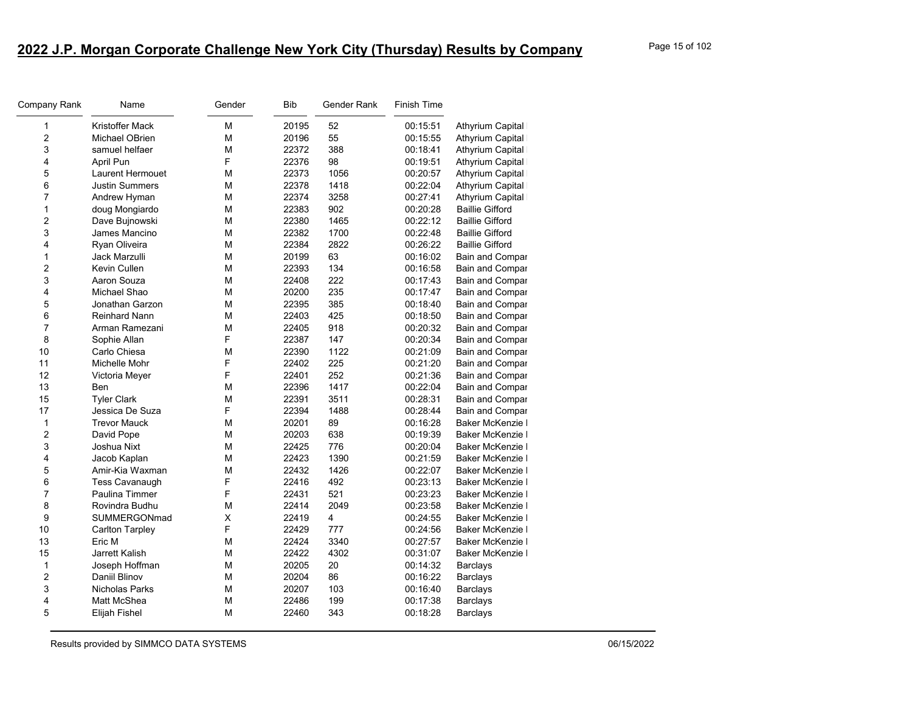# 2022 J.P. Morgan Corporate Challenge New York City (Thursday) Results by Company

| Company Rank | Name | Gender | Bib | Gender Rank | Finish Time | |
|---|---|---|---|---|---|---|
| 1 | Kristoffer Mack | M | 20195 | 52 | 00:15:51 | Athyrium Capital |
| 2 | Michael OBrien | M | 20196 | 55 | 00:15:55 | Athyrium Capital |
| 3 | samuel helfaer | M | 22372 | 388 | 00:18:41 | Athyrium Capital |
| 4 | April Pun | F | 22376 | 98 | 00:19:51 | Athyrium Capital |
| 5 | Laurent Hermouet | M | 22373 | 1056 | 00:20:57 | Athyrium Capital |
| 6 | Justin Summers | M | 22378 | 1418 | 00:22:04 | Athyrium Capital |
| 7 | Andrew Hyman | M | 22374 | 3258 | 00:27:41 | Athyrium Capital |
| 1 | doug Mongiardo | M | 22383 | 902 | 00:20:28 | Baillie Gifford |
| 2 | Dave Bujnowski | M | 22380 | 1465 | 00:22:12 | Baillie Gifford |
| 3 | James Mancino | M | 22382 | 1700 | 00:22:48 | Baillie Gifford |
| 4 | Ryan Oliveira | M | 22384 | 2822 | 00:26:22 | Baillie Gifford |
| 1 | Jack Marzulli | M | 20199 | 63 | 00:16:02 | Bain and Compar |
| 2 | Kevin Cullen | M | 22393 | 134 | 00:16:58 | Bain and Compar |
| 3 | Aaron Souza | M | 22408 | 222 | 00:17:43 | Bain and Compar |
| 4 | Michael Shao | M | 20200 | 235 | 00:17:47 | Bain and Compar |
| 5 | Jonathan Garzon | M | 22395 | 385 | 00:18:40 | Bain and Compar |
| 6 | Reinhard Nann | M | 22403 | 425 | 00:18:50 | Bain and Compar |
| 7 | Arman Ramezani | M | 22405 | 918 | 00:20:32 | Bain and Compar |
| 8 | Sophie Allan | F | 22387 | 147 | 00:20:34 | Bain and Compar |
| 10 | Carlo Chiesa | M | 22390 | 1122 | 00:21:09 | Bain and Compar |
| 11 | Michelle Mohr | F | 22402 | 225 | 00:21:20 | Bain and Compar |
| 12 | Victoria Meyer | F | 22401 | 252 | 00:21:36 | Bain and Compar |
| 13 | Ben | M | 22396 | 1417 | 00:22:04 | Bain and Compar |
| 15 | Tyler Clark | M | 22391 | 3511 | 00:28:31 | Bain and Compar |
| 17 | Jessica De Suza | F | 22394 | 1488 | 00:28:44 | Bain and Compar |
| 1 | Trevor Mauck | M | 20201 | 89 | 00:16:28 | Baker McKenzie I |
| 2 | David Pope | M | 20203 | 638 | 00:19:39 | Baker McKenzie I |
| 3 | Joshua Nixt | M | 22425 | 776 | 00:20:04 | Baker McKenzie I |
| 4 | Jacob Kaplan | M | 22423 | 1390 | 00:21:59 | Baker McKenzie I |
| 5 | Amir-Kia Waxman | M | 22432 | 1426 | 00:22:07 | Baker McKenzie I |
| 6 | Tess Cavanaugh | F | 22416 | 492 | 00:23:13 | Baker McKenzie I |
| 7 | Paulina Timmer | F | 22431 | 521 | 00:23:23 | Baker McKenzie I |
| 8 | Rovindra Budhu | M | 22414 | 2049 | 00:23:58 | Baker McKenzie I |
| 9 | SUMMERGONmad | X | 22419 | 4 | 00:24:55 | Baker McKenzie I |
| 10 | Carlton Tarpley | F | 22429 | 777 | 00:24:56 | Baker McKenzie I |
| 13 | Eric M | M | 22424 | 3340 | 00:27:57 | Baker McKenzie I |
| 15 | Jarrett Kalish | M | 22422 | 4302 | 00:31:07 | Baker McKenzie I |
| 1 | Joseph Hoffman | M | 20205 | 20 | 00:14:32 | Barclays |
| 2 | Daniil Blinov | M | 20204 | 86 | 00:16:22 | Barclays |
| 3 | Nicholas Parks | M | 20207 | 103 | 00:16:40 | Barclays |
| 4 | Matt McShea | M | 22486 | 199 | 00:17:38 | Barclays |
| 5 | Elijah Fishel | M | 22460 | 343 | 00:18:28 | Barclays |

Results provided by SIMMCO DATA SYSTEMS 06/15/2022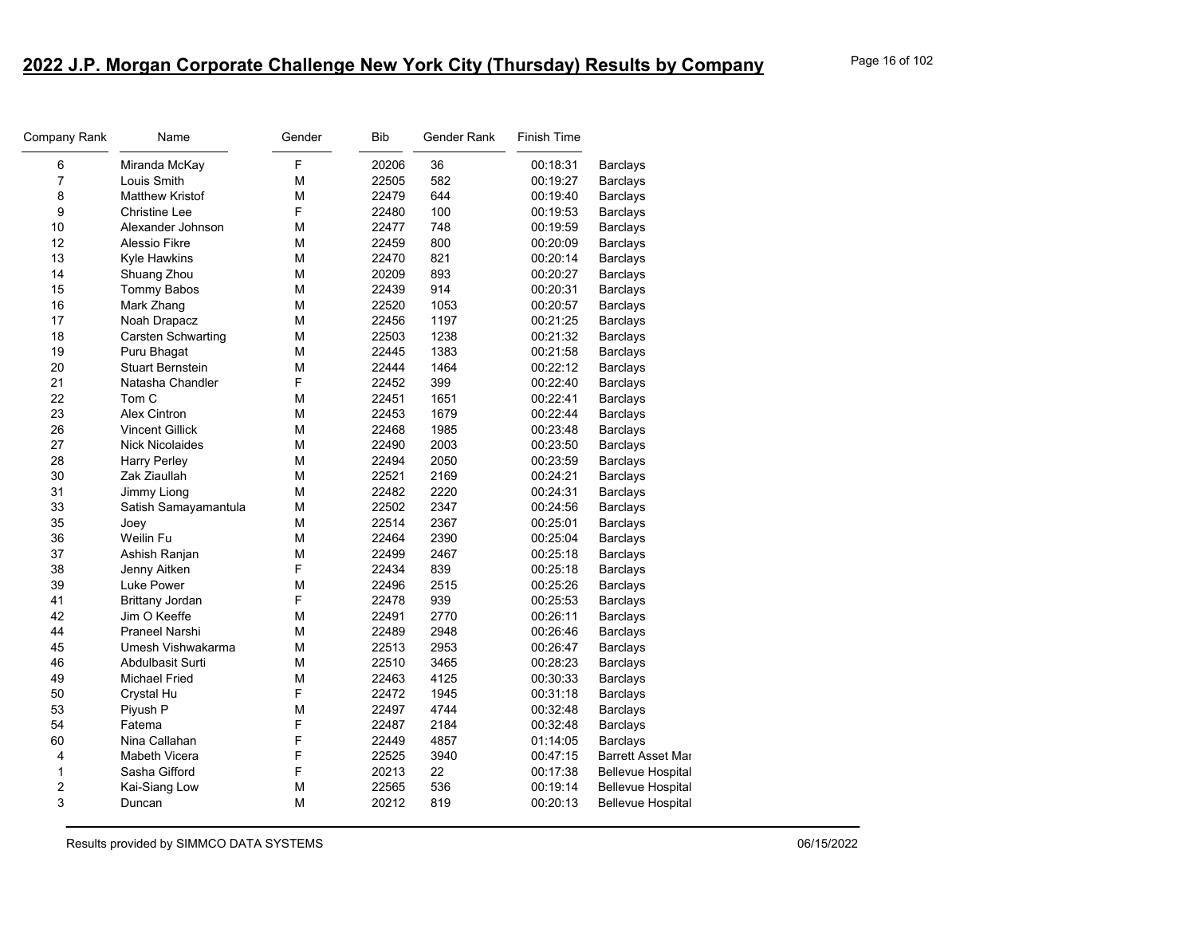# 2022 J.P. Morgan Corporate Challenge New York City (Thursday) Results by Company

| Company Rank | Name | Gender | Bib | Gender Rank | Finish Time | |
|---|---|---|---|---|---|---|
| 6 | Miranda McKay | F | 20206 | 36 | 00:18:31 | Barclays |
| 7 | Louis Smith | M | 22505 | 582 | 00:19:27 | Barclays |
| 8 | Matthew Kristof | M | 22479 | 644 | 00:19:40 | Barclays |
| 9 | Christine Lee | F | 22480 | 100 | 00:19:53 | Barclays |
| 10 | Alexander Johnson | M | 22477 | 748 | 00:19:59 | Barclays |
| 12 | Alessio Fikre | M | 22459 | 800 | 00:20:09 | Barclays |
| 13 | Kyle Hawkins | M | 22470 | 821 | 00:20:14 | Barclays |
| 14 | Shuang Zhou | M | 20209 | 893 | 00:20:27 | Barclays |
| 15 | Tommy Babos | M | 22439 | 914 | 00:20:31 | Barclays |
| 16 | Mark Zhang | M | 22520 | 1053 | 00:20:57 | Barclays |
| 17 | Noah Drapacz | M | 22456 | 1197 | 00:21:25 | Barclays |
| 18 | Carsten Schwarting | M | 22503 | 1238 | 00:21:32 | Barclays |
| 19 | Puru Bhagat | M | 22445 | 1383 | 00:21:58 | Barclays |
| 20 | Stuart Bernstein | M | 22444 | 1464 | 00:22:12 | Barclays |
| 21 | Natasha Chandler | F | 22452 | 399 | 00:22:40 | Barclays |
| 22 | Tom C | M | 22451 | 1651 | 00:22:41 | Barclays |
| 23 | Alex Cintron | M | 22453 | 1679 | 00:22:44 | Barclays |
| 26 | Vincent Gillick | M | 22468 | 1985 | 00:23:48 | Barclays |
| 27 | Nick Nicolaides | M | 22490 | 2003 | 00:23:50 | Barclays |
| 28 | Harry Perley | M | 22494 | 2050 | 00:23:59 | Barclays |
| 30 | Zak Ziaullah | M | 22521 | 2169 | 00:24:21 | Barclays |
| 31 | Jimmy Liong | M | 22482 | 2220 | 00:24:31 | Barclays |
| 33 | Satish Samayamantula | M | 22502 | 2347 | 00:24:56 | Barclays |
| 35 | Joey | M | 22514 | 2367 | 00:25:01 | Barclays |
| 36 | Weilin Fu | M | 22464 | 2390 | 00:25:04 | Barclays |
| 37 | Ashish Ranjan | M | 22499 | 2467 | 00:25:18 | Barclays |
| 38 | Jenny Aitken | F | 22434 | 839 | 00:25:18 | Barclays |
| 39 | Luke Power | M | 22496 | 2515 | 00:25:26 | Barclays |
| 41 | Brittany Jordan | F | 22478 | 939 | 00:25:53 | Barclays |
| 42 | Jim O Keeffe | M | 22491 | 2770 | 00:26:11 | Barclays |
| 44 | Praneel Narshi | M | 22489 | 2948 | 00:26:46 | Barclays |
| 45 | Umesh Vishwakarma | M | 22513 | 2953 | 00:26:47 | Barclays |
| 46 | Abdulbasit Surti | M | 22510 | 3465 | 00:28:23 | Barclays |
| 49 | Michael Fried | M | 22463 | 4125 | 00:30:33 | Barclays |
| 50 | Crystal Hu | F | 22472 | 1945 | 00:31:18 | Barclays |
| 53 | Piyush P | M | 22497 | 4744 | 00:32:48 | Barclays |
| 54 | Fatema | F | 22487 | 2184 | 00:32:48 | Barclays |
| 60 | Nina Callahan | F | 22449 | 4857 | 01:14:05 | Barclays |
| 4 | Mabeth Vicera | F | 22525 | 3940 | 00:47:15 | Barrett Asset Mar |
| 1 | Sasha Gifford | F | 20213 | 22 | 00:17:38 | Bellevue Hospital |
| 2 | Kai-Siang Low | M | 22565 | 536 | 00:19:14 | Bellevue Hospital |
| 3 | Duncan | M | 20212 | 819 | 00:20:13 | Bellevue Hospital |

Results provided by SIMMCO DATA SYSTEMS 06/15/2022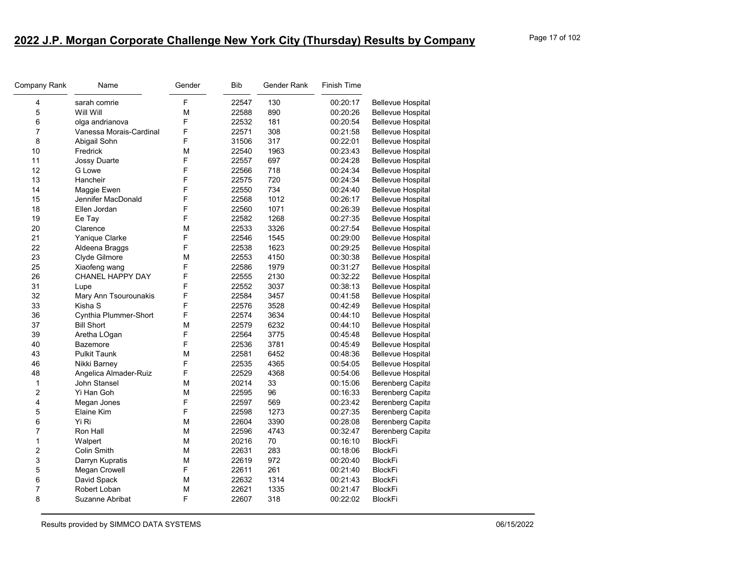# 2022 J.P. Morgan Corporate Challenge New York City (Thursday) Results by Company

| Company Rank | Name | Gender | Bib | Gender Rank | Finish Time | |
|---|---|---|---|---|---|---|
| 4 | sarah comrie | F | 22547 | 130 | 00:20:17 | Bellevue Hospital |
| 5 | Will Will | M | 22588 | 890 | 00:20:26 | Bellevue Hospital |
| 6 | olga andrianova | F | 22532 | 181 | 00:20:54 | Bellevue Hospital |
| 7 | Vanessa Morais-Cardinal | F | 22571 | 308 | 00:21:58 | Bellevue Hospital |
| 8 | Abigail Sohn | F | 31506 | 317 | 00:22:01 | Bellevue Hospital |
| 10 | Fredrick | M | 22540 | 1963 | 00:23:43 | Bellevue Hospital |
| 11 | Jossy Duarte | F | 22557 | 697 | 00:24:28 | Bellevue Hospital |
| 12 | G Lowe | F | 22566 | 718 | 00:24:34 | Bellevue Hospital |
| 13 | Hancheir | F | 22575 | 720 | 00:24:34 | Bellevue Hospital |
| 14 | Maggie Ewen | F | 22550 | 734 | 00:24:40 | Bellevue Hospital |
| 15 | Jennifer MacDonald | F | 22568 | 1012 | 00:26:17 | Bellevue Hospital |
| 18 | Ellen Jordan | F | 22560 | 1071 | 00:26:39 | Bellevue Hospital |
| 19 | Ee Tay | F | 22582 | 1268 | 00:27:35 | Bellevue Hospital |
| 20 | Clarence | M | 22533 | 3326 | 00:27:54 | Bellevue Hospital |
| 21 | Yanique Clarke | F | 22546 | 1545 | 00:29:00 | Bellevue Hospital |
| 22 | Aldeena Braggs | F | 22538 | 1623 | 00:29:25 | Bellevue Hospital |
| 23 | Clyde Gilmore | M | 22553 | 4150 | 00:30:38 | Bellevue Hospital |
| 25 | Xiaofeng wang | F | 22586 | 1979 | 00:31:27 | Bellevue Hospital |
| 26 | CHANEL HAPPY DAY | F | 22555 | 2130 | 00:32:22 | Bellevue Hospital |
| 31 | Lupe | F | 22552 | 3037 | 00:38:13 | Bellevue Hospital |
| 32 | Mary Ann Tsourounakis | F | 22584 | 3457 | 00:41:58 | Bellevue Hospital |
| 33 | Kisha S | F | 22576 | 3528 | 00:42:49 | Bellevue Hospital |
| 36 | Cynthia Plummer-Short | F | 22574 | 3634 | 00:44:10 | Bellevue Hospital |
| 37 | Bill Short | M | 22579 | 6232 | 00:44:10 | Bellevue Hospital |
| 39 | Aretha LOgan | F | 22564 | 3775 | 00:45:48 | Bellevue Hospital |
| 40 | Bazemore | F | 22536 | 3781 | 00:45:49 | Bellevue Hospital |
| 43 | Pulkit Taunk | M | 22581 | 6452 | 00:48:36 | Bellevue Hospital |
| 46 | Nikki Barney | F | 22535 | 4365 | 00:54:05 | Bellevue Hospital |
| 48 | Angelica Almader-Ruiz | F | 22529 | 4368 | 00:54:06 | Bellevue Hospital |
| 1 | John Stansel | M | 20214 | 33 | 00:15:06 | Berenberg Capita |
| 2 | Yi Han Goh | M | 22595 | 96 | 00:16:33 | Berenberg Capita |
| 4 | Megan Jones | F | 22597 | 569 | 00:23:42 | Berenberg Capita |
| 5 | Elaine Kim | F | 22598 | 1273 | 00:27:35 | Berenberg Capita |
| 6 | Yi Ri | M | 22604 | 3390 | 00:28:08 | Berenberg Capita |
| 7 | Ron Hall | M | 22596 | 4743 | 00:32:47 | Berenberg Capita |
| 1 | Walpert | M | 20216 | 70 | 00:16:10 | BlockFi |
| 2 | Colin Smith | M | 22631 | 283 | 00:18:06 | BlockFi |
| 3 | Darryn Kupratis | M | 22619 | 972 | 00:20:40 | BlockFi |
| 5 | Megan Crowell | F | 22611 | 261 | 00:21:40 | BlockFi |
| 6 | David Spack | M | 22632 | 1314 | 00:21:43 | BlockFi |
| 7 | Robert Loban | M | 22621 | 1335 | 00:21:47 | BlockFi |
| 8 | Suzanne Abribat | F | 22607 | 318 | 00:22:02 | BlockFi |

Results provided by SIMMCO DATA SYSTEMS 06/15/2022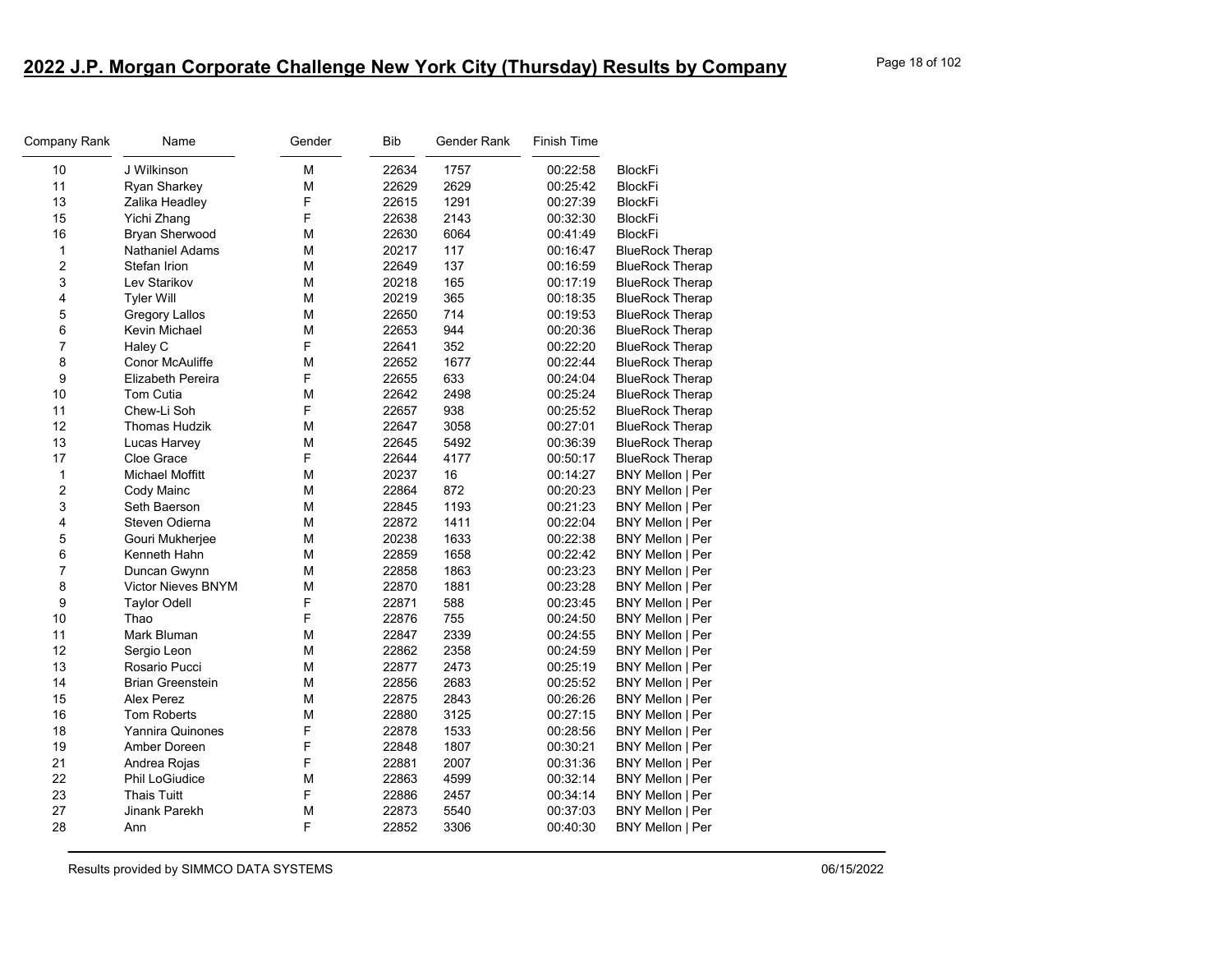## 2022 J.P. Morgan Corporate Challenge New York City (Thursday) Results by Company

| Company Rank | Name | Gender | Bib | Gender Rank | Finish Time | |
|---|---|---|---|---|---|---|
| 10 | J Wilkinson | M | 22634 | 1757 | 00:22:58 | BlockFi |
| 11 | Ryan Sharkey | M | 22629 | 2629 | 00:25:42 | BlockFi |
| 13 | Zalika Headley | F | 22615 | 1291 | 00:27:39 | BlockFi |
| 15 | Yichi Zhang | F | 22638 | 2143 | 00:32:30 | BlockFi |
| 16 | Bryan Sherwood | M | 22630 | 6064 | 00:41:49 | BlockFi |
| 1 | Nathaniel Adams | M | 20217 | 117 | 00:16:47 | BlueRock Therap |
| 2 | Stefan Irion | M | 22649 | 137 | 00:16:59 | BlueRock Therap |
| 3 | Lev Starikov | M | 20218 | 165 | 00:17:19 | BlueRock Therap |
| 4 | Tyler Will | M | 20219 | 365 | 00:18:35 | BlueRock Therap |
| 5 | Gregory Lallos | M | 22650 | 714 | 00:19:53 | BlueRock Therap |
| 6 | Kevin Michael | M | 22653 | 944 | 00:20:36 | BlueRock Therap |
| 7 | Haley C | F | 22641 | 352 | 00:22:20 | BlueRock Therap |
| 8 | Conor McAuliffe | M | 22652 | 1677 | 00:22:44 | BlueRock Therap |
| 9 | Elizabeth Pereira | F | 22655 | 633 | 00:24:04 | BlueRock Therap |
| 10 | Tom Cutia | M | 22642 | 2498 | 00:25:24 | BlueRock Therap |
| 11 | Chew-Li Soh | F | 22657 | 938 | 00:25:52 | BlueRock Therap |
| 12 | Thomas Hudzik | M | 22647 | 3058 | 00:27:01 | BlueRock Therap |
| 13 | Lucas Harvey | M | 22645 | 5492 | 00:36:39 | BlueRock Therap |
| 17 | Cloe Grace | F | 22644 | 4177 | 00:50:17 | BlueRock Therap |
| 1 | Michael Moffitt | M | 20237 | 16 | 00:14:27 | BNY Mellon \| Per |
| 2 | Cody Mainc | M | 22864 | 872 | 00:20:23 | BNY Mellon \| Per |
| 3 | Seth Baerson | M | 22845 | 1193 | 00:21:23 | BNY Mellon \| Per |
| 4 | Steven Odierna | M | 22872 | 1411 | 00:22:04 | BNY Mellon \| Per |
| 5 | Gouri Mukherjee | M | 20238 | 1633 | 00:22:38 | BNY Mellon \| Per |
| 6 | Kenneth Hahn | M | 22859 | 1658 | 00:22:42 | BNY Mellon \| Per |
| 7 | Duncan Gwynn | M | 22858 | 1863 | 00:23:23 | BNY Mellon \| Per |
| 8 | Victor Nieves BNYM | M | 22870 | 1881 | 00:23:28 | BNY Mellon \| Per |
| 9 | Taylor Odell | F | 22871 | 588 | 00:23:45 | BNY Mellon \| Per |
| 10 | Thao | F | 22876 | 755 | 00:24:50 | BNY Mellon \| Per |
| 11 | Mark Bluman | M | 22847 | 2339 | 00:24:55 | BNY Mellon \| Per |
| 12 | Sergio Leon | M | 22862 | 2358 | 00:24:59 | BNY Mellon \| Per |
| 13 | Rosario Pucci | M | 22877 | 2473 | 00:25:19 | BNY Mellon \| Per |
| 14 | Brian Greenstein | M | 22856 | 2683 | 00:25:52 | BNY Mellon \| Per |
| 15 | Alex Perez | M | 22875 | 2843 | 00:26:26 | BNY Mellon \| Per |
| 16 | Tom Roberts | M | 22880 | 3125 | 00:27:15 | BNY Mellon \| Per |
| 18 | Yannira Quinones | F | 22878 | 1533 | 00:28:56 | BNY Mellon \| Per |
| 19 | Amber Doreen | F | 22848 | 1807 | 00:30:21 | BNY Mellon \| Per |
| 21 | Andrea Rojas | F | 22881 | 2007 | 00:31:36 | BNY Mellon \| Per |
| 22 | Phil LoGiudice | M | 22863 | 4599 | 00:32:14 | BNY Mellon \| Per |
| 23 | Thais Tuitt | F | 22886 | 2457 | 00:34:14 | BNY Mellon \| Per |
| 27 | Jinank Parekh | M | 22873 | 5540 | 00:37:03 | BNY Mellon \| Per |
| 28 | Ann | F | 22852 | 3306 | 00:40:30 | BNY Mellon \| Per |

Results provided by SIMMCO DATA SYSTEMS 06/15/2022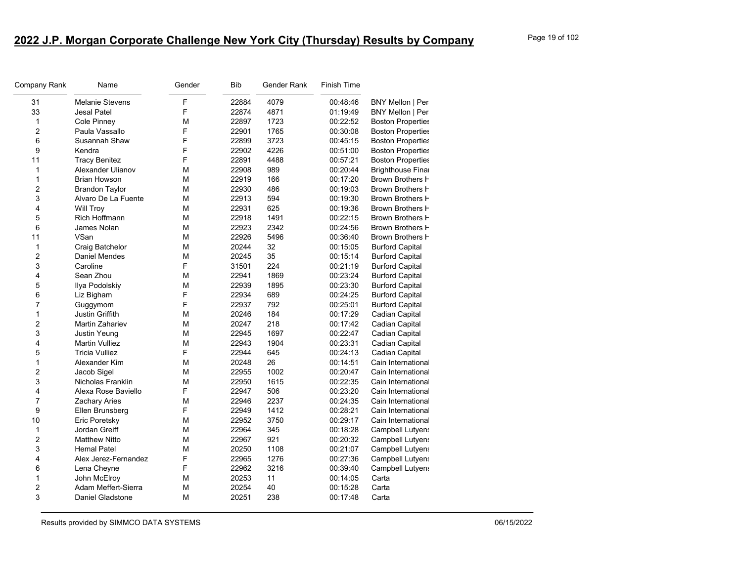## 2022 J.P. Morgan Corporate Challenge New York City (Thursday) Results by Company

| Company Rank | Name | Gender | Bib | Gender Rank | Finish Time | |
|---|---|---|---|---|---|---|
| 31 | Melanie Stevens | F | 22884 | 4079 | 00:48:46 | BNY Mellon \| Per |
| 33 | Jesal Patel | F | 22874 | 4871 | 01:19:49 | BNY Mellon \| Per |
| 1 | Cole Pinney | M | 22897 | 1723 | 00:22:52 | Boston Properties |
| 2 | Paula Vassallo | F | 22901 | 1765 | 00:30:08 | Boston Properties |
| 6 | Susannah Shaw | F | 22899 | 3723 | 00:45:15 | Boston Properties |
| 9 | Kendra | F | 22902 | 4226 | 00:51:00 | Boston Properties |
| 11 | Tracy Benitez | F | 22891 | 4488 | 00:57:21 | Boston Properties |
| 1 | Alexander Ulianov | M | 22908 | 989 | 00:20:44 | Brighthouse Finai |
| 1 | Brian Howson | M | 22919 | 166 | 00:17:20 | Brown Brothers H |
| 2 | Brandon Taylor | M | 22930 | 486 | 00:19:03 | Brown Brothers H |
| 3 | Alvaro De La Fuente | M | 22913 | 594 | 00:19:30 | Brown Brothers H |
| 4 | Will Troy | M | 22931 | 625 | 00:19:36 | Brown Brothers H |
| 5 | Rich Hoffmann | M | 22918 | 1491 | 00:22:15 | Brown Brothers H |
| 6 | James Nolan | M | 22923 | 2342 | 00:24:56 | Brown Brothers H |
| 11 | VSan | M | 22926 | 5496 | 00:36:40 | Brown Brothers H |
| 1 | Craig Batchelor | M | 20244 | 32 | 00:15:05 | Burford Capital |
| 2 | Daniel Mendes | M | 20245 | 35 | 00:15:14 | Burford Capital |
| 3 | Caroline | F | 31501 | 224 | 00:21:19 | Burford Capital |
| 4 | Sean Zhou | M | 22941 | 1869 | 00:23:24 | Burford Capital |
| 5 | Ilya Podolskiy | M | 22939 | 1895 | 00:23:30 | Burford Capital |
| 6 | Liz Bigham | F | 22934 | 689 | 00:24:25 | Burford Capital |
| 7 | Guggymom | F | 22937 | 792 | 00:25:01 | Burford Capital |
| 1 | Justin Griffith | M | 20246 | 184 | 00:17:29 | Cadian Capital |
| 2 | Martin Zahariev | M | 20247 | 218 | 00:17:42 | Cadian Capital |
| 3 | Justin Yeung | M | 22945 | 1697 | 00:22:47 | Cadian Capital |
| 4 | Martin Vulliez | M | 22943 | 1904 | 00:23:31 | Cadian Capital |
| 5 | Tricia Vulliez | F | 22944 | 645 | 00:24:13 | Cadian Capital |
| 1 | Alexander Kim | M | 20248 | 26 | 00:14:51 | Cain International |
| 2 | Jacob Sigel | M | 22955 | 1002 | 00:20:47 | Cain International |
| 3 | Nicholas Franklin | M | 22950 | 1615 | 00:22:35 | Cain International |
| 4 | Alexa Rose Baviello | F | 22947 | 506 | 00:23:20 | Cain International |
| 7 | Zachary Aries | M | 22946 | 2237 | 00:24:35 | Cain International |
| 9 | Ellen Brunsberg | F | 22949 | 1412 | 00:28:21 | Cain International |
| 10 | Eric Poretsky | M | 22952 | 3750 | 00:29:17 | Cain International |
| 1 | Jordan Greiff | M | 22964 | 345 | 00:18:28 | Campbell Lutyens |
| 2 | Matthew Nitto | M | 22967 | 921 | 00:20:32 | Campbell Lutyens |
| 3 | Hemal Patel | M | 20250 | 1108 | 00:21:07 | Campbell Lutyens |
| 4 | Alex Jerez-Fernandez | F | 22965 | 1276 | 00:27:36 | Campbell Lutyens |
| 6 | Lena Cheyne | F | 22962 | 3216 | 00:39:40 | Campbell Lutyens |
| 1 | John McElroy | M | 20253 | 11 | 00:14:05 | Carta |
| 2 | Adam Meffert-Sierra | M | 20254 | 40 | 00:15:28 | Carta |
| 3 | Daniel Gladstone | M | 20251 | 238 | 00:17:48 | Carta |

Results provided by SIMMCO DATA SYSTEMS

06/15/2022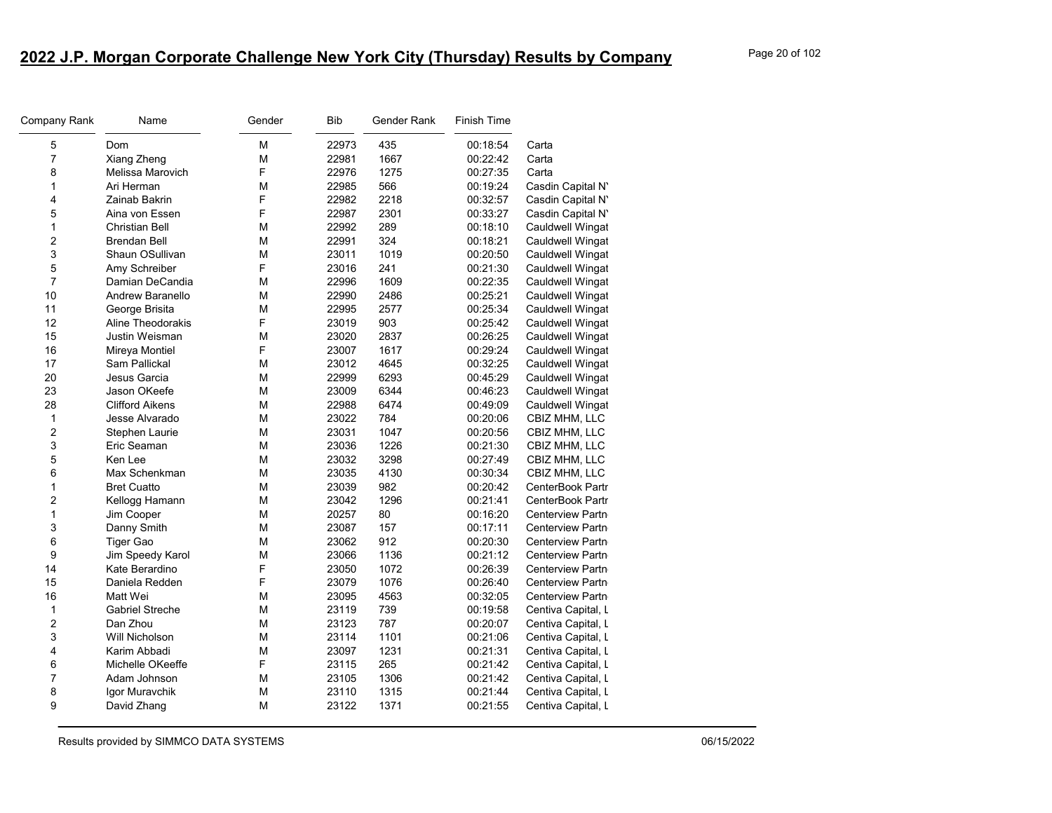# 2022 J.P. Morgan Corporate Challenge New York City (Thursday) Results by Company

| Company Rank | Name | Gender | Bib | Gender Rank | Finish Time | |
|---|---|---|---|---|---|---|
| 5 | Dom | M | 22973 | 435 | 00:18:54 | Carta |
| 7 | Xiang Zheng | M | 22981 | 1667 | 00:22:42 | Carta |
| 8 | Melissa Marovich | F | 22976 | 1275 | 00:27:35 | Carta |
| 1 | Ari Herman | M | 22985 | 566 | 00:19:24 | Casdin Capital N' |
| 4 | Zainab Bakrin | F | 22982 | 2218 | 00:32:57 | Casdin Capital N' |
| 5 | Aina von Essen | F | 22987 | 2301 | 00:33:27 | Casdin Capital N' |
| 1 | Christian Bell | M | 22992 | 289 | 00:18:10 | Cauldwell Wingat |
| 2 | Brendan Bell | M | 22991 | 324 | 00:18:21 | Cauldwell Wingat |
| 3 | Shaun OSullivan | M | 23011 | 1019 | 00:20:50 | Cauldwell Wingat |
| 5 | Amy Schreiber | F | 23016 | 241 | 00:21:30 | Cauldwell Wingat |
| 7 | Damian DeCandia | M | 22996 | 1609 | 00:22:35 | Cauldwell Wingat |
| 10 | Andrew Baranello | M | 22990 | 2486 | 00:25:21 | Cauldwell Wingat |
| 11 | George Brisita | M | 22995 | 2577 | 00:25:34 | Cauldwell Wingat |
| 12 | Aline Theodorakis | F | 23019 | 903 | 00:25:42 | Cauldwell Wingat |
| 15 | Justin Weisman | M | 23020 | 2837 | 00:26:25 | Cauldwell Wingat |
| 16 | Mireya Montiel | F | 23007 | 1617 | 00:29:24 | Cauldwell Wingat |
| 17 | Sam Pallickal | M | 23012 | 4645 | 00:32:25 | Cauldwell Wingat |
| 20 | Jesus Garcia | M | 22999 | 6293 | 00:45:29 | Cauldwell Wingat |
| 23 | Jason OKeefe | M | 23009 | 6344 | 00:46:23 | Cauldwell Wingat |
| 28 | Clifford Aikens | M | 22988 | 6474 | 00:49:09 | Cauldwell Wingat |
| 1 | Jesse Alvarado | M | 23022 | 784 | 00:20:06 | CBIZ MHM, LLC |
| 2 | Stephen Laurie | M | 23031 | 1047 | 00:20:56 | CBIZ MHM, LLC |
| 3 | Eric Seaman | M | 23036 | 1226 | 00:21:30 | CBIZ MHM, LLC |
| 5 | Ken Lee | M | 23032 | 3298 | 00:27:49 | CBIZ MHM, LLC |
| 6 | Max Schenkman | M | 23035 | 4130 | 00:30:34 | CBIZ MHM, LLC |
| 1 | Bret Cuatto | M | 23039 | 982 | 00:20:42 | CenterBook Partr |
| 2 | Kellogg Hamann | M | 23042 | 1296 | 00:21:41 | CenterBook Partr |
| 1 | Jim Cooper | M | 20257 | 80 | 00:16:20 | Centerview Partn |
| 3 | Danny Smith | M | 23087 | 157 | 00:17:11 | Centerview Partn |
| 6 | Tiger Gao | M | 23062 | 912 | 00:20:30 | Centerview Partn |
| 9 | Jim Speedy Karol | M | 23066 | 1136 | 00:21:12 | Centerview Partn |
| 14 | Kate Berardino | F | 23050 | 1072 | 00:26:39 | Centerview Partn |
| 15 | Daniela Redden | F | 23079 | 1076 | 00:26:40 | Centerview Partn |
| 16 | Matt Wei | M | 23095 | 4563 | 00:32:05 | Centerview Partn |
| 1 | Gabriel Streche | M | 23119 | 739 | 00:19:58 | Centiva Capital, L |
| 2 | Dan Zhou | M | 23123 | 787 | 00:20:07 | Centiva Capital, L |
| 3 | Will Nicholson | M | 23114 | 1101 | 00:21:06 | Centiva Capital, L |
| 4 | Karim Abbadi | M | 23097 | 1231 | 00:21:31 | Centiva Capital, L |
| 6 | Michelle OKeeffe | F | 23115 | 265 | 00:21:42 | Centiva Capital, L |
| 7 | Adam Johnson | M | 23105 | 1306 | 00:21:42 | Centiva Capital, L |
| 8 | Igor Muravchik | M | 23110 | 1315 | 00:21:44 | Centiva Capital, L |
| 9 | David Zhang | M | 23122 | 1371 | 00:21:55 | Centiva Capital, L |

Results provided by SIMMCO DATA SYSTEMS 06/15/2022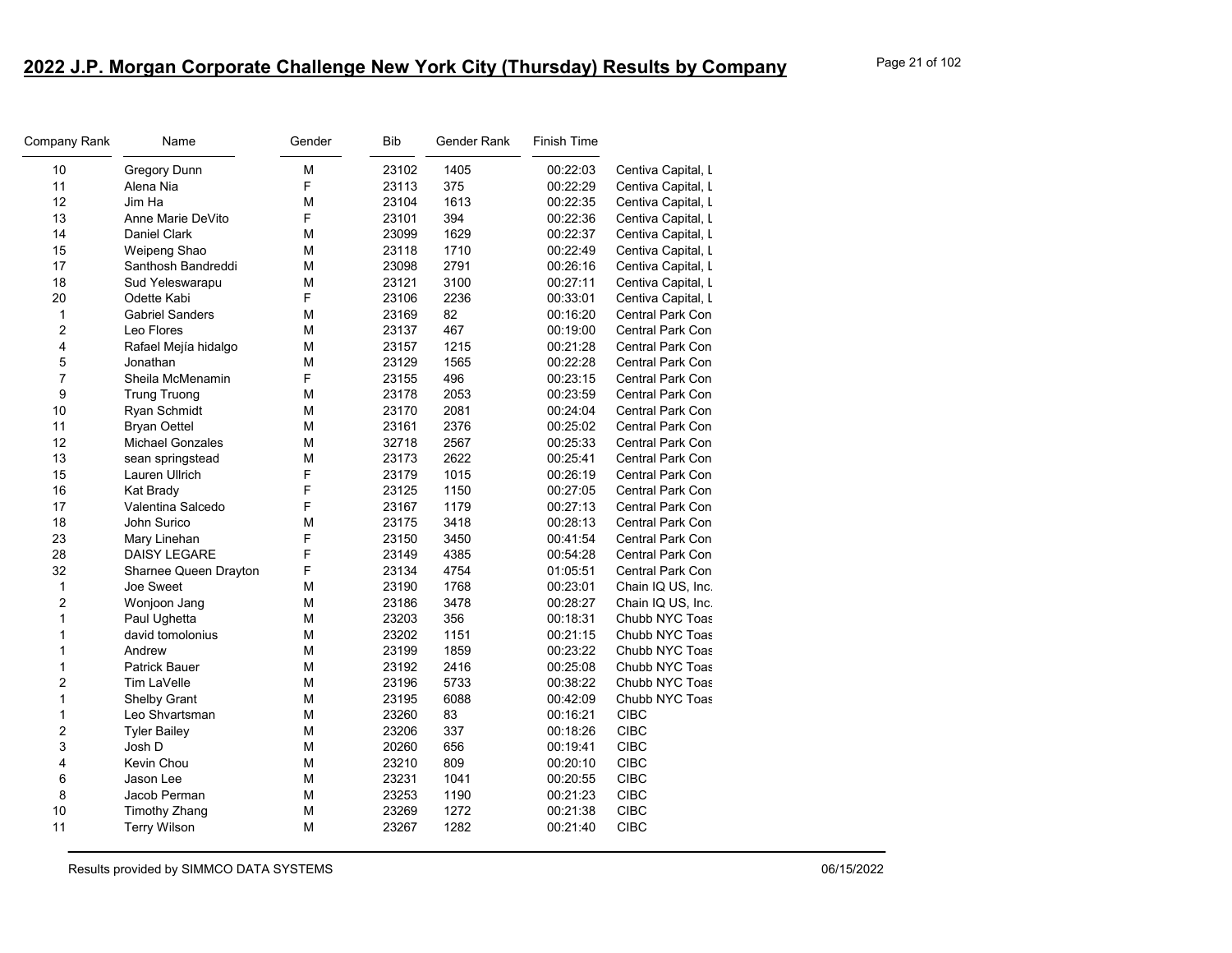# 2022 J.P. Morgan Corporate Challenge New York City (Thursday) Results by Company

| Company Rank | Name | Gender | Bib | Gender Rank | Finish Time | |
|---|---|---|---|---|---|---|
| 10 | Gregory Dunn | M | 23102 | 1405 | 00:22:03 | Centiva Capital, L |
| 11 | Alena Nia | F | 23113 | 375 | 00:22:29 | Centiva Capital, L |
| 12 | Jim Ha | M | 23104 | 1613 | 00:22:35 | Centiva Capital, L |
| 13 | Anne Marie DeVito | F | 23101 | 394 | 00:22:36 | Centiva Capital, L |
| 14 | Daniel Clark | M | 23099 | 1629 | 00:22:37 | Centiva Capital, L |
| 15 | Weipeng Shao | M | 23118 | 1710 | 00:22:49 | Centiva Capital, L |
| 17 | Santhosh Bandreddi | M | 23098 | 2791 | 00:26:16 | Centiva Capital, L |
| 18 | Sud Yeleswarapu | M | 23121 | 3100 | 00:27:11 | Centiva Capital, L |
| 20 | Odette Kabi | F | 23106 | 2236 | 00:33:01 | Centiva Capital, L |
| 1 | Gabriel Sanders | M | 23169 | 82 | 00:16:20 | Central Park Con |
| 2 | Leo Flores | M | 23137 | 467 | 00:19:00 | Central Park Con |
| 4 | Rafael Mejía hidalgo | M | 23157 | 1215 | 00:21:28 | Central Park Con |
| 5 | Jonathan | M | 23129 | 1565 | 00:22:28 | Central Park Con |
| 7 | Sheila McMenamin | F | 23155 | 496 | 00:23:15 | Central Park Con |
| 9 | Trung Truong | M | 23178 | 2053 | 00:23:59 | Central Park Con |
| 10 | Ryan Schmidt | M | 23170 | 2081 | 00:24:04 | Central Park Con |
| 11 | Bryan Oettel | M | 23161 | 2376 | 00:25:02 | Central Park Con |
| 12 | Michael Gonzales | M | 32718 | 2567 | 00:25:33 | Central Park Con |
| 13 | sean springstead | M | 23173 | 2622 | 00:25:41 | Central Park Con |
| 15 | Lauren Ullrich | F | 23179 | 1015 | 00:26:19 | Central Park Con |
| 16 | Kat Brady | F | 23125 | 1150 | 00:27:05 | Central Park Con |
| 17 | Valentina Salcedo | F | 23167 | 1179 | 00:27:13 | Central Park Con |
| 18 | John Surico | M | 23175 | 3418 | 00:28:13 | Central Park Con |
| 23 | Mary Linehan | F | 23150 | 3450 | 00:41:54 | Central Park Con |
| 28 | DAISY LEGARE | F | 23149 | 4385 | 00:54:28 | Central Park Con |
| 32 | Sharnee Queen Drayton | F | 23134 | 4754 | 01:05:51 | Central Park Con |
| 1 | Joe Sweet | M | 23190 | 1768 | 00:23:01 | Chain IQ US, Inc. |
| 2 | Wonjoon Jang | M | 23186 | 3478 | 00:28:27 | Chain IQ US, Inc. |
| 1 | Paul Ughetta | M | 23203 | 356 | 00:18:31 | Chubb NYC Toas |
| 1 | david tomolonius | M | 23202 | 1151 | 00:21:15 | Chubb NYC Toas |
| 1 | Andrew | M | 23199 | 1859 | 00:23:22 | Chubb NYC Toas |
| 1 | Patrick Bauer | M | 23192 | 2416 | 00:25:08 | Chubb NYC Toas |
| 2 | Tim LaVelle | M | 23196 | 5733 | 00:38:22 | Chubb NYC Toas |
| 1 | Shelby Grant | M | 23195 | 6088 | 00:42:09 | Chubb NYC Toas |
| 1 | Leo Shvartsman | M | 23260 | 83 | 00:16:21 | CIBC |
| 2 | Tyler Bailey | M | 23206 | 337 | 00:18:26 | CIBC |
| 3 | Josh D | M | 20260 | 656 | 00:19:41 | CIBC |
| 4 | Kevin Chou | M | 23210 | 809 | 00:20:10 | CIBC |
| 6 | Jason Lee | M | 23231 | 1041 | 00:20:55 | CIBC |
| 8 | Jacob Perman | M | 23253 | 1190 | 00:21:23 | CIBC |
| 10 | Timothy Zhang | M | 23269 | 1272 | 00:21:38 | CIBC |
| 11 | Terry Wilson | M | 23267 | 1282 | 00:21:40 | CIBC |

Results provided by SIMMCO DATA SYSTEMS 06/15/2022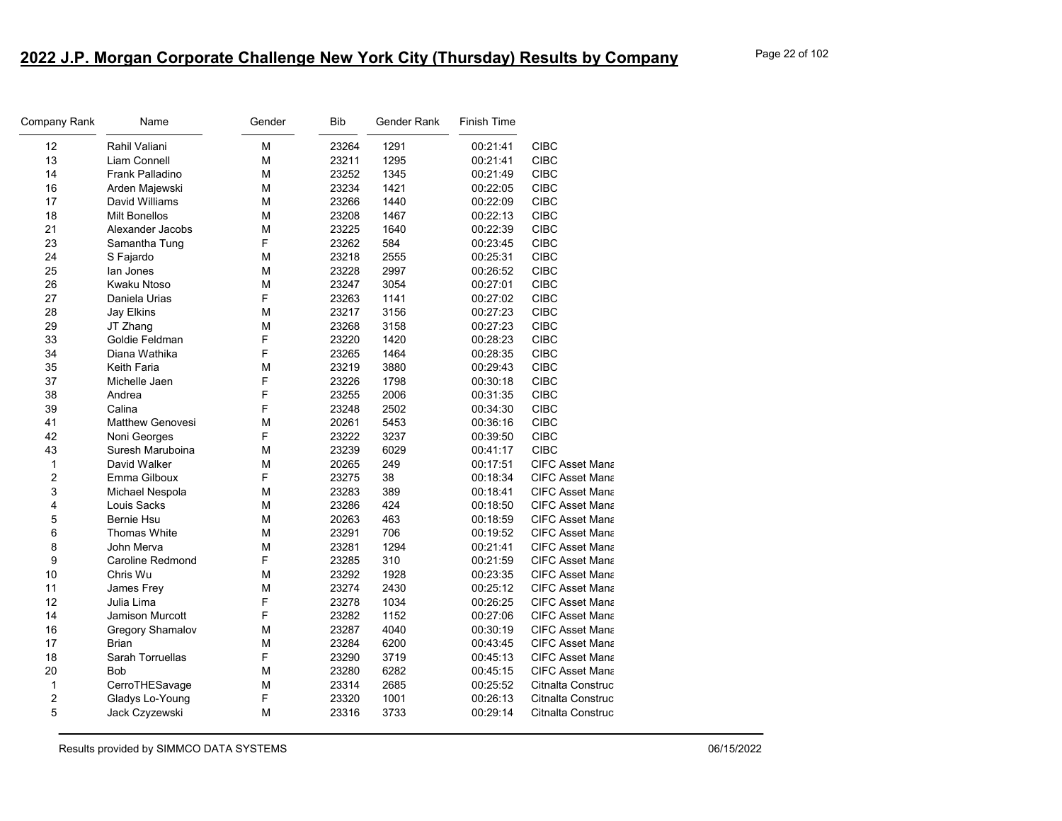# 2022 J.P. Morgan Corporate Challenge New York City (Thursday) Results by Company

| Company Rank | Name | Gender | Bib | Gender Rank | Finish Time | |
|---|---|---|---|---|---|---|
| 12 | Rahil Valiani | M | 23264 | 1291 | 00:21:41 | CIBC |
| 13 | Liam Connell | M | 23211 | 1295 | 00:21:41 | CIBC |
| 14 | Frank Palladino | M | 23252 | 1345 | 00:21:49 | CIBC |
| 16 | Arden Majewski | M | 23234 | 1421 | 00:22:05 | CIBC |
| 17 | David Williams | M | 23266 | 1440 | 00:22:09 | CIBC |
| 18 | Milt Bonellos | M | 23208 | 1467 | 00:22:13 | CIBC |
| 21 | Alexander Jacobs | M | 23225 | 1640 | 00:22:39 | CIBC |
| 23 | Samantha Tung | F | 23262 | 584 | 00:23:45 | CIBC |
| 24 | S Fajardo | M | 23218 | 2555 | 00:25:31 | CIBC |
| 25 | Ian Jones | M | 23228 | 2997 | 00:26:52 | CIBC |
| 26 | Kwaku Ntoso | M | 23247 | 3054 | 00:27:01 | CIBC |
| 27 | Daniela Urias | F | 23263 | 1141 | 00:27:02 | CIBC |
| 28 | Jay Elkins | M | 23217 | 3156 | 00:27:23 | CIBC |
| 29 | JT Zhang | M | 23268 | 3158 | 00:27:23 | CIBC |
| 33 | Goldie Feldman | F | 23220 | 1420 | 00:28:23 | CIBC |
| 34 | Diana Wathika | F | 23265 | 1464 | 00:28:35 | CIBC |
| 35 | Keith Faria | M | 23219 | 3880 | 00:29:43 | CIBC |
| 37 | Michelle Jaen | F | 23226 | 1798 | 00:30:18 | CIBC |
| 38 | Andrea | F | 23255 | 2006 | 00:31:35 | CIBC |
| 39 | Calina | F | 23248 | 2502 | 00:34:30 | CIBC |
| 41 | Matthew Genovesi | M | 20261 | 5453 | 00:36:16 | CIBC |
| 42 | Noni Georges | F | 23222 | 3237 | 00:39:50 | CIBC |
| 43 | Suresh Maruboina | M | 23239 | 6029 | 00:41:17 | CIBC |
| 1 | David Walker | M | 20265 | 249 | 00:17:51 | CIFC Asset Mana |
| 2 | Emma Gilboux | F | 23275 | 38 | 00:18:34 | CIFC Asset Mana |
| 3 | Michael Nespola | M | 23283 | 389 | 00:18:41 | CIFC Asset Mana |
| 4 | Louis Sacks | M | 23286 | 424 | 00:18:50 | CIFC Asset Mana |
| 5 | Bernie Hsu | M | 20263 | 463 | 00:18:59 | CIFC Asset Mana |
| 6 | Thomas White | M | 23291 | 706 | 00:19:52 | CIFC Asset Mana |
| 8 | John Merva | M | 23281 | 1294 | 00:21:41 | CIFC Asset Mana |
| 9 | Caroline Redmond | F | 23285 | 310 | 00:21:59 | CIFC Asset Mana |
| 10 | Chris Wu | M | 23292 | 1928 | 00:23:35 | CIFC Asset Mana |
| 11 | James Frey | M | 23274 | 2430 | 00:25:12 | CIFC Asset Mana |
| 12 | Julia Lima | F | 23278 | 1034 | 00:26:25 | CIFC Asset Mana |
| 14 | Jamison Murcott | F | 23282 | 1152 | 00:27:06 | CIFC Asset Mana |
| 16 | Gregory Shamalov | M | 23287 | 4040 | 00:30:19 | CIFC Asset Mana |
| 17 | Brian | M | 23284 | 6200 | 00:43:45 | CIFC Asset Mana |
| 18 | Sarah Torruellas | F | 23290 | 3719 | 00:45:13 | CIFC Asset Mana |
| 20 | Bob | M | 23280 | 6282 | 00:45:15 | CIFC Asset Mana |
| 1 | CerroTHESavage | M | 23314 | 2685 | 00:25:52 | Citnalta Construc |
| 2 | Gladys Lo-Young | F | 23320 | 1001 | 00:26:13 | Citnalta Construc |
| 5 | Jack Czyzewski | M | 23316 | 3733 | 00:29:14 | Citnalta Construc |

Results provided by SIMMCO DATA SYSTEMS 06/15/2022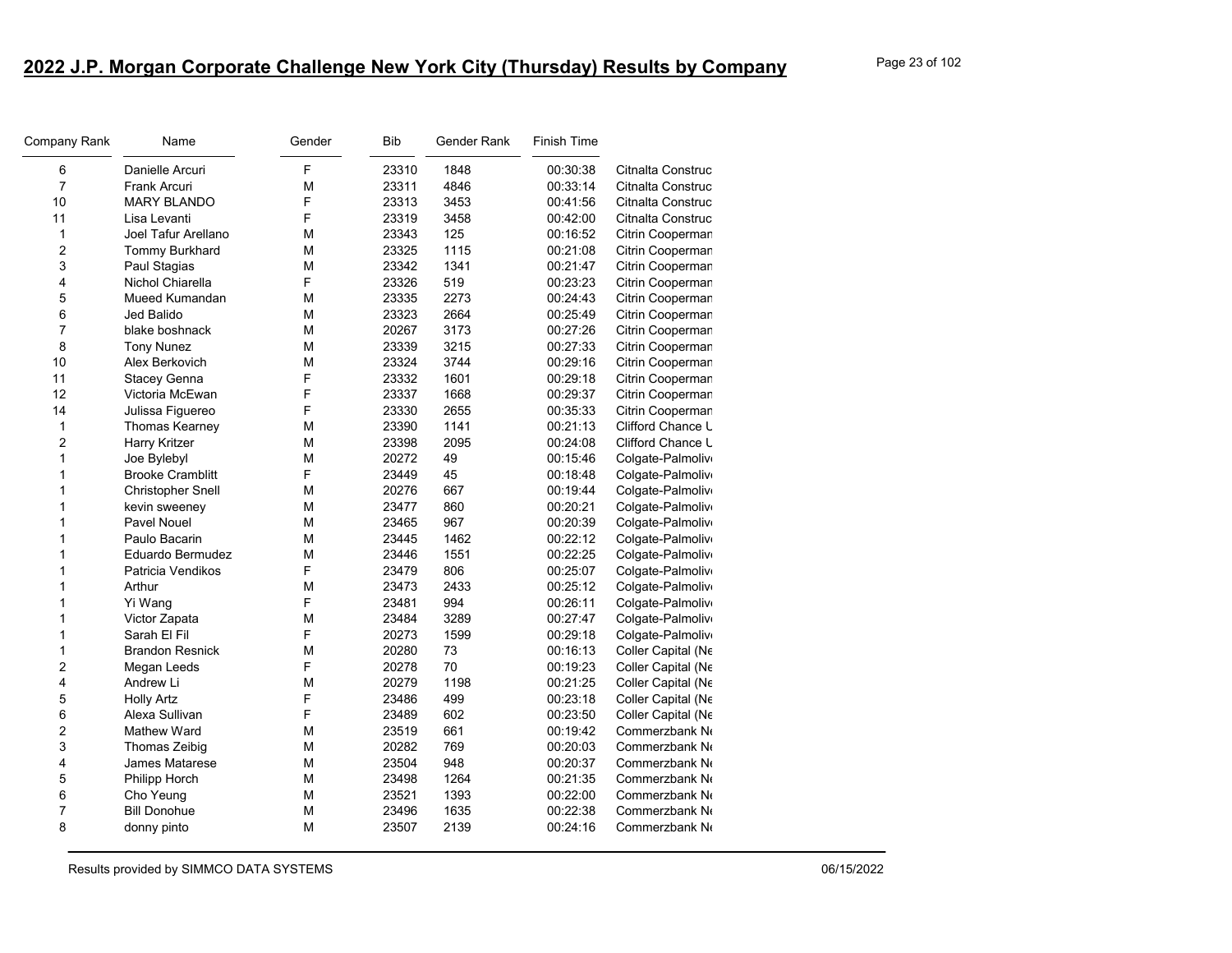## 2022 J.P. Morgan Corporate Challenge New York City (Thursday) Results by Company

| Company Rank | Name | Gender | Bib | Gender Rank | Finish Time | |
|---|---|---|---|---|---|---|
| 6 | Danielle Arcuri | F | 23310 | 1848 | 00:30:38 | Citnalta Construc |
| 7 | Frank Arcuri | M | 23311 | 4846 | 00:33:14 | Citnalta Construc |
| 10 | MARY BLANDO | F | 23313 | 3453 | 00:41:56 | Citnalta Construc |
| 11 | Lisa Levanti | F | 23319 | 3458 | 00:42:00 | Citnalta Construc |
| 1 | Joel Tafur Arellano | M | 23343 | 125 | 00:16:52 | Citrin Cooperman |
| 2 | Tommy Burkhard | M | 23325 | 1115 | 00:21:08 | Citrin Cooperman |
| 3 | Paul Stagias | M | 23342 | 1341 | 00:21:47 | Citrin Cooperman |
| 4 | Nichol Chiarella | F | 23326 | 519 | 00:23:23 | Citrin Cooperman |
| 5 | Mueed Kumandan | M | 23335 | 2273 | 00:24:43 | Citrin Cooperman |
| 6 | Jed Balido | M | 23323 | 2664 | 00:25:49 | Citrin Cooperman |
| 7 | blake boshnack | M | 20267 | 3173 | 00:27:26 | Citrin Cooperman |
| 8 | Tony Nunez | M | 23339 | 3215 | 00:27:33 | Citrin Cooperman |
| 10 | Alex Berkovich | M | 23324 | 3744 | 00:29:16 | Citrin Cooperman |
| 11 | Stacey Genna | F | 23332 | 1601 | 00:29:18 | Citrin Cooperman |
| 12 | Victoria McEwan | F | 23337 | 1668 | 00:29:37 | Citrin Cooperman |
| 14 | Julissa Figuereo | F | 23330 | 2655 | 00:35:33 | Citrin Cooperman |
| 1 | Thomas Kearney | M | 23390 | 1141 | 00:21:13 | Clifford Chance L |
| 2 | Harry Kritzer | M | 23398 | 2095 | 00:24:08 | Clifford Chance L |
| 1 | Joe Bylebyl | M | 20272 | 49 | 00:15:46 | Colgate-Palmolive |
| 1 | Brooke Cramblitt | F | 23449 | 45 | 00:18:48 | Colgate-Palmolive |
| 1 | Christopher Snell | M | 20276 | 667 | 00:19:44 | Colgate-Palmolive |
| 1 | kevin sweeney | M | 23477 | 860 | 00:20:21 | Colgate-Palmolive |
| 1 | Pavel Nouel | M | 23465 | 967 | 00:20:39 | Colgate-Palmolive |
| 1 | Paulo Bacarin | M | 23445 | 1462 | 00:22:12 | Colgate-Palmolive |
| 1 | Eduardo Bermudez | M | 23446 | 1551 | 00:22:25 | Colgate-Palmolive |
| 1 | Patricia Vendikos | F | 23479 | 806 | 00:25:07 | Colgate-Palmolive |
| 1 | Arthur | M | 23473 | 2433 | 00:25:12 | Colgate-Palmolive |
| 1 | Yi Wang | F | 23481 | 994 | 00:26:11 | Colgate-Palmolive |
| 1 | Victor Zapata | M | 23484 | 3289 | 00:27:47 | Colgate-Palmolive |
| 1 | Sarah El Fil | F | 20273 | 1599 | 00:29:18 | Colgate-Palmolive |
| 1 | Brandon Resnick | M | 20280 | 73 | 00:16:13 | Coller Capital (Ne |
| 2 | Megan Leeds | F | 20278 | 70 | 00:19:23 | Coller Capital (Ne |
| 4 | Andrew Li | M | 20279 | 1198 | 00:21:25 | Coller Capital (Ne |
| 5 | Holly Artz | F | 23486 | 499 | 00:23:18 | Coller Capital (Ne |
| 6 | Alexa Sullivan | F | 23489 | 602 | 00:23:50 | Coller Capital (Ne |
| 2 | Mathew Ward | M | 23519 | 661 | 00:19:42 | Commerzbank Ne |
| 3 | Thomas Zeibig | M | 20282 | 769 | 00:20:03 | Commerzbank Ne |
| 4 | James Matarese | M | 23504 | 948 | 00:20:37 | Commerzbank Ne |
| 5 | Philipp Horch | M | 23498 | 1264 | 00:21:35 | Commerzbank Ne |
| 6 | Cho Yeung | M | 23521 | 1393 | 00:22:00 | Commerzbank Ne |
| 7 | Bill Donohue | M | 23496 | 1635 | 00:22:38 | Commerzbank Ne |
| 8 | donny pinto | M | 23507 | 2139 | 00:24:16 | Commerzbank Ne |

Results provided by SIMMCO DATA SYSTEMS 06/15/2022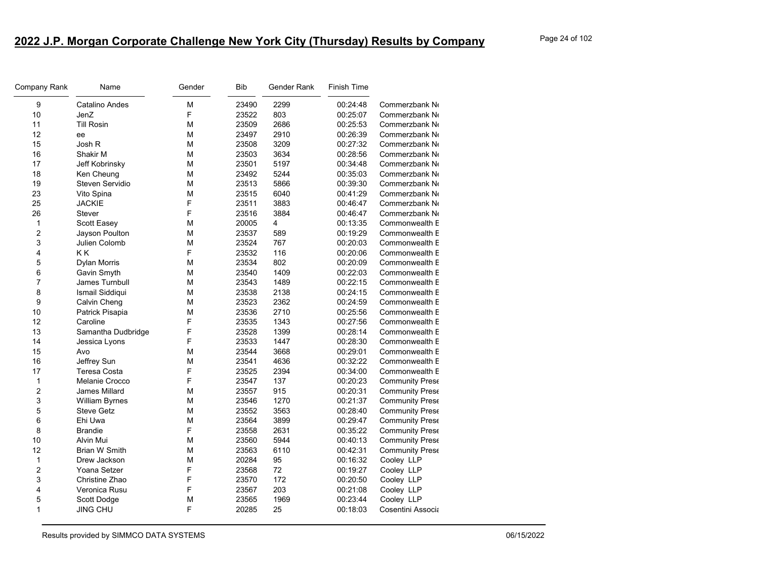## 2022 J.P. Morgan Corporate Challenge New York City (Thursday) Results by Company

| Company Rank | Name | Gender | Bib | Gender Rank | Finish Time | |
|---|---|---|---|---|---|---|
| 9 | Catalino Andes | M | 23490 | 2299 | 00:24:48 | Commerzbank N |
| 10 | JenZ | F | 23522 | 803 | 00:25:07 | Commerzbank N |
| 11 | Till Rosin | M | 23509 | 2686 | 00:25:53 | Commerzbank N |
| 12 | ee | M | 23497 | 2910 | 00:26:39 | Commerzbank N |
| 15 | Josh R | M | 23508 | 3209 | 00:27:32 | Commerzbank N |
| 16 | Shakir M | M | 23503 | 3634 | 00:28:56 | Commerzbank N |
| 17 | Jeff Kobrinsky | M | 23501 | 5197 | 00:34:48 | Commerzbank N |
| 18 | Ken Cheung | M | 23492 | 5244 | 00:35:03 | Commerzbank N |
| 19 | Steven Servidio | M | 23513 | 5866 | 00:39:30 | Commerzbank N |
| 23 | Vito Spina | M | 23515 | 6040 | 00:41:29 | Commerzbank N |
| 25 | JACKIE | F | 23511 | 3883 | 00:46:47 | Commerzbank N |
| 26 | Stever | F | 23516 | 3884 | 00:46:47 | Commerzbank N |
| 1 | Scott Easey | M | 20005 | 4 | 00:13:35 | Commonwealth E |
| 2 | Jayson Poulton | M | 23537 | 589 | 00:19:29 | Commonwealth E |
| 3 | Julien Colomb | M | 23524 | 767 | 00:20:03 | Commonwealth E |
| 4 | K K | F | 23532 | 116 | 00:20:06 | Commonwealth E |
| 5 | Dylan Morris | M | 23534 | 802 | 00:20:09 | Commonwealth E |
| 6 | Gavin Smyth | M | 23540 | 1409 | 00:22:03 | Commonwealth E |
| 7 | James Turnbull | M | 23543 | 1489 | 00:22:15 | Commonwealth E |
| 8 | Ismail Siddiqui | M | 23538 | 2138 | 00:24:15 | Commonwealth E |
| 9 | Calvin Cheng | M | 23523 | 2362 | 00:24:59 | Commonwealth E |
| 10 | Patrick Pisapia | M | 23536 | 2710 | 00:25:56 | Commonwealth E |
| 12 | Caroline | F | 23535 | 1343 | 00:27:56 | Commonwealth E |
| 13 | Samantha Dudbridge | F | 23528 | 1399 | 00:28:14 | Commonwealth E |
| 14 | Jessica Lyons | F | 23533 | 1447 | 00:28:30 | Commonwealth E |
| 15 | Avo | M | 23544 | 3668 | 00:29:01 | Commonwealth E |
| 16 | Jeffrey Sun | M | 23541 | 4636 | 00:32:22 | Commonwealth E |
| 17 | Teresa Costa | F | 23525 | 2394 | 00:34:00 | Commonwealth E |
| 1 | Melanie Crocco | F | 23547 | 137 | 00:20:23 | Community Prese |
| 2 | James Millard | M | 23557 | 915 | 00:20:31 | Community Prese |
| 3 | William Byrnes | M | 23546 | 1270 | 00:21:37 | Community Prese |
| 5 | Steve Getz | M | 23552 | 3563 | 00:28:40 | Community Prese |
| 6 | Ehi Uwa | M | 23564 | 3899 | 00:29:47 | Community Prese |
| 8 | Brandie | F | 23558 | 2631 | 00:35:22 | Community Prese |
| 10 | Alvin Mui | M | 23560 | 5944 | 00:40:13 | Community Prese |
| 12 | Brian W Smith | M | 23563 | 6110 | 00:42:31 | Community Prese |
| 1 | Drew Jackson | M | 20284 | 95 | 00:16:32 | Cooley LLP |
| 2 | Yoana Setzer | F | 23568 | 72 | 00:19:27 | Cooley LLP |
| 3 | Christine Zhao | F | 23570 | 172 | 00:20:50 | Cooley LLP |
| 4 | Veronica Rusu | F | 23567 | 203 | 00:21:08 | Cooley LLP |
| 5 | Scott Dodge | M | 23565 | 1969 | 00:23:44 | Cooley LLP |
| 1 | JING CHU | F | 20285 | 25 | 00:18:03 | Cosentini Associa |

Results provided by SIMMCO DATA SYSTEMS 06/15/2022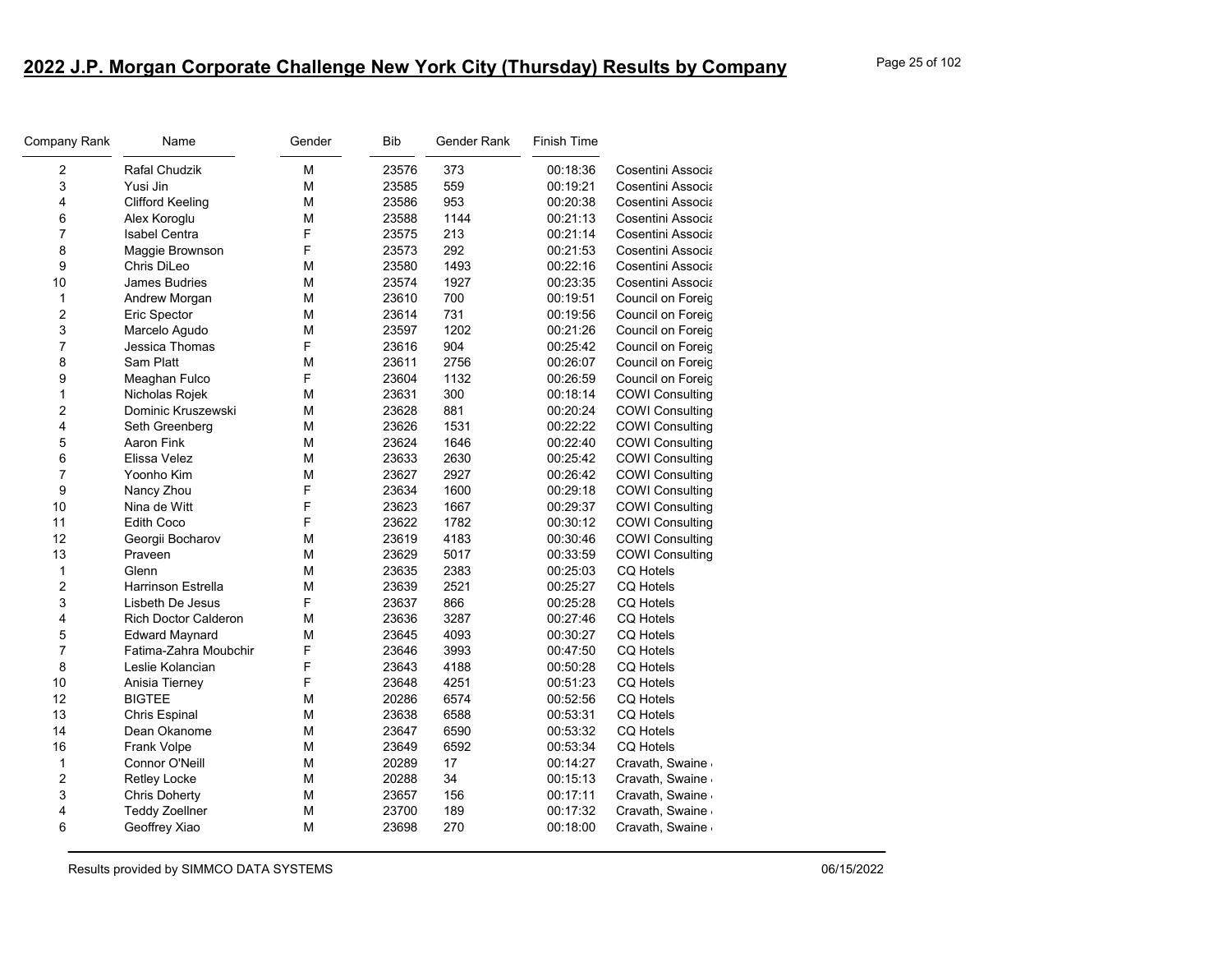## 2022 J.P. Morgan Corporate Challenge New York City (Thursday) Results by Company

| Company Rank | Name | Gender | Bib | Gender Rank | Finish Time | |
|---|---|---|---|---|---|---|
| 2 | Rafal Chudzik | M | 23576 | 373 | 00:18:36 | Cosentini Associa |
| 3 | Yusi Jin | M | 23585 | 559 | 00:19:21 | Cosentini Associa |
| 4 | Clifford Keeling | M | 23586 | 953 | 00:20:38 | Cosentini Associa |
| 6 | Alex Koroglu | M | 23588 | 1144 | 00:21:13 | Cosentini Associa |
| 7 | Isabel Centra | F | 23575 | 213 | 00:21:14 | Cosentini Associa |
| 8 | Maggie Brownson | F | 23573 | 292 | 00:21:53 | Cosentini Associa |
| 9 | Chris DiLeo | M | 23580 | 1493 | 00:22:16 | Cosentini Associa |
| 10 | James Budries | M | 23574 | 1927 | 00:23:35 | Cosentini Associa |
| 1 | Andrew Morgan | M | 23610 | 700 | 00:19:51 | Council on Foreig |
| 2 | Eric Spector | M | 23614 | 731 | 00:19:56 | Council on Foreig |
| 3 | Marcelo Agudo | M | 23597 | 1202 | 00:21:26 | Council on Foreig |
| 7 | Jessica Thomas | F | 23616 | 904 | 00:25:42 | Council on Foreig |
| 8 | Sam Platt | M | 23611 | 2756 | 00:26:07 | Council on Foreig |
| 9 | Meaghan Fulco | F | 23604 | 1132 | 00:26:59 | Council on Foreig |
| 1 | Nicholas Rojek | M | 23631 | 300 | 00:18:14 | COWI Consulting |
| 2 | Dominic Kruszewski | M | 23628 | 881 | 00:20:24 | COWI Consulting |
| 4 | Seth Greenberg | M | 23626 | 1531 | 00:22:22 | COWI Consulting |
| 5 | Aaron Fink | M | 23624 | 1646 | 00:22:40 | COWI Consulting |
| 6 | Elissa Velez | M | 23633 | 2630 | 00:25:42 | COWI Consulting |
| 7 | Yoonho Kim | M | 23627 | 2927 | 00:26:42 | COWI Consulting |
| 9 | Nancy Zhou | F | 23634 | 1600 | 00:29:18 | COWI Consulting |
| 10 | Nina de Witt | F | 23623 | 1667 | 00:29:37 | COWI Consulting |
| 11 | Edith Coco | F | 23622 | 1782 | 00:30:12 | COWI Consulting |
| 12 | Georgii Bocharov | M | 23619 | 4183 | 00:30:46 | COWI Consulting |
| 13 | Praveen | M | 23629 | 5017 | 00:33:59 | COWI Consulting |
| 1 | Glenn | M | 23635 | 2383 | 00:25:03 | CQ Hotels |
| 2 | Harrinson Estrella | M | 23639 | 2521 | 00:25:27 | CQ Hotels |
| 3 | Lisbeth De Jesus | F | 23637 | 866 | 00:25:28 | CQ Hotels |
| 4 | Rich Doctor Calderon | M | 23636 | 3287 | 00:27:46 | CQ Hotels |
| 5 | Edward Maynard | M | 23645 | 4093 | 00:30:27 | CQ Hotels |
| 7 | Fatima-Zahra Moubchir | F | 23646 | 3993 | 00:47:50 | CQ Hotels |
| 8 | Leslie Kolancian | F | 23643 | 4188 | 00:50:28 | CQ Hotels |
| 10 | Anisia Tierney | F | 23648 | 4251 | 00:51:23 | CQ Hotels |
| 12 | BIGTEE | M | 20286 | 6574 | 00:52:56 | CQ Hotels |
| 13 | Chris Espinal | M | 23638 | 6588 | 00:53:31 | CQ Hotels |
| 14 | Dean Okanome | M | 23647 | 6590 | 00:53:32 | CQ Hotels |
| 16 | Frank Volpe | M | 23649 | 6592 | 00:53:34 | CQ Hotels |
| 1 | Connor O'Neill | M | 20289 | 17 | 00:14:27 | Cravath, Swaine |
| 2 | Retley Locke | M | 20288 | 34 | 00:15:13 | Cravath, Swaine |
| 3 | Chris Doherty | M | 23657 | 156 | 00:17:11 | Cravath, Swaine |
| 4 | Teddy Zoellner | M | 23700 | 189 | 00:17:32 | Cravath, Swaine |
| 6 | Geoffrey Xiao | M | 23698 | 270 | 00:18:00 | Cravath, Swaine |

Results provided by SIMMCO DATA SYSTEMS 06/15/2022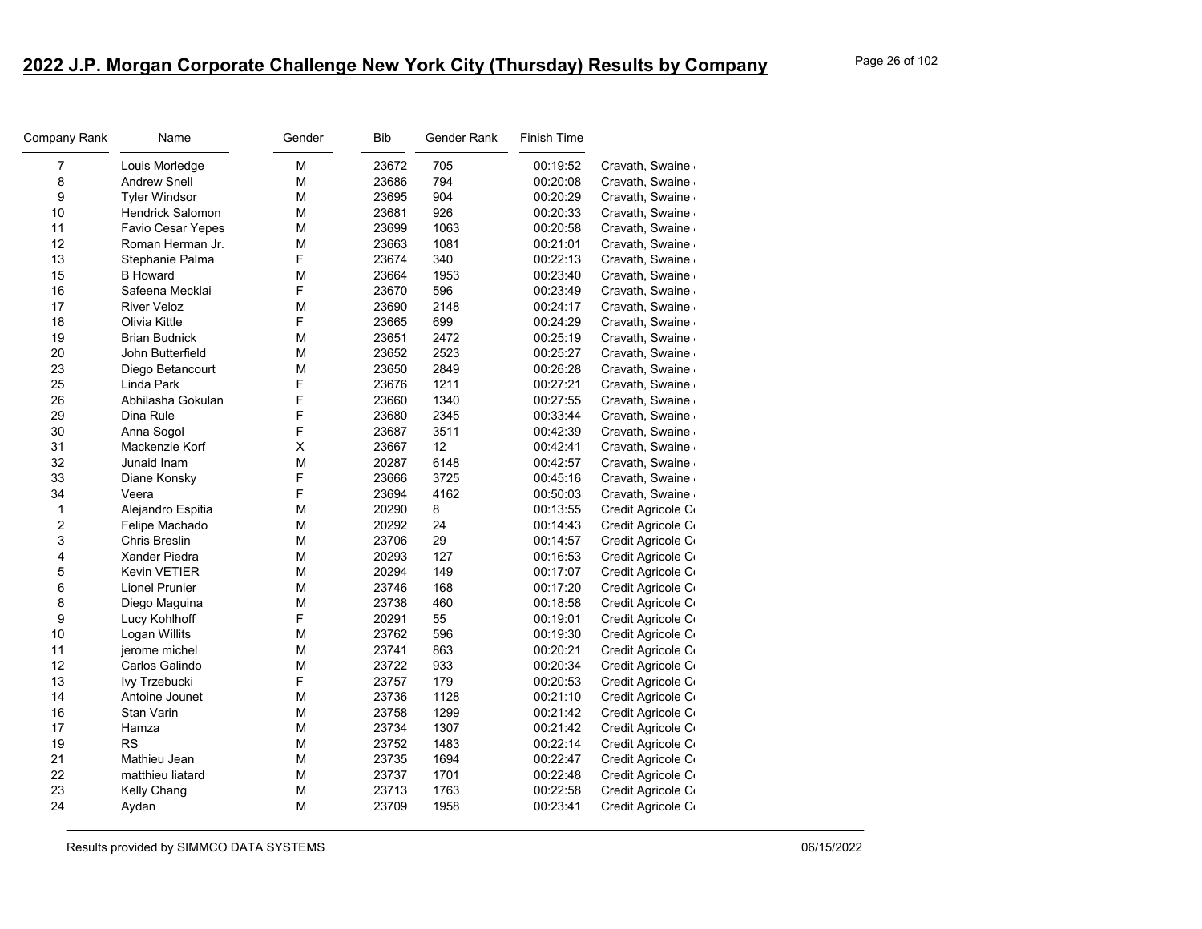## 2022 J.P. Morgan Corporate Challenge New York City (Thursday) Results by Company

| Company Rank | Name | Gender | Bib | Gender Rank | Finish Time | |
|---|---|---|---|---|---|---|
| 7 | Louis Morledge | M | 23672 | 705 | 00:19:52 | Cravath, Swaine |
| 8 | Andrew Snell | M | 23686 | 794 | 00:20:08 | Cravath, Swaine |
| 9 | Tyler Windsor | M | 23695 | 904 | 00:20:29 | Cravath, Swaine |
| 10 | Hendrick Salomon | M | 23681 | 926 | 00:20:33 | Cravath, Swaine |
| 11 | Favio Cesar Yepes | M | 23699 | 1063 | 00:20:58 | Cravath, Swaine |
| 12 | Roman Herman Jr. | M | 23663 | 1081 | 00:21:01 | Cravath, Swaine |
| 13 | Stephanie Palma | F | 23674 | 340 | 00:22:13 | Cravath, Swaine |
| 15 | B Howard | M | 23664 | 1953 | 00:23:40 | Cravath, Swaine |
| 16 | Safeena Mecklai | F | 23670 | 596 | 00:23:49 | Cravath, Swaine |
| 17 | River Veloz | M | 23690 | 2148 | 00:24:17 | Cravath, Swaine |
| 18 | Olivia Kittle | F | 23665 | 699 | 00:24:29 | Cravath, Swaine |
| 19 | Brian Budnick | M | 23651 | 2472 | 00:25:19 | Cravath, Swaine |
| 20 | John Butterfield | M | 23652 | 2523 | 00:25:27 | Cravath, Swaine |
| 23 | Diego Betancourt | M | 23650 | 2849 | 00:26:28 | Cravath, Swaine |
| 25 | Linda Park | F | 23676 | 1211 | 00:27:21 | Cravath, Swaine |
| 26 | Abhilasha Gokulan | F | 23660 | 1340 | 00:27:55 | Cravath, Swaine |
| 29 | Dina Rule | F | 23680 | 2345 | 00:33:44 | Cravath, Swaine |
| 30 | Anna Sogol | F | 23687 | 3511 | 00:42:39 | Cravath, Swaine |
| 31 | Mackenzie Korf | X | 23667 | 12 | 00:42:41 | Cravath, Swaine |
| 32 | Junaid Inam | M | 20287 | 6148 | 00:42:57 | Cravath, Swaine |
| 33 | Diane Konsky | F | 23666 | 3725 | 00:45:16 | Cravath, Swaine |
| 34 | Veera | F | 23694 | 4162 | 00:50:03 | Cravath, Swaine |
| 1 | Alejandro Espitia | M | 20290 | 8 | 00:13:55 | Credit Agricole C |
| 2 | Felipe Machado | M | 20292 | 24 | 00:14:43 | Credit Agricole C |
| 3 | Chris Breslin | M | 23706 | 29 | 00:14:57 | Credit Agricole C |
| 4 | Xander Piedra | M | 20293 | 127 | 00:16:53 | Credit Agricole C |
| 5 | Kevin VETIER | M | 20294 | 149 | 00:17:07 | Credit Agricole C |
| 6 | Lionel Prunier | M | 23746 | 168 | 00:17:20 | Credit Agricole C |
| 8 | Diego Maguina | M | 23738 | 460 | 00:18:58 | Credit Agricole C |
| 9 | Lucy Kohlhoff | F | 20291 | 55 | 00:19:01 | Credit Agricole C |
| 10 | Logan Willits | M | 23762 | 596 | 00:19:30 | Credit Agricole C |
| 11 | jerome michel | M | 23741 | 863 | 00:20:21 | Credit Agricole C |
| 12 | Carlos Galindo | M | 23722 | 933 | 00:20:34 | Credit Agricole C |
| 13 | Ivy Trzebucki | F | 23757 | 179 | 00:20:53 | Credit Agricole C |
| 14 | Antoine Jounet | M | 23736 | 1128 | 00:21:10 | Credit Agricole C |
| 16 | Stan Varin | M | 23758 | 1299 | 00:21:42 | Credit Agricole C |
| 17 | Hamza | M | 23734 | 1307 | 00:21:42 | Credit Agricole C |
| 19 | RS | M | 23752 | 1483 | 00:22:14 | Credit Agricole C |
| 21 | Mathieu Jean | M | 23735 | 1694 | 00:22:47 | Credit Agricole C |
| 22 | matthieu liatard | M | 23737 | 1701 | 00:22:48 | Credit Agricole C |
| 23 | Kelly Chang | M | 23713 | 1763 | 00:22:58 | Credit Agricole C |
| 24 | Aydan | M | 23709 | 1958 | 00:23:41 | Credit Agricole C |

Results provided by SIMMCO DATA SYSTEMS 06/15/2022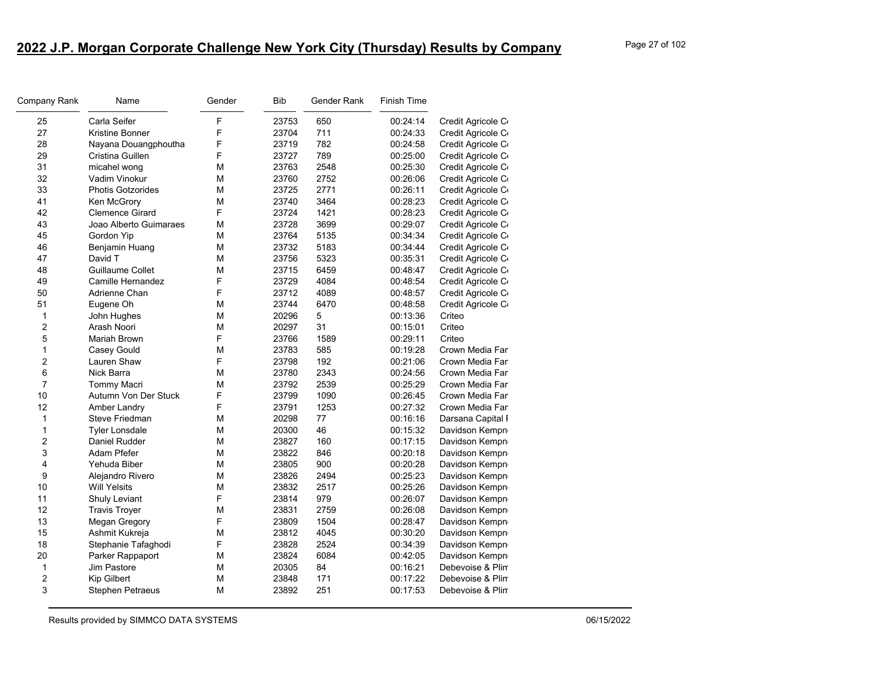## 2022 J.P. Morgan Corporate Challenge New York City (Thursday) Results by Company

| Company Rank | Name | Gender | Bib | Gender Rank | Finish Time | |
|---|---|---|---|---|---|---|
| 25 | Carla Seifer | F | 23753 | 650 | 00:24:14 | Credit Agricole C |
| 27 | Kristine Bonner | F | 23704 | 711 | 00:24:33 | Credit Agricole C |
| 28 | Nayana Douangphoutha | F | 23719 | 782 | 00:24:58 | Credit Agricole C |
| 29 | Cristina Guillen | F | 23727 | 789 | 00:25:00 | Credit Agricole C |
| 31 | micahel wong | M | 23763 | 2548 | 00:25:30 | Credit Agricole C |
| 32 | Vadim Vinokur | M | 23760 | 2752 | 00:26:06 | Credit Agricole C |
| 33 | Photis Gotzorides | M | 23725 | 2771 | 00:26:11 | Credit Agricole C |
| 41 | Ken McGrory | M | 23740 | 3464 | 00:28:23 | Credit Agricole C |
| 42 | Clemence Girard | F | 23724 | 1421 | 00:28:23 | Credit Agricole C |
| 43 | Joao Alberto Guimaraes | M | 23728 | 3699 | 00:29:07 | Credit Agricole C |
| 45 | Gordon Yip | M | 23764 | 5135 | 00:34:34 | Credit Agricole C |
| 46 | Benjamin Huang | M | 23732 | 5183 | 00:34:44 | Credit Agricole C |
| 47 | David T | M | 23756 | 5323 | 00:35:31 | Credit Agricole C |
| 48 | Guillaume Collet | M | 23715 | 6459 | 00:48:47 | Credit Agricole C |
| 49 | Camille Hernandez | F | 23729 | 4084 | 00:48:54 | Credit Agricole C |
| 50 | Adrienne Chan | F | 23712 | 4089 | 00:48:57 | Credit Agricole C |
| 51 | Eugene Oh | M | 23744 | 6470 | 00:48:58 | Credit Agricole C |
| 1 | John Hughes | M | 20296 | 5 | 00:13:36 | Criteo |
| 2 | Arash Noori | M | 20297 | 31 | 00:15:01 | Criteo |
| 5 | Mariah Brown | F | 23766 | 1589 | 00:29:11 | Criteo |
| 1 | Casey Gould | M | 23783 | 585 | 00:19:28 | Crown Media Far |
| 2 | Lauren Shaw | F | 23798 | 192 | 00:21:06 | Crown Media Far |
| 6 | Nick Barra | M | 23780 | 2343 | 00:24:56 | Crown Media Far |
| 7 | Tommy Macri | M | 23792 | 2539 | 00:25:29 | Crown Media Far |
| 10 | Autumn Von Der Stuck | F | 23799 | 1090 | 00:26:45 | Crown Media Far |
| 12 | Amber Landry | F | 23791 | 1253 | 00:27:32 | Crown Media Far |
| 1 | Steve Friedman | M | 20298 | 77 | 00:16:16 | Darsana Capital I |
| 1 | Tyler Lonsdale | M | 20300 | 46 | 00:15:32 | Davidson Kempn |
| 2 | Daniel Rudder | M | 23827 | 160 | 00:17:15 | Davidson Kempn |
| 3 | Adam Pfefer | M | 23822 | 846 | 00:20:18 | Davidson Kempn |
| 4 | Yehuda Biber | M | 23805 | 900 | 00:20:28 | Davidson Kempn |
| 9 | Alejandro Rivero | M | 23826 | 2494 | 00:25:23 | Davidson Kempn |
| 10 | Will Yelsits | M | 23832 | 2517 | 00:25:26 | Davidson Kempn |
| 11 | Shuly Leviant | F | 23814 | 979 | 00:26:07 | Davidson Kempn |
| 12 | Travis Troyer | M | 23831 | 2759 | 00:26:08 | Davidson Kempn |
| 13 | Megan Gregory | F | 23809 | 1504 | 00:28:47 | Davidson Kempn |
| 15 | Ashmit Kukreja | M | 23812 | 4045 | 00:30:20 | Davidson Kempn |
| 18 | Stephanie Tafaghodi | F | 23828 | 2524 | 00:34:39 | Davidson Kempn |
| 20 | Parker Rappaport | M | 23824 | 6084 | 00:42:05 | Davidson Kempn |
| 1 | Jim Pastore | M | 20305 | 84 | 00:16:21 | Debevoise & Plin |
| 2 | Kip Gilbert | M | 23848 | 171 | 00:17:22 | Debevoise & Plin |
| 3 | Stephen Petraeus | M | 23892 | 251 | 00:17:53 | Debevoise & Plin |

Results provided by SIMMCO DATA SYSTEMS 06/15/2022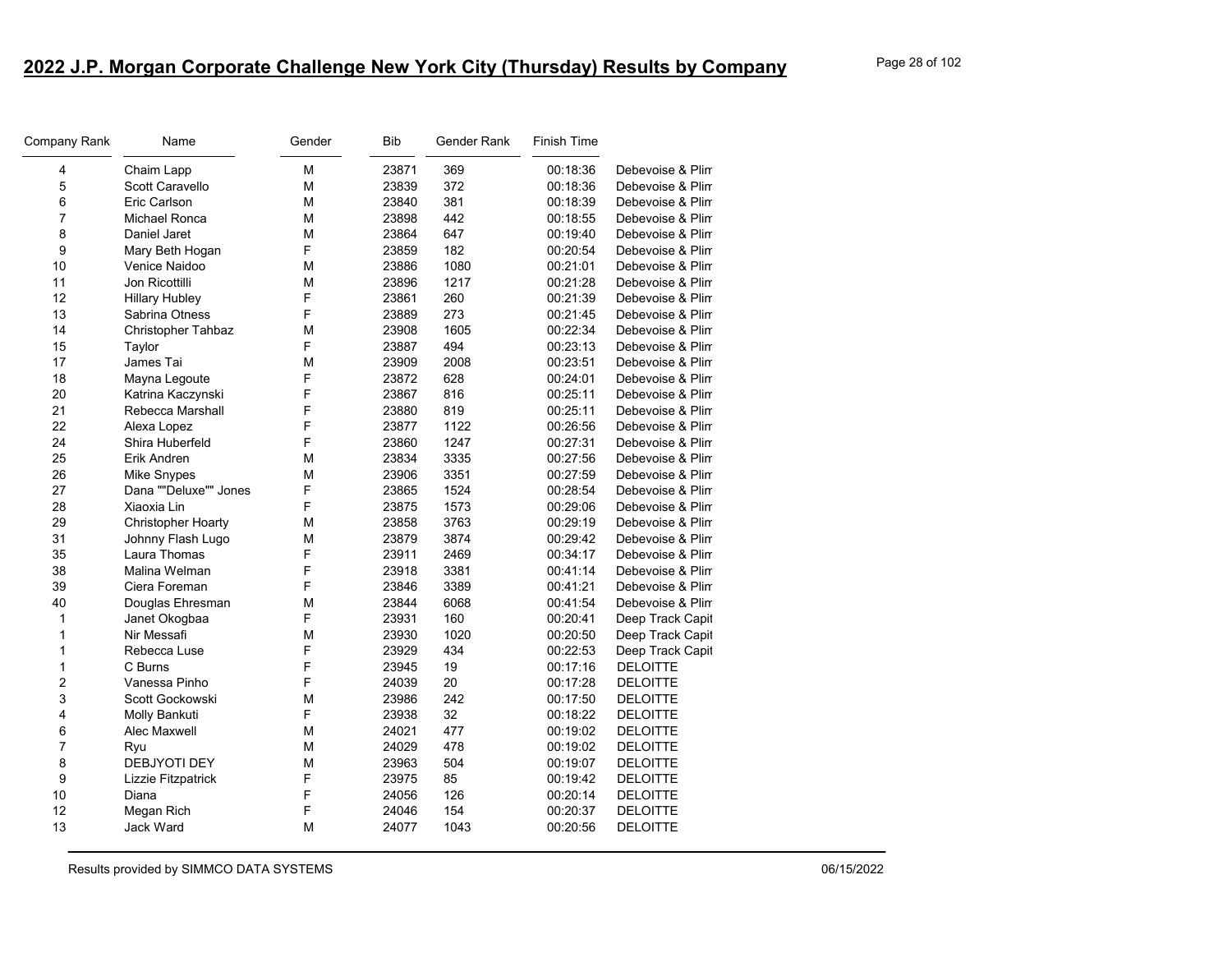## 2022 J.P. Morgan Corporate Challenge New York City (Thursday) Results by Company

| Company Rank | Name | Gender | Bib | Gender Rank | Finish Time | |
|---|---|---|---|---|---|---|
| 4 | Chaim Lapp | M | 23871 | 369 | 00:18:36 | Debevoise & Plim |
| 5 | Scott Caravello | M | 23839 | 372 | 00:18:36 | Debevoise & Plim |
| 6 | Eric Carlson | M | 23840 | 381 | 00:18:39 | Debevoise & Plim |
| 7 | Michael Ronca | M | 23898 | 442 | 00:18:55 | Debevoise & Plim |
| 8 | Daniel Jaret | M | 23864 | 647 | 00:19:40 | Debevoise & Plim |
| 9 | Mary Beth Hogan | F | 23859 | 182 | 00:20:54 | Debevoise & Plim |
| 10 | Venice Naidoo | M | 23886 | 1080 | 00:21:01 | Debevoise & Plim |
| 11 | Jon Ricottilli | M | 23896 | 1217 | 00:21:28 | Debevoise & Plim |
| 12 | Hillary Hubley | F | 23861 | 260 | 00:21:39 | Debevoise & Plim |
| 13 | Sabrina Otness | F | 23889 | 273 | 00:21:45 | Debevoise & Plim |
| 14 | Christopher Tahbaz | M | 23908 | 1605 | 00:22:34 | Debevoise & Plim |
| 15 | Taylor | F | 23887 | 494 | 00:23:13 | Debevoise & Plim |
| 17 | James Tai | M | 23909 | 2008 | 00:23:51 | Debevoise & Plim |
| 18 | Mayna Legoute | F | 23872 | 628 | 00:24:01 | Debevoise & Plim |
| 20 | Katrina Kaczynski | F | 23867 | 816 | 00:25:11 | Debevoise & Plim |
| 21 | Rebecca Marshall | F | 23880 | 819 | 00:25:11 | Debevoise & Plim |
| 22 | Alexa Lopez | F | 23877 | 1122 | 00:26:56 | Debevoise & Plim |
| 24 | Shira Huberfeld | F | 23860 | 1247 | 00:27:31 | Debevoise & Plim |
| 25 | Erik Andren | M | 23834 | 3335 | 00:27:56 | Debevoise & Plim |
| 26 | Mike Snypes | M | 23906 | 3351 | 00:27:59 | Debevoise & Plim |
| 27 | Dana ""Deluxe"" Jones | F | 23865 | 1524 | 00:28:54 | Debevoise & Plim |
| 28 | Xiaoxia Lin | F | 23875 | 1573 | 00:29:06 | Debevoise & Plim |
| 29 | Christopher Hoarty | M | 23858 | 3763 | 00:29:19 | Debevoise & Plim |
| 31 | Johnny Flash Lugo | M | 23879 | 3874 | 00:29:42 | Debevoise & Plim |
| 35 | Laura Thomas | F | 23911 | 2469 | 00:34:17 | Debevoise & Plim |
| 38 | Malina Welman | F | 23918 | 3381 | 00:41:14 | Debevoise & Plim |
| 39 | Ciera Foreman | F | 23846 | 3389 | 00:41:21 | Debevoise & Plim |
| 40 | Douglas Ehresman | M | 23844 | 6068 | 00:41:54 | Debevoise & Plim |
| 1 | Janet Okogbaa | F | 23931 | 160 | 00:20:41 | Deep Track Capit |
| 1 | Nir Messafi | M | 23930 | 1020 | 00:20:50 | Deep Track Capit |
| 1 | Rebecca Luse | F | 23929 | 434 | 00:22:53 | Deep Track Capit |
| 1 | C Burns | F | 23945 | 19 | 00:17:16 | DELOITTE |
| 2 | Vanessa Pinho | F | 24039 | 20 | 00:17:28 | DELOITTE |
| 3 | Scott Gockowski | M | 23986 | 242 | 00:17:50 | DELOITTE |
| 4 | Molly Bankuti | F | 23938 | 32 | 00:18:22 | DELOITTE |
| 6 | Alec Maxwell | M | 24021 | 477 | 00:19:02 | DELOITTE |
| 7 | Ryu | M | 24029 | 478 | 00:19:02 | DELOITTE |
| 8 | DEBJYOTI DEY | M | 23963 | 504 | 00:19:07 | DELOITTE |
| 9 | Lizzie Fitzpatrick | F | 23975 | 85 | 00:19:42 | DELOITTE |
| 10 | Diana | F | 24056 | 126 | 00:20:14 | DELOITTE |
| 12 | Megan Rich | F | 24046 | 154 | 00:20:37 | DELOITTE |
| 13 | Jack Ward | M | 24077 | 1043 | 00:20:56 | DELOITTE |

Results provided by SIMMCO DATA SYSTEMS 06/15/2022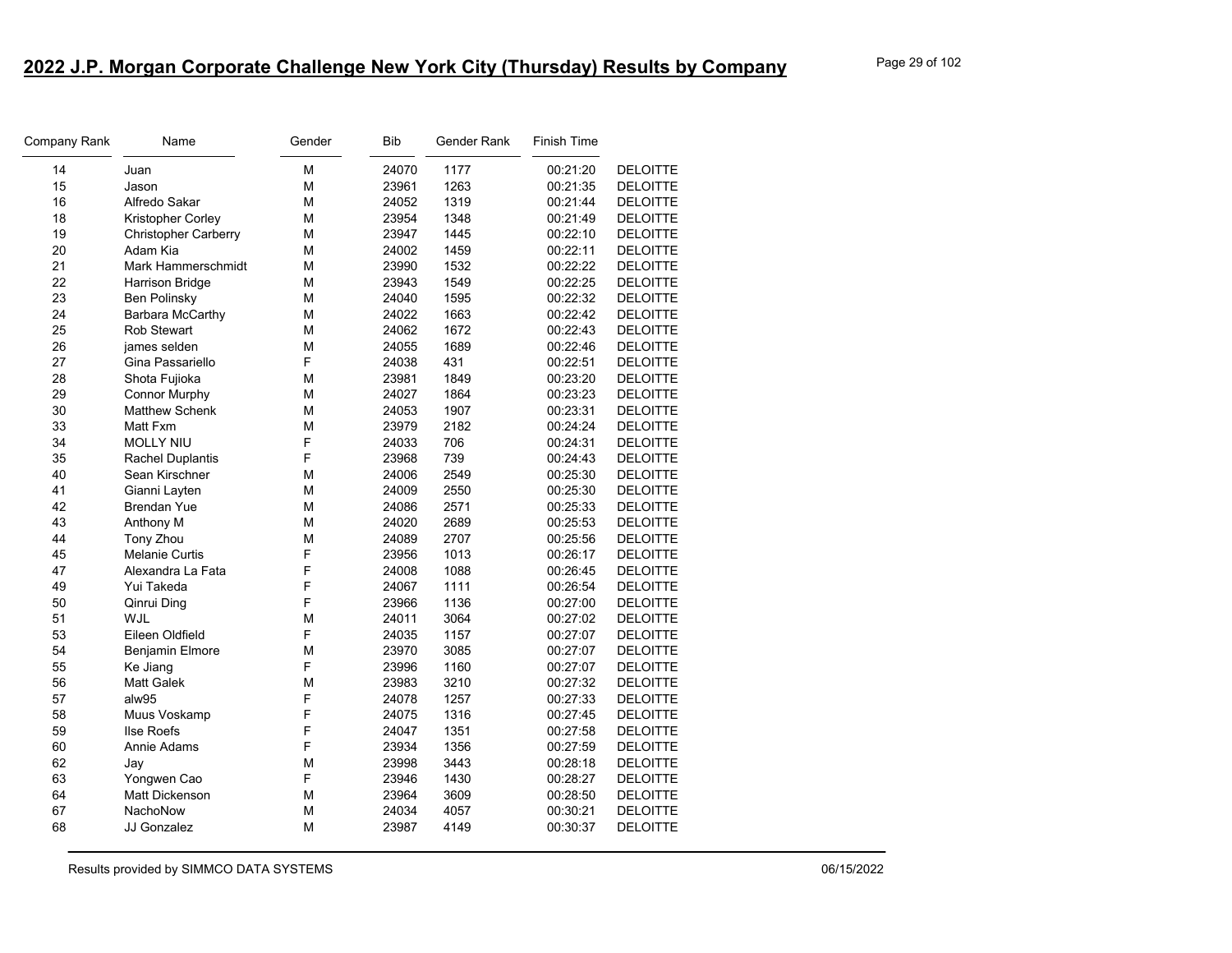# 2022 J.P. Morgan Corporate Challenge New York City (Thursday) Results by Company

| Company Rank | Name | Gender | Bib | Gender Rank | Finish Time | |
|---|---|---|---|---|---|---|
| 14 | Juan | M | 24070 | 1177 | 00:21:20 | DELOITTE |
| 15 | Jason | M | 23961 | 1263 | 00:21:35 | DELOITTE |
| 16 | Alfredo Sakar | M | 24052 | 1319 | 00:21:44 | DELOITTE |
| 18 | Kristopher Corley | M | 23954 | 1348 | 00:21:49 | DELOITTE |
| 19 | Christopher Carberry | M | 23947 | 1445 | 00:22:10 | DELOITTE |
| 20 | Adam Kia | M | 24002 | 1459 | 00:22:11 | DELOITTE |
| 21 | Mark Hammerschmidt | M | 23990 | 1532 | 00:22:22 | DELOITTE |
| 22 | Harrison Bridge | M | 23943 | 1549 | 00:22:25 | DELOITTE |
| 23 | Ben Polinsky | M | 24040 | 1595 | 00:22:32 | DELOITTE |
| 24 | Barbara McCarthy | M | 24022 | 1663 | 00:22:42 | DELOITTE |
| 25 | Rob Stewart | M | 24062 | 1672 | 00:22:43 | DELOITTE |
| 26 | james selden | M | 24055 | 1689 | 00:22:46 | DELOITTE |
| 27 | Gina Passariello | F | 24038 | 431 | 00:22:51 | DELOITTE |
| 28 | Shota Fujioka | M | 23981 | 1849 | 00:23:20 | DELOITTE |
| 29 | Connor Murphy | M | 24027 | 1864 | 00:23:23 | DELOITTE |
| 30 | Matthew Schenk | M | 24053 | 1907 | 00:23:31 | DELOITTE |
| 33 | Matt Fxm | M | 23979 | 2182 | 00:24:24 | DELOITTE |
| 34 | MOLLY NIU | F | 24033 | 706 | 00:24:31 | DELOITTE |
| 35 | Rachel Duplantis | F | 23968 | 739 | 00:24:43 | DELOITTE |
| 40 | Sean Kirschner | M | 24006 | 2549 | 00:25:30 | DELOITTE |
| 41 | Gianni Layten | M | 24009 | 2550 | 00:25:30 | DELOITTE |
| 42 | Brendan Yue | M | 24086 | 2571 | 00:25:33 | DELOITTE |
| 43 | Anthony M | M | 24020 | 2689 | 00:25:53 | DELOITTE |
| 44 | Tony Zhou | M | 24089 | 2707 | 00:25:56 | DELOITTE |
| 45 | Melanie Curtis | F | 23956 | 1013 | 00:26:17 | DELOITTE |
| 47 | Alexandra La Fata | F | 24008 | 1088 | 00:26:45 | DELOITTE |
| 49 | Yui Takeda | F | 24067 | 1111 | 00:26:54 | DELOITTE |
| 50 | Qinrui Ding | F | 23966 | 1136 | 00:27:00 | DELOITTE |
| 51 | WJL | M | 24011 | 3064 | 00:27:02 | DELOITTE |
| 53 | Eileen Oldfield | F | 24035 | 1157 | 00:27:07 | DELOITTE |
| 54 | Benjamin Elmore | M | 23970 | 3085 | 00:27:07 | DELOITTE |
| 55 | Ke Jiang | F | 23996 | 1160 | 00:27:07 | DELOITTE |
| 56 | Matt Galek | M | 23983 | 3210 | 00:27:32 | DELOITTE |
| 57 | alw95 | F | 24078 | 1257 | 00:27:33 | DELOITTE |
| 58 | Muus Voskamp | F | 24075 | 1316 | 00:27:45 | DELOITTE |
| 59 | Ilse Roefs | F | 24047 | 1351 | 00:27:58 | DELOITTE |
| 60 | Annie Adams | F | 23934 | 1356 | 00:27:59 | DELOITTE |
| 62 | Jay | M | 23998 | 3443 | 00:28:18 | DELOITTE |
| 63 | Yongwen Cao | F | 23946 | 1430 | 00:28:27 | DELOITTE |
| 64 | Matt Dickenson | M | 23964 | 3609 | 00:28:50 | DELOITTE |
| 67 | NachoNow | M | 24034 | 4057 | 00:30:21 | DELOITTE |
| 68 | JJ Gonzalez | M | 23987 | 4149 | 00:30:37 | DELOITTE |

Results provided by SIMMCO DATA SYSTEMS 06/15/2022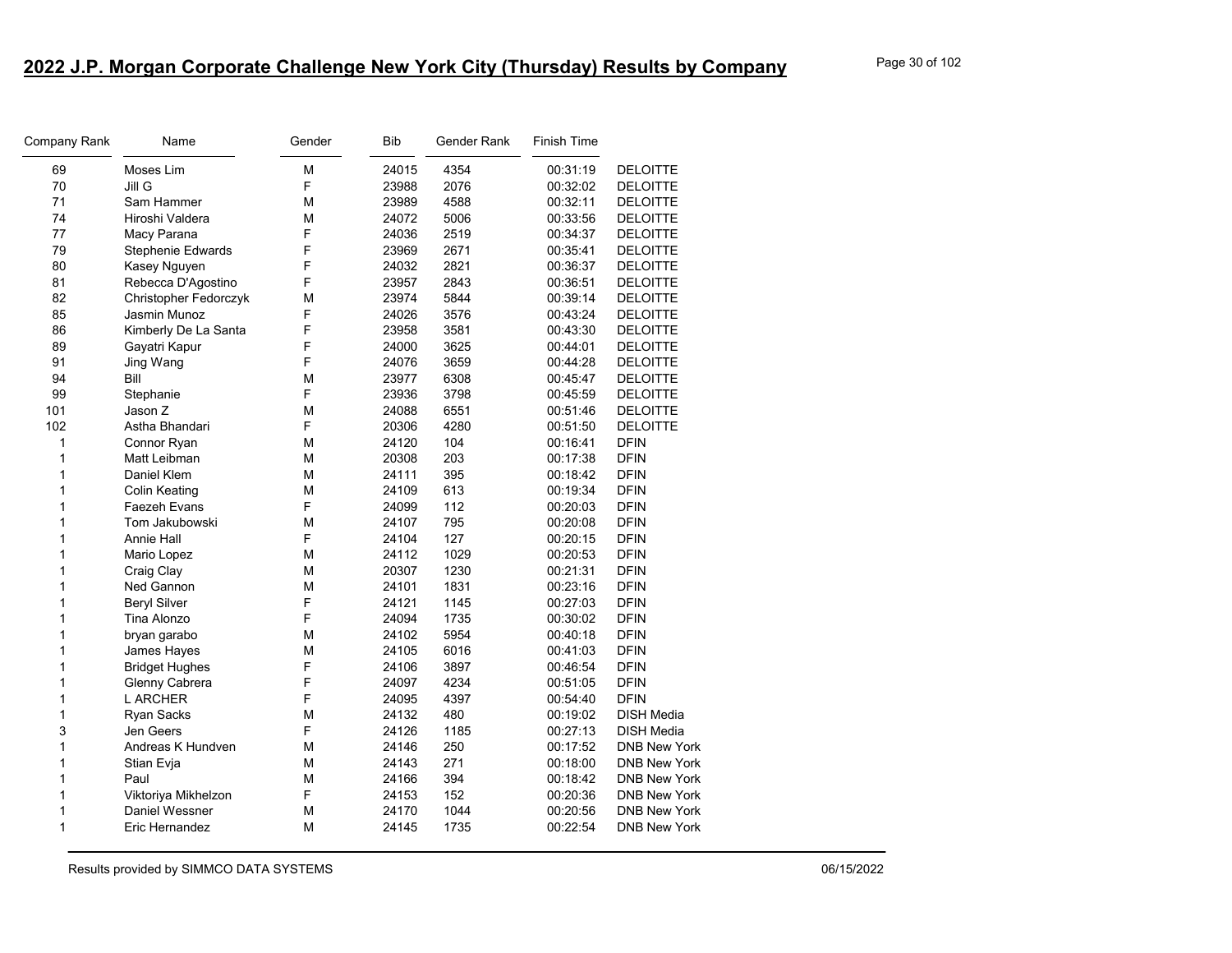## 2022 J.P. Morgan Corporate Challenge New York City (Thursday) Results by Company

| Company Rank | Name | Gender | Bib | Gender Rank | Finish Time | |
|---|---|---|---|---|---|---|
| 69 | Moses Lim | M | 24015 | 4354 | 00:31:19 | DELOITTE |
| 70 | Jill G | F | 23988 | 2076 | 00:32:02 | DELOITTE |
| 71 | Sam Hammer | M | 23989 | 4588 | 00:32:11 | DELOITTE |
| 74 | Hiroshi Valdera | M | 24072 | 5006 | 00:33:56 | DELOITTE |
| 77 | Macy Parana | F | 24036 | 2519 | 00:34:37 | DELOITTE |
| 79 | Stephenie Edwards | F | 23969 | 2671 | 00:35:41 | DELOITTE |
| 80 | Kasey Nguyen | F | 24032 | 2821 | 00:36:37 | DELOITTE |
| 81 | Rebecca D'Agostino | F | 23957 | 2843 | 00:36:51 | DELOITTE |
| 82 | Christopher Fedorczyk | M | 23974 | 5844 | 00:39:14 | DELOITTE |
| 85 | Jasmin Munoz | F | 24026 | 3576 | 00:43:24 | DELOITTE |
| 86 | Kimberly De La Santa | F | 23958 | 3581 | 00:43:30 | DELOITTE |
| 89 | Gayatri Kapur | F | 24000 | 3625 | 00:44:01 | DELOITTE |
| 91 | Jing Wang | F | 24076 | 3659 | 00:44:28 | DELOITTE |
| 94 | Bill | M | 23977 | 6308 | 00:45:47 | DELOITTE |
| 99 | Stephanie | F | 23936 | 3798 | 00:45:59 | DELOITTE |
| 101 | Jason Z | M | 24088 | 6551 | 00:51:46 | DELOITTE |
| 102 | Astha Bhandari | F | 20306 | 4280 | 00:51:50 | DELOITTE |
| 1 | Connor Ryan | M | 24120 | 104 | 00:16:41 | DFIN |
| 1 | Matt Leibman | M | 20308 | 203 | 00:17:38 | DFIN |
| 1 | Daniel Klem | M | 24111 | 395 | 00:18:42 | DFIN |
| 1 | Colin Keating | M | 24109 | 613 | 00:19:34 | DFIN |
| 1 | Faezeh Evans | F | 24099 | 112 | 00:20:03 | DFIN |
| 1 | Tom Jakubowski | M | 24107 | 795 | 00:20:08 | DFIN |
| 1 | Annie Hall | F | 24104 | 127 | 00:20:15 | DFIN |
| 1 | Mario Lopez | M | 24112 | 1029 | 00:20:53 | DFIN |
| 1 | Craig Clay | M | 20307 | 1230 | 00:21:31 | DFIN |
| 1 | Ned Gannon | M | 24101 | 1831 | 00:23:16 | DFIN |
| 1 | Beryl Silver | F | 24121 | 1145 | 00:27:03 | DFIN |
| 1 | Tina Alonzo | F | 24094 | 1735 | 00:30:02 | DFIN |
| 1 | bryan garabo | M | 24102 | 5954 | 00:40:18 | DFIN |
| 1 | James Hayes | M | 24105 | 6016 | 00:41:03 | DFIN |
| 1 | Bridget Hughes | F | 24106 | 3897 | 00:46:54 | DFIN |
| 1 | Glenny Cabrera | F | 24097 | 4234 | 00:51:05 | DFIN |
| 1 | L ARCHER | F | 24095 | 4397 | 00:54:40 | DFIN |
| 1 | Ryan Sacks | M | 24132 | 480 | 00:19:02 | DISH Media |
| 3 | Jen Geers | F | 24126 | 1185 | 00:27:13 | DISH Media |
| 1 | Andreas K Hundven | M | 24146 | 250 | 00:17:52 | DNB New York |
| 1 | Stian Evja | M | 24143 | 271 | 00:18:00 | DNB New York |
| 1 | Paul | M | 24166 | 394 | 00:18:42 | DNB New York |
| 1 | Viktoriya Mikhelzon | F | 24153 | 152 | 00:20:36 | DNB New York |
| 1 | Daniel Wessner | M | 24170 | 1044 | 00:20:56 | DNB New York |
| 1 | Eric Hernandez | M | 24145 | 1735 | 00:22:54 | DNB New York |

Results provided by SIMMCO DATA SYSTEMS 06/15/2022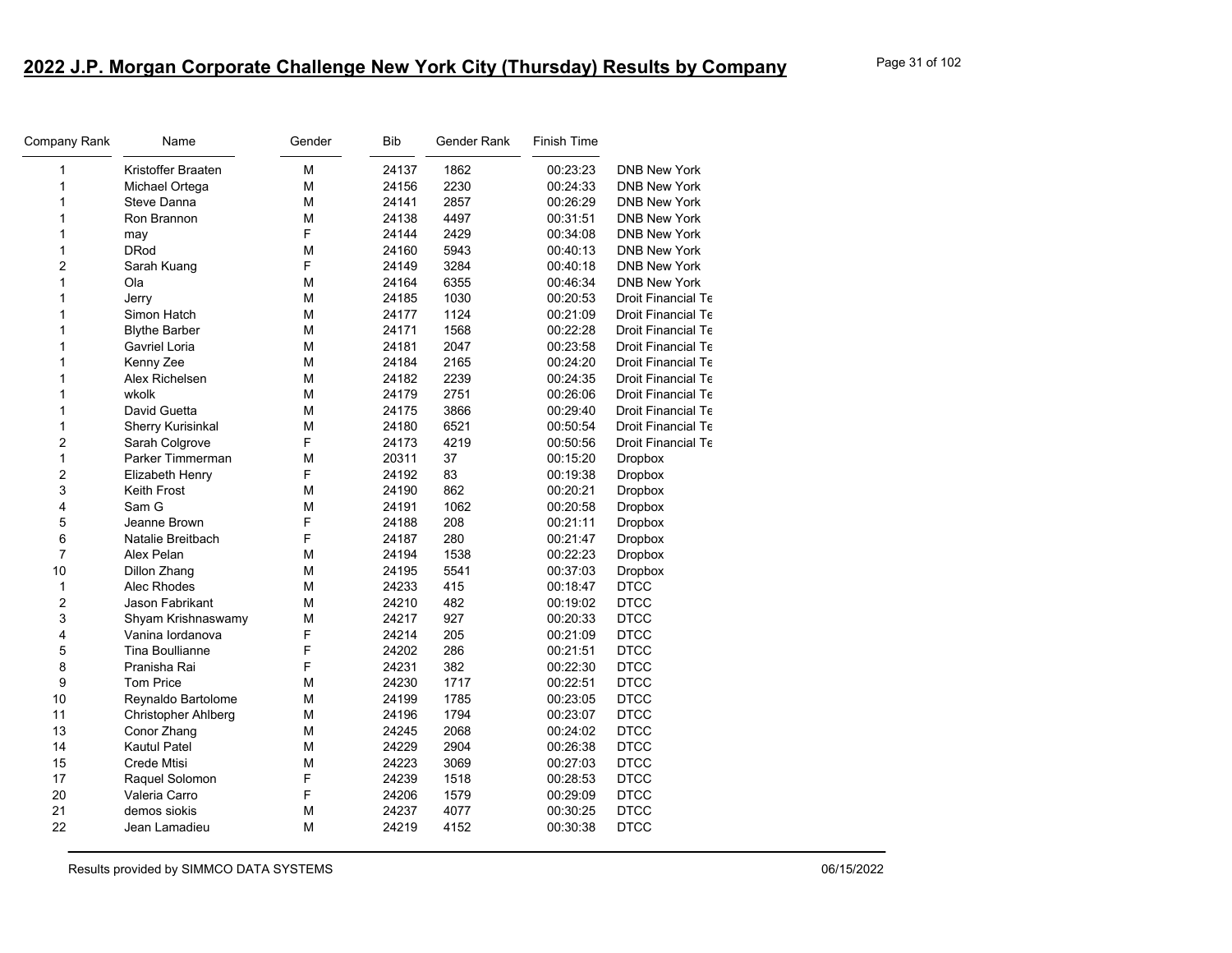## 2022 J.P. Morgan Corporate Challenge New York City (Thursday) Results by Company

| Company Rank | Name | Gender | Bib | Gender Rank | Finish Time | |
|---|---|---|---|---|---|---|
| 1 | Kristoffer Braaten | M | 24137 | 1862 | 00:23:23 | DNB New York |
| 1 | Michael Ortega | M | 24156 | 2230 | 00:24:33 | DNB New York |
| 1 | Steve Danna | M | 24141 | 2857 | 00:26:29 | DNB New York |
| 1 | Ron Brannon | M | 24138 | 4497 | 00:31:51 | DNB New York |
| 1 | may | F | 24144 | 2429 | 00:34:08 | DNB New York |
| 1 | DRod | M | 24160 | 5943 | 00:40:13 | DNB New York |
| 2 | Sarah Kuang | F | 24149 | 3284 | 00:40:18 | DNB New York |
| 1 | Ola | M | 24164 | 6355 | 00:46:34 | DNB New York |
| 1 | Jerry | M | 24185 | 1030 | 00:20:53 | Droit Financial Te |
| 1 | Simon Hatch | M | 24177 | 1124 | 00:21:09 | Droit Financial Te |
| 1 | Blythe Barber | M | 24171 | 1568 | 00:22:28 | Droit Financial Te |
| 1 | Gavriel Loria | M | 24181 | 2047 | 00:23:58 | Droit Financial Te |
| 1 | Kenny Zee | M | 24184 | 2165 | 00:24:20 | Droit Financial Te |
| 1 | Alex Richelsen | M | 24182 | 2239 | 00:24:35 | Droit Financial Te |
| 1 | wkolk | M | 24179 | 2751 | 00:26:06 | Droit Financial Te |
| 1 | David Guetta | M | 24175 | 3866 | 00:29:40 | Droit Financial Te |
| 1 | Sherry Kurisinkal | M | 24180 | 6521 | 00:50:54 | Droit Financial Te |
| 2 | Sarah Colgrove | F | 24173 | 4219 | 00:50:56 | Droit Financial Te |
| 1 | Parker Timmerman | M | 20311 | 37 | 00:15:20 | Dropbox |
| 2 | Elizabeth Henry | F | 24192 | 83 | 00:19:38 | Dropbox |
| 3 | Keith Frost | M | 24190 | 862 | 00:20:21 | Dropbox |
| 4 | Sam G | M | 24191 | 1062 | 00:20:58 | Dropbox |
| 5 | Jeanne Brown | F | 24188 | 208 | 00:21:11 | Dropbox |
| 6 | Natalie Breitbach | F | 24187 | 280 | 00:21:47 | Dropbox |
| 7 | Alex Pelan | M | 24194 | 1538 | 00:22:23 | Dropbox |
| 10 | Dillon Zhang | M | 24195 | 5541 | 00:37:03 | Dropbox |
| 1 | Alec Rhodes | M | 24233 | 415 | 00:18:47 | DTCC |
| 2 | Jason Fabrikant | M | 24210 | 482 | 00:19:02 | DTCC |
| 3 | Shyam Krishnaswamy | M | 24217 | 927 | 00:20:33 | DTCC |
| 4 | Vanina Iordanova | F | 24214 | 205 | 00:21:09 | DTCC |
| 5 | Tina Boullianne | F | 24202 | 286 | 00:21:51 | DTCC |
| 8 | Pranisha Rai | F | 24231 | 382 | 00:22:30 | DTCC |
| 9 | Tom Price | M | 24230 | 1717 | 00:22:51 | DTCC |
| 10 | Reynaldo Bartolome | M | 24199 | 1785 | 00:23:05 | DTCC |
| 11 | Christopher Ahlberg | M | 24196 | 1794 | 00:23:07 | DTCC |
| 13 | Conor Zhang | M | 24245 | 2068 | 00:24:02 | DTCC |
| 14 | Kautul Patel | M | 24229 | 2904 | 00:26:38 | DTCC |
| 15 | Crede Mtisi | M | 24223 | 3069 | 00:27:03 | DTCC |
| 17 | Raquel Solomon | F | 24239 | 1518 | 00:28:53 | DTCC |
| 20 | Valeria Carro | F | 24206 | 1579 | 00:29:09 | DTCC |
| 21 | demos siokis | M | 24237 | 4077 | 00:30:25 | DTCC |
| 22 | Jean Lamadieu | M | 24219 | 4152 | 00:30:38 | DTCC |

Results provided by SIMMCO DATA SYSTEMS 06/15/2022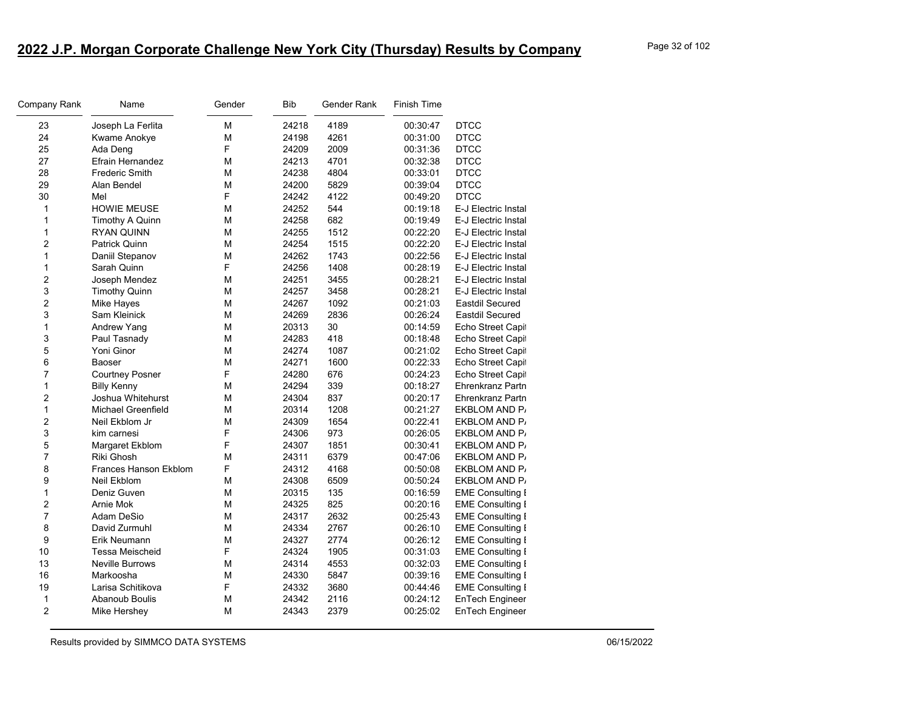## 2022 J.P. Morgan Corporate Challenge New York City (Thursday) Results by Company

| Company Rank | Name | Gender | Bib | Gender Rank | Finish Time | |
|---|---|---|---|---|---|---|
| 23 | Joseph La Ferlita | M | 24218 | 4189 | 00:30:47 | DTCC |
| 24 | Kwame Anokye | M | 24198 | 4261 | 00:31:00 | DTCC |
| 25 | Ada Deng | F | 24209 | 2009 | 00:31:36 | DTCC |
| 27 | Efrain Hernandez | M | 24213 | 4701 | 00:32:38 | DTCC |
| 28 | Frederic Smith | M | 24238 | 4804 | 00:33:01 | DTCC |
| 29 | Alan Bendel | M | 24200 | 5829 | 00:39:04 | DTCC |
| 30 | Mel | F | 24242 | 4122 | 00:49:20 | DTCC |
| 1 | HOWIE MEUSE | M | 24252 | 544 | 00:19:18 | E-J Electric Instal |
| 1 | Timothy A Quinn | M | 24258 | 682 | 00:19:49 | E-J Electric Instal |
| 1 | RYAN QUINN | M | 24255 | 1512 | 00:22:20 | E-J Electric Instal |
| 2 | Patrick Quinn | M | 24254 | 1515 | 00:22:20 | E-J Electric Instal |
| 1 | Daniil Stepanov | M | 24262 | 1743 | 00:22:56 | E-J Electric Instal |
| 1 | Sarah Quinn | F | 24256 | 1408 | 00:28:19 | E-J Electric Instal |
| 2 | Joseph Mendez | M | 24251 | 3455 | 00:28:21 | E-J Electric Instal |
| 3 | Timothy Quinn | M | 24257 | 3458 | 00:28:21 | E-J Electric Instal |
| 2 | Mike Hayes | M | 24267 | 1092 | 00:21:03 | Eastdil Secured |
| 3 | Sam Kleinick | M | 24269 | 2836 | 00:26:24 | Eastdil Secured |
| 1 | Andrew Yang | M | 20313 | 30 | 00:14:59 | Echo Street Capi |
| 3 | Paul Tasnady | M | 24283 | 418 | 00:18:48 | Echo Street Capi |
| 5 | Yoni Ginor | M | 24274 | 1087 | 00:21:02 | Echo Street Capi |
| 6 | Baoser | M | 24271 | 1600 | 00:22:33 | Echo Street Capi |
| 7 | Courtney Posner | F | 24280 | 676 | 00:24:23 | Echo Street Capi |
| 1 | Billy Kenny | M | 24294 | 339 | 00:18:27 | Ehrenkranz Partn |
| 2 | Joshua Whitehurst | M | 24304 | 837 | 00:20:17 | Ehrenkranz Partn |
| 1 | Michael Greenfield | M | 20314 | 1208 | 00:21:27 | EKBLOM AND P/ |
| 2 | Neil Ekblom Jr | M | 24309 | 1654 | 00:22:41 | EKBLOM AND P/ |
| 3 | kim carnesi | F | 24306 | 973 | 00:26:05 | EKBLOM AND P/ |
| 5 | Margaret Ekblom | F | 24307 | 1851 | 00:30:41 | EKBLOM AND P/ |
| 7 | Riki Ghosh | M | 24311 | 6379 | 00:47:06 | EKBLOM AND P/ |
| 8 | Frances Hanson Ekblom | F | 24312 | 4168 | 00:50:08 | EKBLOM AND P/ |
| 9 | Neil Ekblom | M | 24308 | 6509 | 00:50:24 | EKBLOM AND P/ |
| 1 | Deniz Guven | M | 20315 | 135 | 00:16:59 | EME Consulting I |
| 2 | Arnie Mok | M | 24325 | 825 | 00:20:16 | EME Consulting I |
| 7 | Adam DeSio | M | 24317 | 2632 | 00:25:43 | EME Consulting I |
| 8 | David Zurmuhl | M | 24334 | 2767 | 00:26:10 | EME Consulting I |
| 9 | Erik Neumann | M | 24327 | 2774 | 00:26:12 | EME Consulting I |
| 10 | Tessa Meischeid | F | 24324 | 1905 | 00:31:03 | EME Consulting I |
| 13 | Neville Burrows | M | 24314 | 4553 | 00:32:03 | EME Consulting I |
| 16 | Markoosha | M | 24330 | 5847 | 00:39:16 | EME Consulting I |
| 19 | Larisa Schitikova | F | 24332 | 3680 | 00:44:46 | EME Consulting I |
| 1 | Abanoub Boulis | M | 24342 | 2116 | 00:24:12 | EnTech Engineer |
| 2 | Mike Hershey | M | 24343 | 2379 | 00:25:02 | EnTech Engineer |

Results provided by SIMMCO DATA SYSTEMS 06/15/2022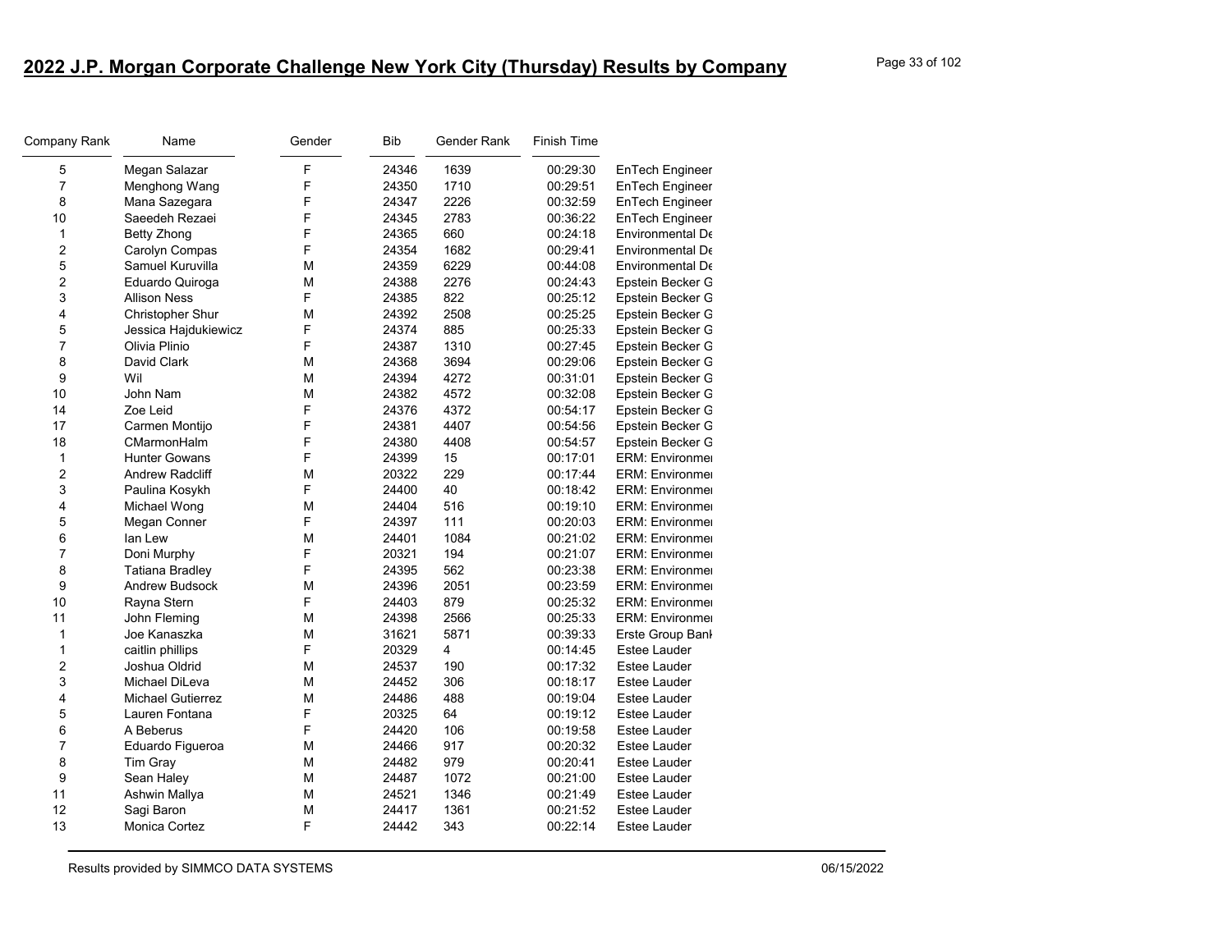# 2022 J.P. Morgan Corporate Challenge New York City (Thursday) Results by Company

| Company Rank | Name | Gender | Bib | Gender Rank | Finish Time | |
|---|---|---|---|---|---|---|
| 5 | Megan Salazar | F | 24346 | 1639 | 00:29:30 | EnTech Engineer |
| 7 | Menghong Wang | F | 24350 | 1710 | 00:29:51 | EnTech Engineer |
| 8 | Mana Sazegara | F | 24347 | 2226 | 00:32:59 | EnTech Engineer |
| 10 | Saeedeh Rezaei | F | 24345 | 2783 | 00:36:22 | EnTech Engineer |
| 1 | Betty Zhong | F | 24365 | 660 | 00:24:18 | Environmental De |
| 2 | Carolyn Compas | F | 24354 | 1682 | 00:29:41 | Environmental De |
| 5 | Samuel Kuruvilla | M | 24359 | 6229 | 00:44:08 | Environmental De |
| 2 | Eduardo Quiroga | M | 24388 | 2276 | 00:24:43 | Epstein Becker G |
| 3 | Allison Ness | F | 24385 | 822 | 00:25:12 | Epstein Becker G |
| 4 | Christopher Shur | M | 24392 | 2508 | 00:25:25 | Epstein Becker G |
| 5 | Jessica Hajdukiewicz | F | 24374 | 885 | 00:25:33 | Epstein Becker G |
| 7 | Olivia Plinio | F | 24387 | 1310 | 00:27:45 | Epstein Becker G |
| 8 | David Clark | M | 24368 | 3694 | 00:29:06 | Epstein Becker G |
| 9 | Wil | M | 24394 | 4272 | 00:31:01 | Epstein Becker G |
| 10 | John Nam | M | 24382 | 4572 | 00:32:08 | Epstein Becker G |
| 14 | Zoe Leid | F | 24376 | 4372 | 00:54:17 | Epstein Becker G |
| 17 | Carmen Montijo | F | 24381 | 4407 | 00:54:56 | Epstein Becker G |
| 18 | CMarmonHalm | F | 24380 | 4408 | 00:54:57 | Epstein Becker G |
| 1 | Hunter Gowans | F | 24399 | 15 | 00:17:01 | ERM: Environmen |
| 2 | Andrew Radcliff | M | 20322 | 229 | 00:17:44 | ERM: Environmen |
| 3 | Paulina Kosykh | F | 24400 | 40 | 00:18:42 | ERM: Environmen |
| 4 | Michael Wong | M | 24404 | 516 | 00:19:10 | ERM: Environmen |
| 5 | Megan Conner | F | 24397 | 111 | 00:20:03 | ERM: Environmen |
| 6 | Ian Lew | M | 24401 | 1084 | 00:21:02 | ERM: Environmen |
| 7 | Doni Murphy | F | 20321 | 194 | 00:21:07 | ERM: Environmen |
| 8 | Tatiana Bradley | F | 24395 | 562 | 00:23:38 | ERM: Environmen |
| 9 | Andrew Budsock | M | 24396 | 2051 | 00:23:59 | ERM: Environmen |
| 10 | Rayna Stern | F | 24403 | 879 | 00:25:32 | ERM: Environmen |
| 11 | John Fleming | M | 24398 | 2566 | 00:25:33 | ERM: Environmen |
| 1 | Joe Kanaszka | M | 31621 | 5871 | 00:39:33 | Erste Group Bank |
| 1 | caitlin phillips | F | 20329 | 4 | 00:14:45 | Estee Lauder |
| 2 | Joshua Oldrid | M | 24537 | 190 | 00:17:32 | Estee Lauder |
| 3 | Michael DiLeva | M | 24452 | 306 | 00:18:17 | Estee Lauder |
| 4 | Michael Gutierrez | M | 24486 | 488 | 00:19:04 | Estee Lauder |
| 5 | Lauren Fontana | F | 20325 | 64 | 00:19:12 | Estee Lauder |
| 6 | A Beberus | F | 24420 | 106 | 00:19:58 | Estee Lauder |
| 7 | Eduardo Figueroa | M | 24466 | 917 | 00:20:32 | Estee Lauder |
| 8 | Tim Gray | M | 24482 | 979 | 00:20:41 | Estee Lauder |
| 9 | Sean Haley | M | 24487 | 1072 | 00:21:00 | Estee Lauder |
| 11 | Ashwin Mallya | M | 24521 | 1346 | 00:21:49 | Estee Lauder |
| 12 | Sagi Baron | M | 24417 | 1361 | 00:21:52 | Estee Lauder |
| 13 | Monica Cortez | F | 24442 | 343 | 00:22:14 | Estee Lauder |

Results provided by SIMMCO DATA SYSTEMS 06/15/2022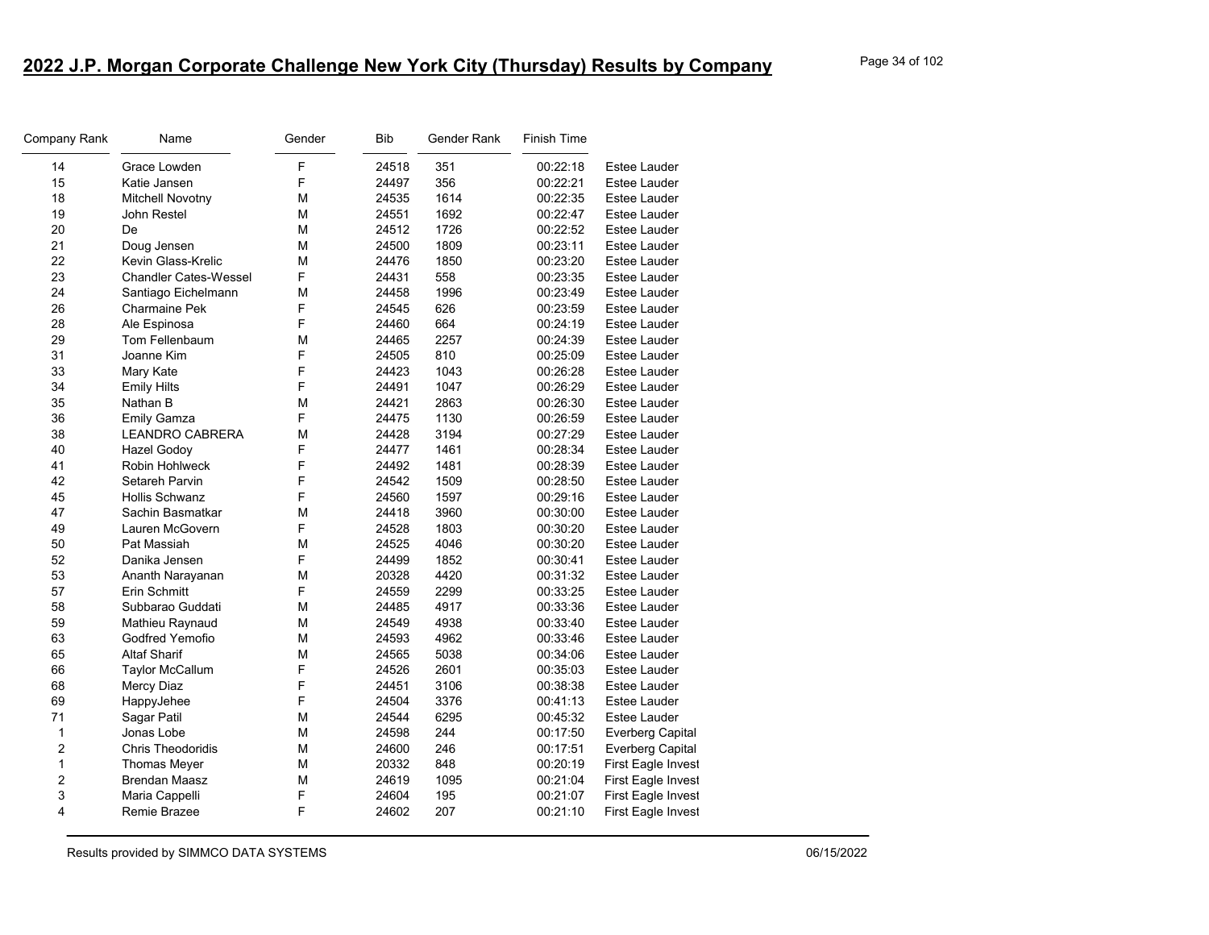# 2022 J.P. Morgan Corporate Challenge New York City (Thursday) Results by Company

| Company Rank | Name | Gender | Bib | Gender Rank | Finish Time | |
|---|---|---|---|---|---|---|
| 14 | Grace Lowden | F | 24518 | 351 | 00:22:18 | Estee Lauder |
| 15 | Katie Jansen | F | 24497 | 356 | 00:22:21 | Estee Lauder |
| 18 | Mitchell Novotny | M | 24535 | 1614 | 00:22:35 | Estee Lauder |
| 19 | John Restel | M | 24551 | 1692 | 00:22:47 | Estee Lauder |
| 20 | De | M | 24512 | 1726 | 00:22:52 | Estee Lauder |
| 21 | Doug Jensen | M | 24500 | 1809 | 00:23:11 | Estee Lauder |
| 22 | Kevin Glass-Krelic | M | 24476 | 1850 | 00:23:20 | Estee Lauder |
| 23 | Chandler Cates-Wessel | F | 24431 | 558 | 00:23:35 | Estee Lauder |
| 24 | Santiago Eichelmann | M | 24458 | 1996 | 00:23:49 | Estee Lauder |
| 26 | Charmaine Pek | F | 24545 | 626 | 00:23:59 | Estee Lauder |
| 28 | Ale Espinosa | F | 24460 | 664 | 00:24:19 | Estee Lauder |
| 29 | Tom Fellenbaum | M | 24465 | 2257 | 00:24:39 | Estee Lauder |
| 31 | Joanne Kim | F | 24505 | 810 | 00:25:09 | Estee Lauder |
| 33 | Mary Kate | F | 24423 | 1043 | 00:26:28 | Estee Lauder |
| 34 | Emily Hilts | F | 24491 | 1047 | 00:26:29 | Estee Lauder |
| 35 | Nathan B | M | 24421 | 2863 | 00:26:30 | Estee Lauder |
| 36 | Emily Gamza | F | 24475 | 1130 | 00:26:59 | Estee Lauder |
| 38 | LEANDRO CABRERA | M | 24428 | 3194 | 00:27:29 | Estee Lauder |
| 40 | Hazel Godoy | F | 24477 | 1461 | 00:28:34 | Estee Lauder |
| 41 | Robin Hohlweck | F | 24492 | 1481 | 00:28:39 | Estee Lauder |
| 42 | Setareh Parvin | F | 24542 | 1509 | 00:28:50 | Estee Lauder |
| 45 | Hollis Schwanz | F | 24560 | 1597 | 00:29:16 | Estee Lauder |
| 47 | Sachin Basmatkar | M | 24418 | 3960 | 00:30:00 | Estee Lauder |
| 49 | Lauren McGovern | F | 24528 | 1803 | 00:30:20 | Estee Lauder |
| 50 | Pat Massiah | M | 24525 | 4046 | 00:30:20 | Estee Lauder |
| 52 | Danika Jensen | F | 24499 | 1852 | 00:30:41 | Estee Lauder |
| 53 | Ananth Narayanan | M | 20328 | 4420 | 00:31:32 | Estee Lauder |
| 57 | Erin Schmitt | F | 24559 | 2299 | 00:33:25 | Estee Lauder |
| 58 | Subbarao Guddati | M | 24485 | 4917 | 00:33:36 | Estee Lauder |
| 59 | Mathieu Raynaud | M | 24549 | 4938 | 00:33:40 | Estee Lauder |
| 63 | Godfred Yemofio | M | 24593 | 4962 | 00:33:46 | Estee Lauder |
| 65 | Altaf Sharif | M | 24565 | 5038 | 00:34:06 | Estee Lauder |
| 66 | Taylor McCallum | F | 24526 | 2601 | 00:35:03 | Estee Lauder |
| 68 | Mercy Diaz | F | 24451 | 3106 | 00:38:38 | Estee Lauder |
| 69 | HappyJehee | F | 24504 | 3376 | 00:41:13 | Estee Lauder |
| 71 | Sagar Patil | M | 24544 | 6295 | 00:45:32 | Estee Lauder |
| 1 | Jonas Lobe | M | 24598 | 244 | 00:17:50 | Everberg Capital |
| 2 | Chris Theodoridis | M | 24600 | 246 | 00:17:51 | Everberg Capital |
| 1 | Thomas Meyer | M | 20332 | 848 | 00:20:19 | First Eagle Invest |
| 2 | Brendan Maasz | M | 24619 | 1095 | 00:21:04 | First Eagle Invest |
| 3 | Maria Cappelli | F | 24604 | 195 | 00:21:07 | First Eagle Invest |
| 4 | Remie Brazee | F | 24602 | 207 | 00:21:10 | First Eagle Invest |

Results provided by SIMMCO DATA SYSTEMS 06/15/2022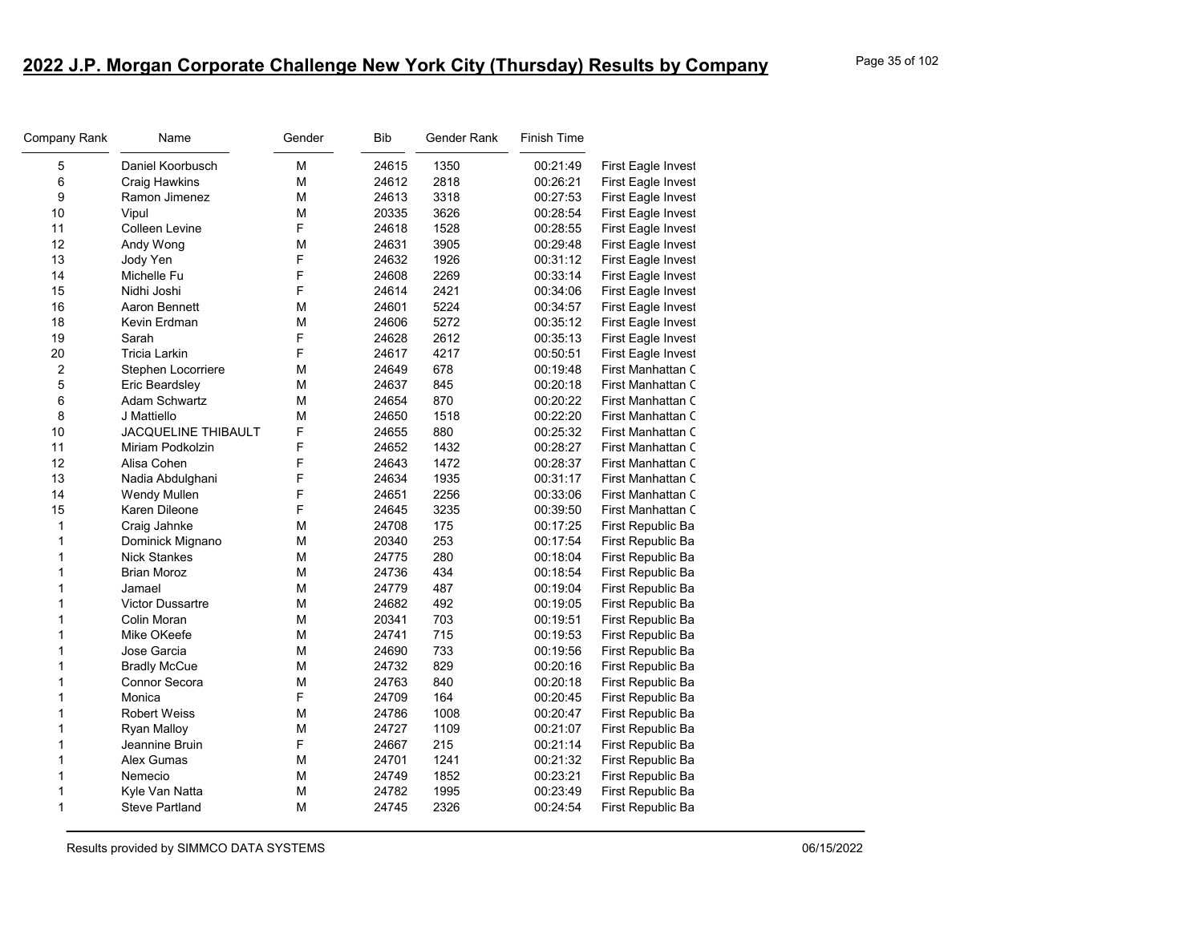## 2022 J.P. Morgan Corporate Challenge New York City (Thursday) Results by Company

| Company Rank | Name | Gender | Bib | Gender Rank | Finish Time | |
|---|---|---|---|---|---|---|
| 5 | Daniel Koorbusch | M | 24615 | 1350 | 00:21:49 | First Eagle Invest |
| 6 | Craig Hawkins | M | 24612 | 2818 | 00:26:21 | First Eagle Invest |
| 9 | Ramon Jimenez | M | 24613 | 3318 | 00:27:53 | First Eagle Invest |
| 10 | Vipul | M | 20335 | 3626 | 00:28:54 | First Eagle Invest |
| 11 | Colleen Levine | F | 24618 | 1528 | 00:28:55 | First Eagle Invest |
| 12 | Andy Wong | M | 24631 | 3905 | 00:29:48 | First Eagle Invest |
| 13 | Jody Yen | F | 24632 | 1926 | 00:31:12 | First Eagle Invest |
| 14 | Michelle Fu | F | 24608 | 2269 | 00:33:14 | First Eagle Invest |
| 15 | Nidhi Joshi | F | 24614 | 2421 | 00:34:06 | First Eagle Invest |
| 16 | Aaron Bennett | M | 24601 | 5224 | 00:34:57 | First Eagle Invest |
| 18 | Kevin Erdman | M | 24606 | 5272 | 00:35:12 | First Eagle Invest |
| 19 | Sarah | F | 24628 | 2612 | 00:35:13 | First Eagle Invest |
| 20 | Tricia Larkin | F | 24617 | 4217 | 00:50:51 | First Eagle Invest |
| 2 | Stephen Locorriere | M | 24649 | 678 | 00:19:48 | First Manhattan C |
| 5 | Eric Beardsley | M | 24637 | 845 | 00:20:18 | First Manhattan C |
| 6 | Adam Schwartz | M | 24654 | 870 | 00:20:22 | First Manhattan C |
| 8 | J Mattiello | M | 24650 | 1518 | 00:22:20 | First Manhattan C |
| 10 | JACQUELINE THIBAULT | F | 24655 | 880 | 00:25:32 | First Manhattan C |
| 11 | Miriam Podkolzin | F | 24652 | 1432 | 00:28:27 | First Manhattan C |
| 12 | Alisa Cohen | F | 24643 | 1472 | 00:28:37 | First Manhattan C |
| 13 | Nadia Abdulghani | F | 24634 | 1935 | 00:31:17 | First Manhattan C |
| 14 | Wendy Mullen | F | 24651 | 2256 | 00:33:06 | First Manhattan C |
| 15 | Karen Dileone | F | 24645 | 3235 | 00:39:50 | First Manhattan C |
| 1 | Craig Jahnke | M | 24708 | 175 | 00:17:25 | First Republic Ba |
| 1 | Dominick Mignano | M | 20340 | 253 | 00:17:54 | First Republic Ba |
| 1 | Nick Stankes | M | 24775 | 280 | 00:18:04 | First Republic Ba |
| 1 | Brian Moroz | M | 24736 | 434 | 00:18:54 | First Republic Ba |
| 1 | Jamael | M | 24779 | 487 | 00:19:04 | First Republic Ba |
| 1 | Victor Dussartre | M | 24682 | 492 | 00:19:05 | First Republic Ba |
| 1 | Colin Moran | M | 20341 | 703 | 00:19:51 | First Republic Ba |
| 1 | Mike OKeefe | M | 24741 | 715 | 00:19:53 | First Republic Ba |
| 1 | Jose Garcia | M | 24690 | 733 | 00:19:56 | First Republic Ba |
| 1 | Bradly McCue | M | 24732 | 829 | 00:20:16 | First Republic Ba |
| 1 | Connor Secora | M | 24763 | 840 | 00:20:18 | First Republic Ba |
| 1 | Monica | F | 24709 | 164 | 00:20:45 | First Republic Ba |
| 1 | Robert Weiss | M | 24786 | 1008 | 00:20:47 | First Republic Ba |
| 1 | Ryan Malloy | M | 24727 | 1109 | 00:21:07 | First Republic Ba |
| 1 | Jeannine Bruin | F | 24667 | 215 | 00:21:14 | First Republic Ba |
| 1 | Alex Gumas | M | 24701 | 1241 | 00:21:32 | First Republic Ba |
| 1 | Nemecio | M | 24749 | 1852 | 00:23:21 | First Republic Ba |
| 1 | Kyle Van Natta | M | 24782 | 1995 | 00:23:49 | First Republic Ba |
| 1 | Steve Partland | M | 24745 | 2326 | 00:24:54 | First Republic Ba |

Results provided by SIMMCO DATA SYSTEMS 06/15/2022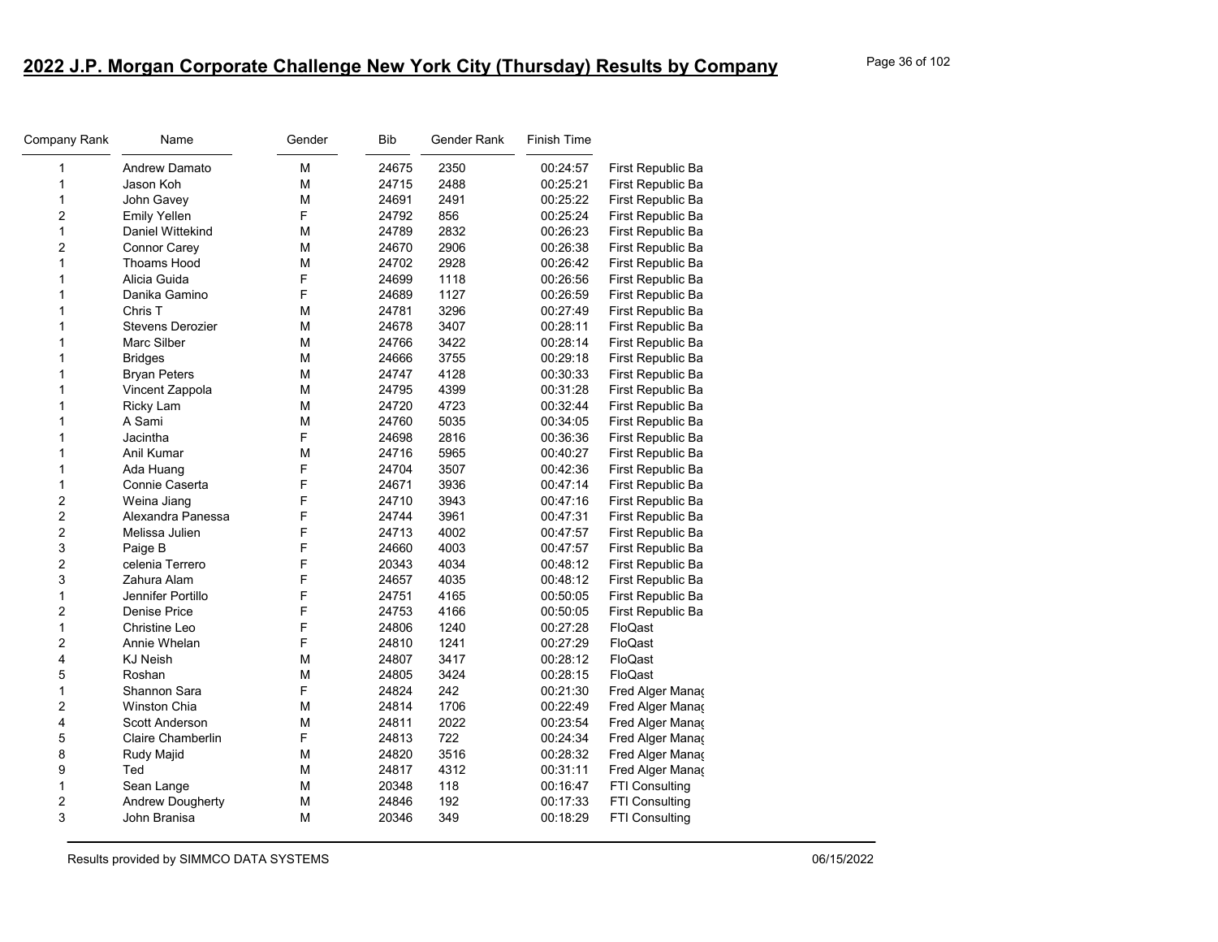# 2022 J.P. Morgan Corporate Challenge New York City (Thursday) Results by Company

| Company Rank | Name | Gender | Bib | Gender Rank | Finish Time | |
|---|---|---|---|---|---|---|
| 1 | Andrew Damato | M | 24675 | 2350 | 00:24:57 | First Republic Ba |
| 1 | Jason Koh | M | 24715 | 2488 | 00:25:21 | First Republic Ba |
| 1 | John Gavey | M | 24691 | 2491 | 00:25:22 | First Republic Ba |
| 2 | Emily Yellen | F | 24792 | 856 | 00:25:24 | First Republic Ba |
| 1 | Daniel Wittekind | M | 24789 | 2832 | 00:26:23 | First Republic Ba |
| 2 | Connor Carey | M | 24670 | 2906 | 00:26:38 | First Republic Ba |
| 1 | Thoams Hood | M | 24702 | 2928 | 00:26:42 | First Republic Ba |
| 1 | Alicia Guida | F | 24699 | 1118 | 00:26:56 | First Republic Ba |
| 1 | Danika Gamino | F | 24689 | 1127 | 00:26:59 | First Republic Ba |
| 1 | Chris T | M | 24781 | 3296 | 00:27:49 | First Republic Ba |
| 1 | Stevens Derozier | M | 24678 | 3407 | 00:28:11 | First Republic Ba |
| 1 | Marc Silber | M | 24766 | 3422 | 00:28:14 | First Republic Ba |
| 1 | Bridges | M | 24666 | 3755 | 00:29:18 | First Republic Ba |
| 1 | Bryan Peters | M | 24747 | 4128 | 00:30:33 | First Republic Ba |
| 1 | Vincent Zappola | M | 24795 | 4399 | 00:31:28 | First Republic Ba |
| 1 | Ricky Lam | M | 24720 | 4723 | 00:32:44 | First Republic Ba |
| 1 | A Sami | M | 24760 | 5035 | 00:34:05 | First Republic Ba |
| 1 | Jacintha | F | 24698 | 2816 | 00:36:36 | First Republic Ba |
| 1 | Anil Kumar | M | 24716 | 5965 | 00:40:27 | First Republic Ba |
| 1 | Ada Huang | F | 24704 | 3507 | 00:42:36 | First Republic Ba |
| 1 | Connie Caserta | F | 24671 | 3936 | 00:47:14 | First Republic Ba |
| 2 | Weina Jiang | F | 24710 | 3943 | 00:47:16 | First Republic Ba |
| 2 | Alexandra Panessa | F | 24744 | 3961 | 00:47:31 | First Republic Ba |
| 2 | Melissa Julien | F | 24713 | 4002 | 00:47:57 | First Republic Ba |
| 3 | Paige B | F | 24660 | 4003 | 00:47:57 | First Republic Ba |
| 2 | celenia Terrero | F | 20343 | 4034 | 00:48:12 | First Republic Ba |
| 3 | Zahura Alam | F | 24657 | 4035 | 00:48:12 | First Republic Ba |
| 1 | Jennifer Portillo | F | 24751 | 4165 | 00:50:05 | First Republic Ba |
| 2 | Denise Price | F | 24753 | 4166 | 00:50:05 | First Republic Ba |
| 1 | Christine Leo | F | 24806 | 1240 | 00:27:28 | FloQast |
| 2 | Annie Whelan | F | 24810 | 1241 | 00:27:29 | FloQast |
| 4 | KJ Neish | M | 24807 | 3417 | 00:28:12 | FloQast |
| 5 | Roshan | M | 24805 | 3424 | 00:28:15 | FloQast |
| 1 | Shannon Sara | F | 24824 | 242 | 00:21:30 | Fred Alger Manag |
| 2 | Winston Chia | M | 24814 | 1706 | 00:22:49 | Fred Alger Manag |
| 4 | Scott Anderson | M | 24811 | 2022 | 00:23:54 | Fred Alger Manag |
| 5 | Claire Chamberlin | F | 24813 | 722 | 00:24:34 | Fred Alger Manag |
| 8 | Rudy Majid | M | 24820 | 3516 | 00:28:32 | Fred Alger Manag |
| 9 | Ted | M | 24817 | 4312 | 00:31:11 | Fred Alger Manag |
| 1 | Sean Lange | M | 20348 | 118 | 00:16:47 | FTI Consulting |
| 2 | Andrew Dougherty | M | 24846 | 192 | 00:17:33 | FTI Consulting |
| 3 | John Branisa | M | 20346 | 349 | 00:18:29 | FTI Consulting |

Results provided by SIMMCO DATA SYSTEMS

06/15/2022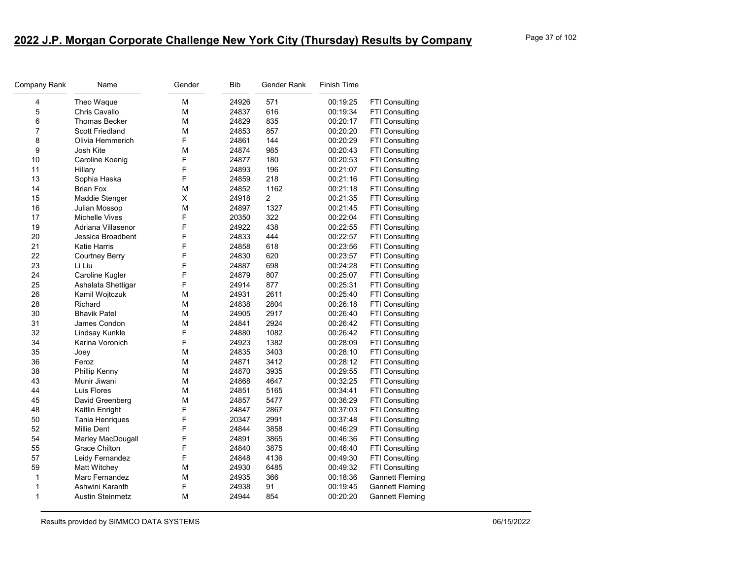## 2022 J.P. Morgan Corporate Challenge New York City (Thursday) Results by Company

| Company Rank | Name | Gender | Bib | Gender Rank | Finish Time | |
|---|---|---|---|---|---|---|
| 4 | Theo Waque | M | 24926 | 571 | 00:19:25 | FTI Consulting |
| 5 | Chris Cavallo | M | 24837 | 616 | 00:19:34 | FTI Consulting |
| 6 | Thomas Becker | M | 24829 | 835 | 00:20:17 | FTI Consulting |
| 7 | Scott Friedland | M | 24853 | 857 | 00:20:20 | FTI Consulting |
| 8 | Olivia Hemmerich | F | 24861 | 144 | 00:20:29 | FTI Consulting |
| 9 | Josh Kite | M | 24874 | 985 | 00:20:43 | FTI Consulting |
| 10 | Caroline Koenig | F | 24877 | 180 | 00:20:53 | FTI Consulting |
| 11 | Hillary | F | 24893 | 196 | 00:21:07 | FTI Consulting |
| 13 | Sophia Haska | F | 24859 | 218 | 00:21:16 | FTI Consulting |
| 14 | Brian Fox | M | 24852 | 1162 | 00:21:18 | FTI Consulting |
| 15 | Maddie Stenger | X | 24918 | 2 | 00:21:35 | FTI Consulting |
| 16 | Julian Mossop | M | 24897 | 1327 | 00:21:45 | FTI Consulting |
| 17 | Michelle Vives | F | 20350 | 322 | 00:22:04 | FTI Consulting |
| 19 | Adriana Villasenor | F | 24922 | 438 | 00:22:55 | FTI Consulting |
| 20 | Jessica Broadbent | F | 24833 | 444 | 00:22:57 | FTI Consulting |
| 21 | Katie Harris | F | 24858 | 618 | 00:23:56 | FTI Consulting |
| 22 | Courtney Berry | F | 24830 | 620 | 00:23:57 | FTI Consulting |
| 23 | Li Liu | F | 24887 | 698 | 00:24:28 | FTI Consulting |
| 24 | Caroline Kugler | F | 24879 | 807 | 00:25:07 | FTI Consulting |
| 25 | Ashalata Shettigar | F | 24914 | 877 | 00:25:31 | FTI Consulting |
| 26 | Kamil Wojtczuk | M | 24931 | 2611 | 00:25:40 | FTI Consulting |
| 28 | Richard | M | 24838 | 2804 | 00:26:18 | FTI Consulting |
| 30 | Bhavik Patel | M | 24905 | 2917 | 00:26:40 | FTI Consulting |
| 31 | James Condon | M | 24841 | 2924 | 00:26:42 | FTI Consulting |
| 32 | Lindsay Kunkle | F | 24880 | 1082 | 00:26:42 | FTI Consulting |
| 34 | Karina Voronich | F | 24923 | 1382 | 00:28:09 | FTI Consulting |
| 35 | Joey | M | 24835 | 3403 | 00:28:10 | FTI Consulting |
| 36 | Feroz | M | 24871 | 3412 | 00:28:12 | FTI Consulting |
| 38 | Phillip Kenny | M | 24870 | 3935 | 00:29:55 | FTI Consulting |
| 43 | Munir Jiwani | M | 24868 | 4647 | 00:32:25 | FTI Consulting |
| 44 | Luis Flores | M | 24851 | 5165 | 00:34:41 | FTI Consulting |
| 45 | David Greenberg | M | 24857 | 5477 | 00:36:29 | FTI Consulting |
| 48 | Kaitlin Enright | F | 24847 | 2867 | 00:37:03 | FTI Consulting |
| 50 | Tania Henriques | F | 20347 | 2991 | 00:37:48 | FTI Consulting |
| 52 | Millie Dent | F | 24844 | 3858 | 00:46:29 | FTI Consulting |
| 54 | Marley MacDougall | F | 24891 | 3865 | 00:46:36 | FTI Consulting |
| 55 | Grace Chilton | F | 24840 | 3875 | 00:46:40 | FTI Consulting |
| 57 | Leidy Fernandez | F | 24848 | 4136 | 00:49:30 | FTI Consulting |
| 59 | Matt Witchey | M | 24930 | 6485 | 00:49:32 | FTI Consulting |
| 1 | Marc Fernandez | M | 24935 | 366 | 00:18:36 | Gannett Fleming |
| 1 | Ashwini Karanth | F | 24938 | 91 | 00:19:45 | Gannett Fleming |
| 1 | Austin Steinmetz | M | 24944 | 854 | 00:20:20 | Gannett Fleming |

Results provided by SIMMCO DATA SYSTEMS 06/15/2022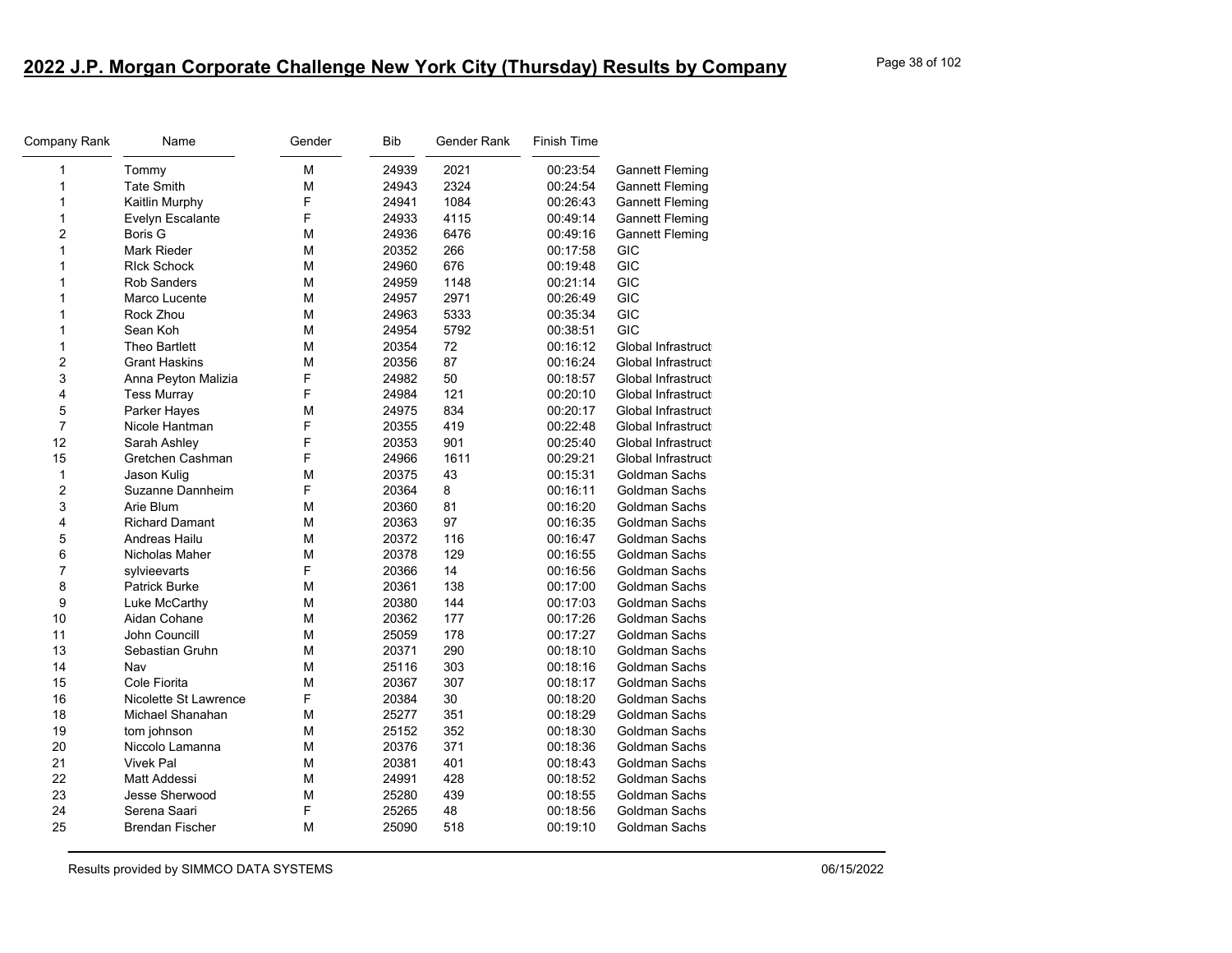# 2022 J.P. Morgan Corporate Challenge New York City (Thursday) Results by Company

| Company Rank | Name | Gender | Bib | Gender Rank | Finish Time | |
|---|---|---|---|---|---|---|
| 1 | Tommy | M | 24939 | 2021 | 00:23:54 | Gannett Fleming |
| 1 | Tate Smith | M | 24943 | 2324 | 00:24:54 | Gannett Fleming |
| 1 | Kaitlin Murphy | F | 24941 | 1084 | 00:26:43 | Gannett Fleming |
| 1 | Evelyn Escalante | F | 24933 | 4115 | 00:49:14 | Gannett Fleming |
| 2 | Boris G | M | 24936 | 6476 | 00:49:16 | Gannett Fleming |
| 1 | Mark Rieder | M | 20352 | 266 | 00:17:58 | GIC |
| 1 | RIck Schock | M | 24960 | 676 | 00:19:48 | GIC |
| 1 | Rob Sanders | M | 24959 | 1148 | 00:21:14 | GIC |
| 1 | Marco Lucente | M | 24957 | 2971 | 00:26:49 | GIC |
| 1 | Rock Zhou | M | 24963 | 5333 | 00:35:34 | GIC |
| 1 | Sean Koh | M | 24954 | 5792 | 00:38:51 | GIC |
| 1 | Theo Bartlett | M | 20354 | 72 | 00:16:12 | Global Infrastruct |
| 2 | Grant Haskins | M | 20356 | 87 | 00:16:24 | Global Infrastruct |
| 3 | Anna Peyton Malizia | F | 24982 | 50 | 00:18:57 | Global Infrastruct |
| 4 | Tess Murray | F | 24984 | 121 | 00:20:10 | Global Infrastruct |
| 5 | Parker Hayes | M | 24975 | 834 | 00:20:17 | Global Infrastruct |
| 7 | Nicole Hantman | F | 20355 | 419 | 00:22:48 | Global Infrastruct |
| 12 | Sarah Ashley | F | 20353 | 901 | 00:25:40 | Global Infrastruct |
| 15 | Gretchen Cashman | F | 24966 | 1611 | 00:29:21 | Global Infrastruct |
| 1 | Jason Kulig | M | 20375 | 43 | 00:15:31 | Goldman Sachs |
| 2 | Suzanne Dannheim | F | 20364 | 8 | 00:16:11 | Goldman Sachs |
| 3 | Arie Blum | M | 20360 | 81 | 00:16:20 | Goldman Sachs |
| 4 | Richard Damant | M | 20363 | 97 | 00:16:35 | Goldman Sachs |
| 5 | Andreas Hailu | M | 20372 | 116 | 00:16:47 | Goldman Sachs |
| 6 | Nicholas Maher | M | 20378 | 129 | 00:16:55 | Goldman Sachs |
| 7 | sylvieevarts | F | 20366 | 14 | 00:16:56 | Goldman Sachs |
| 8 | Patrick Burke | M | 20361 | 138 | 00:17:00 | Goldman Sachs |
| 9 | Luke McCarthy | M | 20380 | 144 | 00:17:03 | Goldman Sachs |
| 10 | Aidan Cohane | M | 20362 | 177 | 00:17:26 | Goldman Sachs |
| 11 | John Councill | M | 25059 | 178 | 00:17:27 | Goldman Sachs |
| 13 | Sebastian Gruhn | M | 20371 | 290 | 00:18:10 | Goldman Sachs |
| 14 | Nav | M | 25116 | 303 | 00:18:16 | Goldman Sachs |
| 15 | Cole Fiorita | M | 20367 | 307 | 00:18:17 | Goldman Sachs |
| 16 | Nicolette St Lawrence | F | 20384 | 30 | 00:18:20 | Goldman Sachs |
| 18 | Michael Shanahan | M | 25277 | 351 | 00:18:29 | Goldman Sachs |
| 19 | tom johnson | M | 25152 | 352 | 00:18:30 | Goldman Sachs |
| 20 | Niccolo Lamanna | M | 20376 | 371 | 00:18:36 | Goldman Sachs |
| 21 | Vivek Pal | M | 20381 | 401 | 00:18:43 | Goldman Sachs |
| 22 | Matt Addessi | M | 24991 | 428 | 00:18:52 | Goldman Sachs |
| 23 | Jesse Sherwood | M | 25280 | 439 | 00:18:55 | Goldman Sachs |
| 24 | Serena Saari | F | 25265 | 48 | 00:18:56 | Goldman Sachs |
| 25 | Brendan Fischer | M | 25090 | 518 | 00:19:10 | Goldman Sachs |

Results provided by SIMMCO DATA SYSTEMS 06/15/2022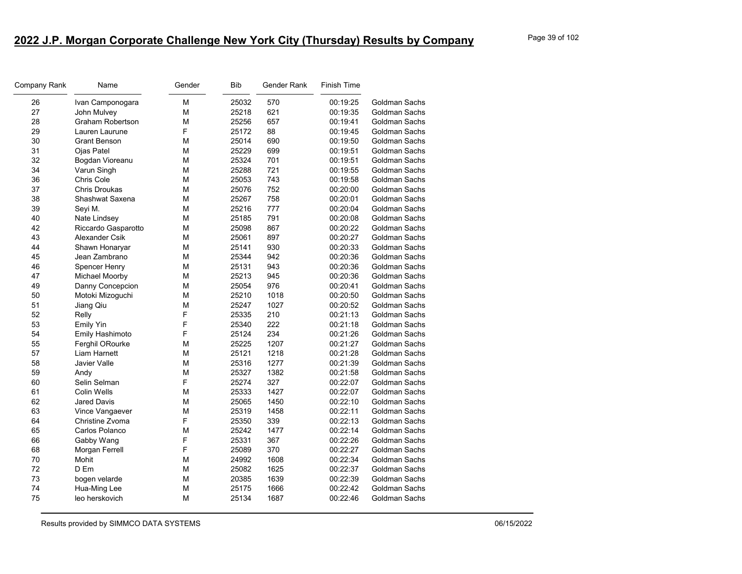# 2022 J.P. Morgan Corporate Challenge New York City (Thursday) Results by Company

| Company Rank | Name | Gender | Bib | Gender Rank | Finish Time | |
|---|---|---|---|---|---|---|
| 26 | Ivan Camponogara | M | 25032 | 570 | 00:19:25 | Goldman Sachs |
| 27 | John Mulvey | M | 25218 | 621 | 00:19:35 | Goldman Sachs |
| 28 | Graham Robertson | M | 25256 | 657 | 00:19:41 | Goldman Sachs |
| 29 | Lauren Laurune | F | 25172 | 88 | 00:19:45 | Goldman Sachs |
| 30 | Grant Benson | M | 25014 | 690 | 00:19:50 | Goldman Sachs |
| 31 | Ojas Patel | M | 25229 | 699 | 00:19:51 | Goldman Sachs |
| 32 | Bogdan Vioreanu | M | 25324 | 701 | 00:19:51 | Goldman Sachs |
| 34 | Varun Singh | M | 25288 | 721 | 00:19:55 | Goldman Sachs |
| 36 | Chris Cole | M | 25053 | 743 | 00:19:58 | Goldman Sachs |
| 37 | Chris Droukas | M | 25076 | 752 | 00:20:00 | Goldman Sachs |
| 38 | Shashwat Saxena | M | 25267 | 758 | 00:20:01 | Goldman Sachs |
| 39 | Seyi M. | M | 25216 | 777 | 00:20:04 | Goldman Sachs |
| 40 | Nate Lindsey | M | 25185 | 791 | 00:20:08 | Goldman Sachs |
| 42 | Riccardo Gasparotto | M | 25098 | 867 | 00:20:22 | Goldman Sachs |
| 43 | Alexander Csik | M | 25061 | 897 | 00:20:27 | Goldman Sachs |
| 44 | Shawn Honaryar | M | 25141 | 930 | 00:20:33 | Goldman Sachs |
| 45 | Jean Zambrano | M | 25344 | 942 | 00:20:36 | Goldman Sachs |
| 46 | Spencer Henry | M | 25131 | 943 | 00:20:36 | Goldman Sachs |
| 47 | Michael Moorby | M | 25213 | 945 | 00:20:36 | Goldman Sachs |
| 49 | Danny Concepcion | M | 25054 | 976 | 00:20:41 | Goldman Sachs |
| 50 | Motoki Mizoguchi | M | 25210 | 1018 | 00:20:50 | Goldman Sachs |
| 51 | Jiang Qiu | M | 25247 | 1027 | 00:20:52 | Goldman Sachs |
| 52 | Relly | F | 25335 | 210 | 00:21:13 | Goldman Sachs |
| 53 | Emily Yin | F | 25340 | 222 | 00:21:18 | Goldman Sachs |
| 54 | Emily Hashimoto | F | 25124 | 234 | 00:21:26 | Goldman Sachs |
| 55 | Ferghil ORourke | M | 25225 | 1207 | 00:21:27 | Goldman Sachs |
| 57 | Liam Harnett | M | 25121 | 1218 | 00:21:28 | Goldman Sachs |
| 58 | Javier Valle | M | 25316 | 1277 | 00:21:39 | Goldman Sachs |
| 59 | Andy | M | 25327 | 1382 | 00:21:58 | Goldman Sachs |
| 60 | Selin Selman | F | 25274 | 327 | 00:22:07 | Goldman Sachs |
| 61 | Colin Wells | M | 25333 | 1427 | 00:22:07 | Goldman Sachs |
| 62 | Jared Davis | M | 25065 | 1450 | 00:22:10 | Goldman Sachs |
| 63 | Vince Vangaever | M | 25319 | 1458 | 00:22:11 | Goldman Sachs |
| 64 | Christine Zvoma | F | 25350 | 339 | 00:22:13 | Goldman Sachs |
| 65 | Carlos Polanco | M | 25242 | 1477 | 00:22:14 | Goldman Sachs |
| 66 | Gabby Wang | F | 25331 | 367 | 00:22:26 | Goldman Sachs |
| 68 | Morgan Ferrell | F | 25089 | 370 | 00:22:27 | Goldman Sachs |
| 70 | Mohit | M | 24992 | 1608 | 00:22:34 | Goldman Sachs |
| 72 | D Em | M | 25082 | 1625 | 00:22:37 | Goldman Sachs |
| 73 | bogen velarde | M | 20385 | 1639 | 00:22:39 | Goldman Sachs |
| 74 | Hua-Ming Lee | M | 25175 | 1666 | 00:22:42 | Goldman Sachs |
| 75 | leo herskovich | M | 25134 | 1687 | 00:22:46 | Goldman Sachs |

Results provided by SIMMCO DATA SYSTEMS 06/15/2022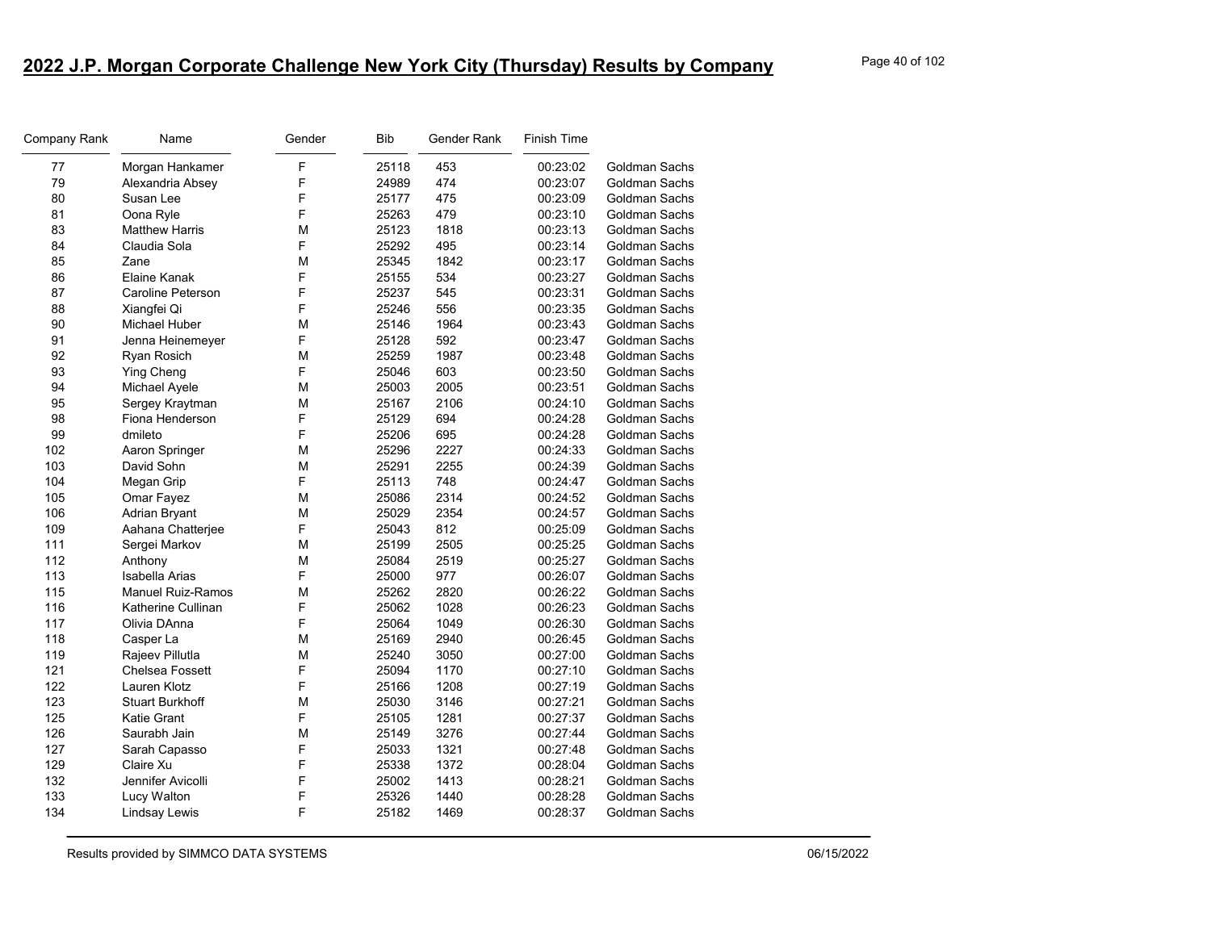## 2022 J.P. Morgan Corporate Challenge New York City (Thursday) Results by Company

| Company Rank | Name | Gender | Bib | Gender Rank | Finish Time | |
|---|---|---|---|---|---|---|
| 77 | Morgan Hankamer | F | 25118 | 453 | 00:23:02 | Goldman Sachs |
| 79 | Alexandria Absey | F | 24989 | 474 | 00:23:07 | Goldman Sachs |
| 80 | Susan Lee | F | 25177 | 475 | 00:23:09 | Goldman Sachs |
| 81 | Oona Ryle | F | 25263 | 479 | 00:23:10 | Goldman Sachs |
| 83 | Matthew Harris | M | 25123 | 1818 | 00:23:13 | Goldman Sachs |
| 84 | Claudia Sola | F | 25292 | 495 | 00:23:14 | Goldman Sachs |
| 85 | Zane | M | 25345 | 1842 | 00:23:17 | Goldman Sachs |
| 86 | Elaine Kanak | F | 25155 | 534 | 00:23:27 | Goldman Sachs |
| 87 | Caroline Peterson | F | 25237 | 545 | 00:23:31 | Goldman Sachs |
| 88 | Xiangfei Qi | F | 25246 | 556 | 00:23:35 | Goldman Sachs |
| 90 | Michael Huber | M | 25146 | 1964 | 00:23:43 | Goldman Sachs |
| 91 | Jenna Heinemeyer | F | 25128 | 592 | 00:23:47 | Goldman Sachs |
| 92 | Ryan Rosich | M | 25259 | 1987 | 00:23:48 | Goldman Sachs |
| 93 | Ying Cheng | F | 25046 | 603 | 00:23:50 | Goldman Sachs |
| 94 | Michael Ayele | M | 25003 | 2005 | 00:23:51 | Goldman Sachs |
| 95 | Sergey Kraytman | M | 25167 | 2106 | 00:24:10 | Goldman Sachs |
| 98 | Fiona Henderson | F | 25129 | 694 | 00:24:28 | Goldman Sachs |
| 99 | dmileto | F | 25206 | 695 | 00:24:28 | Goldman Sachs |
| 102 | Aaron Springer | M | 25296 | 2227 | 00:24:33 | Goldman Sachs |
| 103 | David Sohn | M | 25291 | 2255 | 00:24:39 | Goldman Sachs |
| 104 | Megan Grip | F | 25113 | 748 | 00:24:47 | Goldman Sachs |
| 105 | Omar Fayez | M | 25086 | 2314 | 00:24:52 | Goldman Sachs |
| 106 | Adrian Bryant | M | 25029 | 2354 | 00:24:57 | Goldman Sachs |
| 109 | Aahana Chatterjee | F | 25043 | 812 | 00:25:09 | Goldman Sachs |
| 111 | Sergei Markov | M | 25199 | 2505 | 00:25:25 | Goldman Sachs |
| 112 | Anthony | M | 25084 | 2519 | 00:25:27 | Goldman Sachs |
| 113 | Isabella Arias | F | 25000 | 977 | 00:26:07 | Goldman Sachs |
| 115 | Manuel Ruiz-Ramos | M | 25262 | 2820 | 00:26:22 | Goldman Sachs |
| 116 | Katherine Cullinan | F | 25062 | 1028 | 00:26:23 | Goldman Sachs |
| 117 | Olivia DAnna | F | 25064 | 1049 | 00:26:30 | Goldman Sachs |
| 118 | Casper La | M | 25169 | 2940 | 00:26:45 | Goldman Sachs |
| 119 | Rajeev Pillutla | M | 25240 | 3050 | 00:27:00 | Goldman Sachs |
| 121 | Chelsea Fossett | F | 25094 | 1170 | 00:27:10 | Goldman Sachs |
| 122 | Lauren Klotz | F | 25166 | 1208 | 00:27:19 | Goldman Sachs |
| 123 | Stuart Burkhoff | M | 25030 | 3146 | 00:27:21 | Goldman Sachs |
| 125 | Katie Grant | F | 25105 | 1281 | 00:27:37 | Goldman Sachs |
| 126 | Saurabh Jain | M | 25149 | 3276 | 00:27:44 | Goldman Sachs |
| 127 | Sarah Capasso | F | 25033 | 1321 | 00:27:48 | Goldman Sachs |
| 129 | Claire Xu | F | 25338 | 1372 | 00:28:04 | Goldman Sachs |
| 132 | Jennifer Avicolli | F | 25002 | 1413 | 00:28:21 | Goldman Sachs |
| 133 | Lucy Walton | F | 25326 | 1440 | 00:28:28 | Goldman Sachs |
| 134 | Lindsay Lewis | F | 25182 | 1469 | 00:28:37 | Goldman Sachs |

Results provided by SIMMCO DATA SYSTEMS 06/15/2022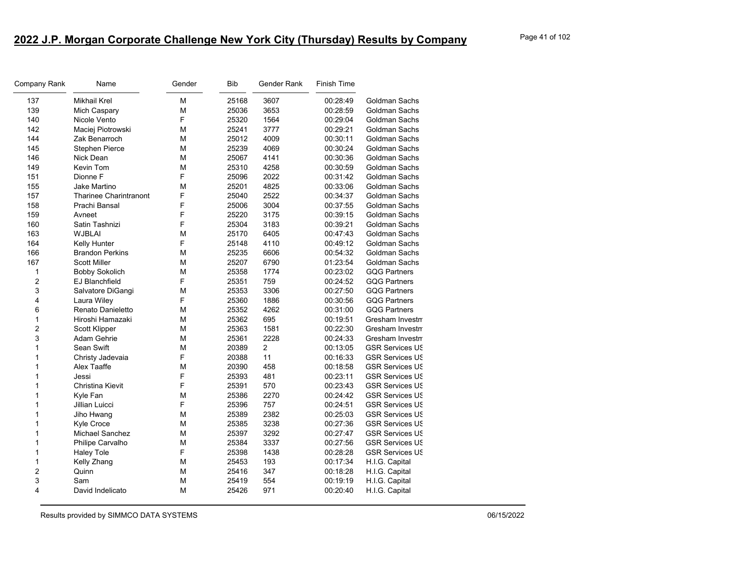# 2022 J.P. Morgan Corporate Challenge New York City (Thursday) Results by Company

| Company Rank | Name | Gender | Bib | Gender Rank | Finish Time | |
|---|---|---|---|---|---|---|
| 137 | Mikhail Krel | M | 25168 | 3607 | 00:28:49 | Goldman Sachs |
| 139 | Mich Caspary | M | 25036 | 3653 | 00:28:59 | Goldman Sachs |
| 140 | Nicole Vento | F | 25320 | 1564 | 00:29:04 | Goldman Sachs |
| 142 | Maciej Piotrowski | M | 25241 | 3777 | 00:29:21 | Goldman Sachs |
| 144 | Zak Benarroch | M | 25012 | 4009 | 00:30:11 | Goldman Sachs |
| 145 | Stephen Pierce | M | 25239 | 4069 | 00:30:24 | Goldman Sachs |
| 146 | Nick Dean | M | 25067 | 4141 | 00:30:36 | Goldman Sachs |
| 149 | Kevin Tom | M | 25310 | 4258 | 00:30:59 | Goldman Sachs |
| 151 | Dionne F | F | 25096 | 2022 | 00:31:42 | Goldman Sachs |
| 155 | Jake Martino | M | 25201 | 4825 | 00:33:06 | Goldman Sachs |
| 157 | Tharinee Charintranont | F | 25040 | 2522 | 00:34:37 | Goldman Sachs |
| 158 | Prachi Bansal | F | 25006 | 3004 | 00:37:55 | Goldman Sachs |
| 159 | Avneet | F | 25220 | 3175 | 00:39:15 | Goldman Sachs |
| 160 | Satin Tashnizi | F | 25304 | 3183 | 00:39:21 | Goldman Sachs |
| 163 | WJBLAI | M | 25170 | 6405 | 00:47:43 | Goldman Sachs |
| 164 | Kelly Hunter | F | 25148 | 4110 | 00:49:12 | Goldman Sachs |
| 166 | Brandon Perkins | M | 25235 | 6606 | 00:54:32 | Goldman Sachs |
| 167 | Scott Miller | M | 25207 | 6790 | 01:23:54 | Goldman Sachs |
| 1 | Bobby Sokolich | M | 25358 | 1774 | 00:23:02 | GQG Partners |
| 2 | EJ Blanchfield | F | 25351 | 759 | 00:24:52 | GQG Partners |
| 3 | Salvatore DiGangi | M | 25353 | 3306 | 00:27:50 | GQG Partners |
| 4 | Laura Wiley | F | 25360 | 1886 | 00:30:56 | GQG Partners |
| 6 | Renato Danieletto | M | 25352 | 4262 | 00:31:00 | GQG Partners |
| 1 | Hiroshi Hamazaki | M | 25362 | 695 | 00:19:51 | Gresham Investm |
| 2 | Scott Klipper | M | 25363 | 1581 | 00:22:30 | Gresham Investm |
| 3 | Adam Gehrie | M | 25361 | 2228 | 00:24:33 | Gresham Investm |
| 1 | Sean Swift | M | 20389 | 2 | 00:13:05 | GSR Services US |
| 1 | Christy Jadevaia | F | 20388 | 11 | 00:16:33 | GSR Services US |
| 1 | Alex Taaffe | M | 20390 | 458 | 00:18:58 | GSR Services US |
| 1 | Jessi | F | 25393 | 481 | 00:23:11 | GSR Services US |
| 1 | Christina Kievit | F | 25391 | 570 | 00:23:43 | GSR Services US |
| 1 | Kyle Fan | M | 25386 | 2270 | 00:24:42 | GSR Services US |
| 1 | Jillian Luicci | F | 25396 | 757 | 00:24:51 | GSR Services US |
| 1 | Jiho Hwang | M | 25389 | 2382 | 00:25:03 | GSR Services US |
| 1 | Kyle Croce | M | 25385 | 3238 | 00:27:36 | GSR Services US |
| 1 | Michael Sanchez | M | 25397 | 3292 | 00:27:47 | GSR Services US |
| 1 | Philipe Carvalho | M | 25384 | 3337 | 00:27:56 | GSR Services US |
| 1 | Haley Tole | F | 25398 | 1438 | 00:28:28 | GSR Services US |
| 1 | Kelly Zhang | M | 25453 | 193 | 00:17:34 | H.I.G. Capital |
| 2 | Quinn | M | 25416 | 347 | 00:18:28 | H.I.G. Capital |
| 3 | Sam | M | 25419 | 554 | 00:19:19 | H.I.G. Capital |
| 4 | David Indelicato | M | 25426 | 971 | 00:20:40 | H.I.G. Capital |

Results provided by SIMMCO DATA SYSTEMS 06/15/2022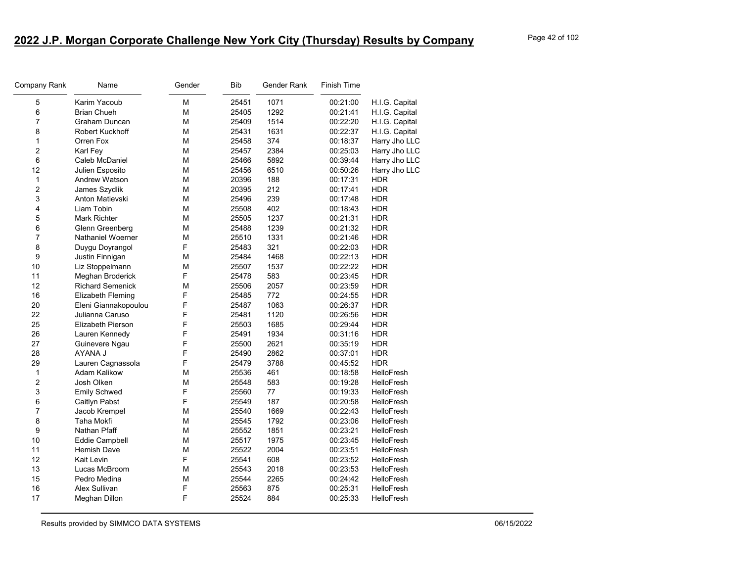# 2022 J.P. Morgan Corporate Challenge New York City (Thursday) Results by Company

| Company Rank | Name | Gender | Bib | Gender Rank | Finish Time | |
|---|---|---|---|---|---|---|
| 5 | Karim Yacoub | M | 25451 | 1071 | 00:21:00 | H.I.G. Capital |
| 6 | Brian Chueh | M | 25405 | 1292 | 00:21:41 | H.I.G. Capital |
| 7 | Graham Duncan | M | 25409 | 1514 | 00:22:20 | H.I.G. Capital |
| 8 | Robert Kuckhoff | M | 25431 | 1631 | 00:22:37 | H.I.G. Capital |
| 1 | Orren Fox | M | 25458 | 374 | 00:18:37 | Harry Jho LLC |
| 2 | Karl Fey | M | 25457 | 2384 | 00:25:03 | Harry Jho LLC |
| 6 | Caleb McDaniel | M | 25466 | 5892 | 00:39:44 | Harry Jho LLC |
| 12 | Julien Esposito | M | 25456 | 6510 | 00:50:26 | Harry Jho LLC |
| 1 | Andrew Watson | M | 20396 | 188 | 00:17:31 | HDR |
| 2 | James Szydlik | M | 20395 | 212 | 00:17:41 | HDR |
| 3 | Anton Matievski | M | 25496 | 239 | 00:17:48 | HDR |
| 4 | Liam Tobin | M | 25508 | 402 | 00:18:43 | HDR |
| 5 | Mark Richter | M | 25505 | 1237 | 00:21:31 | HDR |
| 6 | Glenn Greenberg | M | 25488 | 1239 | 00:21:32 | HDR |
| 7 | Nathaniel Woerner | M | 25510 | 1331 | 00:21:46 | HDR |
| 8 | Duygu Doyrangol | F | 25483 | 321 | 00:22:03 | HDR |
| 9 | Justin Finnigan | M | 25484 | 1468 | 00:22:13 | HDR |
| 10 | Liz Stoppelmann | M | 25507 | 1537 | 00:22:22 | HDR |
| 11 | Meghan Broderick | F | 25478 | 583 | 00:23:45 | HDR |
| 12 | Richard Semenick | M | 25506 | 2057 | 00:23:59 | HDR |
| 16 | Elizabeth Fleming | F | 25485 | 772 | 00:24:55 | HDR |
| 20 | Eleni Giannakopoulou | F | 25487 | 1063 | 00:26:37 | HDR |
| 22 | Julianna Caruso | F | 25481 | 1120 | 00:26:56 | HDR |
| 25 | Elizabeth Pierson | F | 25503 | 1685 | 00:29:44 | HDR |
| 26 | Lauren Kennedy | F | 25491 | 1934 | 00:31:16 | HDR |
| 27 | Guinevere Ngau | F | 25500 | 2621 | 00:35:19 | HDR |
| 28 | AYANA J | F | 25490 | 2862 | 00:37:01 | HDR |
| 29 | Lauren Cagnassola | F | 25479 | 3788 | 00:45:52 | HDR |
| 1 | Adam Kalikow | M | 25536 | 461 | 00:18:58 | HelloFresh |
| 2 | Josh Olken | M | 25548 | 583 | 00:19:28 | HelloFresh |
| 3 | Emily Schwed | F | 25560 | 77 | 00:19:33 | HelloFresh |
| 6 | Caitlyn Pabst | F | 25549 | 187 | 00:20:58 | HelloFresh |
| 7 | Jacob Krempel | M | 25540 | 1669 | 00:22:43 | HelloFresh |
| 8 | Taha Mokfi | M | 25545 | 1792 | 00:23:06 | HelloFresh |
| 9 | Nathan Pfaff | M | 25552 | 1851 | 00:23:21 | HelloFresh |
| 10 | Eddie Campbell | M | 25517 | 1975 | 00:23:45 | HelloFresh |
| 11 | Hemish Dave | M | 25522 | 2004 | 00:23:51 | HelloFresh |
| 12 | Kait Levin | F | 25541 | 608 | 00:23:52 | HelloFresh |
| 13 | Lucas McBroom | M | 25543 | 2018 | 00:23:53 | HelloFresh |
| 15 | Pedro Medina | M | 25544 | 2265 | 00:24:42 | HelloFresh |
| 16 | Alex Sullivan | F | 25563 | 875 | 00:25:31 | HelloFresh |
| 17 | Meghan Dillon | F | 25524 | 884 | 00:25:33 | HelloFresh |

Results provided by SIMMCO DATA SYSTEMS 06/15/2022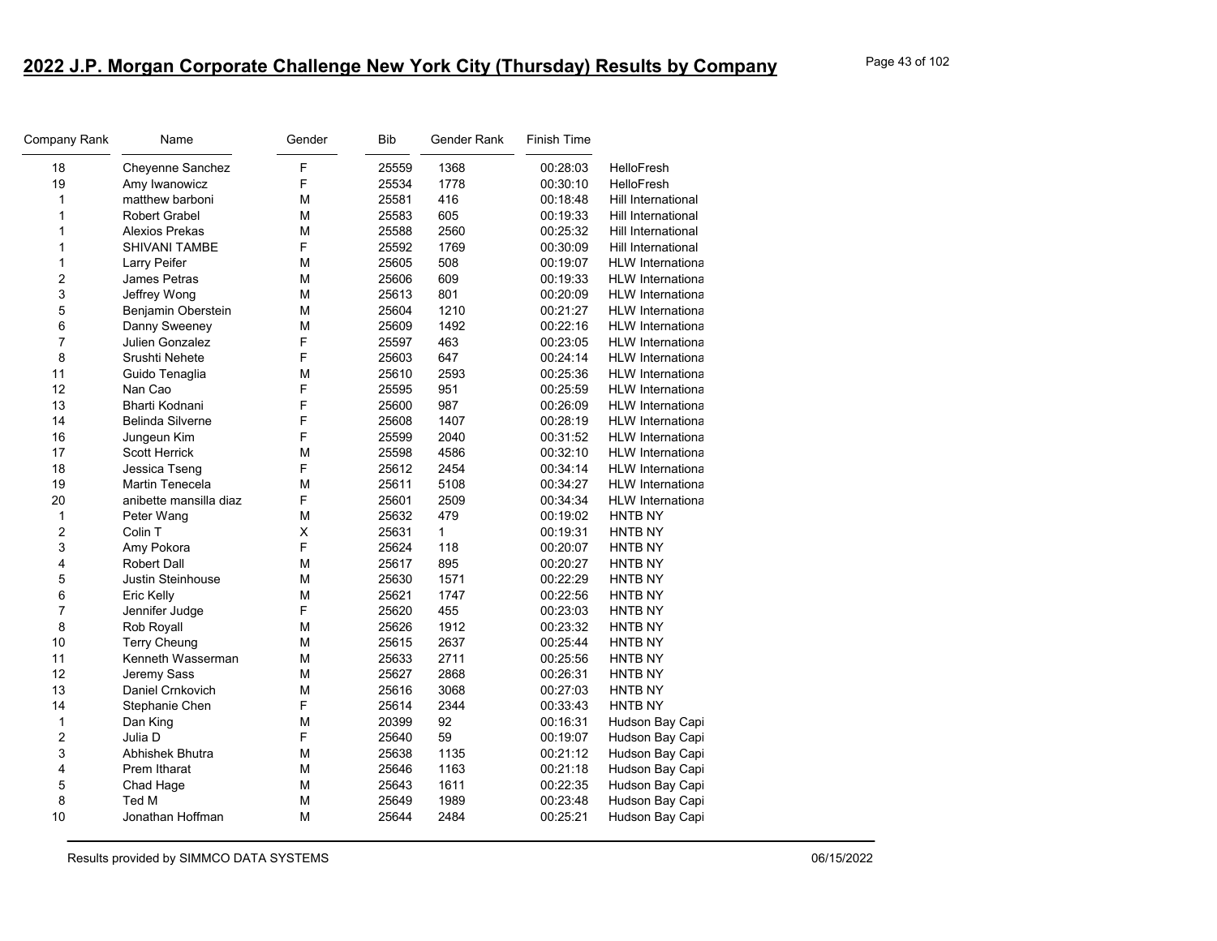## 2022 J.P. Morgan Corporate Challenge New York City (Thursday) Results by Company

| Company Rank | Name | Gender | Bib | Gender Rank | Finish Time | |
|---|---|---|---|---|---|---|
| 18 | Cheyenne Sanchez | F | 25559 | 1368 | 00:28:03 | HelloFresh |
| 19 | Amy Iwanowicz | F | 25534 | 1778 | 00:30:10 | HelloFresh |
| 1 | matthew barboni | M | 25581 | 416 | 00:18:48 | Hill International |
| 1 | Robert Grabel | M | 25583 | 605 | 00:19:33 | Hill International |
| 1 | Alexios Prekas | M | 25588 | 2560 | 00:25:32 | Hill International |
| 1 | SHIVANI TAMBE | F | 25592 | 1769 | 00:30:09 | Hill International |
| 1 | Larry Peifer | M | 25605 | 508 | 00:19:07 | HLW Internationa |
| 2 | James Petras | M | 25606 | 609 | 00:19:33 | HLW Internationa |
| 3 | Jeffrey Wong | M | 25613 | 801 | 00:20:09 | HLW Internationa |
| 5 | Benjamin Oberstein | M | 25604 | 1210 | 00:21:27 | HLW Internationa |
| 6 | Danny Sweeney | M | 25609 | 1492 | 00:22:16 | HLW Internationa |
| 7 | Julien Gonzalez | F | 25597 | 463 | 00:23:05 | HLW Internationa |
| 8 | Srushti Nehete | F | 25603 | 647 | 00:24:14 | HLW Internationa |
| 11 | Guido Tenaglia | M | 25610 | 2593 | 00:25:36 | HLW Internationa |
| 12 | Nan Cao | F | 25595 | 951 | 00:25:59 | HLW Internationa |
| 13 | Bharti Kodnani | F | 25600 | 987 | 00:26:09 | HLW Internationa |
| 14 | Belinda Silverne | F | 25608 | 1407 | 00:28:19 | HLW Internationa |
| 16 | Jungeun Kim | F | 25599 | 2040 | 00:31:52 | HLW Internationa |
| 17 | Scott Herrick | M | 25598 | 4586 | 00:32:10 | HLW Internationa |
| 18 | Jessica Tseng | F | 25612 | 2454 | 00:34:14 | HLW Internationa |
| 19 | Martin Tenecela | M | 25611 | 5108 | 00:34:27 | HLW Internationa |
| 20 | anibette mansilla diaz | F | 25601 | 2509 | 00:34:34 | HLW Internationa |
| 1 | Peter Wang | M | 25632 | 479 | 00:19:02 | HNTB NY |
| 2 | Colin T | X | 25631 | 1 | 00:19:31 | HNTB NY |
| 3 | Amy Pokora | F | 25624 | 118 | 00:20:07 | HNTB NY |
| 4 | Robert Dall | M | 25617 | 895 | 00:20:27 | HNTB NY |
| 5 | Justin Steinhouse | M | 25630 | 1571 | 00:22:29 | HNTB NY |
| 6 | Eric Kelly | M | 25621 | 1747 | 00:22:56 | HNTB NY |
| 7 | Jennifer Judge | F | 25620 | 455 | 00:23:03 | HNTB NY |
| 8 | Rob Royall | M | 25626 | 1912 | 00:23:32 | HNTB NY |
| 10 | Terry Cheung | M | 25615 | 2637 | 00:25:44 | HNTB NY |
| 11 | Kenneth Wasserman | M | 25633 | 2711 | 00:25:56 | HNTB NY |
| 12 | Jeremy Sass | M | 25627 | 2868 | 00:26:31 | HNTB NY |
| 13 | Daniel Crnkovich | M | 25616 | 3068 | 00:27:03 | HNTB NY |
| 14 | Stephanie Chen | F | 25614 | 2344 | 00:33:43 | HNTB NY |
| 1 | Dan King | M | 20399 | 92 | 00:16:31 | Hudson Bay Capi |
| 2 | Julia D | F | 25640 | 59 | 00:19:07 | Hudson Bay Capi |
| 3 | Abhishek Bhutra | M | 25638 | 1135 | 00:21:12 | Hudson Bay Capi |
| 4 | Prem Itharat | M | 25646 | 1163 | 00:21:18 | Hudson Bay Capi |
| 5 | Chad Hage | M | 25643 | 1611 | 00:22:35 | Hudson Bay Capi |
| 8 | Ted M | M | 25649 | 1989 | 00:23:48 | Hudson Bay Capi |
| 10 | Jonathan Hoffman | M | 25644 | 2484 | 00:25:21 | Hudson Bay Capi |

Results provided by SIMMCO DATA SYSTEMS 06/15/2022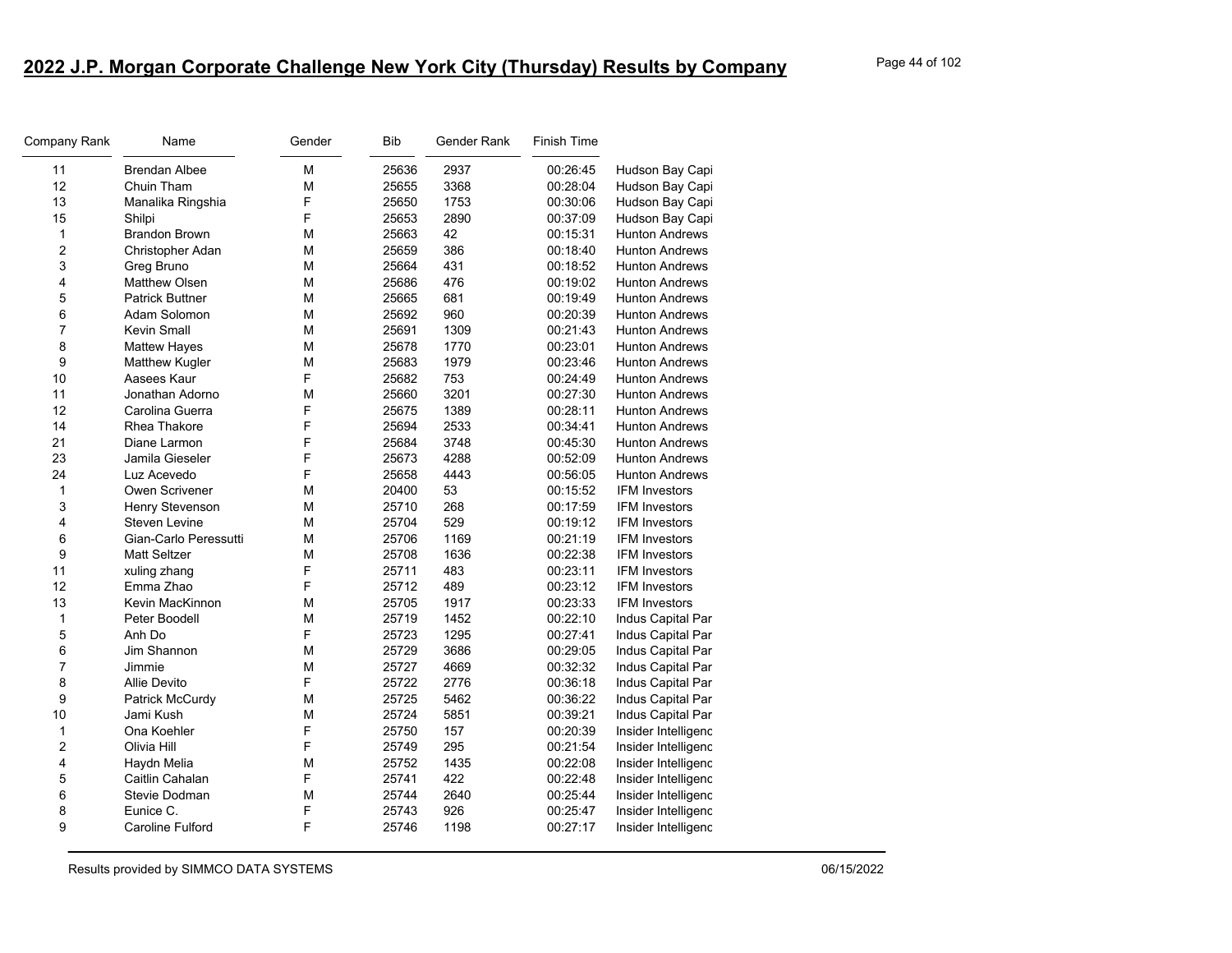# 2022 J.P. Morgan Corporate Challenge New York City (Thursday) Results by Company

| Company Rank | Name | Gender | Bib | Gender Rank | Finish Time | |
|---|---|---|---|---|---|---|
| 11 | Brendan Albee | M | 25636 | 2937 | 00:26:45 | Hudson Bay Capi |
| 12 | Chuin Tham | M | 25655 | 3368 | 00:28:04 | Hudson Bay Capi |
| 13 | Manalika Ringshia | F | 25650 | 1753 | 00:30:06 | Hudson Bay Capi |
| 15 | Shilpi | F | 25653 | 2890 | 00:37:09 | Hudson Bay Capi |
| 1 | Brandon Brown | M | 25663 | 42 | 00:15:31 | Hunton Andrews |
| 2 | Christopher Adan | M | 25659 | 386 | 00:18:40 | Hunton Andrews |
| 3 | Greg Bruno | M | 25664 | 431 | 00:18:52 | Hunton Andrews |
| 4 | Matthew Olsen | M | 25686 | 476 | 00:19:02 | Hunton Andrews |
| 5 | Patrick Buttner | M | 25665 | 681 | 00:19:49 | Hunton Andrews |
| 6 | Adam Solomon | M | 25692 | 960 | 00:20:39 | Hunton Andrews |
| 7 | Kevin Small | M | 25691 | 1309 | 00:21:43 | Hunton Andrews |
| 8 | Mattew Hayes | M | 25678 | 1770 | 00:23:01 | Hunton Andrews |
| 9 | Matthew Kugler | M | 25683 | 1979 | 00:23:46 | Hunton Andrews |
| 10 | Aasees Kaur | F | 25682 | 753 | 00:24:49 | Hunton Andrews |
| 11 | Jonathan Adorno | M | 25660 | 3201 | 00:27:30 | Hunton Andrews |
| 12 | Carolina Guerra | F | 25675 | 1389 | 00:28:11 | Hunton Andrews |
| 14 | Rhea Thakore | F | 25694 | 2533 | 00:34:41 | Hunton Andrews |
| 21 | Diane Larmon | F | 25684 | 3748 | 00:45:30 | Hunton Andrews |
| 23 | Jamila Gieseler | F | 25673 | 4288 | 00:52:09 | Hunton Andrews |
| 24 | Luz Acevedo | F | 25658 | 4443 | 00:56:05 | Hunton Andrews |
| 1 | Owen Scrivener | M | 20400 | 53 | 00:15:52 | IFM Investors |
| 3 | Henry Stevenson | M | 25710 | 268 | 00:17:59 | IFM Investors |
| 4 | Steven Levine | M | 25704 | 529 | 00:19:12 | IFM Investors |
| 6 | Gian-Carlo Peressutti | M | 25706 | 1169 | 00:21:19 | IFM Investors |
| 9 | Matt Seltzer | M | 25708 | 1636 | 00:22:38 | IFM Investors |
| 11 | xuling zhang | F | 25711 | 483 | 00:23:11 | IFM Investors |
| 12 | Emma Zhao | F | 25712 | 489 | 00:23:12 | IFM Investors |
| 13 | Kevin MacKinnon | M | 25705 | 1917 | 00:23:33 | IFM Investors |
| 1 | Peter Boodell | M | 25719 | 1452 | 00:22:10 | Indus Capital Par |
| 5 | Anh Do | F | 25723 | 1295 | 00:27:41 | Indus Capital Par |
| 6 | Jim Shannon | M | 25729 | 3686 | 00:29:05 | Indus Capital Par |
| 7 | Jimmie | M | 25727 | 4669 | 00:32:32 | Indus Capital Par |
| 8 | Allie Devito | F | 25722 | 2776 | 00:36:18 | Indus Capital Par |
| 9 | Patrick McCurdy | M | 25725 | 5462 | 00:36:22 | Indus Capital Par |
| 10 | Jami Kush | M | 25724 | 5851 | 00:39:21 | Indus Capital Par |
| 1 | Ona Koehler | F | 25750 | 157 | 00:20:39 | Insider Intelligenc |
| 2 | Olivia Hill | F | 25749 | 295 | 00:21:54 | Insider Intelligenc |
| 4 | Haydn Melia | M | 25752 | 1435 | 00:22:08 | Insider Intelligenc |
| 5 | Caitlin Cahalan | F | 25741 | 422 | 00:22:48 | Insider Intelligenc |
| 6 | Stevie Dodman | M | 25744 | 2640 | 00:25:44 | Insider Intelligenc |
| 8 | Eunice C. | F | 25743 | 926 | 00:25:47 | Insider Intelligenc |
| 9 | Caroline Fulford | F | 25746 | 1198 | 00:27:17 | Insider Intelligenc |

Results provided by SIMMCO DATA SYSTEMS 06/15/2022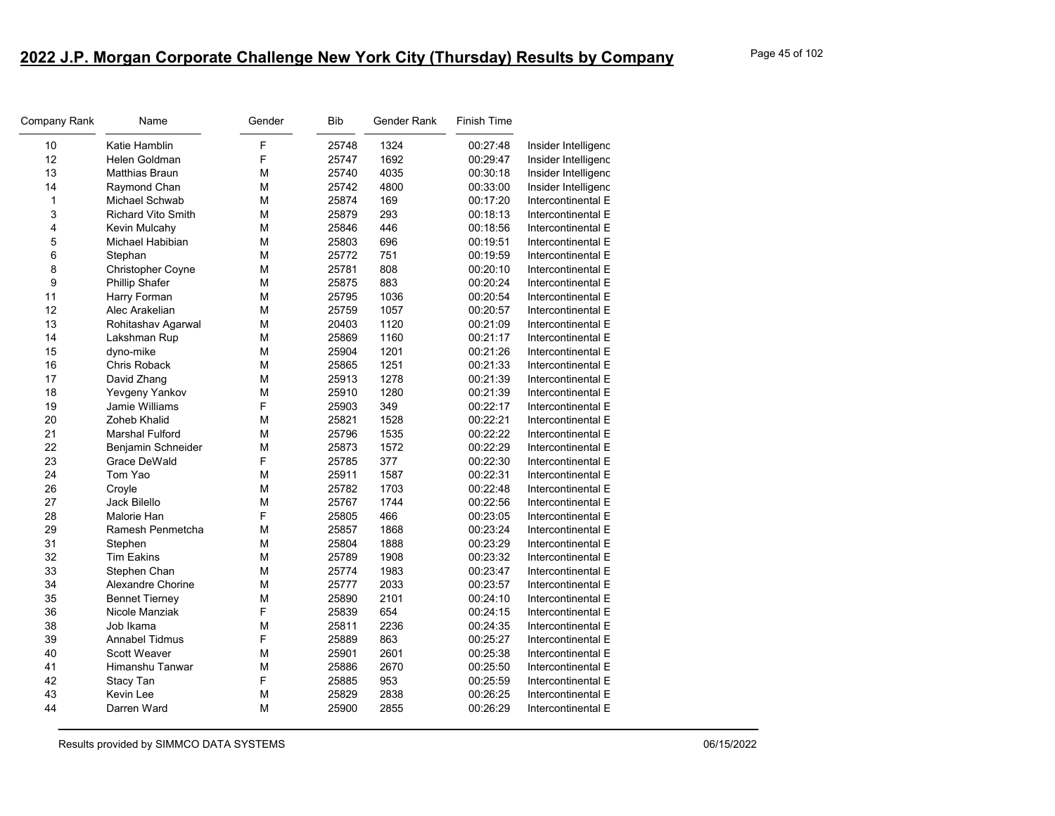# 2022 J.P. Morgan Corporate Challenge New York City (Thursday) Results by Company

| Company Rank | Name | Gender | Bib | Gender Rank | Finish Time | |
|---|---|---|---|---|---|---|
| 10 | Katie Hamblin | F | 25748 | 1324 | 00:27:48 | Insider Intelligenc |
| 12 | Helen Goldman | F | 25747 | 1692 | 00:29:47 | Insider Intelligenc |
| 13 | Matthias Braun | M | 25740 | 4035 | 00:30:18 | Insider Intelligenc |
| 14 | Raymond Chan | M | 25742 | 4800 | 00:33:00 | Insider Intelligenc |
| 1 | Michael Schwab | M | 25874 | 169 | 00:17:20 | Intercontinental E |
| 3 | Richard Vito Smith | M | 25879 | 293 | 00:18:13 | Intercontinental E |
| 4 | Kevin Mulcahy | M | 25846 | 446 | 00:18:56 | Intercontinental E |
| 5 | Michael Habibian | M | 25803 | 696 | 00:19:51 | Intercontinental E |
| 6 | Stephan | M | 25772 | 751 | 00:19:59 | Intercontinental E |
| 8 | Christopher Coyne | M | 25781 | 808 | 00:20:10 | Intercontinental E |
| 9 | Phillip Shafer | M | 25875 | 883 | 00:20:24 | Intercontinental E |
| 11 | Harry Forman | M | 25795 | 1036 | 00:20:54 | Intercontinental E |
| 12 | Alec Arakelian | M | 25759 | 1057 | 00:20:57 | Intercontinental E |
| 13 | Rohitashav Agarwal | M | 20403 | 1120 | 00:21:09 | Intercontinental E |
| 14 | Lakshman Rup | M | 25869 | 1160 | 00:21:17 | Intercontinental E |
| 15 | dyno-mike | M | 25904 | 1201 | 00:21:26 | Intercontinental E |
| 16 | Chris Roback | M | 25865 | 1251 | 00:21:33 | Intercontinental E |
| 17 | David Zhang | M | 25913 | 1278 | 00:21:39 | Intercontinental E |
| 18 | Yevgeny Yankov | M | 25910 | 1280 | 00:21:39 | Intercontinental E |
| 19 | Jamie Williams | F | 25903 | 349 | 00:22:17 | Intercontinental E |
| 20 | Zoheb Khalid | M | 25821 | 1528 | 00:22:21 | Intercontinental E |
| 21 | Marshal Fulford | M | 25796 | 1535 | 00:22:22 | Intercontinental E |
| 22 | Benjamin Schneider | M | 25873 | 1572 | 00:22:29 | Intercontinental E |
| 23 | Grace DeWald | F | 25785 | 377 | 00:22:30 | Intercontinental E |
| 24 | Tom Yao | M | 25911 | 1587 | 00:22:31 | Intercontinental E |
| 26 | Croyle | M | 25782 | 1703 | 00:22:48 | Intercontinental E |
| 27 | Jack Bilello | M | 25767 | 1744 | 00:22:56 | Intercontinental E |
| 28 | Malorie Han | F | 25805 | 466 | 00:23:05 | Intercontinental E |
| 29 | Ramesh Penmetcha | M | 25857 | 1868 | 00:23:24 | Intercontinental E |
| 31 | Stephen | M | 25804 | 1888 | 00:23:29 | Intercontinental E |
| 32 | Tim Eakins | M | 25789 | 1908 | 00:23:32 | Intercontinental E |
| 33 | Stephen Chan | M | 25774 | 1983 | 00:23:47 | Intercontinental E |
| 34 | Alexandre Chorine | M | 25777 | 2033 | 00:23:57 | Intercontinental E |
| 35 | Bennet Tierney | M | 25890 | 2101 | 00:24:10 | Intercontinental E |
| 36 | Nicole Manziak | F | 25839 | 654 | 00:24:15 | Intercontinental E |
| 38 | Job Ikama | M | 25811 | 2236 | 00:24:35 | Intercontinental E |
| 39 | Annabel Tidmus | F | 25889 | 863 | 00:25:27 | Intercontinental E |
| 40 | Scott Weaver | M | 25901 | 2601 | 00:25:38 | Intercontinental E |
| 41 | Himanshu Tanwar | M | 25886 | 2670 | 00:25:50 | Intercontinental E |
| 42 | Stacy Tan | F | 25885 | 953 | 00:25:59 | Intercontinental E |
| 43 | Kevin Lee | M | 25829 | 2838 | 00:26:25 | Intercontinental E |
| 44 | Darren Ward | M | 25900 | 2855 | 00:26:29 | Intercontinental E |

Results provided by SIMMCO DATA SYSTEMS 06/15/2022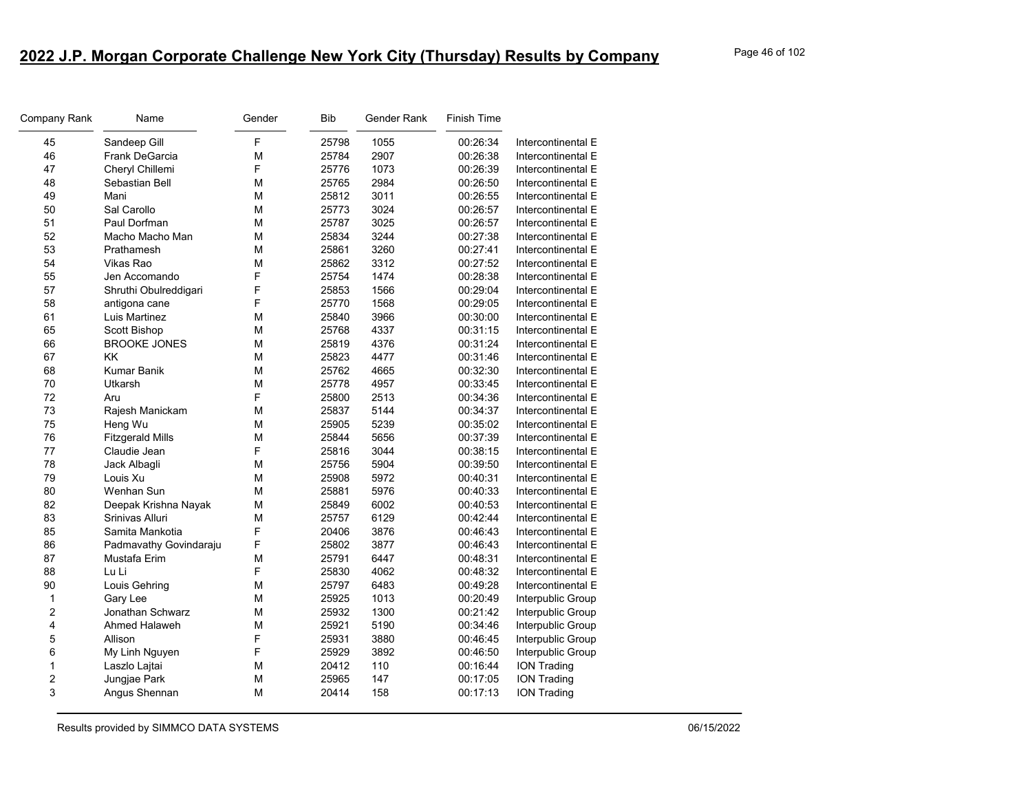## 2022 J.P. Morgan Corporate Challenge New York City (Thursday) Results by Company

| Company Rank | Name | Gender | Bib | Gender Rank | Finish Time | |
|---|---|---|---|---|---|---|
| 45 | Sandeep Gill | F | 25798 | 1055 | 00:26:34 | Intercontinental E |
| 46 | Frank DeGarcia | M | 25784 | 2907 | 00:26:38 | Intercontinental E |
| 47 | Cheryl Chillemi | F | 25776 | 1073 | 00:26:39 | Intercontinental E |
| 48 | Sebastian Bell | M | 25765 | 2984 | 00:26:50 | Intercontinental E |
| 49 | Mani | M | 25812 | 3011 | 00:26:55 | Intercontinental E |
| 50 | Sal Carollo | M | 25773 | 3024 | 00:26:57 | Intercontinental E |
| 51 | Paul Dorfman | M | 25787 | 3025 | 00:26:57 | Intercontinental E |
| 52 | Macho Macho Man | M | 25834 | 3244 | 00:27:38 | Intercontinental E |
| 53 | Prathamesh | M | 25861 | 3260 | 00:27:41 | Intercontinental E |
| 54 | Vikas Rao | M | 25862 | 3312 | 00:27:52 | Intercontinental E |
| 55 | Jen Accomando | F | 25754 | 1474 | 00:28:38 | Intercontinental E |
| 57 | Shruthi Obulreddigari | F | 25853 | 1566 | 00:29:04 | Intercontinental E |
| 58 | antigona cane | F | 25770 | 1568 | 00:29:05 | Intercontinental E |
| 61 | Luis Martinez | M | 25840 | 3966 | 00:30:00 | Intercontinental E |
| 65 | Scott Bishop | M | 25768 | 4337 | 00:31:15 | Intercontinental E |
| 66 | BROOKE JONES | M | 25819 | 4376 | 00:31:24 | Intercontinental E |
| 67 | KK | M | 25823 | 4477 | 00:31:46 | Intercontinental E |
| 68 | Kumar Banik | M | 25762 | 4665 | 00:32:30 | Intercontinental E |
| 70 | Utkarsh | M | 25778 | 4957 | 00:33:45 | Intercontinental E |
| 72 | Aru | F | 25800 | 2513 | 00:34:36 | Intercontinental E |
| 73 | Rajesh Manickam | M | 25837 | 5144 | 00:34:37 | Intercontinental E |
| 75 | Heng Wu | M | 25905 | 5239 | 00:35:02 | Intercontinental E |
| 76 | Fitzgerald Mills | M | 25844 | 5656 | 00:37:39 | Intercontinental E |
| 77 | Claudie Jean | F | 25816 | 3044 | 00:38:15 | Intercontinental E |
| 78 | Jack Albagli | M | 25756 | 5904 | 00:39:50 | Intercontinental E |
| 79 | Louis Xu | M | 25908 | 5972 | 00:40:31 | Intercontinental E |
| 80 | Wenhan Sun | M | 25881 | 5976 | 00:40:33 | Intercontinental E |
| 82 | Deepak Krishna Nayak | M | 25849 | 6002 | 00:40:53 | Intercontinental E |
| 83 | Srinivas Alluri | M | 25757 | 6129 | 00:42:44 | Intercontinental E |
| 85 | Samita Mankotia | F | 20406 | 3876 | 00:46:43 | Intercontinental E |
| 86 | Padmavathy Govindaraju | F | 25802 | 3877 | 00:46:43 | Intercontinental E |
| 87 | Mustafa Erim | M | 25791 | 6447 | 00:48:31 | Intercontinental E |
| 88 | Lu Li | F | 25830 | 4062 | 00:48:32 | Intercontinental E |
| 90 | Louis Gehring | M | 25797 | 6483 | 00:49:28 | Intercontinental E |
| 1 | Gary Lee | M | 25925 | 1013 | 00:20:49 | Interpublic Group |
| 2 | Jonathan Schwarz | M | 25932 | 1300 | 00:21:42 | Interpublic Group |
| 4 | Ahmed Halaweh | M | 25921 | 5190 | 00:34:46 | Interpublic Group |
| 5 | Allison | F | 25931 | 3880 | 00:46:45 | Interpublic Group |
| 6 | My Linh Nguyen | F | 25929 | 3892 | 00:46:50 | Interpublic Group |
| 1 | Laszlo Lajtai | M | 20412 | 110 | 00:16:44 | ION Trading |
| 2 | Jungjae Park | M | 25965 | 147 | 00:17:05 | ION Trading |
| 3 | Angus Shennan | M | 20414 | 158 | 00:17:13 | ION Trading |

Results provided by SIMMCO DATA SYSTEMS 06/15/2022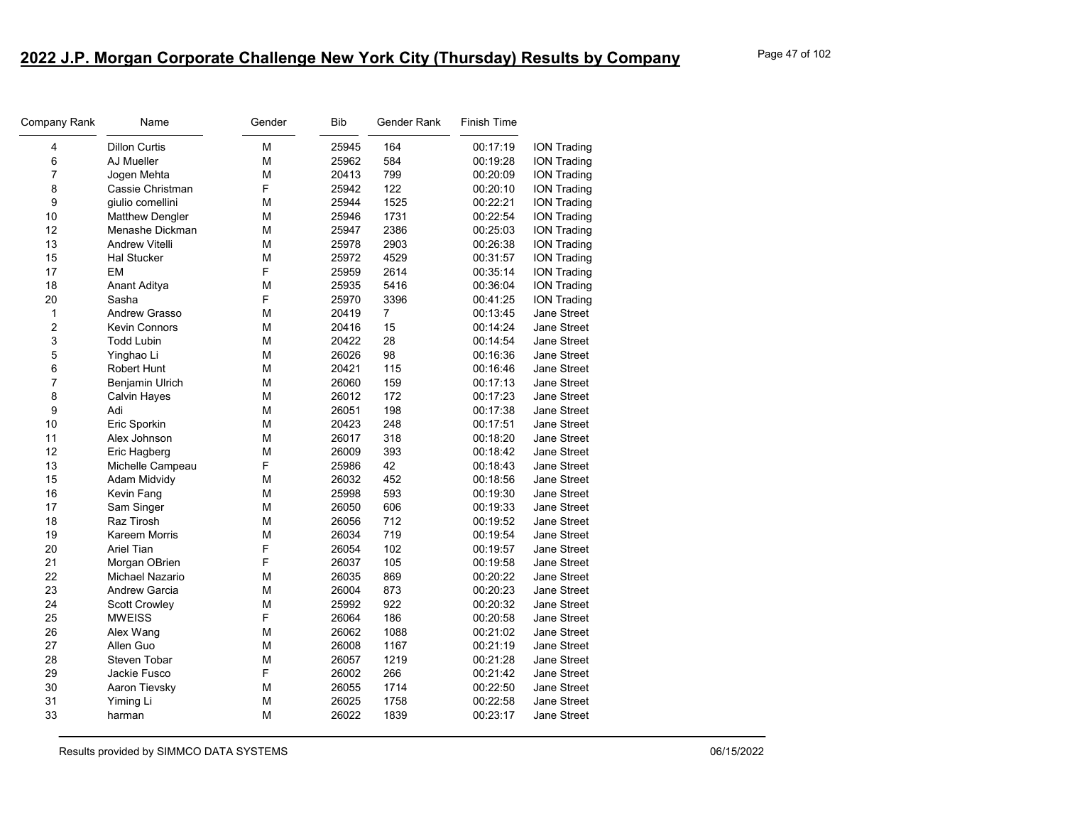# 2022 J.P. Morgan Corporate Challenge New York City (Thursday) Results by Company

| Company Rank | Name | Gender | Bib | Gender Rank | Finish Time | |
|---|---|---|---|---|---|---|
| 4 | Dillon Curtis | M | 25945 | 164 | 00:17:19 | ION Trading |
| 6 | AJ Mueller | M | 25962 | 584 | 00:19:28 | ION Trading |
| 7 | Jogen Mehta | M | 20413 | 799 | 00:20:09 | ION Trading |
| 8 | Cassie Christman | F | 25942 | 122 | 00:20:10 | ION Trading |
| 9 | giulio comellini | M | 25944 | 1525 | 00:22:21 | ION Trading |
| 10 | Matthew Dengler | M | 25946 | 1731 | 00:22:54 | ION Trading |
| 12 | Menashe Dickman | M | 25947 | 2386 | 00:25:03 | ION Trading |
| 13 | Andrew Vitelli | M | 25978 | 2903 | 00:26:38 | ION Trading |
| 15 | Hal Stucker | M | 25972 | 4529 | 00:31:57 | ION Trading |
| 17 | EM | F | 25959 | 2614 | 00:35:14 | ION Trading |
| 18 | Anant Aditya | M | 25935 | 5416 | 00:36:04 | ION Trading |
| 20 | Sasha | F | 25970 | 3396 | 00:41:25 | ION Trading |
| 1 | Andrew Grasso | M | 20419 | 7 | 00:13:45 | Jane Street |
| 2 | Kevin Connors | M | 20416 | 15 | 00:14:24 | Jane Street |
| 3 | Todd Lubin | M | 20422 | 28 | 00:14:54 | Jane Street |
| 5 | Yinghao Li | M | 26026 | 98 | 00:16:36 | Jane Street |
| 6 | Robert Hunt | M | 20421 | 115 | 00:16:46 | Jane Street |
| 7 | Benjamin Ulrich | M | 26060 | 159 | 00:17:13 | Jane Street |
| 8 | Calvin Hayes | M | 26012 | 172 | 00:17:23 | Jane Street |
| 9 | Adi | M | 26051 | 198 | 00:17:38 | Jane Street |
| 10 | Eric Sporkin | M | 20423 | 248 | 00:17:51 | Jane Street |
| 11 | Alex Johnson | M | 26017 | 318 | 00:18:20 | Jane Street |
| 12 | Eric Hagberg | M | 26009 | 393 | 00:18:42 | Jane Street |
| 13 | Michelle Campeau | F | 25986 | 42 | 00:18:43 | Jane Street |
| 15 | Adam Midvidy | M | 26032 | 452 | 00:18:56 | Jane Street |
| 16 | Kevin Fang | M | 25998 | 593 | 00:19:30 | Jane Street |
| 17 | Sam Singer | M | 26050 | 606 | 00:19:33 | Jane Street |
| 18 | Raz Tirosh | M | 26056 | 712 | 00:19:52 | Jane Street |
| 19 | Kareem Morris | M | 26034 | 719 | 00:19:54 | Jane Street |
| 20 | Ariel Tian | F | 26054 | 102 | 00:19:57 | Jane Street |
| 21 | Morgan OBrien | F | 26037 | 105 | 00:19:58 | Jane Street |
| 22 | Michael Nazario | M | 26035 | 869 | 00:20:22 | Jane Street |
| 23 | Andrew Garcia | M | 26004 | 873 | 00:20:23 | Jane Street |
| 24 | Scott Crowley | M | 25992 | 922 | 00:20:32 | Jane Street |
| 25 | MWEISS | F | 26064 | 186 | 00:20:58 | Jane Street |
| 26 | Alex Wang | M | 26062 | 1088 | 00:21:02 | Jane Street |
| 27 | Allen Guo | M | 26008 | 1167 | 00:21:19 | Jane Street |
| 28 | Steven Tobar | M | 26057 | 1219 | 00:21:28 | Jane Street |
| 29 | Jackie Fusco | F | 26002 | 266 | 00:21:42 | Jane Street |
| 30 | Aaron Tievsky | M | 26055 | 1714 | 00:22:50 | Jane Street |
| 31 | Yiming Li | M | 26025 | 1758 | 00:22:58 | Jane Street |
| 33 | harman | M | 26022 | 1839 | 00:23:17 | Jane Street |

Results provided by SIMMCO DATA SYSTEMS 06/15/2022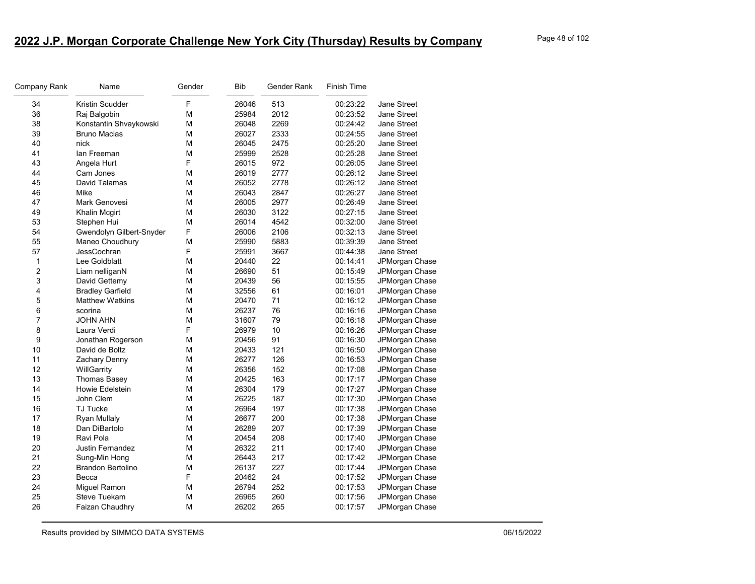# 2022 J.P. Morgan Corporate Challenge New York City (Thursday) Results by Company

| Company Rank | Name | Gender | Bib | Gender Rank | Finish Time | |
|---|---|---|---|---|---|---|
| 34 | Kristin Scudder | F | 26046 | 513 | 00:23:22 | Jane Street |
| 36 | Raj Balgobin | M | 25984 | 2012 | 00:23:52 | Jane Street |
| 38 | Konstantin Shvaykowski | M | 26048 | 2269 | 00:24:42 | Jane Street |
| 39 | Bruno Macias | M | 26027 | 2333 | 00:24:55 | Jane Street |
| 40 | nick | M | 26045 | 2475 | 00:25:20 | Jane Street |
| 41 | Ian Freeman | M | 25999 | 2528 | 00:25:28 | Jane Street |
| 43 | Angela Hurt | F | 26015 | 972 | 00:26:05 | Jane Street |
| 44 | Cam Jones | M | 26019 | 2777 | 00:26:12 | Jane Street |
| 45 | David Talamas | M | 26052 | 2778 | 00:26:12 | Jane Street |
| 46 | Mike | M | 26043 | 2847 | 00:26:27 | Jane Street |
| 47 | Mark Genovesi | M | 26005 | 2977 | 00:26:49 | Jane Street |
| 49 | Khalin Mcgirt | M | 26030 | 3122 | 00:27:15 | Jane Street |
| 53 | Stephen Hui | M | 26014 | 4542 | 00:32:00 | Jane Street |
| 54 | Gwendolyn Gilbert-Snyder | F | 26006 | 2106 | 00:32:13 | Jane Street |
| 55 | Maneo Choudhury | M | 25990 | 5883 | 00:39:39 | Jane Street |
| 57 | JessCochran | F | 25991 | 3667 | 00:44:38 | Jane Street |
| 1 | Lee Goldblatt | M | 20440 | 22 | 00:14:41 | JPMorgan Chase |
| 2 | Liam nelliganN | M | 26690 | 51 | 00:15:49 | JPMorgan Chase |
| 3 | David Gettemy | M | 20439 | 56 | 00:15:55 | JPMorgan Chase |
| 4 | Bradley Garfield | M | 32556 | 61 | 00:16:01 | JPMorgan Chase |
| 5 | Matthew Watkins | M | 20470 | 71 | 00:16:12 | JPMorgan Chase |
| 6 | scorina | M | 26237 | 76 | 00:16:16 | JPMorgan Chase |
| 7 | JOHN AHN | M | 31607 | 79 | 00:16:18 | JPMorgan Chase |
| 8 | Laura Verdi | F | 26979 | 10 | 00:16:26 | JPMorgan Chase |
| 9 | Jonathan Rogerson | M | 20456 | 91 | 00:16:30 | JPMorgan Chase |
| 10 | David de Boltz | M | 20433 | 121 | 00:16:50 | JPMorgan Chase |
| 11 | Zachary Denny | M | 26277 | 126 | 00:16:53 | JPMorgan Chase |
| 12 | WillGarrity | M | 26356 | 152 | 00:17:08 | JPMorgan Chase |
| 13 | Thomas Basey | M | 20425 | 163 | 00:17:17 | JPMorgan Chase |
| 14 | Howie Edelstein | M | 26304 | 179 | 00:17:27 | JPMorgan Chase |
| 15 | John Clem | M | 26225 | 187 | 00:17:30 | JPMorgan Chase |
| 16 | TJ Tucke | M | 26964 | 197 | 00:17:38 | JPMorgan Chase |
| 17 | Ryan Mullaly | M | 26677 | 200 | 00:17:38 | JPMorgan Chase |
| 18 | Dan DiBartolo | M | 26289 | 207 | 00:17:39 | JPMorgan Chase |
| 19 | Ravi Pola | M | 20454 | 208 | 00:17:40 | JPMorgan Chase |
| 20 | Justin Fernandez | M | 26322 | 211 | 00:17:40 | JPMorgan Chase |
| 21 | Sung-Min Hong | M | 26443 | 217 | 00:17:42 | JPMorgan Chase |
| 22 | Brandon Bertolino | M | 26137 | 227 | 00:17:44 | JPMorgan Chase |
| 23 | Becca | F | 20462 | 24 | 00:17:52 | JPMorgan Chase |
| 24 | Miguel Ramon | M | 26794 | 252 | 00:17:53 | JPMorgan Chase |
| 25 | Steve Tuekam | M | 26965 | 260 | 00:17:56 | JPMorgan Chase |
| 26 | Faizan Chaudhry | M | 26202 | 265 | 00:17:57 | JPMorgan Chase |

Results provided by SIMMCO DATA SYSTEMS 06/15/2022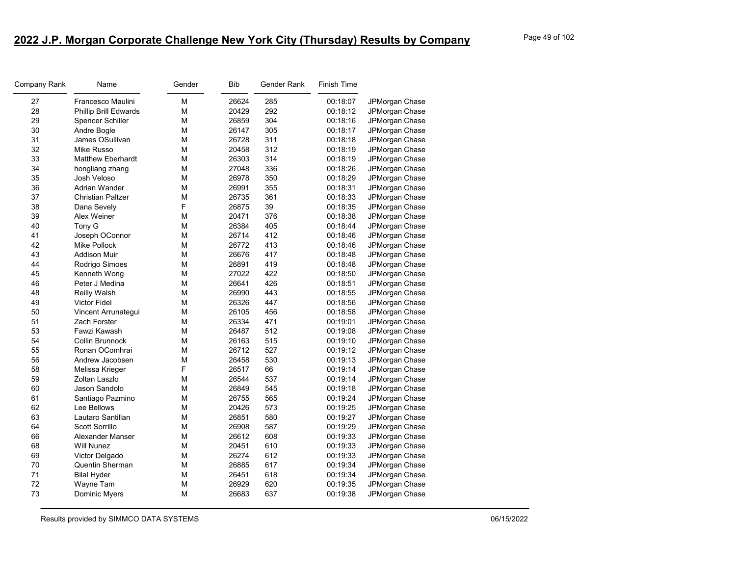# 2022 J.P. Morgan Corporate Challenge New York City (Thursday) Results by Company

| Company Rank | Name | Gender | Bib | Gender Rank | Finish Time | |
|---|---|---|---|---|---|---|
| 27 | Francesco Maulini | M | 26624 | 285 | 00:18:07 | JPMorgan Chase |
| 28 | Phillip Brill Edwards | M | 20429 | 292 | 00:18:12 | JPMorgan Chase |
| 29 | Spencer Schiller | M | 26859 | 304 | 00:18:16 | JPMorgan Chase |
| 30 | Andre Bogle | M | 26147 | 305 | 00:18:17 | JPMorgan Chase |
| 31 | James OSullivan | M | 26728 | 311 | 00:18:18 | JPMorgan Chase |
| 32 | Mike Russo | M | 20458 | 312 | 00:18:19 | JPMorgan Chase |
| 33 | Matthew Eberhardt | M | 26303 | 314 | 00:18:19 | JPMorgan Chase |
| 34 | hongliang zhang | M | 27048 | 336 | 00:18:26 | JPMorgan Chase |
| 35 | Josh Veloso | M | 26978 | 350 | 00:18:29 | JPMorgan Chase |
| 36 | Adrian Wander | M | 26991 | 355 | 00:18:31 | JPMorgan Chase |
| 37 | Christian Paltzer | M | 26735 | 361 | 00:18:33 | JPMorgan Chase |
| 38 | Dana Sevely | F | 26875 | 39 | 00:18:35 | JPMorgan Chase |
| 39 | Alex Weiner | M | 20471 | 376 | 00:18:38 | JPMorgan Chase |
| 40 | Tony G | M | 26384 | 405 | 00:18:44 | JPMorgan Chase |
| 41 | Joseph OConnor | M | 26714 | 412 | 00:18:46 | JPMorgan Chase |
| 42 | Mike Pollock | M | 26772 | 413 | 00:18:46 | JPMorgan Chase |
| 43 | Addison Muir | M | 26676 | 417 | 00:18:48 | JPMorgan Chase |
| 44 | Rodrigo Simoes | M | 26891 | 419 | 00:18:48 | JPMorgan Chase |
| 45 | Kenneth Wong | M | 27022 | 422 | 00:18:50 | JPMorgan Chase |
| 46 | Peter J Medina | M | 26641 | 426 | 00:18:51 | JPMorgan Chase |
| 48 | Reilly Walsh | M | 26990 | 443 | 00:18:55 | JPMorgan Chase |
| 49 | Victor Fidel | M | 26326 | 447 | 00:18:56 | JPMorgan Chase |
| 50 | Vincent Arrunategui | M | 26105 | 456 | 00:18:58 | JPMorgan Chase |
| 51 | Zach Forster | M | 26334 | 471 | 00:19:01 | JPMorgan Chase |
| 53 | Fawzi Kawash | M | 26487 | 512 | 00:19:08 | JPMorgan Chase |
| 54 | Collin Brunnock | M | 26163 | 515 | 00:19:10 | JPMorgan Chase |
| 55 | Ronan OComhrai | M | 26712 | 527 | 00:19:12 | JPMorgan Chase |
| 56 | Andrew Jacobsen | M | 26458 | 530 | 00:19:13 | JPMorgan Chase |
| 58 | Melissa Krieger | F | 26517 | 66 | 00:19:14 | JPMorgan Chase |
| 59 | Zoltan Laszlo | M | 26544 | 537 | 00:19:14 | JPMorgan Chase |
| 60 | Jason Sandolo | M | 26849 | 545 | 00:19:18 | JPMorgan Chase |
| 61 | Santiago Pazmino | M | 26755 | 565 | 00:19:24 | JPMorgan Chase |
| 62 | Lee Bellows | M | 20426 | 573 | 00:19:25 | JPMorgan Chase |
| 63 | Lautaro Santillan | M | 26851 | 580 | 00:19:27 | JPMorgan Chase |
| 64 | Scott Sorrillo | M | 26908 | 587 | 00:19:29 | JPMorgan Chase |
| 66 | Alexander Manser | M | 26612 | 608 | 00:19:33 | JPMorgan Chase |
| 68 | Will Nunez | M | 20451 | 610 | 00:19:33 | JPMorgan Chase |
| 69 | Victor Delgado | M | 26274 | 612 | 00:19:33 | JPMorgan Chase |
| 70 | Quentin Sherman | M | 26885 | 617 | 00:19:34 | JPMorgan Chase |
| 71 | Bilal Hyder | M | 26451 | 618 | 00:19:34 | JPMorgan Chase |
| 72 | Wayne Tam | M | 26929 | 620 | 00:19:35 | JPMorgan Chase |
| 73 | Dominic Myers | M | 26683 | 637 | 00:19:38 | JPMorgan Chase |

Results provided by SIMMCO DATA SYSTEMS 06/15/2022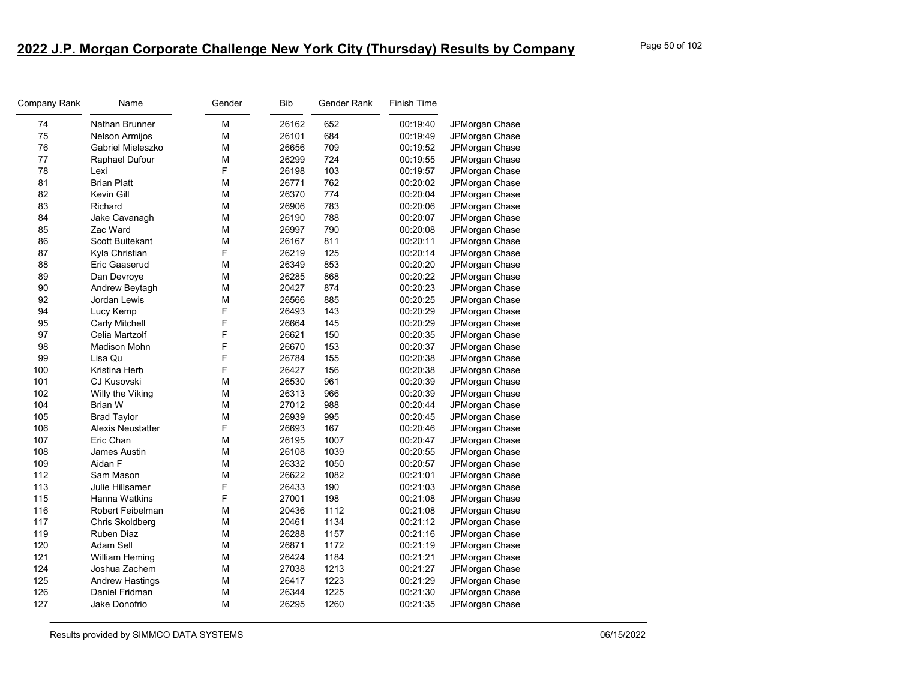## 2022 J.P. Morgan Corporate Challenge New York City (Thursday) Results by Company

| Company Rank | Name | Gender | Bib | Gender Rank | Finish Time | |
|---|---|---|---|---|---|---|
| 74 | Nathan Brunner | M | 26162 | 652 | 00:19:40 | JPMorgan Chase |
| 75 | Nelson Armijos | M | 26101 | 684 | 00:19:49 | JPMorgan Chase |
| 76 | Gabriel Mieleszko | M | 26656 | 709 | 00:19:52 | JPMorgan Chase |
| 77 | Raphael Dufour | M | 26299 | 724 | 00:19:55 | JPMorgan Chase |
| 78 | Lexi | F | 26198 | 103 | 00:19:57 | JPMorgan Chase |
| 81 | Brian Platt | M | 26771 | 762 | 00:20:02 | JPMorgan Chase |
| 82 | Kevin Gill | M | 26370 | 774 | 00:20:04 | JPMorgan Chase |
| 83 | Richard | M | 26906 | 783 | 00:20:06 | JPMorgan Chase |
| 84 | Jake Cavanagh | M | 26190 | 788 | 00:20:07 | JPMorgan Chase |
| 85 | Zac Ward | M | 26997 | 790 | 00:20:08 | JPMorgan Chase |
| 86 | Scott Buitekant | M | 26167 | 811 | 00:20:11 | JPMorgan Chase |
| 87 | Kyla Christian | F | 26219 | 125 | 00:20:14 | JPMorgan Chase |
| 88 | Eric Gaaserud | M | 26349 | 853 | 00:20:20 | JPMorgan Chase |
| 89 | Dan Devroye | M | 26285 | 868 | 00:20:22 | JPMorgan Chase |
| 90 | Andrew Beytagh | M | 20427 | 874 | 00:20:23 | JPMorgan Chase |
| 92 | Jordan Lewis | M | 26566 | 885 | 00:20:25 | JPMorgan Chase |
| 94 | Lucy Kemp | F | 26493 | 143 | 00:20:29 | JPMorgan Chase |
| 95 | Carly Mitchell | F | 26664 | 145 | 00:20:29 | JPMorgan Chase |
| 97 | Celia Martzolf | F | 26621 | 150 | 00:20:35 | JPMorgan Chase |
| 98 | Madison Mohn | F | 26670 | 153 | 00:20:37 | JPMorgan Chase |
| 99 | Lisa Qu | F | 26784 | 155 | 00:20:38 | JPMorgan Chase |
| 100 | Kristina Herb | F | 26427 | 156 | 00:20:38 | JPMorgan Chase |
| 101 | CJ Kusovski | M | 26530 | 961 | 00:20:39 | JPMorgan Chase |
| 102 | Willy the Viking | M | 26313 | 966 | 00:20:39 | JPMorgan Chase |
| 104 | Brian W | M | 27012 | 988 | 00:20:44 | JPMorgan Chase |
| 105 | Brad Taylor | M | 26939 | 995 | 00:20:45 | JPMorgan Chase |
| 106 | Alexis Neustatter | F | 26693 | 167 | 00:20:46 | JPMorgan Chase |
| 107 | Eric Chan | M | 26195 | 1007 | 00:20:47 | JPMorgan Chase |
| 108 | James Austin | M | 26108 | 1039 | 00:20:55 | JPMorgan Chase |
| 109 | Aidan F | M | 26332 | 1050 | 00:20:57 | JPMorgan Chase |
| 112 | Sam Mason | M | 26622 | 1082 | 00:21:01 | JPMorgan Chase |
| 113 | Julie Hillsamer | F | 26433 | 190 | 00:21:03 | JPMorgan Chase |
| 115 | Hanna Watkins | F | 27001 | 198 | 00:21:08 | JPMorgan Chase |
| 116 | Robert Feibelman | M | 20436 | 1112 | 00:21:08 | JPMorgan Chase |
| 117 | Chris Skoldberg | M | 20461 | 1134 | 00:21:12 | JPMorgan Chase |
| 119 | Ruben Diaz | M | 26288 | 1157 | 00:21:16 | JPMorgan Chase |
| 120 | Adam Sell | M | 26871 | 1172 | 00:21:19 | JPMorgan Chase |
| 121 | William Heming | M | 26424 | 1184 | 00:21:21 | JPMorgan Chase |
| 124 | Joshua Zachem | M | 27038 | 1213 | 00:21:27 | JPMorgan Chase |
| 125 | Andrew Hastings | M | 26417 | 1223 | 00:21:29 | JPMorgan Chase |
| 126 | Daniel Fridman | M | 26344 | 1225 | 00:21:30 | JPMorgan Chase |
| 127 | Jake Donofrio | M | 26295 | 1260 | 00:21:35 | JPMorgan Chase |

Results provided by SIMMCO DATA SYSTEMS 06/15/2022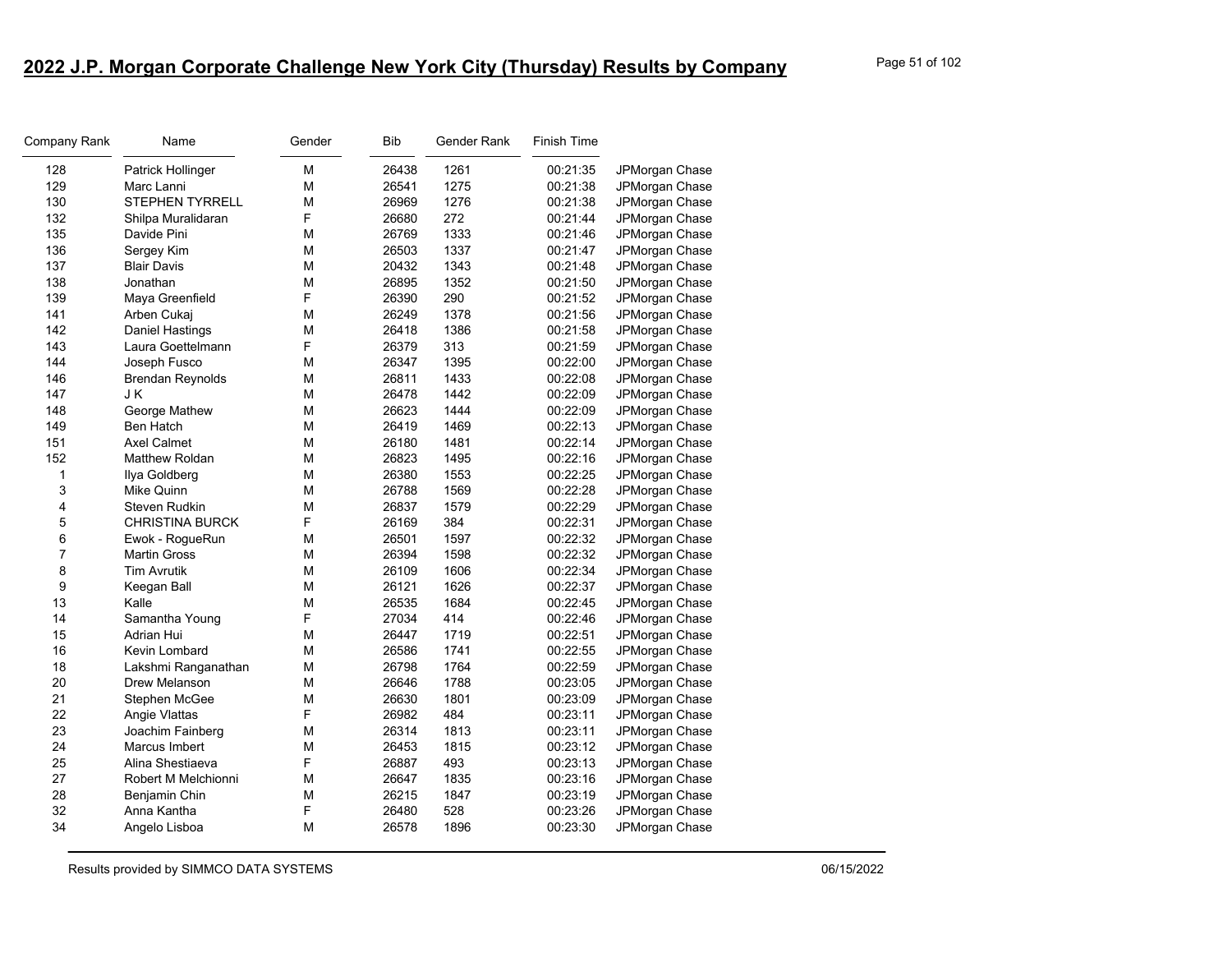# 2022 J.P. Morgan Corporate Challenge New York City (Thursday) Results by Company

| Company Rank | Name | Gender | Bib | Gender Rank | Finish Time | |
|---|---|---|---|---|---|---|
| 128 | Patrick Hollinger | M | 26438 | 1261 | 00:21:35 | JPMorgan Chase |
| 129 | Marc Lanni | M | 26541 | 1275 | 00:21:38 | JPMorgan Chase |
| 130 | STEPHEN TYRRELL | M | 26969 | 1276 | 00:21:38 | JPMorgan Chase |
| 132 | Shilpa Muralidaran | F | 26680 | 272 | 00:21:44 | JPMorgan Chase |
| 135 | Davide Pini | M | 26769 | 1333 | 00:21:46 | JPMorgan Chase |
| 136 | Sergey Kim | M | 26503 | 1337 | 00:21:47 | JPMorgan Chase |
| 137 | Blair Davis | M | 20432 | 1343 | 00:21:48 | JPMorgan Chase |
| 138 | Jonathan | M | 26895 | 1352 | 00:21:50 | JPMorgan Chase |
| 139 | Maya Greenfield | F | 26390 | 290 | 00:21:52 | JPMorgan Chase |
| 141 | Arben Cukaj | M | 26249 | 1378 | 00:21:56 | JPMorgan Chase |
| 142 | Daniel Hastings | M | 26418 | 1386 | 00:21:58 | JPMorgan Chase |
| 143 | Laura Goettelmann | F | 26379 | 313 | 00:21:59 | JPMorgan Chase |
| 144 | Joseph Fusco | M | 26347 | 1395 | 00:22:00 | JPMorgan Chase |
| 146 | Brendan Reynolds | M | 26811 | 1433 | 00:22:08 | JPMorgan Chase |
| 147 | J K | M | 26478 | 1442 | 00:22:09 | JPMorgan Chase |
| 148 | George Mathew | M | 26623 | 1444 | 00:22:09 | JPMorgan Chase |
| 149 | Ben Hatch | M | 26419 | 1469 | 00:22:13 | JPMorgan Chase |
| 151 | Axel Calmet | M | 26180 | 1481 | 00:22:14 | JPMorgan Chase |
| 152 | Matthew Roldan | M | 26823 | 1495 | 00:22:16 | JPMorgan Chase |
| 1 | Ilya Goldberg | M | 26380 | 1553 | 00:22:25 | JPMorgan Chase |
| 3 | Mike Quinn | M | 26788 | 1569 | 00:22:28 | JPMorgan Chase |
| 4 | Steven Rudkin | M | 26837 | 1579 | 00:22:29 | JPMorgan Chase |
| 5 | CHRISTINA BURCK | F | 26169 | 384 | 00:22:31 | JPMorgan Chase |
| 6 | Ewok - RogueRun | M | 26501 | 1597 | 00:22:32 | JPMorgan Chase |
| 7 | Martin Gross | M | 26394 | 1598 | 00:22:32 | JPMorgan Chase |
| 8 | Tim Avrutik | M | 26109 | 1606 | 00:22:34 | JPMorgan Chase |
| 9 | Keegan Ball | M | 26121 | 1626 | 00:22:37 | JPMorgan Chase |
| 13 | Kalle | M | 26535 | 1684 | 00:22:45 | JPMorgan Chase |
| 14 | Samantha Young | F | 27034 | 414 | 00:22:46 | JPMorgan Chase |
| 15 | Adrian Hui | M | 26447 | 1719 | 00:22:51 | JPMorgan Chase |
| 16 | Kevin Lombard | M | 26586 | 1741 | 00:22:55 | JPMorgan Chase |
| 18 | Lakshmi Ranganathan | M | 26798 | 1764 | 00:22:59 | JPMorgan Chase |
| 20 | Drew Melanson | M | 26646 | 1788 | 00:23:05 | JPMorgan Chase |
| 21 | Stephen McGee | M | 26630 | 1801 | 00:23:09 | JPMorgan Chase |
| 22 | Angie Vlattas | F | 26982 | 484 | 00:23:11 | JPMorgan Chase |
| 23 | Joachim Fainberg | M | 26314 | 1813 | 00:23:11 | JPMorgan Chase |
| 24 | Marcus Imbert | M | 26453 | 1815 | 00:23:12 | JPMorgan Chase |
| 25 | Alina Shestiaeva | F | 26887 | 493 | 00:23:13 | JPMorgan Chase |
| 27 | Robert M Melchionni | M | 26647 | 1835 | 00:23:16 | JPMorgan Chase |
| 28 | Benjamin Chin | M | 26215 | 1847 | 00:23:19 | JPMorgan Chase |
| 32 | Anna Kantha | F | 26480 | 528 | 00:23:26 | JPMorgan Chase |
| 34 | Angelo Lisboa | M | 26578 | 1896 | 00:23:30 | JPMorgan Chase |

Results provided by SIMMCO DATA SYSTEMS 06/15/2022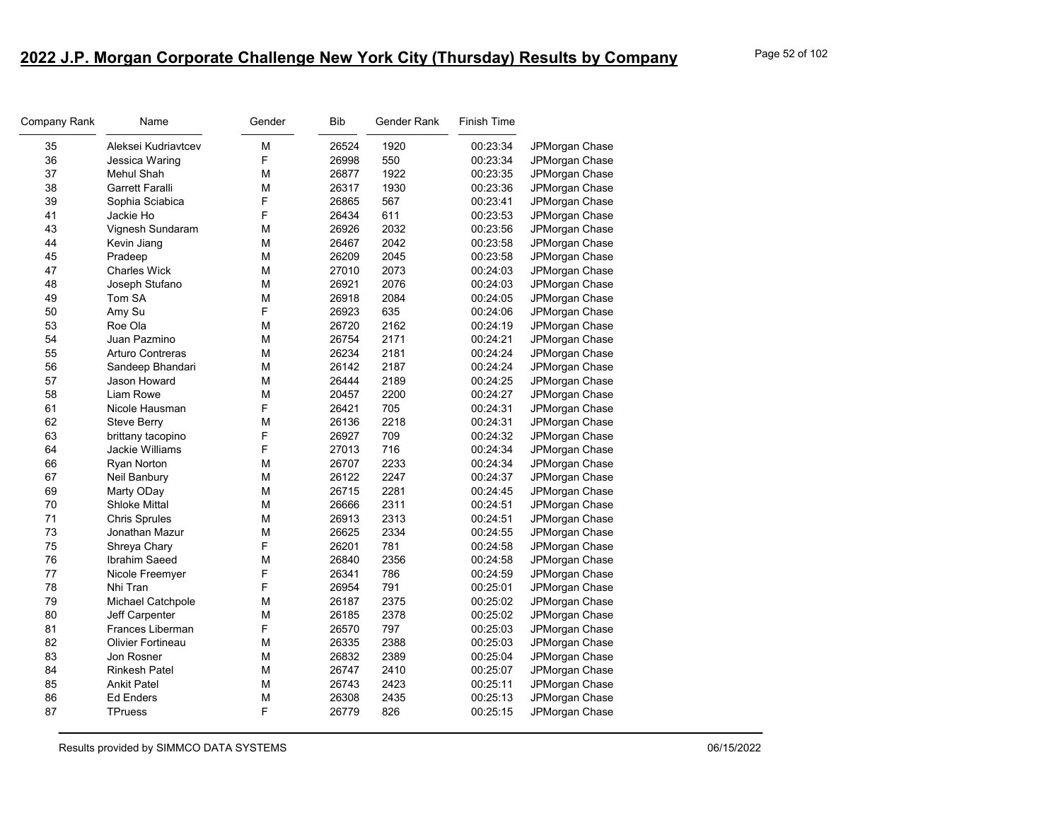# 2022 J.P. Morgan Corporate Challenge New York City (Thursday) Results by Company

| Company Rank | Name | Gender | Bib | Gender Rank | Finish Time | |
|---|---|---|---|---|---|---|
| 35 | Aleksei Kudriavtcev | M | 26524 | 1920 | 00:23:34 | JPMorgan Chase |
| 36 | Jessica Waring | F | 26998 | 550 | 00:23:34 | JPMorgan Chase |
| 37 | Mehul Shah | M | 26877 | 1922 | 00:23:35 | JPMorgan Chase |
| 38 | Garrett Faralli | M | 26317 | 1930 | 00:23:36 | JPMorgan Chase |
| 39 | Sophia Sciabica | F | 26865 | 567 | 00:23:41 | JPMorgan Chase |
| 41 | Jackie Ho | F | 26434 | 611 | 00:23:53 | JPMorgan Chase |
| 43 | Vignesh Sundaram | M | 26926 | 2032 | 00:23:56 | JPMorgan Chase |
| 44 | Kevin Jiang | M | 26467 | 2042 | 00:23:58 | JPMorgan Chase |
| 45 | Pradeep | M | 26209 | 2045 | 00:23:58 | JPMorgan Chase |
| 47 | Charles Wick | M | 27010 | 2073 | 00:24:03 | JPMorgan Chase |
| 48 | Joseph Stufano | M | 26921 | 2076 | 00:24:03 | JPMorgan Chase |
| 49 | Tom SA | M | 26918 | 2084 | 00:24:05 | JPMorgan Chase |
| 50 | Amy Su | F | 26923 | 635 | 00:24:06 | JPMorgan Chase |
| 53 | Roe Ola | M | 26720 | 2162 | 00:24:19 | JPMorgan Chase |
| 54 | Juan Pazmino | M | 26754 | 2171 | 00:24:21 | JPMorgan Chase |
| 55 | Arturo Contreras | M | 26234 | 2181 | 00:24:24 | JPMorgan Chase |
| 56 | Sandeep Bhandari | M | 26142 | 2187 | 00:24:24 | JPMorgan Chase |
| 57 | Jason Howard | M | 26444 | 2189 | 00:24:25 | JPMorgan Chase |
| 58 | Liam Rowe | M | 20457 | 2200 | 00:24:27 | JPMorgan Chase |
| 61 | Nicole Hausman | F | 26421 | 705 | 00:24:31 | JPMorgan Chase |
| 62 | Steve Berry | M | 26136 | 2218 | 00:24:31 | JPMorgan Chase |
| 63 | brittany tacopino | F | 26927 | 709 | 00:24:32 | JPMorgan Chase |
| 64 | Jackie Williams | F | 27013 | 716 | 00:24:34 | JPMorgan Chase |
| 66 | Ryan Norton | M | 26707 | 2233 | 00:24:34 | JPMorgan Chase |
| 67 | Neil Banbury | M | 26122 | 2247 | 00:24:37 | JPMorgan Chase |
| 69 | Marty ODay | M | 26715 | 2281 | 00:24:45 | JPMorgan Chase |
| 70 | Shloke Mittal | M | 26666 | 2311 | 00:24:51 | JPMorgan Chase |
| 71 | Chris Sprules | M | 26913 | 2313 | 00:24:51 | JPMorgan Chase |
| 73 | Jonathan Mazur | M | 26625 | 2334 | 00:24:55 | JPMorgan Chase |
| 75 | Shreya Chary | F | 26201 | 781 | 00:24:58 | JPMorgan Chase |
| 76 | Ibrahim Saeed | M | 26840 | 2356 | 00:24:58 | JPMorgan Chase |
| 77 | Nicole Freemyer | F | 26341 | 786 | 00:24:59 | JPMorgan Chase |
| 78 | Nhi Tran | F | 26954 | 791 | 00:25:01 | JPMorgan Chase |
| 79 | Michael Catchpole | M | 26187 | 2375 | 00:25:02 | JPMorgan Chase |
| 80 | Jeff Carpenter | M | 26185 | 2378 | 00:25:02 | JPMorgan Chase |
| 81 | Frances Liberman | F | 26570 | 797 | 00:25:03 | JPMorgan Chase |
| 82 | Olivier Fortineau | M | 26335 | 2388 | 00:25:03 | JPMorgan Chase |
| 83 | Jon Rosner | M | 26832 | 2389 | 00:25:04 | JPMorgan Chase |
| 84 | Rinkesh Patel | M | 26747 | 2410 | 00:25:07 | JPMorgan Chase |
| 85 | Ankit Patel | M | 26743 | 2423 | 00:25:11 | JPMorgan Chase |
| 86 | Ed Enders | M | 26308 | 2435 | 00:25:13 | JPMorgan Chase |
| 87 | TPruess | F | 26779 | 826 | 00:25:15 | JPMorgan Chase |

Results provided by SIMMCO DATA SYSTEMS 06/15/2022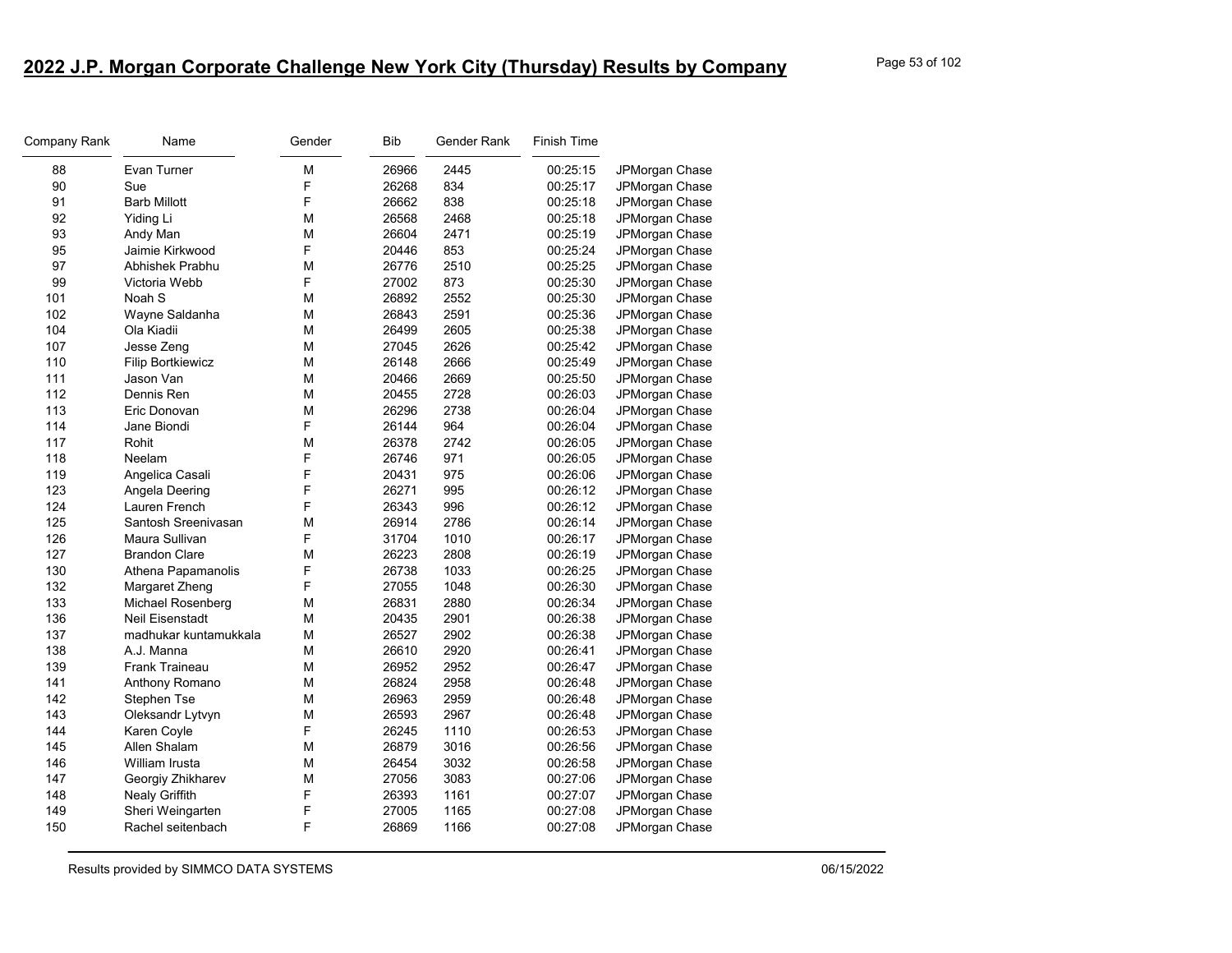# 2022 J.P. Morgan Corporate Challenge New York City (Thursday) Results by Company

| Company Rank | Name | Gender | Bib | Gender Rank | Finish Time | |
|---|---|---|---|---|---|---|
| 88 | Evan Turner | M | 26966 | 2445 | 00:25:15 | JPMorgan Chase |
| 90 | Sue | F | 26268 | 834 | 00:25:17 | JPMorgan Chase |
| 91 | Barb Millott | F | 26662 | 838 | 00:25:18 | JPMorgan Chase |
| 92 | Yiding Li | M | 26568 | 2468 | 00:25:18 | JPMorgan Chase |
| 93 | Andy Man | M | 26604 | 2471 | 00:25:19 | JPMorgan Chase |
| 95 | Jaimie Kirkwood | F | 20446 | 853 | 00:25:24 | JPMorgan Chase |
| 97 | Abhishek Prabhu | M | 26776 | 2510 | 00:25:25 | JPMorgan Chase |
| 99 | Victoria Webb | F | 27002 | 873 | 00:25:30 | JPMorgan Chase |
| 101 | Noah S | M | 26892 | 2552 | 00:25:30 | JPMorgan Chase |
| 102 | Wayne Saldanha | M | 26843 | 2591 | 00:25:36 | JPMorgan Chase |
| 104 | Ola Kiadii | M | 26499 | 2605 | 00:25:38 | JPMorgan Chase |
| 107 | Jesse Zeng | M | 27045 | 2626 | 00:25:42 | JPMorgan Chase |
| 110 | Filip Bortkiewicz | M | 26148 | 2666 | 00:25:49 | JPMorgan Chase |
| 111 | Jason Van | M | 20466 | 2669 | 00:25:50 | JPMorgan Chase |
| 112 | Dennis Ren | M | 20455 | 2728 | 00:26:03 | JPMorgan Chase |
| 113 | Eric Donovan | M | 26296 | 2738 | 00:26:04 | JPMorgan Chase |
| 114 | Jane Biondi | F | 26144 | 964 | 00:26:04 | JPMorgan Chase |
| 117 | Rohit | M | 26378 | 2742 | 00:26:05 | JPMorgan Chase |
| 118 | Neelam | F | 26746 | 971 | 00:26:05 | JPMorgan Chase |
| 119 | Angelica Casali | F | 20431 | 975 | 00:26:06 | JPMorgan Chase |
| 123 | Angela Deering | F | 26271 | 995 | 00:26:12 | JPMorgan Chase |
| 124 | Lauren French | F | 26343 | 996 | 00:26:12 | JPMorgan Chase |
| 125 | Santosh Sreenivasan | M | 26914 | 2786 | 00:26:14 | JPMorgan Chase |
| 126 | Maura Sullivan | F | 31704 | 1010 | 00:26:17 | JPMorgan Chase |
| 127 | Brandon Clare | M | 26223 | 2808 | 00:26:19 | JPMorgan Chase |
| 130 | Athena Papamanolis | F | 26738 | 1033 | 00:26:25 | JPMorgan Chase |
| 132 | Margaret Zheng | F | 27055 | 1048 | 00:26:30 | JPMorgan Chase |
| 133 | Michael Rosenberg | M | 26831 | 2880 | 00:26:34 | JPMorgan Chase |
| 136 | Neil Eisenstadt | M | 20435 | 2901 | 00:26:38 | JPMorgan Chase |
| 137 | madhukar kuntamukkala | M | 26527 | 2902 | 00:26:38 | JPMorgan Chase |
| 138 | A.J. Manna | M | 26610 | 2920 | 00:26:41 | JPMorgan Chase |
| 139 | Frank Traineau | M | 26952 | 2952 | 00:26:47 | JPMorgan Chase |
| 141 | Anthony Romano | M | 26824 | 2958 | 00:26:48 | JPMorgan Chase |
| 142 | Stephen Tse | M | 26963 | 2959 | 00:26:48 | JPMorgan Chase |
| 143 | Oleksandr Lytvyn | M | 26593 | 2967 | 00:26:48 | JPMorgan Chase |
| 144 | Karen Coyle | F | 26245 | 1110 | 00:26:53 | JPMorgan Chase |
| 145 | Allen Shalam | M | 26879 | 3016 | 00:26:56 | JPMorgan Chase |
| 146 | William Irusta | M | 26454 | 3032 | 00:26:58 | JPMorgan Chase |
| 147 | Georgiy Zhikharev | M | 27056 | 3083 | 00:27:06 | JPMorgan Chase |
| 148 | Nealy Griffith | F | 26393 | 1161 | 00:27:07 | JPMorgan Chase |
| 149 | Sheri Weingarten | F | 27005 | 1165 | 00:27:08 | JPMorgan Chase |
| 150 | Rachel seitenbach | F | 26869 | 1166 | 00:27:08 | JPMorgan Chase |

Results provided by SIMMCO DATA SYSTEMS 06/15/2022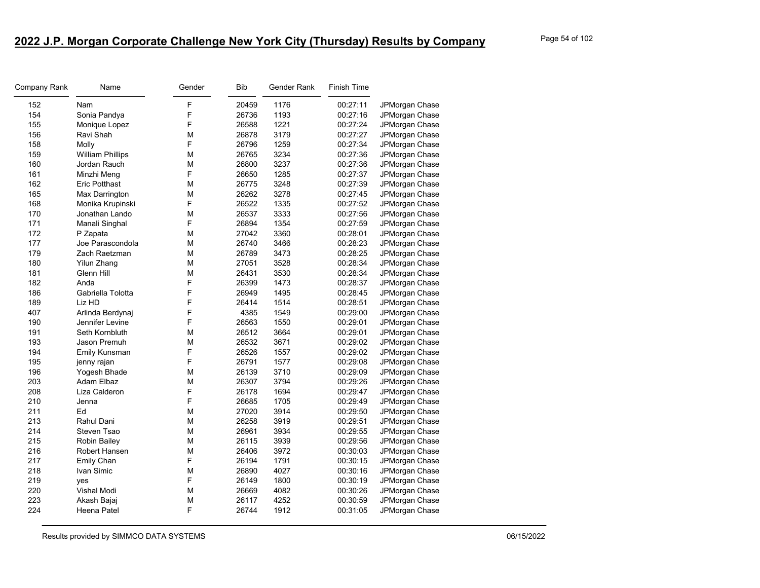# 2022 J.P. Morgan Corporate Challenge New York City (Thursday) Results by Company

| Company Rank | Name | Gender | Bib | Gender Rank | Finish Time | |
|---|---|---|---|---|---|---|
| 152 | Nam | F | 20459 | 1176 | 00:27:11 | JPMorgan Chase |
| 154 | Sonia Pandya | F | 26736 | 1193 | 00:27:16 | JPMorgan Chase |
| 155 | Monique Lopez | F | 26588 | 1221 | 00:27:24 | JPMorgan Chase |
| 156 | Ravi Shah | M | 26878 | 3179 | 00:27:27 | JPMorgan Chase |
| 158 | Molly | F | 26796 | 1259 | 00:27:34 | JPMorgan Chase |
| 159 | William Phillips | M | 26765 | 3234 | 00:27:36 | JPMorgan Chase |
| 160 | Jordan Rauch | M | 26800 | 3237 | 00:27:36 | JPMorgan Chase |
| 161 | Minzhi Meng | F | 26650 | 1285 | 00:27:37 | JPMorgan Chase |
| 162 | Eric Potthast | M | 26775 | 3248 | 00:27:39 | JPMorgan Chase |
| 165 | Max Darrington | M | 26262 | 3278 | 00:27:45 | JPMorgan Chase |
| 168 | Monika Krupinski | F | 26522 | 1335 | 00:27:52 | JPMorgan Chase |
| 170 | Jonathan Lando | M | 26537 | 3333 | 00:27:56 | JPMorgan Chase |
| 171 | Manali Singhal | F | 26894 | 1354 | 00:27:59 | JPMorgan Chase |
| 172 | P Zapata | M | 27042 | 3360 | 00:28:01 | JPMorgan Chase |
| 177 | Joe Parascondola | M | 26740 | 3466 | 00:28:23 | JPMorgan Chase |
| 179 | Zach Raetzman | M | 26789 | 3473 | 00:28:25 | JPMorgan Chase |
| 180 | Yilun Zhang | M | 27051 | 3528 | 00:28:34 | JPMorgan Chase |
| 181 | Glenn Hill | M | 26431 | 3530 | 00:28:34 | JPMorgan Chase |
| 182 | Anda | F | 26399 | 1473 | 00:28:37 | JPMorgan Chase |
| 186 | Gabriella Tolotta | F | 26949 | 1495 | 00:28:45 | JPMorgan Chase |
| 189 | Liz HD | F | 26414 | 1514 | 00:28:51 | JPMorgan Chase |
| 407 | Arlinda Berdynaj | F | 4385 | 1549 | 00:29:00 | JPMorgan Chase |
| 190 | Jennifer Levine | F | 26563 | 1550 | 00:29:01 | JPMorgan Chase |
| 191 | Seth Kornbluth | M | 26512 | 3664 | 00:29:01 | JPMorgan Chase |
| 193 | Jason Premuh | M | 26532 | 3671 | 00:29:02 | JPMorgan Chase |
| 194 | Emily Kunsman | F | 26526 | 1557 | 00:29:02 | JPMorgan Chase |
| 195 | jenny rajan | F | 26791 | 1577 | 00:29:08 | JPMorgan Chase |
| 196 | Yogesh Bhade | M | 26139 | 3710 | 00:29:09 | JPMorgan Chase |
| 203 | Adam Elbaz | M | 26307 | 3794 | 00:29:26 | JPMorgan Chase |
| 208 | Liza Calderon | F | 26178 | 1694 | 00:29:47 | JPMorgan Chase |
| 210 | Jenna | F | 26685 | 1705 | 00:29:49 | JPMorgan Chase |
| 211 | Ed | M | 27020 | 3914 | 00:29:50 | JPMorgan Chase |
| 213 | Rahul Dani | M | 26258 | 3919 | 00:29:51 | JPMorgan Chase |
| 214 | Steven Tsao | M | 26961 | 3934 | 00:29:55 | JPMorgan Chase |
| 215 | Robin Bailey | M | 26115 | 3939 | 00:29:56 | JPMorgan Chase |
| 216 | Robert Hansen | M | 26406 | 3972 | 00:30:03 | JPMorgan Chase |
| 217 | Emily Chan | F | 26194 | 1791 | 00:30:15 | JPMorgan Chase |
| 218 | Ivan Simic | M | 26890 | 4027 | 00:30:16 | JPMorgan Chase |
| 219 | yes | F | 26149 | 1800 | 00:30:19 | JPMorgan Chase |
| 220 | Vishal Modi | M | 26669 | 4082 | 00:30:26 | JPMorgan Chase |
| 223 | Akash Bajaj | M | 26117 | 4252 | 00:30:59 | JPMorgan Chase |
| 224 | Heena Patel | F | 26744 | 1912 | 00:31:05 | JPMorgan Chase |

Results provided by SIMMCO DATA SYSTEMS 06/15/2022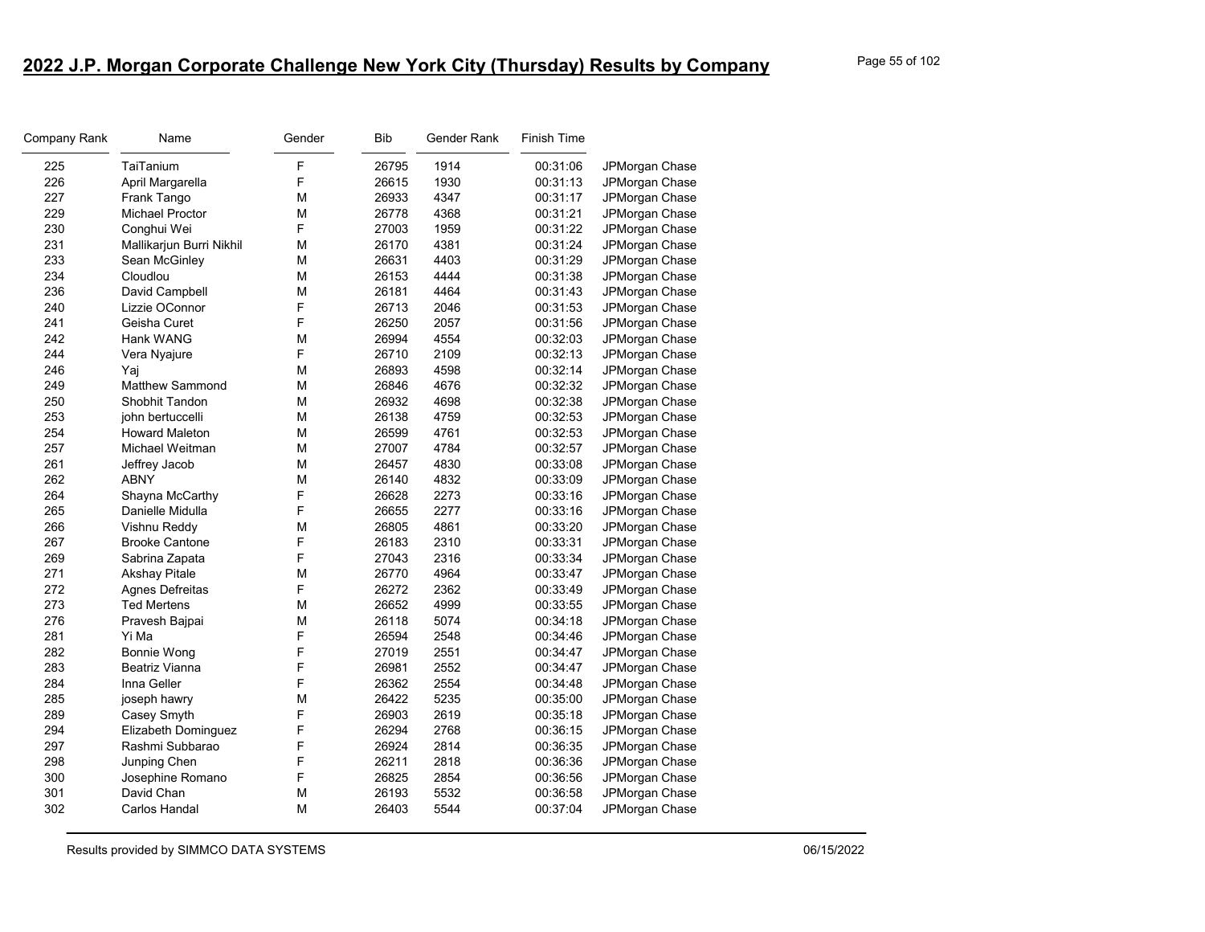# 2022 J.P. Morgan Corporate Challenge New York City (Thursday) Results by Company

| Company Rank | Name | Gender | Bib | Gender Rank | Finish Time | |
|---|---|---|---|---|---|---|
| 225 | TaiTanium | F | 26795 | 1914 | 00:31:06 | JPMorgan Chase |
| 226 | April Margarella | F | 26615 | 1930 | 00:31:13 | JPMorgan Chase |
| 227 | Frank Tango | M | 26933 | 4347 | 00:31:17 | JPMorgan Chase |
| 229 | Michael Proctor | M | 26778 | 4368 | 00:31:21 | JPMorgan Chase |
| 230 | Conghui Wei | F | 27003 | 1959 | 00:31:22 | JPMorgan Chase |
| 231 | Mallikarjun Burri Nikhil | M | 26170 | 4381 | 00:31:24 | JPMorgan Chase |
| 233 | Sean McGinley | M | 26631 | 4403 | 00:31:29 | JPMorgan Chase |
| 234 | Cloudlou | M | 26153 | 4444 | 00:31:38 | JPMorgan Chase |
| 236 | David Campbell | M | 26181 | 4464 | 00:31:43 | JPMorgan Chase |
| 240 | Lizzie OConnor | F | 26713 | 2046 | 00:31:53 | JPMorgan Chase |
| 241 | Geisha Curet | F | 26250 | 2057 | 00:31:56 | JPMorgan Chase |
| 242 | Hank WANG | M | 26994 | 4554 | 00:32:03 | JPMorgan Chase |
| 244 | Vera Nyajure | F | 26710 | 2109 | 00:32:13 | JPMorgan Chase |
| 246 | Yaj | M | 26893 | 4598 | 00:32:14 | JPMorgan Chase |
| 249 | Matthew Sammond | M | 26846 | 4676 | 00:32:32 | JPMorgan Chase |
| 250 | Shobhit Tandon | M | 26932 | 4698 | 00:32:38 | JPMorgan Chase |
| 253 | john bertuccelli | M | 26138 | 4759 | 00:32:53 | JPMorgan Chase |
| 254 | Howard Maleton | M | 26599 | 4761 | 00:32:53 | JPMorgan Chase |
| 257 | Michael Weitman | M | 27007 | 4784 | 00:32:57 | JPMorgan Chase |
| 261 | Jeffrey Jacob | M | 26457 | 4830 | 00:33:08 | JPMorgan Chase |
| 262 | ABNY | M | 26140 | 4832 | 00:33:09 | JPMorgan Chase |
| 264 | Shayna McCarthy | F | 26628 | 2273 | 00:33:16 | JPMorgan Chase |
| 265 | Danielle Midulla | F | 26655 | 2277 | 00:33:16 | JPMorgan Chase |
| 266 | Vishnu Reddy | M | 26805 | 4861 | 00:33:20 | JPMorgan Chase |
| 267 | Brooke Cantone | F | 26183 | 2310 | 00:33:31 | JPMorgan Chase |
| 269 | Sabrina Zapata | F | 27043 | 2316 | 00:33:34 | JPMorgan Chase |
| 271 | Akshay Pitale | M | 26770 | 4964 | 00:33:47 | JPMorgan Chase |
| 272 | Agnes Defreitas | F | 26272 | 2362 | 00:33:49 | JPMorgan Chase |
| 273 | Ted Mertens | M | 26652 | 4999 | 00:33:55 | JPMorgan Chase |
| 276 | Pravesh Bajpai | M | 26118 | 5074 | 00:34:18 | JPMorgan Chase |
| 281 | Yi Ma | F | 26594 | 2548 | 00:34:46 | JPMorgan Chase |
| 282 | Bonnie Wong | F | 27019 | 2551 | 00:34:47 | JPMorgan Chase |
| 283 | Beatriz Vianna | F | 26981 | 2552 | 00:34:47 | JPMorgan Chase |
| 284 | Inna Geller | F | 26362 | 2554 | 00:34:48 | JPMorgan Chase |
| 285 | joseph hawry | M | 26422 | 5235 | 00:35:00 | JPMorgan Chase |
| 289 | Casey Smyth | F | 26903 | 2619 | 00:35:18 | JPMorgan Chase |
| 294 | Elizabeth Dominguez | F | 26294 | 2768 | 00:36:15 | JPMorgan Chase |
| 297 | Rashmi Subbarao | F | 26924 | 2814 | 00:36:35 | JPMorgan Chase |
| 298 | Junping Chen | F | 26211 | 2818 | 00:36:36 | JPMorgan Chase |
| 300 | Josephine Romano | F | 26825 | 2854 | 00:36:56 | JPMorgan Chase |
| 301 | David Chan | M | 26193 | 5532 | 00:36:58 | JPMorgan Chase |
| 302 | Carlos Handal | M | 26403 | 5544 | 00:37:04 | JPMorgan Chase |

Results provided by SIMMCO DATA SYSTEMS 06/15/2022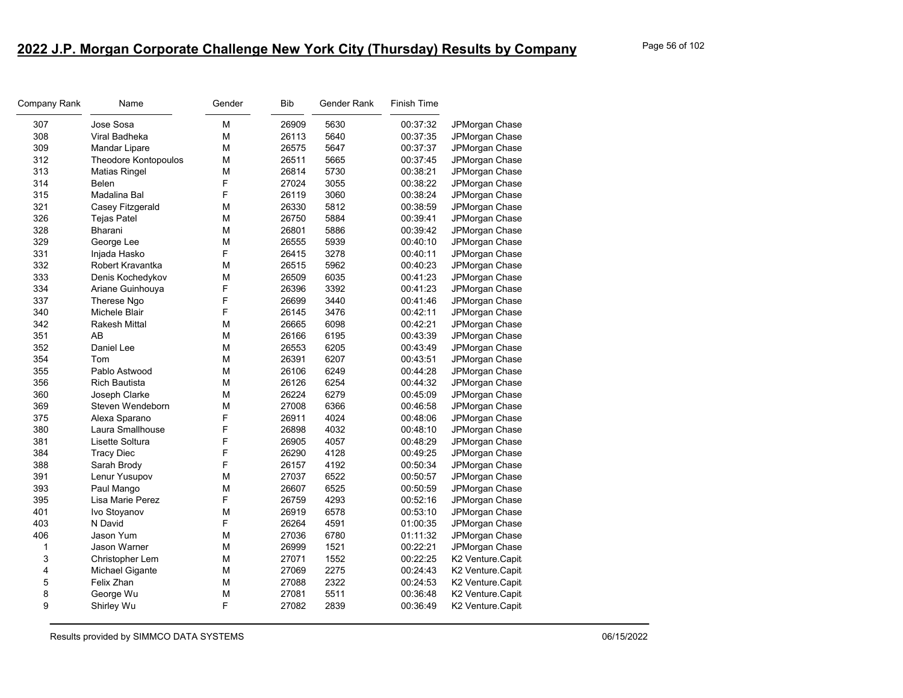## 2022 J.P. Morgan Corporate Challenge New York City (Thursday) Results by Company

| Company Rank | Name | Gender | Bib | Gender Rank | Finish Time | |
|---|---|---|---|---|---|---|
| 307 | Jose Sosa | M | 26909 | 5630 | 00:37:32 | JPMorgan Chase |
| 308 | Viral Badheka | M | 26113 | 5640 | 00:37:35 | JPMorgan Chase |
| 309 | Mandar Lipare | M | 26575 | 5647 | 00:37:37 | JPMorgan Chase |
| 312 | Theodore Kontopoulos | M | 26511 | 5665 | 00:37:45 | JPMorgan Chase |
| 313 | Matias Ringel | M | 26814 | 5730 | 00:38:21 | JPMorgan Chase |
| 314 | Belen | F | 27024 | 3055 | 00:38:22 | JPMorgan Chase |
| 315 | Madalina Bal | F | 26119 | 3060 | 00:38:24 | JPMorgan Chase |
| 321 | Casey Fitzgerald | M | 26330 | 5812 | 00:38:59 | JPMorgan Chase |
| 326 | Tejas Patel | M | 26750 | 5884 | 00:39:41 | JPMorgan Chase |
| 328 | Bharani | M | 26801 | 5886 | 00:39:42 | JPMorgan Chase |
| 329 | George Lee | M | 26555 | 5939 | 00:40:10 | JPMorgan Chase |
| 331 | Injada Hasko | F | 26415 | 3278 | 00:40:11 | JPMorgan Chase |
| 332 | Robert Kravantka | M | 26515 | 5962 | 00:40:23 | JPMorgan Chase |
| 333 | Denis Kochedykov | M | 26509 | 6035 | 00:41:23 | JPMorgan Chase |
| 334 | Ariane Guinhouya | F | 26396 | 3392 | 00:41:23 | JPMorgan Chase |
| 337 | Therese Ngo | F | 26699 | 3440 | 00:41:46 | JPMorgan Chase |
| 340 | Michele Blair | F | 26145 | 3476 | 00:42:11 | JPMorgan Chase |
| 342 | Rakesh Mittal | M | 26665 | 6098 | 00:42:21 | JPMorgan Chase |
| 351 | AB | M | 26166 | 6195 | 00:43:39 | JPMorgan Chase |
| 352 | Daniel Lee | M | 26553 | 6205 | 00:43:49 | JPMorgan Chase |
| 354 | Tom | M | 26391 | 6207 | 00:43:51 | JPMorgan Chase |
| 355 | Pablo Astwood | M | 26106 | 6249 | 00:44:28 | JPMorgan Chase |
| 356 | Rich Bautista | M | 26126 | 6254 | 00:44:32 | JPMorgan Chase |
| 360 | Joseph Clarke | M | 26224 | 6279 | 00:45:09 | JPMorgan Chase |
| 369 | Steven Wendeborn | M | 27008 | 6366 | 00:46:58 | JPMorgan Chase |
| 375 | Alexa Sparano | F | 26911 | 4024 | 00:48:06 | JPMorgan Chase |
| 380 | Laura Smallhouse | F | 26898 | 4032 | 00:48:10 | JPMorgan Chase |
| 381 | Lisette Soltura | F | 26905 | 4057 | 00:48:29 | JPMorgan Chase |
| 384 | Tracy Diec | F | 26290 | 4128 | 00:49:25 | JPMorgan Chase |
| 388 | Sarah Brody | F | 26157 | 4192 | 00:50:34 | JPMorgan Chase |
| 391 | Lenur Yusupov | M | 27037 | 6522 | 00:50:57 | JPMorgan Chase |
| 393 | Paul Mango | M | 26607 | 6525 | 00:50:59 | JPMorgan Chase |
| 395 | Lisa Marie Perez | F | 26759 | 4293 | 00:52:16 | JPMorgan Chase |
| 401 | Ivo Stoyanov | M | 26919 | 6578 | 00:53:10 | JPMorgan Chase |
| 403 | N David | F | 26264 | 4591 | 01:00:35 | JPMorgan Chase |
| 406 | Jason Yum | M | 27036 | 6780 | 01:11:32 | JPMorgan Chase |
| 1 | Jason Warner | M | 26999 | 1521 | 00:22:21 | JPMorgan Chase |
| 3 | Christopher Lem | M | 27071 | 1552 | 00:22:25 | K2 Venture.Capit |
| 4 | Michael Gigante | M | 27069 | 2275 | 00:24:43 | K2 Venture.Capit |
| 5 | Felix Zhan | M | 27088 | 2322 | 00:24:53 | K2 Venture.Capit |
| 8 | George Wu | M | 27081 | 5511 | 00:36:48 | K2 Venture.Capit |
| 9 | Shirley Wu | F | 27082 | 2839 | 00:36:49 | K2 Venture.Capit |

Results provided by SIMMCO DATA SYSTEMS 06/15/2022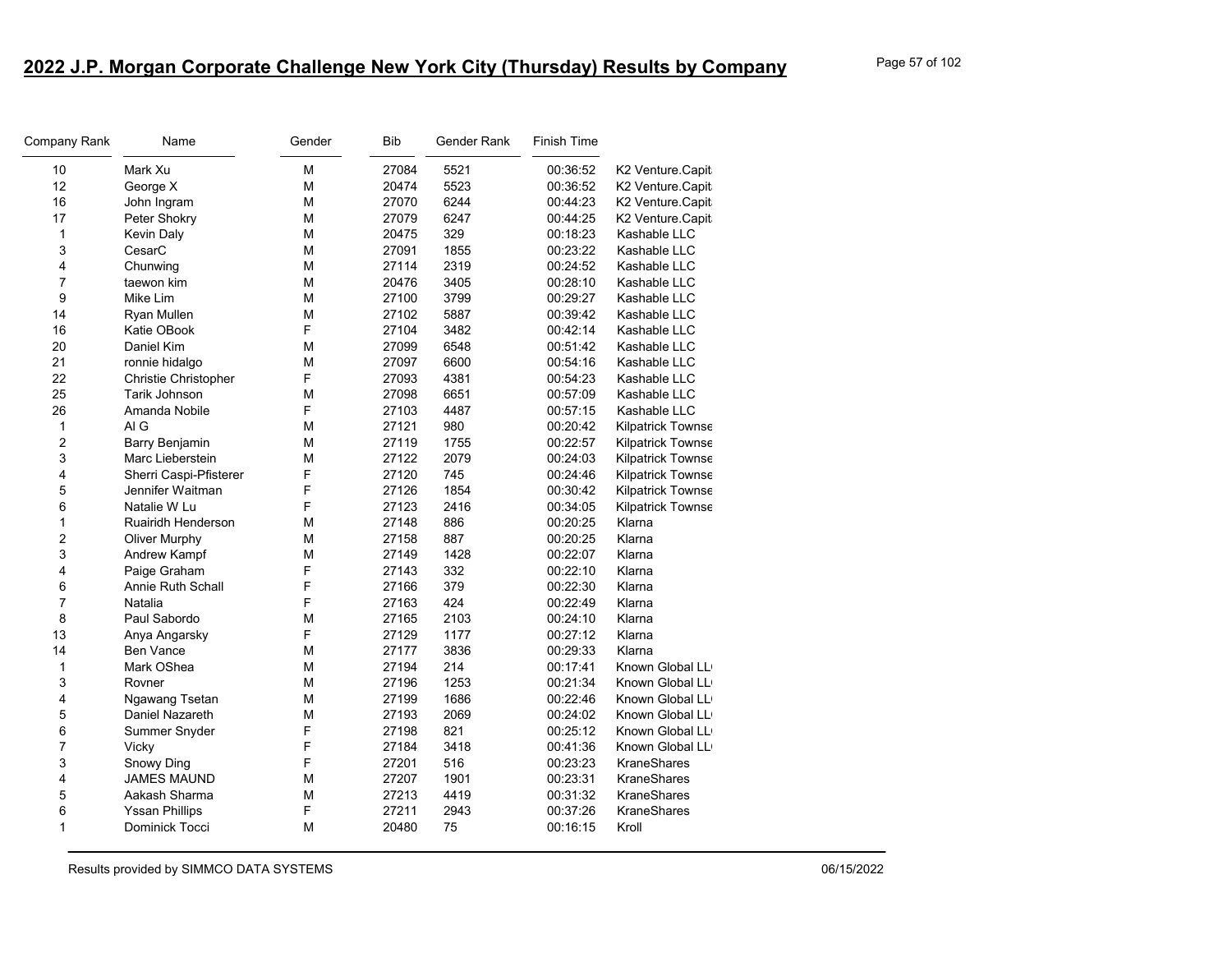# 2022 J.P. Morgan Corporate Challenge New York City (Thursday) Results by Company

| Company Rank | Name | Gender | Bib | Gender Rank | Finish Time | |
|---|---|---|---|---|---|---|
| 10 | Mark Xu | M | 27084 | 5521 | 00:36:52 | K2 Venture.Capit |
| 12 | George X | M | 20474 | 5523 | 00:36:52 | K2 Venture.Capit |
| 16 | John Ingram | M | 27070 | 6244 | 00:44:23 | K2 Venture.Capit |
| 17 | Peter Shokry | M | 27079 | 6247 | 00:44:25 | K2 Venture.Capit |
| 1 | Kevin Daly | M | 20475 | 329 | 00:18:23 | Kashable LLC |
| 3 | CesarC | M | 27091 | 1855 | 00:23:22 | Kashable LLC |
| 4 | Chunwing | M | 27114 | 2319 | 00:24:52 | Kashable LLC |
| 7 | taewon kim | M | 20476 | 3405 | 00:28:10 | Kashable LLC |
| 9 | Mike Lim | M | 27100 | 3799 | 00:29:27 | Kashable LLC |
| 14 | Ryan Mullen | M | 27102 | 5887 | 00:39:42 | Kashable LLC |
| 16 | Katie OBook | F | 27104 | 3482 | 00:42:14 | Kashable LLC |
| 20 | Daniel Kim | M | 27099 | 6548 | 00:51:42 | Kashable LLC |
| 21 | ronnie hidalgo | M | 27097 | 6600 | 00:54:16 | Kashable LLC |
| 22 | Christie Christopher | F | 27093 | 4381 | 00:54:23 | Kashable LLC |
| 25 | Tarik Johnson | M | 27098 | 6651 | 00:57:09 | Kashable LLC |
| 26 | Amanda Nobile | F | 27103 | 4487 | 00:57:15 | Kashable LLC |
| 1 | Al G | M | 27121 | 980 | 00:20:42 | Kilpatrick Townse |
| 2 | Barry Benjamin | M | 27119 | 1755 | 00:22:57 | Kilpatrick Townse |
| 3 | Marc Lieberstein | M | 27122 | 2079 | 00:24:03 | Kilpatrick Townse |
| 4 | Sherri Caspi-Pfisterer | F | 27120 | 745 | 00:24:46 | Kilpatrick Townse |
| 5 | Jennifer Waitman | F | 27126 | 1854 | 00:30:42 | Kilpatrick Townse |
| 6 | Natalie W Lu | F | 27123 | 2416 | 00:34:05 | Kilpatrick Townse |
| 1 | Ruairidh Henderson | M | 27148 | 886 | 00:20:25 | Klarna |
| 2 | Oliver Murphy | M | 27158 | 887 | 00:20:25 | Klarna |
| 3 | Andrew Kampf | M | 27149 | 1428 | 00:22:07 | Klarna |
| 4 | Paige Graham | F | 27143 | 332 | 00:22:10 | Klarna |
| 6 | Annie Ruth Schall | F | 27166 | 379 | 00:22:30 | Klarna |
| 7 | Natalia | F | 27163 | 424 | 00:22:49 | Klarna |
| 8 | Paul Sabordo | M | 27165 | 2103 | 00:24:10 | Klarna |
| 13 | Anya Angarsky | F | 27129 | 1177 | 00:27:12 | Klarna |
| 14 | Ben Vance | M | 27177 | 3836 | 00:29:33 | Klarna |
| 1 | Mark OShea | M | 27194 | 214 | 00:17:41 | Known Global LL |
| 3 | Rovner | M | 27196 | 1253 | 00:21:34 | Known Global LL |
| 4 | Ngawang Tsetan | M | 27199 | 1686 | 00:22:46 | Known Global LL |
| 5 | Daniel Nazareth | M | 27193 | 2069 | 00:24:02 | Known Global LL |
| 6 | Summer Snyder | F | 27198 | 821 | 00:25:12 | Known Global LL |
| 7 | Vicky | F | 27184 | 3418 | 00:41:36 | Known Global LL |
| 3 | Snowy Ding | F | 27201 | 516 | 00:23:23 | KraneShares |
| 4 | JAMES MAUND | M | 27207 | 1901 | 00:23:31 | KraneShares |
| 5 | Aakash Sharma | M | 27213 | 4419 | 00:31:32 | KraneShares |
| 6 | Yssan Phillips | F | 27211 | 2943 | 00:37:26 | KraneShares |
| 1 | Dominick Tocci | M | 20480 | 75 | 00:16:15 | Kroll |

Results provided by SIMMCO DATA SYSTEMS 06/15/2022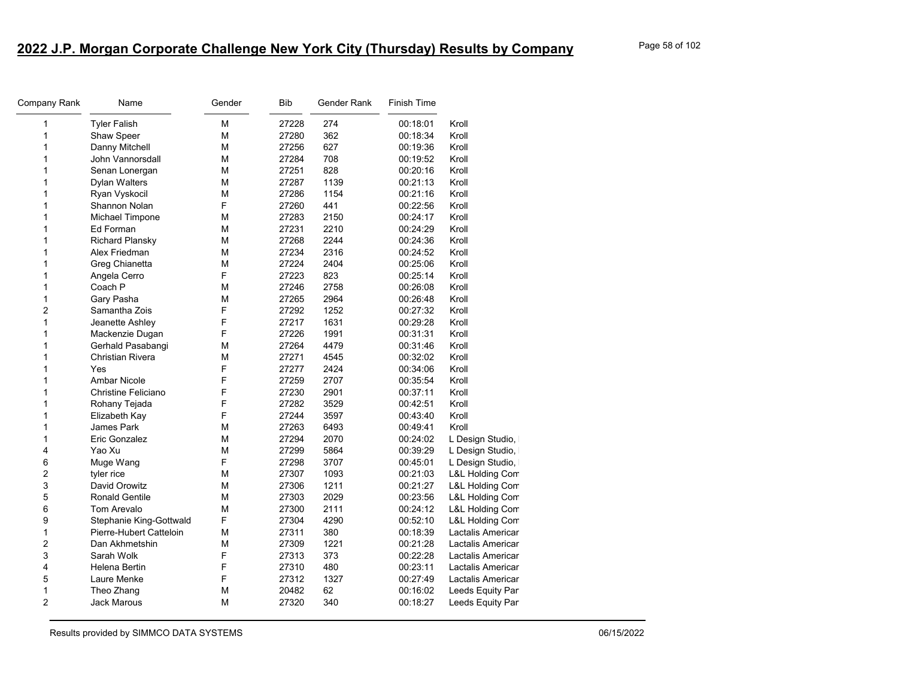# 2022 J.P. Morgan Corporate Challenge New York City (Thursday) Results by Company

| Company Rank | Name | Gender | Bib | Gender Rank | Finish Time | |
|---|---|---|---|---|---|---|
| 1 | Tyler Falish | M | 27228 | 274 | 00:18:01 | Kroll |
| 1 | Shaw Speer | M | 27280 | 362 | 00:18:34 | Kroll |
| 1 | Danny Mitchell | M | 27256 | 627 | 00:19:36 | Kroll |
| 1 | John Vannorsdall | M | 27284 | 708 | 00:19:52 | Kroll |
| 1 | Senan Lonergan | M | 27251 | 828 | 00:20:16 | Kroll |
| 1 | Dylan Walters | M | 27287 | 1139 | 00:21:13 | Kroll |
| 1 | Ryan Vyskocil | M | 27286 | 1154 | 00:21:16 | Kroll |
| 1 | Shannon Nolan | F | 27260 | 441 | 00:22:56 | Kroll |
| 1 | Michael Timpone | M | 27283 | 2150 | 00:24:17 | Kroll |
| 1 | Ed Forman | M | 27231 | 2210 | 00:24:29 | Kroll |
| 1 | Richard Plansky | M | 27268 | 2244 | 00:24:36 | Kroll |
| 1 | Alex Friedman | M | 27234 | 2316 | 00:24:52 | Kroll |
| 1 | Greg Chianetta | M | 27224 | 2404 | 00:25:06 | Kroll |
| 1 | Angela Cerro | F | 27223 | 823 | 00:25:14 | Kroll |
| 1 | Coach P | M | 27246 | 2758 | 00:26:08 | Kroll |
| 1 | Gary Pasha | M | 27265 | 2964 | 00:26:48 | Kroll |
| 2 | Samantha Zois | F | 27292 | 1252 | 00:27:32 | Kroll |
| 1 | Jeanette Ashley | F | 27217 | 1631 | 00:29:28 | Kroll |
| 1 | Mackenzie Dugan | F | 27226 | 1991 | 00:31:31 | Kroll |
| 1 | Gerhald Pasabangi | M | 27264 | 4479 | 00:31:46 | Kroll |
| 1 | Christian Rivera | M | 27271 | 4545 | 00:32:02 | Kroll |
| 1 | Yes | F | 27277 | 2424 | 00:34:06 | Kroll |
| 1 | Ambar Nicole | F | 27259 | 2707 | 00:35:54 | Kroll |
| 1 | Christine Feliciano | F | 27230 | 2901 | 00:37:11 | Kroll |
| 1 | Rohany Tejada | F | 27282 | 3529 | 00:42:51 | Kroll |
| 1 | Elizabeth Kay | F | 27244 | 3597 | 00:43:40 | Kroll |
| 1 | James Park | M | 27263 | 6493 | 00:49:41 | Kroll |
| 1 | Eric Gonzalez | M | 27294 | 2070 | 00:24:02 | L Design Studio, |
| 4 | Yao Xu | M | 27299 | 5864 | 00:39:29 | L Design Studio, |
| 6 | Muge Wang | F | 27298 | 3707 | 00:45:01 | L Design Studio, |
| 2 | tyler rice | M | 27307 | 1093 | 00:21:03 | L&L Holding Com |
| 3 | David Orowitz | M | 27306 | 1211 | 00:21:27 | L&L Holding Com |
| 5 | Ronald Gentile | M | 27303 | 2029 | 00:23:56 | L&L Holding Com |
| 6 | Tom Arevalo | M | 27300 | 2111 | 00:24:12 | L&L Holding Com |
| 9 | Stephanie King-Gottwald | F | 27304 | 4290 | 00:52:10 | L&L Holding Com |
| 1 | Pierre-Hubert Catteloin | M | 27311 | 380 | 00:18:39 | Lactalis American |
| 2 | Dan Akhmetshin | M | 27309 | 1221 | 00:21:28 | Lactalis American |
| 3 | Sarah Wolk | F | 27313 | 373 | 00:22:28 | Lactalis American |
| 4 | Helena Bertin | F | 27310 | 480 | 00:23:11 | Lactalis American |
| 5 | Laure Menke | F | 27312 | 1327 | 00:27:49 | Lactalis American |
| 1 | Theo Zhang | M | 20482 | 62 | 00:16:02 | Leeds Equity Par |
| 2 | Jack Marous | M | 27320 | 340 | 00:18:27 | Leeds Equity Par |

Results provided by SIMMCO DATA SYSTEMS

06/15/2022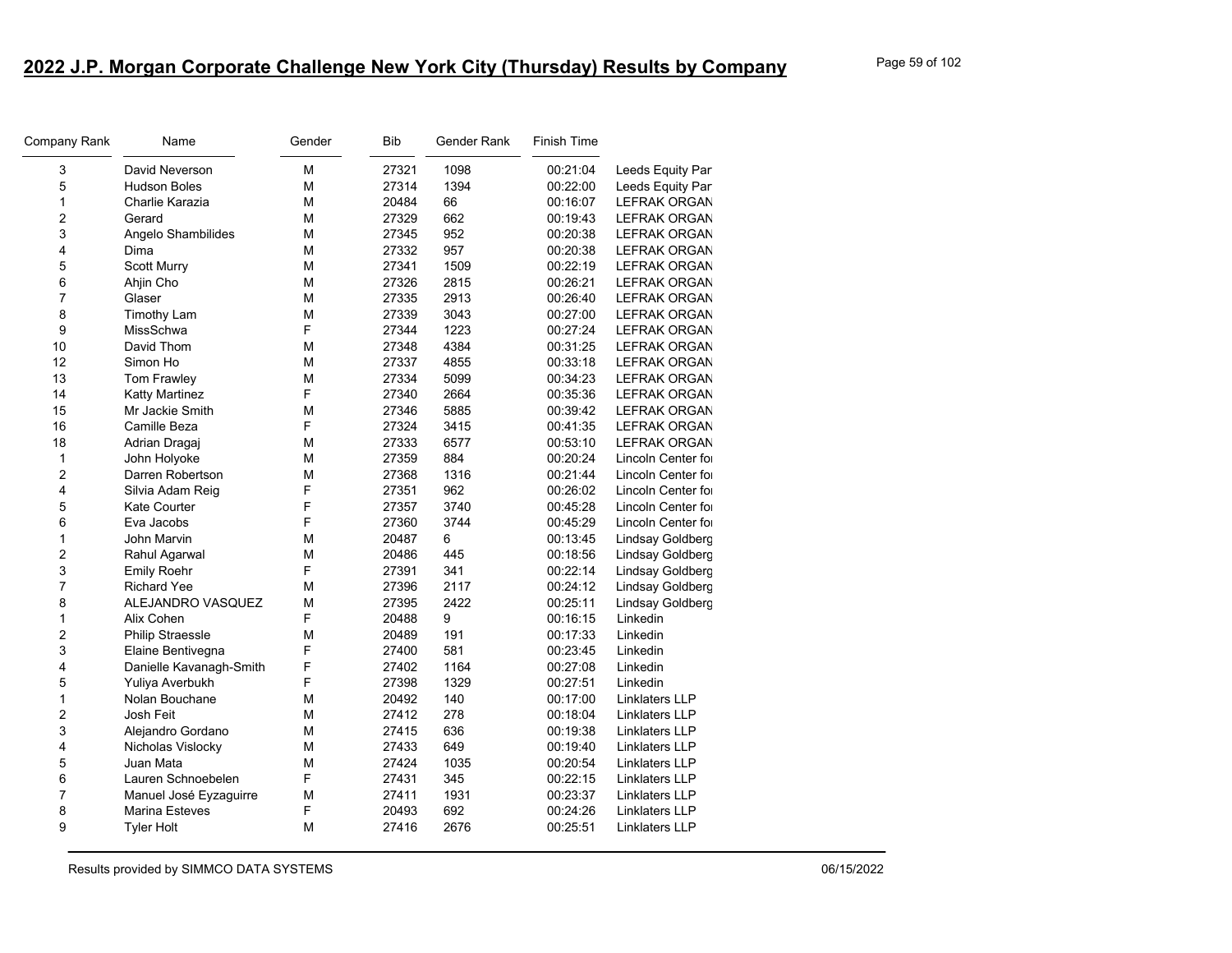## 2022 J.P. Morgan Corporate Challenge New York City (Thursday) Results by Company

| Company Rank | Name | Gender | Bib | Gender Rank | Finish Time | |
|---|---|---|---|---|---|---|
| 3 | David Neverson | M | 27321 | 1098 | 00:21:04 | Leeds Equity Par |
| 5 | Hudson Boles | M | 27314 | 1394 | 00:22:00 | Leeds Equity Par |
| 1 | Charlie Karazia | M | 20484 | 66 | 00:16:07 | LEFRAK ORGAN |
| 2 | Gerard | M | 27329 | 662 | 00:19:43 | LEFRAK ORGAN |
| 3 | Angelo Shambilides | M | 27345 | 952 | 00:20:38 | LEFRAK ORGAN |
| 4 | Dima | M | 27332 | 957 | 00:20:38 | LEFRAK ORGAN |
| 5 | Scott Murry | M | 27341 | 1509 | 00:22:19 | LEFRAK ORGAN |
| 6 | Ahjin Cho | M | 27326 | 2815 | 00:26:21 | LEFRAK ORGAN |
| 7 | Glaser | M | 27335 | 2913 | 00:26:40 | LEFRAK ORGAN |
| 8 | Timothy Lam | M | 27339 | 3043 | 00:27:00 | LEFRAK ORGAN |
| 9 | MissSchwa | F | 27344 | 1223 | 00:27:24 | LEFRAK ORGAN |
| 10 | David Thom | M | 27348 | 4384 | 00:31:25 | LEFRAK ORGAN |
| 12 | Simon Ho | M | 27337 | 4855 | 00:33:18 | LEFRAK ORGAN |
| 13 | Tom Frawley | M | 27334 | 5099 | 00:34:23 | LEFRAK ORGAN |
| 14 | Katty Martinez | F | 27340 | 2664 | 00:35:36 | LEFRAK ORGAN |
| 15 | Mr Jackie Smith | M | 27346 | 5885 | 00:39:42 | LEFRAK ORGAN |
| 16 | Camille Beza | F | 27324 | 3415 | 00:41:35 | LEFRAK ORGAN |
| 18 | Adrian Dragaj | M | 27333 | 6577 | 00:53:10 | LEFRAK ORGAN |
| 1 | John Holyoke | M | 27359 | 884 | 00:20:24 | Lincoln Center for |
| 2 | Darren Robertson | M | 27368 | 1316 | 00:21:44 | Lincoln Center for |
| 4 | Silvia Adam Reig | F | 27351 | 962 | 00:26:02 | Lincoln Center for |
| 5 | Kate Courter | F | 27357 | 3740 | 00:45:28 | Lincoln Center for |
| 6 | Eva Jacobs | F | 27360 | 3744 | 00:45:29 | Lincoln Center for |
| 1 | John Marvin | M | 20487 | 6 | 00:13:45 | Lindsay Goldberg |
| 2 | Rahul Agarwal | M | 20486 | 445 | 00:18:56 | Lindsay Goldberg |
| 3 | Emily Roehr | F | 27391 | 341 | 00:22:14 | Lindsay Goldberg |
| 7 | Richard Yee | M | 27396 | 2117 | 00:24:12 | Lindsay Goldberg |
| 8 | ALEJANDRO VASQUEZ | M | 27395 | 2422 | 00:25:11 | Lindsay Goldberg |
| 1 | Alix Cohen | F | 20488 | 9 | 00:16:15 | Linkedin |
| 2 | Philip Straessle | M | 20489 | 191 | 00:17:33 | Linkedin |
| 3 | Elaine Bentivegna | F | 27400 | 581 | 00:23:45 | Linkedin |
| 4 | Danielle Kavanagh-Smith | F | 27402 | 1164 | 00:27:08 | Linkedin |
| 5 | Yuliya Averbukh | F | 27398 | 1329 | 00:27:51 | Linkedin |
| 1 | Nolan Bouchane | M | 20492 | 140 | 00:17:00 | Linklaters LLP |
| 2 | Josh Feit | M | 27412 | 278 | 00:18:04 | Linklaters LLP |
| 3 | Alejandro Gordano | M | 27415 | 636 | 00:19:38 | Linklaters LLP |
| 4 | Nicholas Vislocky | M | 27433 | 649 | 00:19:40 | Linklaters LLP |
| 5 | Juan Mata | M | 27424 | 1035 | 00:20:54 | Linklaters LLP |
| 6 | Lauren Schnoebelen | F | 27431 | 345 | 00:22:15 | Linklaters LLP |
| 7 | Manuel José Eyzaguirre | M | 27411 | 1931 | 00:23:37 | Linklaters LLP |
| 8 | Marina Esteves | F | 20493 | 692 | 00:24:26 | Linklaters LLP |
| 9 | Tyler Holt | M | 27416 | 2676 | 00:25:51 | Linklaters LLP |

Results provided by SIMMCO DATA SYSTEMS 06/15/2022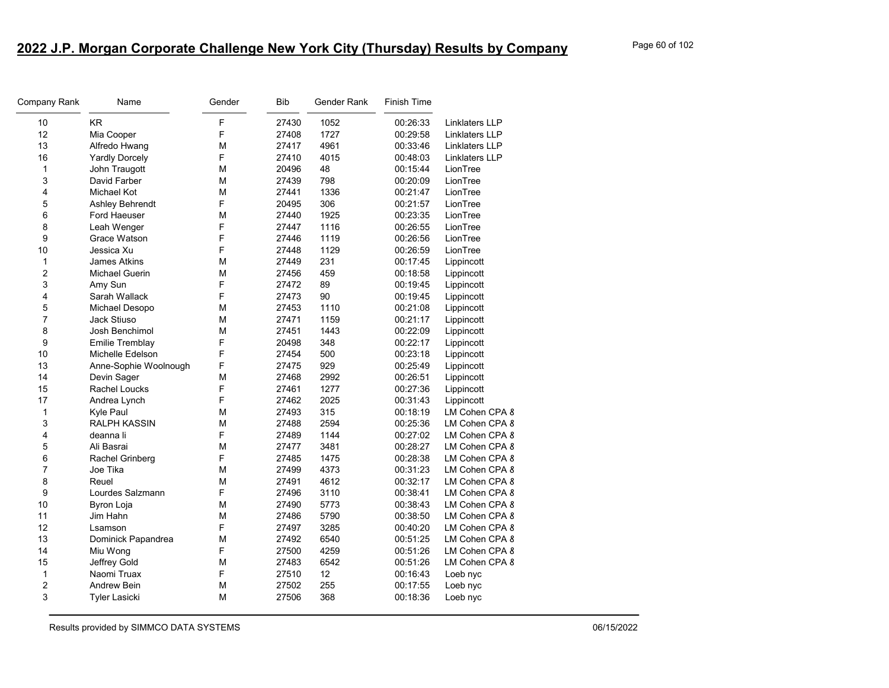## 2022 J.P. Morgan Corporate Challenge New York City (Thursday) Results by Company

| Company Rank | Name | Gender | Bib | Gender Rank | Finish Time | |
|---|---|---|---|---|---|---|
| 10 | KR | F | 27430 | 1052 | 00:26:33 | Linklaters LLP |
| 12 | Mia Cooper | F | 27408 | 1727 | 00:29:58 | Linklaters LLP |
| 13 | Alfredo Hwang | M | 27417 | 4961 | 00:33:46 | Linklaters LLP |
| 16 | Yardly Dorcely | F | 27410 | 4015 | 00:48:03 | Linklaters LLP |
| 1 | John Traugott | M | 20496 | 48 | 00:15:44 | LionTree |
| 3 | David Farber | M | 27439 | 798 | 00:20:09 | LionTree |
| 4 | Michael Kot | M | 27441 | 1336 | 00:21:47 | LionTree |
| 5 | Ashley Behrendt | F | 20495 | 306 | 00:21:57 | LionTree |
| 6 | Ford Haeuser | M | 27440 | 1925 | 00:23:35 | LionTree |
| 8 | Leah Wenger | F | 27447 | 1116 | 00:26:55 | LionTree |
| 9 | Grace Watson | F | 27446 | 1119 | 00:26:56 | LionTree |
| 10 | Jessica Xu | F | 27448 | 1129 | 00:26:59 | LionTree |
| 1 | James Atkins | M | 27449 | 231 | 00:17:45 | Lippincott |
| 2 | Michael Guerin | M | 27456 | 459 | 00:18:58 | Lippincott |
| 3 | Amy Sun | F | 27472 | 89 | 00:19:45 | Lippincott |
| 4 | Sarah Wallack | F | 27473 | 90 | 00:19:45 | Lippincott |
| 5 | Michael Desopo | M | 27453 | 1110 | 00:21:08 | Lippincott |
| 7 | Jack Stiuso | M | 27471 | 1159 | 00:21:17 | Lippincott |
| 8 | Josh Benchimol | M | 27451 | 1443 | 00:22:09 | Lippincott |
| 9 | Emilie Tremblay | F | 20498 | 348 | 00:22:17 | Lippincott |
| 10 | Michelle Edelson | F | 27454 | 500 | 00:23:18 | Lippincott |
| 13 | Anne-Sophie Woolnough | F | 27475 | 929 | 00:25:49 | Lippincott |
| 14 | Devin Sager | M | 27468 | 2992 | 00:26:51 | Lippincott |
| 15 | Rachel Loucks | F | 27461 | 1277 | 00:27:36 | Lippincott |
| 17 | Andrea Lynch | F | 27462 | 2025 | 00:31:43 | Lippincott |
| 1 | Kyle Paul | M | 27493 | 315 | 00:18:19 | LM Cohen CPA & |
| 3 | RALPH KASSIN | M | 27488 | 2594 | 00:25:36 | LM Cohen CPA & |
| 4 | deanna li | F | 27489 | 1144 | 00:27:02 | LM Cohen CPA & |
| 5 | Ali Basrai | M | 27477 | 3481 | 00:28:27 | LM Cohen CPA & |
| 6 | Rachel Grinberg | F | 27485 | 1475 | 00:28:38 | LM Cohen CPA & |
| 7 | Joe Tika | M | 27499 | 4373 | 00:31:23 | LM Cohen CPA & |
| 8 | Reuel | M | 27491 | 4612 | 00:32:17 | LM Cohen CPA & |
| 9 | Lourdes Salzmann | F | 27496 | 3110 | 00:38:41 | LM Cohen CPA & |
| 10 | Byron Loja | M | 27490 | 5773 | 00:38:43 | LM Cohen CPA & |
| 11 | Jim Hahn | M | 27486 | 5790 | 00:38:50 | LM Cohen CPA & |
| 12 | Lsamson | F | 27497 | 3285 | 00:40:20 | LM Cohen CPA & |
| 13 | Dominick Papandrea | M | 27492 | 6540 | 00:51:25 | LM Cohen CPA & |
| 14 | Miu Wong | F | 27500 | 4259 | 00:51:26 | LM Cohen CPA & |
| 15 | Jeffrey Gold | M | 27483 | 6542 | 00:51:26 | LM Cohen CPA & |
| 1 | Naomi Truax | F | 27510 | 12 | 00:16:43 | Loeb nyc |
| 2 | Andrew Bein | M | 27502 | 255 | 00:17:55 | Loeb nyc |
| 3 | Tyler Lasicki | M | 27506 | 368 | 00:18:36 | Loeb nyc |

Results provided by SIMMCO DATA SYSTEMS 06/15/2022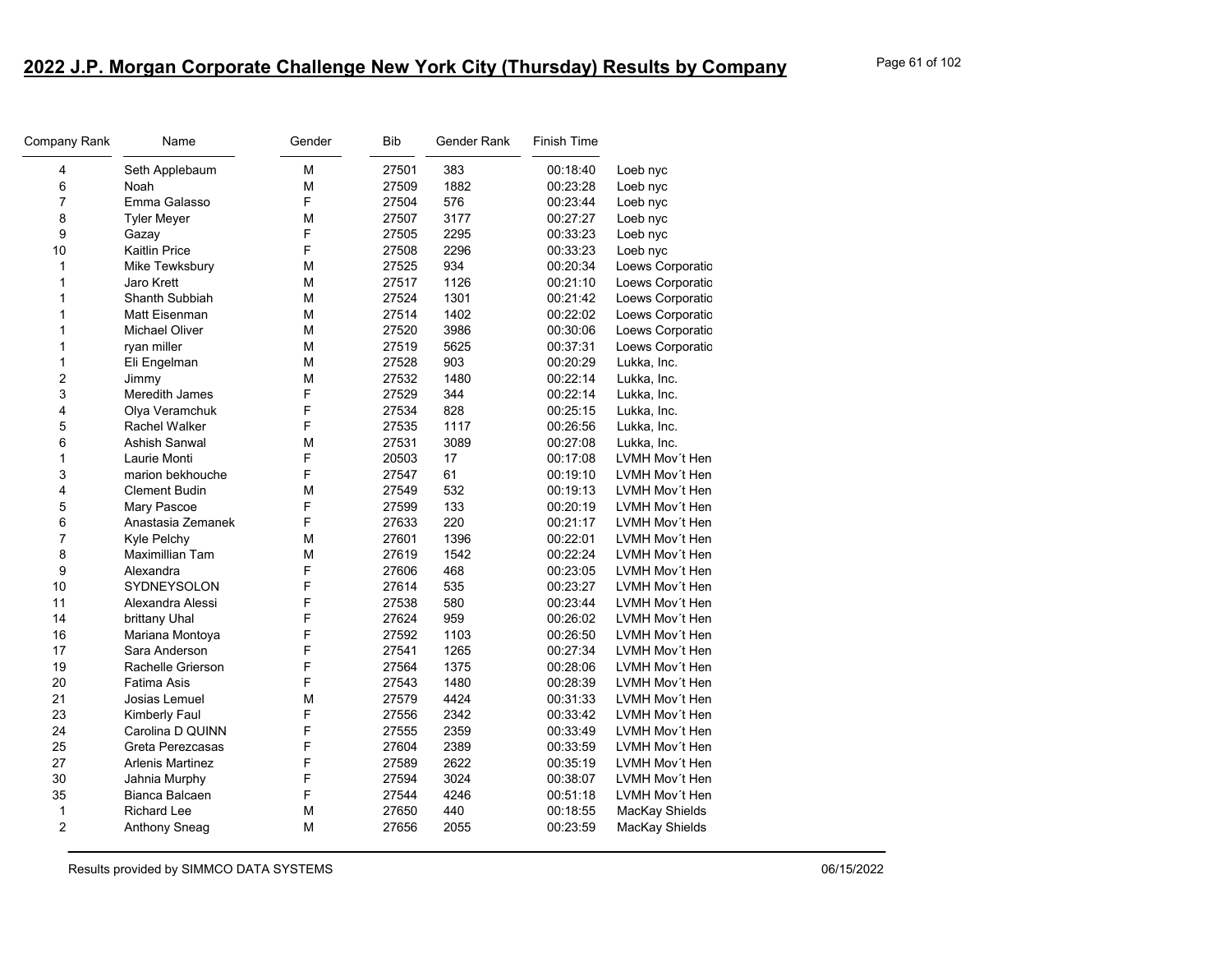## 2022 J.P. Morgan Corporate Challenge New York City (Thursday) Results by Company

| Company Rank | Name | Gender | Bib | Gender Rank | Finish Time | |
|---|---|---|---|---|---|---|
| 4 | Seth Applebaum | M | 27501 | 383 | 00:18:40 | Loeb nyc |
| 6 | Noah | M | 27509 | 1882 | 00:23:28 | Loeb nyc |
| 7 | Emma Galasso | F | 27504 | 576 | 00:23:44 | Loeb nyc |
| 8 | Tyler Meyer | M | 27507 | 3177 | 00:27:27 | Loeb nyc |
| 9 | Gazay | F | 27505 | 2295 | 00:33:23 | Loeb nyc |
| 10 | Kaitlin Price | F | 27508 | 2296 | 00:33:23 | Loeb nyc |
| 1 | Mike Tewksbury | M | 27525 | 934 | 00:20:34 | Loews Corporatio |
| 1 | Jaro Krett | M | 27517 | 1126 | 00:21:10 | Loews Corporatio |
| 1 | Shanth Subbiah | M | 27524 | 1301 | 00:21:42 | Loews Corporatio |
| 1 | Matt Eisenman | M | 27514 | 1402 | 00:22:02 | Loews Corporatio |
| 1 | Michael Oliver | M | 27520 | 3986 | 00:30:06 | Loews Corporatio |
| 1 | ryan miller | M | 27519 | 5625 | 00:37:31 | Loews Corporatio |
| 1 | Eli Engelman | M | 27528 | 903 | 00:20:29 | Lukka, Inc. |
| 2 | Jimmy | M | 27532 | 1480 | 00:22:14 | Lukka, Inc. |
| 3 | Meredith James | F | 27529 | 344 | 00:22:14 | Lukka, Inc. |
| 4 | Olya Veramchuk | F | 27534 | 828 | 00:25:15 | Lukka, Inc. |
| 5 | Rachel Walker | F | 27535 | 1117 | 00:26:56 | Lukka, Inc. |
| 6 | Ashish Sanwal | M | 27531 | 3089 | 00:27:08 | Lukka, Inc. |
| 1 | Laurie Monti | F | 20503 | 17 | 00:17:08 | LVMH Mov´t Hen |
| 3 | marion bekhouche | F | 27547 | 61 | 00:19:10 | LVMH Mov´t Hen |
| 4 | Clement Budin | M | 27549 | 532 | 00:19:13 | LVMH Mov´t Hen |
| 5 | Mary Pascoe | F | 27599 | 133 | 00:20:19 | LVMH Mov´t Hen |
| 6 | Anastasia Zemanek | F | 27633 | 220 | 00:21:17 | LVMH Mov´t Hen |
| 7 | Kyle Pelchy | M | 27601 | 1396 | 00:22:01 | LVMH Mov´t Hen |
| 8 | Maximillian Tam | M | 27619 | 1542 | 00:22:24 | LVMH Mov´t Hen |
| 9 | Alexandra | F | 27606 | 468 | 00:23:05 | LVMH Mov´t Hen |
| 10 | SYDNEYSOLON | F | 27614 | 535 | 00:23:27 | LVMH Mov´t Hen |
| 11 | Alexandra Alessi | F | 27538 | 580 | 00:23:44 | LVMH Mov´t Hen |
| 14 | brittany Uhal | F | 27624 | 959 | 00:26:02 | LVMH Mov´t Hen |
| 16 | Mariana Montoya | F | 27592 | 1103 | 00:26:50 | LVMH Mov´t Hen |
| 17 | Sara Anderson | F | 27541 | 1265 | 00:27:34 | LVMH Mov´t Hen |
| 19 | Rachelle Grierson | F | 27564 | 1375 | 00:28:06 | LVMH Mov´t Hen |
| 20 | Fatima Asis | F | 27543 | 1480 | 00:28:39 | LVMH Mov´t Hen |
| 21 | Josias Lemuel | M | 27579 | 4424 | 00:31:33 | LVMH Mov´t Hen |
| 23 | Kimberly Faul | F | 27556 | 2342 | 00:33:42 | LVMH Mov´t Hen |
| 24 | Carolina D QUINN | F | 27555 | 2359 | 00:33:49 | LVMH Mov´t Hen |
| 25 | Greta Perezcasas | F | 27604 | 2389 | 00:33:59 | LVMH Mov´t Hen |
| 27 | Arlenis Martinez | F | 27589 | 2622 | 00:35:19 | LVMH Mov´t Hen |
| 30 | Jahnia Murphy | F | 27594 | 3024 | 00:38:07 | LVMH Mov´t Hen |
| 35 | Bianca Balcaen | F | 27544 | 4246 | 00:51:18 | LVMH Mov´t Hen |
| 1 | Richard Lee | M | 27650 | 440 | 00:18:55 | MacKay Shields |
| 2 | Anthony Sneag | M | 27656 | 2055 | 00:23:59 | MacKay Shields |

Results provided by SIMMCO DATA SYSTEMS 06/15/2022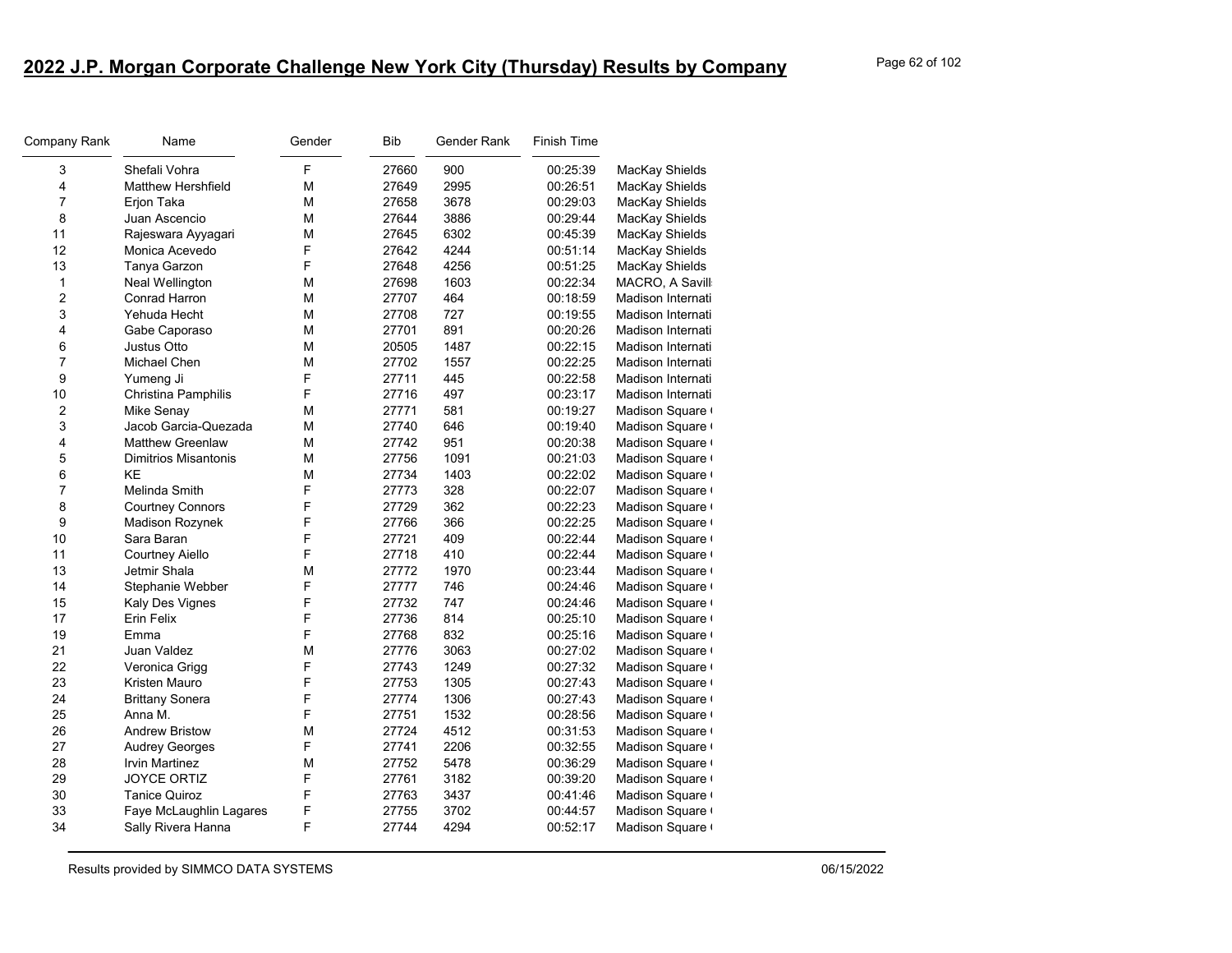## 2022 J.P. Morgan Corporate Challenge New York City (Thursday) Results by Company

| Company Rank | Name | Gender | Bib | Gender Rank | Finish Time | |
|---|---|---|---|---|---|---|
| 3 | Shefali Vohra | F | 27660 | 900 | 00:25:39 | MacKay Shields |
| 4 | Matthew Hershfield | M | 27649 | 2995 | 00:26:51 | MacKay Shields |
| 7 | Erjon Taka | M | 27658 | 3678 | 00:29:03 | MacKay Shields |
| 8 | Juan Ascencio | M | 27644 | 3886 | 00:29:44 | MacKay Shields |
| 11 | Rajeswara Ayyagari | M | 27645 | 6302 | 00:45:39 | MacKay Shields |
| 12 | Monica Acevedo | F | 27642 | 4244 | 00:51:14 | MacKay Shields |
| 13 | Tanya Garzon | F | 27648 | 4256 | 00:51:25 | MacKay Shields |
| 1 | Neal Wellington | M | 27698 | 1603 | 00:22:34 | MACRO, A Savill |
| 2 | Conrad Harron | M | 27707 | 464 | 00:18:59 | Madison Internati |
| 3 | Yehuda Hecht | M | 27708 | 727 | 00:19:55 | Madison Internati |
| 4 | Gabe Caporaso | M | 27701 | 891 | 00:20:26 | Madison Internati |
| 6 | Justus Otto | M | 20505 | 1487 | 00:22:15 | Madison Internati |
| 7 | Michael Chen | M | 27702 | 1557 | 00:22:25 | Madison Internati |
| 9 | Yumeng Ji | F | 27711 | 445 | 00:22:58 | Madison Internati |
| 10 | Christina Pamphilis | F | 27716 | 497 | 00:23:17 | Madison Internati |
| 2 | Mike Senay | M | 27771 | 581 | 00:19:27 | Madison Square |
| 3 | Jacob Garcia-Quezada | M | 27740 | 646 | 00:19:40 | Madison Square |
| 4 | Matthew Greenlaw | M | 27742 | 951 | 00:20:38 | Madison Square |
| 5 | Dimitrios Misantonis | M | 27756 | 1091 | 00:21:03 | Madison Square |
| 6 | KE | M | 27734 | 1403 | 00:22:02 | Madison Square |
| 7 | Melinda Smith | F | 27773 | 328 | 00:22:07 | Madison Square |
| 8 | Courtney Connors | F | 27729 | 362 | 00:22:23 | Madison Square |
| 9 | Madison Rozynek | F | 27766 | 366 | 00:22:25 | Madison Square |
| 10 | Sara Baran | F | 27721 | 409 | 00:22:44 | Madison Square |
| 11 | Courtney Aiello | F | 27718 | 410 | 00:22:44 | Madison Square |
| 13 | Jetmir Shala | M | 27772 | 1970 | 00:23:44 | Madison Square |
| 14 | Stephanie Webber | F | 27777 | 746 | 00:24:46 | Madison Square |
| 15 | Kaly Des Vignes | F | 27732 | 747 | 00:24:46 | Madison Square |
| 17 | Erin Felix | F | 27736 | 814 | 00:25:10 | Madison Square |
| 19 | Emma | F | 27768 | 832 | 00:25:16 | Madison Square |
| 21 | Juan Valdez | M | 27776 | 3063 | 00:27:02 | Madison Square |
| 22 | Veronica Grigg | F | 27743 | 1249 | 00:27:32 | Madison Square |
| 23 | Kristen Mauro | F | 27753 | 1305 | 00:27:43 | Madison Square |
| 24 | Brittany Sonera | F | 27774 | 1306 | 00:27:43 | Madison Square |
| 25 | Anna M. | F | 27751 | 1532 | 00:28:56 | Madison Square |
| 26 | Andrew Bristow | M | 27724 | 4512 | 00:31:53 | Madison Square |
| 27 | Audrey Georges | F | 27741 | 2206 | 00:32:55 | Madison Square |
| 28 | Irvin Martinez | M | 27752 | 5478 | 00:36:29 | Madison Square |
| 29 | JOYCE ORTIZ | F | 27761 | 3182 | 00:39:20 | Madison Square |
| 30 | Tanice Quiroz | F | 27763 | 3437 | 00:41:46 | Madison Square |
| 33 | Faye McLaughlin Lagares | F | 27755 | 3702 | 00:44:57 | Madison Square |
| 34 | Sally Rivera Hanna | F | 27744 | 4294 | 00:52:17 | Madison Square |

Results provided by SIMMCO DATA SYSTEMS 06/15/2022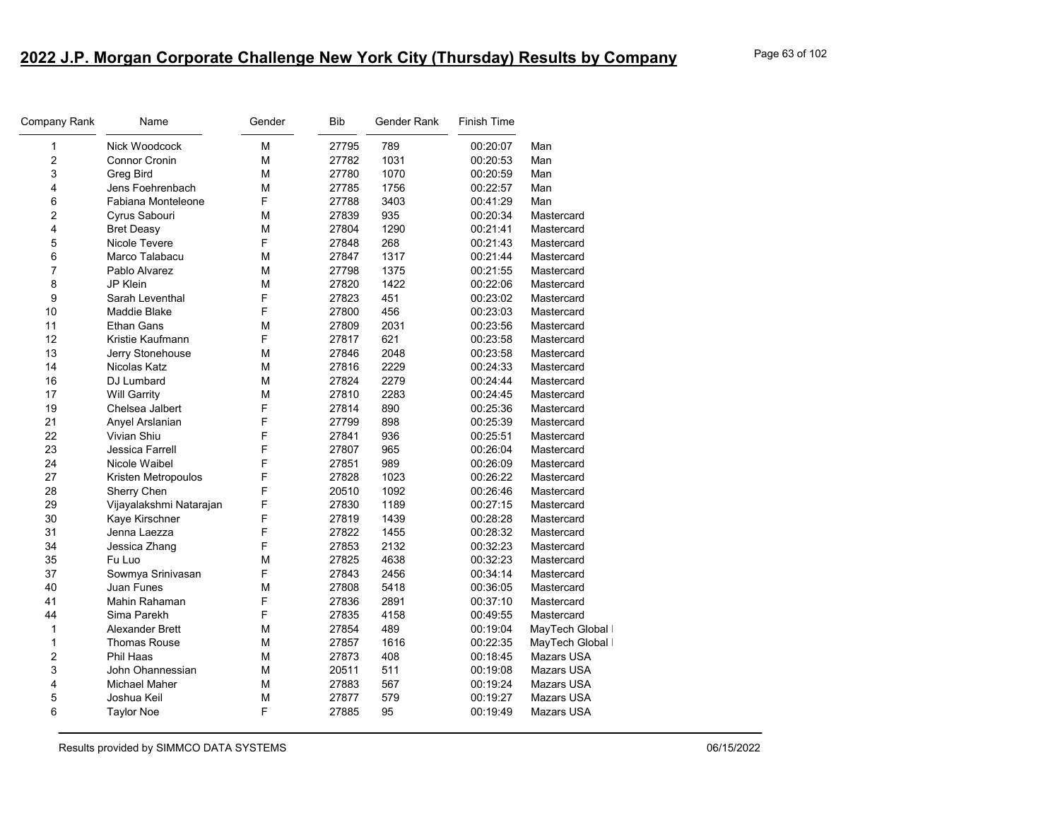# 2022 J.P. Morgan Corporate Challenge New York City (Thursday) Results by Company

| Company Rank | Name | Gender | Bib | Gender Rank | Finish Time | |
|---|---|---|---|---|---|---|
| 1 | Nick Woodcock | M | 27795 | 789 | 00:20:07 | Man |
| 2 | Connor Cronin | M | 27782 | 1031 | 00:20:53 | Man |
| 3 | Greg Bird | M | 27780 | 1070 | 00:20:59 | Man |
| 4 | Jens Foehrenbach | M | 27785 | 1756 | 00:22:57 | Man |
| 6 | Fabiana Monteleone | F | 27788 | 3403 | 00:41:29 | Man |
| 2 | Cyrus Sabouri | M | 27839 | 935 | 00:20:34 | Mastercard |
| 4 | Bret Deasy | M | 27804 | 1290 | 00:21:41 | Mastercard |
| 5 | Nicole Tevere | F | 27848 | 268 | 00:21:43 | Mastercard |
| 6 | Marco Talabacu | M | 27847 | 1317 | 00:21:44 | Mastercard |
| 7 | Pablo Alvarez | M | 27798 | 1375 | 00:21:55 | Mastercard |
| 8 | JP Klein | M | 27820 | 1422 | 00:22:06 | Mastercard |
| 9 | Sarah Leventhal | F | 27823 | 451 | 00:23:02 | Mastercard |
| 10 | Maddie Blake | F | 27800 | 456 | 00:23:03 | Mastercard |
| 11 | Ethan Gans | M | 27809 | 2031 | 00:23:56 | Mastercard |
| 12 | Kristie Kaufmann | F | 27817 | 621 | 00:23:58 | Mastercard |
| 13 | Jerry Stonehouse | M | 27846 | 2048 | 00:23:58 | Mastercard |
| 14 | Nicolas Katz | M | 27816 | 2229 | 00:24:33 | Mastercard |
| 16 | DJ Lumbard | M | 27824 | 2279 | 00:24:44 | Mastercard |
| 17 | Will Garrity | M | 27810 | 2283 | 00:24:45 | Mastercard |
| 19 | Chelsea Jalbert | F | 27814 | 890 | 00:25:36 | Mastercard |
| 21 | Anyel Arslanian | F | 27799 | 898 | 00:25:39 | Mastercard |
| 22 | Vivian Shiu | F | 27841 | 936 | 00:25:51 | Mastercard |
| 23 | Jessica Farrell | F | 27807 | 965 | 00:26:04 | Mastercard |
| 24 | Nicole Waibel | F | 27851 | 989 | 00:26:09 | Mastercard |
| 27 | Kristen Metropoulos | F | 27828 | 1023 | 00:26:22 | Mastercard |
| 28 | Sherry Chen | F | 20510 | 1092 | 00:26:46 | Mastercard |
| 29 | Vijayalakshmi Natarajan | F | 27830 | 1189 | 00:27:15 | Mastercard |
| 30 | Kaye Kirschner | F | 27819 | 1439 | 00:28:28 | Mastercard |
| 31 | Jenna Laezza | F | 27822 | 1455 | 00:28:32 | Mastercard |
| 34 | Jessica Zhang | F | 27853 | 2132 | 00:32:23 | Mastercard |
| 35 | Fu Luo | M | 27825 | 4638 | 00:32:23 | Mastercard |
| 37 | Sowmya Srinivasan | F | 27843 | 2456 | 00:34:14 | Mastercard |
| 40 | Juan Funes | M | 27808 | 5418 | 00:36:05 | Mastercard |
| 41 | Mahin Rahaman | F | 27836 | 2891 | 00:37:10 | Mastercard |
| 44 | Sima Parekh | F | 27835 | 4158 | 00:49:55 | Mastercard |
| 1 | Alexander Brett | M | 27854 | 489 | 00:19:04 | MayTech Global I |
| 1 | Thomas Rouse | M | 27857 | 1616 | 00:22:35 | MayTech Global I |
| 2 | Phil Haas | M | 27873 | 408 | 00:18:45 | Mazars USA |
| 3 | John Ohannessian | M | 20511 | 511 | 00:19:08 | Mazars USA |
| 4 | Michael Maher | M | 27883 | 567 | 00:19:24 | Mazars USA |
| 5 | Joshua Keil | M | 27877 | 579 | 00:19:27 | Mazars USA |
| 6 | Taylor Noe | F | 27885 | 95 | 00:19:49 | Mazars USA |

Results provided by SIMMCO DATA SYSTEMS 06/15/2022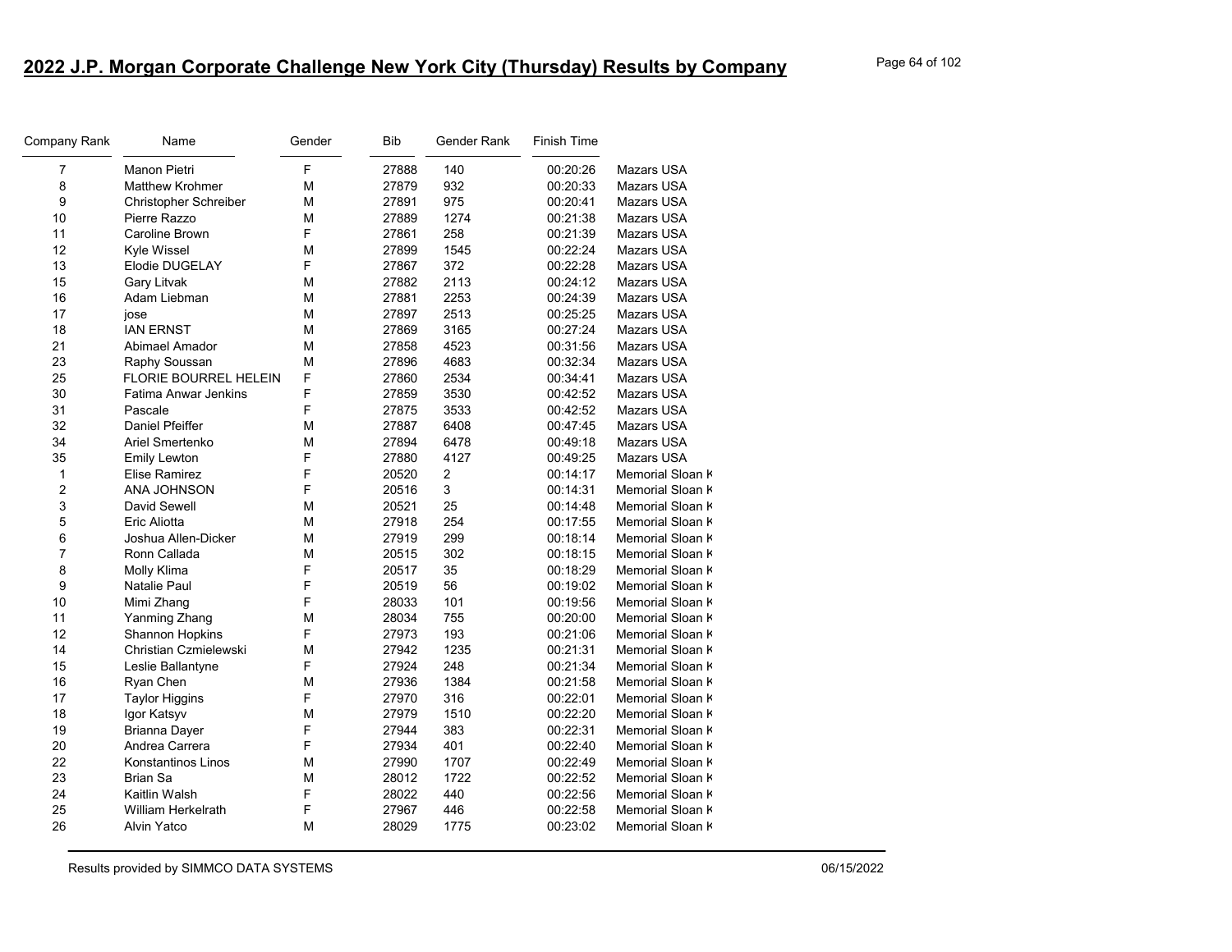# 2022 J.P. Morgan Corporate Challenge New York City (Thursday) Results by Company

| Company Rank | Name | Gender | Bib | Gender Rank | Finish Time | |
|---|---|---|---|---|---|---|
| 7 | Manon Pietri | F | 27888 | 140 | 00:20:26 | Mazars USA |
| 8 | Matthew Krohmer | M | 27879 | 932 | 00:20:33 | Mazars USA |
| 9 | Christopher Schreiber | M | 27891 | 975 | 00:20:41 | Mazars USA |
| 10 | Pierre Razzo | M | 27889 | 1274 | 00:21:38 | Mazars USA |
| 11 | Caroline Brown | F | 27861 | 258 | 00:21:39 | Mazars USA |
| 12 | Kyle Wissel | M | 27899 | 1545 | 00:22:24 | Mazars USA |
| 13 | Elodie DUGELAY | F | 27867 | 372 | 00:22:28 | Mazars USA |
| 15 | Gary Litvak | M | 27882 | 2113 | 00:24:12 | Mazars USA |
| 16 | Adam Liebman | M | 27881 | 2253 | 00:24:39 | Mazars USA |
| 17 | jose | M | 27897 | 2513 | 00:25:25 | Mazars USA |
| 18 | IAN ERNST | M | 27869 | 3165 | 00:27:24 | Mazars USA |
| 21 | Abimael Amador | M | 27858 | 4523 | 00:31:56 | Mazars USA |
| 23 | Raphy Soussan | M | 27896 | 4683 | 00:32:34 | Mazars USA |
| 25 | FLORIE BOURREL HELEIN | F | 27860 | 2534 | 00:34:41 | Mazars USA |
| 30 | Fatima Anwar Jenkins | F | 27859 | 3530 | 00:42:52 | Mazars USA |
| 31 | Pascale | F | 27875 | 3533 | 00:42:52 | Mazars USA |
| 32 | Daniel Pfeiffer | M | 27887 | 6408 | 00:47:45 | Mazars USA |
| 34 | Ariel Smertenko | M | 27894 | 6478 | 00:49:18 | Mazars USA |
| 35 | Emily Lewton | F | 27880 | 4127 | 00:49:25 | Mazars USA |
| 1 | Elise Ramirez | F | 20520 | 2 | 00:14:17 | Memorial Sloan K |
| 2 | ANA JOHNSON | F | 20516 | 3 | 00:14:31 | Memorial Sloan K |
| 3 | David Sewell | M | 20521 | 25 | 00:14:48 | Memorial Sloan K |
| 5 | Eric Aliotta | M | 27918 | 254 | 00:17:55 | Memorial Sloan K |
| 6 | Joshua Allen-Dicker | M | 27919 | 299 | 00:18:14 | Memorial Sloan K |
| 7 | Ronn Callada | M | 20515 | 302 | 00:18:15 | Memorial Sloan K |
| 8 | Molly Klima | F | 20517 | 35 | 00:18:29 | Memorial Sloan K |
| 9 | Natalie Paul | F | 20519 | 56 | 00:19:02 | Memorial Sloan K |
| 10 | Mimi Zhang | F | 28033 | 101 | 00:19:56 | Memorial Sloan K |
| 11 | Yanming Zhang | M | 28034 | 755 | 00:20:00 | Memorial Sloan K |
| 12 | Shannon Hopkins | F | 27973 | 193 | 00:21:06 | Memorial Sloan K |
| 14 | Christian Czmielewski | M | 27942 | 1235 | 00:21:31 | Memorial Sloan K |
| 15 | Leslie Ballantyne | F | 27924 | 248 | 00:21:34 | Memorial Sloan K |
| 16 | Ryan Chen | M | 27936 | 1384 | 00:21:58 | Memorial Sloan K |
| 17 | Taylor Higgins | F | 27970 | 316 | 00:22:01 | Memorial Sloan K |
| 18 | Igor Katsyv | M | 27979 | 1510 | 00:22:20 | Memorial Sloan K |
| 19 | Brianna Dayer | F | 27944 | 383 | 00:22:31 | Memorial Sloan K |
| 20 | Andrea Carrera | F | 27934 | 401 | 00:22:40 | Memorial Sloan K |
| 22 | Konstantinos Linos | M | 27990 | 1707 | 00:22:49 | Memorial Sloan K |
| 23 | Brian Sa | M | 28012 | 1722 | 00:22:52 | Memorial Sloan K |
| 24 | Kaitlin Walsh | F | 28022 | 440 | 00:22:56 | Memorial Sloan K |
| 25 | William Herkelrath | F | 27967 | 446 | 00:22:58 | Memorial Sloan K |
| 26 | Alvin Yatco | M | 28029 | 1775 | 00:23:02 | Memorial Sloan K |

Results provided by SIMMCO DATA SYSTEMS 06/15/2022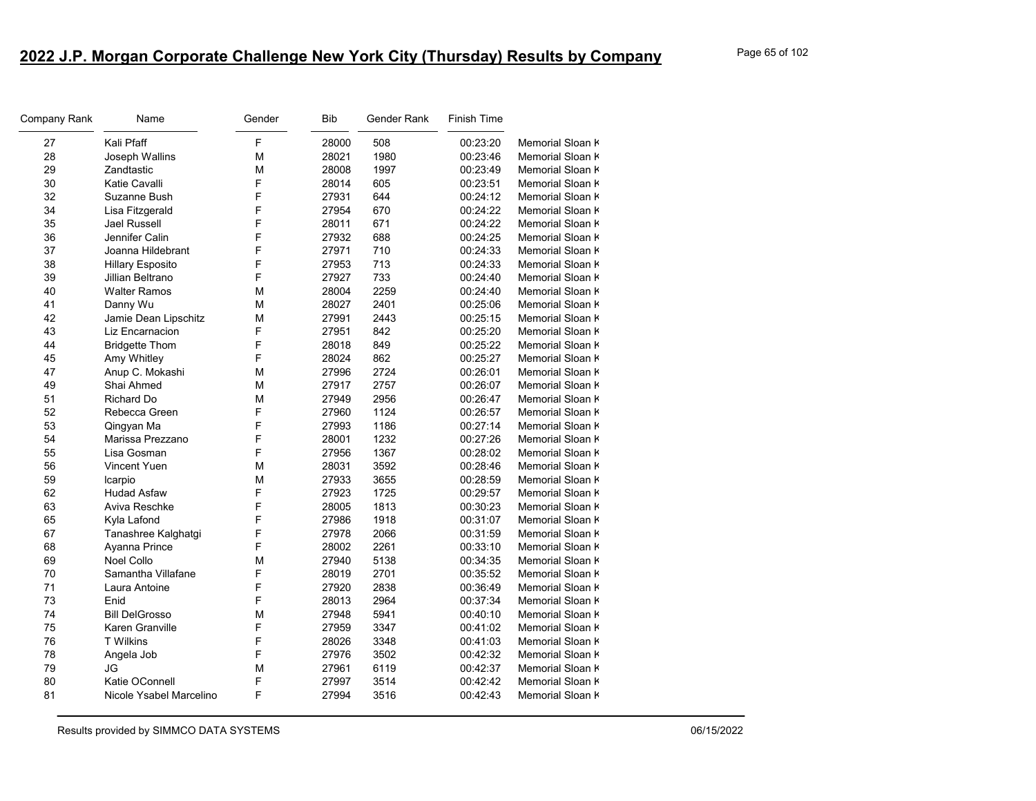## 2022 J.P. Morgan Corporate Challenge New York City (Thursday) Results by Company

| Company Rank | Name | Gender | Bib | Gender Rank | Finish Time | |
|---|---|---|---|---|---|---|
| 27 | Kali Pfaff | F | 28000 | 508 | 00:23:20 | Memorial Sloan K |
| 28 | Joseph Wallins | M | 28021 | 1980 | 00:23:46 | Memorial Sloan K |
| 29 | Zandtastic | M | 28008 | 1997 | 00:23:49 | Memorial Sloan K |
| 30 | Katie Cavalli | F | 28014 | 605 | 00:23:51 | Memorial Sloan K |
| 32 | Suzanne Bush | F | 27931 | 644 | 00:24:12 | Memorial Sloan K |
| 34 | Lisa Fitzgerald | F | 27954 | 670 | 00:24:22 | Memorial Sloan K |
| 35 | Jael Russell | F | 28011 | 671 | 00:24:22 | Memorial Sloan K |
| 36 | Jennifer Calin | F | 27932 | 688 | 00:24:25 | Memorial Sloan K |
| 37 | Joanna Hildebrant | F | 27971 | 710 | 00:24:33 | Memorial Sloan K |
| 38 | Hillary Esposito | F | 27953 | 713 | 00:24:33 | Memorial Sloan K |
| 39 | Jillian Beltrano | F | 27927 | 733 | 00:24:40 | Memorial Sloan K |
| 40 | Walter Ramos | M | 28004 | 2259 | 00:24:40 | Memorial Sloan K |
| 41 | Danny Wu | M | 28027 | 2401 | 00:25:06 | Memorial Sloan K |
| 42 | Jamie Dean Lipschitz | M | 27991 | 2443 | 00:25:15 | Memorial Sloan K |
| 43 | Liz Encarnacion | F | 27951 | 842 | 00:25:20 | Memorial Sloan K |
| 44 | Bridgette Thom | F | 28018 | 849 | 00:25:22 | Memorial Sloan K |
| 45 | Amy Whitley | F | 28024 | 862 | 00:25:27 | Memorial Sloan K |
| 47 | Anup C. Mokashi | M | 27996 | 2724 | 00:26:01 | Memorial Sloan K |
| 49 | Shai Ahmed | M | 27917 | 2757 | 00:26:07 | Memorial Sloan K |
| 51 | Richard Do | M | 27949 | 2956 | 00:26:47 | Memorial Sloan K |
| 52 | Rebecca Green | F | 27960 | 1124 | 00:26:57 | Memorial Sloan K |
| 53 | Qingyan Ma | F | 27993 | 1186 | 00:27:14 | Memorial Sloan K |
| 54 | Marissa Prezzano | F | 28001 | 1232 | 00:27:26 | Memorial Sloan K |
| 55 | Lisa Gosman | F | 27956 | 1367 | 00:28:02 | Memorial Sloan K |
| 56 | Vincent Yuen | M | 28031 | 3592 | 00:28:46 | Memorial Sloan K |
| 59 | lcarpio | M | 27933 | 3655 | 00:28:59 | Memorial Sloan K |
| 62 | Hudad Asfaw | F | 27923 | 1725 | 00:29:57 | Memorial Sloan K |
| 63 | Aviva Reschke | F | 28005 | 1813 | 00:30:23 | Memorial Sloan K |
| 65 | Kyla Lafond | F | 27986 | 1918 | 00:31:07 | Memorial Sloan K |
| 67 | Tanashree Kalghatgi | F | 27978 | 2066 | 00:31:59 | Memorial Sloan K |
| 68 | Ayanna Prince | F | 28002 | 2261 | 00:33:10 | Memorial Sloan K |
| 69 | Noel Collo | M | 27940 | 5138 | 00:34:35 | Memorial Sloan K |
| 70 | Samantha Villafane | F | 28019 | 2701 | 00:35:52 | Memorial Sloan K |
| 71 | Laura Antoine | F | 27920 | 2838 | 00:36:49 | Memorial Sloan K |
| 73 | Enid | F | 28013 | 2964 | 00:37:34 | Memorial Sloan K |
| 74 | Bill DelGrosso | M | 27948 | 5941 | 00:40:10 | Memorial Sloan K |
| 75 | Karen Granville | F | 27959 | 3347 | 00:41:02 | Memorial Sloan K |
| 76 | T Wilkins | F | 28026 | 3348 | 00:41:03 | Memorial Sloan K |
| 78 | Angela Job | F | 27976 | 3502 | 00:42:32 | Memorial Sloan K |
| 79 | JG | M | 27961 | 6119 | 00:42:37 | Memorial Sloan K |
| 80 | Katie OConnell | F | 27997 | 3514 | 00:42:42 | Memorial Sloan K |
| 81 | Nicole Ysabel Marcelino | F | 27994 | 3516 | 00:42:43 | Memorial Sloan K |

Results provided by SIMMCO DATA SYSTEMS 06/15/2022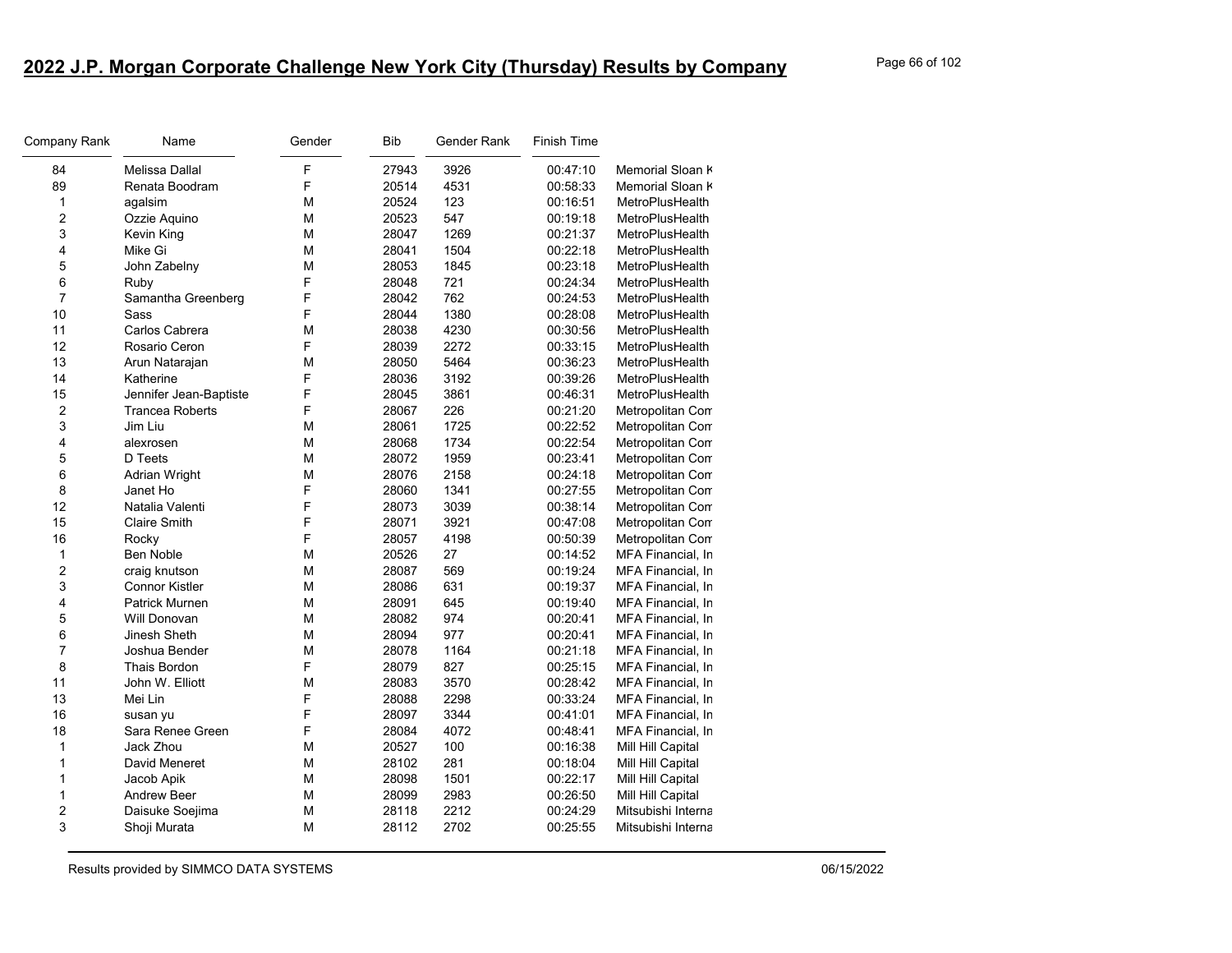# 2022 J.P. Morgan Corporate Challenge New York City (Thursday) Results by Company

| Company Rank | Name | Gender | Bib | Gender Rank | Finish Time | |
|---|---|---|---|---|---|---|
| 84 | Melissa Dallal | F | 27943 | 3926 | 00:47:10 | Memorial Sloan K |
| 89 | Renata Boodram | F | 20514 | 4531 | 00:58:33 | Memorial Sloan K |
| 1 | agalsim | M | 20524 | 123 | 00:16:51 | MetroPlusHealth |
| 2 | Ozzie Aquino | M | 20523 | 547 | 00:19:18 | MetroPlusHealth |
| 3 | Kevin King | M | 28047 | 1269 | 00:21:37 | MetroPlusHealth |
| 4 | Mike Gi | M | 28041 | 1504 | 00:22:18 | MetroPlusHealth |
| 5 | John Zabelny | M | 28053 | 1845 | 00:23:18 | MetroPlusHealth |
| 6 | Ruby | F | 28048 | 721 | 00:24:34 | MetroPlusHealth |
| 7 | Samantha Greenberg | F | 28042 | 762 | 00:24:53 | MetroPlusHealth |
| 10 | Sass | F | 28044 | 1380 | 00:28:08 | MetroPlusHealth |
| 11 | Carlos Cabrera | M | 28038 | 4230 | 00:30:56 | MetroPlusHealth |
| 12 | Rosario Ceron | F | 28039 | 2272 | 00:33:15 | MetroPlusHealth |
| 13 | Arun Natarajan | M | 28050 | 5464 | 00:36:23 | MetroPlusHealth |
| 14 | Katherine | F | 28036 | 3192 | 00:39:26 | MetroPlusHealth |
| 15 | Jennifer Jean-Baptiste | F | 28045 | 3861 | 00:46:31 | MetroPlusHealth |
| 2 | Trancea Roberts | F | 28067 | 226 | 00:21:20 | Metropolitan Com |
| 3 | Jim Liu | M | 28061 | 1725 | 00:22:52 | Metropolitan Com |
| 4 | alexrosen | M | 28068 | 1734 | 00:22:54 | Metropolitan Com |
| 5 | D Teets | M | 28072 | 1959 | 00:23:41 | Metropolitan Com |
| 6 | Adrian Wright | M | 28076 | 2158 | 00:24:18 | Metropolitan Com |
| 8 | Janet Ho | F | 28060 | 1341 | 00:27:55 | Metropolitan Com |
| 12 | Natalia Valenti | F | 28073 | 3039 | 00:38:14 | Metropolitan Com |
| 15 | Claire Smith | F | 28071 | 3921 | 00:47:08 | Metropolitan Com |
| 16 | Rocky | F | 28057 | 4198 | 00:50:39 | Metropolitan Com |
| 1 | Ben Noble | M | 20526 | 27 | 00:14:52 | MFA Financial, In |
| 2 | craig knutson | M | 28087 | 569 | 00:19:24 | MFA Financial, In |
| 3 | Connor Kistler | M | 28086 | 631 | 00:19:37 | MFA Financial, In |
| 4 | Patrick Murnen | M | 28091 | 645 | 00:19:40 | MFA Financial, In |
| 5 | Will Donovan | M | 28082 | 974 | 00:20:41 | MFA Financial, In |
| 6 | Jinesh Sheth | M | 28094 | 977 | 00:20:41 | MFA Financial, In |
| 7 | Joshua Bender | M | 28078 | 1164 | 00:21:18 | MFA Financial, In |
| 8 | Thais Bordon | F | 28079 | 827 | 00:25:15 | MFA Financial, In |
| 11 | John W. Elliott | M | 28083 | 3570 | 00:28:42 | MFA Financial, In |
| 13 | Mei Lin | F | 28088 | 2298 | 00:33:24 | MFA Financial, In |
| 16 | susan yu | F | 28097 | 3344 | 00:41:01 | MFA Financial, In |
| 18 | Sara Renee Green | F | 28084 | 4072 | 00:48:41 | MFA Financial, In |
| 1 | Jack Zhou | M | 20527 | 100 | 00:16:38 | Mill Hill Capital |
| 1 | David Meneret | M | 28102 | 281 | 00:18:04 | Mill Hill Capital |
| 1 | Jacob Apik | M | 28098 | 1501 | 00:22:17 | Mill Hill Capital |
| 1 | Andrew Beer | M | 28099 | 2983 | 00:26:50 | Mill Hill Capital |
| 2 | Daisuke Soejima | M | 28118 | 2212 | 00:24:29 | Mitsubishi Interna |
| 3 | Shoji Murata | M | 28112 | 2702 | 00:25:55 | Mitsubishi Interna |

Results provided by SIMMCO DATA SYSTEMS 06/15/2022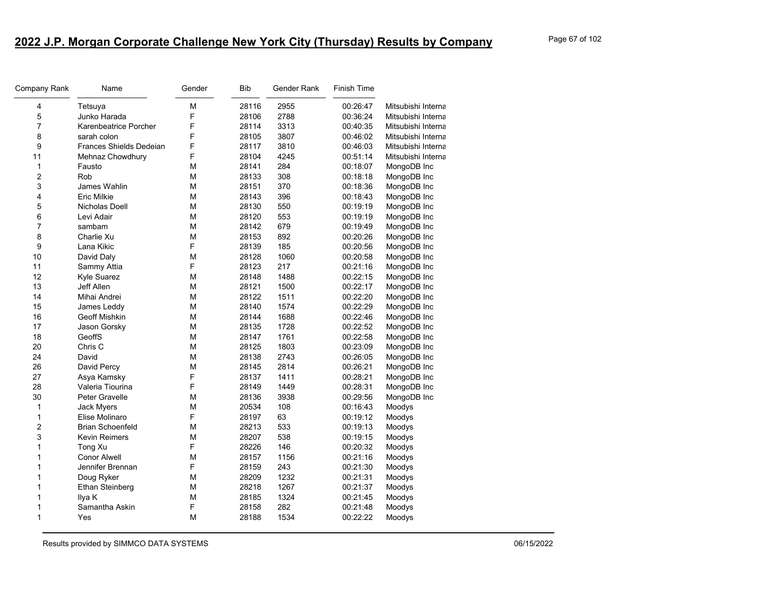## 2022 J.P. Morgan Corporate Challenge New York City (Thursday) Results by Company

| Company Rank | Name | Gender | Bib | Gender Rank | Finish Time | |
|---|---|---|---|---|---|---|
| 4 | Tetsuya | M | 28116 | 2955 | 00:26:47 | Mitsubishi Interna |
| 5 | Junko Harada | F | 28106 | 2788 | 00:36:24 | Mitsubishi Interna |
| 7 | Karenbeatrice Porcher | F | 28114 | 3313 | 00:40:35 | Mitsubishi Interna |
| 8 | sarah colon | F | 28105 | 3807 | 00:46:02 | Mitsubishi Interna |
| 9 | Frances Shields Dedeian | F | 28117 | 3810 | 00:46:03 | Mitsubishi Interna |
| 11 | Mehnaz Chowdhury | F | 28104 | 4245 | 00:51:14 | Mitsubishi Interna |
| 1 | Fausto | M | 28141 | 284 | 00:18:07 | MongoDB Inc |
| 2 | Rob | M | 28133 | 308 | 00:18:18 | MongoDB Inc |
| 3 | James Wahlin | M | 28151 | 370 | 00:18:36 | MongoDB Inc |
| 4 | Eric Milkie | M | 28143 | 396 | 00:18:43 | MongoDB Inc |
| 5 | Nicholas Doell | M | 28130 | 550 | 00:19:19 | MongoDB Inc |
| 6 | Levi Adair | M | 28120 | 553 | 00:19:19 | MongoDB Inc |
| 7 | sambam | M | 28142 | 679 | 00:19:49 | MongoDB Inc |
| 8 | Charlie Xu | M | 28153 | 892 | 00:20:26 | MongoDB Inc |
| 9 | Lana Kikic | F | 28139 | 185 | 00:20:56 | MongoDB Inc |
| 10 | David Daly | M | 28128 | 1060 | 00:20:58 | MongoDB Inc |
| 11 | Sammy Attia | F | 28123 | 217 | 00:21:16 | MongoDB Inc |
| 12 | Kyle Suarez | M | 28148 | 1488 | 00:22:15 | MongoDB Inc |
| 13 | Jeff Allen | M | 28121 | 1500 | 00:22:17 | MongoDB Inc |
| 14 | Mihai Andrei | M | 28122 | 1511 | 00:22:20 | MongoDB Inc |
| 15 | James Leddy | M | 28140 | 1574 | 00:22:29 | MongoDB Inc |
| 16 | Geoff Mishkin | M | 28144 | 1688 | 00:22:46 | MongoDB Inc |
| 17 | Jason Gorsky | M | 28135 | 1728 | 00:22:52 | MongoDB Inc |
| 18 | GeoffS | M | 28147 | 1761 | 00:22:58 | MongoDB Inc |
| 20 | Chris C | M | 28125 | 1803 | 00:23:09 | MongoDB Inc |
| 24 | David | M | 28138 | 2743 | 00:26:05 | MongoDB Inc |
| 26 | David Percy | M | 28145 | 2814 | 00:26:21 | MongoDB Inc |
| 27 | Asya Kamsky | F | 28137 | 1411 | 00:28:21 | MongoDB Inc |
| 28 | Valeria Tiourina | F | 28149 | 1449 | 00:28:31 | MongoDB Inc |
| 30 | Peter Gravelle | M | 28136 | 3938 | 00:29:56 | MongoDB Inc |
| 1 | Jack Myers | M | 20534 | 108 | 00:16:43 | Moodys |
| 1 | Elise Molinaro | F | 28197 | 63 | 00:19:12 | Moodys |
| 2 | Brian Schoenfeld | M | 28213 | 533 | 00:19:13 | Moodys |
| 3 | Kevin Reimers | M | 28207 | 538 | 00:19:15 | Moodys |
| 1 | Tong Xu | F | 28226 | 146 | 00:20:32 | Moodys |
| 1 | Conor Alwell | M | 28157 | 1156 | 00:21:16 | Moodys |
| 1 | Jennifer Brennan | F | 28159 | 243 | 00:21:30 | Moodys |
| 1 | Doug Ryker | M | 28209 | 1232 | 00:21:31 | Moodys |
| 1 | Ethan Steinberg | M | 28218 | 1267 | 00:21:37 | Moodys |
| 1 | Ilya K | M | 28185 | 1324 | 00:21:45 | Moodys |
| 1 | Samantha Askin | F | 28158 | 282 | 00:21:48 | Moodys |
| 1 | Yes | M | 28188 | 1534 | 00:22:22 | Moodys |

Results provided by SIMMCO DATA SYSTEMS 06/15/2022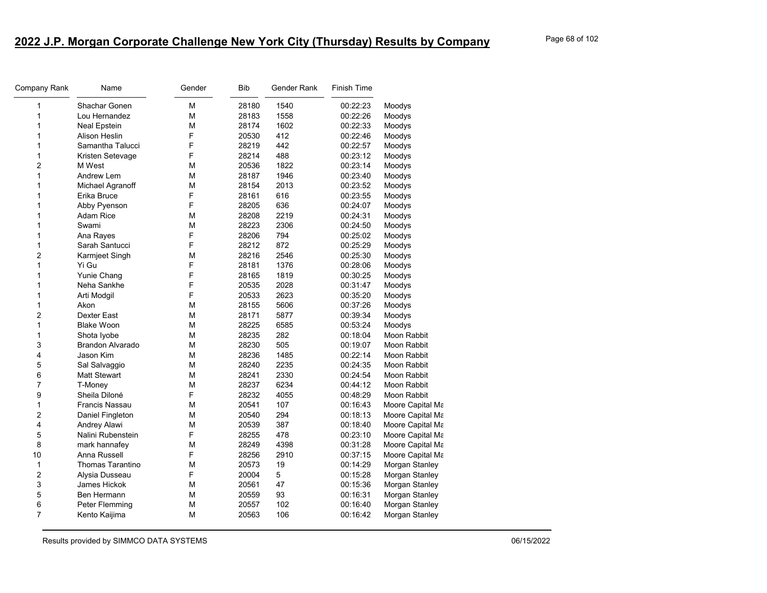## 2022 J.P. Morgan Corporate Challenge New York City (Thursday) Results by Company

| Company Rank | Name | Gender | Bib | Gender Rank | Finish Time | |
|---|---|---|---|---|---|---|
| 1 | Shachar Gonen | M | 28180 | 1540 | 00:22:23 | Moodys |
| 1 | Lou Hernandez | M | 28183 | 1558 | 00:22:26 | Moodys |
| 1 | Neal Epstein | M | 28174 | 1602 | 00:22:33 | Moodys |
| 1 | Alison Heslin | F | 20530 | 412 | 00:22:46 | Moodys |
| 1 | Samantha Talucci | F | 28219 | 442 | 00:22:57 | Moodys |
| 1 | Kristen Setevage | F | 28214 | 488 | 00:23:12 | Moodys |
| 2 | M West | M | 20536 | 1822 | 00:23:14 | Moodys |
| 1 | Andrew Lem | M | 28187 | 1946 | 00:23:40 | Moodys |
| 1 | Michael Agranoff | M | 28154 | 2013 | 00:23:52 | Moodys |
| 1 | Erika Bruce | F | 28161 | 616 | 00:23:55 | Moodys |
| 1 | Abby Pyenson | F | 28205 | 636 | 00:24:07 | Moodys |
| 1 | Adam Rice | M | 28208 | 2219 | 00:24:31 | Moodys |
| 1 | Swami | M | 28223 | 2306 | 00:24:50 | Moodys |
| 1 | Ana Rayes | F | 28206 | 794 | 00:25:02 | Moodys |
| 1 | Sarah Santucci | F | 28212 | 872 | 00:25:29 | Moodys |
| 2 | Karmjeet Singh | M | 28216 | 2546 | 00:25:30 | Moodys |
| 1 | Yi Gu | F | 28181 | 1376 | 00:28:06 | Moodys |
| 1 | Yunie Chang | F | 28165 | 1819 | 00:30:25 | Moodys |
| 1 | Neha Sankhe | F | 20535 | 2028 | 00:31:47 | Moodys |
| 1 | Arti Modgil | F | 20533 | 2623 | 00:35:20 | Moodys |
| 1 | Akon | M | 28155 | 5606 | 00:37:26 | Moodys |
| 2 | Dexter East | M | 28171 | 5877 | 00:39:34 | Moodys |
| 1 | Blake Woon | M | 28225 | 6585 | 00:53:24 | Moodys |
| 1 | Shota Iyobe | M | 28235 | 282 | 00:18:04 | Moon Rabbit |
| 3 | Brandon Alvarado | M | 28230 | 505 | 00:19:07 | Moon Rabbit |
| 4 | Jason Kim | M | 28236 | 1485 | 00:22:14 | Moon Rabbit |
| 5 | Sal Salvaggio | M | 28240 | 2235 | 00:24:35 | Moon Rabbit |
| 6 | Matt Stewart | M | 28241 | 2330 | 00:24:54 | Moon Rabbit |
| 7 | T-Money | M | 28237 | 6234 | 00:44:12 | Moon Rabbit |
| 9 | Sheila Diloné | F | 28232 | 4055 | 00:48:29 | Moon Rabbit |
| 1 | Francis Nassau | M | 20541 | 107 | 00:16:43 | Moore Capital Ma |
| 2 | Daniel Fingleton | M | 20540 | 294 | 00:18:13 | Moore Capital Ma |
| 4 | Andrey Alawi | M | 20539 | 387 | 00:18:40 | Moore Capital Ma |
| 5 | Nalini Rubenstein | F | 28255 | 478 | 00:23:10 | Moore Capital Ma |
| 8 | mark hannafey | M | 28249 | 4398 | 00:31:28 | Moore Capital Ma |
| 10 | Anna Russell | F | 28256 | 2910 | 00:37:15 | Moore Capital Ma |
| 1 | Thomas Tarantino | M | 20573 | 19 | 00:14:29 | Morgan Stanley |
| 2 | Alysia Dusseau | F | 20004 | 5 | 00:15:28 | Morgan Stanley |
| 3 | James Hickok | M | 20561 | 47 | 00:15:36 | Morgan Stanley |
| 5 | Ben Hermann | M | 20559 | 93 | 00:16:31 | Morgan Stanley |
| 6 | Peter Flemming | M | 20557 | 102 | 00:16:40 | Morgan Stanley |
| 7 | Kento Kaijima | M | 20563 | 106 | 00:16:42 | Morgan Stanley |

Results provided by SIMMCO DATA SYSTEMS 06/15/2022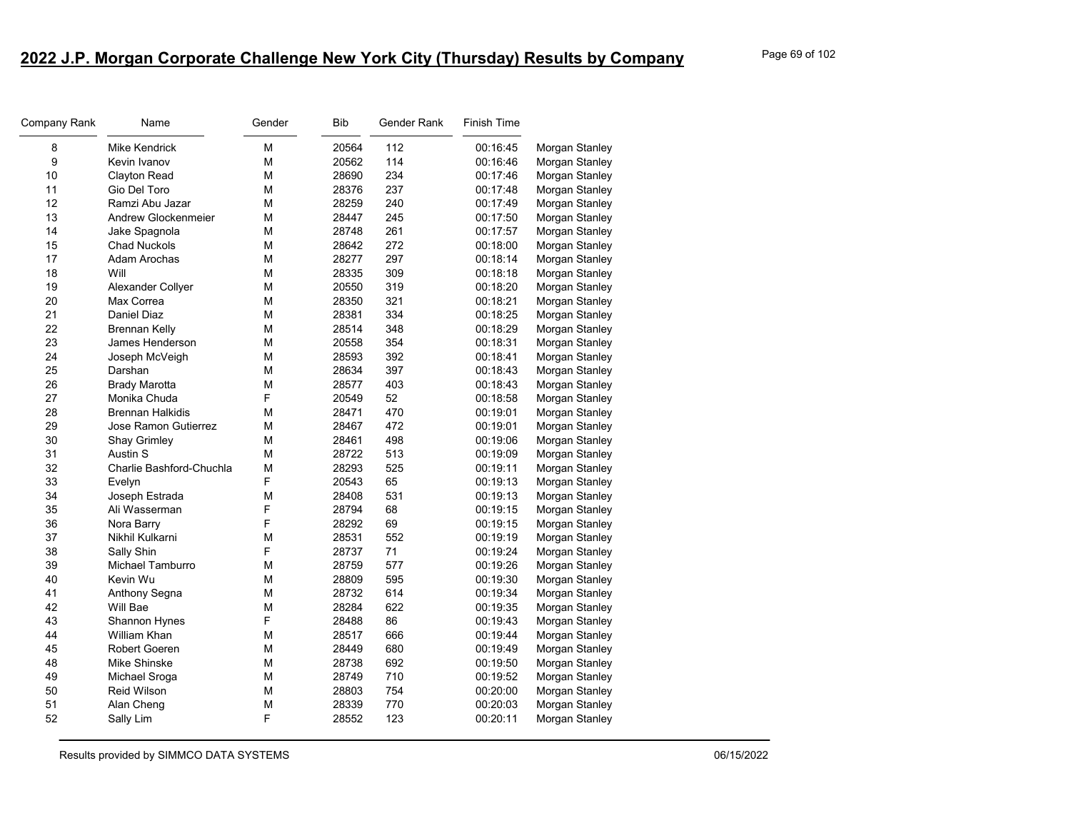# 2022 J.P. Morgan Corporate Challenge New York City (Thursday) Results by Company

| Company Rank | Name | Gender | Bib | Gender Rank | Finish Time | |
|---|---|---|---|---|---|---|
| 8 | Mike Kendrick | M | 20564 | 112 | 00:16:45 | Morgan Stanley |
| 9 | Kevin Ivanov | M | 20562 | 114 | 00:16:46 | Morgan Stanley |
| 10 | Clayton Read | M | 28690 | 234 | 00:17:46 | Morgan Stanley |
| 11 | Gio Del Toro | M | 28376 | 237 | 00:17:48 | Morgan Stanley |
| 12 | Ramzi Abu Jazar | M | 28259 | 240 | 00:17:49 | Morgan Stanley |
| 13 | Andrew Glockenmeier | M | 28447 | 245 | 00:17:50 | Morgan Stanley |
| 14 | Jake Spagnola | M | 28748 | 261 | 00:17:57 | Morgan Stanley |
| 15 | Chad Nuckols | M | 28642 | 272 | 00:18:00 | Morgan Stanley |
| 17 | Adam Arochas | M | 28277 | 297 | 00:18:14 | Morgan Stanley |
| 18 | Will | M | 28335 | 309 | 00:18:18 | Morgan Stanley |
| 19 | Alexander Collyer | M | 20550 | 319 | 00:18:20 | Morgan Stanley |
| 20 | Max Correa | M | 28350 | 321 | 00:18:21 | Morgan Stanley |
| 21 | Daniel Diaz | M | 28381 | 334 | 00:18:25 | Morgan Stanley |
| 22 | Brennan Kelly | M | 28514 | 348 | 00:18:29 | Morgan Stanley |
| 23 | James Henderson | M | 20558 | 354 | 00:18:31 | Morgan Stanley |
| 24 | Joseph McVeigh | M | 28593 | 392 | 00:18:41 | Morgan Stanley |
| 25 | Darshan | M | 28634 | 397 | 00:18:43 | Morgan Stanley |
| 26 | Brady Marotta | M | 28577 | 403 | 00:18:43 | Morgan Stanley |
| 27 | Monika Chuda | F | 20549 | 52 | 00:18:58 | Morgan Stanley |
| 28 | Brennan Halkidis | M | 28471 | 470 | 00:19:01 | Morgan Stanley |
| 29 | Jose Ramon Gutierrez | M | 28467 | 472 | 00:19:01 | Morgan Stanley |
| 30 | Shay Grimley | M | 28461 | 498 | 00:19:06 | Morgan Stanley |
| 31 | Austin S | M | 28722 | 513 | 00:19:09 | Morgan Stanley |
| 32 | Charlie Bashford-Chuchla | M | 28293 | 525 | 00:19:11 | Morgan Stanley |
| 33 | Evelyn | F | 20543 | 65 | 00:19:13 | Morgan Stanley |
| 34 | Joseph Estrada | M | 28408 | 531 | 00:19:13 | Morgan Stanley |
| 35 | Ali Wasserman | F | 28794 | 68 | 00:19:15 | Morgan Stanley |
| 36 | Nora Barry | F | 28292 | 69 | 00:19:15 | Morgan Stanley |
| 37 | Nikhil Kulkarni | M | 28531 | 552 | 00:19:19 | Morgan Stanley |
| 38 | Sally Shin | F | 28737 | 71 | 00:19:24 | Morgan Stanley |
| 39 | Michael Tamburro | M | 28759 | 577 | 00:19:26 | Morgan Stanley |
| 40 | Kevin Wu | M | 28809 | 595 | 00:19:30 | Morgan Stanley |
| 41 | Anthony Segna | M | 28732 | 614 | 00:19:34 | Morgan Stanley |
| 42 | Will Bae | M | 28284 | 622 | 00:19:35 | Morgan Stanley |
| 43 | Shannon Hynes | F | 28488 | 86 | 00:19:43 | Morgan Stanley |
| 44 | William Khan | M | 28517 | 666 | 00:19:44 | Morgan Stanley |
| 45 | Robert Goeren | M | 28449 | 680 | 00:19:49 | Morgan Stanley |
| 48 | Mike Shinske | M | 28738 | 692 | 00:19:50 | Morgan Stanley |
| 49 | Michael Sroga | M | 28749 | 710 | 00:19:52 | Morgan Stanley |
| 50 | Reid Wilson | M | 28803 | 754 | 00:20:00 | Morgan Stanley |
| 51 | Alan Cheng | M | 28339 | 770 | 00:20:03 | Morgan Stanley |
| 52 | Sally Lim | F | 28552 | 123 | 00:20:11 | Morgan Stanley |

Results provided by SIMMCO DATA SYSTEMS 06/15/2022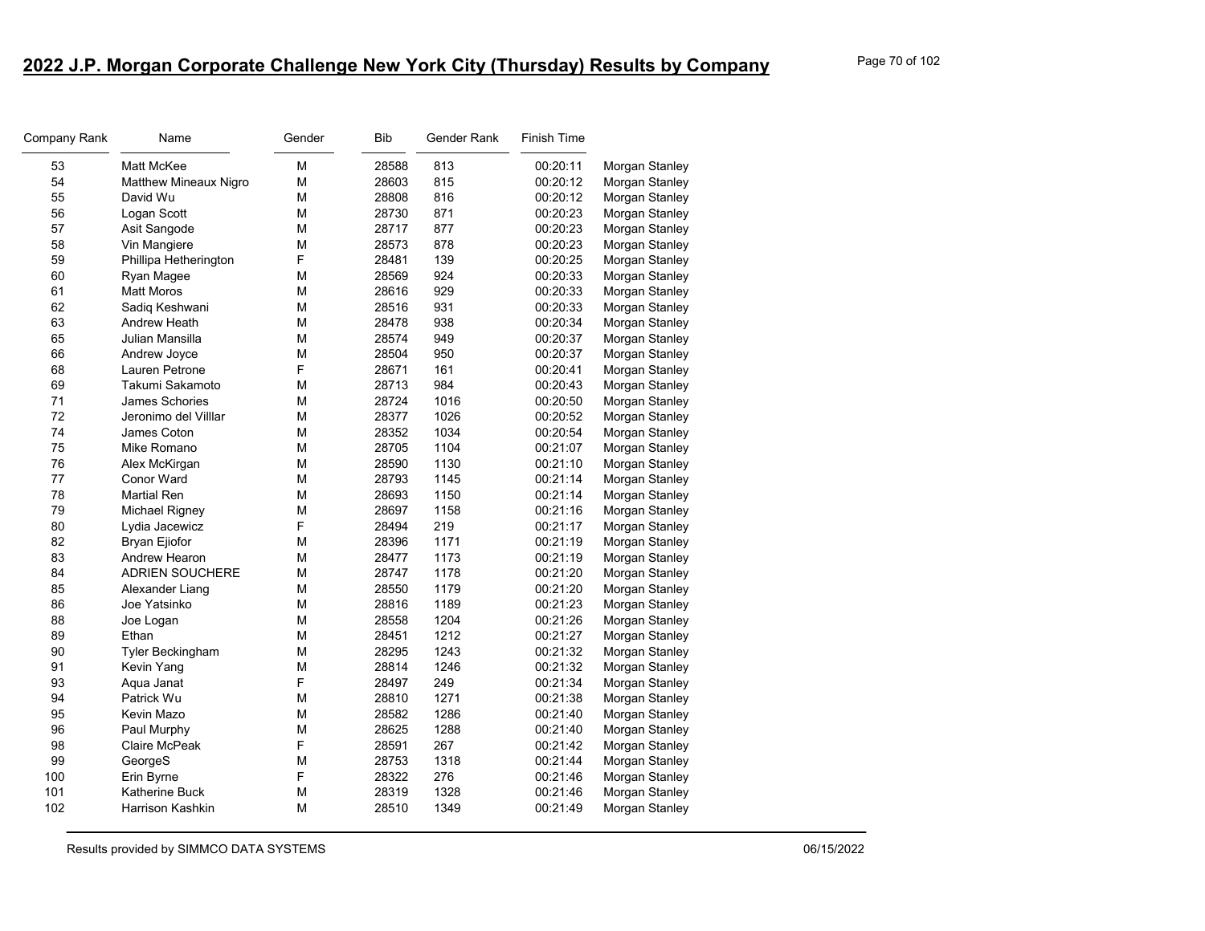# 2022 J.P. Morgan Corporate Challenge New York City (Thursday) Results by Company

| Company Rank | Name | Gender | Bib | Gender Rank | Finish Time | |
|---|---|---|---|---|---|---|
| 53 | Matt McKee | M | 28588 | 813 | 00:20:11 | Morgan Stanley |
| 54 | Matthew Mineaux Nigro | M | 28603 | 815 | 00:20:12 | Morgan Stanley |
| 55 | David Wu | M | 28808 | 816 | 00:20:12 | Morgan Stanley |
| 56 | Logan Scott | M | 28730 | 871 | 00:20:23 | Morgan Stanley |
| 57 | Asit Sangode | M | 28717 | 877 | 00:20:23 | Morgan Stanley |
| 58 | Vin Mangiere | M | 28573 | 878 | 00:20:23 | Morgan Stanley |
| 59 | Phillipa Hetherington | F | 28481 | 139 | 00:20:25 | Morgan Stanley |
| 60 | Ryan Magee | M | 28569 | 924 | 00:20:33 | Morgan Stanley |
| 61 | Matt Moros | M | 28616 | 929 | 00:20:33 | Morgan Stanley |
| 62 | Sadiq Keshwani | M | 28516 | 931 | 00:20:33 | Morgan Stanley |
| 63 | Andrew Heath | M | 28478 | 938 | 00:20:34 | Morgan Stanley |
| 65 | Julian Mansilla | M | 28574 | 949 | 00:20:37 | Morgan Stanley |
| 66 | Andrew Joyce | M | 28504 | 950 | 00:20:37 | Morgan Stanley |
| 68 | Lauren Petrone | F | 28671 | 161 | 00:20:41 | Morgan Stanley |
| 69 | Takumi Sakamoto | M | 28713 | 984 | 00:20:43 | Morgan Stanley |
| 71 | James Schories | M | 28724 | 1016 | 00:20:50 | Morgan Stanley |
| 72 | Jeronimo del Villlar | M | 28377 | 1026 | 00:20:52 | Morgan Stanley |
| 74 | James Coton | M | 28352 | 1034 | 00:20:54 | Morgan Stanley |
| 75 | Mike Romano | M | 28705 | 1104 | 00:21:07 | Morgan Stanley |
| 76 | Alex McKirgan | M | 28590 | 1130 | 00:21:10 | Morgan Stanley |
| 77 | Conor Ward | M | 28793 | 1145 | 00:21:14 | Morgan Stanley |
| 78 | Martial Ren | M | 28693 | 1150 | 00:21:14 | Morgan Stanley |
| 79 | Michael Rigney | M | 28697 | 1158 | 00:21:16 | Morgan Stanley |
| 80 | Lydia Jacewicz | F | 28494 | 219 | 00:21:17 | Morgan Stanley |
| 82 | Bryan Ejiofor | M | 28396 | 1171 | 00:21:19 | Morgan Stanley |
| 83 | Andrew Hearon | M | 28477 | 1173 | 00:21:19 | Morgan Stanley |
| 84 | ADRIEN SOUCHERE | M | 28747 | 1178 | 00:21:20 | Morgan Stanley |
| 85 | Alexander Liang | M | 28550 | 1179 | 00:21:20 | Morgan Stanley |
| 86 | Joe Yatsinko | M | 28816 | 1189 | 00:21:23 | Morgan Stanley |
| 88 | Joe Logan | M | 28558 | 1204 | 00:21:26 | Morgan Stanley |
| 89 | Ethan | M | 28451 | 1212 | 00:21:27 | Morgan Stanley |
| 90 | Tyler Beckingham | M | 28295 | 1243 | 00:21:32 | Morgan Stanley |
| 91 | Kevin Yang | M | 28814 | 1246 | 00:21:32 | Morgan Stanley |
| 93 | Aqua Janat | F | 28497 | 249 | 00:21:34 | Morgan Stanley |
| 94 | Patrick Wu | M | 28810 | 1271 | 00:21:38 | Morgan Stanley |
| 95 | Kevin Mazo | M | 28582 | 1286 | 00:21:40 | Morgan Stanley |
| 96 | Paul Murphy | M | 28625 | 1288 | 00:21:40 | Morgan Stanley |
| 98 | Claire McPeak | F | 28591 | 267 | 00:21:42 | Morgan Stanley |
| 99 | GeorgeS | M | 28753 | 1318 | 00:21:44 | Morgan Stanley |
| 100 | Erin Byrne | F | 28322 | 276 | 00:21:46 | Morgan Stanley |
| 101 | Katherine Buck | M | 28319 | 1328 | 00:21:46 | Morgan Stanley |
| 102 | Harrison Kashkin | M | 28510 | 1349 | 00:21:49 | Morgan Stanley |

Results provided by SIMMCO DATA SYSTEMS 06/15/2022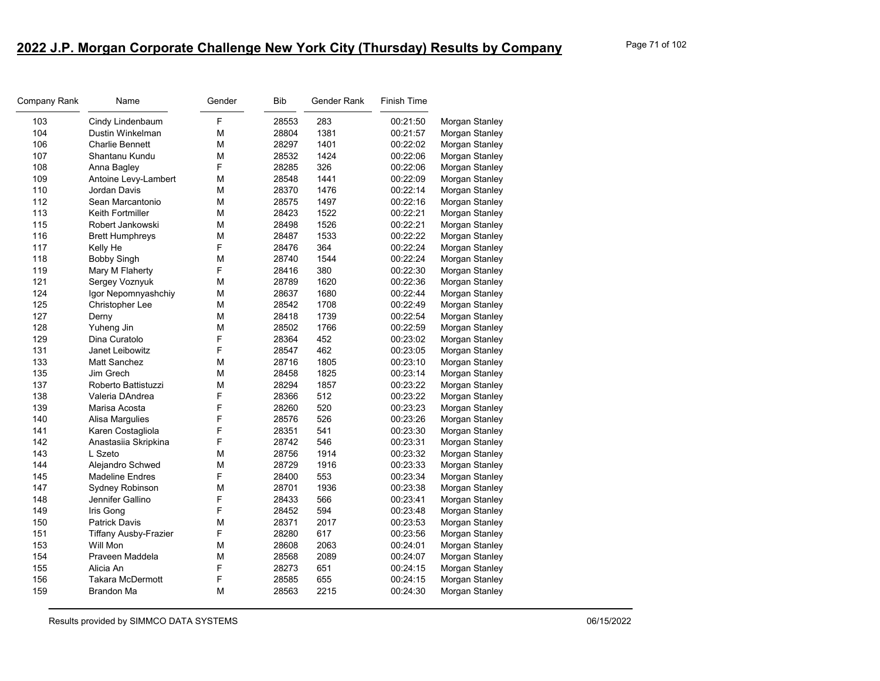## 2022 J.P. Morgan Corporate Challenge New York City (Thursday) Results by Company

| Company Rank | Name | Gender | Bib | Gender Rank | Finish Time | |
|---|---|---|---|---|---|---|
| 103 | Cindy Lindenbaum | F | 28553 | 283 | 00:21:50 | Morgan Stanley |
| 104 | Dustin Winkelman | M | 28804 | 1381 | 00:21:57 | Morgan Stanley |
| 106 | Charlie Bennett | M | 28297 | 1401 | 00:22:02 | Morgan Stanley |
| 107 | Shantanu Kundu | M | 28532 | 1424 | 00:22:06 | Morgan Stanley |
| 108 | Anna Bagley | F | 28285 | 326 | 00:22:06 | Morgan Stanley |
| 109 | Antoine Levy-Lambert | M | 28548 | 1441 | 00:22:09 | Morgan Stanley |
| 110 | Jordan Davis | M | 28370 | 1476 | 00:22:14 | Morgan Stanley |
| 112 | Sean Marcantonio | M | 28575 | 1497 | 00:22:16 | Morgan Stanley |
| 113 | Keith Fortmiller | M | 28423 | 1522 | 00:22:21 | Morgan Stanley |
| 115 | Robert Jankowski | M | 28498 | 1526 | 00:22:21 | Morgan Stanley |
| 116 | Brett Humphreys | M | 28487 | 1533 | 00:22:22 | Morgan Stanley |
| 117 | Kelly He | F | 28476 | 364 | 00:22:24 | Morgan Stanley |
| 118 | Bobby Singh | M | 28740 | 1544 | 00:22:24 | Morgan Stanley |
| 119 | Mary M Flaherty | F | 28416 | 380 | 00:22:30 | Morgan Stanley |
| 121 | Sergey Voznyuk | M | 28789 | 1620 | 00:22:36 | Morgan Stanley |
| 124 | Igor Nepomnyashchiy | M | 28637 | 1680 | 00:22:44 | Morgan Stanley |
| 125 | Christopher Lee | M | 28542 | 1708 | 00:22:49 | Morgan Stanley |
| 127 | Derny | M | 28418 | 1739 | 00:22:54 | Morgan Stanley |
| 128 | Yuheng Jin | M | 28502 | 1766 | 00:22:59 | Morgan Stanley |
| 129 | Dina Curatolo | F | 28364 | 452 | 00:23:02 | Morgan Stanley |
| 131 | Janet Leibowitz | F | 28547 | 462 | 00:23:05 | Morgan Stanley |
| 133 | Matt Sanchez | M | 28716 | 1805 | 00:23:10 | Morgan Stanley |
| 135 | Jim Grech | M | 28458 | 1825 | 00:23:14 | Morgan Stanley |
| 137 | Roberto Battistuzzi | M | 28294 | 1857 | 00:23:22 | Morgan Stanley |
| 138 | Valeria DAndrea | F | 28366 | 512 | 00:23:22 | Morgan Stanley |
| 139 | Marisa Acosta | F | 28260 | 520 | 00:23:23 | Morgan Stanley |
| 140 | Alisa Margulies | F | 28576 | 526 | 00:23:26 | Morgan Stanley |
| 141 | Karen Costagliola | F | 28351 | 541 | 00:23:30 | Morgan Stanley |
| 142 | Anastasiia Skripkina | F | 28742 | 546 | 00:23:31 | Morgan Stanley |
| 143 | L Szeto | M | 28756 | 1914 | 00:23:32 | Morgan Stanley |
| 144 | Alejandro Schwed | M | 28729 | 1916 | 00:23:33 | Morgan Stanley |
| 145 | Madeline Endres | F | 28400 | 553 | 00:23:34 | Morgan Stanley |
| 147 | Sydney Robinson | M | 28701 | 1936 | 00:23:38 | Morgan Stanley |
| 148 | Jennifer Gallino | F | 28433 | 566 | 00:23:41 | Morgan Stanley |
| 149 | Iris Gong | F | 28452 | 594 | 00:23:48 | Morgan Stanley |
| 150 | Patrick Davis | M | 28371 | 2017 | 00:23:53 | Morgan Stanley |
| 151 | Tiffany Ausby-Frazier | F | 28280 | 617 | 00:23:56 | Morgan Stanley |
| 153 | Will Mon | M | 28608 | 2063 | 00:24:01 | Morgan Stanley |
| 154 | Praveen Maddela | M | 28568 | 2089 | 00:24:07 | Morgan Stanley |
| 155 | Alicia An | F | 28273 | 651 | 00:24:15 | Morgan Stanley |
| 156 | Takara McDermott | F | 28585 | 655 | 00:24:15 | Morgan Stanley |
| 159 | Brandon Ma | M | 28563 | 2215 | 00:24:30 | Morgan Stanley |

Results provided by SIMMCO DATA SYSTEMS 06/15/2022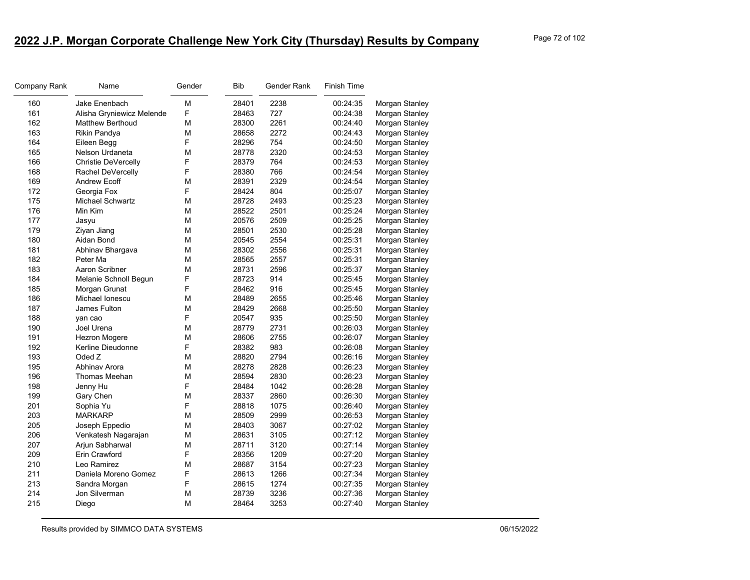# 2022 J.P. Morgan Corporate Challenge New York City (Thursday) Results by Company

| Company Rank | Name | Gender | Bib | Gender Rank | Finish Time | |
|---|---|---|---|---|---|---|
| 160 | Jake Enenbach | M | 28401 | 2238 | 00:24:35 | Morgan Stanley |
| 161 | Alisha Gryniewicz Melende | F | 28463 | 727 | 00:24:38 | Morgan Stanley |
| 162 | Matthew Berthoud | M | 28300 | 2261 | 00:24:40 | Morgan Stanley |
| 163 | Rikin Pandya | M | 28658 | 2272 | 00:24:43 | Morgan Stanley |
| 164 | Eileen Begg | F | 28296 | 754 | 00:24:50 | Morgan Stanley |
| 165 | Nelson Urdaneta | M | 28778 | 2320 | 00:24:53 | Morgan Stanley |
| 166 | Christie DeVercelly | F | 28379 | 764 | 00:24:53 | Morgan Stanley |
| 168 | Rachel DeVercelly | F | 28380 | 766 | 00:24:54 | Morgan Stanley |
| 169 | Andrew Ecoff | M | 28391 | 2329 | 00:24:54 | Morgan Stanley |
| 172 | Georgia Fox | F | 28424 | 804 | 00:25:07 | Morgan Stanley |
| 175 | Michael Schwartz | M | 28728 | 2493 | 00:25:23 | Morgan Stanley |
| 176 | Min Kim | M | 28522 | 2501 | 00:25:24 | Morgan Stanley |
| 177 | Jasyu | M | 20576 | 2509 | 00:25:25 | Morgan Stanley |
| 179 | Ziyan Jiang | M | 28501 | 2530 | 00:25:28 | Morgan Stanley |
| 180 | Aidan Bond | M | 20545 | 2554 | 00:25:31 | Morgan Stanley |
| 181 | Abhinav Bhargava | M | 28302 | 2556 | 00:25:31 | Morgan Stanley |
| 182 | Peter Ma | M | 28565 | 2557 | 00:25:31 | Morgan Stanley |
| 183 | Aaron Scribner | M | 28731 | 2596 | 00:25:37 | Morgan Stanley |
| 184 | Melanie Schnoll Begun | F | 28723 | 914 | 00:25:45 | Morgan Stanley |
| 185 | Morgan Grunat | F | 28462 | 916 | 00:25:45 | Morgan Stanley |
| 186 | Michael Ionescu | M | 28489 | 2655 | 00:25:46 | Morgan Stanley |
| 187 | James Fulton | M | 28429 | 2668 | 00:25:50 | Morgan Stanley |
| 188 | yan cao | F | 20547 | 935 | 00:25:50 | Morgan Stanley |
| 190 | Joel Urena | M | 28779 | 2731 | 00:26:03 | Morgan Stanley |
| 191 | Hezron Mogere | M | 28606 | 2755 | 00:26:07 | Morgan Stanley |
| 192 | Kerline Dieudonne | F | 28382 | 983 | 00:26:08 | Morgan Stanley |
| 193 | Oded Z | M | 28820 | 2794 | 00:26:16 | Morgan Stanley |
| 195 | Abhinav Arora | M | 28278 | 2828 | 00:26:23 | Morgan Stanley |
| 196 | Thomas Meehan | M | 28594 | 2830 | 00:26:23 | Morgan Stanley |
| 198 | Jenny Hu | F | 28484 | 1042 | 00:26:28 | Morgan Stanley |
| 199 | Gary Chen | M | 28337 | 2860 | 00:26:30 | Morgan Stanley |
| 201 | Sophia Yu | F | 28818 | 1075 | 00:26:40 | Morgan Stanley |
| 203 | MARKARP | M | 28509 | 2999 | 00:26:53 | Morgan Stanley |
| 205 | Joseph Eppedio | M | 28403 | 3067 | 00:27:02 | Morgan Stanley |
| 206 | Venkatesh Nagarajan | M | 28631 | 3105 | 00:27:12 | Morgan Stanley |
| 207 | Arjun Sabharwal | M | 28711 | 3120 | 00:27:14 | Morgan Stanley |
| 209 | Erin Crawford | F | 28356 | 1209 | 00:27:20 | Morgan Stanley |
| 210 | Leo Ramirez | M | 28687 | 3154 | 00:27:23 | Morgan Stanley |
| 211 | Daniela Moreno Gomez | F | 28613 | 1266 | 00:27:34 | Morgan Stanley |
| 213 | Sandra Morgan | F | 28615 | 1274 | 00:27:35 | Morgan Stanley |
| 214 | Jon Silverman | M | 28739 | 3236 | 00:27:36 | Morgan Stanley |
| 215 | Diego | M | 28464 | 3253 | 00:27:40 | Morgan Stanley |

Results provided by SIMMCO DATA SYSTEMS 06/15/2022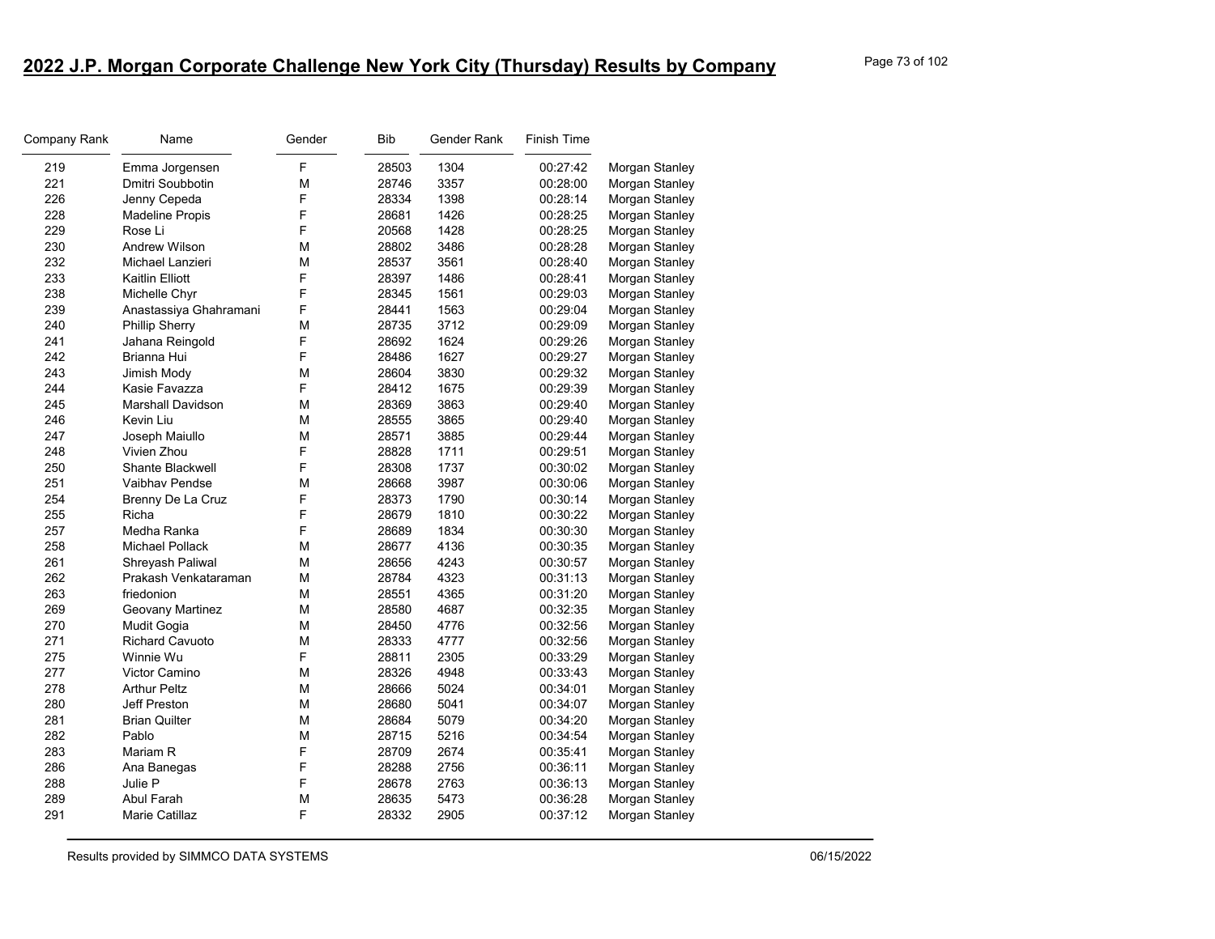# 2022 J.P. Morgan Corporate Challenge New York City (Thursday) Results by Company

| Company Rank | Name | Gender | Bib | Gender Rank | Finish Time | |
|---|---|---|---|---|---|---|
| 219 | Emma Jorgensen | F | 28503 | 1304 | 00:27:42 | Morgan Stanley |
| 221 | Dmitri Soubbotin | M | 28746 | 3357 | 00:28:00 | Morgan Stanley |
| 226 | Jenny Cepeda | F | 28334 | 1398 | 00:28:14 | Morgan Stanley |
| 228 | Madeline Propis | F | 28681 | 1426 | 00:28:25 | Morgan Stanley |
| 229 | Rose Li | F | 20568 | 1428 | 00:28:25 | Morgan Stanley |
| 230 | Andrew Wilson | M | 28802 | 3486 | 00:28:28 | Morgan Stanley |
| 232 | Michael Lanzieri | M | 28537 | 3561 | 00:28:40 | Morgan Stanley |
| 233 | Kaitlin Elliott | F | 28397 | 1486 | 00:28:41 | Morgan Stanley |
| 238 | Michelle Chyr | F | 28345 | 1561 | 00:29:03 | Morgan Stanley |
| 239 | Anastassiya Ghahramani | F | 28441 | 1563 | 00:29:04 | Morgan Stanley |
| 240 | Phillip Sherry | M | 28735 | 3712 | 00:29:09 | Morgan Stanley |
| 241 | Jahana Reingold | F | 28692 | 1624 | 00:29:26 | Morgan Stanley |
| 242 | Brianna Hui | F | 28486 | 1627 | 00:29:27 | Morgan Stanley |
| 243 | Jimish Mody | M | 28604 | 3830 | 00:29:32 | Morgan Stanley |
| 244 | Kasie Favazza | F | 28412 | 1675 | 00:29:39 | Morgan Stanley |
| 245 | Marshall Davidson | M | 28369 | 3863 | 00:29:40 | Morgan Stanley |
| 246 | Kevin Liu | M | 28555 | 3865 | 00:29:40 | Morgan Stanley |
| 247 | Joseph Maiullo | M | 28571 | 3885 | 00:29:44 | Morgan Stanley |
| 248 | Vivien Zhou | F | 28828 | 1711 | 00:29:51 | Morgan Stanley |
| 250 | Shante Blackwell | F | 28308 | 1737 | 00:30:02 | Morgan Stanley |
| 251 | Vaibhav Pendse | M | 28668 | 3987 | 00:30:06 | Morgan Stanley |
| 254 | Brenny De La Cruz | F | 28373 | 1790 | 00:30:14 | Morgan Stanley |
| 255 | Richa | F | 28679 | 1810 | 00:30:22 | Morgan Stanley |
| 257 | Medha Ranka | F | 28689 | 1834 | 00:30:30 | Morgan Stanley |
| 258 | Michael Pollack | M | 28677 | 4136 | 00:30:35 | Morgan Stanley |
| 261 | Shreyash Paliwal | M | 28656 | 4243 | 00:30:57 | Morgan Stanley |
| 262 | Prakash Venkataraman | M | 28784 | 4323 | 00:31:13 | Morgan Stanley |
| 263 | friedonion | M | 28551 | 4365 | 00:31:20 | Morgan Stanley |
| 269 | Geovany Martinez | M | 28580 | 4687 | 00:32:35 | Morgan Stanley |
| 270 | Mudit Gogia | M | 28450 | 4776 | 00:32:56 | Morgan Stanley |
| 271 | Richard Cavuoto | M | 28333 | 4777 | 00:32:56 | Morgan Stanley |
| 275 | Winnie Wu | F | 28811 | 2305 | 00:33:29 | Morgan Stanley |
| 277 | Victor Camino | M | 28326 | 4948 | 00:33:43 | Morgan Stanley |
| 278 | Arthur Peltz | M | 28666 | 5024 | 00:34:01 | Morgan Stanley |
| 280 | Jeff Preston | M | 28680 | 5041 | 00:34:07 | Morgan Stanley |
| 281 | Brian Quilter | M | 28684 | 5079 | 00:34:20 | Morgan Stanley |
| 282 | Pablo | M | 28715 | 5216 | 00:34:54 | Morgan Stanley |
| 283 | Mariam R | F | 28709 | 2674 | 00:35:41 | Morgan Stanley |
| 286 | Ana Banegas | F | 28288 | 2756 | 00:36:11 | Morgan Stanley |
| 288 | Julie P | F | 28678 | 2763 | 00:36:13 | Morgan Stanley |
| 289 | Abul Farah | M | 28635 | 5473 | 00:36:28 | Morgan Stanley |
| 291 | Marie Catillaz | F | 28332 | 2905 | 00:37:12 | Morgan Stanley |

Results provided by SIMMCO DATA SYSTEMS 06/15/2022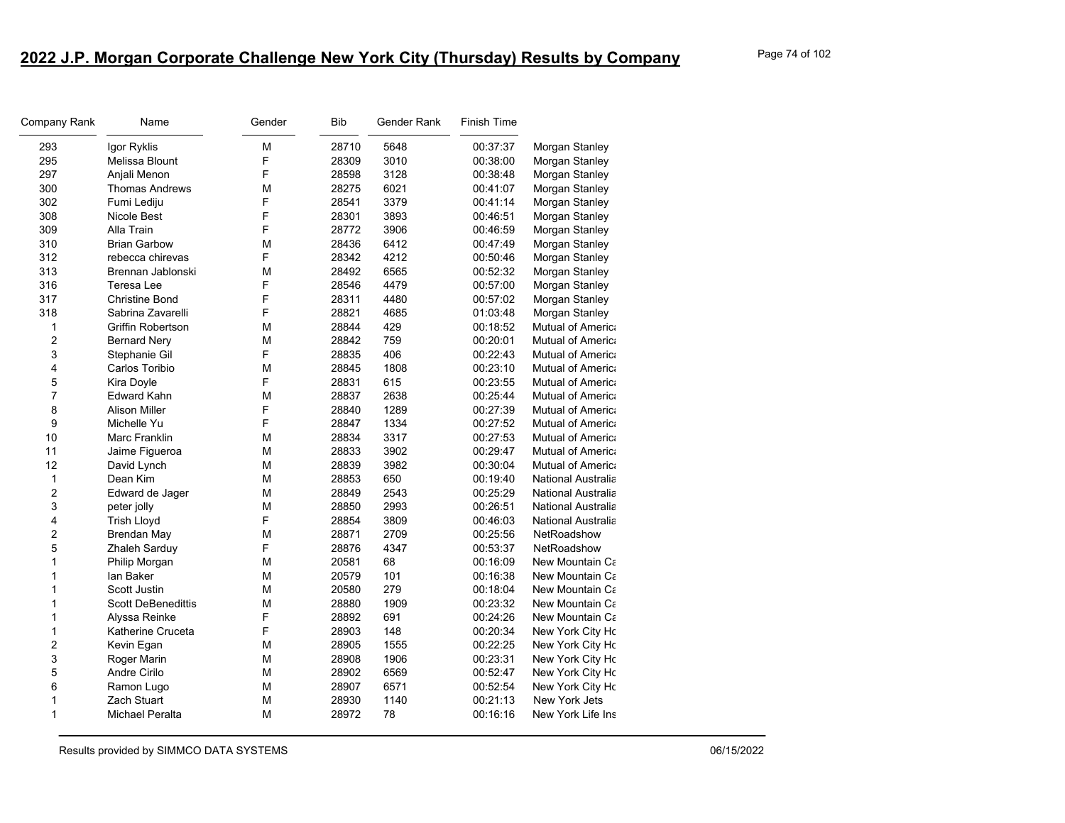# 2022 J.P. Morgan Corporate Challenge New York City (Thursday) Results by Company

| Company Rank | Name | Gender | Bib | Gender Rank | Finish Time | |
|---|---|---|---|---|---|---|
| 293 | Igor Ryklis | M | 28710 | 5648 | 00:37:37 | Morgan Stanley |
| 295 | Melissa Blount | F | 28309 | 3010 | 00:38:00 | Morgan Stanley |
| 297 | Anjali Menon | F | 28598 | 3128 | 00:38:48 | Morgan Stanley |
| 300 | Thomas Andrews | M | 28275 | 6021 | 00:41:07 | Morgan Stanley |
| 302 | Fumi Lediju | F | 28541 | 3379 | 00:41:14 | Morgan Stanley |
| 308 | Nicole Best | F | 28301 | 3893 | 00:46:51 | Morgan Stanley |
| 309 | Alla Train | F | 28772 | 3906 | 00:46:59 | Morgan Stanley |
| 310 | Brian Garbow | M | 28436 | 6412 | 00:47:49 | Morgan Stanley |
| 312 | rebecca chirevas | F | 28342 | 4212 | 00:50:46 | Morgan Stanley |
| 313 | Brennan Jablonski | M | 28492 | 6565 | 00:52:32 | Morgan Stanley |
| 316 | Teresa Lee | F | 28546 | 4479 | 00:57:00 | Morgan Stanley |
| 317 | Christine Bond | F | 28311 | 4480 | 00:57:02 | Morgan Stanley |
| 318 | Sabrina Zavarelli | F | 28821 | 4685 | 01:03:48 | Morgan Stanley |
| 1 | Griffin Robertson | M | 28844 | 429 | 00:18:52 | Mutual of America |
| 2 | Bernard Nery | M | 28842 | 759 | 00:20:01 | Mutual of America |
| 3 | Stephanie Gil | F | 28835 | 406 | 00:22:43 | Mutual of America |
| 4 | Carlos Toribio | M | 28845 | 1808 | 00:23:10 | Mutual of America |
| 5 | Kira Doyle | F | 28831 | 615 | 00:23:55 | Mutual of America |
| 7 | Edward Kahn | M | 28837 | 2638 | 00:25:44 | Mutual of America |
| 8 | Alison Miller | F | 28840 | 1289 | 00:27:39 | Mutual of America |
| 9 | Michelle Yu | F | 28847 | 1334 | 00:27:52 | Mutual of America |
| 10 | Marc Franklin | M | 28834 | 3317 | 00:27:53 | Mutual of America |
| 11 | Jaime Figueroa | M | 28833 | 3902 | 00:29:47 | Mutual of America |
| 12 | David Lynch | M | 28839 | 3982 | 00:30:04 | Mutual of America |
| 1 | Dean Kim | M | 28853 | 650 | 00:19:40 | National Australia |
| 2 | Edward de Jager | M | 28849 | 2543 | 00:25:29 | National Australia |
| 3 | peter jolly | M | 28850 | 2993 | 00:26:51 | National Australia |
| 4 | Trish Lloyd | F | 28854 | 3809 | 00:46:03 | National Australia |
| 2 | Brendan May | M | 28871 | 2709 | 00:25:56 | NetRoadshow |
| 5 | Zhaleh Sarduy | F | 28876 | 4347 | 00:53:37 | NetRoadshow |
| 1 | Philip Morgan | M | 20581 | 68 | 00:16:09 | New Mountain Ca |
| 1 | Ian Baker | M | 20579 | 101 | 00:16:38 | New Mountain Ca |
| 1 | Scott Justin | M | 20580 | 279 | 00:18:04 | New Mountain Ca |
| 1 | Scott DeBenedittis | M | 28880 | 1909 | 00:23:32 | New Mountain Ca |
| 1 | Alyssa Reinke | F | 28892 | 691 | 00:24:26 | New Mountain Ca |
| 1 | Katherine Cruceta | F | 28903 | 148 | 00:20:34 | New York City Ho |
| 2 | Kevin Egan | M | 28905 | 1555 | 00:22:25 | New York City Ho |
| 3 | Roger Marin | M | 28908 | 1906 | 00:23:31 | New York City Ho |
| 5 | Andre Cirilo | M | 28902 | 6569 | 00:52:47 | New York City Ho |
| 6 | Ramon Lugo | M | 28907 | 6571 | 00:52:54 | New York City Ho |
| 1 | Zach Stuart | M | 28930 | 1140 | 00:21:13 | New York Jets |
| 1 | Michael Peralta | M | 28972 | 78 | 00:16:16 | New York Life Ins |

Results provided by SIMMCO DATA SYSTEMS 06/15/2022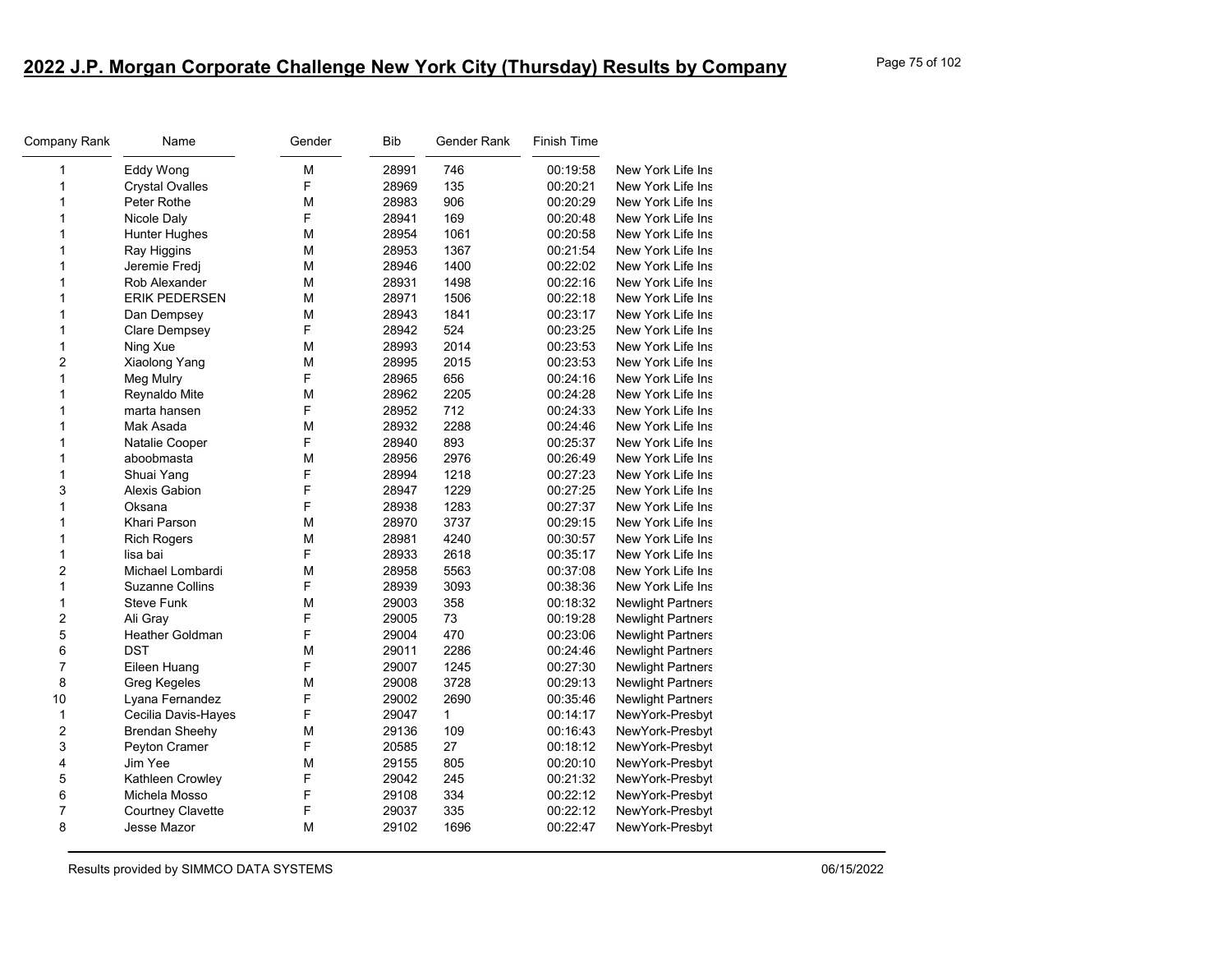# 2022 J.P. Morgan Corporate Challenge New York City (Thursday) Results by Company

| Company Rank | Name | Gender | Bib | Gender Rank | Finish Time | |
|---|---|---|---|---|---|---|
| 1 | Eddy Wong | M | 28991 | 746 | 00:19:58 | New York Life Ins |
| 1 | Crystal Ovalles | F | 28969 | 135 | 00:20:21 | New York Life Ins |
| 1 | Peter Rothe | M | 28983 | 906 | 00:20:29 | New York Life Ins |
| 1 | Nicole Daly | F | 28941 | 169 | 00:20:48 | New York Life Ins |
| 1 | Hunter Hughes | M | 28954 | 1061 | 00:20:58 | New York Life Ins |
| 1 | Ray Higgins | M | 28953 | 1367 | 00:21:54 | New York Life Ins |
| 1 | Jeremie Fredj | M | 28946 | 1400 | 00:22:02 | New York Life Ins |
| 1 | Rob Alexander | M | 28931 | 1498 | 00:22:16 | New York Life Ins |
| 1 | ERIK PEDERSEN | M | 28971 | 1506 | 00:22:18 | New York Life Ins |
| 1 | Dan Dempsey | M | 28943 | 1841 | 00:23:17 | New York Life Ins |
| 1 | Clare Dempsey | F | 28942 | 524 | 00:23:25 | New York Life Ins |
| 1 | Ning Xue | M | 28993 | 2014 | 00:23:53 | New York Life Ins |
| 2 | Xiaolong Yang | M | 28995 | 2015 | 00:23:53 | New York Life Ins |
| 1 | Meg Mulry | F | 28965 | 656 | 00:24:16 | New York Life Ins |
| 1 | Reynaldo Mite | M | 28962 | 2205 | 00:24:28 | New York Life Ins |
| 1 | marta hansen | F | 28952 | 712 | 00:24:33 | New York Life Ins |
| 1 | Mak Asada | M | 28932 | 2288 | 00:24:46 | New York Life Ins |
| 1 | Natalie Cooper | F | 28940 | 893 | 00:25:37 | New York Life Ins |
| 1 | aboobmasta | M | 28956 | 2976 | 00:26:49 | New York Life Ins |
| 1 | Shuai Yang | F | 28994 | 1218 | 00:27:23 | New York Life Ins |
| 3 | Alexis Gabion | F | 28947 | 1229 | 00:27:25 | New York Life Ins |
| 1 | Oksana | F | 28938 | 1283 | 00:27:37 | New York Life Ins |
| 1 | Khari Parson | M | 28970 | 3737 | 00:29:15 | New York Life Ins |
| 1 | Rich Rogers | M | 28981 | 4240 | 00:30:57 | New York Life Ins |
| 1 | lisa bai | F | 28933 | 2618 | 00:35:17 | New York Life Ins |
| 2 | Michael Lombardi | M | 28958 | 5563 | 00:37:08 | New York Life Ins |
| 1 | Suzanne Collins | F | 28939 | 3093 | 00:38:36 | New York Life Ins |
| 1 | Steve Funk | M | 29003 | 358 | 00:18:32 | Newlight Partners |
| 2 | Ali Gray | F | 29005 | 73 | 00:19:28 | Newlight Partners |
| 5 | Heather Goldman | F | 29004 | 470 | 00:23:06 | Newlight Partners |
| 6 | DST | M | 29011 | 2286 | 00:24:46 | Newlight Partners |
| 7 | Eileen Huang | F | 29007 | 1245 | 00:27:30 | Newlight Partners |
| 8 | Greg Kegeles | M | 29008 | 3728 | 00:29:13 | Newlight Partners |
| 10 | Lyana Fernandez | F | 29002 | 2690 | 00:35:46 | Newlight Partners |
| 1 | Cecilia Davis-Hayes | F | 29047 | 1 | 00:14:17 | NewYork-Presbyt |
| 2 | Brendan Sheehy | M | 29136 | 109 | 00:16:43 | NewYork-Presbyt |
| 3 | Peyton Cramer | F | 20585 | 27 | 00:18:12 | NewYork-Presbyt |
| 4 | Jim Yee | M | 29155 | 805 | 00:20:10 | NewYork-Presbyt |
| 5 | Kathleen Crowley | F | 29042 | 245 | 00:21:32 | NewYork-Presbyt |
| 6 | Michela Mosso | F | 29108 | 334 | 00:22:12 | NewYork-Presbyt |
| 7 | Courtney Clavette | F | 29037 | 335 | 00:22:12 | NewYork-Presbyt |
| 8 | Jesse Mazor | M | 29102 | 1696 | 00:22:47 | NewYork-Presbyt |

Results provided by SIMMCO DATA SYSTEMS 06/15/2022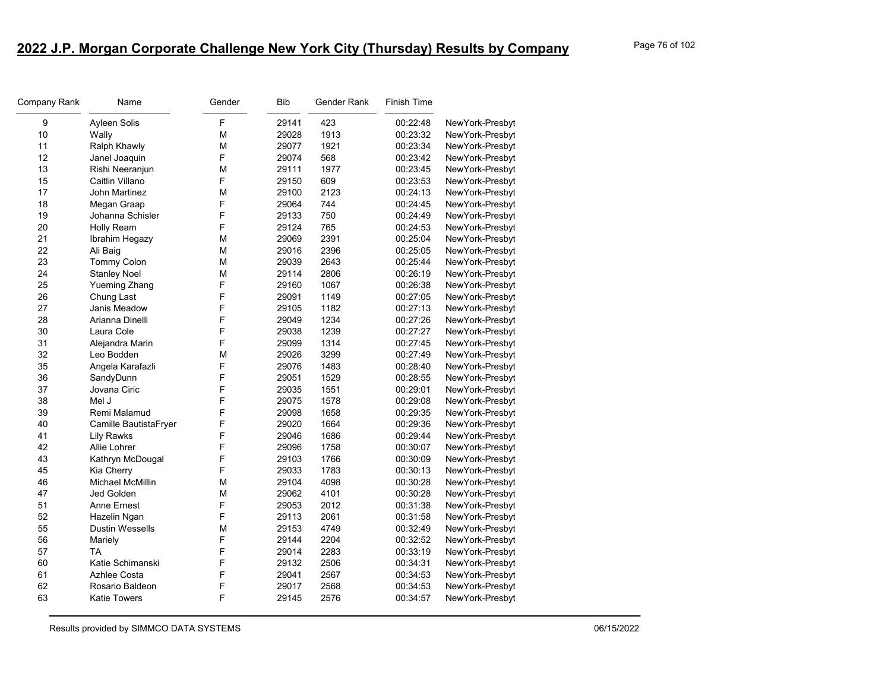## 2022 J.P. Morgan Corporate Challenge New York City (Thursday) Results by Company

| Company Rank | Name | Gender | Bib | Gender Rank | Finish Time | |
|---|---|---|---|---|---|---|
| 9 | Ayleen Solis | F | 29141 | 423 | 00:22:48 | NewYork-Presbyt |
| 10 | Wally | M | 29028 | 1913 | 00:23:32 | NewYork-Presbyt |
| 11 | Ralph Khawly | M | 29077 | 1921 | 00:23:34 | NewYork-Presbyt |
| 12 | Janel Joaquin | F | 29074 | 568 | 00:23:42 | NewYork-Presbyt |
| 13 | Rishi Neeranjun | M | 29111 | 1977 | 00:23:45 | NewYork-Presbyt |
| 15 | Caitlin Villano | F | 29150 | 609 | 00:23:53 | NewYork-Presbyt |
| 17 | John Martinez | M | 29100 | 2123 | 00:24:13 | NewYork-Presbyt |
| 18 | Megan Graap | F | 29064 | 744 | 00:24:45 | NewYork-Presbyt |
| 19 | Johanna Schisler | F | 29133 | 750 | 00:24:49 | NewYork-Presbyt |
| 20 | Holly Ream | F | 29124 | 765 | 00:24:53 | NewYork-Presbyt |
| 21 | Ibrahim Hegazy | M | 29069 | 2391 | 00:25:04 | NewYork-Presbyt |
| 22 | Ali Baig | M | 29016 | 2396 | 00:25:05 | NewYork-Presbyt |
| 23 | Tommy Colon | M | 29039 | 2643 | 00:25:44 | NewYork-Presbyt |
| 24 | Stanley Noel | M | 29114 | 2806 | 00:26:19 | NewYork-Presbyt |
| 25 | Yueming Zhang | F | 29160 | 1067 | 00:26:38 | NewYork-Presbyt |
| 26 | Chung Last | F | 29091 | 1149 | 00:27:05 | NewYork-Presbyt |
| 27 | Janis Meadow | F | 29105 | 1182 | 00:27:13 | NewYork-Presbyt |
| 28 | Arianna Dinelli | F | 29049 | 1234 | 00:27:26 | NewYork-Presbyt |
| 30 | Laura Cole | F | 29038 | 1239 | 00:27:27 | NewYork-Presbyt |
| 31 | Alejandra Marin | F | 29099 | 1314 | 00:27:45 | NewYork-Presbyt |
| 32 | Leo Bodden | M | 29026 | 3299 | 00:27:49 | NewYork-Presbyt |
| 35 | Angela Karafazli | F | 29076 | 1483 | 00:28:40 | NewYork-Presbyt |
| 36 | SandyDunn | F | 29051 | 1529 | 00:28:55 | NewYork-Presbyt |
| 37 | Jovana Ciric | F | 29035 | 1551 | 00:29:01 | NewYork-Presbyt |
| 38 | Mel J | F | 29075 | 1578 | 00:29:08 | NewYork-Presbyt |
| 39 | Remi Malamud | F | 29098 | 1658 | 00:29:35 | NewYork-Presbyt |
| 40 | Camille BautistaFryer | F | 29020 | 1664 | 00:29:36 | NewYork-Presbyt |
| 41 | Lily Rawks | F | 29046 | 1686 | 00:29:44 | NewYork-Presbyt |
| 42 | Allie Lohrer | F | 29096 | 1758 | 00:30:07 | NewYork-Presbyt |
| 43 | Kathryn McDougal | F | 29103 | 1766 | 00:30:09 | NewYork-Presbyt |
| 45 | Kia Cherry | F | 29033 | 1783 | 00:30:13 | NewYork-Presbyt |
| 46 | Michael McMillin | M | 29104 | 4098 | 00:30:28 | NewYork-Presbyt |
| 47 | Jed Golden | M | 29062 | 4101 | 00:30:28 | NewYork-Presbyt |
| 51 | Anne Ernest | F | 29053 | 2012 | 00:31:38 | NewYork-Presbyt |
| 52 | Hazelin Ngan | F | 29113 | 2061 | 00:31:58 | NewYork-Presbyt |
| 55 | Dustin Wessells | M | 29153 | 4749 | 00:32:49 | NewYork-Presbyt |
| 56 | Mariely | F | 29144 | 2204 | 00:32:52 | NewYork-Presbyt |
| 57 | TA | F | 29014 | 2283 | 00:33:19 | NewYork-Presbyt |
| 60 | Katie Schimanski | F | 29132 | 2506 | 00:34:31 | NewYork-Presbyt |
| 61 | Azhlee Costa | F | 29041 | 2567 | 00:34:53 | NewYork-Presbyt |
| 62 | Rosario Baldeon | F | 29017 | 2568 | 00:34:53 | NewYork-Presbyt |
| 63 | Katie Towers | F | 29145 | 2576 | 00:34:57 | NewYork-Presbyt |

Results provided by SIMMCO DATA SYSTEMS 06/15/2022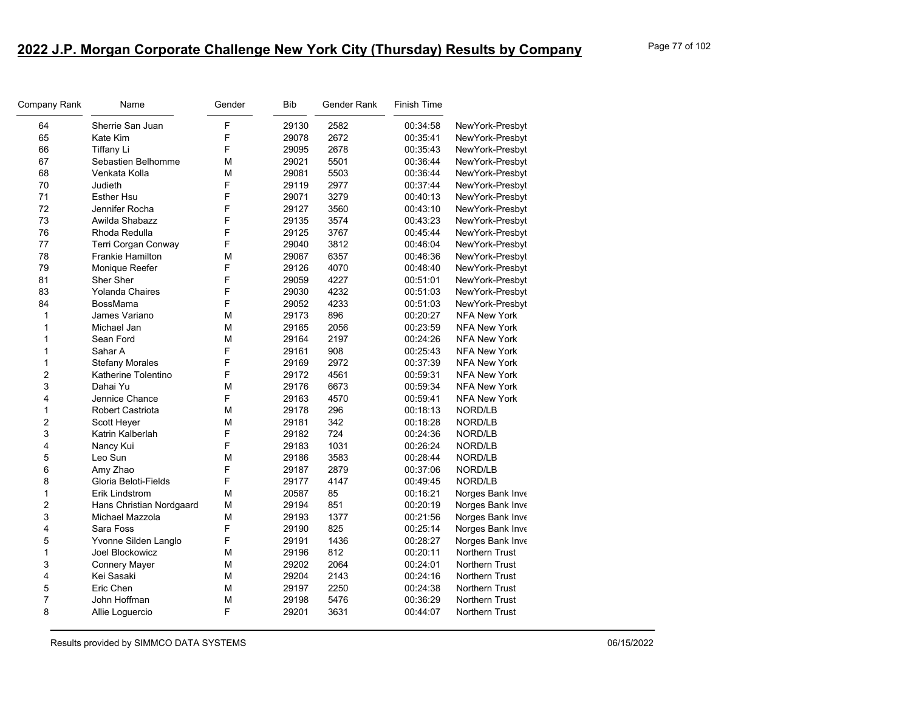# 2022 J.P. Morgan Corporate Challenge New York City (Thursday) Results by Company

| Company Rank | Name | Gender | Bib | Gender Rank | Finish Time | |
|---|---|---|---|---|---|---|
| 64 | Sherrie San Juan | F | 29130 | 2582 | 00:34:58 | NewYork-Presbyt |
| 65 | Kate Kim | F | 29078 | 2672 | 00:35:41 | NewYork-Presbyt |
| 66 | Tiffany Li | F | 29095 | 2678 | 00:35:43 | NewYork-Presbyt |
| 67 | Sebastien Belhomme | M | 29021 | 5501 | 00:36:44 | NewYork-Presbyt |
| 68 | Venkata Kolla | M | 29081 | 5503 | 00:36:44 | NewYork-Presbyt |
| 70 | Judieth | F | 29119 | 2977 | 00:37:44 | NewYork-Presbyt |
| 71 | Esther Hsu | F | 29071 | 3279 | 00:40:13 | NewYork-Presbyt |
| 72 | Jennifer Rocha | F | 29127 | 3560 | 00:43:10 | NewYork-Presbyt |
| 73 | Awilda Shabazz | F | 29135 | 3574 | 00:43:23 | NewYork-Presbyt |
| 76 | Rhoda Redulla | F | 29125 | 3767 | 00:45:44 | NewYork-Presbyt |
| 77 | Terri Corgan Conway | F | 29040 | 3812 | 00:46:04 | NewYork-Presbyt |
| 78 | Frankie Hamilton | M | 29067 | 6357 | 00:46:36 | NewYork-Presbyt |
| 79 | Monique Reefer | F | 29126 | 4070 | 00:48:40 | NewYork-Presbyt |
| 81 | Sher Sher | F | 29059 | 4227 | 00:51:01 | NewYork-Presbyt |
| 83 | Yolanda Chaires | F | 29030 | 4232 | 00:51:03 | NewYork-Presbyt |
| 84 | BossMama | F | 29052 | 4233 | 00:51:03 | NewYork-Presbyt |
| 1 | James Variano | M | 29173 | 896 | 00:20:27 | NFA New York |
| 1 | Michael Jan | M | 29165 | 2056 | 00:23:59 | NFA New York |
| 1 | Sean Ford | M | 29164 | 2197 | 00:24:26 | NFA New York |
| 1 | Sahar A | F | 29161 | 908 | 00:25:43 | NFA New York |
| 1 | Stefany Morales | F | 29169 | 2972 | 00:37:39 | NFA New York |
| 2 | Katherine Tolentino | F | 29172 | 4561 | 00:59:31 | NFA New York |
| 3 | Dahai Yu | M | 29176 | 6673 | 00:59:34 | NFA New York |
| 4 | Jennice Chance | F | 29163 | 4570 | 00:59:41 | NFA New York |
| 1 | Robert Castriota | M | 29178 | 296 | 00:18:13 | NORD/LB |
| 2 | Scott Heyer | M | 29181 | 342 | 00:18:28 | NORD/LB |
| 3 | Katrin Kalberlah | F | 29182 | 724 | 00:24:36 | NORD/LB |
| 4 | Nancy Kui | F | 29183 | 1031 | 00:26:24 | NORD/LB |
| 5 | Leo Sun | M | 29186 | 3583 | 00:28:44 | NORD/LB |
| 6 | Amy Zhao | F | 29187 | 2879 | 00:37:06 | NORD/LB |
| 8 | Gloria Beloti-Fields | F | 29177 | 4147 | 00:49:45 | NORD/LB |
| 1 | Erik Lindstrom | M | 20587 | 85 | 00:16:21 | Norges Bank Inve |
| 2 | Hans Christian Nordgaard | M | 29194 | 851 | 00:20:19 | Norges Bank Inve |
| 3 | Michael Mazzola | M | 29193 | 1377 | 00:21:56 | Norges Bank Inve |
| 4 | Sara Foss | F | 29190 | 825 | 00:25:14 | Norges Bank Inve |
| 5 | Yvonne Silden Langlo | F | 29191 | 1436 | 00:28:27 | Norges Bank Inve |
| 1 | Joel Blockowicz | M | 29196 | 812 | 00:20:11 | Northern Trust |
| 3 | Connery Mayer | M | 29202 | 2064 | 00:24:01 | Northern Trust |
| 4 | Kei Sasaki | M | 29204 | 2143 | 00:24:16 | Northern Trust |
| 5 | Eric Chen | M | 29197 | 2250 | 00:24:38 | Northern Trust |
| 7 | John Hoffman | M | 29198 | 5476 | 00:36:29 | Northern Trust |
| 8 | Allie Loguercio | F | 29201 | 3631 | 00:44:07 | Northern Trust |

Results provided by SIMMCO DATA SYSTEMS 06/15/2022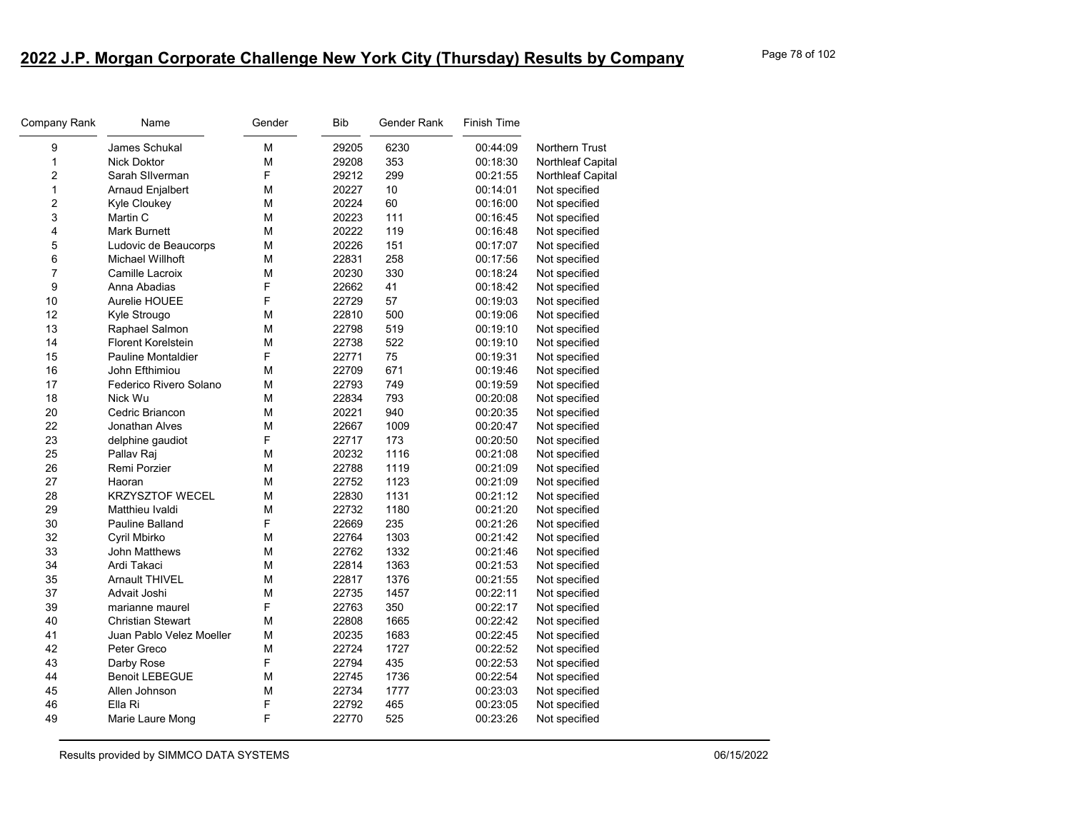# 2022 J.P. Morgan Corporate Challenge New York City (Thursday) Results by Company

| Company Rank | Name | Gender | Bib | Gender Rank | Finish Time | |
|---|---|---|---|---|---|---|
| 9 | James Schukal | M | 29205 | 6230 | 00:44:09 | Northern Trust |
| 1 | Nick Doktor | M | 29208 | 353 | 00:18:30 | Northleaf Capital |
| 2 | Sarah SIlverman | F | 29212 | 299 | 00:21:55 | Northleaf Capital |
| 1 | Arnaud Enjalbert | M | 20227 | 10 | 00:14:01 | Not specified |
| 2 | Kyle Cloukey | M | 20224 | 60 | 00:16:00 | Not specified |
| 3 | Martin C | M | 20223 | 111 | 00:16:45 | Not specified |
| 4 | Mark Burnett | M | 20222 | 119 | 00:16:48 | Not specified |
| 5 | Ludovic de Beaucorps | M | 20226 | 151 | 00:17:07 | Not specified |
| 6 | Michael Willhoft | M | 22831 | 258 | 00:17:56 | Not specified |
| 7 | Camille Lacroix | M | 20230 | 330 | 00:18:24 | Not specified |
| 9 | Anna Abadias | F | 22662 | 41 | 00:18:42 | Not specified |
| 10 | Aurelie HOUEE | F | 22729 | 57 | 00:19:03 | Not specified |
| 12 | Kyle Strougo | M | 22810 | 500 | 00:19:06 | Not specified |
| 13 | Raphael Salmon | M | 22798 | 519 | 00:19:10 | Not specified |
| 14 | Florent Korelstein | M | 22738 | 522 | 00:19:10 | Not specified |
| 15 | Pauline Montaldier | F | 22771 | 75 | 00:19:31 | Not specified |
| 16 | John Efthimiou | M | 22709 | 671 | 00:19:46 | Not specified |
| 17 | Federico Rivero Solano | M | 22793 | 749 | 00:19:59 | Not specified |
| 18 | Nick Wu | M | 22834 | 793 | 00:20:08 | Not specified |
| 20 | Cedric Briancon | M | 20221 | 940 | 00:20:35 | Not specified |
| 22 | Jonathan Alves | M | 22667 | 1009 | 00:20:47 | Not specified |
| 23 | delphine gaudiot | F | 22717 | 173 | 00:20:50 | Not specified |
| 25 | Pallav Raj | M | 20232 | 1116 | 00:21:08 | Not specified |
| 26 | Remi Porzier | M | 22788 | 1119 | 00:21:09 | Not specified |
| 27 | Haoran | M | 22752 | 1123 | 00:21:09 | Not specified |
| 28 | KRZYSZTOF WECEL | M | 22830 | 1131 | 00:21:12 | Not specified |
| 29 | Matthieu Ivaldi | M | 22732 | 1180 | 00:21:20 | Not specified |
| 30 | Pauline Balland | F | 22669 | 235 | 00:21:26 | Not specified |
| 32 | Cyril Mbirko | M | 22764 | 1303 | 00:21:42 | Not specified |
| 33 | John Matthews | M | 22762 | 1332 | 00:21:46 | Not specified |
| 34 | Ardi Takaci | M | 22814 | 1363 | 00:21:53 | Not specified |
| 35 | Arnault THIVEL | M | 22817 | 1376 | 00:21:55 | Not specified |
| 37 | Advait Joshi | M | 22735 | 1457 | 00:22:11 | Not specified |
| 39 | marianne maurel | F | 22763 | 350 | 00:22:17 | Not specified |
| 40 | Christian Stewart | M | 22808 | 1665 | 00:22:42 | Not specified |
| 41 | Juan Pablo Velez Moeller | M | 20235 | 1683 | 00:22:45 | Not specified |
| 42 | Peter Greco | M | 22724 | 1727 | 00:22:52 | Not specified |
| 43 | Darby Rose | F | 22794 | 435 | 00:22:53 | Not specified |
| 44 | Benoit LEBEGUE | M | 22745 | 1736 | 00:22:54 | Not specified |
| 45 | Allen Johnson | M | 22734 | 1777 | 00:23:03 | Not specified |
| 46 | Ella Ri | F | 22792 | 465 | 00:23:05 | Not specified |
| 49 | Marie Laure Mong | F | 22770 | 525 | 00:23:26 | Not specified |

Results provided by SIMMCO DATA SYSTEMS 06/15/2022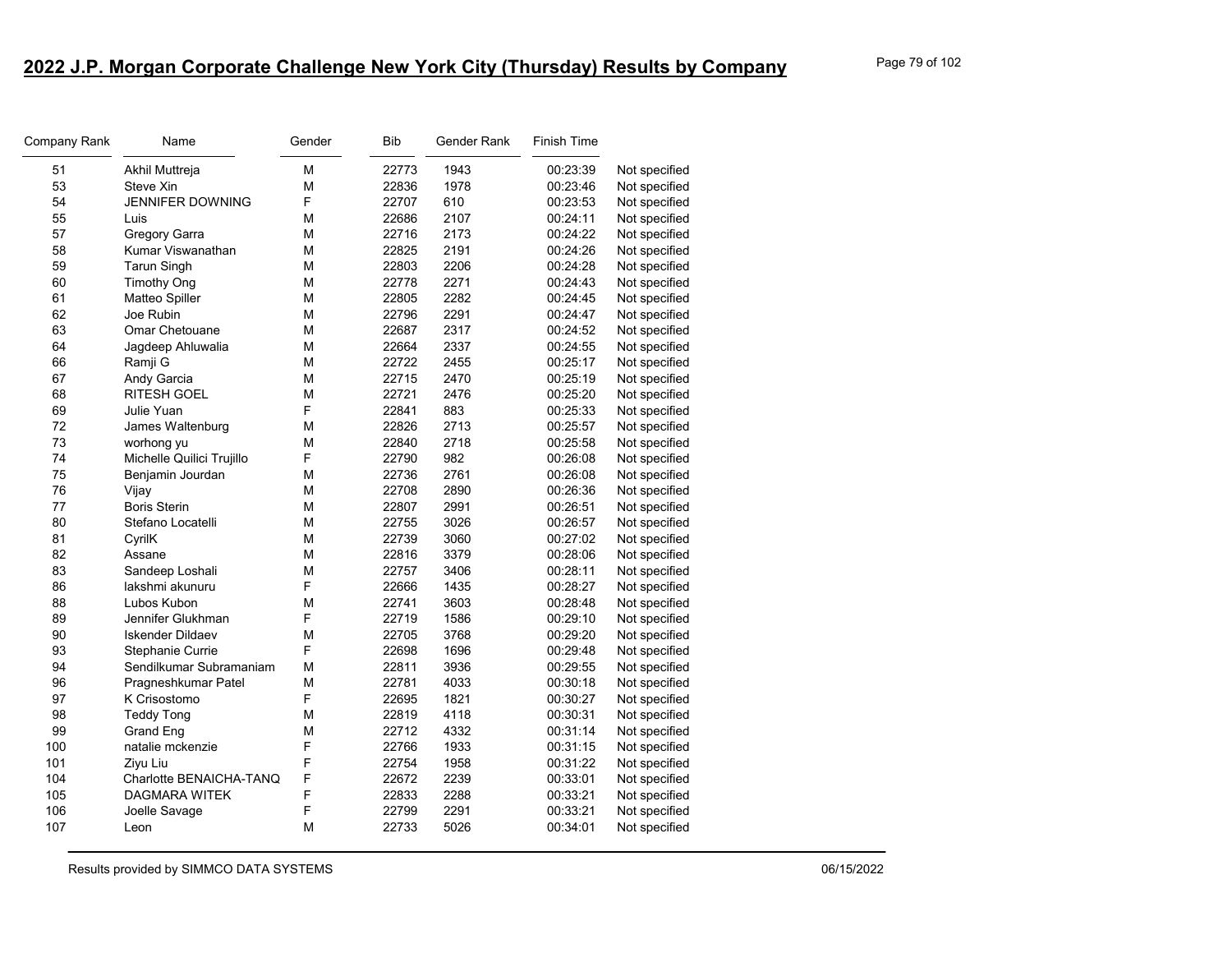# 2022 J.P. Morgan Corporate Challenge New York City (Thursday) Results by Company

| Company Rank | Name | Gender | Bib | Gender Rank | Finish Time | |
|---|---|---|---|---|---|---|
| 51 | Akhil Muttreja | M | 22773 | 1943 | 00:23:39 | Not specified |
| 53 | Steve Xin | M | 22836 | 1978 | 00:23:46 | Not specified |
| 54 | JENNIFER DOWNING | F | 22707 | 610 | 00:23:53 | Not specified |
| 55 | Luis | M | 22686 | 2107 | 00:24:11 | Not specified |
| 57 | Gregory Garra | M | 22716 | 2173 | 00:24:22 | Not specified |
| 58 | Kumar Viswanathan | M | 22825 | 2191 | 00:24:26 | Not specified |
| 59 | Tarun Singh | M | 22803 | 2206 | 00:24:28 | Not specified |
| 60 | Timothy Ong | M | 22778 | 2271 | 00:24:43 | Not specified |
| 61 | Matteo Spiller | M | 22805 | 2282 | 00:24:45 | Not specified |
| 62 | Joe Rubin | M | 22796 | 2291 | 00:24:47 | Not specified |
| 63 | Omar Chetouane | M | 22687 | 2317 | 00:24:52 | Not specified |
| 64 | Jagdeep Ahluwalia | M | 22664 | 2337 | 00:24:55 | Not specified |
| 66 | Ramji G | M | 22722 | 2455 | 00:25:17 | Not specified |
| 67 | Andy Garcia | M | 22715 | 2470 | 00:25:19 | Not specified |
| 68 | RITESH GOEL | M | 22721 | 2476 | 00:25:20 | Not specified |
| 69 | Julie Yuan | F | 22841 | 883 | 00:25:33 | Not specified |
| 72 | James Waltenburg | M | 22826 | 2713 | 00:25:57 | Not specified |
| 73 | worhong yu | M | 22840 | 2718 | 00:25:58 | Not specified |
| 74 | Michelle Quilici Trujillo | F | 22790 | 982 | 00:26:08 | Not specified |
| 75 | Benjamin Jourdan | M | 22736 | 2761 | 00:26:08 | Not specified |
| 76 | Vijay | M | 22708 | 2890 | 00:26:36 | Not specified |
| 77 | Boris Sterin | M | 22807 | 2991 | 00:26:51 | Not specified |
| 80 | Stefano Locatelli | M | 22755 | 3026 | 00:26:57 | Not specified |
| 81 | CyrilK | M | 22739 | 3060 | 00:27:02 | Not specified |
| 82 | Assane | M | 22816 | 3379 | 00:28:06 | Not specified |
| 83 | Sandeep Loshali | M | 22757 | 3406 | 00:28:11 | Not specified |
| 86 | lakshmi akunuru | F | 22666 | 1435 | 00:28:27 | Not specified |
| 88 | Lubos Kubon | M | 22741 | 3603 | 00:28:48 | Not specified |
| 89 | Jennifer Glukhman | F | 22719 | 1586 | 00:29:10 | Not specified |
| 90 | Iskender Dildaev | M | 22705 | 3768 | 00:29:20 | Not specified |
| 93 | Stephanie Currie | F | 22698 | 1696 | 00:29:48 | Not specified |
| 94 | Sendilkumar Subramaniam | M | 22811 | 3936 | 00:29:55 | Not specified |
| 96 | Pragneshkumar Patel | M | 22781 | 4033 | 00:30:18 | Not specified |
| 97 | K Crisostomo | F | 22695 | 1821 | 00:30:27 | Not specified |
| 98 | Teddy Tong | M | 22819 | 4118 | 00:30:31 | Not specified |
| 99 | Grand Eng | M | 22712 | 4332 | 00:31:14 | Not specified |
| 100 | natalie mckenzie | F | 22766 | 1933 | 00:31:15 | Not specified |
| 101 | Ziyu Liu | F | 22754 | 1958 | 00:31:22 | Not specified |
| 104 | Charlotte BENAICHA-TANQ | F | 22672 | 2239 | 00:33:01 | Not specified |
| 105 | DAGMARA WITEK | F | 22833 | 2288 | 00:33:21 | Not specified |
| 106 | Joelle Savage | F | 22799 | 2291 | 00:33:21 | Not specified |
| 107 | Leon | M | 22733 | 5026 | 00:34:01 | Not specified |

Results provided by SIMMCO DATA SYSTEMS 06/15/2022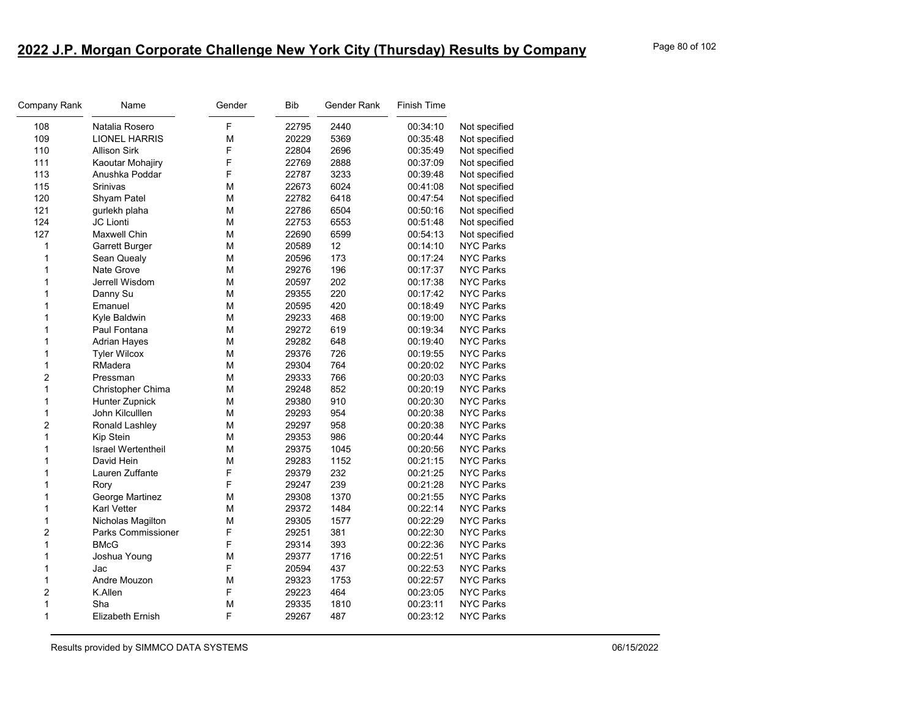## 2022 J.P. Morgan Corporate Challenge New York City (Thursday) Results by Company

| Company Rank | Name | Gender | Bib | Gender Rank | Finish Time | |
|---|---|---|---|---|---|---|
| 108 | Natalia Rosero | F | 22795 | 2440 | 00:34:10 | Not specified |
| 109 | LIONEL HARRIS | M | 20229 | 5369 | 00:35:48 | Not specified |
| 110 | Allison Sirk | F | 22804 | 2696 | 00:35:49 | Not specified |
| 111 | Kaoutar Mohajiry | F | 22769 | 2888 | 00:37:09 | Not specified |
| 113 | Anushka Poddar | F | 22787 | 3233 | 00:39:48 | Not specified |
| 115 | Srinivas | M | 22673 | 6024 | 00:41:08 | Not specified |
| 120 | Shyam Patel | M | 22782 | 6418 | 00:47:54 | Not specified |
| 121 | gurlekh plaha | M | 22786 | 6504 | 00:50:16 | Not specified |
| 124 | JC Lionti | M | 22753 | 6553 | 00:51:48 | Not specified |
| 127 | Maxwell Chin | M | 22690 | 6599 | 00:54:13 | Not specified |
| 1 | Garrett Burger | M | 20589 | 12 | 00:14:10 | NYC Parks |
| 1 | Sean Quealy | M | 20596 | 173 | 00:17:24 | NYC Parks |
| 1 | Nate Grove | M | 29276 | 196 | 00:17:37 | NYC Parks |
| 1 | Jerrell Wisdom | M | 20597 | 202 | 00:17:38 | NYC Parks |
| 1 | Danny Su | M | 29355 | 220 | 00:17:42 | NYC Parks |
| 1 | Emanuel | M | 20595 | 420 | 00:18:49 | NYC Parks |
| 1 | Kyle Baldwin | M | 29233 | 468 | 00:19:00 | NYC Parks |
| 1 | Paul Fontana | M | 29272 | 619 | 00:19:34 | NYC Parks |
| 1 | Adrian Hayes | M | 29282 | 648 | 00:19:40 | NYC Parks |
| 1 | Tyler Wilcox | M | 29376 | 726 | 00:19:55 | NYC Parks |
| 1 | RMadera | M | 29304 | 764 | 00:20:02 | NYC Parks |
| 2 | Pressman | M | 29333 | 766 | 00:20:03 | NYC Parks |
| 1 | Christopher Chima | M | 29248 | 852 | 00:20:19 | NYC Parks |
| 1 | Hunter Zupnick | M | 29380 | 910 | 00:20:30 | NYC Parks |
| 1 | John Kilculllen | M | 29293 | 954 | 00:20:38 | NYC Parks |
| 2 | Ronald Lashley | M | 29297 | 958 | 00:20:38 | NYC Parks |
| 1 | Kip Stein | M | 29353 | 986 | 00:20:44 | NYC Parks |
| 1 | Israel Wertentheil | M | 29375 | 1045 | 00:20:56 | NYC Parks |
| 1 | David Hein | M | 29283 | 1152 | 00:21:15 | NYC Parks |
| 1 | Lauren Zuffante | F | 29379 | 232 | 00:21:25 | NYC Parks |
| 1 | Rory | F | 29247 | 239 | 00:21:28 | NYC Parks |
| 1 | George Martinez | M | 29308 | 1370 | 00:21:55 | NYC Parks |
| 1 | Karl Vetter | M | 29372 | 1484 | 00:22:14 | NYC Parks |
| 1 | Nicholas Magilton | M | 29305 | 1577 | 00:22:29 | NYC Parks |
| 2 | Parks Commissioner | F | 29251 | 381 | 00:22:30 | NYC Parks |
| 1 | BMcG | F | 29314 | 393 | 00:22:36 | NYC Parks |
| 1 | Joshua Young | M | 29377 | 1716 | 00:22:51 | NYC Parks |
| 1 | Jac | F | 20594 | 437 | 00:22:53 | NYC Parks |
| 1 | Andre Mouzon | M | 29323 | 1753 | 00:22:57 | NYC Parks |
| 2 | K.Allen | F | 29223 | 464 | 00:23:05 | NYC Parks |
| 1 | Sha | M | 29335 | 1810 | 00:23:11 | NYC Parks |
| 1 | Elizabeth Ernish | F | 29267 | 487 | 00:23:12 | NYC Parks |

Results provided by SIMMCO DATA SYSTEMS 06/15/2022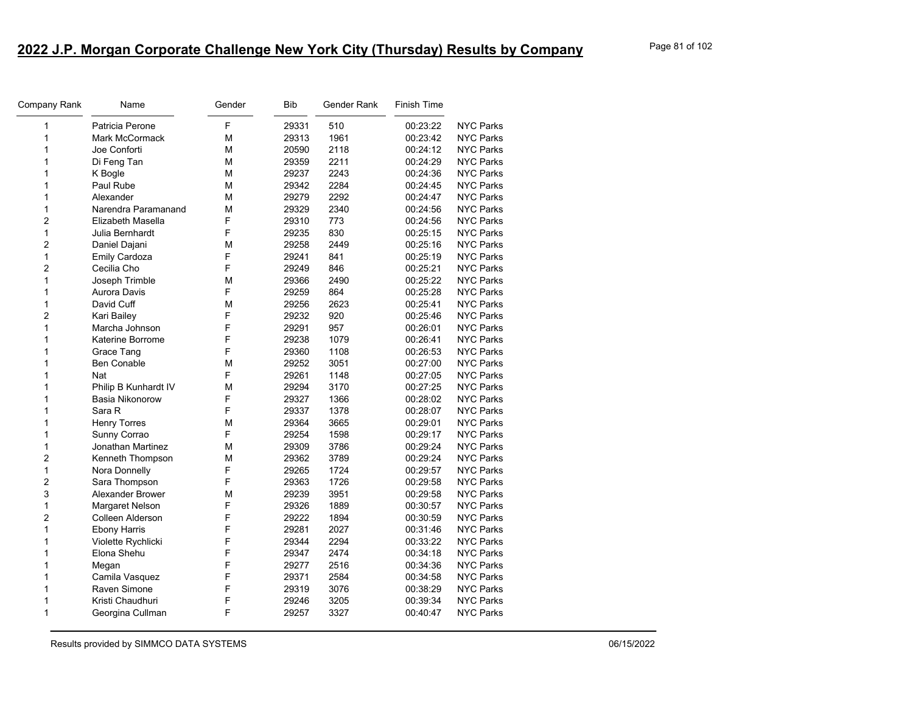## 2022 J.P. Morgan Corporate Challenge New York City (Thursday) Results by Company

| Company Rank | Name | Gender | Bib | Gender Rank | Finish Time | |
|---|---|---|---|---|---|---|
| 1 | Patricia Perone | F | 29331 | 510 | 00:23:22 | NYC Parks |
| 1 | Mark McCormack | M | 29313 | 1961 | 00:23:42 | NYC Parks |
| 1 | Joe Conforti | M | 20590 | 2118 | 00:24:12 | NYC Parks |
| 1 | Di Feng Tan | M | 29359 | 2211 | 00:24:29 | NYC Parks |
| 1 | K Bogle | M | 29237 | 2243 | 00:24:36 | NYC Parks |
| 1 | Paul Rube | M | 29342 | 2284 | 00:24:45 | NYC Parks |
| 1 | Alexander | M | 29279 | 2292 | 00:24:47 | NYC Parks |
| 1 | Narendra Paramanand | M | 29329 | 2340 | 00:24:56 | NYC Parks |
| 2 | Elizabeth Masella | F | 29310 | 773 | 00:24:56 | NYC Parks |
| 1 | Julia Bernhardt | F | 29235 | 830 | 00:25:15 | NYC Parks |
| 2 | Daniel Dajani | M | 29258 | 2449 | 00:25:16 | NYC Parks |
| 1 | Emily Cardoza | F | 29241 | 841 | 00:25:19 | NYC Parks |
| 2 | Cecilia Cho | F | 29249 | 846 | 00:25:21 | NYC Parks |
| 1 | Joseph Trimble | M | 29366 | 2490 | 00:25:22 | NYC Parks |
| 1 | Aurora Davis | F | 29259 | 864 | 00:25:28 | NYC Parks |
| 1 | David Cuff | M | 29256 | 2623 | 00:25:41 | NYC Parks |
| 2 | Kari Bailey | F | 29232 | 920 | 00:25:46 | NYC Parks |
| 1 | Marcha Johnson | F | 29291 | 957 | 00:26:01 | NYC Parks |
| 1 | Katerine Borrome | F | 29238 | 1079 | 00:26:41 | NYC Parks |
| 1 | Grace Tang | F | 29360 | 1108 | 00:26:53 | NYC Parks |
| 1 | Ben Conable | M | 29252 | 3051 | 00:27:00 | NYC Parks |
| 1 | Nat | F | 29261 | 1148 | 00:27:05 | NYC Parks |
| 1 | Philip B Kunhardt IV | M | 29294 | 3170 | 00:27:25 | NYC Parks |
| 1 | Basia Nikonorow | F | 29327 | 1366 | 00:28:02 | NYC Parks |
| 1 | Sara R | F | 29337 | 1378 | 00:28:07 | NYC Parks |
| 1 | Henry Torres | M | 29364 | 3665 | 00:29:01 | NYC Parks |
| 1 | Sunny Corrao | F | 29254 | 1598 | 00:29:17 | NYC Parks |
| 1 | Jonathan Martinez | M | 29309 | 3786 | 00:29:24 | NYC Parks |
| 2 | Kenneth Thompson | M | 29362 | 3789 | 00:29:24 | NYC Parks |
| 1 | Nora Donnelly | F | 29265 | 1724 | 00:29:57 | NYC Parks |
| 2 | Sara Thompson | F | 29363 | 1726 | 00:29:58 | NYC Parks |
| 3 | Alexander Brower | M | 29239 | 3951 | 00:29:58 | NYC Parks |
| 1 | Margaret Nelson | F | 29326 | 1889 | 00:30:57 | NYC Parks |
| 2 | Colleen Alderson | F | 29222 | 1894 | 00:30:59 | NYC Parks |
| 1 | Ebony Harris | F | 29281 | 2027 | 00:31:46 | NYC Parks |
| 1 | Violette Rychlicki | F | 29344 | 2294 | 00:33:22 | NYC Parks |
| 1 | Elona Shehu | F | 29347 | 2474 | 00:34:18 | NYC Parks |
| 1 | Megan | F | 29277 | 2516 | 00:34:36 | NYC Parks |
| 1 | Camila Vasquez | F | 29371 | 2584 | 00:34:58 | NYC Parks |
| 1 | Raven Simone | F | 29319 | 3076 | 00:38:29 | NYC Parks |
| 1 | Kristi Chaudhuri | F | 29246 | 3205 | 00:39:34 | NYC Parks |
| 1 | Georgina Cullman | F | 29257 | 3327 | 00:40:47 | NYC Parks |

Results provided by SIMMCO DATA SYSTEMS 06/15/2022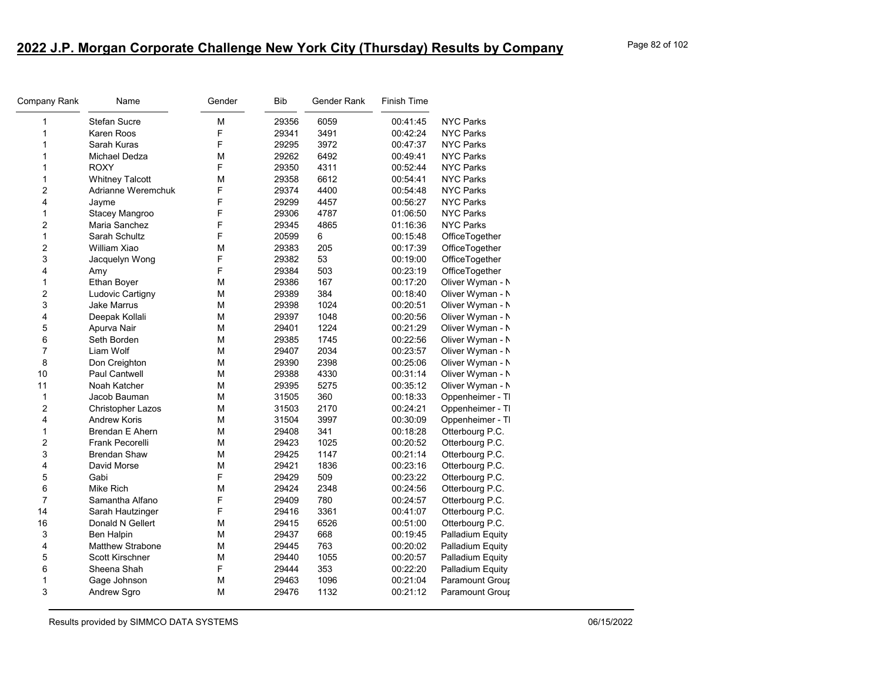# 2022 J.P. Morgan Corporate Challenge New York City (Thursday) Results by Company

| Company Rank | Name | Gender | Bib | Gender Rank | Finish Time | |
|---|---|---|---|---|---|---|
| 1 | Stefan Sucre | M | 29356 | 6059 | 00:41:45 | NYC Parks |
| 1 | Karen Roos | F | 29341 | 3491 | 00:42:24 | NYC Parks |
| 1 | Sarah Kuras | F | 29295 | 3972 | 00:47:37 | NYC Parks |
| 1 | Michael Dedza | M | 29262 | 6492 | 00:49:41 | NYC Parks |
| 1 | ROXY | F | 29350 | 4311 | 00:52:44 | NYC Parks |
| 1 | Whitney Talcott | M | 29358 | 6612 | 00:54:41 | NYC Parks |
| 2 | Adrianne Weremchuk | F | 29374 | 4400 | 00:54:48 | NYC Parks |
| 4 | Jayme | F | 29299 | 4457 | 00:56:27 | NYC Parks |
| 1 | Stacey Mangroo | F | 29306 | 4787 | 01:06:50 | NYC Parks |
| 2 | Maria Sanchez | F | 29345 | 4865 | 01:16:36 | NYC Parks |
| 1 | Sarah Schultz | F | 20599 | 6 | 00:15:48 | OfficeTogether |
| 2 | William Xiao | M | 29383 | 205 | 00:17:39 | OfficeTogether |
| 3 | Jacquelyn Wong | F | 29382 | 53 | 00:19:00 | OfficeTogether |
| 4 | Amy | F | 29384 | 503 | 00:23:19 | OfficeTogether |
| 1 | Ethan Boyer | M | 29386 | 167 | 00:17:20 | Oliver Wyman - N |
| 2 | Ludovic Cartigny | M | 29389 | 384 | 00:18:40 | Oliver Wyman - N |
| 3 | Jake Marrus | M | 29398 | 1024 | 00:20:51 | Oliver Wyman - N |
| 4 | Deepak Kollali | M | 29397 | 1048 | 00:20:56 | Oliver Wyman - N |
| 5 | Apurva Nair | M | 29401 | 1224 | 00:21:29 | Oliver Wyman - N |
| 6 | Seth Borden | M | 29385 | 1745 | 00:22:56 | Oliver Wyman - N |
| 7 | Liam Wolf | M | 29407 | 2034 | 00:23:57 | Oliver Wyman - N |
| 8 | Don Creighton | M | 29390 | 2398 | 00:25:06 | Oliver Wyman - N |
| 10 | Paul Cantwell | M | 29388 | 4330 | 00:31:14 | Oliver Wyman - N |
| 11 | Noah Katcher | M | 29395 | 5275 | 00:35:12 | Oliver Wyman - N |
| 1 | Jacob Bauman | M | 31505 | 360 | 00:18:33 | Oppenheimer - Tl |
| 2 | Christopher Lazos | M | 31503 | 2170 | 00:24:21 | Oppenheimer - Tl |
| 4 | Andrew Koris | M | 31504 | 3997 | 00:30:09 | Oppenheimer - Tl |
| 1 | Brendan E Ahern | M | 29408 | 341 | 00:18:28 | Otterbourg P.C. |
| 2 | Frank Pecorelli | M | 29423 | 1025 | 00:20:52 | Otterbourg P.C. |
| 3 | Brendan Shaw | M | 29425 | 1147 | 00:21:14 | Otterbourg P.C. |
| 4 | David Morse | M | 29421 | 1836 | 00:23:16 | Otterbourg P.C. |
| 5 | Gabi | F | 29429 | 509 | 00:23:22 | Otterbourg P.C. |
| 6 | Mike Rich | M | 29424 | 2348 | 00:24:56 | Otterbourg P.C. |
| 7 | Samantha Alfano | F | 29409 | 780 | 00:24:57 | Otterbourg P.C. |
| 14 | Sarah Hautzinger | F | 29416 | 3361 | 00:41:07 | Otterbourg P.C. |
| 16 | Donald N Gellert | M | 29415 | 6526 | 00:51:00 | Otterbourg P.C. |
| 3 | Ben Halpin | M | 29437 | 668 | 00:19:45 | Palladium Equity |
| 4 | Matthew Strabone | M | 29445 | 763 | 00:20:02 | Palladium Equity |
| 5 | Scott Kirschner | M | 29440 | 1055 | 00:20:57 | Palladium Equity |
| 6 | Sheena Shah | F | 29444 | 353 | 00:22:20 | Palladium Equity |
| 1 | Gage Johnson | M | 29463 | 1096 | 00:21:04 | Paramount Grour |
| 3 | Andrew Sgro | M | 29476 | 1132 | 00:21:12 | Paramount Grour |

Results provided by SIMMCO DATA SYSTEMS 06/15/2022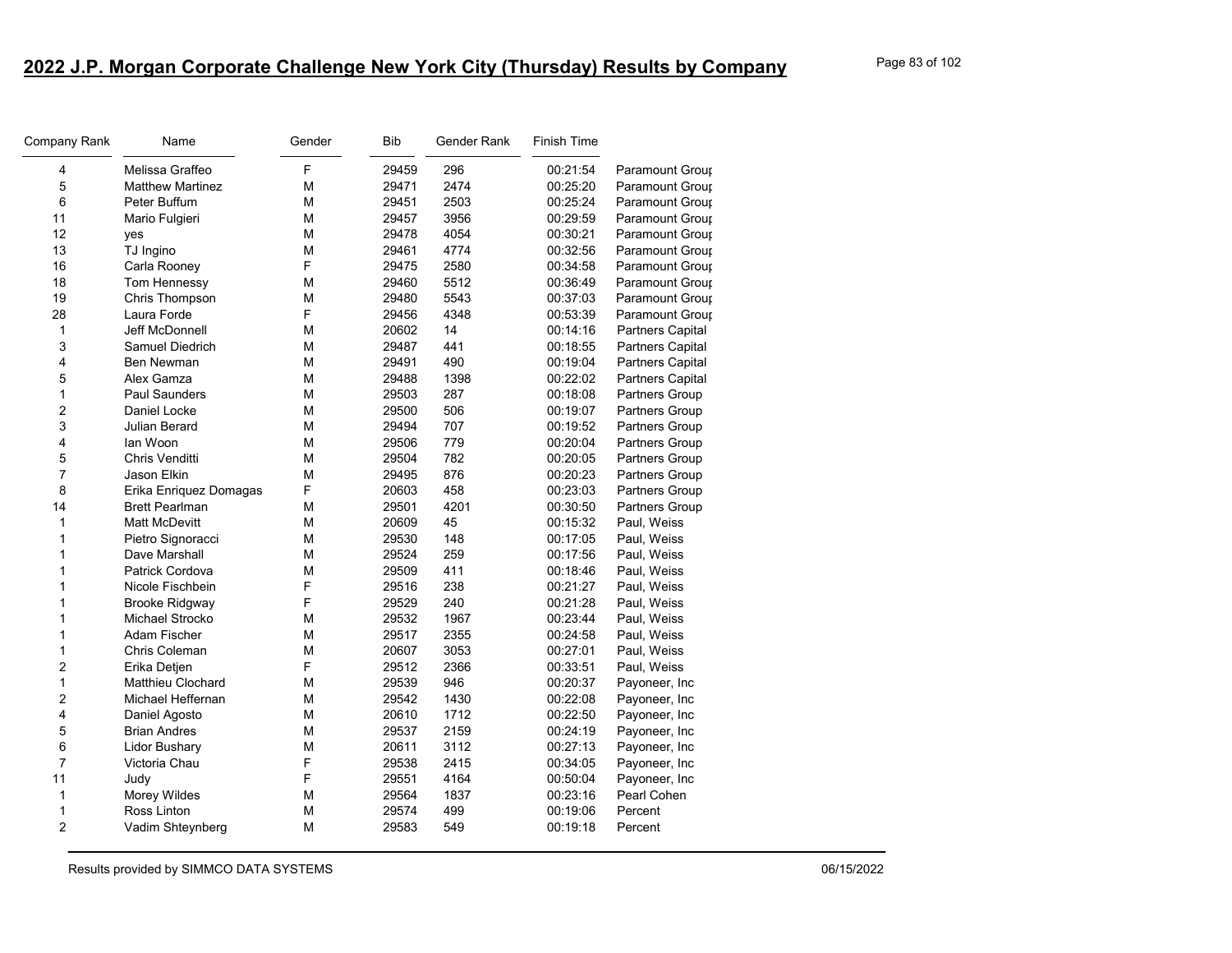# 2022 J.P. Morgan Corporate Challenge New York City (Thursday) Results by Company

| Company Rank | Name | Gender | Bib | Gender Rank | Finish Time | |
|---|---|---|---|---|---|---|
| 4 | Melissa Graffeo | F | 29459 | 296 | 00:21:54 | Paramount Group |
| 5 | Matthew Martinez | M | 29471 | 2474 | 00:25:20 | Paramount Group |
| 6 | Peter Buffum | M | 29451 | 2503 | 00:25:24 | Paramount Group |
| 11 | Mario Fulgieri | M | 29457 | 3956 | 00:29:59 | Paramount Group |
| 12 | yes | M | 29478 | 4054 | 00:30:21 | Paramount Group |
| 13 | TJ Ingino | M | 29461 | 4774 | 00:32:56 | Paramount Group |
| 16 | Carla Rooney | F | 29475 | 2580 | 00:34:58 | Paramount Group |
| 18 | Tom Hennessy | M | 29460 | 5512 | 00:36:49 | Paramount Group |
| 19 | Chris Thompson | M | 29480 | 5543 | 00:37:03 | Paramount Group |
| 28 | Laura Forde | F | 29456 | 4348 | 00:53:39 | Paramount Group |
| 1 | Jeff McDonnell | M | 20602 | 14 | 00:14:16 | Partners Capital |
| 3 | Samuel Diedrich | M | 29487 | 441 | 00:18:55 | Partners Capital |
| 4 | Ben Newman | M | 29491 | 490 | 00:19:04 | Partners Capital |
| 5 | Alex Gamza | M | 29488 | 1398 | 00:22:02 | Partners Capital |
| 1 | Paul Saunders | M | 29503 | 287 | 00:18:08 | Partners Group |
| 2 | Daniel Locke | M | 29500 | 506 | 00:19:07 | Partners Group |
| 3 | Julian Berard | M | 29494 | 707 | 00:19:52 | Partners Group |
| 4 | Ian Woon | M | 29506 | 779 | 00:20:04 | Partners Group |
| 5 | Chris Venditti | M | 29504 | 782 | 00:20:05 | Partners Group |
| 7 | Jason Elkin | M | 29495 | 876 | 00:20:23 | Partners Group |
| 8 | Erika Enriquez Domagas | F | 20603 | 458 | 00:23:03 | Partners Group |
| 14 | Brett Pearlman | M | 29501 | 4201 | 00:30:50 | Partners Group |
| 1 | Matt McDevitt | M | 20609 | 45 | 00:15:32 | Paul, Weiss |
| 1 | Pietro Signoracci | M | 29530 | 148 | 00:17:05 | Paul, Weiss |
| 1 | Dave Marshall | M | 29524 | 259 | 00:17:56 | Paul, Weiss |
| 1 | Patrick Cordova | M | 29509 | 411 | 00:18:46 | Paul, Weiss |
| 1 | Nicole Fischbein | F | 29516 | 238 | 00:21:27 | Paul, Weiss |
| 1 | Brooke Ridgway | F | 29529 | 240 | 00:21:28 | Paul, Weiss |
| 1 | Michael Strocko | M | 29532 | 1967 | 00:23:44 | Paul, Weiss |
| 1 | Adam Fischer | M | 29517 | 2355 | 00:24:58 | Paul, Weiss |
| 1 | Chris Coleman | M | 20607 | 3053 | 00:27:01 | Paul, Weiss |
| 2 | Erika Detjen | F | 29512 | 2366 | 00:33:51 | Paul, Weiss |
| 1 | Matthieu Clochard | M | 29539 | 946 | 00:20:37 | Payoneer, Inc |
| 2 | Michael Heffernan | M | 29542 | 1430 | 00:22:08 | Payoneer, Inc |
| 4 | Daniel Agosto | M | 20610 | 1712 | 00:22:50 | Payoneer, Inc |
| 5 | Brian Andres | M | 29537 | 2159 | 00:24:19 | Payoneer, Inc |
| 6 | Lidor Bushary | M | 20611 | 3112 | 00:27:13 | Payoneer, Inc |
| 7 | Victoria Chau | F | 29538 | 2415 | 00:34:05 | Payoneer, Inc |
| 11 | Judy | F | 29551 | 4164 | 00:50:04 | Payoneer, Inc |
| 1 | Morey Wildes | M | 29564 | 1837 | 00:23:16 | Pearl Cohen |
| 1 | Ross Linton | M | 29574 | 499 | 00:19:06 | Percent |
| 2 | Vadim Shteynberg | M | 29583 | 549 | 00:19:18 | Percent |

Results provided by SIMMCO DATA SYSTEMS 06/15/2022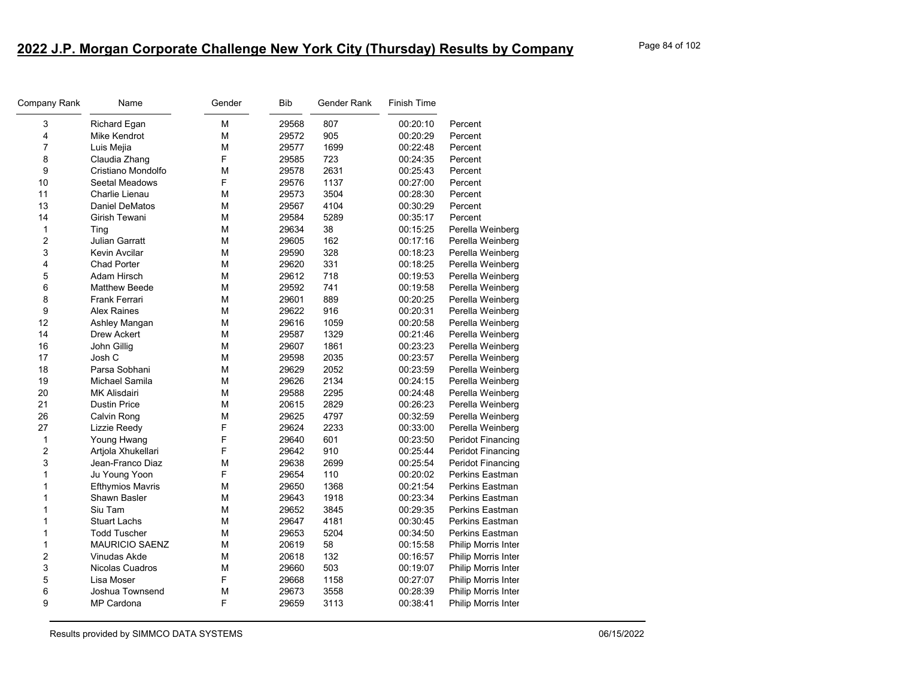## 2022 J.P. Morgan Corporate Challenge New York City (Thursday) Results by Company

| Company Rank | Name | Gender | Bib | Gender Rank | Finish Time | |
|---|---|---|---|---|---|---|
| 3 | Richard Egan | M | 29568 | 807 | 00:20:10 | Percent |
| 4 | Mike Kendrot | M | 29572 | 905 | 00:20:29 | Percent |
| 7 | Luis Mejia | M | 29577 | 1699 | 00:22:48 | Percent |
| 8 | Claudia Zhang | F | 29585 | 723 | 00:24:35 | Percent |
| 9 | Cristiano Mondolfo | M | 29578 | 2631 | 00:25:43 | Percent |
| 10 | Seetal Meadows | F | 29576 | 1137 | 00:27:00 | Percent |
| 11 | Charlie Lienau | M | 29573 | 3504 | 00:28:30 | Percent |
| 13 | Daniel DeMatos | M | 29567 | 4104 | 00:30:29 | Percent |
| 14 | Girish Tewani | M | 29584 | 5289 | 00:35:17 | Percent |
| 1 | Ting | M | 29634 | 38 | 00:15:25 | Perella Weinberg |
| 2 | Julian Garratt | M | 29605 | 162 | 00:17:16 | Perella Weinberg |
| 3 | Kevin Avcilar | M | 29590 | 328 | 00:18:23 | Perella Weinberg |
| 4 | Chad Porter | M | 29620 | 331 | 00:18:25 | Perella Weinberg |
| 5 | Adam Hirsch | M | 29612 | 718 | 00:19:53 | Perella Weinberg |
| 6 | Matthew Beede | M | 29592 | 741 | 00:19:58 | Perella Weinberg |
| 8 | Frank Ferrari | M | 29601 | 889 | 00:20:25 | Perella Weinberg |
| 9 | Alex Raines | M | 29622 | 916 | 00:20:31 | Perella Weinberg |
| 12 | Ashley Mangan | M | 29616 | 1059 | 00:20:58 | Perella Weinberg |
| 14 | Drew Ackert | M | 29587 | 1329 | 00:21:46 | Perella Weinberg |
| 16 | John Gillig | M | 29607 | 1861 | 00:23:23 | Perella Weinberg |
| 17 | Josh C | M | 29598 | 2035 | 00:23:57 | Perella Weinberg |
| 18 | Parsa Sobhani | M | 29629 | 2052 | 00:23:59 | Perella Weinberg |
| 19 | Michael Samila | M | 29626 | 2134 | 00:24:15 | Perella Weinberg |
| 20 | MK Alisdairi | M | 29588 | 2295 | 00:24:48 | Perella Weinberg |
| 21 | Dustin Price | M | 20615 | 2829 | 00:26:23 | Perella Weinberg |
| 26 | Calvin Rong | M | 29625 | 4797 | 00:32:59 | Perella Weinberg |
| 27 | Lizzie Reedy | F | 29624 | 2233 | 00:33:00 | Perella Weinberg |
| 1 | Young Hwang | F | 29640 | 601 | 00:23:50 | Peridot Financing |
| 2 | Artjola Xhukellari | F | 29642 | 910 | 00:25:44 | Peridot Financing |
| 3 | Jean-Franco Diaz | M | 29638 | 2699 | 00:25:54 | Peridot Financing |
| 1 | Ju Young Yoon | F | 29654 | 110 | 00:20:02 | Perkins Eastman |
| 1 | Efthymios Mavris | M | 29650 | 1368 | 00:21:54 | Perkins Eastman |
| 1 | Shawn Basler | M | 29643 | 1918 | 00:23:34 | Perkins Eastman |
| 1 | Siu Tam | M | 29652 | 3845 | 00:29:35 | Perkins Eastman |
| 1 | Stuart Lachs | M | 29647 | 4181 | 00:30:45 | Perkins Eastman |
| 1 | Todd Tuscher | M | 29653 | 5204 | 00:34:50 | Perkins Eastman |
| 1 | MAURICIO SAENZ | M | 20619 | 58 | 00:15:58 | Philip Morris Inter |
| 2 | Vinudas Akde | M | 20618 | 132 | 00:16:57 | Philip Morris Inter |
| 3 | Nicolas Cuadros | M | 29660 | 503 | 00:19:07 | Philip Morris Inter |
| 5 | Lisa Moser | F | 29668 | 1158 | 00:27:07 | Philip Morris Inter |
| 6 | Joshua Townsend | M | 29673 | 3558 | 00:28:39 | Philip Morris Inter |
| 9 | MP Cardona | F | 29659 | 3113 | 00:38:41 | Philip Morris Inter |

Results provided by SIMMCO DATA SYSTEMS 06/15/2022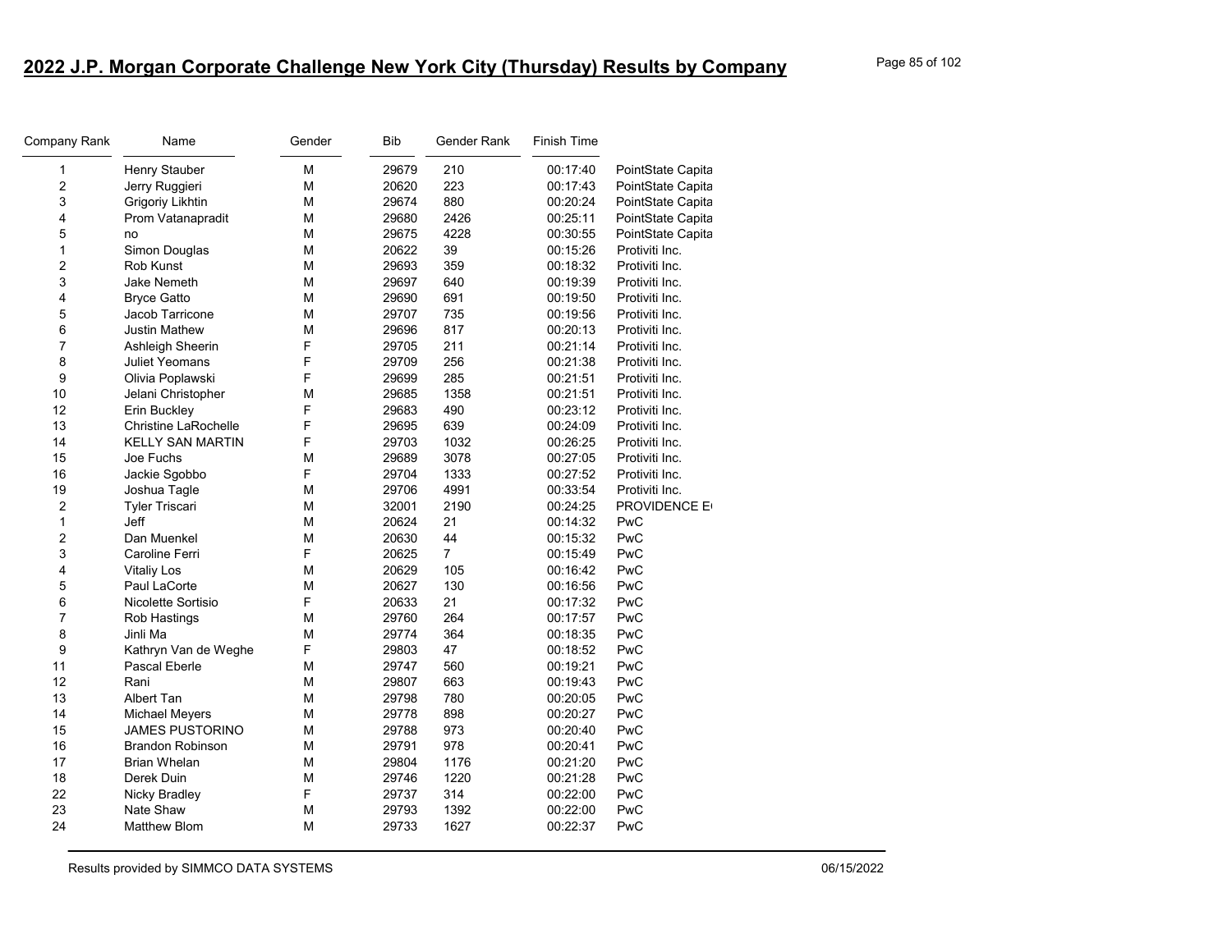## 2022 J.P. Morgan Corporate Challenge New York City (Thursday) Results by Company

| Company Rank | Name | Gender | Bib | Gender Rank | Finish Time | |
|---|---|---|---|---|---|---|
| 1 | Henry Stauber | M | 29679 | 210 | 00:17:40 | PointState Capita |
| 2 | Jerry Ruggieri | M | 20620 | 223 | 00:17:43 | PointState Capita |
| 3 | Grigoriy Likhtin | M | 29674 | 880 | 00:20:24 | PointState Capita |
| 4 | Prom Vatanapradit | M | 29680 | 2426 | 00:25:11 | PointState Capita |
| 5 | no | M | 29675 | 4228 | 00:30:55 | PointState Capita |
| 1 | Simon Douglas | M | 20622 | 39 | 00:15:26 | Protiviti Inc. |
| 2 | Rob Kunst | M | 29693 | 359 | 00:18:32 | Protiviti Inc. |
| 3 | Jake Nemeth | M | 29697 | 640 | 00:19:39 | Protiviti Inc. |
| 4 | Bryce Gatto | M | 29690 | 691 | 00:19:50 | Protiviti Inc. |
| 5 | Jacob Tarricone | M | 29707 | 735 | 00:19:56 | Protiviti Inc. |
| 6 | Justin Mathew | M | 29696 | 817 | 00:20:13 | Protiviti Inc. |
| 7 | Ashleigh Sheerin | F | 29705 | 211 | 00:21:14 | Protiviti Inc. |
| 8 | Juliet Yeomans | F | 29709 | 256 | 00:21:38 | Protiviti Inc. |
| 9 | Olivia Poplawski | F | 29699 | 285 | 00:21:51 | Protiviti Inc. |
| 10 | Jelani Christopher | M | 29685 | 1358 | 00:21:51 | Protiviti Inc. |
| 12 | Erin Buckley | F | 29683 | 490 | 00:23:12 | Protiviti Inc. |
| 13 | Christine LaRochelle | F | 29695 | 639 | 00:24:09 | Protiviti Inc. |
| 14 | KELLY SAN MARTIN | F | 29703 | 1032 | 00:26:25 | Protiviti Inc. |
| 15 | Joe Fuchs | M | 29689 | 3078 | 00:27:05 | Protiviti Inc. |
| 16 | Jackie Sgobbo | F | 29704 | 1333 | 00:27:52 | Protiviti Inc. |
| 19 | Joshua Tagle | M | 29706 | 4991 | 00:33:54 | Protiviti Inc. |
| 2 | Tyler Triscari | M | 32001 | 2190 | 00:24:25 | PROVIDENCE E |
| 1 | Jeff | M | 20624 | 21 | 00:14:32 | PwC |
| 2 | Dan Muenkel | M | 20630 | 44 | 00:15:32 | PwC |
| 3 | Caroline Ferri | F | 20625 | 7 | 00:15:49 | PwC |
| 4 | Vitaliy Los | M | 20629 | 105 | 00:16:42 | PwC |
| 5 | Paul LaCorte | M | 20627 | 130 | 00:16:56 | PwC |
| 6 | Nicolette Sortisio | F | 20633 | 21 | 00:17:32 | PwC |
| 7 | Rob Hastings | M | 29760 | 264 | 00:17:57 | PwC |
| 8 | Jinli Ma | M | 29774 | 364 | 00:18:35 | PwC |
| 9 | Kathryn Van de Weghe | F | 29803 | 47 | 00:18:52 | PwC |
| 11 | Pascal Eberle | M | 29747 | 560 | 00:19:21 | PwC |
| 12 | Rani | M | 29807 | 663 | 00:19:43 | PwC |
| 13 | Albert Tan | M | 29798 | 780 | 00:20:05 | PwC |
| 14 | Michael Meyers | M | 29778 | 898 | 00:20:27 | PwC |
| 15 | JAMES PUSTORINO | M | 29788 | 973 | 00:20:40 | PwC |
| 16 | Brandon Robinson | M | 29791 | 978 | 00:20:41 | PwC |
| 17 | Brian Whelan | M | 29804 | 1176 | 00:21:20 | PwC |
| 18 | Derek Duin | M | 29746 | 1220 | 00:21:28 | PwC |
| 22 | Nicky Bradley | F | 29737 | 314 | 00:22:00 | PwC |
| 23 | Nate Shaw | M | 29793 | 1392 | 00:22:00 | PwC |
| 24 | Matthew Blom | M | 29733 | 1627 | 00:22:37 | PwC |

Results provided by SIMMCO DATA SYSTEMS 06/15/2022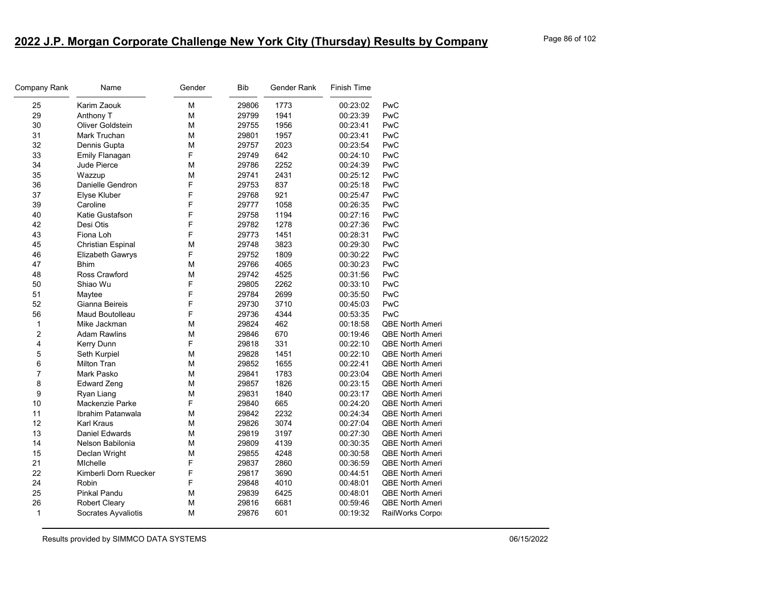# 2022 J.P. Morgan Corporate Challenge New York City (Thursday) Results by Company

| Company Rank | Name | Gender | Bib | Gender Rank | Finish Time | |
|---|---|---|---|---|---|---|
| 25 | Karim Zaouk | M | 29806 | 1773 | 00:23:02 | PwC |
| 29 | Anthony T | M | 29799 | 1941 | 00:23:39 | PwC |
| 30 | Oliver Goldstein | M | 29755 | 1956 | 00:23:41 | PwC |
| 31 | Mark Truchan | M | 29801 | 1957 | 00:23:41 | PwC |
| 32 | Dennis Gupta | M | 29757 | 2023 | 00:23:54 | PwC |
| 33 | Emily Flanagan | F | 29749 | 642 | 00:24:10 | PwC |
| 34 | Jude Pierce | M | 29786 | 2252 | 00:24:39 | PwC |
| 35 | Wazzup | M | 29741 | 2431 | 00:25:12 | PwC |
| 36 | Danielle Gendron | F | 29753 | 837 | 00:25:18 | PwC |
| 37 | Elyse Kluber | F | 29768 | 921 | 00:25:47 | PwC |
| 39 | Caroline | F | 29777 | 1058 | 00:26:35 | PwC |
| 40 | Katie Gustafson | F | 29758 | 1194 | 00:27:16 | PwC |
| 42 | Desi Otis | F | 29782 | 1278 | 00:27:36 | PwC |
| 43 | Fiona Loh | F | 29773 | 1451 | 00:28:31 | PwC |
| 45 | Christian Espinal | M | 29748 | 3823 | 00:29:30 | PwC |
| 46 | Elizabeth Gawrys | F | 29752 | 1809 | 00:30:22 | PwC |
| 47 | Bhim | M | 29766 | 4065 | 00:30:23 | PwC |
| 48 | Ross Crawford | M | 29742 | 4525 | 00:31:56 | PwC |
| 50 | Shiao Wu | F | 29805 | 2262 | 00:33:10 | PwC |
| 51 | Maytee | F | 29784 | 2699 | 00:35:50 | PwC |
| 52 | Gianna Beireis | F | 29730 | 3710 | 00:45:03 | PwC |
| 56 | Maud Boutolleau | F | 29736 | 4344 | 00:53:35 | PwC |
| 1 | Mike Jackman | M | 29824 | 462 | 00:18:58 | QBE North Ameri |
| 2 | Adam Rawlins | M | 29846 | 670 | 00:19:46 | QBE North Ameri |
| 4 | Kerry Dunn | F | 29818 | 331 | 00:22:10 | QBE North Ameri |
| 5 | Seth Kurpiel | M | 29828 | 1451 | 00:22:10 | QBE North Ameri |
| 6 | Milton Tran | M | 29852 | 1655 | 00:22:41 | QBE North Ameri |
| 7 | Mark Pasko | M | 29841 | 1783 | 00:23:04 | QBE North Ameri |
| 8 | Edward Zeng | M | 29857 | 1826 | 00:23:15 | QBE North Ameri |
| 9 | Ryan Liang | M | 29831 | 1840 | 00:23:17 | QBE North Ameri |
| 10 | Mackenzie Parke | F | 29840 | 665 | 00:24:20 | QBE North Ameri |
| 11 | Ibrahim Patanwala | M | 29842 | 2232 | 00:24:34 | QBE North Ameri |
| 12 | Karl Kraus | M | 29826 | 3074 | 00:27:04 | QBE North Ameri |
| 13 | Daniel Edwards | M | 29819 | 3197 | 00:27:30 | QBE North Ameri |
| 14 | Nelson Babilonia | M | 29809 | 4139 | 00:30:35 | QBE North Ameri |
| 15 | Declan Wright | M | 29855 | 4248 | 00:30:58 | QBE North Ameri |
| 21 | MIchelle | F | 29837 | 2860 | 00:36:59 | QBE North Ameri |
| 22 | Kimberli Dorn Ruecker | F | 29817 | 3690 | 00:44:51 | QBE North Ameri |
| 24 | Robin | F | 29848 | 4010 | 00:48:01 | QBE North Ameri |
| 25 | Pinkal Pandu | M | 29839 | 6425 | 00:48:01 | QBE North Ameri |
| 26 | Robert Cleary | M | 29816 | 6681 | 00:59:46 | QBE North Ameri |
| 1 | Socrates Ayvaliotis | M | 29876 | 601 | 00:19:32 | RailWorks Corpo |

Results provided by SIMMCO DATA SYSTEMS 06/15/2022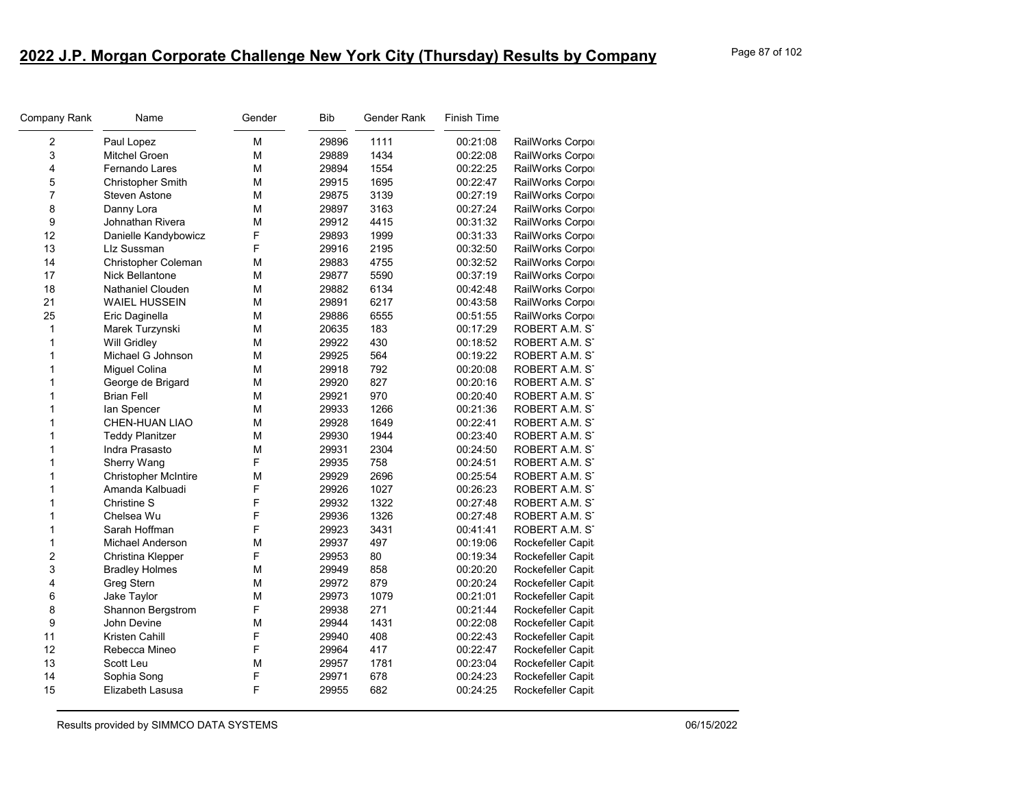## 2022 J.P. Morgan Corporate Challenge New York City (Thursday) Results by Company

| Company Rank | Name | Gender | Bib | Gender Rank | Finish Time | |
|---|---|---|---|---|---|---|
| 2 | Paul Lopez | M | 29896 | 1111 | 00:21:08 | RailWorks Corpoı |
| 3 | Mitchel Groen | M | 29889 | 1434 | 00:22:08 | RailWorks Corpoı |
| 4 | Fernando Lares | M | 29894 | 1554 | 00:22:25 | RailWorks Corpoı |
| 5 | Christopher Smith | M | 29915 | 1695 | 00:22:47 | RailWorks Corpoı |
| 7 | Steven Astone | M | 29875 | 3139 | 00:27:19 | RailWorks Corpoı |
| 8 | Danny Lora | M | 29897 | 3163 | 00:27:24 | RailWorks Corpoı |
| 9 | Johnathan Rivera | M | 29912 | 4415 | 00:31:32 | RailWorks Corpoı |
| 12 | Danielle Kandybowicz | F | 29893 | 1999 | 00:31:33 | RailWorks Corpoı |
| 13 | LIz Sussman | F | 29916 | 2195 | 00:32:50 | RailWorks Corpoı |
| 14 | Christopher Coleman | M | 29883 | 4755 | 00:32:52 | RailWorks Corpoı |
| 17 | Nick Bellantone | M | 29877 | 5590 | 00:37:19 | RailWorks Corpoı |
| 18 | Nathaniel Clouden | M | 29882 | 6134 | 00:42:48 | RailWorks Corpoı |
| 21 | WAIEL HUSSEIN | M | 29891 | 6217 | 00:43:58 | RailWorks Corpoı |
| 25 | Eric Daginella | M | 29886 | 6555 | 00:51:55 | RailWorks Corpoı |
| 1 | Marek Turzynski | M | 20635 | 183 | 00:17:29 | ROBERT A.M. S |
| 1 | Will Gridley | M | 29922 | 430 | 00:18:52 | ROBERT A.M. S |
| 1 | Michael G Johnson | M | 29925 | 564 | 00:19:22 | ROBERT A.M. S |
| 1 | Miguel Colina | M | 29918 | 792 | 00:20:08 | ROBERT A.M. S |
| 1 | George de Brigard | M | 29920 | 827 | 00:20:16 | ROBERT A.M. S |
| 1 | Brian Fell | M | 29921 | 970 | 00:20:40 | ROBERT A.M. S |
| 1 | Ian Spencer | M | 29933 | 1266 | 00:21:36 | ROBERT A.M. S |
| 1 | CHEN-HUAN LIAO | M | 29928 | 1649 | 00:22:41 | ROBERT A.M. S |
| 1 | Teddy Planitzer | M | 29930 | 1944 | 00:23:40 | ROBERT A.M. S |
| 1 | Indra Prasasto | M | 29931 | 2304 | 00:24:50 | ROBERT A.M. S |
| 1 | Sherry Wang | F | 29935 | 758 | 00:24:51 | ROBERT A.M. S |
| 1 | Christopher McIntire | M | 29929 | 2696 | 00:25:54 | ROBERT A.M. S |
| 1 | Amanda Kalbuadi | F | 29926 | 1027 | 00:26:23 | ROBERT A.M. S |
| 1 | Christine S | F | 29932 | 1322 | 00:27:48 | ROBERT A.M. S |
| 1 | Chelsea Wu | F | 29936 | 1326 | 00:27:48 | ROBERT A.M. S |
| 1 | Sarah Hoffman | F | 29923 | 3431 | 00:41:41 | ROBERT A.M. S |
| 1 | Michael Anderson | M | 29937 | 497 | 00:19:06 | Rockefeller Capit |
| 2 | Christina Klepper | F | 29953 | 80 | 00:19:34 | Rockefeller Capit |
| 3 | Bradley Holmes | M | 29949 | 858 | 00:20:20 | Rockefeller Capit |
| 4 | Greg Stern | M | 29972 | 879 | 00:20:24 | Rockefeller Capit |
| 6 | Jake Taylor | M | 29973 | 1079 | 00:21:01 | Rockefeller Capit |
| 8 | Shannon Bergstrom | F | 29938 | 271 | 00:21:44 | Rockefeller Capit |
| 9 | John Devine | M | 29944 | 1431 | 00:22:08 | Rockefeller Capit |
| 11 | Kristen Cahill | F | 29940 | 408 | 00:22:43 | Rockefeller Capit |
| 12 | Rebecca Mineo | F | 29964 | 417 | 00:22:47 | Rockefeller Capit |
| 13 | Scott Leu | M | 29957 | 1781 | 00:23:04 | Rockefeller Capit |
| 14 | Sophia Song | F | 29971 | 678 | 00:24:23 | Rockefeller Capit |
| 15 | Elizabeth Lasusa | F | 29955 | 682 | 00:24:25 | Rockefeller Capit |

Results provided by SIMMCO DATA SYSTEMS 06/15/2022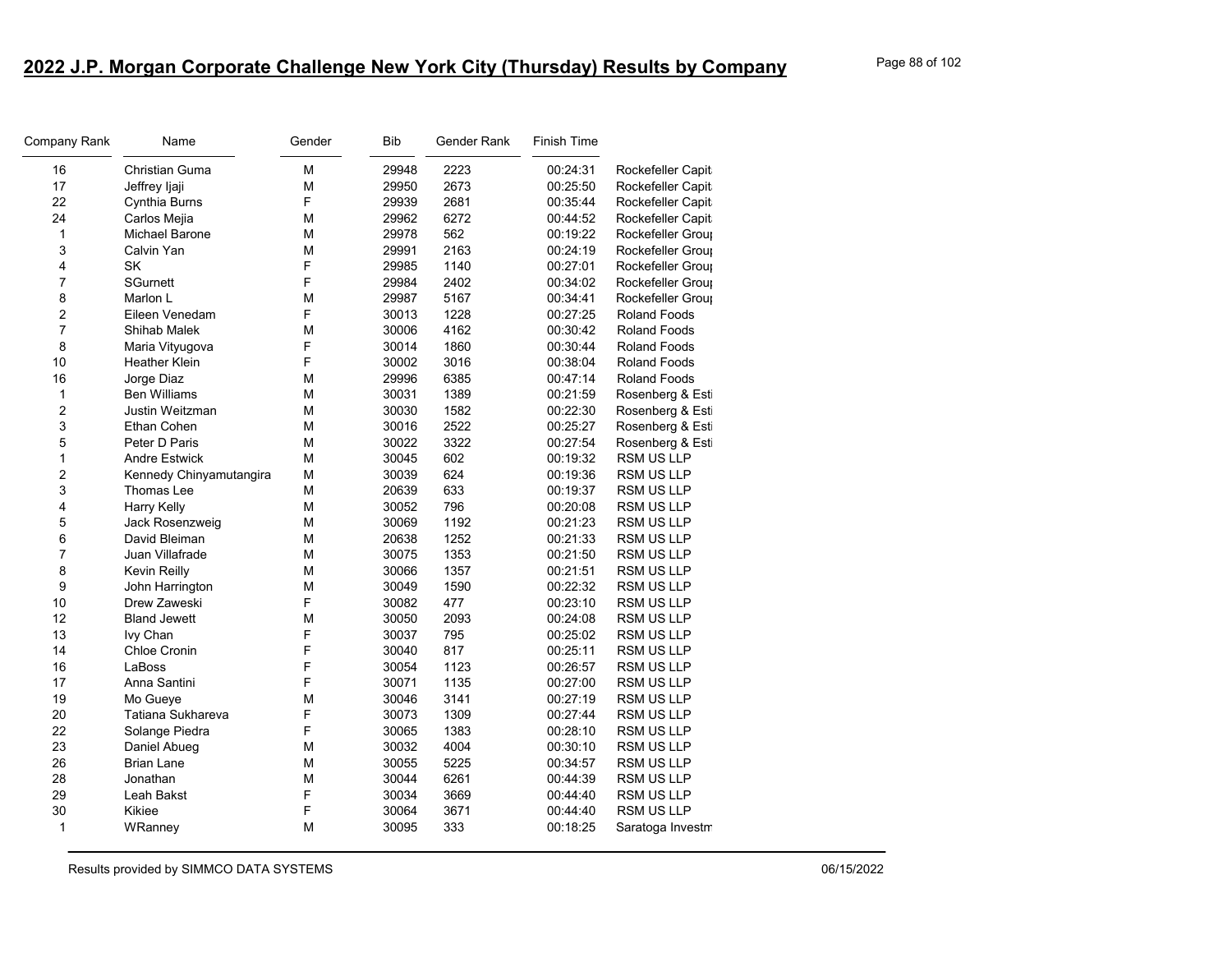# 2022 J.P. Morgan Corporate Challenge New York City (Thursday) Results by Company

| Company Rank | Name | Gender | Bib | Gender Rank | Finish Time | |
|---|---|---|---|---|---|---|
| 16 | Christian Guma | M | 29948 | 2223 | 00:24:31 | Rockefeller Capit |
| 17 | Jeffrey Ijaji | M | 29950 | 2673 | 00:25:50 | Rockefeller Capit |
| 22 | Cynthia Burns | F | 29939 | 2681 | 00:35:44 | Rockefeller Capit |
| 24 | Carlos Mejia | M | 29962 | 6272 | 00:44:52 | Rockefeller Capit |
| 1 | Michael Barone | M | 29978 | 562 | 00:19:22 | Rockefeller Grou |
| 3 | Calvin Yan | M | 29991 | 2163 | 00:24:19 | Rockefeller Grou |
| 4 | SK | F | 29985 | 1140 | 00:27:01 | Rockefeller Grou |
| 7 | SGurnett | F | 29984 | 2402 | 00:34:02 | Rockefeller Grou |
| 8 | Marlon L | M | 29987 | 5167 | 00:34:41 | Rockefeller Grou |
| 2 | Eileen Venedam | F | 30013 | 1228 | 00:27:25 | Roland Foods |
| 7 | Shihab Malek | M | 30006 | 4162 | 00:30:42 | Roland Foods |
| 8 | Maria Vityugova | F | 30014 | 1860 | 00:30:44 | Roland Foods |
| 10 | Heather Klein | F | 30002 | 3016 | 00:38:04 | Roland Foods |
| 16 | Jorge Diaz | M | 29996 | 6385 | 00:47:14 | Roland Foods |
| 1 | Ben Williams | M | 30031 | 1389 | 00:21:59 | Rosenberg & Esti |
| 2 | Justin Weitzman | M | 30030 | 1582 | 00:22:30 | Rosenberg & Esti |
| 3 | Ethan Cohen | M | 30016 | 2522 | 00:25:27 | Rosenberg & Esti |
| 5 | Peter D Paris | M | 30022 | 3322 | 00:27:54 | Rosenberg & Esti |
| 1 | Andre Estwick | M | 30045 | 602 | 00:19:32 | RSM US LLP |
| 2 | Kennedy Chinyamutangira | M | 30039 | 624 | 00:19:36 | RSM US LLP |
| 3 | Thomas Lee | M | 20639 | 633 | 00:19:37 | RSM US LLP |
| 4 | Harry Kelly | M | 30052 | 796 | 00:20:08 | RSM US LLP |
| 5 | Jack Rosenzweig | M | 30069 | 1192 | 00:21:23 | RSM US LLP |
| 6 | David Bleiman | M | 20638 | 1252 | 00:21:33 | RSM US LLP |
| 7 | Juan Villafrade | M | 30075 | 1353 | 00:21:50 | RSM US LLP |
| 8 | Kevin Reilly | M | 30066 | 1357 | 00:21:51 | RSM US LLP |
| 9 | John Harrington | M | 30049 | 1590 | 00:22:32 | RSM US LLP |
| 10 | Drew Zaweski | F | 30082 | 477 | 00:23:10 | RSM US LLP |
| 12 | Bland Jewett | M | 30050 | 2093 | 00:24:08 | RSM US LLP |
| 13 | Ivy Chan | F | 30037 | 795 | 00:25:02 | RSM US LLP |
| 14 | Chloe Cronin | F | 30040 | 817 | 00:25:11 | RSM US LLP |
| 16 | LaBoss | F | 30054 | 1123 | 00:26:57 | RSM US LLP |
| 17 | Anna Santini | F | 30071 | 1135 | 00:27:00 | RSM US LLP |
| 19 | Mo Gueye | M | 30046 | 3141 | 00:27:19 | RSM US LLP |
| 20 | Tatiana Sukhareva | F | 30073 | 1309 | 00:27:44 | RSM US LLP |
| 22 | Solange Piedra | F | 30065 | 1383 | 00:28:10 | RSM US LLP |
| 23 | Daniel Abueg | M | 30032 | 4004 | 00:30:10 | RSM US LLP |
| 26 | Brian Lane | M | 30055 | 5225 | 00:34:57 | RSM US LLP |
| 28 | Jonathan | M | 30044 | 6261 | 00:44:39 | RSM US LLP |
| 29 | Leah Bakst | F | 30034 | 3669 | 00:44:40 | RSM US LLP |
| 30 | Kikiee | F | 30064 | 3671 | 00:44:40 | RSM US LLP |
| 1 | WRanney | M | 30095 | 333 | 00:18:25 | Saratoga Investm |

Results provided by SIMMCO DATA SYSTEMS 06/15/2022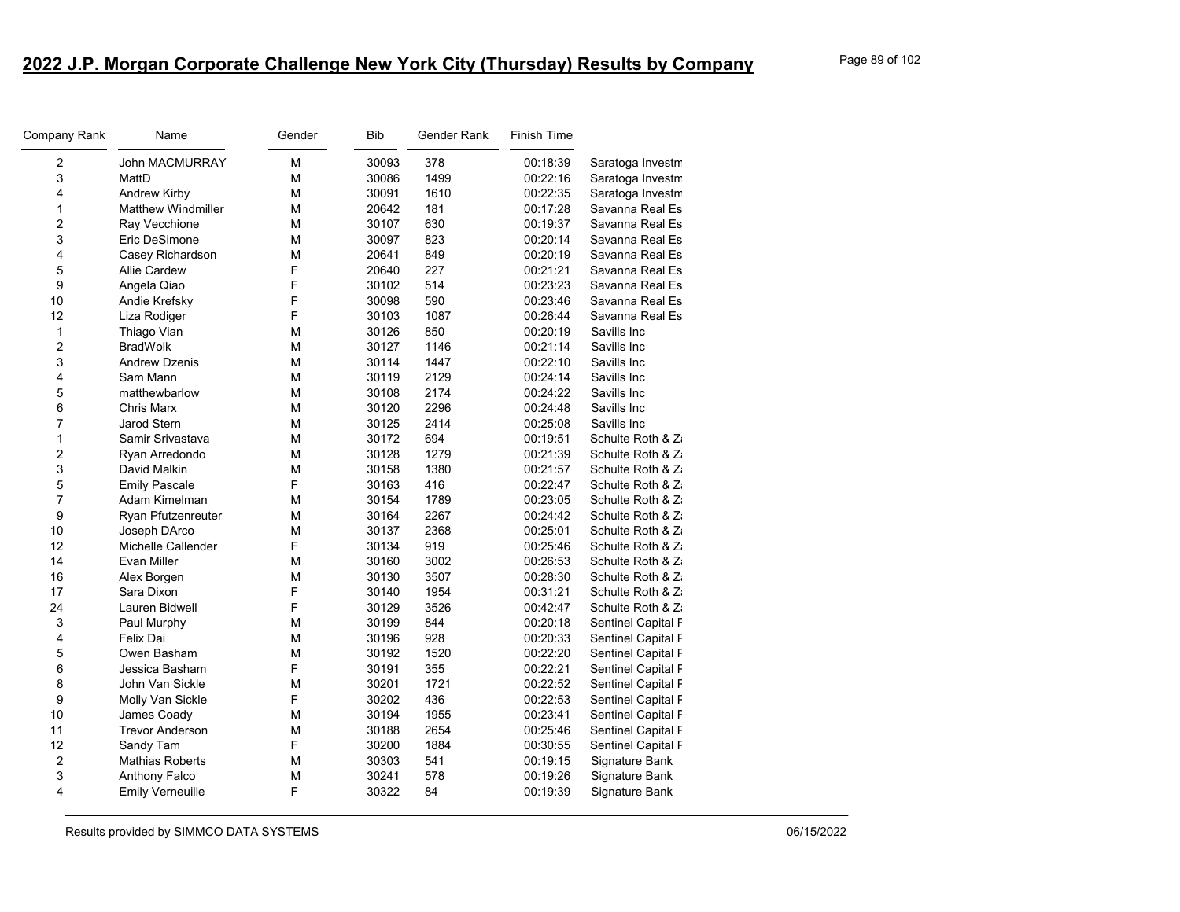# 2022 J.P. Morgan Corporate Challenge New York City (Thursday) Results by Company

| Company Rank | Name | Gender | Bib | Gender Rank | Finish Time | |
|---|---|---|---|---|---|---|
| 2 | John MACMURRAY | M | 30093 | 378 | 00:18:39 | Saratoga Investm |
| 3 | MattD | M | 30086 | 1499 | 00:22:16 | Saratoga Investm |
| 4 | Andrew Kirby | M | 30091 | 1610 | 00:22:35 | Saratoga Investm |
| 1 | Matthew Windmiller | M | 20642 | 181 | 00:17:28 | Savanna Real Es |
| 2 | Ray Vecchione | M | 30107 | 630 | 00:19:37 | Savanna Real Es |
| 3 | Eric DeSimone | M | 30097 | 823 | 00:20:14 | Savanna Real Es |
| 4 | Casey Richardson | M | 20641 | 849 | 00:20:19 | Savanna Real Es |
| 5 | Allie Cardew | F | 20640 | 227 | 00:21:21 | Savanna Real Es |
| 9 | Angela Qiao | F | 30102 | 514 | 00:23:23 | Savanna Real Es |
| 10 | Andie Krefsky | F | 30098 | 590 | 00:23:46 | Savanna Real Es |
| 12 | Liza Rodiger | F | 30103 | 1087 | 00:26:44 | Savanna Real Es |
| 1 | Thiago Vian | M | 30126 | 850 | 00:20:19 | Savills Inc |
| 2 | BradWolk | M | 30127 | 1146 | 00:21:14 | Savills Inc |
| 3 | Andrew Dzenis | M | 30114 | 1447 | 00:22:10 | Savills Inc |
| 4 | Sam Mann | M | 30119 | 2129 | 00:24:14 | Savills Inc |
| 5 | matthewbarlow | M | 30108 | 2174 | 00:24:22 | Savills Inc |
| 6 | Chris Marx | M | 30120 | 2296 | 00:24:48 | Savills Inc |
| 7 | Jarod Stern | M | 30125 | 2414 | 00:25:08 | Savills Inc |
| 1 | Samir Srivastava | M | 30172 | 694 | 00:19:51 | Schulte Roth & Z |
| 2 | Ryan Arredondo | M | 30128 | 1279 | 00:21:39 | Schulte Roth & Z |
| 3 | David Malkin | M | 30158 | 1380 | 00:21:57 | Schulte Roth & Z |
| 5 | Emily Pascale | F | 30163 | 416 | 00:22:47 | Schulte Roth & Z |
| 7 | Adam Kimelman | M | 30154 | 1789 | 00:23:05 | Schulte Roth & Z |
| 9 | Ryan Pfutzenreuter | M | 30164 | 2267 | 00:24:42 | Schulte Roth & Z |
| 10 | Joseph DArco | M | 30137 | 2368 | 00:25:01 | Schulte Roth & Z |
| 12 | Michelle Callender | F | 30134 | 919 | 00:25:46 | Schulte Roth & Z |
| 14 | Evan Miller | M | 30160 | 3002 | 00:26:53 | Schulte Roth & Z |
| 16 | Alex Borgen | M | 30130 | 3507 | 00:28:30 | Schulte Roth & Z |
| 17 | Sara Dixon | F | 30140 | 1954 | 00:31:21 | Schulte Roth & Z |
| 24 | Lauren Bidwell | F | 30129 | 3526 | 00:42:47 | Schulte Roth & Z |
| 3 | Paul Murphy | M | 30199 | 844 | 00:20:18 | Sentinel Capital F |
| 4 | Felix Dai | M | 30196 | 928 | 00:20:33 | Sentinel Capital F |
| 5 | Owen Basham | M | 30192 | 1520 | 00:22:20 | Sentinel Capital F |
| 6 | Jessica Basham | F | 30191 | 355 | 00:22:21 | Sentinel Capital F |
| 8 | John Van Sickle | M | 30201 | 1721 | 00:22:52 | Sentinel Capital F |
| 9 | Molly Van Sickle | F | 30202 | 436 | 00:22:53 | Sentinel Capital F |
| 10 | James Coady | M | 30194 | 1955 | 00:23:41 | Sentinel Capital F |
| 11 | Trevor Anderson | M | 30188 | 2654 | 00:25:46 | Sentinel Capital F |
| 12 | Sandy Tam | F | 30200 | 1884 | 00:30:55 | Sentinel Capital F |
| 2 | Mathias Roberts | M | 30303 | 541 | 00:19:15 | Signature Bank |
| 3 | Anthony Falco | M | 30241 | 578 | 00:19:26 | Signature Bank |
| 4 | Emily Verneuille | F | 30322 | 84 | 00:19:39 | Signature Bank |

Results provided by SIMMCO DATA SYSTEMS 06/15/2022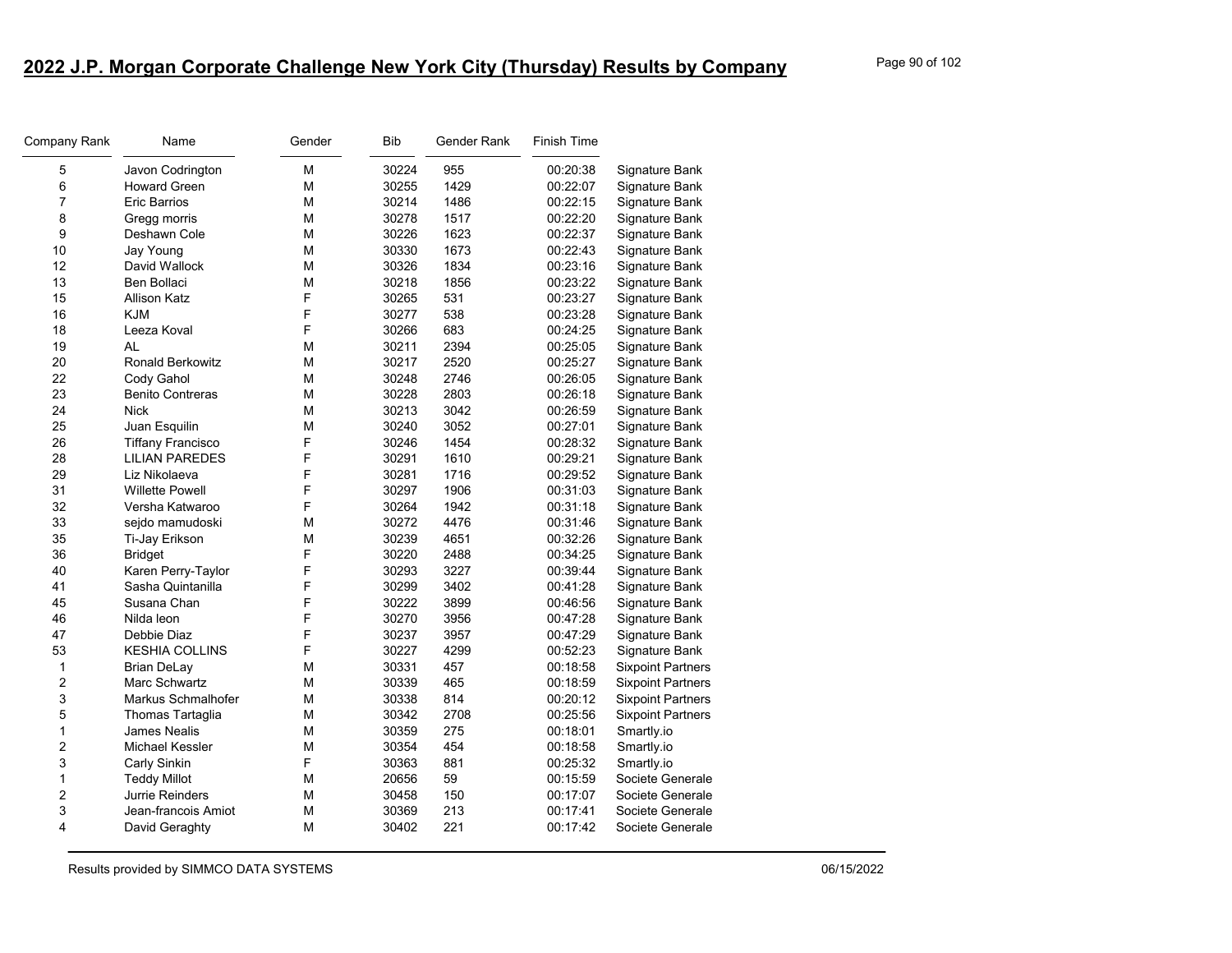## 2022 J.P. Morgan Corporate Challenge New York City (Thursday) Results by Company

| Company Rank | Name | Gender | Bib | Gender Rank | Finish Time | |
|---|---|---|---|---|---|---|
| 5 | Javon Codrington | M | 30224 | 955 | 00:20:38 | Signature Bank |
| 6 | Howard Green | M | 30255 | 1429 | 00:22:07 | Signature Bank |
| 7 | Eric Barrios | M | 30214 | 1486 | 00:22:15 | Signature Bank |
| 8 | Gregg morris | M | 30278 | 1517 | 00:22:20 | Signature Bank |
| 9 | Deshawn Cole | M | 30226 | 1623 | 00:22:37 | Signature Bank |
| 10 | Jay Young | M | 30330 | 1673 | 00:22:43 | Signature Bank |
| 12 | David Wallock | M | 30326 | 1834 | 00:23:16 | Signature Bank |
| 13 | Ben Bollaci | M | 30218 | 1856 | 00:23:22 | Signature Bank |
| 15 | Allison Katz | F | 30265 | 531 | 00:23:27 | Signature Bank |
| 16 | KJM | F | 30277 | 538 | 00:23:28 | Signature Bank |
| 18 | Leeza Koval | F | 30266 | 683 | 00:24:25 | Signature Bank |
| 19 | AL | M | 30211 | 2394 | 00:25:05 | Signature Bank |
| 20 | Ronald Berkowitz | M | 30217 | 2520 | 00:25:27 | Signature Bank |
| 22 | Cody Gahol | M | 30248 | 2746 | 00:26:05 | Signature Bank |
| 23 | Benito Contreras | M | 30228 | 2803 | 00:26:18 | Signature Bank |
| 24 | Nick | M | 30213 | 3042 | 00:26:59 | Signature Bank |
| 25 | Juan Esquilin | M | 30240 | 3052 | 00:27:01 | Signature Bank |
| 26 | Tiffany Francisco | F | 30246 | 1454 | 00:28:32 | Signature Bank |
| 28 | LILIAN PAREDES | F | 30291 | 1610 | 00:29:21 | Signature Bank |
| 29 | Liz Nikolaeva | F | 30281 | 1716 | 00:29:52 | Signature Bank |
| 31 | Willette Powell | F | 30297 | 1906 | 00:31:03 | Signature Bank |
| 32 | Versha Katwaroo | F | 30264 | 1942 | 00:31:18 | Signature Bank |
| 33 | sejdo mamudoski | M | 30272 | 4476 | 00:31:46 | Signature Bank |
| 35 | Ti-Jay Erikson | M | 30239 | 4651 | 00:32:26 | Signature Bank |
| 36 | Bridget | F | 30220 | 2488 | 00:34:25 | Signature Bank |
| 40 | Karen Perry-Taylor | F | 30293 | 3227 | 00:39:44 | Signature Bank |
| 41 | Sasha Quintanilla | F | 30299 | 3402 | 00:41:28 | Signature Bank |
| 45 | Susana Chan | F | 30222 | 3899 | 00:46:56 | Signature Bank |
| 46 | Nilda leon | F | 30270 | 3956 | 00:47:28 | Signature Bank |
| 47 | Debbie Diaz | F | 30237 | 3957 | 00:47:29 | Signature Bank |
| 53 | KESHIA COLLINS | F | 30227 | 4299 | 00:52:23 | Signature Bank |
| 1 | Brian DeLay | M | 30331 | 457 | 00:18:58 | Sixpoint Partners |
| 2 | Marc Schwartz | M | 30339 | 465 | 00:18:59 | Sixpoint Partners |
| 3 | Markus Schmalhofer | M | 30338 | 814 | 00:20:12 | Sixpoint Partners |
| 5 | Thomas Tartaglia | M | 30342 | 2708 | 00:25:56 | Sixpoint Partners |
| 1 | James Nealis | M | 30359 | 275 | 00:18:01 | Smartly.io |
| 2 | Michael Kessler | M | 30354 | 454 | 00:18:58 | Smartly.io |
| 3 | Carly Sinkin | F | 30363 | 881 | 00:25:32 | Smartly.io |
| 1 | Teddy Millot | M | 20656 | 59 | 00:15:59 | Societe Generale |
| 2 | Jurrie Reinders | M | 30458 | 150 | 00:17:07 | Societe Generale |
| 3 | Jean-francois Amiot | M | 30369 | 213 | 00:17:41 | Societe Generale |
| 4 | David Geraghty | M | 30402 | 221 | 00:17:42 | Societe Generale |

Results provided by SIMMCO DATA SYSTEMS

06/15/2022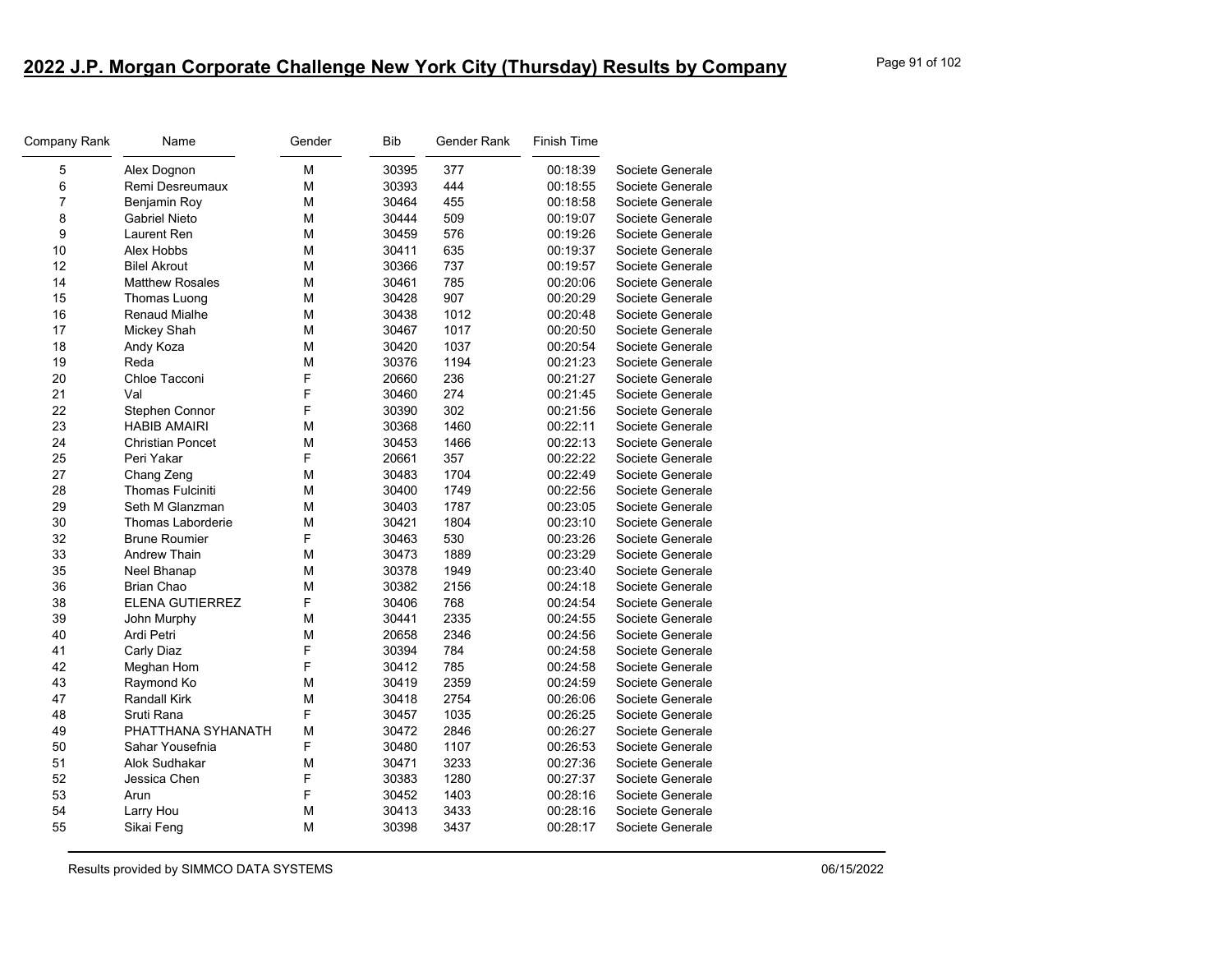## 2022 J.P. Morgan Corporate Challenge New York City (Thursday) Results by Company

| Company Rank | Name | Gender | Bib | Gender Rank | Finish Time | |
|---|---|---|---|---|---|---|
| 5 | Alex Dognon | M | 30395 | 377 | 00:18:39 | Societe Generale |
| 6 | Remi Desreumaux | M | 30393 | 444 | 00:18:55 | Societe Generale |
| 7 | Benjamin Roy | M | 30464 | 455 | 00:18:58 | Societe Generale |
| 8 | Gabriel Nieto | M | 30444 | 509 | 00:19:07 | Societe Generale |
| 9 | Laurent Ren | M | 30459 | 576 | 00:19:26 | Societe Generale |
| 10 | Alex Hobbs | M | 30411 | 635 | 00:19:37 | Societe Generale |
| 12 | Bilel Akrout | M | 30366 | 737 | 00:19:57 | Societe Generale |
| 14 | Matthew Rosales | M | 30461 | 785 | 00:20:06 | Societe Generale |
| 15 | Thomas Luong | M | 30428 | 907 | 00:20:29 | Societe Generale |
| 16 | Renaud Mialhe | M | 30438 | 1012 | 00:20:48 | Societe Generale |
| 17 | Mickey Shah | M | 30467 | 1017 | 00:20:50 | Societe Generale |
| 18 | Andy Koza | M | 30420 | 1037 | 00:20:54 | Societe Generale |
| 19 | Reda | M | 30376 | 1194 | 00:21:23 | Societe Generale |
| 20 | Chloe Tacconi | F | 20660 | 236 | 00:21:27 | Societe Generale |
| 21 | Val | F | 30460 | 274 | 00:21:45 | Societe Generale |
| 22 | Stephen Connor | F | 30390 | 302 | 00:21:56 | Societe Generale |
| 23 | HABIB AMAIRI | M | 30368 | 1460 | 00:22:11 | Societe Generale |
| 24 | Christian Poncet | M | 30453 | 1466 | 00:22:13 | Societe Generale |
| 25 | Peri Yakar | F | 20661 | 357 | 00:22:22 | Societe Generale |
| 27 | Chang Zeng | M | 30483 | 1704 | 00:22:49 | Societe Generale |
| 28 | Thomas Fulciniti | M | 30400 | 1749 | 00:22:56 | Societe Generale |
| 29 | Seth M Glanzman | M | 30403 | 1787 | 00:23:05 | Societe Generale |
| 30 | Thomas Laborderie | M | 30421 | 1804 | 00:23:10 | Societe Generale |
| 32 | Brune Roumier | F | 30463 | 530 | 00:23:26 | Societe Generale |
| 33 | Andrew Thain | M | 30473 | 1889 | 00:23:29 | Societe Generale |
| 35 | Neel Bhanap | M | 30378 | 1949 | 00:23:40 | Societe Generale |
| 36 | Brian Chao | M | 30382 | 2156 | 00:24:18 | Societe Generale |
| 38 | ELENA GUTIERREZ | F | 30406 | 768 | 00:24:54 | Societe Generale |
| 39 | John Murphy | M | 30441 | 2335 | 00:24:55 | Societe Generale |
| 40 | Ardi Petri | M | 20658 | 2346 | 00:24:56 | Societe Generale |
| 41 | Carly Diaz | F | 30394 | 784 | 00:24:58 | Societe Generale |
| 42 | Meghan Hom | F | 30412 | 785 | 00:24:58 | Societe Generale |
| 43 | Raymond Ko | M | 30419 | 2359 | 00:24:59 | Societe Generale |
| 47 | Randall Kirk | M | 30418 | 2754 | 00:26:06 | Societe Generale |
| 48 | Sruti Rana | F | 30457 | 1035 | 00:26:25 | Societe Generale |
| 49 | PHATTHANA SYHANATH | M | 30472 | 2846 | 00:26:27 | Societe Generale |
| 50 | Sahar Yousefnia | F | 30480 | 1107 | 00:26:53 | Societe Generale |
| 51 | Alok Sudhakar | M | 30471 | 3233 | 00:27:36 | Societe Generale |
| 52 | Jessica Chen | F | 30383 | 1280 | 00:27:37 | Societe Generale |
| 53 | Arun | F | 30452 | 1403 | 00:28:16 | Societe Generale |
| 54 | Larry Hou | M | 30413 | 3433 | 00:28:16 | Societe Generale |
| 55 | Sikai Feng | M | 30398 | 3437 | 00:28:17 | Societe Generale |

Results provided by SIMMCO DATA SYSTEMS 06/15/2022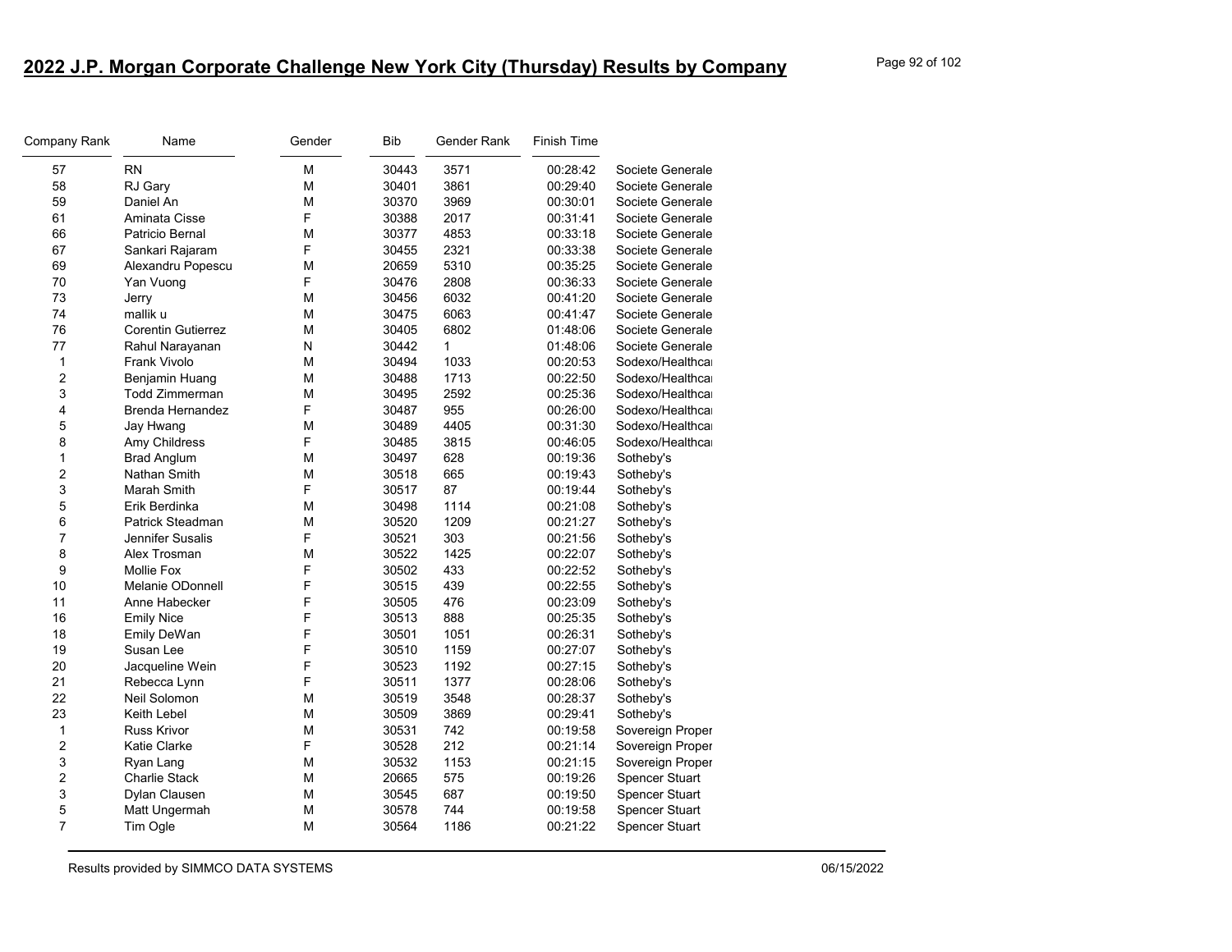## 2022 J.P. Morgan Corporate Challenge New York City (Thursday) Results by Company

| Company Rank | Name | Gender | Bib | Gender Rank | Finish Time | |
|---|---|---|---|---|---|---|
| 57 | RN | M | 30443 | 3571 | 00:28:42 | Societe Generale |
| 58 | RJ Gary | M | 30401 | 3861 | 00:29:40 | Societe Generale |
| 59 | Daniel An | M | 30370 | 3969 | 00:30:01 | Societe Generale |
| 61 | Aminata Cisse | F | 30388 | 2017 | 00:31:41 | Societe Generale |
| 66 | Patricio Bernal | M | 30377 | 4853 | 00:33:18 | Societe Generale |
| 67 | Sankari Rajaram | F | 30455 | 2321 | 00:33:38 | Societe Generale |
| 69 | Alexandru Popescu | M | 20659 | 5310 | 00:35:25 | Societe Generale |
| 70 | Yan Vuong | F | 30476 | 2808 | 00:36:33 | Societe Generale |
| 73 | Jerry | M | 30456 | 6032 | 00:41:20 | Societe Generale |
| 74 | mallik u | M | 30475 | 6063 | 00:41:47 | Societe Generale |
| 76 | Corentin Gutierrez | M | 30405 | 6802 | 01:48:06 | Societe Generale |
| 77 | Rahul Narayanan | N | 30442 | 1 | 01:48:06 | Societe Generale |
| 1 | Frank Vivolo | M | 30494 | 1033 | 00:20:53 | Sodexo/Healthca |
| 2 | Benjamin Huang | M | 30488 | 1713 | 00:22:50 | Sodexo/Healthca |
| 3 | Todd Zimmerman | M | 30495 | 2592 | 00:25:36 | Sodexo/Healthca |
| 4 | Brenda Hernandez | F | 30487 | 955 | 00:26:00 | Sodexo/Healthca |
| 5 | Jay Hwang | M | 30489 | 4405 | 00:31:30 | Sodexo/Healthca |
| 8 | Amy Childress | F | 30485 | 3815 | 00:46:05 | Sodexo/Healthca |
| 1 | Brad Anglum | M | 30497 | 628 | 00:19:36 | Sotheby's |
| 2 | Nathan Smith | M | 30518 | 665 | 00:19:43 | Sotheby's |
| 3 | Marah Smith | F | 30517 | 87 | 00:19:44 | Sotheby's |
| 5 | Erik Berdinka | M | 30498 | 1114 | 00:21:08 | Sotheby's |
| 6 | Patrick Steadman | M | 30520 | 1209 | 00:21:27 | Sotheby's |
| 7 | Jennifer Susalis | F | 30521 | 303 | 00:21:56 | Sotheby's |
| 8 | Alex Trosman | M | 30522 | 1425 | 00:22:07 | Sotheby's |
| 9 | Mollie Fox | F | 30502 | 433 | 00:22:52 | Sotheby's |
| 10 | Melanie ODonnell | F | 30515 | 439 | 00:22:55 | Sotheby's |
| 11 | Anne Habecker | F | 30505 | 476 | 00:23:09 | Sotheby's |
| 16 | Emily Nice | F | 30513 | 888 | 00:25:35 | Sotheby's |
| 18 | Emily DeWan | F | 30501 | 1051 | 00:26:31 | Sotheby's |
| 19 | Susan Lee | F | 30510 | 1159 | 00:27:07 | Sotheby's |
| 20 | Jacqueline Wein | F | 30523 | 1192 | 00:27:15 | Sotheby's |
| 21 | Rebecca Lynn | F | 30511 | 1377 | 00:28:06 | Sotheby's |
| 22 | Neil Solomon | M | 30519 | 3548 | 00:28:37 | Sotheby's |
| 23 | Keith Lebel | M | 30509 | 3869 | 00:29:41 | Sotheby's |
| 1 | Russ Krivor | M | 30531 | 742 | 00:19:58 | Sovereign Proper |
| 2 | Katie Clarke | F | 30528 | 212 | 00:21:14 | Sovereign Proper |
| 3 | Ryan Lang | M | 30532 | 1153 | 00:21:15 | Sovereign Proper |
| 2 | Charlie Stack | M | 20665 | 575 | 00:19:26 | Spencer Stuart |
| 3 | Dylan Clausen | M | 30545 | 687 | 00:19:50 | Spencer Stuart |
| 5 | Matt Ungermah | M | 30578 | 744 | 00:19:58 | Spencer Stuart |
| 7 | Tim Ogle | M | 30564 | 1186 | 00:21:22 | Spencer Stuart |

Results provided by SIMMCO DATA SYSTEMS 06/15/2022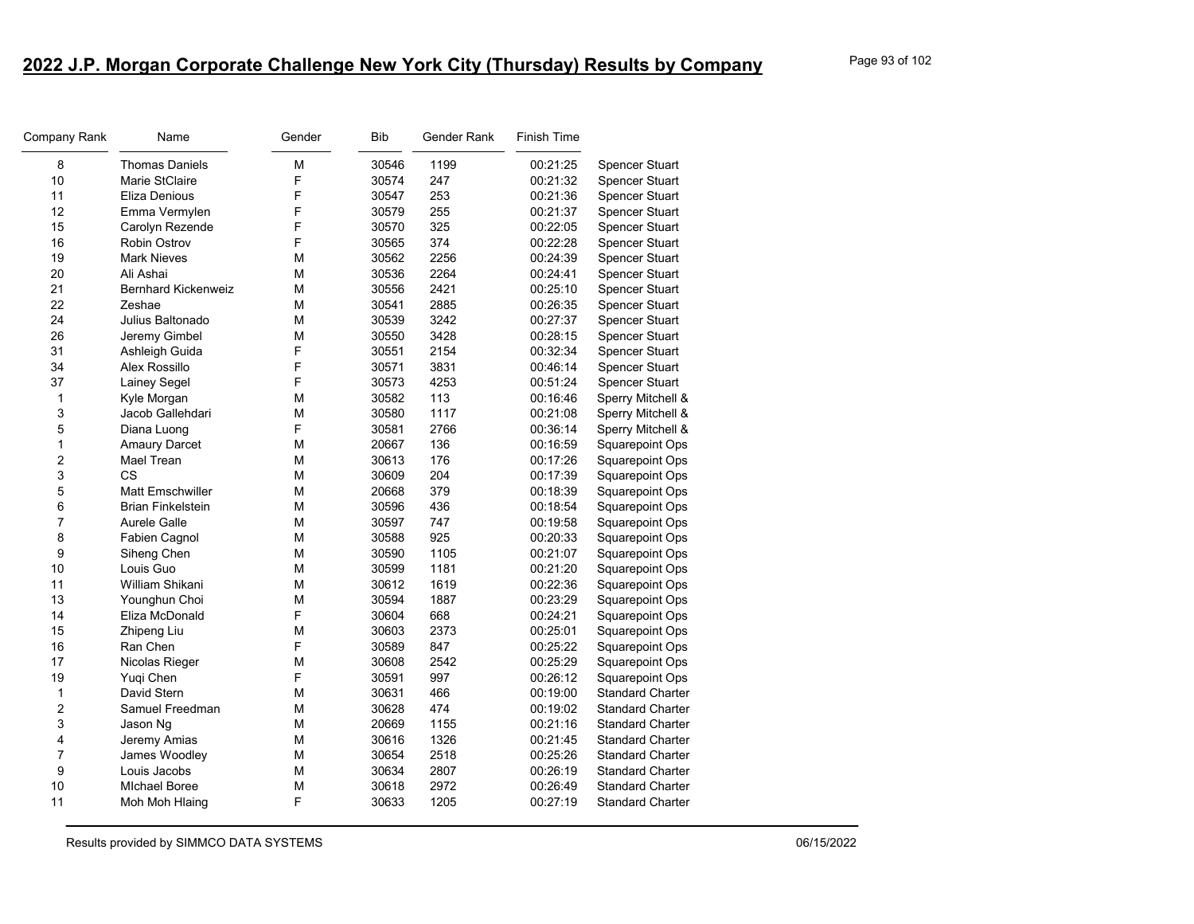# 2022 J.P. Morgan Corporate Challenge New York City (Thursday) Results by Company

| Company Rank | Name | Gender | Bib | Gender Rank | Finish Time | |
|---|---|---|---|---|---|---|
| 8 | Thomas Daniels | M | 30546 | 1199 | 00:21:25 | Spencer Stuart |
| 10 | Marie StClaire | F | 30574 | 247 | 00:21:32 | Spencer Stuart |
| 11 | Eliza Denious | F | 30547 | 253 | 00:21:36 | Spencer Stuart |
| 12 | Emma Vermylen | F | 30579 | 255 | 00:21:37 | Spencer Stuart |
| 15 | Carolyn Rezende | F | 30570 | 325 | 00:22:05 | Spencer Stuart |
| 16 | Robin Ostrov | F | 30565 | 374 | 00:22:28 | Spencer Stuart |
| 19 | Mark Nieves | M | 30562 | 2256 | 00:24:39 | Spencer Stuart |
| 20 | Ali Ashai | M | 30536 | 2264 | 00:24:41 | Spencer Stuart |
| 21 | Bernhard Kickenweiz | M | 30556 | 2421 | 00:25:10 | Spencer Stuart |
| 22 | Zeshae | M | 30541 | 2885 | 00:26:35 | Spencer Stuart |
| 24 | Julius Baltonado | M | 30539 | 3242 | 00:27:37 | Spencer Stuart |
| 26 | Jeremy Gimbel | M | 30550 | 3428 | 00:28:15 | Spencer Stuart |
| 31 | Ashleigh Guida | F | 30551 | 2154 | 00:32:34 | Spencer Stuart |
| 34 | Alex Rossillo | F | 30571 | 3831 | 00:46:14 | Spencer Stuart |
| 37 | Lainey Segel | F | 30573 | 4253 | 00:51:24 | Spencer Stuart |
| 1 | Kyle Morgan | M | 30582 | 113 | 00:16:46 | Sperry Mitchell & |
| 3 | Jacob Gallehdari | M | 30580 | 1117 | 00:21:08 | Sperry Mitchell & |
| 5 | Diana Luong | F | 30581 | 2766 | 00:36:14 | Sperry Mitchell & |
| 1 | Amaury Darcet | M | 20667 | 136 | 00:16:59 | Squarepoint Ops |
| 2 | Mael Trean | M | 30613 | 176 | 00:17:26 | Squarepoint Ops |
| 3 | CS | M | 30609 | 204 | 00:17:39 | Squarepoint Ops |
| 5 | Matt Emschwiller | M | 20668 | 379 | 00:18:39 | Squarepoint Ops |
| 6 | Brian Finkelstein | M | 30596 | 436 | 00:18:54 | Squarepoint Ops |
| 7 | Aurele Galle | M | 30597 | 747 | 00:19:58 | Squarepoint Ops |
| 8 | Fabien Cagnol | M | 30588 | 925 | 00:20:33 | Squarepoint Ops |
| 9 | Siheng Chen | M | 30590 | 1105 | 00:21:07 | Squarepoint Ops |
| 10 | Louis Guo | M | 30599 | 1181 | 00:21:20 | Squarepoint Ops |
| 11 | William Shikani | M | 30612 | 1619 | 00:22:36 | Squarepoint Ops |
| 13 | Younghun Choi | M | 30594 | 1887 | 00:23:29 | Squarepoint Ops |
| 14 | Eliza McDonald | F | 30604 | 668 | 00:24:21 | Squarepoint Ops |
| 15 | Zhipeng Liu | M | 30603 | 2373 | 00:25:01 | Squarepoint Ops |
| 16 | Ran Chen | F | 30589 | 847 | 00:25:22 | Squarepoint Ops |
| 17 | Nicolas Rieger | M | 30608 | 2542 | 00:25:29 | Squarepoint Ops |
| 19 | Yuqi Chen | F | 30591 | 997 | 00:26:12 | Squarepoint Ops |
| 1 | David Stern | M | 30631 | 466 | 00:19:00 | Standard Charter |
| 2 | Samuel Freedman | M | 30628 | 474 | 00:19:02 | Standard Charter |
| 3 | Jason Ng | M | 20669 | 1155 | 00:21:16 | Standard Charter |
| 4 | Jeremy Amias | M | 30616 | 1326 | 00:21:45 | Standard Charter |
| 7 | James Woodley | M | 30654 | 2518 | 00:25:26 | Standard Charter |
| 9 | Louis Jacobs | M | 30634 | 2807 | 00:26:19 | Standard Charter |
| 10 | MIchael Boree | M | 30618 | 2972 | 00:26:49 | Standard Charter |
| 11 | Moh Moh Hlaing | F | 30633 | 1205 | 00:27:19 | Standard Charter |

Results provided by SIMMCO DATA SYSTEMS 06/15/2022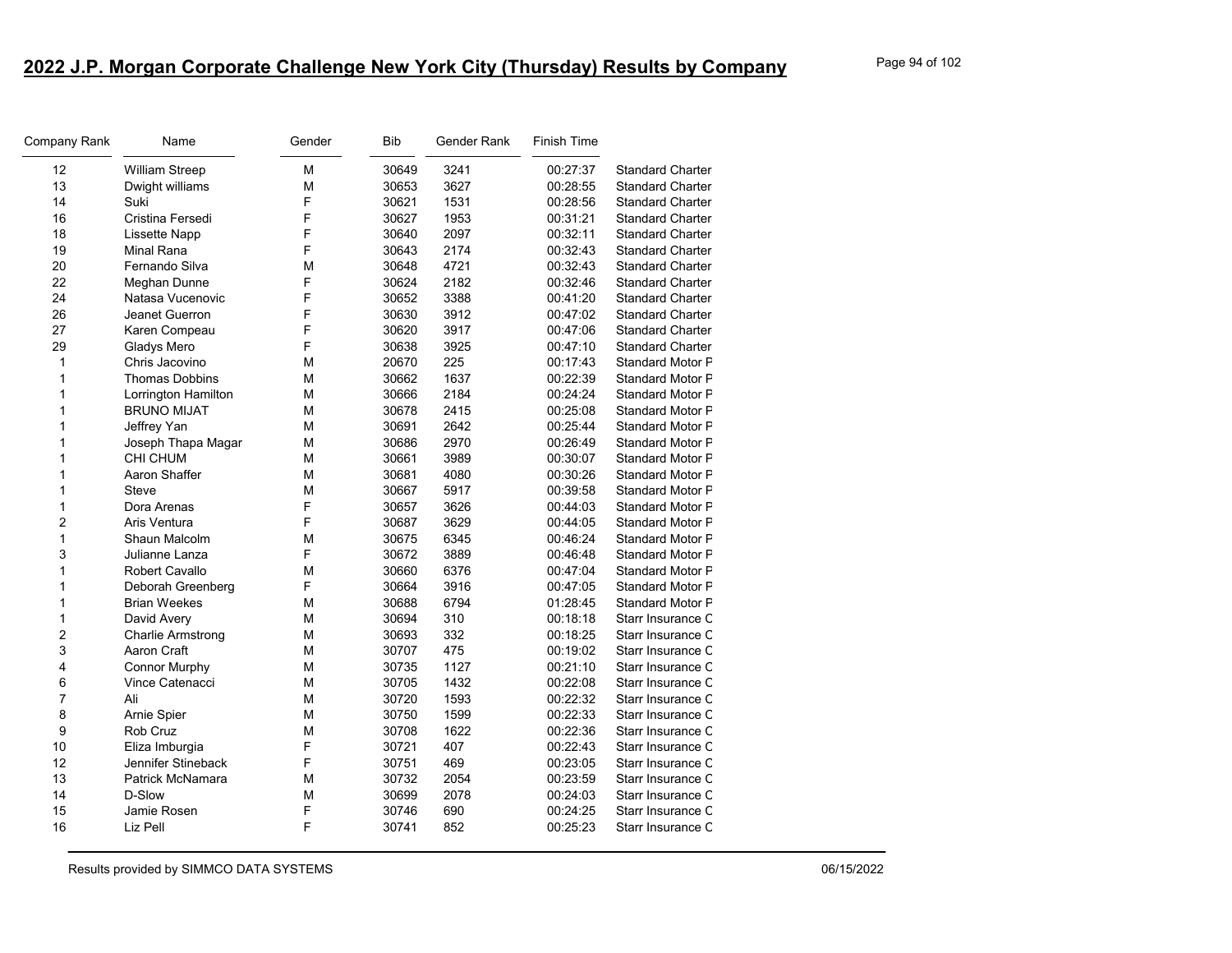## 2022 J.P. Morgan Corporate Challenge New York City (Thursday) Results by Company

| Company Rank | Name | Gender | Bib | Gender Rank | Finish Time | |
|---|---|---|---|---|---|---|
| 12 | William Streep | M | 30649 | 3241 | 00:27:37 | Standard Charter |
| 13 | Dwight williams | M | 30653 | 3627 | 00:28:55 | Standard Charter |
| 14 | Suki | F | 30621 | 1531 | 00:28:56 | Standard Charter |
| 16 | Cristina Fersedi | F | 30627 | 1953 | 00:31:21 | Standard Charter |
| 18 | Lissette Napp | F | 30640 | 2097 | 00:32:11 | Standard Charter |
| 19 | Minal Rana | F | 30643 | 2174 | 00:32:43 | Standard Charter |
| 20 | Fernando Silva | M | 30648 | 4721 | 00:32:43 | Standard Charter |
| 22 | Meghan Dunne | F | 30624 | 2182 | 00:32:46 | Standard Charter |
| 24 | Natasa Vucenovic | F | 30652 | 3388 | 00:41:20 | Standard Charter |
| 26 | Jeanet Guerron | F | 30630 | 3912 | 00:47:02 | Standard Charter |
| 27 | Karen Compeau | F | 30620 | 3917 | 00:47:06 | Standard Charter |
| 29 | Gladys Mero | F | 30638 | 3925 | 00:47:10 | Standard Charter |
| 1 | Chris Jacovino | M | 20670 | 225 | 00:17:43 | Standard Motor P |
| 1 | Thomas Dobbins | M | 30662 | 1637 | 00:22:39 | Standard Motor P |
| 1 | Lorrington Hamilton | M | 30666 | 2184 | 00:24:24 | Standard Motor P |
| 1 | BRUNO MIJAT | M | 30678 | 2415 | 00:25:08 | Standard Motor P |
| 1 | Jeffrey Yan | M | 30691 | 2642 | 00:25:44 | Standard Motor P |
| 1 | Joseph Thapa Magar | M | 30686 | 2970 | 00:26:49 | Standard Motor P |
| 1 | CHI CHUM | M | 30661 | 3989 | 00:30:07 | Standard Motor P |
| 1 | Aaron Shaffer | M | 30681 | 4080 | 00:30:26 | Standard Motor P |
| 1 | Steve | M | 30667 | 5917 | 00:39:58 | Standard Motor P |
| 1 | Dora Arenas | F | 30657 | 3626 | 00:44:03 | Standard Motor P |
| 2 | Aris Ventura | F | 30687 | 3629 | 00:44:05 | Standard Motor P |
| 1 | Shaun Malcolm | M | 30675 | 6345 | 00:46:24 | Standard Motor P |
| 3 | Julianne Lanza | F | 30672 | 3889 | 00:46:48 | Standard Motor P |
| 1 | Robert Cavallo | M | 30660 | 6376 | 00:47:04 | Standard Motor P |
| 1 | Deborah Greenberg | F | 30664 | 3916 | 00:47:05 | Standard Motor P |
| 1 | Brian Weekes | M | 30688 | 6794 | 01:28:45 | Standard Motor P |
| 1 | David Avery | M | 30694 | 310 | 00:18:18 | Starr Insurance C |
| 2 | Charlie Armstrong | M | 30693 | 332 | 00:18:25 | Starr Insurance C |
| 3 | Aaron Craft | M | 30707 | 475 | 00:19:02 | Starr Insurance C |
| 4 | Connor Murphy | M | 30735 | 1127 | 00:21:10 | Starr Insurance C |
| 6 | Vince Catenacci | M | 30705 | 1432 | 00:22:08 | Starr Insurance C |
| 7 | Ali | M | 30720 | 1593 | 00:22:32 | Starr Insurance C |
| 8 | Arnie Spier | M | 30750 | 1599 | 00:22:33 | Starr Insurance C |
| 9 | Rob Cruz | M | 30708 | 1622 | 00:22:36 | Starr Insurance C |
| 10 | Eliza Imburgia | F | 30721 | 407 | 00:22:43 | Starr Insurance C |
| 12 | Jennifer Stineback | F | 30751 | 469 | 00:23:05 | Starr Insurance C |
| 13 | Patrick McNamara | M | 30732 | 2054 | 00:23:59 | Starr Insurance C |
| 14 | D-Slow | M | 30699 | 2078 | 00:24:03 | Starr Insurance C |
| 15 | Jamie Rosen | F | 30746 | 690 | 00:24:25 | Starr Insurance C |
| 16 | Liz Pell | F | 30741 | 852 | 00:25:23 | Starr Insurance C |

Results provided by SIMMCO DATA SYSTEMS 06/15/2022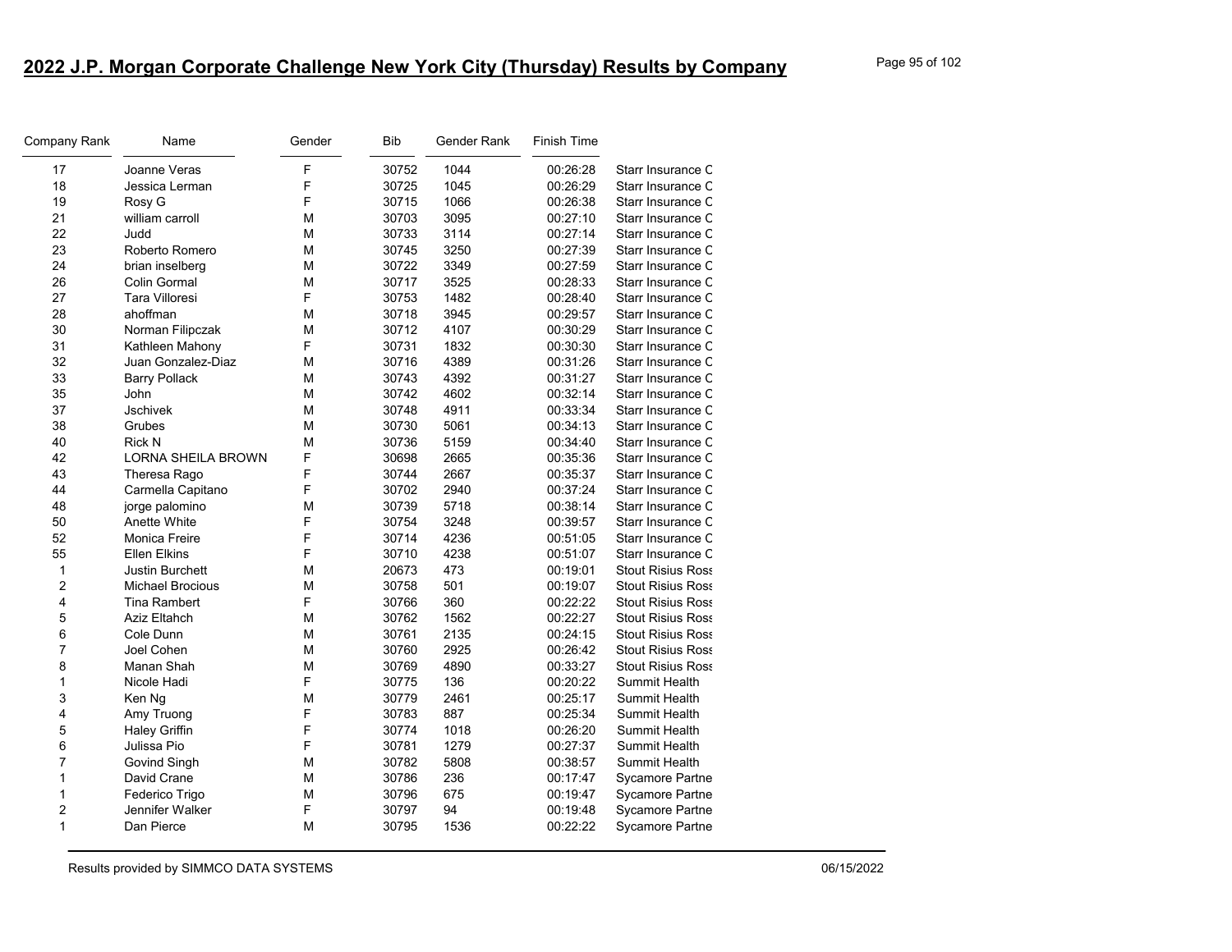## 2022 J.P. Morgan Corporate Challenge New York City (Thursday) Results by Company

| Company Rank | Name | Gender | Bib | Gender Rank | Finish Time | |
|---|---|---|---|---|---|---|
| 17 | Joanne Veras | F | 30752 | 1044 | 00:26:28 | Starr Insurance C |
| 18 | Jessica Lerman | F | 30725 | 1045 | 00:26:29 | Starr Insurance C |
| 19 | Rosy G | F | 30715 | 1066 | 00:26:38 | Starr Insurance C |
| 21 | william carroll | M | 30703 | 3095 | 00:27:10 | Starr Insurance C |
| 22 | Judd | M | 30733 | 3114 | 00:27:14 | Starr Insurance C |
| 23 | Roberto Romero | M | 30745 | 3250 | 00:27:39 | Starr Insurance C |
| 24 | brian inselberg | M | 30722 | 3349 | 00:27:59 | Starr Insurance C |
| 26 | Colin Gormal | M | 30717 | 3525 | 00:28:33 | Starr Insurance C |
| 27 | Tara Villoresi | F | 30753 | 1482 | 00:28:40 | Starr Insurance C |
| 28 | ahoffman | M | 30718 | 3945 | 00:29:57 | Starr Insurance C |
| 30 | Norman Filipczak | M | 30712 | 4107 | 00:30:29 | Starr Insurance C |
| 31 | Kathleen Mahony | F | 30731 | 1832 | 00:30:30 | Starr Insurance C |
| 32 | Juan Gonzalez-Diaz | M | 30716 | 4389 | 00:31:26 | Starr Insurance C |
| 33 | Barry Pollack | M | 30743 | 4392 | 00:31:27 | Starr Insurance C |
| 35 | John | M | 30742 | 4602 | 00:32:14 | Starr Insurance C |
| 37 | Jschivek | M | 30748 | 4911 | 00:33:34 | Starr Insurance C |
| 38 | Grubes | M | 30730 | 5061 | 00:34:13 | Starr Insurance C |
| 40 | Rick N | M | 30736 | 5159 | 00:34:40 | Starr Insurance C |
| 42 | LORNA SHEILA BROWN | F | 30698 | 2665 | 00:35:36 | Starr Insurance C |
| 43 | Theresa Rago | F | 30744 | 2667 | 00:35:37 | Starr Insurance C |
| 44 | Carmella Capitano | F | 30702 | 2940 | 00:37:24 | Starr Insurance C |
| 48 | jorge palomino | M | 30739 | 5718 | 00:38:14 | Starr Insurance C |
| 50 | Anette White | F | 30754 | 3248 | 00:39:57 | Starr Insurance C |
| 52 | Monica Freire | F | 30714 | 4236 | 00:51:05 | Starr Insurance C |
| 55 | Ellen Elkins | F | 30710 | 4238 | 00:51:07 | Starr Insurance C |
| 1 | Justin Burchett | M | 20673 | 473 | 00:19:01 | Stout Risius Ross |
| 2 | Michael Brocious | M | 30758 | 501 | 00:19:07 | Stout Risius Ross |
| 4 | Tina Rambert | F | 30766 | 360 | 00:22:22 | Stout Risius Ross |
| 5 | Aziz Eltahch | M | 30762 | 1562 | 00:22:27 | Stout Risius Ross |
| 6 | Cole Dunn | M | 30761 | 2135 | 00:24:15 | Stout Risius Ross |
| 7 | Joel Cohen | M | 30760 | 2925 | 00:26:42 | Stout Risius Ross |
| 8 | Manan Shah | M | 30769 | 4890 | 00:33:27 | Stout Risius Ross |
| 1 | Nicole Hadi | F | 30775 | 136 | 00:20:22 | Summit Health |
| 3 | Ken Ng | M | 30779 | 2461 | 00:25:17 | Summit Health |
| 4 | Amy Truong | F | 30783 | 887 | 00:25:34 | Summit Health |
| 5 | Haley Griffin | F | 30774 | 1018 | 00:26:20 | Summit Health |
| 6 | Julissa Pio | F | 30781 | 1279 | 00:27:37 | Summit Health |
| 7 | Govind Singh | M | 30782 | 5808 | 00:38:57 | Summit Health |
| 1 | David Crane | M | 30786 | 236 | 00:17:47 | Sycamore Partne |
| 1 | Federico Trigo | M | 30796 | 675 | 00:19:47 | Sycamore Partne |
| 2 | Jennifer Walker | F | 30797 | 94 | 00:19:48 | Sycamore Partne |
| 1 | Dan Pierce | M | 30795 | 1536 | 00:22:22 | Sycamore Partne |

Results provided by SIMMCO DATA SYSTEMS 06/15/2022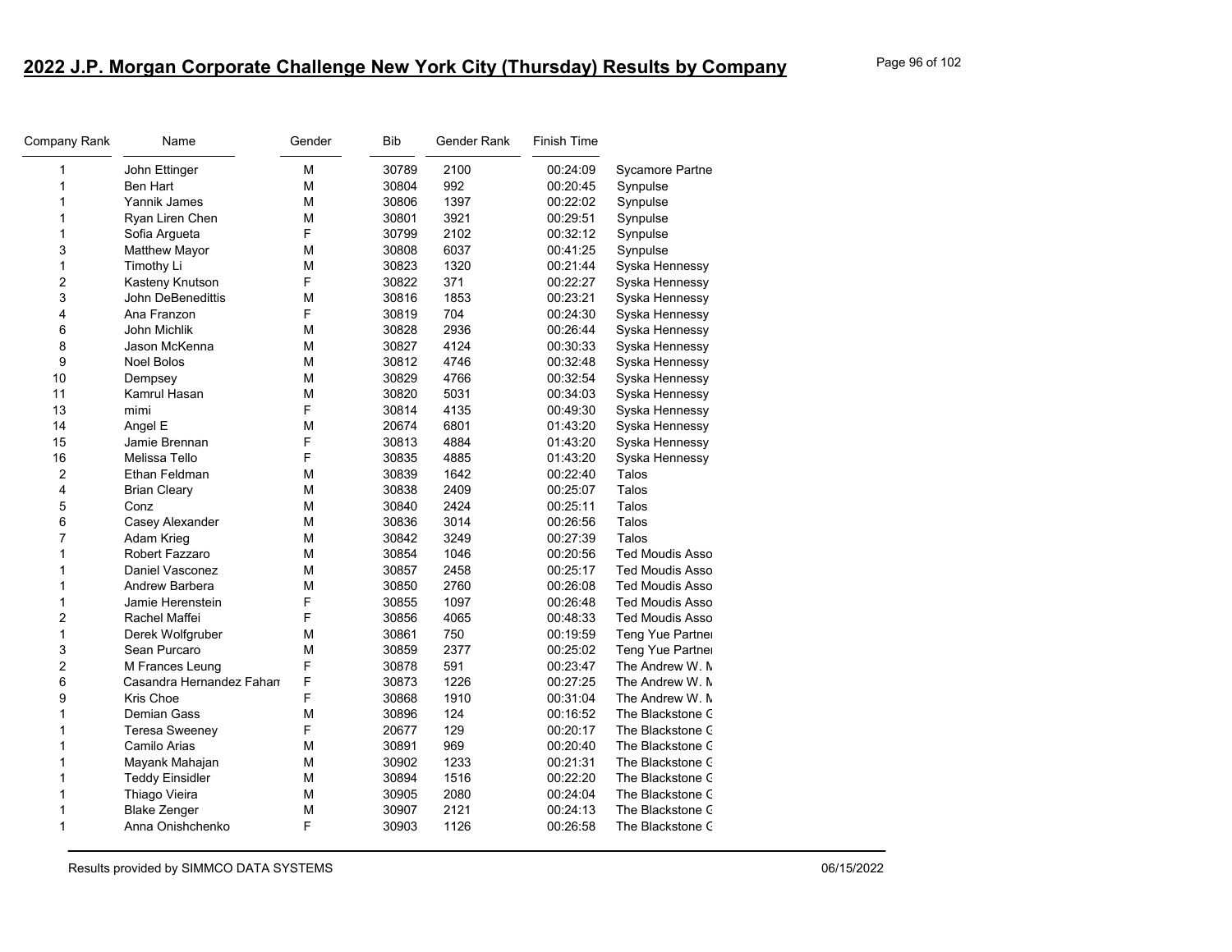## 2022 J.P. Morgan Corporate Challenge New York City (Thursday) Results by Company

| Company Rank | Name | Gender | Bib | Gender Rank | Finish Time | |
|---|---|---|---|---|---|---|
| 1 | John Ettinger | M | 30789 | 2100 | 00:24:09 | Sycamore Partne |
| 1 | Ben Hart | M | 30804 | 992 | 00:20:45 | Synpulse |
| 1 | Yannik James | M | 30806 | 1397 | 00:22:02 | Synpulse |
| 1 | Ryan Liren Chen | M | 30801 | 3921 | 00:29:51 | Synpulse |
| 1 | Sofia Argueta | F | 30799 | 2102 | 00:32:12 | Synpulse |
| 3 | Matthew Mayor | M | 30808 | 6037 | 00:41:25 | Synpulse |
| 1 | Timothy Li | M | 30823 | 1320 | 00:21:44 | Syska Hennessy |
| 2 | Kasteny Knutson | F | 30822 | 371 | 00:22:27 | Syska Hennessy |
| 3 | John DeBenedittis | M | 30816 | 1853 | 00:23:21 | Syska Hennessy |
| 4 | Ana Franzon | F | 30819 | 704 | 00:24:30 | Syska Hennessy |
| 6 | John Michlik | M | 30828 | 2936 | 00:26:44 | Syska Hennessy |
| 8 | Jason McKenna | M | 30827 | 4124 | 00:30:33 | Syska Hennessy |
| 9 | Noel Bolos | M | 30812 | 4746 | 00:32:48 | Syska Hennessy |
| 10 | Dempsey | M | 30829 | 4766 | 00:32:54 | Syska Hennessy |
| 11 | Kamrul Hasan | M | 30820 | 5031 | 00:34:03 | Syska Hennessy |
| 13 | mimi | F | 30814 | 4135 | 00:49:30 | Syska Hennessy |
| 14 | Angel E | M | 20674 | 6801 | 01:43:20 | Syska Hennessy |
| 15 | Jamie Brennan | F | 30813 | 4884 | 01:43:20 | Syska Hennessy |
| 16 | Melissa Tello | F | 30835 | 4885 | 01:43:20 | Syska Hennessy |
| 2 | Ethan Feldman | M | 30839 | 1642 | 00:22:40 | Talos |
| 4 | Brian Cleary | M | 30838 | 2409 | 00:25:07 | Talos |
| 5 | Conz | M | 30840 | 2424 | 00:25:11 | Talos |
| 6 | Casey Alexander | M | 30836 | 3014 | 00:26:56 | Talos |
| 7 | Adam Krieg | M | 30842 | 3249 | 00:27:39 | Talos |
| 1 | Robert Fazzaro | M | 30854 | 1046 | 00:20:56 | Ted Moudis Asso |
| 1 | Daniel Vasconez | M | 30857 | 2458 | 00:25:17 | Ted Moudis Asso |
| 1 | Andrew Barbera | M | 30850 | 2760 | 00:26:08 | Ted Moudis Asso |
| 1 | Jamie Herenstein | F | 30855 | 1097 | 00:26:48 | Ted Moudis Asso |
| 2 | Rachel Maffei | F | 30856 | 4065 | 00:48:33 | Ted Moudis Asso |
| 1 | Derek Wolfgruber | M | 30861 | 750 | 00:19:59 | Teng Yue Partner |
| 3 | Sean Purcaro | M | 30859 | 2377 | 00:25:02 | Teng Yue Partner |
| 2 | M Frances Leung | F | 30878 | 591 | 00:23:47 | The Andrew W. M |
| 6 | Casandra Hernandez Faham | F | 30873 | 1226 | 00:27:25 | The Andrew W. M |
| 9 | Kris Choe | F | 30868 | 1910 | 00:31:04 | The Andrew W. M |
| 1 | Demian Gass | M | 30896 | 124 | 00:16:52 | The Blackstone G |
| 1 | Teresa Sweeney | F | 20677 | 129 | 00:20:17 | The Blackstone G |
| 1 | Camilo Arias | M | 30891 | 969 | 00:20:40 | The Blackstone G |
| 1 | Mayank Mahajan | M | 30902 | 1233 | 00:21:31 | The Blackstone G |
| 1 | Teddy Einsidler | M | 30894 | 1516 | 00:22:20 | The Blackstone G |
| 1 | Thiago Vieira | M | 30905 | 2080 | 00:24:04 | The Blackstone G |
| 1 | Blake Zenger | M | 30907 | 2121 | 00:24:13 | The Blackstone G |
| 1 | Anna Onishchenko | F | 30903 | 1126 | 00:26:58 | The Blackstone G |

Results provided by SIMMCO DATA SYSTEMS 06/15/2022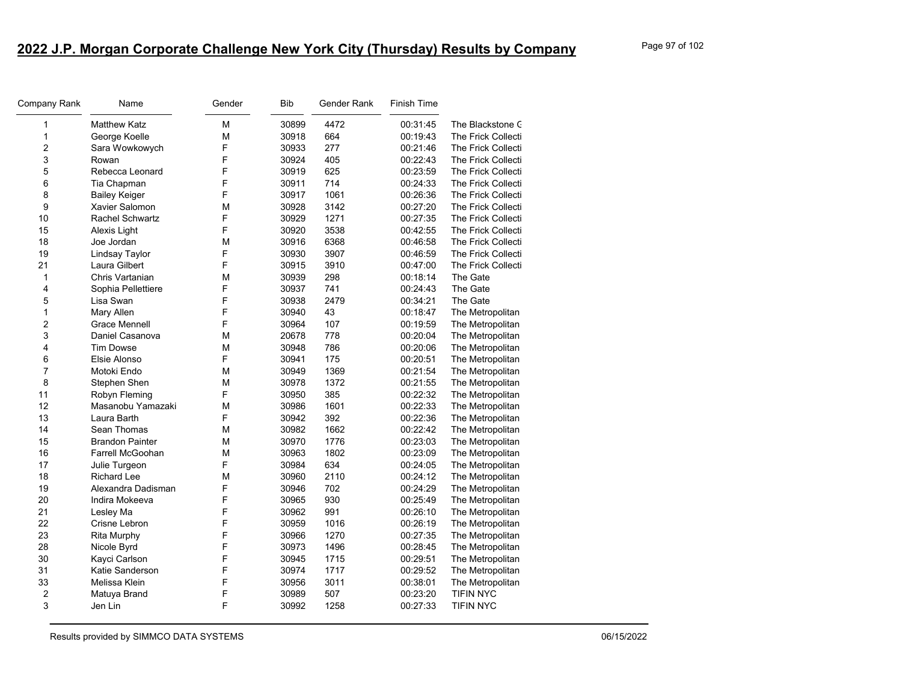## 2022 J.P. Morgan Corporate Challenge New York City (Thursday) Results by Company

| Company Rank | Name | Gender | Bib | Gender Rank | Finish Time | |
|---|---|---|---|---|---|---|
| 1 | Matthew Katz | M | 30899 | 4472 | 00:31:45 | The Blackstone G |
| 1 | George Koelle | M | 30918 | 664 | 00:19:43 | The Frick Collecti |
| 2 | Sara Wowkowych | F | 30933 | 277 | 00:21:46 | The Frick Collecti |
| 3 | Rowan | F | 30924 | 405 | 00:22:43 | The Frick Collecti |
| 5 | Rebecca Leonard | F | 30919 | 625 | 00:23:59 | The Frick Collecti |
| 6 | Tia Chapman | F | 30911 | 714 | 00:24:33 | The Frick Collecti |
| 8 | Bailey Keiger | F | 30917 | 1061 | 00:26:36 | The Frick Collecti |
| 9 | Xavier Salomon | M | 30928 | 3142 | 00:27:20 | The Frick Collecti |
| 10 | Rachel Schwartz | F | 30929 | 1271 | 00:27:35 | The Frick Collecti |
| 15 | Alexis Light | F | 30920 | 3538 | 00:42:55 | The Frick Collecti |
| 18 | Joe Jordan | M | 30916 | 6368 | 00:46:58 | The Frick Collecti |
| 19 | Lindsay Taylor | F | 30930 | 3907 | 00:46:59 | The Frick Collecti |
| 21 | Laura Gilbert | F | 30915 | 3910 | 00:47:00 | The Frick Collecti |
| 1 | Chris Vartanian | M | 30939 | 298 | 00:18:14 | The Gate |
| 4 | Sophia Pellettiere | F | 30937 | 741 | 00:24:43 | The Gate |
| 5 | Lisa Swan | F | 30938 | 2479 | 00:34:21 | The Gate |
| 1 | Mary Allen | F | 30940 | 43 | 00:18:47 | The Metropolitan |
| 2 | Grace Mennell | F | 30964 | 107 | 00:19:59 | The Metropolitan |
| 3 | Daniel Casanova | M | 20678 | 778 | 00:20:04 | The Metropolitan |
| 4 | Tim Dowse | M | 30948 | 786 | 00:20:06 | The Metropolitan |
| 6 | Elsie Alonso | F | 30941 | 175 | 00:20:51 | The Metropolitan |
| 7 | Motoki Endo | M | 30949 | 1369 | 00:21:54 | The Metropolitan |
| 8 | Stephen Shen | M | 30978 | 1372 | 00:21:55 | The Metropolitan |
| 11 | Robyn Fleming | F | 30950 | 385 | 00:22:32 | The Metropolitan |
| 12 | Masanobu Yamazaki | M | 30986 | 1601 | 00:22:33 | The Metropolitan |
| 13 | Laura Barth | F | 30942 | 392 | 00:22:36 | The Metropolitan |
| 14 | Sean Thomas | M | 30982 | 1662 | 00:22:42 | The Metropolitan |
| 15 | Brandon Painter | M | 30970 | 1776 | 00:23:03 | The Metropolitan |
| 16 | Farrell McGoohan | M | 30963 | 1802 | 00:23:09 | The Metropolitan |
| 17 | Julie Turgeon | F | 30984 | 634 | 00:24:05 | The Metropolitan |
| 18 | Richard Lee | M | 30960 | 2110 | 00:24:12 | The Metropolitan |
| 19 | Alexandra Dadisman | F | 30946 | 702 | 00:24:29 | The Metropolitan |
| 20 | Indira Mokeeva | F | 30965 | 930 | 00:25:49 | The Metropolitan |
| 21 | Lesley Ma | F | 30962 | 991 | 00:26:10 | The Metropolitan |
| 22 | Crisne Lebron | F | 30959 | 1016 | 00:26:19 | The Metropolitan |
| 23 | Rita Murphy | F | 30966 | 1270 | 00:27:35 | The Metropolitan |
| 28 | Nicole Byrd | F | 30973 | 1496 | 00:28:45 | The Metropolitan |
| 30 | Kayci Carlson | F | 30945 | 1715 | 00:29:51 | The Metropolitan |
| 31 | Katie Sanderson | F | 30974 | 1717 | 00:29:52 | The Metropolitan |
| 33 | Melissa Klein | F | 30956 | 3011 | 00:38:01 | The Metropolitan |
| 2 | Matuya Brand | F | 30989 | 507 | 00:23:20 | TIFIN NYC |
| 3 | Jen Lin | F | 30992 | 1258 | 00:27:33 | TIFIN NYC |

Results provided by SIMMCO DATA SYSTEMS 06/15/2022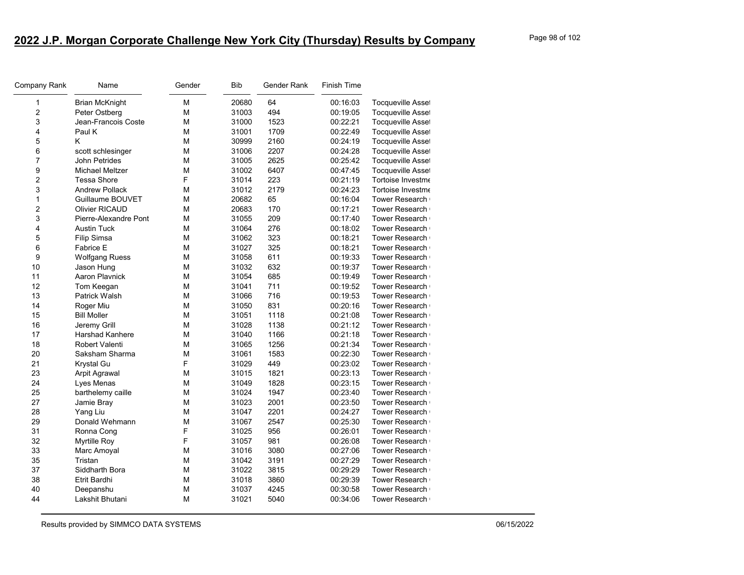# 2022 J.P. Morgan Corporate Challenge New York City (Thursday) Results by Company

| Company Rank | Name | Gender | Bib | Gender Rank | Finish Time | |
|---|---|---|---|---|---|---|
| 1 | Brian McKnight | M | 20680 | 64 | 00:16:03 | Tocqueville Asset |
| 2 | Peter Ostberg | M | 31003 | 494 | 00:19:05 | Tocqueville Asset |
| 3 | Jean-Francois Coste | M | 31000 | 1523 | 00:22:21 | Tocqueville Asset |
| 4 | Paul K | M | 31001 | 1709 | 00:22:49 | Tocqueville Asset |
| 5 | K | M | 30999 | 2160 | 00:24:19 | Tocqueville Asset |
| 6 | scott schlesinger | M | 31006 | 2207 | 00:24:28 | Tocqueville Asset |
| 7 | John Petrides | M | 31005 | 2625 | 00:25:42 | Tocqueville Asset |
| 9 | Michael Meltzer | M | 31002 | 6407 | 00:47:45 | Tocqueville Asset |
| 2 | Tessa Shore | F | 31014 | 223 | 00:21:19 | Tortoise Investme |
| 3 | Andrew Pollack | M | 31012 | 2179 | 00:24:23 | Tortoise Investme |
| 1 | Guillaume BOUVET | M | 20682 | 65 | 00:16:04 | Tower Research |
| 2 | Olivier RICAUD | M | 20683 | 170 | 00:17:21 | Tower Research |
| 3 | Pierre-Alexandre Pont | M | 31055 | 209 | 00:17:40 | Tower Research |
| 4 | Austin Tuck | M | 31064 | 276 | 00:18:02 | Tower Research |
| 5 | Filip Simsa | M | 31062 | 323 | 00:18:21 | Tower Research |
| 6 | Fabrice E | M | 31027 | 325 | 00:18:21 | Tower Research |
| 9 | Wolfgang Ruess | M | 31058 | 611 | 00:19:33 | Tower Research |
| 10 | Jason Hung | M | 31032 | 632 | 00:19:37 | Tower Research |
| 11 | Aaron Plavnick | M | 31054 | 685 | 00:19:49 | Tower Research |
| 12 | Tom Keegan | M | 31041 | 711 | 00:19:52 | Tower Research |
| 13 | Patrick Walsh | M | 31066 | 716 | 00:19:53 | Tower Research |
| 14 | Roger Miu | M | 31050 | 831 | 00:20:16 | Tower Research |
| 15 | Bill Moller | M | 31051 | 1118 | 00:21:08 | Tower Research |
| 16 | Jeremy Grill | M | 31028 | 1138 | 00:21:12 | Tower Research |
| 17 | Harshad Kanhere | M | 31040 | 1166 | 00:21:18 | Tower Research |
| 18 | Robert Valenti | M | 31065 | 1256 | 00:21:34 | Tower Research |
| 20 | Saksham Sharma | M | 31061 | 1583 | 00:22:30 | Tower Research |
| 21 | Krystal Gu | F | 31029 | 449 | 00:23:02 | Tower Research |
| 23 | Arpit Agrawal | M | 31015 | 1821 | 00:23:13 | Tower Research |
| 24 | Lyes Menas | M | 31049 | 1828 | 00:23:15 | Tower Research |
| 25 | barthelemy caille | M | 31024 | 1947 | 00:23:40 | Tower Research |
| 27 | Jamie Bray | M | 31023 | 2001 | 00:23:50 | Tower Research |
| 28 | Yang Liu | M | 31047 | 2201 | 00:24:27 | Tower Research |
| 29 | Donald Wehmann | M | 31067 | 2547 | 00:25:30 | Tower Research |
| 31 | Ronna Cong | F | 31025 | 956 | 00:26:01 | Tower Research |
| 32 | Myrtille Roy | F | 31057 | 981 | 00:26:08 | Tower Research |
| 33 | Marc Amoyal | M | 31016 | 3080 | 00:27:06 | Tower Research |
| 35 | Tristan | M | 31042 | 3191 | 00:27:29 | Tower Research |
| 37 | Siddharth Bora | M | 31022 | 3815 | 00:29:29 | Tower Research |
| 38 | Etrit Bardhi | M | 31018 | 3860 | 00:29:39 | Tower Research |
| 40 | Deepanshu | M | 31037 | 4245 | 00:30:58 | Tower Research |
| 44 | Lakshit Bhutani | M | 31021 | 5040 | 00:34:06 | Tower Research |

Results provided by SIMMCO DATA SYSTEMS 06/15/2022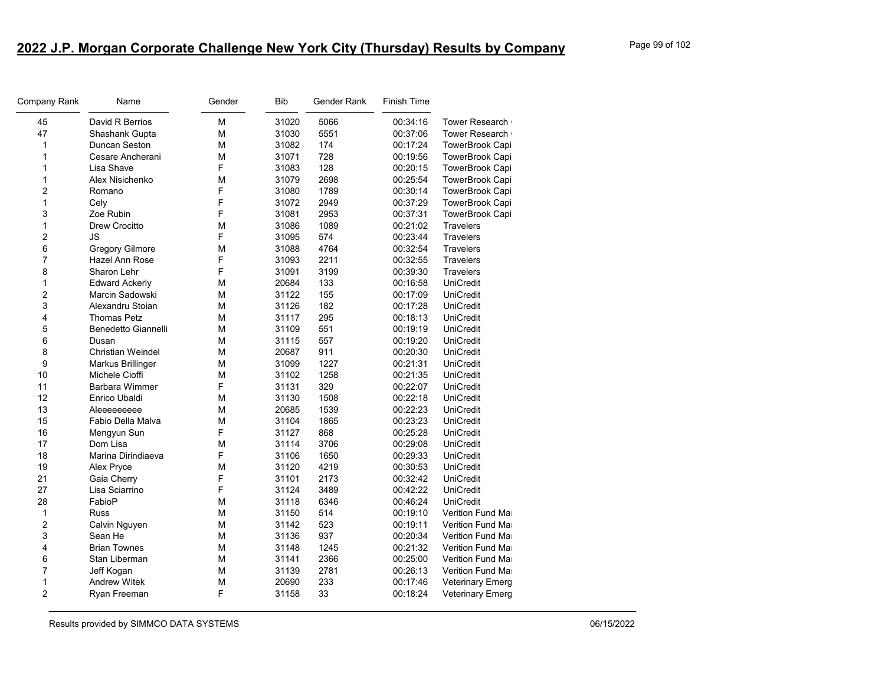# 2022 J.P. Morgan Corporate Challenge New York City (Thursday) Results by Company

| Company Rank | Name | Gender | Bib | Gender Rank | Finish Time | |
|---|---|---|---|---|---|---|
| 45 | David R Berrios | M | 31020 | 5066 | 00:34:16 | Tower Research ( |
| 47 | Shashank Gupta | M | 31030 | 5551 | 00:37:06 | Tower Research ( |
| 1 | Duncan Seston | M | 31082 | 174 | 00:17:24 | TowerBrook Capi |
| 1 | Cesare Ancherani | M | 31071 | 728 | 00:19:56 | TowerBrook Capi |
| 1 | Lisa Shave | F | 31083 | 128 | 00:20:15 | TowerBrook Capi |
| 1 | Alex Nisichenko | M | 31079 | 2698 | 00:25:54 | TowerBrook Capi |
| 2 | Romano | F | 31080 | 1789 | 00:30:14 | TowerBrook Capi |
| 1 | Cely | F | 31072 | 2949 | 00:37:29 | TowerBrook Capi |
| 3 | Zoe Rubin | F | 31081 | 2953 | 00:37:31 | TowerBrook Capi |
| 1 | Drew Crocitto | M | 31086 | 1089 | 00:21:02 | Travelers |
| 2 | JS | F | 31095 | 574 | 00:23:44 | Travelers |
| 6 | Gregory Gilmore | M | 31088 | 4764 | 00:32:54 | Travelers |
| 7 | Hazel Ann Rose | F | 31093 | 2211 | 00:32:55 | Travelers |
| 8 | Sharon Lehr | F | 31091 | 3199 | 00:39:30 | Travelers |
| 1 | Edward Ackerly | M | 20684 | 133 | 00:16:58 | UniCredit |
| 2 | Marcin Sadowski | M | 31122 | 155 | 00:17:09 | UniCredit |
| 3 | Alexandru Stoian | M | 31126 | 182 | 00:17:28 | UniCredit |
| 4 | Thomas Petz | M | 31117 | 295 | 00:18:13 | UniCredit |
| 5 | Benedetto Giannelli | M | 31109 | 551 | 00:19:19 | UniCredit |
| 6 | Dusan | M | 31115 | 557 | 00:19:20 | UniCredit |
| 8 | Christian Weindel | M | 20687 | 911 | 00:20:30 | UniCredit |
| 9 | Markus Brillinger | M | 31099 | 1227 | 00:21:31 | UniCredit |
| 10 | Michele Cioffi | M | 31102 | 1258 | 00:21:35 | UniCredit |
| 11 | Barbara Wimmer | F | 31131 | 329 | 00:22:07 | UniCredit |
| 12 | Enrico Ubaldi | M | 31130 | 1508 | 00:22:18 | UniCredit |
| 13 | Aleeeeeeeee | M | 20685 | 1539 | 00:22:23 | UniCredit |
| 15 | Fabio Della Malva | M | 31104 | 1865 | 00:23:23 | UniCredit |
| 16 | Mengyun Sun | F | 31127 | 868 | 00:25:28 | UniCredit |
| 17 | Dom Lisa | M | 31114 | 3706 | 00:29:08 | UniCredit |
| 18 | Marina Dirindiaeva | F | 31106 | 1650 | 00:29:33 | UniCredit |
| 19 | Alex Pryce | M | 31120 | 4219 | 00:30:53 | UniCredit |
| 21 | Gaia Cherry | F | 31101 | 2173 | 00:32:42 | UniCredit |
| 27 | Lisa Sciarrino | F | 31124 | 3489 | 00:42:22 | UniCredit |
| 28 | FabioP | M | 31118 | 6346 | 00:46:24 | UniCredit |
| 1 | Russ | M | 31150 | 514 | 00:19:10 | Verition Fund Ma |
| 2 | Calvin Nguyen | M | 31142 | 523 | 00:19:11 | Verition Fund Ma |
| 3 | Sean He | M | 31136 | 937 | 00:20:34 | Verition Fund Ma |
| 4 | Brian Townes | M | 31148 | 1245 | 00:21:32 | Verition Fund Ma |
| 6 | Stan Liberman | M | 31141 | 2366 | 00:25:00 | Verition Fund Ma |
| 7 | Jeff Kogan | M | 31139 | 2781 | 00:26:13 | Verition Fund Ma |
| 1 | Andrew Witek | M | 20690 | 233 | 00:17:46 | Veterinary Emerg |
| 2 | Ryan Freeman | F | 31158 | 33 | 00:18:24 | Veterinary Emerg |

Results provided by SIMMCO DATA SYSTEMS 06/15/2022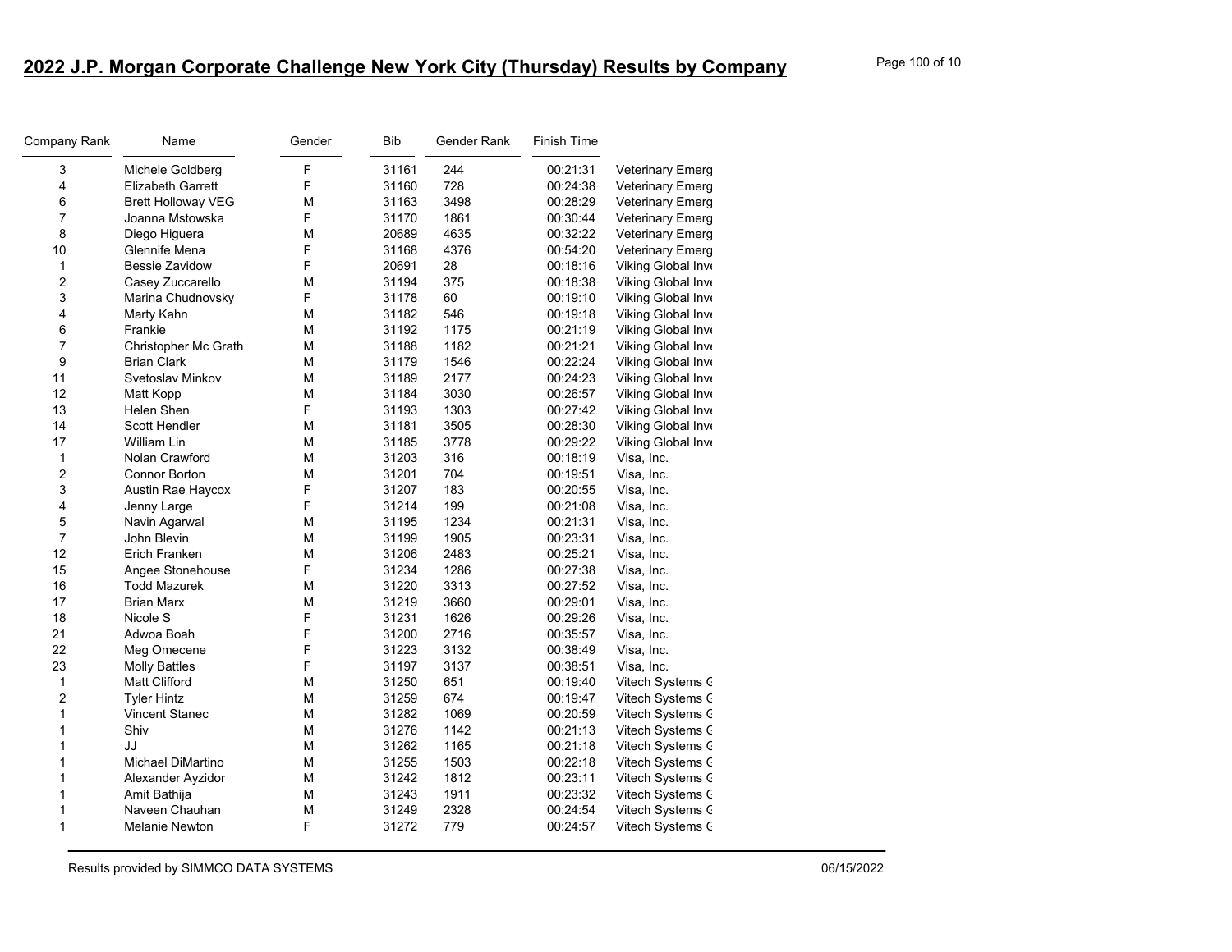## 2022 J.P. Morgan Corporate Challenge New York City (Thursday) Results by Company

| Company Rank | Name | Gender | Bib | Gender Rank | Finish Time | |
|---|---|---|---|---|---|---|
| 3 | Michele Goldberg | F | 31161 | 244 | 00:21:31 | Veterinary Emerg |
| 4 | Elizabeth Garrett | F | 31160 | 728 | 00:24:38 | Veterinary Emerg |
| 6 | Brett Holloway VEG | M | 31163 | 3498 | 00:28:29 | Veterinary Emerg |
| 7 | Joanna Mstowska | F | 31170 | 1861 | 00:30:44 | Veterinary Emerg |
| 8 | Diego Higuera | M | 20689 | 4635 | 00:32:22 | Veterinary Emerg |
| 10 | Glennife Mena | F | 31168 | 4376 | 00:54:20 | Veterinary Emerg |
| 1 | Bessie Zavidow | F | 20691 | 28 | 00:18:16 | Viking Global Inve |
| 2 | Casey Zuccarello | M | 31194 | 375 | 00:18:38 | Viking Global Inve |
| 3 | Marina Chudnovsky | F | 31178 | 60 | 00:19:10 | Viking Global Inve |
| 4 | Marty Kahn | M | 31182 | 546 | 00:19:18 | Viking Global Inve |
| 6 | Frankie | M | 31192 | 1175 | 00:21:19 | Viking Global Inve |
| 7 | Christopher Mc Grath | M | 31188 | 1182 | 00:21:21 | Viking Global Inve |
| 9 | Brian Clark | M | 31179 | 1546 | 00:22:24 | Viking Global Inve |
| 11 | Svetoslav Minkov | M | 31189 | 2177 | 00:24:23 | Viking Global Inve |
| 12 | Matt Kopp | M | 31184 | 3030 | 00:26:57 | Viking Global Inve |
| 13 | Helen Shen | F | 31193 | 1303 | 00:27:42 | Viking Global Inve |
| 14 | Scott Hendler | M | 31181 | 3505 | 00:28:30 | Viking Global Inve |
| 17 | William Lin | M | 31185 | 3778 | 00:29:22 | Viking Global Inve |
| 1 | Nolan Crawford | M | 31203 | 316 | 00:18:19 | Visa, Inc. |
| 2 | Connor Borton | M | 31201 | 704 | 00:19:51 | Visa, Inc. |
| 3 | Austin Rae Haycox | F | 31207 | 183 | 00:20:55 | Visa, Inc. |
| 4 | Jenny Large | F | 31214 | 199 | 00:21:08 | Visa, Inc. |
| 5 | Navin Agarwal | M | 31195 | 1234 | 00:21:31 | Visa, Inc. |
| 7 | John Blevin | M | 31199 | 1905 | 00:23:31 | Visa, Inc. |
| 12 | Erich Franken | M | 31206 | 2483 | 00:25:21 | Visa, Inc. |
| 15 | Angee Stonehouse | F | 31234 | 1286 | 00:27:38 | Visa, Inc. |
| 16 | Todd Mazurek | M | 31220 | 3313 | 00:27:52 | Visa, Inc. |
| 17 | Brian Marx | M | 31219 | 3660 | 00:29:01 | Visa, Inc. |
| 18 | Nicole S | F | 31231 | 1626 | 00:29:26 | Visa, Inc. |
| 21 | Adwoa Boah | F | 31200 | 2716 | 00:35:57 | Visa, Inc. |
| 22 | Meg Omecene | F | 31223 | 3132 | 00:38:49 | Visa, Inc. |
| 23 | Molly Battles | F | 31197 | 3137 | 00:38:51 | Visa, Inc. |
| 1 | Matt Clifford | M | 31250 | 651 | 00:19:40 | Vitech Systems G |
| 2 | Tyler Hintz | M | 31259 | 674 | 00:19:47 | Vitech Systems G |
| 1 | Vincent Stanec | M | 31282 | 1069 | 00:20:59 | Vitech Systems G |
| 1 | Shiv | M | 31276 | 1142 | 00:21:13 | Vitech Systems G |
| 1 | JJ | M | 31262 | 1165 | 00:21:18 | Vitech Systems G |
| 1 | Michael DiMartino | M | 31255 | 1503 | 00:22:18 | Vitech Systems G |
| 1 | Alexander Ayzidor | M | 31242 | 1812 | 00:23:11 | Vitech Systems G |
| 1 | Amit Bathija | M | 31243 | 1911 | 00:23:32 | Vitech Systems G |
| 1 | Naveen Chauhan | M | 31249 | 2328 | 00:24:54 | Vitech Systems G |
| 1 | Melanie Newton | F | 31272 | 779 | 00:24:57 | Vitech Systems G |

Results provided by SIMMCO DATA SYSTEMS 06/15/2022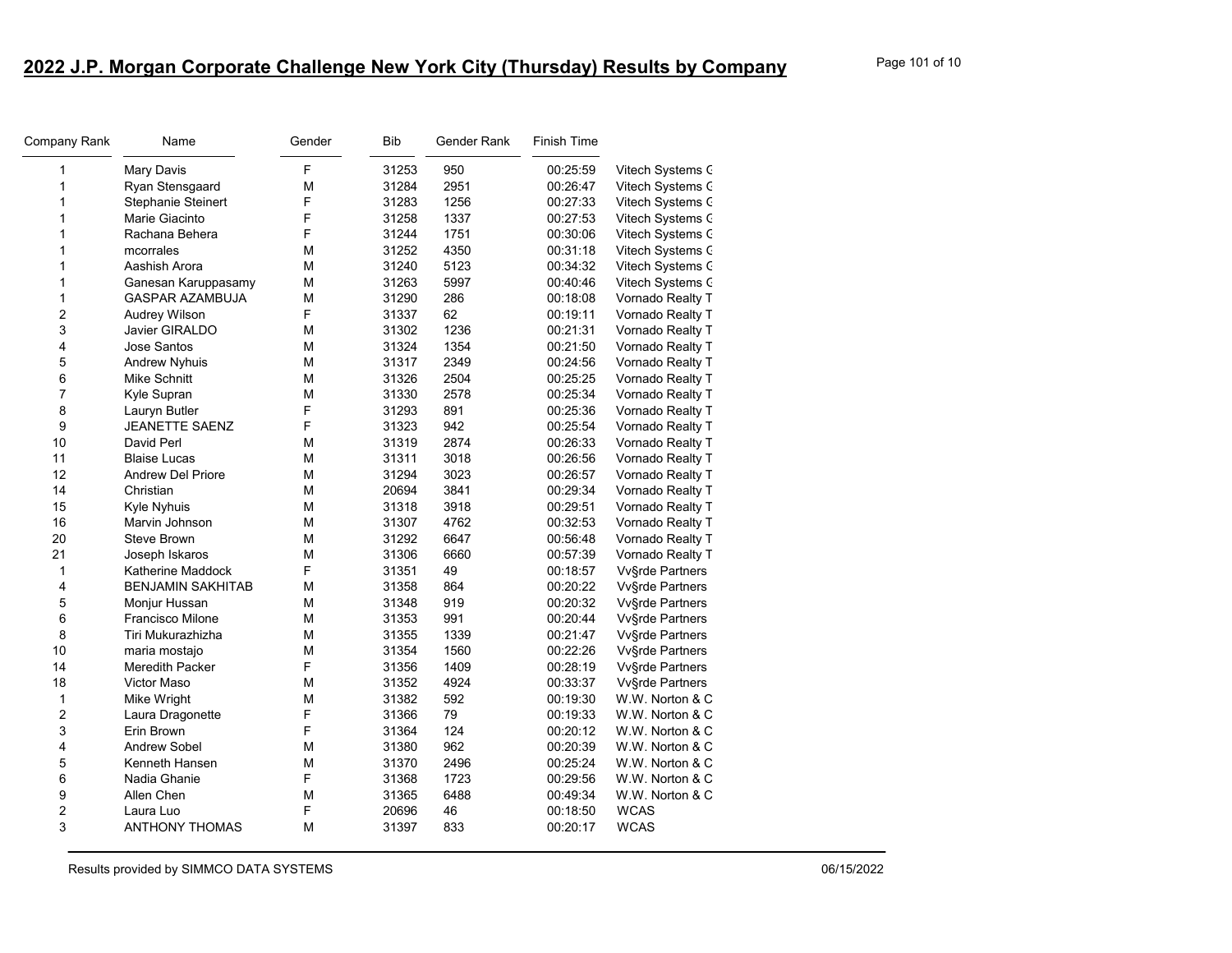## 2022 J.P. Morgan Corporate Challenge New York City (Thursday) Results by Company

| Company Rank | Name | Gender | Bib | Gender Rank | Finish Time | |
|---|---|---|---|---|---|---|
| 1 | Mary Davis | F | 31253 | 950 | 00:25:59 | Vitech Systems G |
| 1 | Ryan Stensgaard | M | 31284 | 2951 | 00:26:47 | Vitech Systems G |
| 1 | Stephanie Steinert | F | 31283 | 1256 | 00:27:33 | Vitech Systems G |
| 1 | Marie Giacinto | F | 31258 | 1337 | 00:27:53 | Vitech Systems G |
| 1 | Rachana Behera | F | 31244 | 1751 | 00:30:06 | Vitech Systems G |
| 1 | mcorrales | M | 31252 | 4350 | 00:31:18 | Vitech Systems G |
| 1 | Aashish Arora | M | 31240 | 5123 | 00:34:32 | Vitech Systems G |
| 1 | Ganesan Karuppasamy | M | 31263 | 5997 | 00:40:46 | Vitech Systems G |
| 1 | GASPAR AZAMBUJA | M | 31290 | 286 | 00:18:08 | Vornado Realty T |
| 2 | Audrey Wilson | F | 31337 | 62 | 00:19:11 | Vornado Realty T |
| 3 | Javier GIRALDO | M | 31302 | 1236 | 00:21:31 | Vornado Realty T |
| 4 | Jose Santos | M | 31324 | 1354 | 00:21:50 | Vornado Realty T |
| 5 | Andrew Nyhuis | M | 31317 | 2349 | 00:24:56 | Vornado Realty T |
| 6 | Mike Schnitt | M | 31326 | 2504 | 00:25:25 | Vornado Realty T |
| 7 | Kyle Supran | M | 31330 | 2578 | 00:25:34 | Vornado Realty T |
| 8 | Lauryn Butler | F | 31293 | 891 | 00:25:36 | Vornado Realty T |
| 9 | JEANETTE SAENZ | F | 31323 | 942 | 00:25:54 | Vornado Realty T |
| 10 | David Perl | M | 31319 | 2874 | 00:26:33 | Vornado Realty T |
| 11 | Blaise Lucas | M | 31311 | 3018 | 00:26:56 | Vornado Realty T |
| 12 | Andrew Del Priore | M | 31294 | 3023 | 00:26:57 | Vornado Realty T |
| 14 | Christian | M | 20694 | 3841 | 00:29:34 | Vornado Realty T |
| 15 | Kyle Nyhuis | M | 31318 | 3918 | 00:29:51 | Vornado Realty T |
| 16 | Marvin Johnson | M | 31307 | 4762 | 00:32:53 | Vornado Realty T |
| 20 | Steve Brown | M | 31292 | 6647 | 00:56:48 | Vornado Realty T |
| 21 | Joseph Iskaros | M | 31306 | 6660 | 00:57:39 | Vornado Realty T |
| 1 | Katherine Maddock | F | 31351 | 49 | 00:18:57 | Vv§rde Partners |
| 4 | BENJAMIN SAKHITAB | M | 31358 | 864 | 00:20:22 | Vv§rde Partners |
| 5 | Monjur Hussan | M | 31348 | 919 | 00:20:32 | Vv§rde Partners |
| 6 | Francisco Milone | M | 31353 | 991 | 00:20:44 | Vv§rde Partners |
| 8 | Tiri Mukurazhizha | M | 31355 | 1339 | 00:21:47 | Vv§rde Partners |
| 10 | maria mostajo | M | 31354 | 1560 | 00:22:26 | Vv§rde Partners |
| 14 | Meredith Packer | F | 31356 | 1409 | 00:28:19 | Vv§rde Partners |
| 18 | Victor Maso | M | 31352 | 4924 | 00:33:37 | Vv§rde Partners |
| 1 | Mike Wright | M | 31382 | 592 | 00:19:30 | W.W. Norton & C |
| 2 | Laura Dragonette | F | 31366 | 79 | 00:19:33 | W.W. Norton & C |
| 3 | Erin Brown | F | 31364 | 124 | 00:20:12 | W.W. Norton & C |
| 4 | Andrew Sobel | M | 31380 | 962 | 00:20:39 | W.W. Norton & C |
| 5 | Kenneth Hansen | M | 31370 | 2496 | 00:25:24 | W.W. Norton & C |
| 6 | Nadia Ghanie | F | 31368 | 1723 | 00:29:56 | W.W. Norton & C |
| 9 | Allen Chen | M | 31365 | 6488 | 00:49:34 | W.W. Norton & C |
| 2 | Laura Luo | F | 20696 | 46 | 00:18:50 | WCAS |
| 3 | ANTHONY THOMAS | M | 31397 | 833 | 00:20:17 | WCAS |

Results provided by SIMMCO DATA SYSTEMS 06/15/2022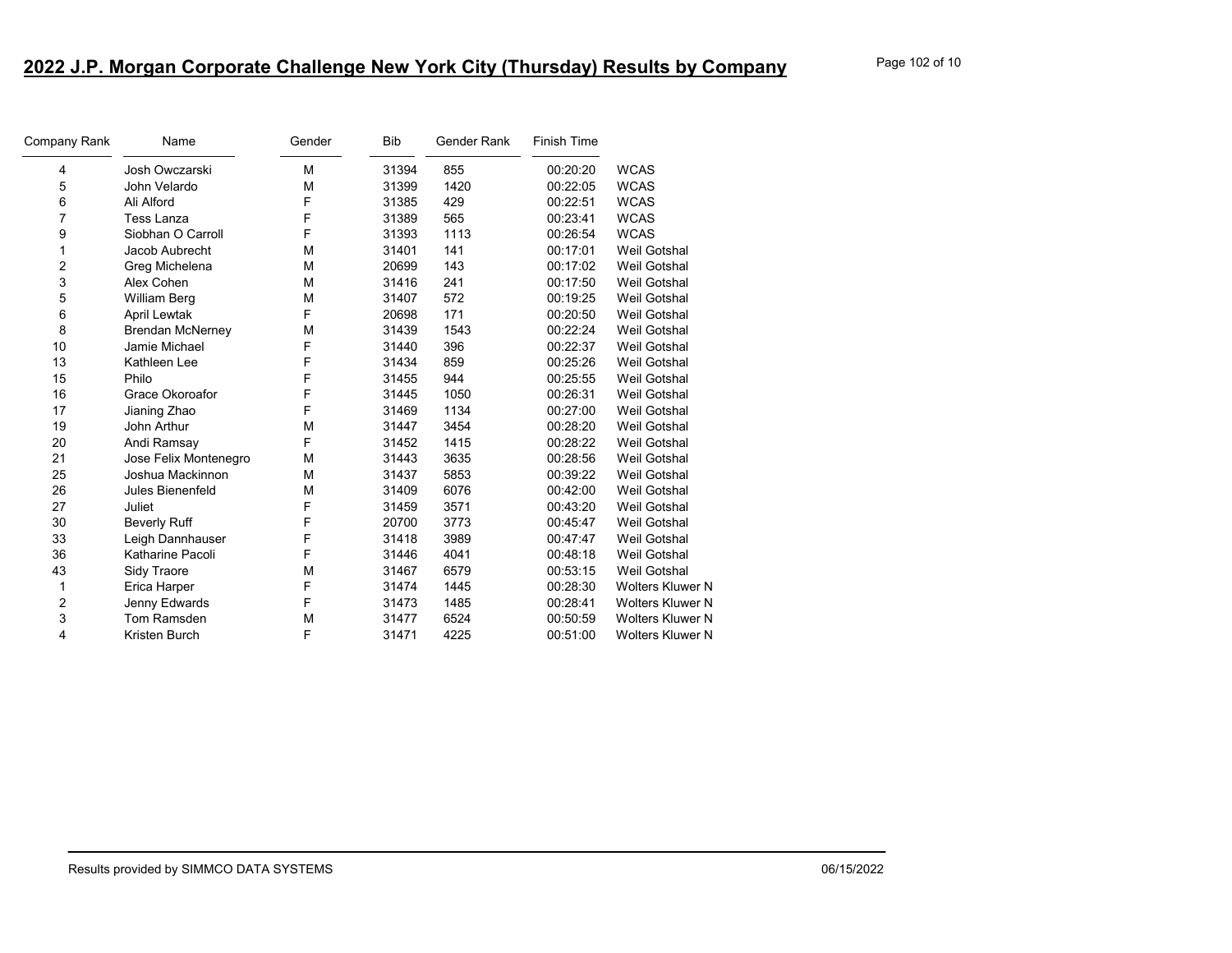## 2022 J.P. Morgan Corporate Challenge New York City (Thursday) Results by Company

| Company Rank | Name | Gender | Bib | Gender Rank | Finish Time | |
|---|---|---|---|---|---|---|
| 4 | Josh Owczarski | M | 31394 | 855 | 00:20:20 | WCAS |
| 5 | John Velardo | M | 31399 | 1420 | 00:22:05 | WCAS |
| 6 | Ali Alford | F | 31385 | 429 | 00:22:51 | WCAS |
| 7 | Tess Lanza | F | 31389 | 565 | 00:23:41 | WCAS |
| 9 | Siobhan O Carroll | F | 31393 | 1113 | 00:26:54 | WCAS |
| 1 | Jacob Aubrecht | M | 31401 | 141 | 00:17:01 | Weil Gotshal |
| 2 | Greg Michelena | M | 20699 | 143 | 00:17:02 | Weil Gotshal |
| 3 | Alex Cohen | M | 31416 | 241 | 00:17:50 | Weil Gotshal |
| 5 | William Berg | M | 31407 | 572 | 00:19:25 | Weil Gotshal |
| 6 | April Lewtak | F | 20698 | 171 | 00:20:50 | Weil Gotshal |
| 8 | Brendan McNerney | M | 31439 | 1543 | 00:22:24 | Weil Gotshal |
| 10 | Jamie Michael | F | 31440 | 396 | 00:22:37 | Weil Gotshal |
| 13 | Kathleen Lee | F | 31434 | 859 | 00:25:26 | Weil Gotshal |
| 15 | Philo | F | 31455 | 944 | 00:25:55 | Weil Gotshal |
| 16 | Grace Okoroafor | F | 31445 | 1050 | 00:26:31 | Weil Gotshal |
| 17 | Jianing Zhao | F | 31469 | 1134 | 00:27:00 | Weil Gotshal |
| 19 | John Arthur | M | 31447 | 3454 | 00:28:20 | Weil Gotshal |
| 20 | Andi Ramsay | F | 31452 | 1415 | 00:28:22 | Weil Gotshal |
| 21 | Jose Felix Montenegro | M | 31443 | 3635 | 00:28:56 | Weil Gotshal |
| 25 | Joshua Mackinnon | M | 31437 | 5853 | 00:39:22 | Weil Gotshal |
| 26 | Jules Bienenfeld | M | 31409 | 6076 | 00:42:00 | Weil Gotshal |
| 27 | Juliet | F | 31459 | 3571 | 00:43:20 | Weil Gotshal |
| 30 | Beverly Ruff | F | 20700 | 3773 | 00:45:47 | Weil Gotshal |
| 33 | Leigh Dannhauser | F | 31418 | 3989 | 00:47:47 | Weil Gotshal |
| 36 | Katharine Pacoli | F | 31446 | 4041 | 00:48:18 | Weil Gotshal |
| 43 | Sidy Traore | M | 31467 | 6579 | 00:53:15 | Weil Gotshal |
| 1 | Erica Harper | F | 31474 | 1445 | 00:28:30 | Wolters Kluwer N |
| 2 | Jenny Edwards | F | 31473 | 1485 | 00:28:41 | Wolters Kluwer N |
| 3 | Tom Ramsden | M | 31477 | 6524 | 00:50:59 | Wolters Kluwer N |
| 4 | Kristen Burch | F | 31471 | 4225 | 00:51:00 | Wolters Kluwer N |

Results provided by SIMMCO DATA SYSTEMS 06/15/2022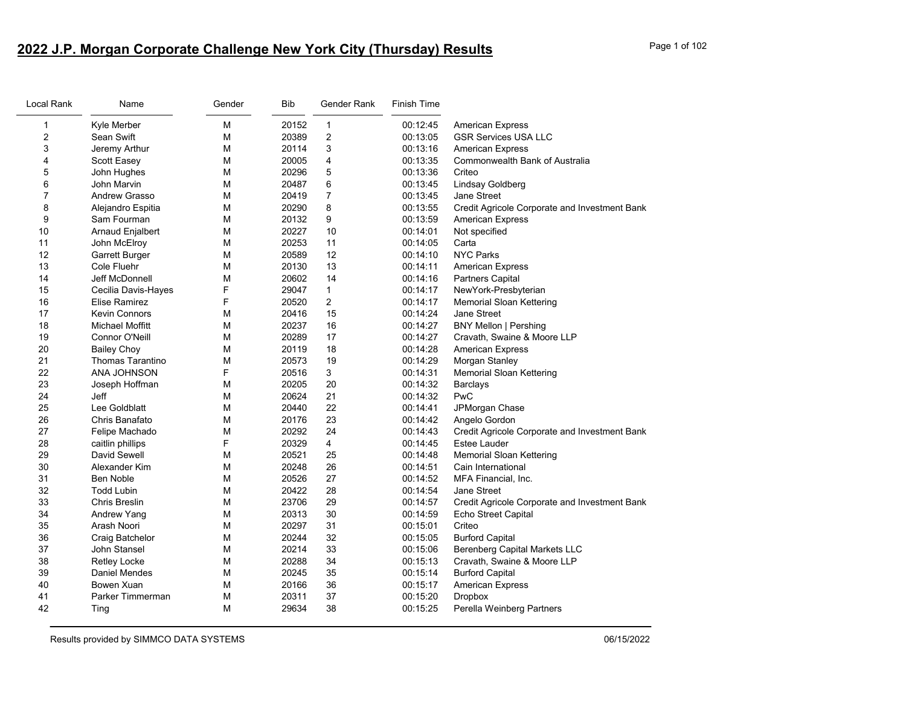# 2022 J.P. Morgan Corporate Challenge New York City (Thursday) Results

| Local Rank | Name | Gender | Bib | Gender Rank | Finish Time | |
|---|---|---|---|---|---|---|
| 1 | Kyle Merber | M | 20152 | 1 | 00:12:45 | American Express |
| 2 | Sean Swift | M | 20389 | 2 | 00:13:05 | GSR Services USA LLC |
| 3 | Jeremy Arthur | M | 20114 | 3 | 00:13:16 | American Express |
| 4 | Scott Easey | M | 20005 | 4 | 00:13:35 | Commonwealth Bank of Australia |
| 5 | John Hughes | M | 20296 | 5 | 00:13:36 | Criteo |
| 6 | John Marvin | M | 20487 | 6 | 00:13:45 | Lindsay Goldberg |
| 7 | Andrew Grasso | M | 20419 | 7 | 00:13:45 | Jane Street |
| 8 | Alejandro Espitia | M | 20290 | 8 | 00:13:55 | Credit Agricole Corporate and Investment Bank |
| 9 | Sam Fourman | M | 20132 | 9 | 00:13:59 | American Express |
| 10 | Arnaud Enjalbert | M | 20227 | 10 | 00:14:01 | Not specified |
| 11 | John McElroy | M | 20253 | 11 | 00:14:05 | Carta |
| 12 | Garrett Burger | M | 20589 | 12 | 00:14:10 | NYC Parks |
| 13 | Cole Fluehr | M | 20130 | 13 | 00:14:11 | American Express |
| 14 | Jeff McDonnell | M | 20602 | 14 | 00:14:16 | Partners Capital |
| 15 | Cecilia Davis-Hayes | F | 29047 | 1 | 00:14:17 | NewYork-Presbyterian |
| 16 | Elise Ramirez | F | 20520 | 2 | 00:14:17 | Memorial Sloan Kettering |
| 17 | Kevin Connors | M | 20416 | 15 | 00:14:24 | Jane Street |
| 18 | Michael Moffitt | M | 20237 | 16 | 00:14:27 | BNY Mellon \| Pershing |
| 19 | Connor O'Neill | M | 20289 | 17 | 00:14:27 | Cravath, Swaine & Moore LLP |
| 20 | Bailey Choy | M | 20119 | 18 | 00:14:28 | American Express |
| 21 | Thomas Tarantino | M | 20573 | 19 | 00:14:29 | Morgan Stanley |
| 22 | ANA JOHNSON | F | 20516 | 3 | 00:14:31 | Memorial Sloan Kettering |
| 23 | Joseph Hoffman | M | 20205 | 20 | 00:14:32 | Barclays |
| 24 | Jeff | M | 20624 | 21 | 00:14:32 | PwC |
| 25 | Lee Goldblatt | M | 20440 | 22 | 00:14:41 | JPMorgan Chase |
| 26 | Chris Banafato | M | 20176 | 23 | 00:14:42 | Angelo Gordon |
| 27 | Felipe Machado | M | 20292 | 24 | 00:14:43 | Credit Agricole Corporate and Investment Bank |
| 28 | caitlin phillips | F | 20329 | 4 | 00:14:45 | Estee Lauder |
| 29 | David Sewell | M | 20521 | 25 | 00:14:48 | Memorial Sloan Kettering |
| 30 | Alexander Kim | M | 20248 | 26 | 00:14:51 | Cain International |
| 31 | Ben Noble | M | 20526 | 27 | 00:14:52 | MFA Financial, Inc. |
| 32 | Todd Lubin | M | 20422 | 28 | 00:14:54 | Jane Street |
| 33 | Chris Breslin | M | 23706 | 29 | 00:14:57 | Credit Agricole Corporate and Investment Bank |
| 34 | Andrew Yang | M | 20313 | 30 | 00:14:59 | Echo Street Capital |
| 35 | Arash Noori | M | 20297 | 31 | 00:15:01 | Criteo |
| 36 | Craig Batchelor | M | 20244 | 32 | 00:15:05 | Burford Capital |
| 37 | John Stansel | M | 20214 | 33 | 00:15:06 | Berenberg Capital Markets LLC |
| 38 | Retley Locke | M | 20288 | 34 | 00:15:13 | Cravath, Swaine & Moore LLP |
| 39 | Daniel Mendes | M | 20245 | 35 | 00:15:14 | Burford Capital |
| 40 | Bowen Xuan | M | 20166 | 36 | 00:15:17 | American Express |
| 41 | Parker Timmerman | M | 20311 | 37 | 00:15:20 | Dropbox |
| 42 | Ting | M | 29634 | 38 | 00:15:25 | Perella Weinberg Partners |

Results provided by SIMMCO DATA SYSTEMS 06/15/2022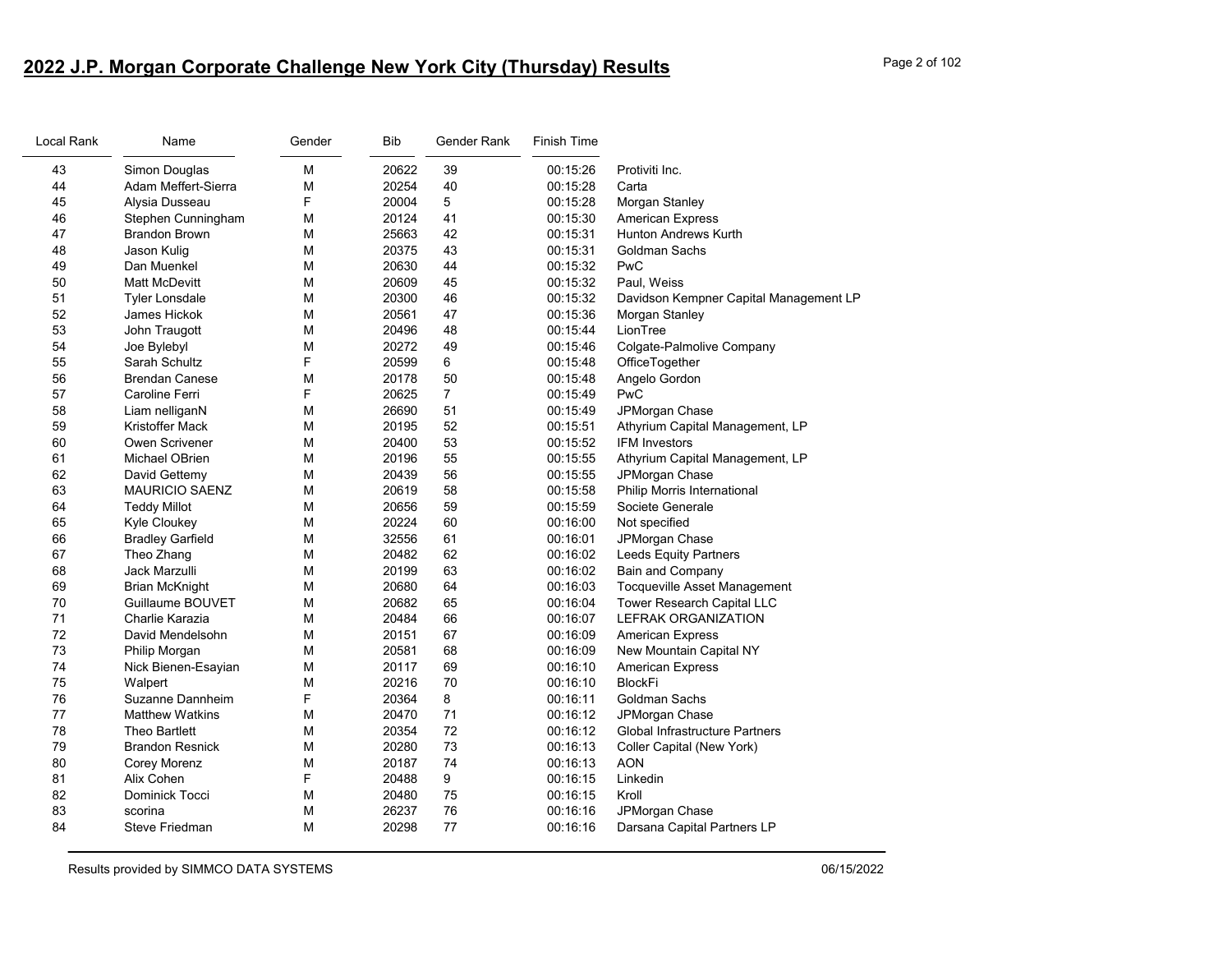## 2022 J.P. Morgan Corporate Challenge New York City (Thursday) Results

| Local Rank | Name | Gender | Bib | Gender Rank | Finish Time | |
|---|---|---|---|---|---|---|
| 43 | Simon Douglas | M | 20622 | 39 | 00:15:26 | Protiviti Inc. |
| 44 | Adam Meffert-Sierra | M | 20254 | 40 | 00:15:28 | Carta |
| 45 | Alysia Dusseau | F | 20004 | 5 | 00:15:28 | Morgan Stanley |
| 46 | Stephen Cunningham | M | 20124 | 41 | 00:15:30 | American Express |
| 47 | Brandon Brown | M | 25663 | 42 | 00:15:31 | Hunton Andrews Kurth |
| 48 | Jason Kulig | M | 20375 | 43 | 00:15:31 | Goldman Sachs |
| 49 | Dan Muenkel | M | 20630 | 44 | 00:15:32 | PwC |
| 50 | Matt McDevitt | M | 20609 | 45 | 00:15:32 | Paul, Weiss |
| 51 | Tyler Lonsdale | M | 20300 | 46 | 00:15:32 | Davidson Kempner Capital Management LP |
| 52 | James Hickok | M | 20561 | 47 | 00:15:36 | Morgan Stanley |
| 53 | John Traugott | M | 20496 | 48 | 00:15:44 | LionTree |
| 54 | Joe Bylebyl | M | 20272 | 49 | 00:15:46 | Colgate-Palmolive Company |
| 55 | Sarah Schultz | F | 20599 | 6 | 00:15:48 | OfficeTogether |
| 56 | Brendan Canese | M | 20178 | 50 | 00:15:48 | Angelo Gordon |
| 57 | Caroline Ferri | F | 20625 | 7 | 00:15:49 | PwC |
| 58 | Liam nelliganN | M | 26690 | 51 | 00:15:49 | JPMorgan Chase |
| 59 | Kristoffer Mack | M | 20195 | 52 | 00:15:51 | Athyrium Capital Management, LP |
| 60 | Owen Scrivener | M | 20400 | 53 | 00:15:52 | IFM Investors |
| 61 | Michael OBrien | M | 20196 | 55 | 00:15:55 | Athyrium Capital Management, LP |
| 62 | David Gettemy | M | 20439 | 56 | 00:15:55 | JPMorgan Chase |
| 63 | MAURICIO SAENZ | M | 20619 | 58 | 00:15:58 | Philip Morris International |
| 64 | Teddy Millot | M | 20656 | 59 | 00:15:59 | Societe Generale |
| 65 | Kyle Cloukey | M | 20224 | 60 | 00:16:00 | Not specified |
| 66 | Bradley Garfield | M | 32556 | 61 | 00:16:01 | JPMorgan Chase |
| 67 | Theo Zhang | M | 20482 | 62 | 00:16:02 | Leeds Equity Partners |
| 68 | Jack Marzulli | M | 20199 | 63 | 00:16:02 | Bain and Company |
| 69 | Brian McKnight | M | 20680 | 64 | 00:16:03 | Tocqueville Asset Management |
| 70 | Guillaume BOUVET | M | 20682 | 65 | 00:16:04 | Tower Research Capital LLC |
| 71 | Charlie Karazia | M | 20484 | 66 | 00:16:07 | LEFRAK ORGANIZATION |
| 72 | David Mendelsohn | M | 20151 | 67 | 00:16:09 | American Express |
| 73 | Philip Morgan | M | 20581 | 68 | 00:16:09 | New Mountain Capital NY |
| 74 | Nick Bienen-Esayian | M | 20117 | 69 | 00:16:10 | American Express |
| 75 | Walpert | M | 20216 | 70 | 00:16:10 | BlockFi |
| 76 | Suzanne Dannheim | F | 20364 | 8 | 00:16:11 | Goldman Sachs |
| 77 | Matthew Watkins | M | 20470 | 71 | 00:16:12 | JPMorgan Chase |
| 78 | Theo Bartlett | M | 20354 | 72 | 00:16:12 | Global Infrastructure Partners |
| 79 | Brandon Resnick | M | 20280 | 73 | 00:16:13 | Coller Capital (New York) |
| 80 | Corey Morenz | M | 20187 | 74 | 00:16:13 | AON |
| 81 | Alix Cohen | F | 20488 | 9 | 00:16:15 | Linkedin |
| 82 | Dominick Tocci | M | 20480 | 75 | 00:16:15 | Kroll |
| 83 | scorina | M | 26237 | 76 | 00:16:16 | JPMorgan Chase |
| 84 | Steve Friedman | M | 20298 | 77 | 00:16:16 | Darsana Capital Partners LP |

Results provided by SIMMCO DATA SYSTEMS 06/15/2022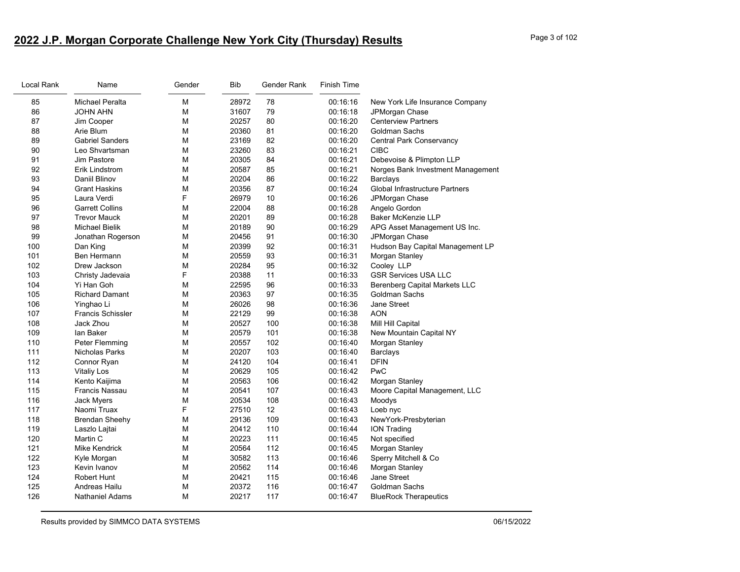## 2022 J.P. Morgan Corporate Challenge New York City (Thursday) Results

| Local Rank | Name | Gender | Bib | Gender Rank | Finish Time | |
|---|---|---|---|---|---|---|
| 85 | Michael Peralta | M | 28972 | 78 | 00:16:16 | New York Life Insurance Company |
| 86 | JOHN AHN | M | 31607 | 79 | 00:16:18 | JPMorgan Chase |
| 87 | Jim Cooper | M | 20257 | 80 | 00:16:20 | Centerview Partners |
| 88 | Arie Blum | M | 20360 | 81 | 00:16:20 | Goldman Sachs |
| 89 | Gabriel Sanders | M | 23169 | 82 | 00:16:20 | Central Park Conservancy |
| 90 | Leo Shvartsman | M | 23260 | 83 | 00:16:21 | CIBC |
| 91 | Jim Pastore | M | 20305 | 84 | 00:16:21 | Debevoise & Plimpton LLP |
| 92 | Erik Lindstrom | M | 20587 | 85 | 00:16:21 | Norges Bank Investment Management |
| 93 | Daniil Blinov | M | 20204 | 86 | 00:16:22 | Barclays |
| 94 | Grant Haskins | M | 20356 | 87 | 00:16:24 | Global Infrastructure Partners |
| 95 | Laura Verdi | F | 26979 | 10 | 00:16:26 | JPMorgan Chase |
| 96 | Garrett Collins | M | 22004 | 88 | 00:16:28 | Angelo Gordon |
| 97 | Trevor Mauck | M | 20201 | 89 | 00:16:28 | Baker McKenzie LLP |
| 98 | Michael Bielik | M | 20189 | 90 | 00:16:29 | APG Asset Management US Inc. |
| 99 | Jonathan Rogerson | M | 20456 | 91 | 00:16:30 | JPMorgan Chase |
| 100 | Dan King | M | 20399 | 92 | 00:16:31 | Hudson Bay Capital Management LP |
| 101 | Ben Hermann | M | 20559 | 93 | 00:16:31 | Morgan Stanley |
| 102 | Drew Jackson | M | 20284 | 95 | 00:16:32 | Cooley LLP |
| 103 | Christy Jadevaia | F | 20388 | 11 | 00:16:33 | GSR Services USA LLC |
| 104 | Yi Han Goh | M | 22595 | 96 | 00:16:33 | Berenberg Capital Markets LLC |
| 105 | Richard Damant | M | 20363 | 97 | 00:16:35 | Goldman Sachs |
| 106 | Yinghao Li | M | 26026 | 98 | 00:16:36 | Jane Street |
| 107 | Francis Schissler | M | 22129 | 99 | 00:16:38 | AON |
| 108 | Jack Zhou | M | 20527 | 100 | 00:16:38 | Mill Hill Capital |
| 109 | Ian Baker | M | 20579 | 101 | 00:16:38 | New Mountain Capital NY |
| 110 | Peter Flemming | M | 20557 | 102 | 00:16:40 | Morgan Stanley |
| 111 | Nicholas Parks | M | 20207 | 103 | 00:16:40 | Barclays |
| 112 | Connor Ryan | M | 24120 | 104 | 00:16:41 | DFIN |
| 113 | Vitaliy Los | M | 20629 | 105 | 00:16:42 | PwC |
| 114 | Kento Kaijima | M | 20563 | 106 | 00:16:42 | Morgan Stanley |
| 115 | Francis Nassau | M | 20541 | 107 | 00:16:43 | Moore Capital Management, LLC |
| 116 | Jack Myers | M | 20534 | 108 | 00:16:43 | Moodys |
| 117 | Naomi Truax | F | 27510 | 12 | 00:16:43 | Loeb nyc |
| 118 | Brendan Sheehy | M | 29136 | 109 | 00:16:43 | NewYork-Presbyterian |
| 119 | Laszlo Lajtai | M | 20412 | 110 | 00:16:44 | ION Trading |
| 120 | Martin C | M | 20223 | 111 | 00:16:45 | Not specified |
| 121 | Mike Kendrick | M | 20564 | 112 | 00:16:45 | Morgan Stanley |
| 122 | Kyle Morgan | M | 30582 | 113 | 00:16:46 | Sperry Mitchell & Co |
| 123 | Kevin Ivanov | M | 20562 | 114 | 00:16:46 | Morgan Stanley |
| 124 | Robert Hunt | M | 20421 | 115 | 00:16:46 | Jane Street |
| 125 | Andreas Hailu | M | 20372 | 116 | 00:16:47 | Goldman Sachs |
| 126 | Nathaniel Adams | M | 20217 | 117 | 00:16:47 | BlueRock Therapeutics |

Results provided by SIMMCO DATA SYSTEMS 06/15/2022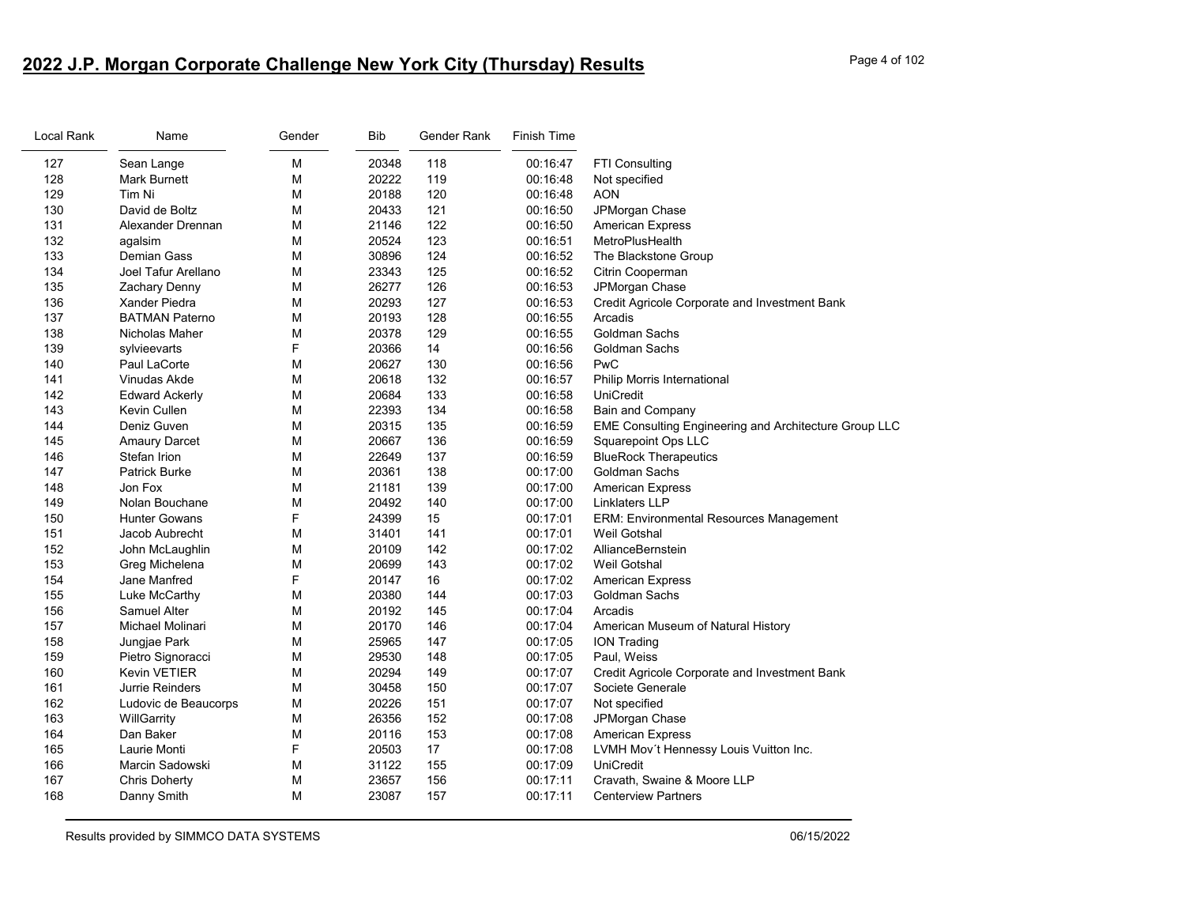## 2022 J.P. Morgan Corporate Challenge New York City (Thursday) Results

| Local Rank | Name | Gender | Bib | Gender Rank | Finish Time | |
|---|---|---|---|---|---|---|
| 127 | Sean Lange | M | 20348 | 118 | 00:16:47 | FTI Consulting |
| 128 | Mark Burnett | M | 20222 | 119 | 00:16:48 | Not specified |
| 129 | Tim Ni | M | 20188 | 120 | 00:16:48 | AON |
| 130 | David de Boltz | M | 20433 | 121 | 00:16:50 | JPMorgan Chase |
| 131 | Alexander Drennan | M | 21146 | 122 | 00:16:50 | American Express |
| 132 | agalsim | M | 20524 | 123 | 00:16:51 | MetroPlusHealth |
| 133 | Demian Gass | M | 30896 | 124 | 00:16:52 | The Blackstone Group |
| 134 | Joel Tafur Arellano | M | 23343 | 125 | 00:16:52 | Citrin Cooperman |
| 135 | Zachary Denny | M | 26277 | 126 | 00:16:53 | JPMorgan Chase |
| 136 | Xander Piedra | M | 20293 | 127 | 00:16:53 | Credit Agricole Corporate and Investment Bank |
| 137 | BATMAN Paterno | M | 20193 | 128 | 00:16:55 | Arcadis |
| 138 | Nicholas Maher | M | 20378 | 129 | 00:16:55 | Goldman Sachs |
| 139 | sylvieevarts | F | 20366 | 14 | 00:16:56 | Goldman Sachs |
| 140 | Paul LaCorte | M | 20627 | 130 | 00:16:56 | PwC |
| 141 | Vinudas Akde | M | 20618 | 132 | 00:16:57 | Philip Morris International |
| 142 | Edward Ackerly | M | 20684 | 133 | 00:16:58 | UniCredit |
| 143 | Kevin Cullen | M | 22393 | 134 | 00:16:58 | Bain and Company |
| 144 | Deniz Guven | M | 20315 | 135 | 00:16:59 | EME Consulting Engineering and Architecture Group LLC |
| 145 | Amaury Darcet | M | 20667 | 136 | 00:16:59 | Squarepoint Ops LLC |
| 146 | Stefan Irion | M | 22649 | 137 | 00:16:59 | BlueRock Therapeutics |
| 147 | Patrick Burke | M | 20361 | 138 | 00:17:00 | Goldman Sachs |
| 148 | Jon Fox | M | 21181 | 139 | 00:17:00 | American Express |
| 149 | Nolan Bouchane | M | 20492 | 140 | 00:17:00 | Linklaters LLP |
| 150 | Hunter Gowans | F | 24399 | 15 | 00:17:01 | ERM: Environmental Resources Management |
| 151 | Jacob Aubrecht | M | 31401 | 141 | 00:17:01 | Weil Gotshal |
| 152 | John McLaughlin | M | 20109 | 142 | 00:17:02 | AllianceBernstein |
| 153 | Greg Michelena | M | 20699 | 143 | 00:17:02 | Weil Gotshal |
| 154 | Jane Manfred | F | 20147 | 16 | 00:17:02 | American Express |
| 155 | Luke McCarthy | M | 20380 | 144 | 00:17:03 | Goldman Sachs |
| 156 | Samuel Alter | M | 20192 | 145 | 00:17:04 | Arcadis |
| 157 | Michael Molinari | M | 20170 | 146 | 00:17:04 | American Museum of Natural History |
| 158 | Jungjae Park | M | 25965 | 147 | 00:17:05 | ION Trading |
| 159 | Pietro Signoracci | M | 29530 | 148 | 00:17:05 | Paul, Weiss |
| 160 | Kevin VETIER | M | 20294 | 149 | 00:17:07 | Credit Agricole Corporate and Investment Bank |
| 161 | Jurrie Reinders | M | 30458 | 150 | 00:17:07 | Societe Generale |
| 162 | Ludovic de Beaucorps | M | 20226 | 151 | 00:17:07 | Not specified |
| 163 | WillGarrity | M | 26356 | 152 | 00:17:08 | JPMorgan Chase |
| 164 | Dan Baker | M | 20116 | 153 | 00:17:08 | American Express |
| 165 | Laurie Monti | F | 20503 | 17 | 00:17:08 | LVMH Mov´t Hennessy Louis Vuitton Inc. |
| 166 | Marcin Sadowski | M | 31122 | 155 | 00:17:09 | UniCredit |
| 167 | Chris Doherty | M | 23657 | 156 | 00:17:11 | Cravath, Swaine & Moore LLP |
| 168 | Danny Smith | M | 23087 | 157 | 00:17:11 | Centerview Partners |

Results provided by SIMMCO DATA SYSTEMS 06/15/2022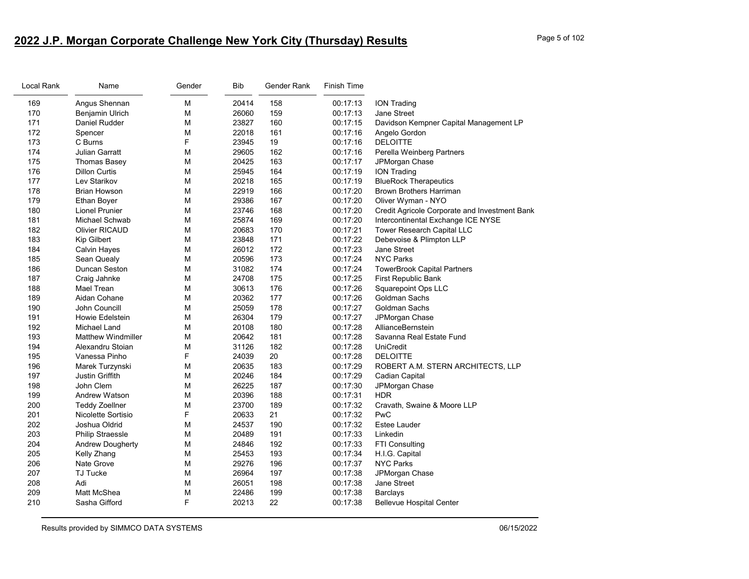# 2022 J.P. Morgan Corporate Challenge New York City (Thursday) Results

| Local Rank | Name | Gender | Bib | Gender Rank | Finish Time | |
|---|---|---|---|---|---|---|
| 169 | Angus Shennan | M | 20414 | 158 | 00:17:13 | ION Trading |
| 170 | Benjamin Ulrich | M | 26060 | 159 | 00:17:13 | Jane Street |
| 171 | Daniel Rudder | M | 23827 | 160 | 00:17:15 | Davidson Kempner Capital Management LP |
| 172 | Spencer | M | 22018 | 161 | 00:17:16 | Angelo Gordon |
| 173 | C Burns | F | 23945 | 19 | 00:17:16 | DELOITTE |
| 174 | Julian Garratt | M | 29605 | 162 | 00:17:16 | Perella Weinberg Partners |
| 175 | Thomas Basey | M | 20425 | 163 | 00:17:17 | JPMorgan Chase |
| 176 | Dillon Curtis | M | 25945 | 164 | 00:17:19 | ION Trading |
| 177 | Lev Starikov | M | 20218 | 165 | 00:17:19 | BlueRock Therapeutics |
| 178 | Brian Howson | M | 22919 | 166 | 00:17:20 | Brown Brothers Harriman |
| 179 | Ethan Boyer | M | 29386 | 167 | 00:17:20 | Oliver Wyman - NYO |
| 180 | Lionel Prunier | M | 23746 | 168 | 00:17:20 | Credit Agricole Corporate and Investment Bank |
| 181 | Michael Schwab | M | 25874 | 169 | 00:17:20 | Intercontinental Exchange ICE NYSE |
| 182 | Olivier RICAUD | M | 20683 | 170 | 00:17:21 | Tower Research Capital LLC |
| 183 | Kip Gilbert | M | 23848 | 171 | 00:17:22 | Debevoise & Plimpton LLP |
| 184 | Calvin Hayes | M | 26012 | 172 | 00:17:23 | Jane Street |
| 185 | Sean Quealy | M | 20596 | 173 | 00:17:24 | NYC Parks |
| 186 | Duncan Seston | M | 31082 | 174 | 00:17:24 | TowerBrook Capital Partners |
| 187 | Craig Jahnke | M | 24708 | 175 | 00:17:25 | First Republic Bank |
| 188 | Mael Trean | M | 30613 | 176 | 00:17:26 | Squarepoint Ops LLC |
| 189 | Aidan Cohane | M | 20362 | 177 | 00:17:26 | Goldman Sachs |
| 190 | John Councill | M | 25059 | 178 | 00:17:27 | Goldman Sachs |
| 191 | Howie Edelstein | M | 26304 | 179 | 00:17:27 | JPMorgan Chase |
| 192 | Michael Land | M | 20108 | 180 | 00:17:28 | AllianceBernstein |
| 193 | Matthew Windmiller | M | 20642 | 181 | 00:17:28 | Savanna Real Estate Fund |
| 194 | Alexandru Stoian | M | 31126 | 182 | 00:17:28 | UniCredit |
| 195 | Vanessa Pinho | F | 24039 | 20 | 00:17:28 | DELOITTE |
| 196 | Marek Turzynski | M | 20635 | 183 | 00:17:29 | ROBERT A.M. STERN ARCHITECTS, LLP |
| 197 | Justin Griffith | M | 20246 | 184 | 00:17:29 | Cadian Capital |
| 198 | John Clem | M | 26225 | 187 | 00:17:30 | JPMorgan Chase |
| 199 | Andrew Watson | M | 20396 | 188 | 00:17:31 | HDR |
| 200 | Teddy Zoellner | M | 23700 | 189 | 00:17:32 | Cravath, Swaine & Moore LLP |
| 201 | Nicolette Sortisio | F | 20633 | 21 | 00:17:32 | PwC |
| 202 | Joshua Oldrid | M | 24537 | 190 | 00:17:32 | Estee Lauder |
| 203 | Philip Straessle | M | 20489 | 191 | 00:17:33 | Linkedin |
| 204 | Andrew Dougherty | M | 24846 | 192 | 00:17:33 | FTI Consulting |
| 205 | Kelly Zhang | M | 25453 | 193 | 00:17:34 | H.I.G. Capital |
| 206 | Nate Grove | M | 29276 | 196 | 00:17:37 | NYC Parks |
| 207 | TJ Tucke | M | 26964 | 197 | 00:17:38 | JPMorgan Chase |
| 208 | Adi | M | 26051 | 198 | 00:17:38 | Jane Street |
| 209 | Matt McShea | M | 22486 | 199 | 00:17:38 | Barclays |
| 210 | Sasha Gifford | F | 20213 | 22 | 00:17:38 | Bellevue Hospital Center |

Results provided by SIMMCO DATA SYSTEMS 06/15/2022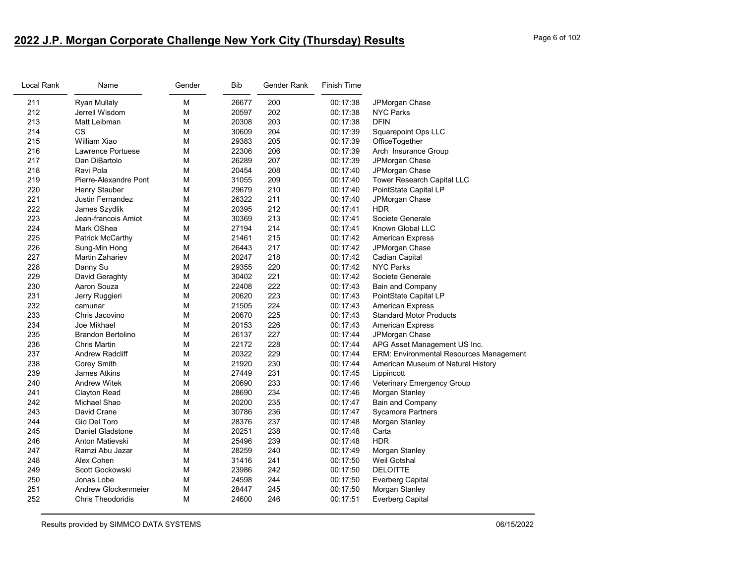## 2022 J.P. Morgan Corporate Challenge New York City (Thursday) Results

| Local Rank | Name | Gender | Bib | Gender Rank | Finish Time | |
|---|---|---|---|---|---|---|
| 211 | Ryan Mullaly | M | 26677 | 200 | 00:17:38 | JPMorgan Chase |
| 212 | Jerrell Wisdom | M | 20597 | 202 | 00:17:38 | NYC Parks |
| 213 | Matt Leibman | M | 20308 | 203 | 00:17:38 | DFIN |
| 214 | CS | M | 30609 | 204 | 00:17:39 | Squarepoint Ops LLC |
| 215 | William Xiao | M | 29383 | 205 | 00:17:39 | OfficeTogether |
| 216 | Lawrence Portuese | M | 22306 | 206 | 00:17:39 | Arch  Insurance Group |
| 217 | Dan DiBartolo | M | 26289 | 207 | 00:17:39 | JPMorgan Chase |
| 218 | Ravi Pola | M | 20454 | 208 | 00:17:40 | JPMorgan Chase |
| 219 | Pierre-Alexandre Pont | M | 31055 | 209 | 00:17:40 | Tower Research Capital LLC |
| 220 | Henry Stauber | M | 29679 | 210 | 00:17:40 | PointState Capital LP |
| 221 | Justin Fernandez | M | 26322 | 211 | 00:17:40 | JPMorgan Chase |
| 222 | James Szydlik | M | 20395 | 212 | 00:17:41 | HDR |
| 223 | Jean-francois Amiot | M | 30369 | 213 | 00:17:41 | Societe Generale |
| 224 | Mark OShea | M | 27194 | 214 | 00:17:41 | Known Global LLC |
| 225 | Patrick McCarthy | M | 21461 | 215 | 00:17:42 | American Express |
| 226 | Sung-Min Hong | M | 26443 | 217 | 00:17:42 | JPMorgan Chase |
| 227 | Martin Zahariev | M | 20247 | 218 | 00:17:42 | Cadian Capital |
| 228 | Danny Su | M | 29355 | 220 | 00:17:42 | NYC Parks |
| 229 | David Geraghty | M | 30402 | 221 | 00:17:42 | Societe Generale |
| 230 | Aaron Souza | M | 22408 | 222 | 00:17:43 | Bain and Company |
| 231 | Jerry Ruggieri | M | 20620 | 223 | 00:17:43 | PointState Capital LP |
| 232 | camunar | M | 21505 | 224 | 00:17:43 | American Express |
| 233 | Chris Jacovino | M | 20670 | 225 | 00:17:43 | Standard Motor Products |
| 234 | Joe Mikhael | M | 20153 | 226 | 00:17:43 | American Express |
| 235 | Brandon Bertolino | M | 26137 | 227 | 00:17:44 | JPMorgan Chase |
| 236 | Chris Martin | M | 22172 | 228 | 00:17:44 | APG Asset Management US Inc. |
| 237 | Andrew Radcliff | M | 20322 | 229 | 00:17:44 | ERM: Environmental Resources Management |
| 238 | Corey Smith | M | 21920 | 230 | 00:17:44 | American Museum of Natural History |
| 239 | James Atkins | M | 27449 | 231 | 00:17:45 | Lippincott |
| 240 | Andrew Witek | M | 20690 | 233 | 00:17:46 | Veterinary Emergency Group |
| 241 | Clayton Read | M | 28690 | 234 | 00:17:46 | Morgan Stanley |
| 242 | Michael Shao | M | 20200 | 235 | 00:17:47 | Bain and Company |
| 243 | David Crane | M | 30786 | 236 | 00:17:47 | Sycamore Partners |
| 244 | Gio Del Toro | M | 28376 | 237 | 00:17:48 | Morgan Stanley |
| 245 | Daniel Gladstone | M | 20251 | 238 | 00:17:48 | Carta |
| 246 | Anton Matievski | M | 25496 | 239 | 00:17:48 | HDR |
| 247 | Ramzi Abu Jazar | M | 28259 | 240 | 00:17:49 | Morgan Stanley |
| 248 | Alex Cohen | M | 31416 | 241 | 00:17:50 | Weil Gotshal |
| 249 | Scott Gockowski | M | 23986 | 242 | 00:17:50 | DELOITTE |
| 250 | Jonas Lobe | M | 24598 | 244 | 00:17:50 | Everberg Capital |
| 251 | Andrew Glockenmeier | M | 28447 | 245 | 00:17:50 | Morgan Stanley |
| 252 | Chris Theodoridis | M | 24600 | 246 | 00:17:51 | Everberg Capital |

Results provided by SIMMCO DATA SYSTEMS 06/15/2022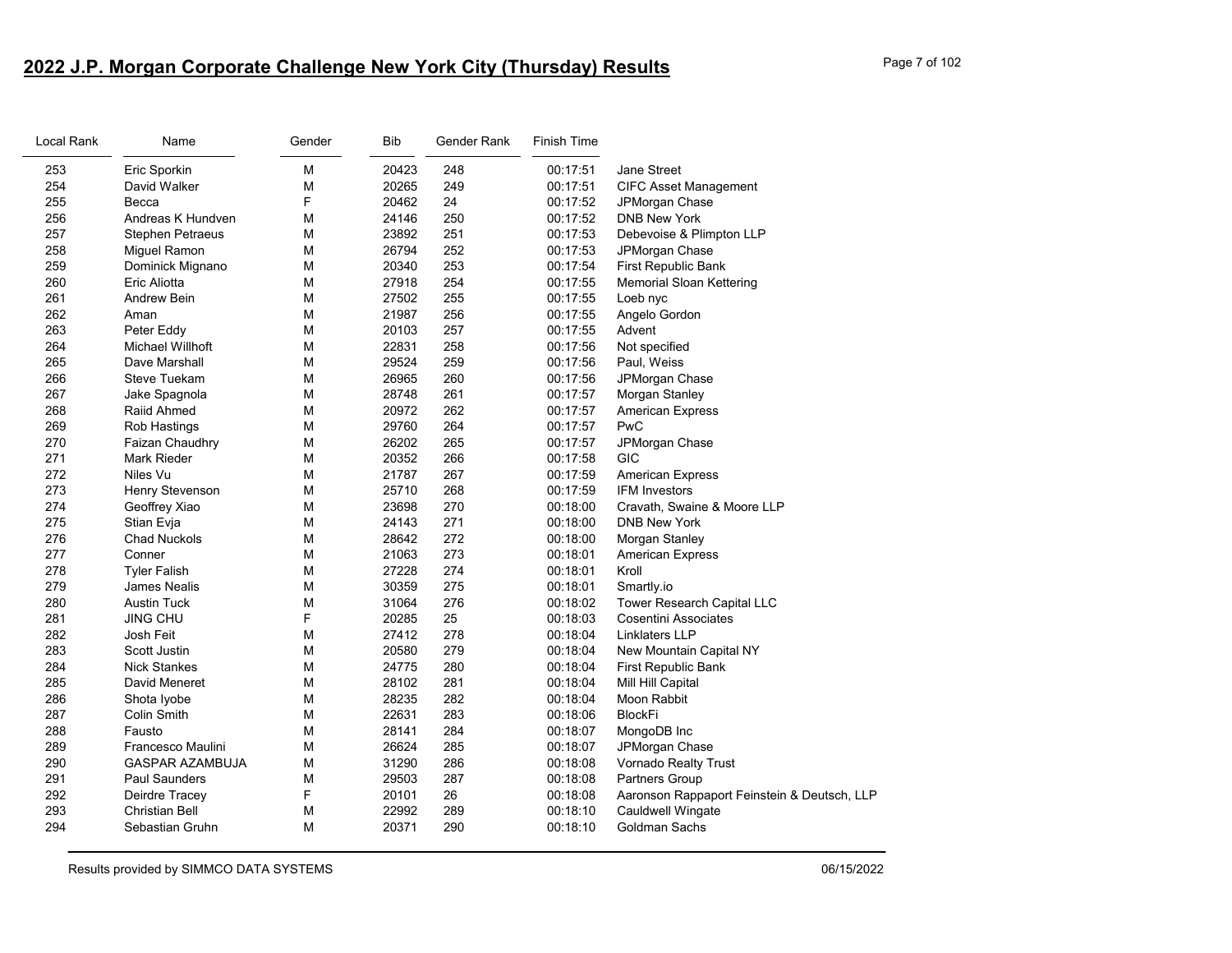## 2022 J.P. Morgan Corporate Challenge New York City (Thursday) Results

| Local Rank | Name | Gender | Bib | Gender Rank | Finish Time | |
|---|---|---|---|---|---|---|
| 253 | Eric Sporkin | M | 20423 | 248 | 00:17:51 | Jane Street |
| 254 | David Walker | M | 20265 | 249 | 00:17:51 | CIFC Asset Management |
| 255 | Becca | F | 20462 | 24 | 00:17:52 | JPMorgan Chase |
| 256 | Andreas K Hundven | M | 24146 | 250 | 00:17:52 | DNB New York |
| 257 | Stephen Petraeus | M | 23892 | 251 | 00:17:53 | Debevoise & Plimpton LLP |
| 258 | Miguel Ramon | M | 26794 | 252 | 00:17:53 | JPMorgan Chase |
| 259 | Dominick Mignano | M | 20340 | 253 | 00:17:54 | First Republic Bank |
| 260 | Eric Aliotta | M | 27918 | 254 | 00:17:55 | Memorial Sloan Kettering |
| 261 | Andrew Bein | M | 27502 | 255 | 00:17:55 | Loeb nyc |
| 262 | Aman | M | 21987 | 256 | 00:17:55 | Angelo Gordon |
| 263 | Peter Eddy | M | 20103 | 257 | 00:17:55 | Advent |
| 264 | Michael Willhoft | M | 22831 | 258 | 00:17:56 | Not specified |
| 265 | Dave Marshall | M | 29524 | 259 | 00:17:56 | Paul, Weiss |
| 266 | Steve Tuekam | M | 26965 | 260 | 00:17:56 | JPMorgan Chase |
| 267 | Jake Spagnola | M | 28748 | 261 | 00:17:57 | Morgan Stanley |
| 268 | Raiid Ahmed | M | 20972 | 262 | 00:17:57 | American Express |
| 269 | Rob Hastings | M | 29760 | 264 | 00:17:57 | PwC |
| 270 | Faizan Chaudhry | M | 26202 | 265 | 00:17:57 | JPMorgan Chase |
| 271 | Mark Rieder | M | 20352 | 266 | 00:17:58 | GIC |
| 272 | Niles Vu | M | 21787 | 267 | 00:17:59 | American Express |
| 273 | Henry Stevenson | M | 25710 | 268 | 00:17:59 | IFM Investors |
| 274 | Geoffrey Xiao | M | 23698 | 270 | 00:18:00 | Cravath, Swaine & Moore LLP |
| 275 | Stian Evja | M | 24143 | 271 | 00:18:00 | DNB New York |
| 276 | Chad Nuckols | M | 28642 | 272 | 00:18:00 | Morgan Stanley |
| 277 | Conner | M | 21063 | 273 | 00:18:01 | American Express |
| 278 | Tyler Falish | M | 27228 | 274 | 00:18:01 | Kroll |
| 279 | James Nealis | M | 30359 | 275 | 00:18:01 | Smartly.io |
| 280 | Austin Tuck | M | 31064 | 276 | 00:18:02 | Tower Research Capital LLC |
| 281 | JING CHU | F | 20285 | 25 | 00:18:03 | Cosentini Associates |
| 282 | Josh Feit | M | 27412 | 278 | 00:18:04 | Linklaters LLP |
| 283 | Scott Justin | M | 20580 | 279 | 00:18:04 | New Mountain Capital NY |
| 284 | Nick Stankes | M | 24775 | 280 | 00:18:04 | First Republic Bank |
| 285 | David Meneret | M | 28102 | 281 | 00:18:04 | Mill Hill Capital |
| 286 | Shota Iyobe | M | 28235 | 282 | 00:18:04 | Moon Rabbit |
| 287 | Colin Smith | M | 22631 | 283 | 00:18:06 | BlockFi |
| 288 | Fausto | M | 28141 | 284 | 00:18:07 | MongoDB Inc |
| 289 | Francesco Maulini | M | 26624 | 285 | 00:18:07 | JPMorgan Chase |
| 290 | GASPAR AZAMBUJA | M | 31290 | 286 | 00:18:08 | Vornado Realty Trust |
| 291 | Paul Saunders | M | 29503 | 287 | 00:18:08 | Partners Group |
| 292 | Deirdre Tracey | F | 20101 | 26 | 00:18:08 | Aaronson Rappaport Feinstein & Deutsch, LLP |
| 293 | Christian Bell | M | 22992 | 289 | 00:18:10 | Cauldwell Wingate |
| 294 | Sebastian Gruhn | M | 20371 | 290 | 00:18:10 | Goldman Sachs |

Results provided by SIMMCO DATA SYSTEMS 06/15/2022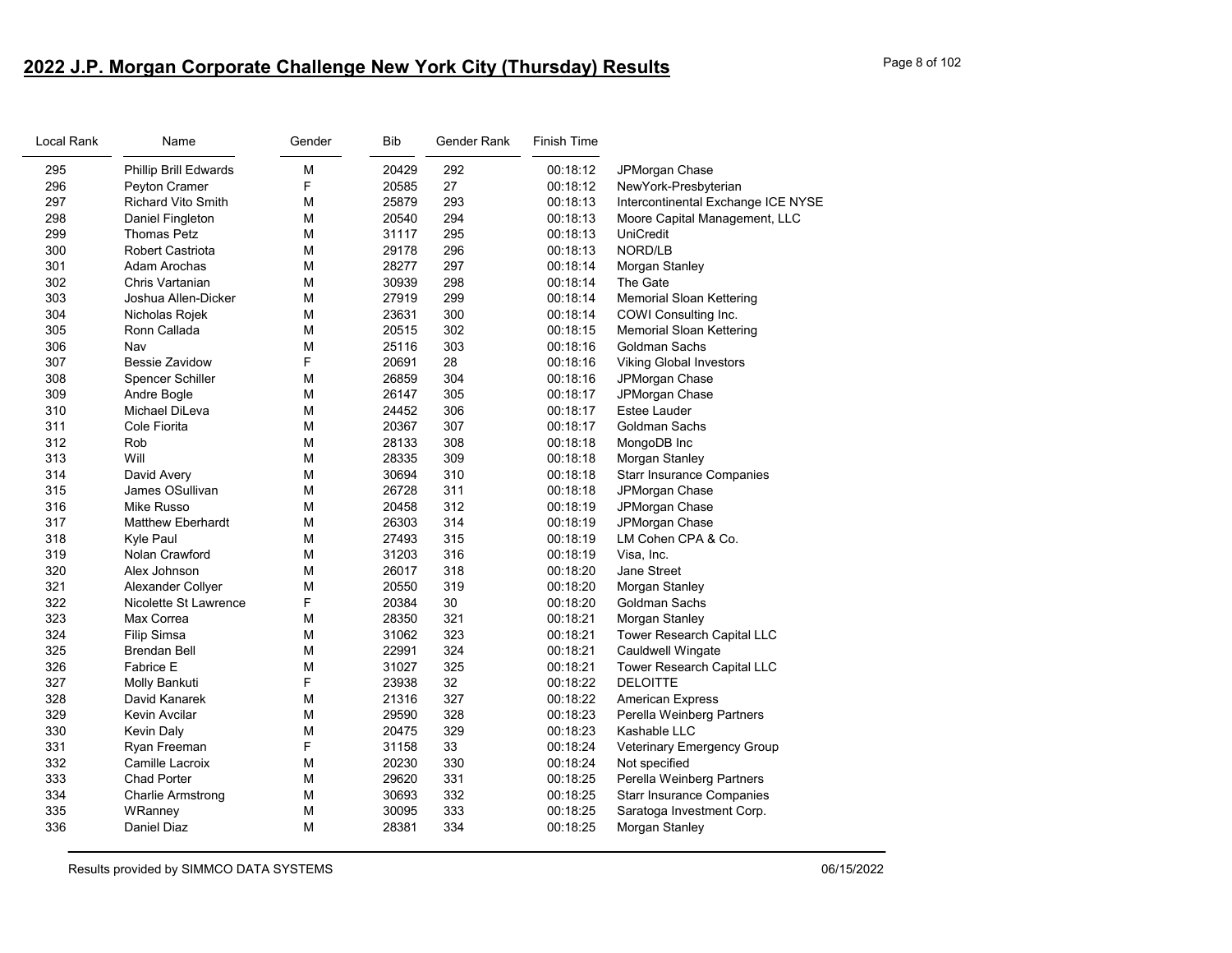## 2022 J.P. Morgan Corporate Challenge New York City (Thursday) Results

| Local Rank | Name | Gender | Bib | Gender Rank | Finish Time | |
|---|---|---|---|---|---|---|
| 295 | Phillip Brill Edwards | M | 20429 | 292 | 00:18:12 | JPMorgan Chase |
| 296 | Peyton Cramer | F | 20585 | 27 | 00:18:12 | NewYork-Presbyterian |
| 297 | Richard Vito Smith | M | 25879 | 293 | 00:18:13 | Intercontinental Exchange ICE NYSE |
| 298 | Daniel Fingleton | M | 20540 | 294 | 00:18:13 | Moore Capital Management, LLC |
| 299 | Thomas Petz | M | 31117 | 295 | 00:18:13 | UniCredit |
| 300 | Robert Castriota | M | 29178 | 296 | 00:18:13 | NORD/LB |
| 301 | Adam Arochas | M | 28277 | 297 | 00:18:14 | Morgan Stanley |
| 302 | Chris Vartanian | M | 30939 | 298 | 00:18:14 | The Gate |
| 303 | Joshua Allen-Dicker | M | 27919 | 299 | 00:18:14 | Memorial Sloan Kettering |
| 304 | Nicholas Rojek | M | 23631 | 300 | 00:18:14 | COWI Consulting Inc. |
| 305 | Ronn Callada | M | 20515 | 302 | 00:18:15 | Memorial Sloan Kettering |
| 306 | Nav | M | 25116 | 303 | 00:18:16 | Goldman Sachs |
| 307 | Bessie Zavidow | F | 20691 | 28 | 00:18:16 | Viking Global Investors |
| 308 | Spencer Schiller | M | 26859 | 304 | 00:18:16 | JPMorgan Chase |
| 309 | Andre Bogle | M | 26147 | 305 | 00:18:17 | JPMorgan Chase |
| 310 | Michael DiLeva | M | 24452 | 306 | 00:18:17 | Estee Lauder |
| 311 | Cole Fiorita | M | 20367 | 307 | 00:18:17 | Goldman Sachs |
| 312 | Rob | M | 28133 | 308 | 00:18:18 | MongoDB Inc |
| 313 | Will | M | 28335 | 309 | 00:18:18 | Morgan Stanley |
| 314 | David Avery | M | 30694 | 310 | 00:18:18 | Starr Insurance Companies |
| 315 | James OSullivan | M | 26728 | 311 | 00:18:18 | JPMorgan Chase |
| 316 | Mike Russo | M | 20458 | 312 | 00:18:19 | JPMorgan Chase |
| 317 | Matthew Eberhardt | M | 26303 | 314 | 00:18:19 | JPMorgan Chase |
| 318 | Kyle Paul | M | 27493 | 315 | 00:18:19 | LM Cohen CPA & Co. |
| 319 | Nolan Crawford | M | 31203 | 316 | 00:18:19 | Visa, Inc. |
| 320 | Alex Johnson | M | 26017 | 318 | 00:18:20 | Jane Street |
| 321 | Alexander Collyer | M | 20550 | 319 | 00:18:20 | Morgan Stanley |
| 322 | Nicolette St Lawrence | F | 20384 | 30 | 00:18:20 | Goldman Sachs |
| 323 | Max Correa | M | 28350 | 321 | 00:18:21 | Morgan Stanley |
| 324 | Filip Simsa | M | 31062 | 323 | 00:18:21 | Tower Research Capital LLC |
| 325 | Brendan Bell | M | 22991 | 324 | 00:18:21 | Cauldwell Wingate |
| 326 | Fabrice E | M | 31027 | 325 | 00:18:21 | Tower Research Capital LLC |
| 327 | Molly Bankuti | F | 23938 | 32 | 00:18:22 | DELOITTE |
| 328 | David Kanarek | M | 21316 | 327 | 00:18:22 | American Express |
| 329 | Kevin Avcilar | M | 29590 | 328 | 00:18:23 | Perella Weinberg Partners |
| 330 | Kevin Daly | M | 20475 | 329 | 00:18:23 | Kashable LLC |
| 331 | Ryan Freeman | F | 31158 | 33 | 00:18:24 | Veterinary Emergency Group |
| 332 | Camille Lacroix | M | 20230 | 330 | 00:18:24 | Not specified |
| 333 | Chad Porter | M | 29620 | 331 | 00:18:25 | Perella Weinberg Partners |
| 334 | Charlie Armstrong | M | 30693 | 332 | 00:18:25 | Starr Insurance Companies |
| 335 | WRanney | M | 30095 | 333 | 00:18:25 | Saratoga Investment Corp. |
| 336 | Daniel Diaz | M | 28381 | 334 | 00:18:25 | Morgan Stanley |

Results provided by SIMMCO DATA SYSTEMS 06/15/2022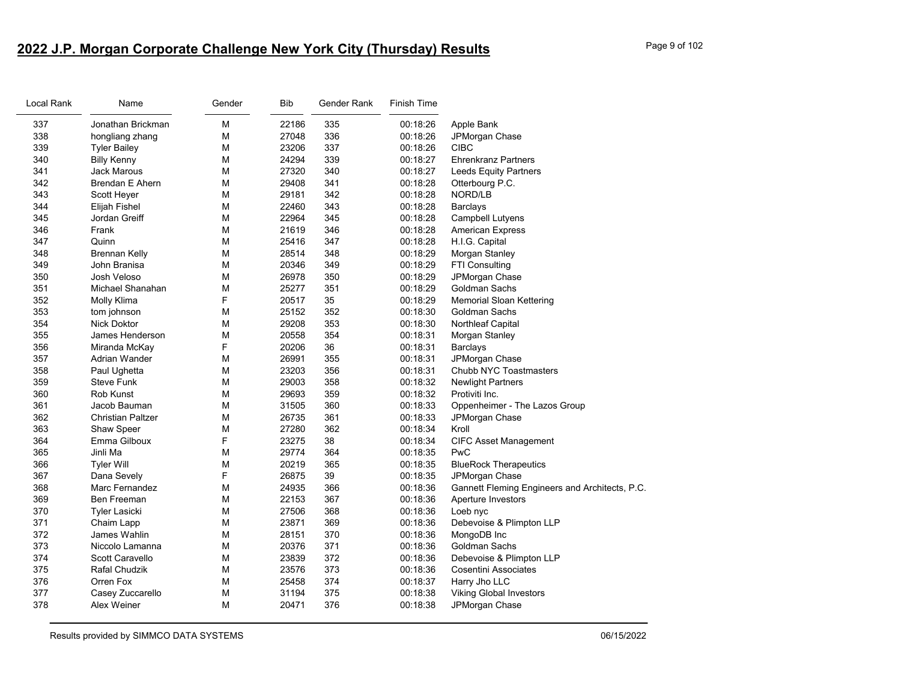# 2022 J.P. Morgan Corporate Challenge New York City (Thursday) Results

| Local Rank | Name | Gender | Bib | Gender Rank | Finish Time | |
|---|---|---|---|---|---|---|
| 337 | Jonathan Brickman | M | 22186 | 335 | 00:18:26 | Apple Bank |
| 338 | hongliang zhang | M | 27048 | 336 | 00:18:26 | JPMorgan Chase |
| 339 | Tyler Bailey | M | 23206 | 337 | 00:18:26 | CIBC |
| 340 | Billy Kenny | M | 24294 | 339 | 00:18:27 | Ehrenkranz Partners |
| 341 | Jack Marous | M | 27320 | 340 | 00:18:27 | Leeds Equity Partners |
| 342 | Brendan E Ahern | M | 29408 | 341 | 00:18:28 | Otterbourg P.C. |
| 343 | Scott Heyer | M | 29181 | 342 | 00:18:28 | NORD/LB |
| 344 | Elijah Fishel | M | 22460 | 343 | 00:18:28 | Barclays |
| 345 | Jordan Greiff | M | 22964 | 345 | 00:18:28 | Campbell Lutyens |
| 346 | Frank | M | 21619 | 346 | 00:18:28 | American Express |
| 347 | Quinn | M | 25416 | 347 | 00:18:28 | H.I.G. Capital |
| 348 | Brennan Kelly | M | 28514 | 348 | 00:18:29 | Morgan Stanley |
| 349 | John Branisa | M | 20346 | 349 | 00:18:29 | FTI Consulting |
| 350 | Josh Veloso | M | 26978 | 350 | 00:18:29 | JPMorgan Chase |
| 351 | Michael Shanahan | M | 25277 | 351 | 00:18:29 | Goldman Sachs |
| 352 | Molly Klima | F | 20517 | 35 | 00:18:29 | Memorial Sloan Kettering |
| 353 | tom johnson | M | 25152 | 352 | 00:18:30 | Goldman Sachs |
| 354 | Nick Doktor | M | 29208 | 353 | 00:18:30 | Northleaf Capital |
| 355 | James Henderson | M | 20558 | 354 | 00:18:31 | Morgan Stanley |
| 356 | Miranda McKay | F | 20206 | 36 | 00:18:31 | Barclays |
| 357 | Adrian Wander | M | 26991 | 355 | 00:18:31 | JPMorgan Chase |
| 358 | Paul Ughetta | M | 23203 | 356 | 00:18:31 | Chubb NYC Toastmasters |
| 359 | Steve Funk | M | 29003 | 358 | 00:18:32 | Newlight Partners |
| 360 | Rob Kunst | M | 29693 | 359 | 00:18:32 | Protiviti Inc. |
| 361 | Jacob Bauman | M | 31505 | 360 | 00:18:33 | Oppenheimer - The Lazos Group |
| 362 | Christian Paltzer | M | 26735 | 361 | 00:18:33 | JPMorgan Chase |
| 363 | Shaw Speer | M | 27280 | 362 | 00:18:34 | Kroll |
| 364 | Emma Gilboux | F | 23275 | 38 | 00:18:34 | CIFC Asset Management |
| 365 | Jinli Ma | M | 29774 | 364 | 00:18:35 | PwC |
| 366 | Tyler Will | M | 20219 | 365 | 00:18:35 | BlueRock Therapeutics |
| 367 | Dana Sevely | F | 26875 | 39 | 00:18:35 | JPMorgan Chase |
| 368 | Marc Fernandez | M | 24935 | 366 | 00:18:36 | Gannett Fleming Engineers and Architects, P.C. |
| 369 | Ben Freeman | M | 22153 | 367 | 00:18:36 | Aperture Investors |
| 370 | Tyler Lasicki | M | 27506 | 368 | 00:18:36 | Loeb nyc |
| 371 | Chaim Lapp | M | 23871 | 369 | 00:18:36 | Debevoise & Plimpton LLP |
| 372 | James Wahlin | M | 28151 | 370 | 00:18:36 | MongoDB Inc |
| 373 | Niccolo Lamanna | M | 20376 | 371 | 00:18:36 | Goldman Sachs |
| 374 | Scott Caravello | M | 23839 | 372 | 00:18:36 | Debevoise & Plimpton LLP |
| 375 | Rafal Chudzik | M | 23576 | 373 | 00:18:36 | Cosentini Associates |
| 376 | Orren Fox | M | 25458 | 374 | 00:18:37 | Harry Jho LLC |
| 377 | Casey Zuccarello | M | 31194 | 375 | 00:18:38 | Viking Global Investors |
| 378 | Alex Weiner | M | 20471 | 376 | 00:18:38 | JPMorgan Chase |

Results provided by SIMMCO DATA SYSTEMS 06/15/2022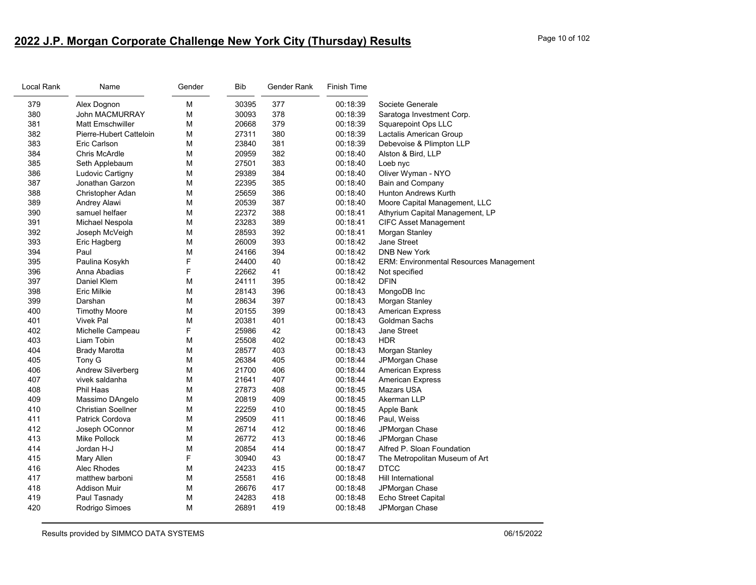## 2022 J.P. Morgan Corporate Challenge New York City (Thursday) Results

| Local Rank | Name | Gender | Bib | Gender Rank | Finish Time | |
|---|---|---|---|---|---|---|
| 379 | Alex Dognon | M | 30395 | 377 | 00:18:39 | Societe Generale |
| 380 | John MACMURRAY | M | 30093 | 378 | 00:18:39 | Saratoga Investment Corp. |
| 381 | Matt Emschwiller | M | 20668 | 379 | 00:18:39 | Squarepoint Ops LLC |
| 382 | Pierre-Hubert Catteloin | M | 27311 | 380 | 00:18:39 | Lactalis American Group |
| 383 | Eric Carlson | M | 23840 | 381 | 00:18:39 | Debevoise & Plimpton LLP |
| 384 | Chris McArdle | M | 20959 | 382 | 00:18:40 | Alston & Bird, LLP |
| 385 | Seth Applebaum | M | 27501 | 383 | 00:18:40 | Loeb nyc |
| 386 | Ludovic Cartigny | M | 29389 | 384 | 00:18:40 | Oliver Wyman - NYO |
| 387 | Jonathan Garzon | M | 22395 | 385 | 00:18:40 | Bain and Company |
| 388 | Christopher Adan | M | 25659 | 386 | 00:18:40 | Hunton Andrews Kurth |
| 389 | Andrey Alawi | M | 20539 | 387 | 00:18:40 | Moore Capital Management, LLC |
| 390 | samuel helfaer | M | 22372 | 388 | 00:18:41 | Athyrium Capital Management, LP |
| 391 | Michael Nespola | M | 23283 | 389 | 00:18:41 | CIFC Asset Management |
| 392 | Joseph McVeigh | M | 28593 | 392 | 00:18:41 | Morgan Stanley |
| 393 | Eric Hagberg | M | 26009 | 393 | 00:18:42 | Jane Street |
| 394 | Paul | M | 24166 | 394 | 00:18:42 | DNB New York |
| 395 | Paulina Kosykh | F | 24400 | 40 | 00:18:42 | ERM: Environmental Resources Management |
| 396 | Anna Abadias | F | 22662 | 41 | 00:18:42 | Not specified |
| 397 | Daniel Klem | M | 24111 | 395 | 00:18:42 | DFIN |
| 398 | Eric Milkie | M | 28143 | 396 | 00:18:43 | MongoDB Inc |
| 399 | Darshan | M | 28634 | 397 | 00:18:43 | Morgan Stanley |
| 400 | Timothy Moore | M | 20155 | 399 | 00:18:43 | American Express |
| 401 | Vivek Pal | M | 20381 | 401 | 00:18:43 | Goldman Sachs |
| 402 | Michelle Campeau | F | 25986 | 42 | 00:18:43 | Jane Street |
| 403 | Liam Tobin | M | 25508 | 402 | 00:18:43 | HDR |
| 404 | Brady Marotta | M | 28577 | 403 | 00:18:43 | Morgan Stanley |
| 405 | Tony G | M | 26384 | 405 | 00:18:44 | JPMorgan Chase |
| 406 | Andrew Silverberg | M | 21700 | 406 | 00:18:44 | American Express |
| 407 | vivek saldanha | M | 21641 | 407 | 00:18:44 | American Express |
| 408 | Phil Haas | M | 27873 | 408 | 00:18:45 | Mazars USA |
| 409 | Massimo DAngelo | M | 20819 | 409 | 00:18:45 | Akerman LLP |
| 410 | Christian Soellner | M | 22259 | 410 | 00:18:45 | Apple Bank |
| 411 | Patrick Cordova | M | 29509 | 411 | 00:18:46 | Paul, Weiss |
| 412 | Joseph OConnor | M | 26714 | 412 | 00:18:46 | JPMorgan Chase |
| 413 | Mike Pollock | M | 26772 | 413 | 00:18:46 | JPMorgan Chase |
| 414 | Jordan H-J | M | 20854 | 414 | 00:18:47 | Alfred P. Sloan Foundation |
| 415 | Mary Allen | F | 30940 | 43 | 00:18:47 | The Metropolitan Museum of Art |
| 416 | Alec Rhodes | M | 24233 | 415 | 00:18:47 | DTCC |
| 417 | matthew barboni | M | 25581 | 416 | 00:18:48 | Hill International |
| 418 | Addison Muir | M | 26676 | 417 | 00:18:48 | JPMorgan Chase |
| 419 | Paul Tasnady | M | 24283 | 418 | 00:18:48 | Echo Street Capital |
| 420 | Rodrigo Simoes | M | 26891 | 419 | 00:18:48 | JPMorgan Chase |

Results provided by SIMMCO DATA SYSTEMS 06/15/2022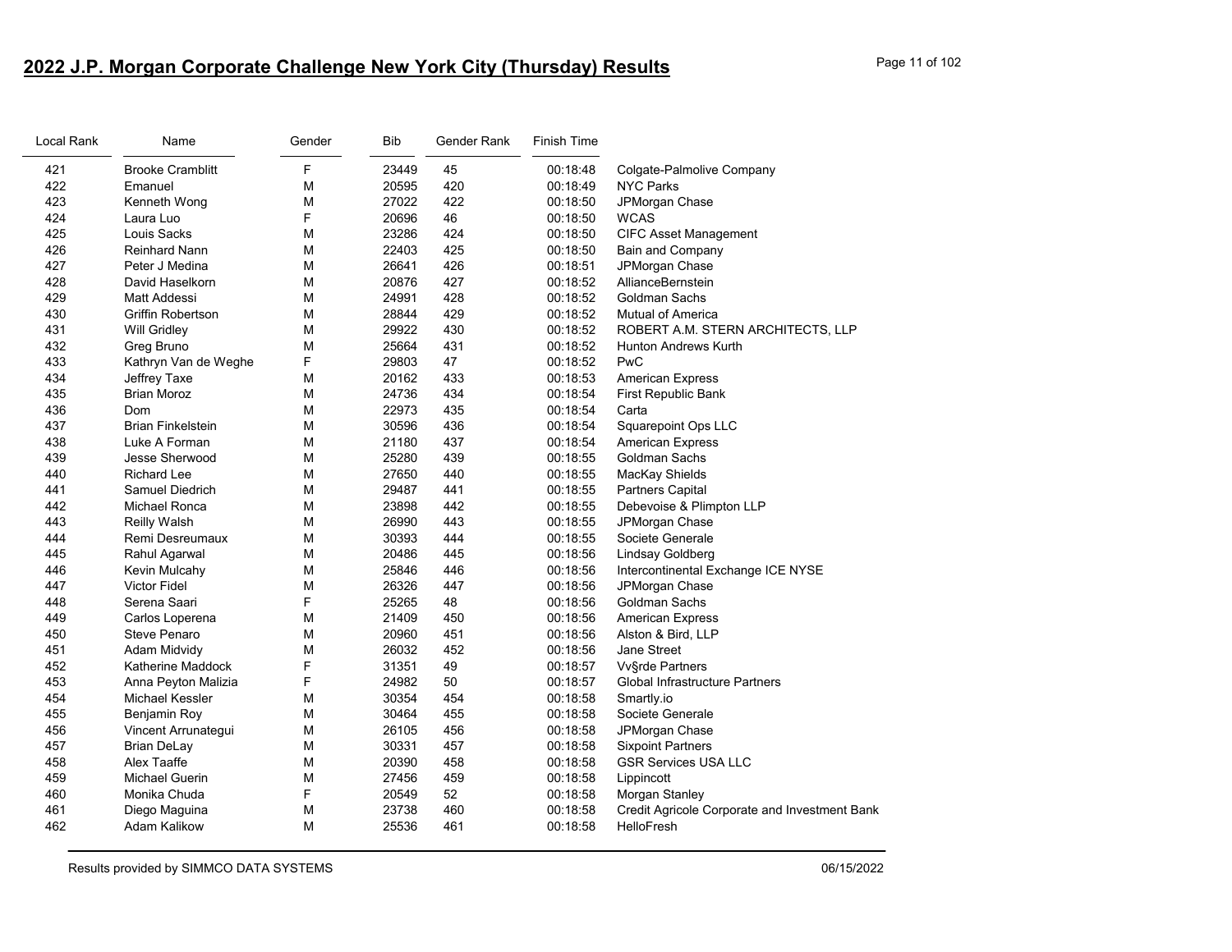## 2022 J.P. Morgan Corporate Challenge New York City (Thursday) Results

| Local Rank | Name | Gender | Bib | Gender Rank | Finish Time | |
|---|---|---|---|---|---|---|
| 421 | Brooke Cramblitt | F | 23449 | 45 | 00:18:48 | Colgate-Palmolive Company |
| 422 | Emanuel | M | 20595 | 420 | 00:18:49 | NYC Parks |
| 423 | Kenneth Wong | M | 27022 | 422 | 00:18:50 | JPMorgan Chase |
| 424 | Laura Luo | F | 20696 | 46 | 00:18:50 | WCAS |
| 425 | Louis Sacks | M | 23286 | 424 | 00:18:50 | CIFC Asset Management |
| 426 | Reinhard Nann | M | 22403 | 425 | 00:18:50 | Bain and Company |
| 427 | Peter J Medina | M | 26641 | 426 | 00:18:51 | JPMorgan Chase |
| 428 | David Haselkorn | M | 20876 | 427 | 00:18:52 | AllianceBernstein |
| 429 | Matt Addessi | M | 24991 | 428 | 00:18:52 | Goldman Sachs |
| 430 | Griffin Robertson | M | 28844 | 429 | 00:18:52 | Mutual of America |
| 431 | Will Gridley | M | 29922 | 430 | 00:18:52 | ROBERT A.M. STERN ARCHITECTS, LLP |
| 432 | Greg Bruno | M | 25664 | 431 | 00:18:52 | Hunton Andrews Kurth |
| 433 | Kathryn Van de Weghe | F | 29803 | 47 | 00:18:52 | PwC |
| 434 | Jeffrey Taxe | M | 20162 | 433 | 00:18:53 | American Express |
| 435 | Brian Moroz | M | 24736 | 434 | 00:18:54 | First Republic Bank |
| 436 | Dom | M | 22973 | 435 | 00:18:54 | Carta |
| 437 | Brian Finkelstein | M | 30596 | 436 | 00:18:54 | Squarepoint Ops LLC |
| 438 | Luke A Forman | M | 21180 | 437 | 00:18:54 | American Express |
| 439 | Jesse Sherwood | M | 25280 | 439 | 00:18:55 | Goldman Sachs |
| 440 | Richard Lee | M | 27650 | 440 | 00:18:55 | MacKay Shields |
| 441 | Samuel Diedrich | M | 29487 | 441 | 00:18:55 | Partners Capital |
| 442 | Michael Ronca | M | 23898 | 442 | 00:18:55 | Debevoise & Plimpton LLP |
| 443 | Reilly Walsh | M | 26990 | 443 | 00:18:55 | JPMorgan Chase |
| 444 | Remi Desreumaux | M | 30393 | 444 | 00:18:55 | Societe Generale |
| 445 | Rahul Agarwal | M | 20486 | 445 | 00:18:56 | Lindsay Goldberg |
| 446 | Kevin Mulcahy | M | 25846 | 446 | 00:18:56 | Intercontinental Exchange ICE NYSE |
| 447 | Victor Fidel | M | 26326 | 447 | 00:18:56 | JPMorgan Chase |
| 448 | Serena Saari | F | 25265 | 48 | 00:18:56 | Goldman Sachs |
| 449 | Carlos Loperena | M | 21409 | 450 | 00:18:56 | American Express |
| 450 | Steve Penaro | M | 20960 | 451 | 00:18:56 | Alston & Bird, LLP |
| 451 | Adam Midvidy | M | 26032 | 452 | 00:18:56 | Jane Street |
| 452 | Katherine Maddock | F | 31351 | 49 | 00:18:57 | Vv§rde Partners |
| 453 | Anna Peyton Malizia | F | 24982 | 50 | 00:18:57 | Global Infrastructure Partners |
| 454 | Michael Kessler | M | 30354 | 454 | 00:18:58 | Smartly.io |
| 455 | Benjamin Roy | M | 30464 | 455 | 00:18:58 | Societe Generale |
| 456 | Vincent Arrunategui | M | 26105 | 456 | 00:18:58 | JPMorgan Chase |
| 457 | Brian DeLay | M | 30331 | 457 | 00:18:58 | Sixpoint Partners |
| 458 | Alex Taaffe | M | 20390 | 458 | 00:18:58 | GSR Services USA LLC |
| 459 | Michael Guerin | M | 27456 | 459 | 00:18:58 | Lippincott |
| 460 | Monika Chuda | F | 20549 | 52 | 00:18:58 | Morgan Stanley |
| 461 | Diego Maguina | M | 23738 | 460 | 00:18:58 | Credit Agricole Corporate and Investment Bank |
| 462 | Adam Kalikow | M | 25536 | 461 | 00:18:58 | HelloFresh |

Results provided by SIMMCO DATA SYSTEMS 06/15/2022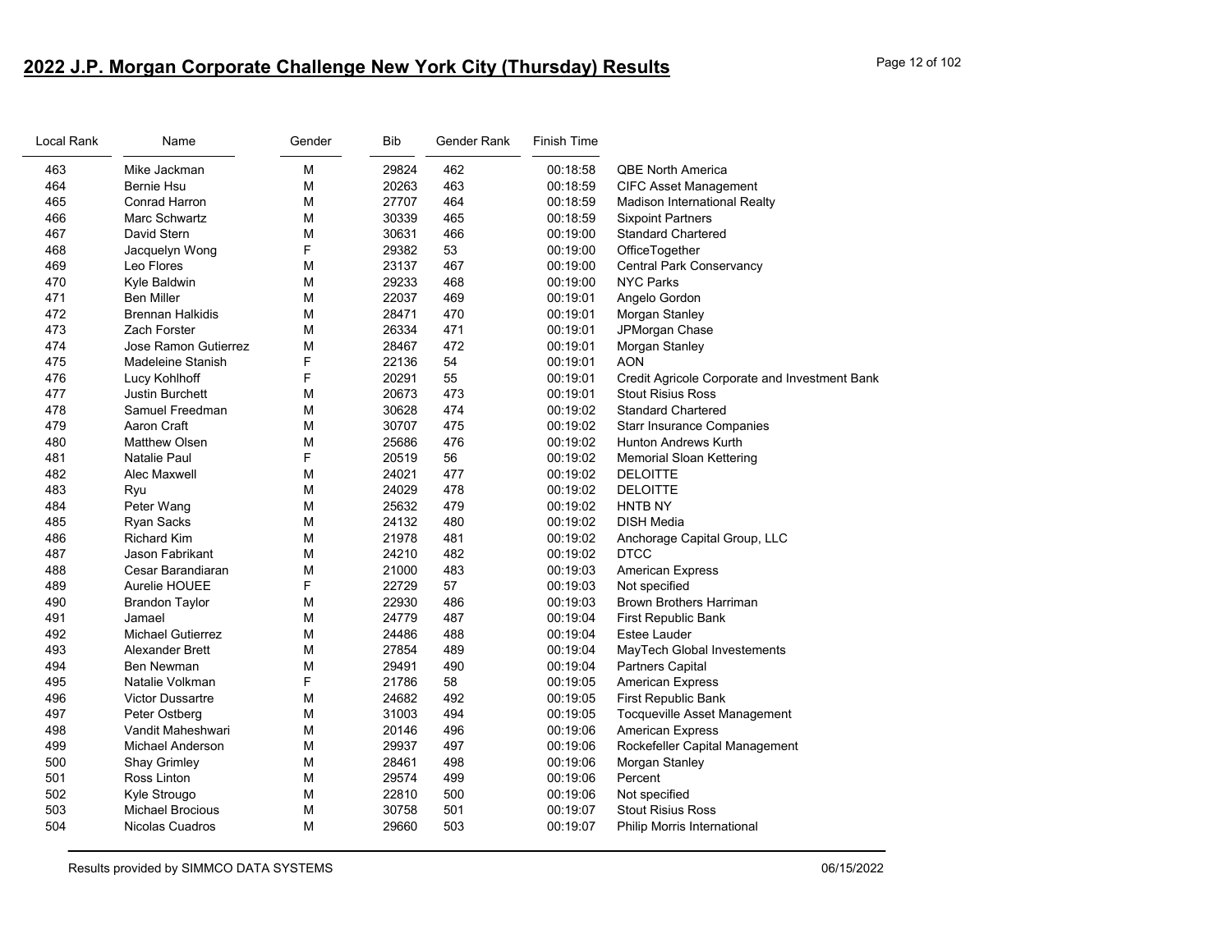## 2022 J.P. Morgan Corporate Challenge New York City (Thursday) Results

| Local Rank | Name | Gender | Bib | Gender Rank | Finish Time | |
|---|---|---|---|---|---|---|
| 463 | Mike Jackman | M | 29824 | 462 | 00:18:58 | QBE North America |
| 464 | Bernie Hsu | M | 20263 | 463 | 00:18:59 | CIFC Asset Management |
| 465 | Conrad Harron | M | 27707 | 464 | 00:18:59 | Madison International Realty |
| 466 | Marc Schwartz | M | 30339 | 465 | 00:18:59 | Sixpoint Partners |
| 467 | David Stern | M | 30631 | 466 | 00:19:00 | Standard Chartered |
| 468 | Jacquelyn Wong | F | 29382 | 53 | 00:19:00 | OfficeTogether |
| 469 | Leo Flores | M | 23137 | 467 | 00:19:00 | Central Park Conservancy |
| 470 | Kyle Baldwin | M | 29233 | 468 | 00:19:00 | NYC Parks |
| 471 | Ben Miller | M | 22037 | 469 | 00:19:01 | Angelo Gordon |
| 472 | Brennan Halkidis | M | 28471 | 470 | 00:19:01 | Morgan Stanley |
| 473 | Zach Forster | M | 26334 | 471 | 00:19:01 | JPMorgan Chase |
| 474 | Jose Ramon Gutierrez | M | 28467 | 472 | 00:19:01 | Morgan Stanley |
| 475 | Madeleine Stanish | F | 22136 | 54 | 00:19:01 | AON |
| 476 | Lucy Kohlhoff | F | 20291 | 55 | 00:19:01 | Credit Agricole Corporate and Investment Bank |
| 477 | Justin Burchett | M | 20673 | 473 | 00:19:01 | Stout Risius Ross |
| 478 | Samuel Freedman | M | 30628 | 474 | 00:19:02 | Standard Chartered |
| 479 | Aaron Craft | M | 30707 | 475 | 00:19:02 | Starr Insurance Companies |
| 480 | Matthew Olsen | M | 25686 | 476 | 00:19:02 | Hunton Andrews Kurth |
| 481 | Natalie Paul | F | 20519 | 56 | 00:19:02 | Memorial Sloan Kettering |
| 482 | Alec Maxwell | M | 24021 | 477 | 00:19:02 | DELOITTE |
| 483 | Ryu | M | 24029 | 478 | 00:19:02 | DELOITTE |
| 484 | Peter Wang | M | 25632 | 479 | 00:19:02 | HNTB NY |
| 485 | Ryan Sacks | M | 24132 | 480 | 00:19:02 | DISH Media |
| 486 | Richard Kim | M | 21978 | 481 | 00:19:02 | Anchorage Capital Group, LLC |
| 487 | Jason Fabrikant | M | 24210 | 482 | 00:19:02 | DTCC |
| 488 | Cesar Barandiaran | M | 21000 | 483 | 00:19:03 | American Express |
| 489 | Aurelie HOUEE | F | 22729 | 57 | 00:19:03 | Not specified |
| 490 | Brandon Taylor | M | 22930 | 486 | 00:19:03 | Brown Brothers Harriman |
| 491 | Jamael | M | 24779 | 487 | 00:19:04 | First Republic Bank |
| 492 | Michael Gutierrez | M | 24486 | 488 | 00:19:04 | Estee Lauder |
| 493 | Alexander Brett | M | 27854 | 489 | 00:19:04 | MayTech Global Investements |
| 494 | Ben Newman | M | 29491 | 490 | 00:19:04 | Partners Capital |
| 495 | Natalie Volkman | F | 21786 | 58 | 00:19:05 | American Express |
| 496 | Victor Dussartre | M | 24682 | 492 | 00:19:05 | First Republic Bank |
| 497 | Peter Ostberg | M | 31003 | 494 | 00:19:05 | Tocqueville Asset Management |
| 498 | Vandit Maheshwari | M | 20146 | 496 | 00:19:06 | American Express |
| 499 | Michael Anderson | M | 29937 | 497 | 00:19:06 | Rockefeller Capital Management |
| 500 | Shay Grimley | M | 28461 | 498 | 00:19:06 | Morgan Stanley |
| 501 | Ross Linton | M | 29574 | 499 | 00:19:06 | Percent |
| 502 | Kyle Strougo | M | 22810 | 500 | 00:19:06 | Not specified |
| 503 | Michael Brocious | M | 30758 | 501 | 00:19:07 | Stout Risius Ross |
| 504 | Nicolas Cuadros | M | 29660 | 503 | 00:19:07 | Philip Morris International |

Results provided by SIMMCO DATA SYSTEMS 06/15/2022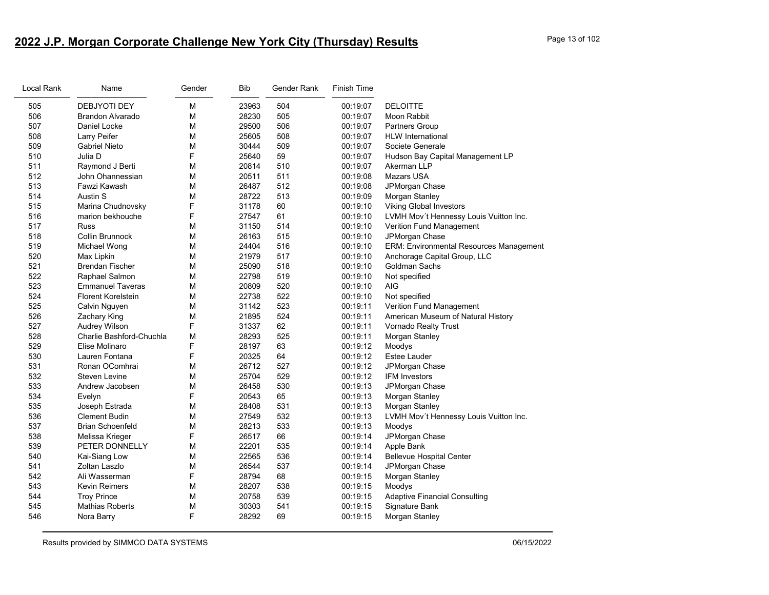## 2022 J.P. Morgan Corporate Challenge New York City (Thursday) Results

| Local Rank | Name | Gender | Bib | Gender Rank | Finish Time | |
|---|---|---|---|---|---|---|
| 505 | DEBJYOTI DEY | M | 23963 | 504 | 00:19:07 | DELOITTE |
| 506 | Brandon Alvarado | M | 28230 | 505 | 00:19:07 | Moon Rabbit |
| 507 | Daniel Locke | M | 29500 | 506 | 00:19:07 | Partners Group |
| 508 | Larry Peifer | M | 25605 | 508 | 00:19:07 | HLW International |
| 509 | Gabriel Nieto | M | 30444 | 509 | 00:19:07 | Societe Generale |
| 510 | Julia D | F | 25640 | 59 | 00:19:07 | Hudson Bay Capital Management LP |
| 511 | Raymond J Berti | M | 20814 | 510 | 00:19:07 | Akerman LLP |
| 512 | John Ohannessian | M | 20511 | 511 | 00:19:08 | Mazars USA |
| 513 | Fawzi Kawash | M | 26487 | 512 | 00:19:08 | JPMorgan Chase |
| 514 | Austin S | M | 28722 | 513 | 00:19:09 | Morgan Stanley |
| 515 | Marina Chudnovsky | F | 31178 | 60 | 00:19:10 | Viking Global Investors |
| 516 | marion bekhouche | F | 27547 | 61 | 00:19:10 | LVMH Mov´t Hennessy Louis Vuitton Inc. |
| 517 | Russ | M | 31150 | 514 | 00:19:10 | Verition Fund Management |
| 518 | Collin Brunnock | M | 26163 | 515 | 00:19:10 | JPMorgan Chase |
| 519 | Michael Wong | M | 24404 | 516 | 00:19:10 | ERM: Environmental Resources Management |
| 520 | Max Lipkin | M | 21979 | 517 | 00:19:10 | Anchorage Capital Group, LLC |
| 521 | Brendan Fischer | M | 25090 | 518 | 00:19:10 | Goldman Sachs |
| 522 | Raphael Salmon | M | 22798 | 519 | 00:19:10 | Not specified |
| 523 | Emmanuel Taveras | M | 20809 | 520 | 00:19:10 | AIG |
| 524 | Florent Korelstein | M | 22738 | 522 | 00:19:10 | Not specified |
| 525 | Calvin Nguyen | M | 31142 | 523 | 00:19:11 | Verition Fund Management |
| 526 | Zachary King | M | 21895 | 524 | 00:19:11 | American Museum of Natural History |
| 527 | Audrey Wilson | F | 31337 | 62 | 00:19:11 | Vornado Realty Trust |
| 528 | Charlie Bashford-Chuchla | M | 28293 | 525 | 00:19:11 | Morgan Stanley |
| 529 | Elise Molinaro | F | 28197 | 63 | 00:19:12 | Moodys |
| 530 | Lauren Fontana | F | 20325 | 64 | 00:19:12 | Estee Lauder |
| 531 | Ronan OComhrai | M | 26712 | 527 | 00:19:12 | JPMorgan Chase |
| 532 | Steven Levine | M | 25704 | 529 | 00:19:12 | IFM Investors |
| 533 | Andrew Jacobsen | M | 26458 | 530 | 00:19:13 | JPMorgan Chase |
| 534 | Evelyn | F | 20543 | 65 | 00:19:13 | Morgan Stanley |
| 535 | Joseph Estrada | M | 28408 | 531 | 00:19:13 | Morgan Stanley |
| 536 | Clement Budin | M | 27549 | 532 | 00:19:13 | LVMH Mov´t Hennessy Louis Vuitton Inc. |
| 537 | Brian Schoenfeld | M | 28213 | 533 | 00:19:13 | Moodys |
| 538 | Melissa Krieger | F | 26517 | 66 | 00:19:14 | JPMorgan Chase |
| 539 | PETER DONNELLY | M | 22201 | 535 | 00:19:14 | Apple Bank |
| 540 | Kai-Siang Low | M | 22565 | 536 | 00:19:14 | Bellevue Hospital Center |
| 541 | Zoltan Laszlo | M | 26544 | 537 | 00:19:14 | JPMorgan Chase |
| 542 | Ali Wasserman | F | 28794 | 68 | 00:19:15 | Morgan Stanley |
| 543 | Kevin Reimers | M | 28207 | 538 | 00:19:15 | Moodys |
| 544 | Troy Prince | M | 20758 | 539 | 00:19:15 | Adaptive Financial Consulting |
| 545 | Mathias Roberts | M | 30303 | 541 | 00:19:15 | Signature Bank |
| 546 | Nora Barry | F | 28292 | 69 | 00:19:15 | Morgan Stanley |

Results provided by SIMMCO DATA SYSTEMS 06/15/2022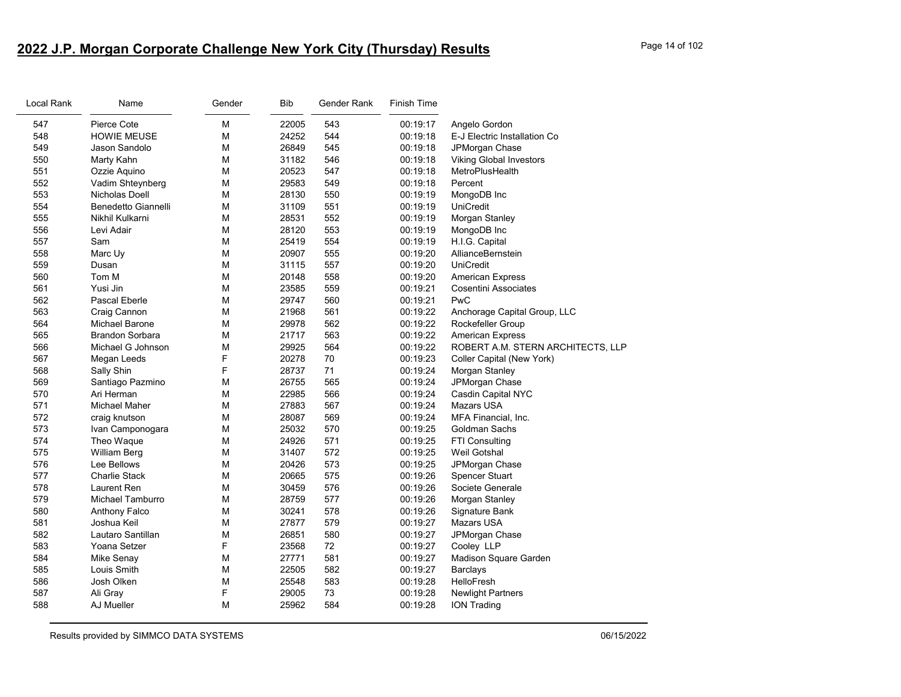## 2022 J.P. Morgan Corporate Challenge New York City (Thursday) Results

| Local Rank | Name | Gender | Bib | Gender Rank | Finish Time | |
|---|---|---|---|---|---|---|
| 547 | Pierce Cote | M | 22005 | 543 | 00:19:17 | Angelo Gordon |
| 548 | HOWIE MEUSE | M | 24252 | 544 | 00:19:18 | E-J Electric Installation Co |
| 549 | Jason Sandolo | M | 26849 | 545 | 00:19:18 | JPMorgan Chase |
| 550 | Marty Kahn | M | 31182 | 546 | 00:19:18 | Viking Global Investors |
| 551 | Ozzie Aquino | M | 20523 | 547 | 00:19:18 | MetroPlusHealth |
| 552 | Vadim Shteynberg | M | 29583 | 549 | 00:19:18 | Percent |
| 553 | Nicholas Doell | M | 28130 | 550 | 00:19:19 | MongoDB Inc |
| 554 | Benedetto Giannelli | M | 31109 | 551 | 00:19:19 | UniCredit |
| 555 | Nikhil Kulkarni | M | 28531 | 552 | 00:19:19 | Morgan Stanley |
| 556 | Levi Adair | M | 28120 | 553 | 00:19:19 | MongoDB Inc |
| 557 | Sam | M | 25419 | 554 | 00:19:19 | H.I.G. Capital |
| 558 | Marc Uy | M | 20907 | 555 | 00:19:20 | AllianceBernstein |
| 559 | Dusan | M | 31115 | 557 | 00:19:20 | UniCredit |
| 560 | Tom M | M | 20148 | 558 | 00:19:20 | American Express |
| 561 | Yusi Jin | M | 23585 | 559 | 00:19:21 | Cosentini Associates |
| 562 | Pascal Eberle | M | 29747 | 560 | 00:19:21 | PwC |
| 563 | Craig Cannon | M | 21968 | 561 | 00:19:22 | Anchorage Capital Group, LLC |
| 564 | Michael Barone | M | 29978 | 562 | 00:19:22 | Rockefeller Group |
| 565 | Brandon Sorbara | M | 21717 | 563 | 00:19:22 | American Express |
| 566 | Michael G Johnson | M | 29925 | 564 | 00:19:22 | ROBERT A.M. STERN ARCHITECTS, LLP |
| 567 | Megan Leeds | F | 20278 | 70 | 00:19:23 | Coller Capital (New York) |
| 568 | Sally Shin | F | 28737 | 71 | 00:19:24 | Morgan Stanley |
| 569 | Santiago Pazmino | M | 26755 | 565 | 00:19:24 | JPMorgan Chase |
| 570 | Ari Herman | M | 22985 | 566 | 00:19:24 | Casdin Capital NYC |
| 571 | Michael Maher | M | 27883 | 567 | 00:19:24 | Mazars USA |
| 572 | craig knutson | M | 28087 | 569 | 00:19:24 | MFA Financial, Inc. |
| 573 | Ivan Camponogara | M | 25032 | 570 | 00:19:25 | Goldman Sachs |
| 574 | Theo Waque | M | 24926 | 571 | 00:19:25 | FTI Consulting |
| 575 | William Berg | M | 31407 | 572 | 00:19:25 | Weil Gotshal |
| 576 | Lee Bellows | M | 20426 | 573 | 00:19:25 | JPMorgan Chase |
| 577 | Charlie Stack | M | 20665 | 575 | 00:19:26 | Spencer Stuart |
| 578 | Laurent Ren | M | 30459 | 576 | 00:19:26 | Societe Generale |
| 579 | Michael Tamburro | M | 28759 | 577 | 00:19:26 | Morgan Stanley |
| 580 | Anthony Falco | M | 30241 | 578 | 00:19:26 | Signature Bank |
| 581 | Joshua Keil | M | 27877 | 579 | 00:19:27 | Mazars USA |
| 582 | Lautaro Santillan | M | 26851 | 580 | 00:19:27 | JPMorgan Chase |
| 583 | Yoana Setzer | F | 23568 | 72 | 00:19:27 | Cooley LLP |
| 584 | Mike Senay | M | 27771 | 581 | 00:19:27 | Madison Square Garden |
| 585 | Louis Smith | M | 22505 | 582 | 00:19:27 | Barclays |
| 586 | Josh Olken | M | 25548 | 583 | 00:19:28 | HelloFresh |
| 587 | Ali Gray | F | 29005 | 73 | 00:19:28 | Newlight Partners |
| 588 | AJ Mueller | M | 25962 | 584 | 00:19:28 | ION Trading |

Results provided by SIMMCO DATA SYSTEMS 06/15/2022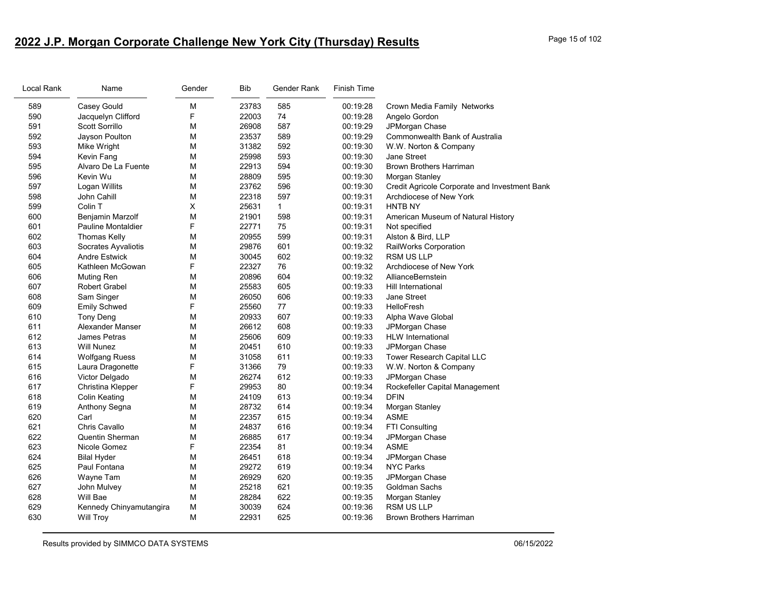# 2022 J.P. Morgan Corporate Challenge New York City (Thursday) Results

| Local Rank | Name | Gender | Bib | Gender Rank | Finish Time | |
|---|---|---|---|---|---|---|
| 589 | Casey Gould | M | 23783 | 585 | 00:19:28 | Crown Media Family Networks |
| 590 | Jacquelyn Clifford | F | 22003 | 74 | 00:19:28 | Angelo Gordon |
| 591 | Scott Sorrillo | M | 26908 | 587 | 00:19:29 | JPMorgan Chase |
| 592 | Jayson Poulton | M | 23537 | 589 | 00:19:29 | Commonwealth Bank of Australia |
| 593 | Mike Wright | M | 31382 | 592 | 00:19:30 | W.W. Norton & Company |
| 594 | Kevin Fang | M | 25998 | 593 | 00:19:30 | Jane Street |
| 595 | Alvaro De La Fuente | M | 22913 | 594 | 00:19:30 | Brown Brothers Harriman |
| 596 | Kevin Wu | M | 28809 | 595 | 00:19:30 | Morgan Stanley |
| 597 | Logan Willits | M | 23762 | 596 | 00:19:30 | Credit Agricole Corporate and Investment Bank |
| 598 | John Cahill | M | 22318 | 597 | 00:19:31 | Archdiocese of New York |
| 599 | Colin T | X | 25631 | 1 | 00:19:31 | HNTB NY |
| 600 | Benjamin Marzolf | M | 21901 | 598 | 00:19:31 | American Museum of Natural History |
| 601 | Pauline Montaldier | F | 22771 | 75 | 00:19:31 | Not specified |
| 602 | Thomas Kelly | M | 20955 | 599 | 00:19:31 | Alston & Bird, LLP |
| 603 | Socrates Ayvaliotis | M | 29876 | 601 | 00:19:32 | RailWorks Corporation |
| 604 | Andre Estwick | M | 30045 | 602 | 00:19:32 | RSM US LLP |
| 605 | Kathleen McGowan | F | 22327 | 76 | 00:19:32 | Archdiocese of New York |
| 606 | Muting Ren | M | 20896 | 604 | 00:19:32 | AllianceBernstein |
| 607 | Robert Grabel | M | 25583 | 605 | 00:19:33 | Hill International |
| 608 | Sam Singer | M | 26050 | 606 | 00:19:33 | Jane Street |
| 609 | Emily Schwed | F | 25560 | 77 | 00:19:33 | HelloFresh |
| 610 | Tony Deng | M | 20933 | 607 | 00:19:33 | Alpha Wave Global |
| 611 | Alexander Manser | M | 26612 | 608 | 00:19:33 | JPMorgan Chase |
| 612 | James Petras | M | 25606 | 609 | 00:19:33 | HLW International |
| 613 | Will Nunez | M | 20451 | 610 | 00:19:33 | JPMorgan Chase |
| 614 | Wolfgang Ruess | M | 31058 | 611 | 00:19:33 | Tower Research Capital LLC |
| 615 | Laura Dragonette | F | 31366 | 79 | 00:19:33 | W.W. Norton & Company |
| 616 | Victor Delgado | M | 26274 | 612 | 00:19:33 | JPMorgan Chase |
| 617 | Christina Klepper | F | 29953 | 80 | 00:19:34 | Rockefeller Capital Management |
| 618 | Colin Keating | M | 24109 | 613 | 00:19:34 | DFIN |
| 619 | Anthony Segna | M | 28732 | 614 | 00:19:34 | Morgan Stanley |
| 620 | Carl | M | 22357 | 615 | 00:19:34 | ASME |
| 621 | Chris Cavallo | M | 24837 | 616 | 00:19:34 | FTI Consulting |
| 622 | Quentin Sherman | M | 26885 | 617 | 00:19:34 | JPMorgan Chase |
| 623 | Nicole Gomez | F | 22354 | 81 | 00:19:34 | ASME |
| 624 | Bilal Hyder | M | 26451 | 618 | 00:19:34 | JPMorgan Chase |
| 625 | Paul Fontana | M | 29272 | 619 | 00:19:34 | NYC Parks |
| 626 | Wayne Tam | M | 26929 | 620 | 00:19:35 | JPMorgan Chase |
| 627 | John Mulvey | M | 25218 | 621 | 00:19:35 | Goldman Sachs |
| 628 | Will Bae | M | 28284 | 622 | 00:19:35 | Morgan Stanley |
| 629 | Kennedy Chinyamutangira | M | 30039 | 624 | 00:19:36 | RSM US LLP |
| 630 | Will Troy | M | 22931 | 625 | 00:19:36 | Brown Brothers Harriman |

Results provided by SIMMCO DATA SYSTEMS 06/15/2022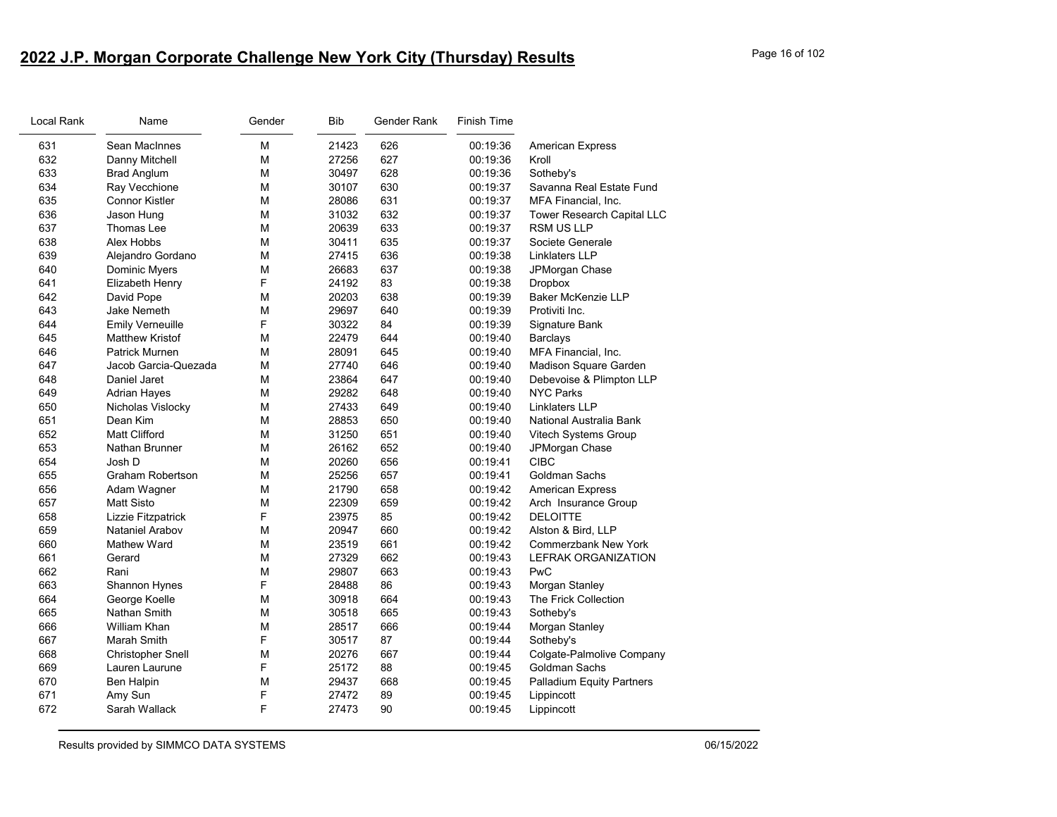# 2022 J.P. Morgan Corporate Challenge New York City (Thursday) Results

| Local Rank | Name | Gender | Bib | Gender Rank | Finish Time | |
|---|---|---|---|---|---|---|
| 631 | Sean MacInnes | M | 21423 | 626 | 00:19:36 | American Express |
| 632 | Danny Mitchell | M | 27256 | 627 | 00:19:36 | Kroll |
| 633 | Brad Anglum | M | 30497 | 628 | 00:19:36 | Sotheby's |
| 634 | Ray Vecchione | M | 30107 | 630 | 00:19:37 | Savanna Real Estate Fund |
| 635 | Connor Kistler | M | 28086 | 631 | 00:19:37 | MFA Financial, Inc. |
| 636 | Jason Hung | M | 31032 | 632 | 00:19:37 | Tower Research Capital LLC |
| 637 | Thomas Lee | M | 20639 | 633 | 00:19:37 | RSM US LLP |
| 638 | Alex Hobbs | M | 30411 | 635 | 00:19:37 | Societe Generale |
| 639 | Alejandro Gordano | M | 27415 | 636 | 00:19:38 | Linklaters LLP |
| 640 | Dominic Myers | M | 26683 | 637 | 00:19:38 | JPMorgan Chase |
| 641 | Elizabeth Henry | F | 24192 | 83 | 00:19:38 | Dropbox |
| 642 | David Pope | M | 20203 | 638 | 00:19:39 | Baker McKenzie LLP |
| 643 | Jake Nemeth | M | 29697 | 640 | 00:19:39 | Protiviti Inc. |
| 644 | Emily Verneuille | F | 30322 | 84 | 00:19:39 | Signature Bank |
| 645 | Matthew Kristof | M | 22479 | 644 | 00:19:40 | Barclays |
| 646 | Patrick Murnen | M | 28091 | 645 | 00:19:40 | MFA Financial, Inc. |
| 647 | Jacob Garcia-Quezada | M | 27740 | 646 | 00:19:40 | Madison Square Garden |
| 648 | Daniel Jaret | M | 23864 | 647 | 00:19:40 | Debevoise & Plimpton LLP |
| 649 | Adrian Hayes | M | 29282 | 648 | 00:19:40 | NYC Parks |
| 650 | Nicholas Vislocky | M | 27433 | 649 | 00:19:40 | Linklaters LLP |
| 651 | Dean Kim | M | 28853 | 650 | 00:19:40 | National Australia Bank |
| 652 | Matt Clifford | M | 31250 | 651 | 00:19:40 | Vitech Systems Group |
| 653 | Nathan Brunner | M | 26162 | 652 | 00:19:40 | JPMorgan Chase |
| 654 | Josh D | M | 20260 | 656 | 00:19:41 | CIBC |
| 655 | Graham Robertson | M | 25256 | 657 | 00:19:41 | Goldman Sachs |
| 656 | Adam Wagner | M | 21790 | 658 | 00:19:42 | American Express |
| 657 | Matt Sisto | M | 22309 | 659 | 00:19:42 | Arch Insurance Group |
| 658 | Lizzie Fitzpatrick | F | 23975 | 85 | 00:19:42 | DELOITTE |
| 659 | Nataniel Arabov | M | 20947 | 660 | 00:19:42 | Alston & Bird, LLP |
| 660 | Mathew Ward | M | 23519 | 661 | 00:19:42 | Commerzbank New York |
| 661 | Gerard | M | 27329 | 662 | 00:19:43 | LEFRAK ORGANIZATION |
| 662 | Rani | M | 29807 | 663 | 00:19:43 | PwC |
| 663 | Shannon Hynes | F | 28488 | 86 | 00:19:43 | Morgan Stanley |
| 664 | George Koelle | M | 30918 | 664 | 00:19:43 | The Frick Collection |
| 665 | Nathan Smith | M | 30518 | 665 | 00:19:43 | Sotheby's |
| 666 | William Khan | M | 28517 | 666 | 00:19:44 | Morgan Stanley |
| 667 | Marah Smith | F | 30517 | 87 | 00:19:44 | Sotheby's |
| 668 | Christopher Snell | M | 20276 | 667 | 00:19:44 | Colgate-Palmolive Company |
| 669 | Lauren Laurune | F | 25172 | 88 | 00:19:45 | Goldman Sachs |
| 670 | Ben Halpin | M | 29437 | 668 | 00:19:45 | Palladium Equity Partners |
| 671 | Amy Sun | F | 27472 | 89 | 00:19:45 | Lippincott |
| 672 | Sarah Wallack | F | 27473 | 90 | 00:19:45 | Lippincott |

Results provided by SIMMCO DATA SYSTEMS 06/15/2022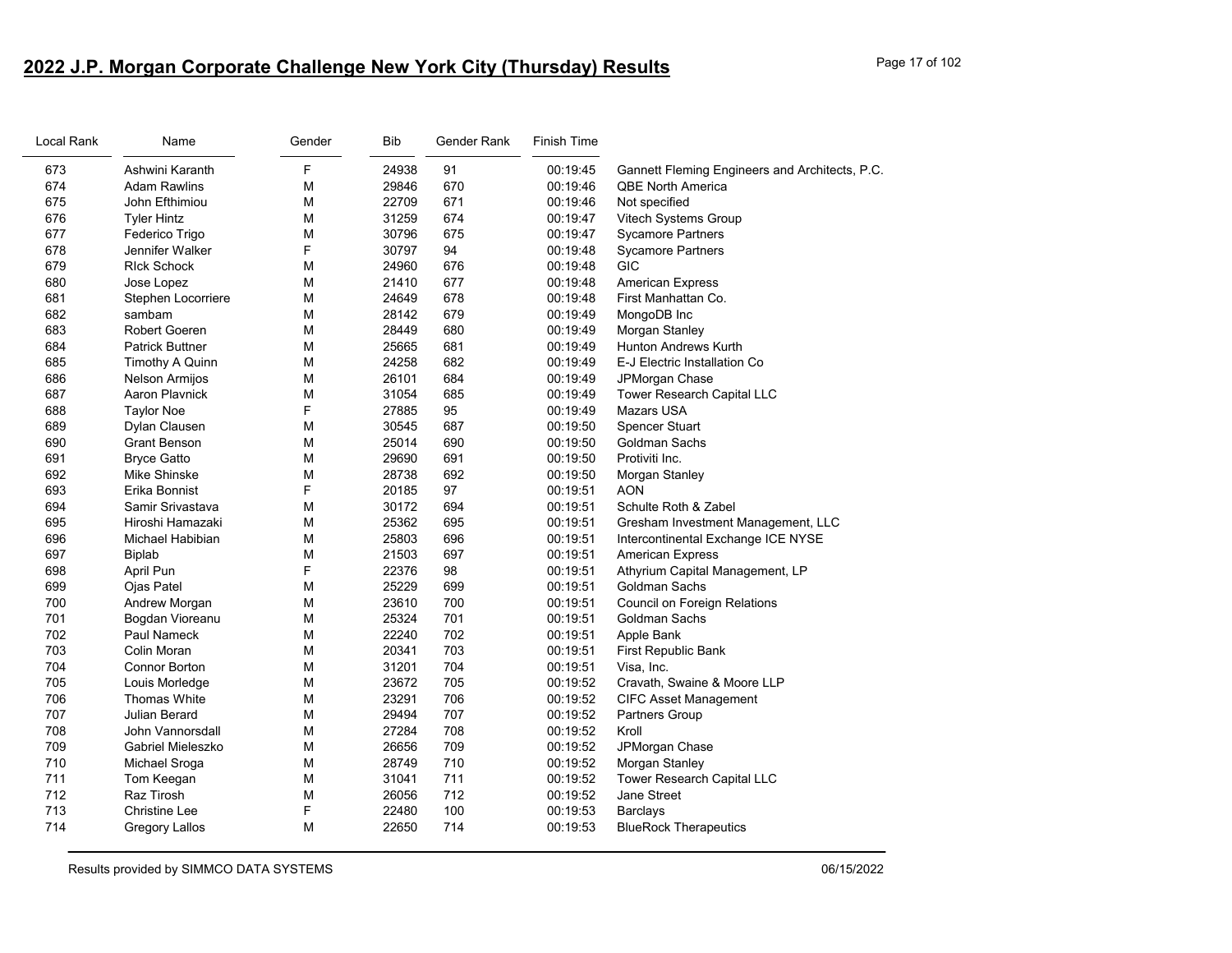## 2022 J.P. Morgan Corporate Challenge New York City (Thursday) Results

| Local Rank | Name | Gender | Bib | Gender Rank | Finish Time | |
|---|---|---|---|---|---|---|
| 673 | Ashwini Karanth | F | 24938 | 91 | 00:19:45 | Gannett Fleming Engineers and Architects, P.C. |
| 674 | Adam Rawlins | M | 29846 | 670 | 00:19:46 | QBE North America |
| 675 | John Efthimiou | M | 22709 | 671 | 00:19:46 | Not specified |
| 676 | Tyler Hintz | M | 31259 | 674 | 00:19:47 | Vitech Systems Group |
| 677 | Federico Trigo | M | 30796 | 675 | 00:19:47 | Sycamore Partners |
| 678 | Jennifer Walker | F | 30797 | 94 | 00:19:48 | Sycamore Partners |
| 679 | RIck Schock | M | 24960 | 676 | 00:19:48 | GIC |
| 680 | Jose Lopez | M | 21410 | 677 | 00:19:48 | American Express |
| 681 | Stephen Locorriere | M | 24649 | 678 | 00:19:48 | First Manhattan Co. |
| 682 | sambam | M | 28142 | 679 | 00:19:49 | MongoDB Inc |
| 683 | Robert Goeren | M | 28449 | 680 | 00:19:49 | Morgan Stanley |
| 684 | Patrick Buttner | M | 25665 | 681 | 00:19:49 | Hunton Andrews Kurth |
| 685 | Timothy A Quinn | M | 24258 | 682 | 00:19:49 | E-J Electric Installation Co |
| 686 | Nelson Armijos | M | 26101 | 684 | 00:19:49 | JPMorgan Chase |
| 687 | Aaron Plavnick | M | 31054 | 685 | 00:19:49 | Tower Research Capital LLC |
| 688 | Taylor Noe | F | 27885 | 95 | 00:19:49 | Mazars USA |
| 689 | Dylan Clausen | M | 30545 | 687 | 00:19:50 | Spencer Stuart |
| 690 | Grant Benson | M | 25014 | 690 | 00:19:50 | Goldman Sachs |
| 691 | Bryce Gatto | M | 29690 | 691 | 00:19:50 | Protiviti Inc. |
| 692 | Mike Shinske | M | 28738 | 692 | 00:19:50 | Morgan Stanley |
| 693 | Erika Bonnist | F | 20185 | 97 | 00:19:51 | AON |
| 694 | Samir Srivastava | M | 30172 | 694 | 00:19:51 | Schulte Roth & Zabel |
| 695 | Hiroshi Hamazaki | M | 25362 | 695 | 00:19:51 | Gresham Investment Management, LLC |
| 696 | Michael Habibian | M | 25803 | 696 | 00:19:51 | Intercontinental Exchange ICE NYSE |
| 697 | Biplab | M | 21503 | 697 | 00:19:51 | American Express |
| 698 | April Pun | F | 22376 | 98 | 00:19:51 | Athyrium Capital Management, LP |
| 699 | Ojas Patel | M | 25229 | 699 | 00:19:51 | Goldman Sachs |
| 700 | Andrew Morgan | M | 23610 | 700 | 00:19:51 | Council on Foreign Relations |
| 701 | Bogdan Vioreanu | M | 25324 | 701 | 00:19:51 | Goldman Sachs |
| 702 | Paul Nameck | M | 22240 | 702 | 00:19:51 | Apple Bank |
| 703 | Colin Moran | M | 20341 | 703 | 00:19:51 | First Republic Bank |
| 704 | Connor Borton | M | 31201 | 704 | 00:19:51 | Visa, Inc. |
| 705 | Louis Morledge | M | 23672 | 705 | 00:19:52 | Cravath, Swaine & Moore LLP |
| 706 | Thomas White | M | 23291 | 706 | 00:19:52 | CIFC Asset Management |
| 707 | Julian Berard | M | 29494 | 707 | 00:19:52 | Partners Group |
| 708 | John Vannorsdall | M | 27284 | 708 | 00:19:52 | Kroll |
| 709 | Gabriel Mieleszko | M | 26656 | 709 | 00:19:52 | JPMorgan Chase |
| 710 | Michael Sroga | M | 28749 | 710 | 00:19:52 | Morgan Stanley |
| 711 | Tom Keegan | M | 31041 | 711 | 00:19:52 | Tower Research Capital LLC |
| 712 | Raz Tirosh | M | 26056 | 712 | 00:19:52 | Jane Street |
| 713 | Christine Lee | F | 22480 | 100 | 00:19:53 | Barclays |
| 714 | Gregory Lallos | M | 22650 | 714 | 00:19:53 | BlueRock Therapeutics |

Results provided by SIMMCO DATA SYSTEMS 06/15/2022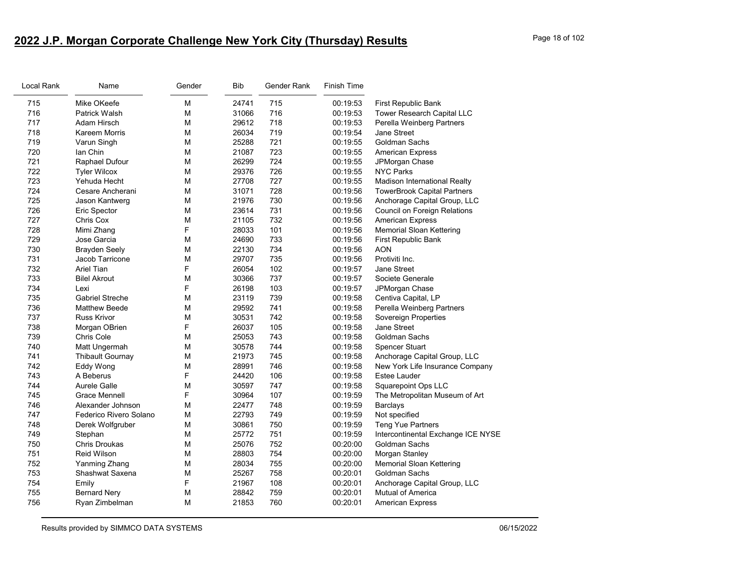## 2022 J.P. Morgan Corporate Challenge New York City (Thursday) Results

| Local Rank | Name | Gender | Bib | Gender Rank | Finish Time | |
|---|---|---|---|---|---|---|
| 715 | Mike OKeefe | M | 24741 | 715 | 00:19:53 | First Republic Bank |
| 716 | Patrick Walsh | M | 31066 | 716 | 00:19:53 | Tower Research Capital LLC |
| 717 | Adam Hirsch | M | 29612 | 718 | 00:19:53 | Perella Weinberg Partners |
| 718 | Kareem Morris | M | 26034 | 719 | 00:19:54 | Jane Street |
| 719 | Varun Singh | M | 25288 | 721 | 00:19:55 | Goldman Sachs |
| 720 | Ian Chin | M | 21087 | 723 | 00:19:55 | American Express |
| 721 | Raphael Dufour | M | 26299 | 724 | 00:19:55 | JPMorgan Chase |
| 722 | Tyler Wilcox | M | 29376 | 726 | 00:19:55 | NYC Parks |
| 723 | Yehuda Hecht | M | 27708 | 727 | 00:19:55 | Madison International Realty |
| 724 | Cesare Ancherani | M | 31071 | 728 | 00:19:56 | TowerBrook Capital Partners |
| 725 | Jason Kantwerg | M | 21976 | 730 | 00:19:56 | Anchorage Capital Group, LLC |
| 726 | Eric Spector | M | 23614 | 731 | 00:19:56 | Council on Foreign Relations |
| 727 | Chris Cox | M | 21105 | 732 | 00:19:56 | American Express |
| 728 | Mimi Zhang | F | 28033 | 101 | 00:19:56 | Memorial Sloan Kettering |
| 729 | Jose Garcia | M | 24690 | 733 | 00:19:56 | First Republic Bank |
| 730 | Brayden Seely | M | 22130 | 734 | 00:19:56 | AON |
| 731 | Jacob Tarricone | M | 29707 | 735 | 00:19:56 | Protiviti Inc. |
| 732 | Ariel Tian | F | 26054 | 102 | 00:19:57 | Jane Street |
| 733 | Bilel Akrout | M | 30366 | 737 | 00:19:57 | Societe Generale |
| 734 | Lexi | F | 26198 | 103 | 00:19:57 | JPMorgan Chase |
| 735 | Gabriel Streche | M | 23119 | 739 | 00:19:58 | Centiva Capital, LP |
| 736 | Matthew Beede | M | 29592 | 741 | 00:19:58 | Perella Weinberg Partners |
| 737 | Russ Krivor | M | 30531 | 742 | 00:19:58 | Sovereign Properties |
| 738 | Morgan OBrien | F | 26037 | 105 | 00:19:58 | Jane Street |
| 739 | Chris Cole | M | 25053 | 743 | 00:19:58 | Goldman Sachs |
| 740 | Matt Ungermah | M | 30578 | 744 | 00:19:58 | Spencer Stuart |
| 741 | Thibault Gournay | M | 21973 | 745 | 00:19:58 | Anchorage Capital Group, LLC |
| 742 | Eddy Wong | M | 28991 | 746 | 00:19:58 | New York Life Insurance Company |
| 743 | A Beberus | F | 24420 | 106 | 00:19:58 | Estee Lauder |
| 744 | Aurele Galle | M | 30597 | 747 | 00:19:58 | Squarepoint Ops LLC |
| 745 | Grace Mennell | F | 30964 | 107 | 00:19:59 | The Metropolitan Museum of Art |
| 746 | Alexander Johnson | M | 22477 | 748 | 00:19:59 | Barclays |
| 747 | Federico Rivero Solano | M | 22793 | 749 | 00:19:59 | Not specified |
| 748 | Derek Wolfgruber | M | 30861 | 750 | 00:19:59 | Teng Yue Partners |
| 749 | Stephan | M | 25772 | 751 | 00:19:59 | Intercontinental Exchange ICE NYSE |
| 750 | Chris Droukas | M | 25076 | 752 | 00:20:00 | Goldman Sachs |
| 751 | Reid Wilson | M | 28803 | 754 | 00:20:00 | Morgan Stanley |
| 752 | Yanming Zhang | M | 28034 | 755 | 00:20:00 | Memorial Sloan Kettering |
| 753 | Shashwat Saxena | M | 25267 | 758 | 00:20:01 | Goldman Sachs |
| 754 | Emily | F | 21967 | 108 | 00:20:01 | Anchorage Capital Group, LLC |
| 755 | Bernard Nery | M | 28842 | 759 | 00:20:01 | Mutual of America |
| 756 | Ryan Zimbelman | M | 21853 | 760 | 00:20:01 | American Express |

Results provided by SIMMCO DATA SYSTEMS 06/15/2022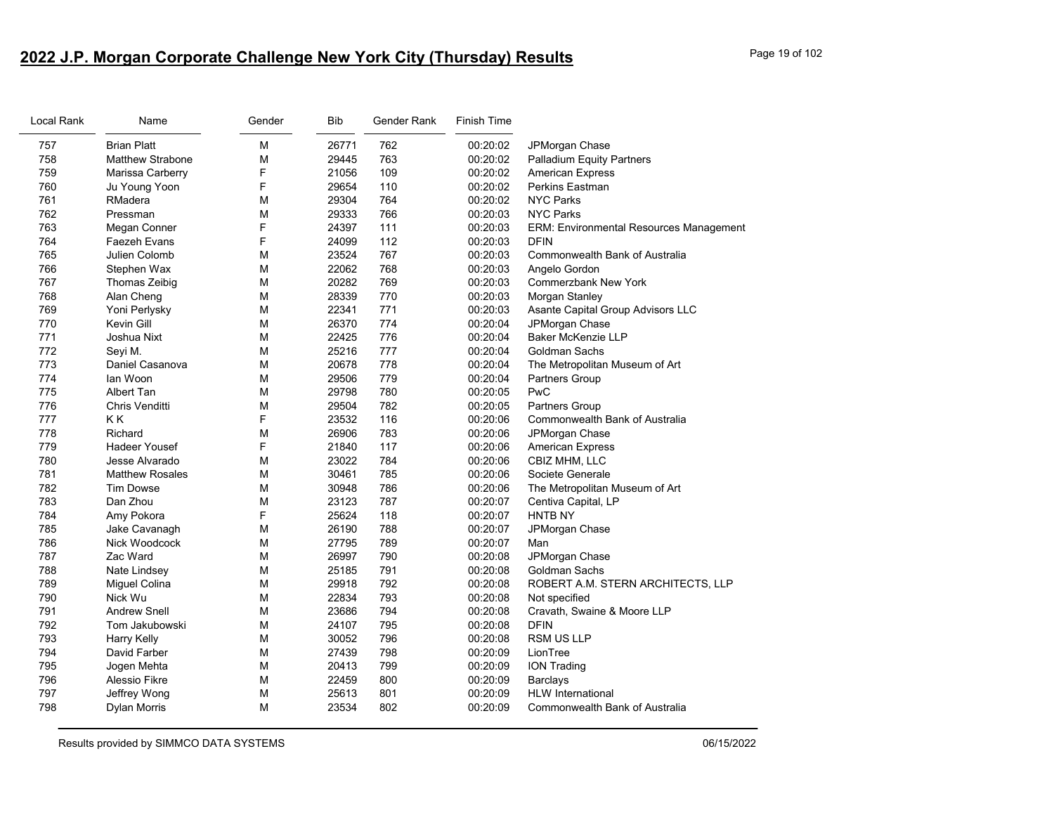## 2022 J.P. Morgan Corporate Challenge New York City (Thursday) Results

| Local Rank | Name | Gender | Bib | Gender Rank | Finish Time | |
|---|---|---|---|---|---|---|
| 757 | Brian Platt | M | 26771 | 762 | 00:20:02 | JPMorgan Chase |
| 758 | Matthew Strabone | M | 29445 | 763 | 00:20:02 | Palladium Equity Partners |
| 759 | Marissa Carberry | F | 21056 | 109 | 00:20:02 | American Express |
| 760 | Ju Young Yoon | F | 29654 | 110 | 00:20:02 | Perkins Eastman |
| 761 | RMadera | M | 29304 | 764 | 00:20:02 | NYC Parks |
| 762 | Pressman | M | 29333 | 766 | 00:20:03 | NYC Parks |
| 763 | Megan Conner | F | 24397 | 111 | 00:20:03 | ERM: Environmental Resources Management |
| 764 | Faezeh Evans | F | 24099 | 112 | 00:20:03 | DFIN |
| 765 | Julien Colomb | M | 23524 | 767 | 00:20:03 | Commonwealth Bank of Australia |
| 766 | Stephen Wax | M | 22062 | 768 | 00:20:03 | Angelo Gordon |
| 767 | Thomas Zeibig | M | 20282 | 769 | 00:20:03 | Commerzbank New York |
| 768 | Alan Cheng | M | 28339 | 770 | 00:20:03 | Morgan Stanley |
| 769 | Yoni Perlysky | M | 22341 | 771 | 00:20:03 | Asante Capital Group Advisors LLC |
| 770 | Kevin Gill | M | 26370 | 774 | 00:20:04 | JPMorgan Chase |
| 771 | Joshua Nixt | M | 22425 | 776 | 00:20:04 | Baker McKenzie LLP |
| 772 | Seyi M. | M | 25216 | 777 | 00:20:04 | Goldman Sachs |
| 773 | Daniel Casanova | M | 20678 | 778 | 00:20:04 | The Metropolitan Museum of Art |
| 774 | Ian Woon | M | 29506 | 779 | 00:20:04 | Partners Group |
| 775 | Albert Tan | M | 29798 | 780 | 00:20:05 | PwC |
| 776 | Chris Venditti | M | 29504 | 782 | 00:20:05 | Partners Group |
| 777 | K K | F | 23532 | 116 | 00:20:06 | Commonwealth Bank of Australia |
| 778 | Richard | M | 26906 | 783 | 00:20:06 | JPMorgan Chase |
| 779 | Hadeer Yousef | F | 21840 | 117 | 00:20:06 | American Express |
| 780 | Jesse Alvarado | M | 23022 | 784 | 00:20:06 | CBIZ MHM, LLC |
| 781 | Matthew Rosales | M | 30461 | 785 | 00:20:06 | Societe Generale |
| 782 | Tim Dowse | M | 30948 | 786 | 00:20:06 | The Metropolitan Museum of Art |
| 783 | Dan Zhou | M | 23123 | 787 | 00:20:07 | Centiva Capital, LP |
| 784 | Amy Pokora | F | 25624 | 118 | 00:20:07 | HNTB NY |
| 785 | Jake Cavanagh | M | 26190 | 788 | 00:20:07 | JPMorgan Chase |
| 786 | Nick Woodcock | M | 27795 | 789 | 00:20:07 | Man |
| 787 | Zac Ward | M | 26997 | 790 | 00:20:08 | JPMorgan Chase |
| 788 | Nate Lindsey | M | 25185 | 791 | 00:20:08 | Goldman Sachs |
| 789 | Miguel Colina | M | 29918 | 792 | 00:20:08 | ROBERT A.M. STERN ARCHITECTS, LLP |
| 790 | Nick Wu | M | 22834 | 793 | 00:20:08 | Not specified |
| 791 | Andrew Snell | M | 23686 | 794 | 00:20:08 | Cravath, Swaine & Moore LLP |
| 792 | Tom Jakubowski | M | 24107 | 795 | 00:20:08 | DFIN |
| 793 | Harry Kelly | M | 30052 | 796 | 00:20:08 | RSM US LLP |
| 794 | David Farber | M | 27439 | 798 | 00:20:09 | LionTree |
| 795 | Jogen Mehta | M | 20413 | 799 | 00:20:09 | ION Trading |
| 796 | Alessio Fikre | M | 22459 | 800 | 00:20:09 | Barclays |
| 797 | Jeffrey Wong | M | 25613 | 801 | 00:20:09 | HLW International |
| 798 | Dylan Morris | M | 23534 | 802 | 00:20:09 | Commonwealth Bank of Australia |

Results provided by SIMMCO DATA SYSTEMS 06/15/2022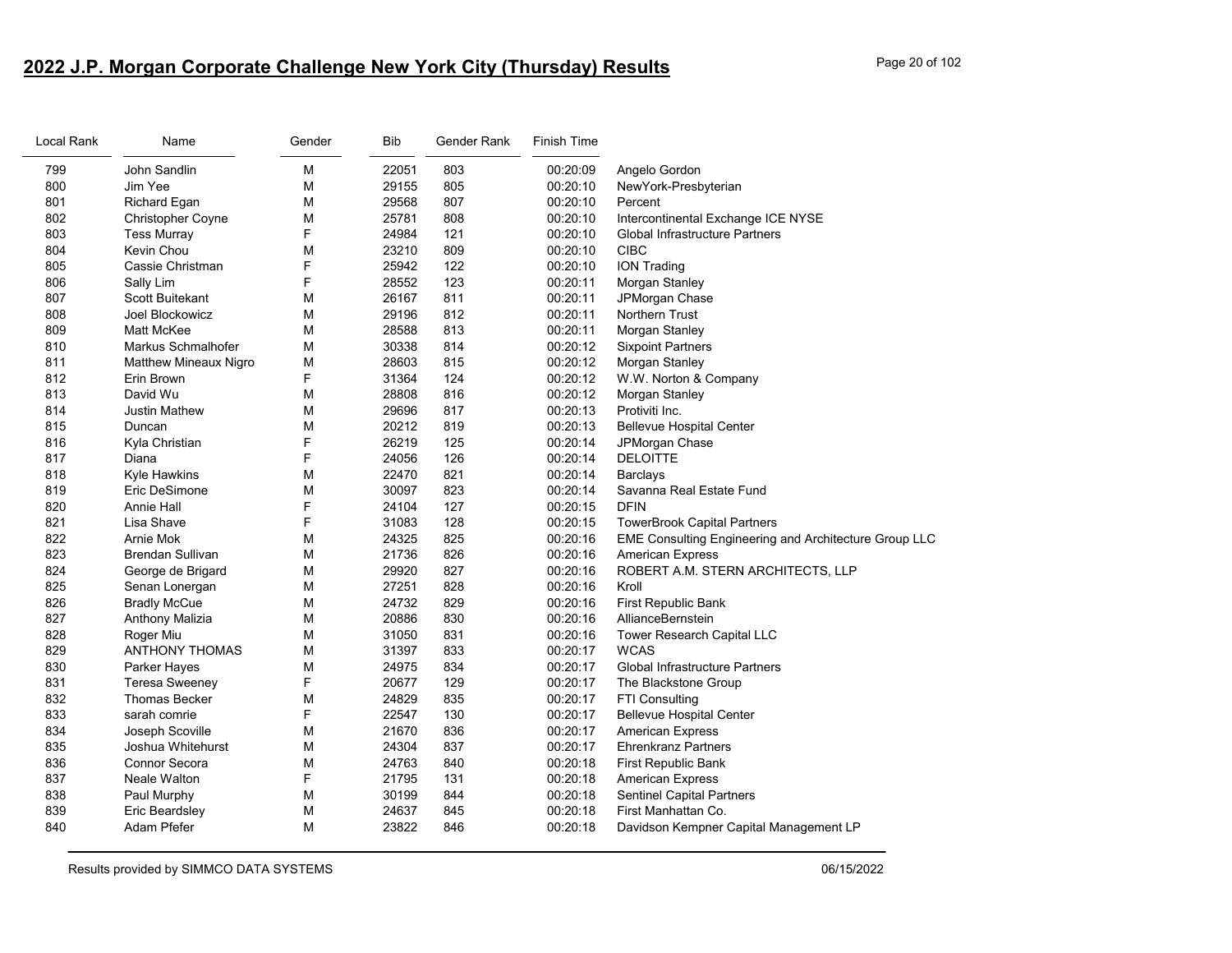# 2022 J.P. Morgan Corporate Challenge New York City (Thursday) Results

| Local Rank | Name | Gender | Bib | Gender Rank | Finish Time | |
|---|---|---|---|---|---|---|
| 799 | John Sandlin | M | 22051 | 803 | 00:20:09 | Angelo Gordon |
| 800 | Jim Yee | M | 29155 | 805 | 00:20:10 | NewYork-Presbyterian |
| 801 | Richard Egan | M | 29568 | 807 | 00:20:10 | Percent |
| 802 | Christopher Coyne | M | 25781 | 808 | 00:20:10 | Intercontinental Exchange ICE NYSE |
| 803 | Tess Murray | F | 24984 | 121 | 00:20:10 | Global Infrastructure Partners |
| 804 | Kevin Chou | M | 23210 | 809 | 00:20:10 | CIBC |
| 805 | Cassie Christman | F | 25942 | 122 | 00:20:10 | ION Trading |
| 806 | Sally Lim | F | 28552 | 123 | 00:20:11 | Morgan Stanley |
| 807 | Scott Buitekant | M | 26167 | 811 | 00:20:11 | JPMorgan Chase |
| 808 | Joel Blockowicz | M | 29196 | 812 | 00:20:11 | Northern Trust |
| 809 | Matt McKee | M | 28588 | 813 | 00:20:11 | Morgan Stanley |
| 810 | Markus Schmalhofer | M | 30338 | 814 | 00:20:12 | Sixpoint Partners |
| 811 | Matthew Mineaux Nigro | M | 28603 | 815 | 00:20:12 | Morgan Stanley |
| 812 | Erin Brown | F | 31364 | 124 | 00:20:12 | W.W. Norton & Company |
| 813 | David Wu | M | 28808 | 816 | 00:20:12 | Morgan Stanley |
| 814 | Justin Mathew | M | 29696 | 817 | 00:20:13 | Protiviti Inc. |
| 815 | Duncan | M | 20212 | 819 | 00:20:13 | Bellevue Hospital Center |
| 816 | Kyla Christian | F | 26219 | 125 | 00:20:14 | JPMorgan Chase |
| 817 | Diana | F | 24056 | 126 | 00:20:14 | DELOITTE |
| 818 | Kyle Hawkins | M | 22470 | 821 | 00:20:14 | Barclays |
| 819 | Eric DeSimone | M | 30097 | 823 | 00:20:14 | Savanna Real Estate Fund |
| 820 | Annie Hall | F | 24104 | 127 | 00:20:15 | DFIN |
| 821 | Lisa Shave | F | 31083 | 128 | 00:20:15 | TowerBrook Capital Partners |
| 822 | Arnie Mok | M | 24325 | 825 | 00:20:16 | EME Consulting Engineering and Architecture Group LLC |
| 823 | Brendan Sullivan | M | 21736 | 826 | 00:20:16 | American Express |
| 824 | George de Brigard | M | 29920 | 827 | 00:20:16 | ROBERT A.M. STERN ARCHITECTS, LLP |
| 825 | Senan Lonergan | M | 27251 | 828 | 00:20:16 | Kroll |
| 826 | Bradly McCue | M | 24732 | 829 | 00:20:16 | First Republic Bank |
| 827 | Anthony Malizia | M | 20886 | 830 | 00:20:16 | AllianceBernstein |
| 828 | Roger Miu | M | 31050 | 831 | 00:20:16 | Tower Research Capital LLC |
| 829 | ANTHONY THOMAS | M | 31397 | 833 | 00:20:17 | WCAS |
| 830 | Parker Hayes | M | 24975 | 834 | 00:20:17 | Global Infrastructure Partners |
| 831 | Teresa Sweeney | F | 20677 | 129 | 00:20:17 | The Blackstone Group |
| 832 | Thomas Becker | M | 24829 | 835 | 00:20:17 | FTI Consulting |
| 833 | sarah comrie | F | 22547 | 130 | 00:20:17 | Bellevue Hospital Center |
| 834 | Joseph Scoville | M | 21670 | 836 | 00:20:17 | American Express |
| 835 | Joshua Whitehurst | M | 24304 | 837 | 00:20:17 | Ehrenkranz Partners |
| 836 | Connor Secora | M | 24763 | 840 | 00:20:18 | First Republic Bank |
| 837 | Neale Walton | F | 21795 | 131 | 00:20:18 | American Express |
| 838 | Paul Murphy | M | 30199 | 844 | 00:20:18 | Sentinel Capital Partners |
| 839 | Eric Beardsley | M | 24637 | 845 | 00:20:18 | First Manhattan Co. |
| 840 | Adam Pfefer | M | 23822 | 846 | 00:20:18 | Davidson Kempner Capital Management LP |

Results provided by SIMMCO DATA SYSTEMS 06/15/2022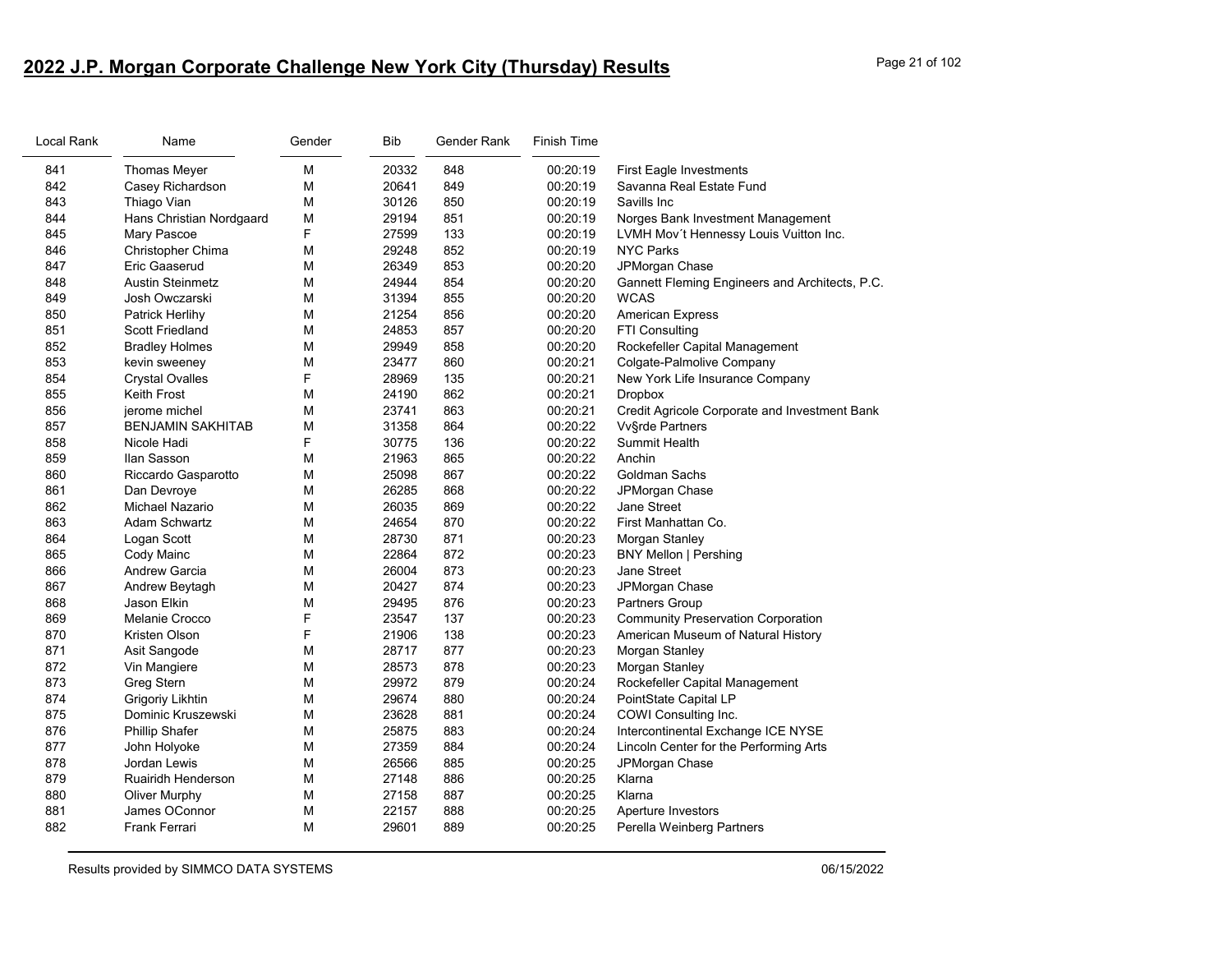## 2022 J.P. Morgan Corporate Challenge New York City (Thursday) Results

| Local Rank | Name | Gender | Bib | Gender Rank | Finish Time | |
|---|---|---|---|---|---|---|
| 841 | Thomas Meyer | M | 20332 | 848 | 00:20:19 | First Eagle Investments |
| 842 | Casey Richardson | M | 20641 | 849 | 00:20:19 | Savanna Real Estate Fund |
| 843 | Thiago Vian | M | 30126 | 850 | 00:20:19 | Savills Inc |
| 844 | Hans Christian Nordgaard | M | 29194 | 851 | 00:20:19 | Norges Bank Investment Management |
| 845 | Mary Pascoe | F | 27599 | 133 | 00:20:19 | LVMH Mov´t Hennessy Louis Vuitton Inc. |
| 846 | Christopher Chima | M | 29248 | 852 | 00:20:19 | NYC Parks |
| 847 | Eric Gaaserud | M | 26349 | 853 | 00:20:20 | JPMorgan Chase |
| 848 | Austin Steinmetz | M | 24944 | 854 | 00:20:20 | Gannett Fleming Engineers and Architects, P.C. |
| 849 | Josh Owczarski | M | 31394 | 855 | 00:20:20 | WCAS |
| 850 | Patrick Herlihy | M | 21254 | 856 | 00:20:20 | American Express |
| 851 | Scott Friedland | M | 24853 | 857 | 00:20:20 | FTI Consulting |
| 852 | Bradley Holmes | M | 29949 | 858 | 00:20:20 | Rockefeller Capital Management |
| 853 | kevin sweeney | M | 23477 | 860 | 00:20:21 | Colgate-Palmolive Company |
| 854 | Crystal Ovalles | F | 28969 | 135 | 00:20:21 | New York Life Insurance Company |
| 855 | Keith Frost | M | 24190 | 862 | 00:20:21 | Dropbox |
| 856 | jerome michel | M | 23741 | 863 | 00:20:21 | Credit Agricole Corporate and Investment Bank |
| 857 | BENJAMIN SAKHITAB | M | 31358 | 864 | 00:20:22 | Vv§rde Partners |
| 858 | Nicole Hadi | F | 30775 | 136 | 00:20:22 | Summit Health |
| 859 | Ilan Sasson | M | 21963 | 865 | 00:20:22 | Anchin |
| 860 | Riccardo Gasparotto | M | 25098 | 867 | 00:20:22 | Goldman Sachs |
| 861 | Dan Devroye | M | 26285 | 868 | 00:20:22 | JPMorgan Chase |
| 862 | Michael Nazario | M | 26035 | 869 | 00:20:22 | Jane Street |
| 863 | Adam Schwartz | M | 24654 | 870 | 00:20:22 | First Manhattan Co. |
| 864 | Logan Scott | M | 28730 | 871 | 00:20:23 | Morgan Stanley |
| 865 | Cody Mainc | M | 22864 | 872 | 00:20:23 | BNY Mellon \| Pershing |
| 866 | Andrew Garcia | M | 26004 | 873 | 00:20:23 | Jane Street |
| 867 | Andrew Beytagh | M | 20427 | 874 | 00:20:23 | JPMorgan Chase |
| 868 | Jason Elkin | M | 29495 | 876 | 00:20:23 | Partners Group |
| 869 | Melanie Crocco | F | 23547 | 137 | 00:20:23 | Community Preservation Corporation |
| 870 | Kristen Olson | F | 21906 | 138 | 00:20:23 | American Museum of Natural History |
| 871 | Asit Sangode | M | 28717 | 877 | 00:20:23 | Morgan Stanley |
| 872 | Vin Mangiere | M | 28573 | 878 | 00:20:23 | Morgan Stanley |
| 873 | Greg Stern | M | 29972 | 879 | 00:20:24 | Rockefeller Capital Management |
| 874 | Grigoriy Likhtin | M | 29674 | 880 | 00:20:24 | PointState Capital LP |
| 875 | Dominic Kruszewski | M | 23628 | 881 | 00:20:24 | COWI Consulting Inc. |
| 876 | Phillip Shafer | M | 25875 | 883 | 00:20:24 | Intercontinental Exchange ICE NYSE |
| 877 | John Holyoke | M | 27359 | 884 | 00:20:24 | Lincoln Center for the Performing Arts |
| 878 | Jordan Lewis | M | 26566 | 885 | 00:20:25 | JPMorgan Chase |
| 879 | Ruairidh Henderson | M | 27148 | 886 | 00:20:25 | Klarna |
| 880 | Oliver Murphy | M | 27158 | 887 | 00:20:25 | Klarna |
| 881 | James OConnor | M | 22157 | 888 | 00:20:25 | Aperture Investors |
| 882 | Frank Ferrari | M | 29601 | 889 | 00:20:25 | Perella Weinberg Partners |

Results provided by SIMMCO DATA SYSTEMS 06/15/2022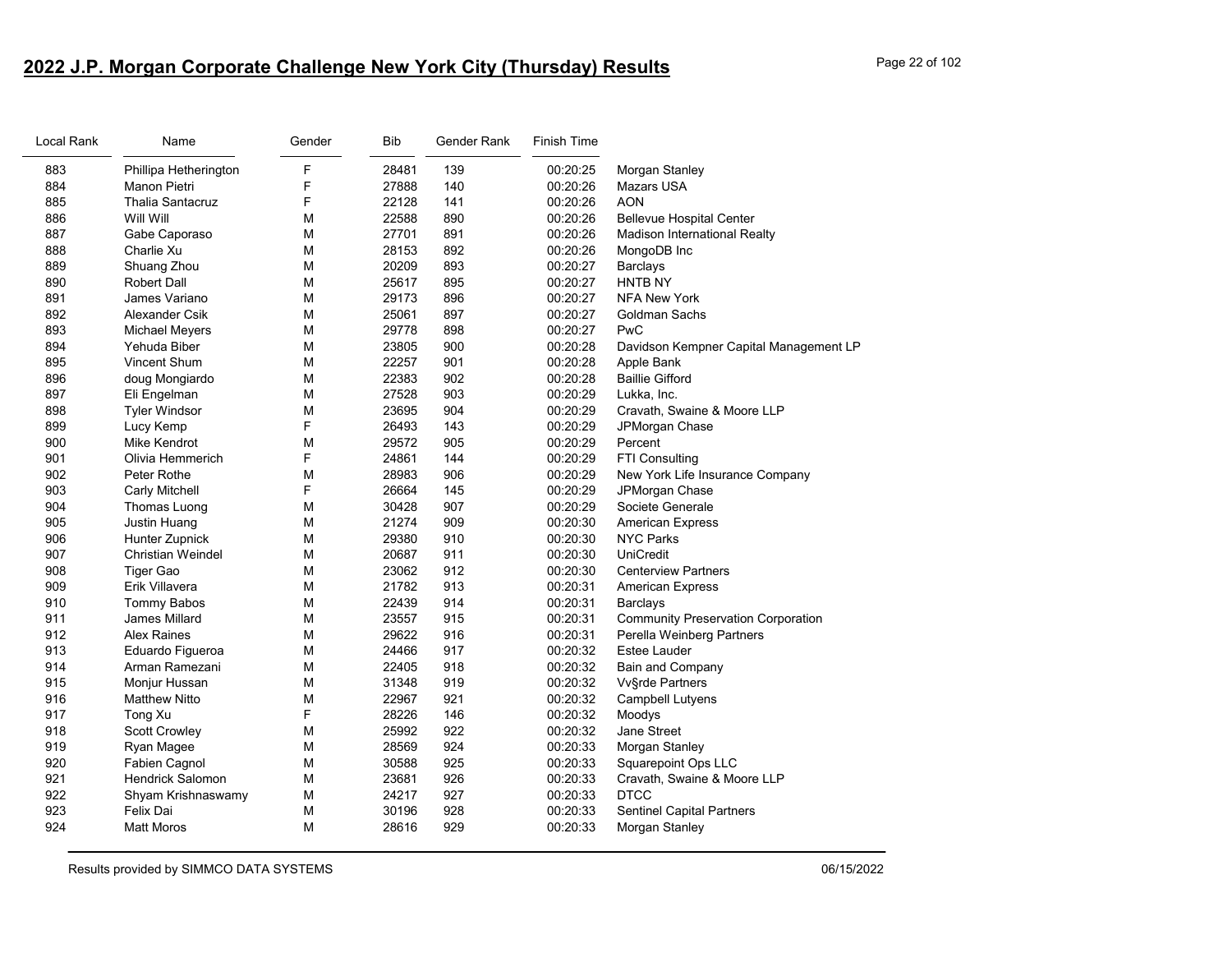## 2022 J.P. Morgan Corporate Challenge New York City (Thursday) Results

| Local Rank | Name | Gender | Bib | Gender Rank | Finish Time | |
|---|---|---|---|---|---|---|
| 883 | Phillipa Hetherington | F | 28481 | 139 | 00:20:25 | Morgan Stanley |
| 884 | Manon Pietri | F | 27888 | 140 | 00:20:26 | Mazars USA |
| 885 | Thalia Santacruz | F | 22128 | 141 | 00:20:26 | AON |
| 886 | Will Will | M | 22588 | 890 | 00:20:26 | Bellevue Hospital Center |
| 887 | Gabe Caporaso | M | 27701 | 891 | 00:20:26 | Madison International Realty |
| 888 | Charlie Xu | M | 28153 | 892 | 00:20:26 | MongoDB Inc |
| 889 | Shuang Zhou | M | 20209 | 893 | 00:20:27 | Barclays |
| 890 | Robert Dall | M | 25617 | 895 | 00:20:27 | HNTB NY |
| 891 | James Variano | M | 29173 | 896 | 00:20:27 | NFA New York |
| 892 | Alexander Csik | M | 25061 | 897 | 00:20:27 | Goldman Sachs |
| 893 | Michael Meyers | M | 29778 | 898 | 00:20:27 | PwC |
| 894 | Yehuda Biber | M | 23805 | 900 | 00:20:28 | Davidson Kempner Capital Management LP |
| 895 | Vincent Shum | M | 22257 | 901 | 00:20:28 | Apple Bank |
| 896 | doug Mongiardo | M | 22383 | 902 | 00:20:28 | Baillie Gifford |
| 897 | Eli Engelman | M | 27528 | 903 | 00:20:29 | Lukka, Inc. |
| 898 | Tyler Windsor | M | 23695 | 904 | 00:20:29 | Cravath, Swaine & Moore LLP |
| 899 | Lucy Kemp | F | 26493 | 143 | 00:20:29 | JPMorgan Chase |
| 900 | Mike Kendrot | M | 29572 | 905 | 00:20:29 | Percent |
| 901 | Olivia Hemmerich | F | 24861 | 144 | 00:20:29 | FTI Consulting |
| 902 | Peter Rothe | M | 28983 | 906 | 00:20:29 | New York Life Insurance Company |
| 903 | Carly Mitchell | F | 26664 | 145 | 00:20:29 | JPMorgan Chase |
| 904 | Thomas Luong | M | 30428 | 907 | 00:20:29 | Societe Generale |
| 905 | Justin Huang | M | 21274 | 909 | 00:20:30 | American Express |
| 906 | Hunter Zupnick | M | 29380 | 910 | 00:20:30 | NYC Parks |
| 907 | Christian Weindel | M | 20687 | 911 | 00:20:30 | UniCredit |
| 908 | Tiger Gao | M | 23062 | 912 | 00:20:30 | Centerview Partners |
| 909 | Erik Villavera | M | 21782 | 913 | 00:20:31 | American Express |
| 910 | Tommy Babos | M | 22439 | 914 | 00:20:31 | Barclays |
| 911 | James Millard | M | 23557 | 915 | 00:20:31 | Community Preservation Corporation |
| 912 | Alex Raines | M | 29622 | 916 | 00:20:31 | Perella Weinberg Partners |
| 913 | Eduardo Figueroa | M | 24466 | 917 | 00:20:32 | Estee Lauder |
| 914 | Arman Ramezani | M | 22405 | 918 | 00:20:32 | Bain and Company |
| 915 | Monjur Hussan | M | 31348 | 919 | 00:20:32 | Vv§rde Partners |
| 916 | Matthew Nitto | M | 22967 | 921 | 00:20:32 | Campbell Lutyens |
| 917 | Tong Xu | F | 28226 | 146 | 00:20:32 | Moodys |
| 918 | Scott Crowley | M | 25992 | 922 | 00:20:32 | Jane Street |
| 919 | Ryan Magee | M | 28569 | 924 | 00:20:33 | Morgan Stanley |
| 920 | Fabien Cagnol | M | 30588 | 925 | 00:20:33 | Squarepoint Ops LLC |
| 921 | Hendrick Salomon | M | 23681 | 926 | 00:20:33 | Cravath, Swaine & Moore LLP |
| 922 | Shyam Krishnaswamy | M | 24217 | 927 | 00:20:33 | DTCC |
| 923 | Felix Dai | M | 30196 | 928 | 00:20:33 | Sentinel Capital Partners |
| 924 | Matt Moros | M | 28616 | 929 | 00:20:33 | Morgan Stanley |

Results provided by SIMMCO DATA SYSTEMS 06/15/2022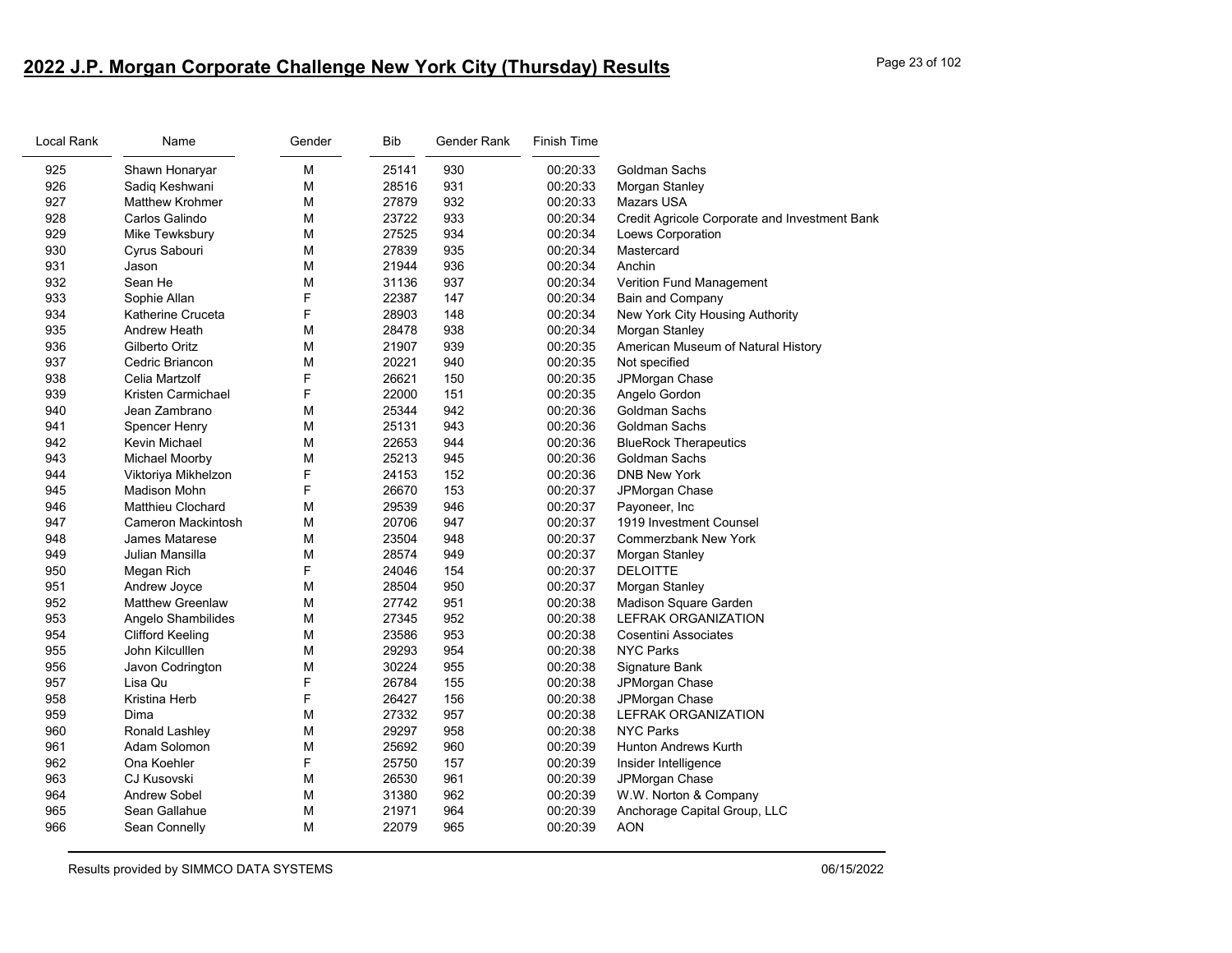## 2022 J.P. Morgan Corporate Challenge New York City (Thursday) Results

| Local Rank | Name | Gender | Bib | Gender Rank | Finish Time | |
|---|---|---|---|---|---|---|
| 925 | Shawn Honaryar | M | 25141 | 930 | 00:20:33 | Goldman Sachs |
| 926 | Sadiq Keshwani | M | 28516 | 931 | 00:20:33 | Morgan Stanley |
| 927 | Matthew Krohmer | M | 27879 | 932 | 00:20:33 | Mazars USA |
| 928 | Carlos Galindo | M | 23722 | 933 | 00:20:34 | Credit Agricole Corporate and Investment Bank |
| 929 | Mike Tewksbury | M | 27525 | 934 | 00:20:34 | Loews Corporation |
| 930 | Cyrus Sabouri | M | 27839 | 935 | 00:20:34 | Mastercard |
| 931 | Jason | M | 21944 | 936 | 00:20:34 | Anchin |
| 932 | Sean He | M | 31136 | 937 | 00:20:34 | Verition Fund Management |
| 933 | Sophie Allan | F | 22387 | 147 | 00:20:34 | Bain and Company |
| 934 | Katherine Cruceta | F | 28903 | 148 | 00:20:34 | New York City Housing Authority |
| 935 | Andrew Heath | M | 28478 | 938 | 00:20:34 | Morgan Stanley |
| 936 | Gilberto Oritz | M | 21907 | 939 | 00:20:35 | American Museum of Natural History |
| 937 | Cedric Briancon | M | 20221 | 940 | 00:20:35 | Not specified |
| 938 | Celia Martzolf | F | 26621 | 150 | 00:20:35 | JPMorgan Chase |
| 939 | Kristen Carmichael | F | 22000 | 151 | 00:20:35 | Angelo Gordon |
| 940 | Jean Zambrano | M | 25344 | 942 | 00:20:36 | Goldman Sachs |
| 941 | Spencer Henry | M | 25131 | 943 | 00:20:36 | Goldman Sachs |
| 942 | Kevin Michael | M | 22653 | 944 | 00:20:36 | BlueRock Therapeutics |
| 943 | Michael Moorby | M | 25213 | 945 | 00:20:36 | Goldman Sachs |
| 944 | Viktoriya Mikhelzon | F | 24153 | 152 | 00:20:36 | DNB New York |
| 945 | Madison Mohn | F | 26670 | 153 | 00:20:37 | JPMorgan Chase |
| 946 | Matthieu Clochard | M | 29539 | 946 | 00:20:37 | Payoneer, Inc |
| 947 | Cameron Mackintosh | M | 20706 | 947 | 00:20:37 | 1919 Investment Counsel |
| 948 | James Matarese | M | 23504 | 948 | 00:20:37 | Commerzbank New York |
| 949 | Julian Mansilla | M | 28574 | 949 | 00:20:37 | Morgan Stanley |
| 950 | Megan Rich | F | 24046 | 154 | 00:20:37 | DELOITTE |
| 951 | Andrew Joyce | M | 28504 | 950 | 00:20:37 | Morgan Stanley |
| 952 | Matthew Greenlaw | M | 27742 | 951 | 00:20:38 | Madison Square Garden |
| 953 | Angelo Shambilides | M | 27345 | 952 | 00:20:38 | LEFRAK ORGANIZATION |
| 954 | Clifford Keeling | M | 23586 | 953 | 00:20:38 | Cosentini Associates |
| 955 | John Kilculllen | M | 29293 | 954 | 00:20:38 | NYC Parks |
| 956 | Javon Codrington | M | 30224 | 955 | 00:20:38 | Signature Bank |
| 957 | Lisa Qu | F | 26784 | 155 | 00:20:38 | JPMorgan Chase |
| 958 | Kristina Herb | F | 26427 | 156 | 00:20:38 | JPMorgan Chase |
| 959 | Dima | M | 27332 | 957 | 00:20:38 | LEFRAK ORGANIZATION |
| 960 | Ronald Lashley | M | 29297 | 958 | 00:20:38 | NYC Parks |
| 961 | Adam Solomon | M | 25692 | 960 | 00:20:39 | Hunton Andrews Kurth |
| 962 | Ona Koehler | F | 25750 | 157 | 00:20:39 | Insider Intelligence |
| 963 | CJ Kusovski | M | 26530 | 961 | 00:20:39 | JPMorgan Chase |
| 964 | Andrew Sobel | M | 31380 | 962 | 00:20:39 | W.W. Norton & Company |
| 965 | Sean Gallahue | M | 21971 | 964 | 00:20:39 | Anchorage Capital Group, LLC |
| 966 | Sean Connelly | M | 22079 | 965 | 00:20:39 | AON |

Results provided by SIMMCO DATA SYSTEMS 06/15/2022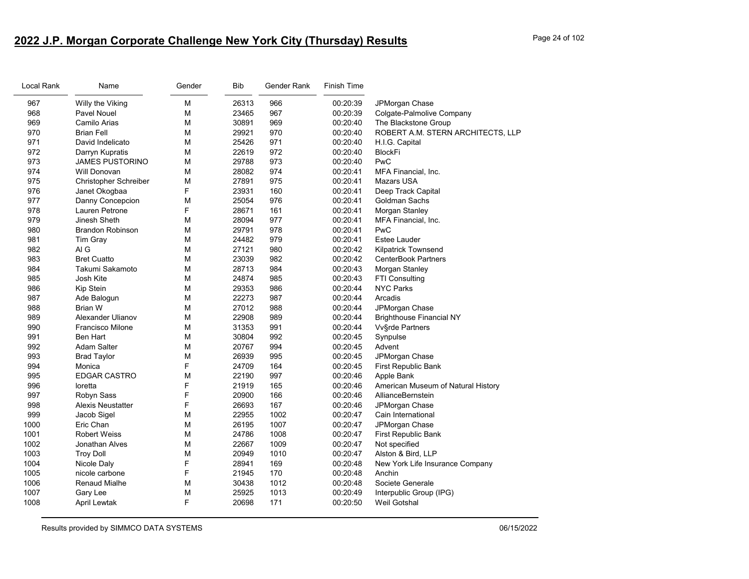## 2022 J.P. Morgan Corporate Challenge New York City (Thursday) Results

| Local Rank | Name | Gender | Bib | Gender Rank | Finish Time | |
|---|---|---|---|---|---|---|
| 967 | Willy the Viking | M | 26313 | 966 | 00:20:39 | JPMorgan Chase |
| 968 | Pavel Nouel | M | 23465 | 967 | 00:20:39 | Colgate-Palmolive Company |
| 969 | Camilo Arias | M | 30891 | 969 | 00:20:40 | The Blackstone Group |
| 970 | Brian Fell | M | 29921 | 970 | 00:20:40 | ROBERT A.M. STERN ARCHITECTS, LLP |
| 971 | David Indelicato | M | 25426 | 971 | 00:20:40 | H.I.G. Capital |
| 972 | Darryn Kupratis | M | 22619 | 972 | 00:20:40 | BlockFi |
| 973 | JAMES PUSTORINO | M | 29788 | 973 | 00:20:40 | PwC |
| 974 | Will Donovan | M | 28082 | 974 | 00:20:41 | MFA Financial, Inc. |
| 975 | Christopher Schreiber | M | 27891 | 975 | 00:20:41 | Mazars USA |
| 976 | Janet Okogbaa | F | 23931 | 160 | 00:20:41 | Deep Track Capital |
| 977 | Danny Concepcion | M | 25054 | 976 | 00:20:41 | Goldman Sachs |
| 978 | Lauren Petrone | F | 28671 | 161 | 00:20:41 | Morgan Stanley |
| 979 | Jinesh Sheth | M | 28094 | 977 | 00:20:41 | MFA Financial, Inc. |
| 980 | Brandon Robinson | M | 29791 | 978 | 00:20:41 | PwC |
| 981 | Tim Gray | M | 24482 | 979 | 00:20:41 | Estee Lauder |
| 982 | Al G | M | 27121 | 980 | 00:20:42 | Kilpatrick Townsend |
| 983 | Bret Cuatto | M | 23039 | 982 | 00:20:42 | CenterBook Partners |
| 984 | Takumi Sakamoto | M | 28713 | 984 | 00:20:43 | Morgan Stanley |
| 985 | Josh Kite | M | 24874 | 985 | 00:20:43 | FTI Consulting |
| 986 | Kip Stein | M | 29353 | 986 | 00:20:44 | NYC Parks |
| 987 | Ade Balogun | M | 22273 | 987 | 00:20:44 | Arcadis |
| 988 | Brian W | M | 27012 | 988 | 00:20:44 | JPMorgan Chase |
| 989 | Alexander Ulianov | M | 22908 | 989 | 00:20:44 | Brighthouse Financial NY |
| 990 | Francisco Milone | M | 31353 | 991 | 00:20:44 | Vv§rde Partners |
| 991 | Ben Hart | M | 30804 | 992 | 00:20:45 | Synpulse |
| 992 | Adam Salter | M | 20767 | 994 | 00:20:45 | Advent |
| 993 | Brad Taylor | M | 26939 | 995 | 00:20:45 | JPMorgan Chase |
| 994 | Monica | F | 24709 | 164 | 00:20:45 | First Republic Bank |
| 995 | EDGAR CASTRO | M | 22190 | 997 | 00:20:46 | Apple Bank |
| 996 | loretta | F | 21919 | 165 | 00:20:46 | American Museum of Natural History |
| 997 | Robyn Sass | F | 20900 | 166 | 00:20:46 | AllianceBernstein |
| 998 | Alexis Neustatter | F | 26693 | 167 | 00:20:46 | JPMorgan Chase |
| 999 | Jacob Sigel | M | 22955 | 1002 | 00:20:47 | Cain International |
| 1000 | Eric Chan | M | 26195 | 1007 | 00:20:47 | JPMorgan Chase |
| 1001 | Robert Weiss | M | 24786 | 1008 | 00:20:47 | First Republic Bank |
| 1002 | Jonathan Alves | M | 22667 | 1009 | 00:20:47 | Not specified |
| 1003 | Troy Doll | M | 20949 | 1010 | 00:20:47 | Alston & Bird, LLP |
| 1004 | Nicole Daly | F | 28941 | 169 | 00:20:48 | New York Life Insurance Company |
| 1005 | nicole carbone | F | 21945 | 170 | 00:20:48 | Anchin |
| 1006 | Renaud Mialhe | M | 30438 | 1012 | 00:20:48 | Societe Generale |
| 1007 | Gary Lee | M | 25925 | 1013 | 00:20:49 | Interpublic Group (IPG) |
| 1008 | April Lewtak | F | 20698 | 171 | 00:20:50 | Weil Gotshal |

Results provided by SIMMCO DATA SYSTEMS 06/15/2022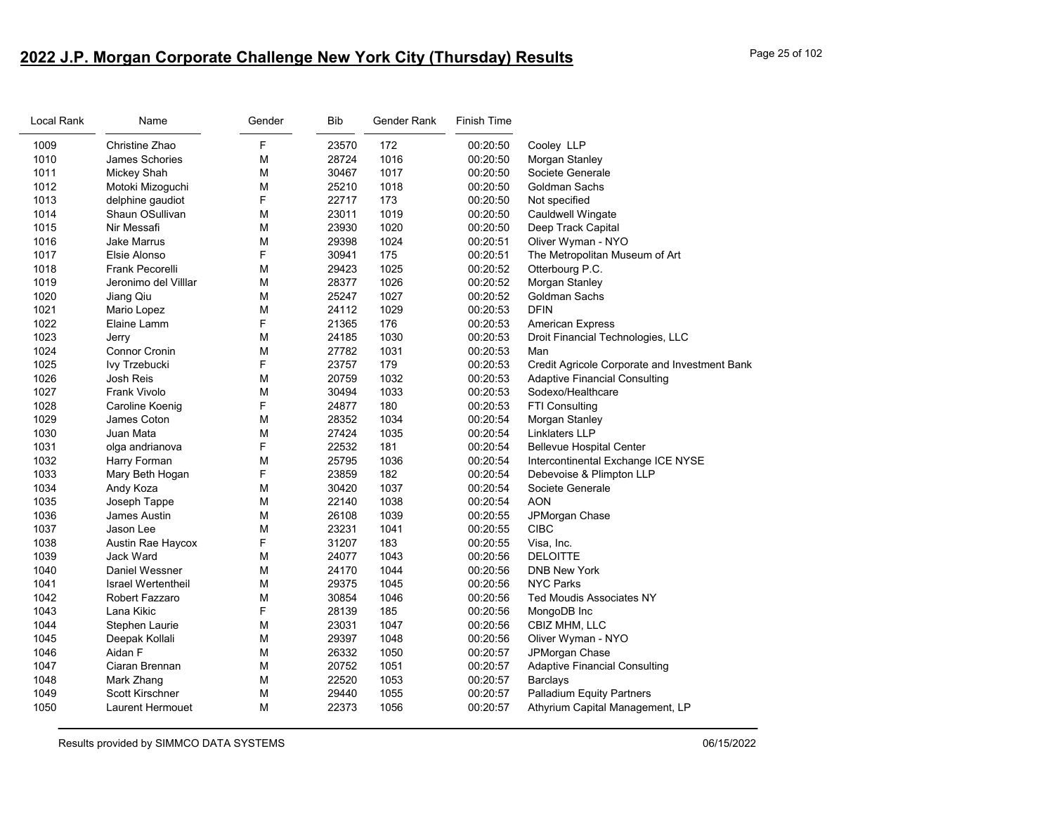## 2022 J.P. Morgan Corporate Challenge New York City (Thursday) Results

| Local Rank | Name | Gender | Bib | Gender Rank | Finish Time | |
|---|---|---|---|---|---|---|
| 1009 | Christine Zhao | F | 23570 | 172 | 00:20:50 | Cooley LLP |
| 1010 | James Schories | M | 28724 | 1016 | 00:20:50 | Morgan Stanley |
| 1011 | Mickey Shah | M | 30467 | 1017 | 00:20:50 | Societe Generale |
| 1012 | Motoki Mizoguchi | M | 25210 | 1018 | 00:20:50 | Goldman Sachs |
| 1013 | delphine gaudiot | F | 22717 | 173 | 00:20:50 | Not specified |
| 1014 | Shaun OSullivan | M | 23011 | 1019 | 00:20:50 | Cauldwell Wingate |
| 1015 | Nir Messafi | M | 23930 | 1020 | 00:20:50 | Deep Track Capital |
| 1016 | Jake Marrus | M | 29398 | 1024 | 00:20:51 | Oliver Wyman - NYO |
| 1017 | Elsie Alonso | F | 30941 | 175 | 00:20:51 | The Metropolitan Museum of Art |
| 1018 | Frank Pecorelli | M | 29423 | 1025 | 00:20:52 | Otterbourg P.C. |
| 1019 | Jeronimo del Villlar | M | 28377 | 1026 | 00:20:52 | Morgan Stanley |
| 1020 | Jiang Qiu | M | 25247 | 1027 | 00:20:52 | Goldman Sachs |
| 1021 | Mario Lopez | M | 24112 | 1029 | 00:20:53 | DFIN |
| 1022 | Elaine Lamm | F | 21365 | 176 | 00:20:53 | American Express |
| 1023 | Jerry | M | 24185 | 1030 | 00:20:53 | Droit Financial Technologies, LLC |
| 1024 | Connor Cronin | M | 27782 | 1031 | 00:20:53 | Man |
| 1025 | Ivy Trzebucki | F | 23757 | 179 | 00:20:53 | Credit Agricole Corporate and Investment Bank |
| 1026 | Josh Reis | M | 20759 | 1032 | 00:20:53 | Adaptive Financial Consulting |
| 1027 | Frank Vivolo | M | 30494 | 1033 | 00:20:53 | Sodexo/Healthcare |
| 1028 | Caroline Koenig | F | 24877 | 180 | 00:20:53 | FTI Consulting |
| 1029 | James Coton | M | 28352 | 1034 | 00:20:54 | Morgan Stanley |
| 1030 | Juan Mata | M | 27424 | 1035 | 00:20:54 | Linklaters LLP |
| 1031 | olga andrianova | F | 22532 | 181 | 00:20:54 | Bellevue Hospital Center |
| 1032 | Harry Forman | M | 25795 | 1036 | 00:20:54 | Intercontinental Exchange ICE NYSE |
| 1033 | Mary Beth Hogan | F | 23859 | 182 | 00:20:54 | Debevoise & Plimpton LLP |
| 1034 | Andy Koza | M | 30420 | 1037 | 00:20:54 | Societe Generale |
| 1035 | Joseph Tappe | M | 22140 | 1038 | 00:20:54 | AON |
| 1036 | James Austin | M | 26108 | 1039 | 00:20:55 | JPMorgan Chase |
| 1037 | Jason Lee | M | 23231 | 1041 | 00:20:55 | CIBC |
| 1038 | Austin Rae Haycox | F | 31207 | 183 | 00:20:55 | Visa, Inc. |
| 1039 | Jack Ward | M | 24077 | 1043 | 00:20:56 | DELOITTE |
| 1040 | Daniel Wessner | M | 24170 | 1044 | 00:20:56 | DNB New York |
| 1041 | Israel Wertentheil | M | 29375 | 1045 | 00:20:56 | NYC Parks |
| 1042 | Robert Fazzaro | M | 30854 | 1046 | 00:20:56 | Ted Moudis Associates NY |
| 1043 | Lana Kikic | F | 28139 | 185 | 00:20:56 | MongoDB Inc |
| 1044 | Stephen Laurie | M | 23031 | 1047 | 00:20:56 | CBIZ MHM, LLC |
| 1045 | Deepak Kollali | M | 29397 | 1048 | 00:20:56 | Oliver Wyman - NYO |
| 1046 | Aidan F | M | 26332 | 1050 | 00:20:57 | JPMorgan Chase |
| 1047 | Ciaran Brennan | M | 20752 | 1051 | 00:20:57 | Adaptive Financial Consulting |
| 1048 | Mark Zhang | M | 22520 | 1053 | 00:20:57 | Barclays |
| 1049 | Scott Kirschner | M | 29440 | 1055 | 00:20:57 | Palladium Equity Partners |
| 1050 | Laurent Hermouet | M | 22373 | 1056 | 00:20:57 | Athyrium Capital Management, LP |

Results provided by SIMMCO DATA SYSTEMS 06/15/2022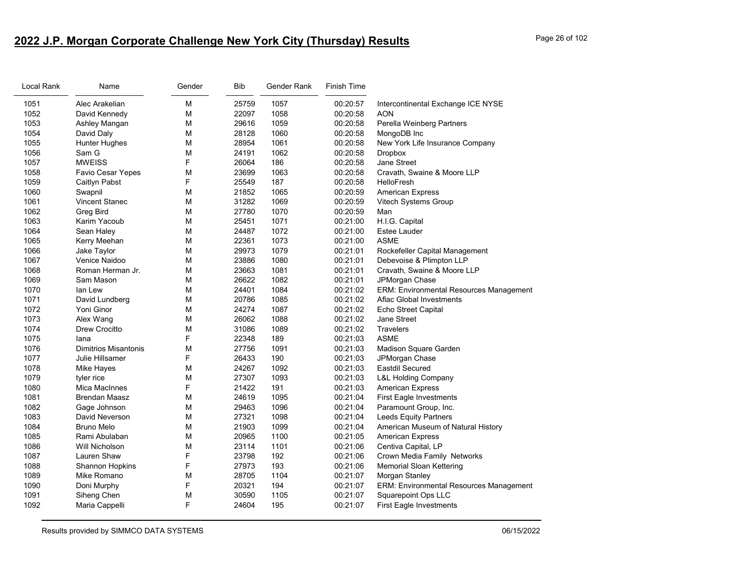## 2022 J.P. Morgan Corporate Challenge New York City (Thursday) Results

| Local Rank | Name | Gender | Bib | Gender Rank | Finish Time | |
|---|---|---|---|---|---|---|
| 1051 | Alec Arakelian | M | 25759 | 1057 | 00:20:57 | Intercontinental Exchange ICE NYSE |
| 1052 | David Kennedy | M | 22097 | 1058 | 00:20:58 | AON |
| 1053 | Ashley Mangan | M | 29616 | 1059 | 00:20:58 | Perella Weinberg Partners |
| 1054 | David Daly | M | 28128 | 1060 | 00:20:58 | MongoDB Inc |
| 1055 | Hunter Hughes | M | 28954 | 1061 | 00:20:58 | New York Life Insurance Company |
| 1056 | Sam G | M | 24191 | 1062 | 00:20:58 | Dropbox |
| 1057 | MWEISS | F | 26064 | 186 | 00:20:58 | Jane Street |
| 1058 | Favio Cesar Yepes | M | 23699 | 1063 | 00:20:58 | Cravath, Swaine & Moore LLP |
| 1059 | Caitlyn Pabst | F | 25549 | 187 | 00:20:58 | HelloFresh |
| 1060 | Swapnil | M | 21852 | 1065 | 00:20:59 | American Express |
| 1061 | Vincent Stanec | M | 31282 | 1069 | 00:20:59 | Vitech Systems Group |
| 1062 | Greg Bird | M | 27780 | 1070 | 00:20:59 | Man |
| 1063 | Karim Yacoub | M | 25451 | 1071 | 00:21:00 | H.I.G. Capital |
| 1064 | Sean Haley | M | 24487 | 1072 | 00:21:00 | Estee Lauder |
| 1065 | Kerry Meehan | M | 22361 | 1073 | 00:21:00 | ASME |
| 1066 | Jake Taylor | M | 29973 | 1079 | 00:21:01 | Rockefeller Capital Management |
| 1067 | Venice Naidoo | M | 23886 | 1080 | 00:21:01 | Debevoise & Plimpton LLP |
| 1068 | Roman Herman Jr. | M | 23663 | 1081 | 00:21:01 | Cravath, Swaine & Moore LLP |
| 1069 | Sam Mason | M | 26622 | 1082 | 00:21:01 | JPMorgan Chase |
| 1070 | Ian Lew | M | 24401 | 1084 | 00:21:02 | ERM: Environmental Resources Management |
| 1071 | David Lundberg | M | 20786 | 1085 | 00:21:02 | Aflac Global Investments |
| 1072 | Yoni Ginor | M | 24274 | 1087 | 00:21:02 | Echo Street Capital |
| 1073 | Alex Wang | M | 26062 | 1088 | 00:21:02 | Jane Street |
| 1074 | Drew Crocitto | M | 31086 | 1089 | 00:21:02 | Travelers |
| 1075 | Iana | F | 22348 | 189 | 00:21:03 | ASME |
| 1076 | Dimitrios Misantonis | M | 27756 | 1091 | 00:21:03 | Madison Square Garden |
| 1077 | Julie Hillsamer | F | 26433 | 190 | 00:21:03 | JPMorgan Chase |
| 1078 | Mike Hayes | M | 24267 | 1092 | 00:21:03 | Eastdil Secured |
| 1079 | tyler rice | M | 27307 | 1093 | 00:21:03 | L&L Holding Company |
| 1080 | Mica MacInnes | F | 21422 | 191 | 00:21:03 | American Express |
| 1081 | Brendan Maasz | M | 24619 | 1095 | 00:21:04 | First Eagle Investments |
| 1082 | Gage Johnson | M | 29463 | 1096 | 00:21:04 | Paramount Group, Inc. |
| 1083 | David Neverson | M | 27321 | 1098 | 00:21:04 | Leeds Equity Partners |
| 1084 | Bruno Melo | M | 21903 | 1099 | 00:21:04 | American Museum of Natural History |
| 1085 | Rami Abulaban | M | 20965 | 1100 | 00:21:05 | American Express |
| 1086 | Will Nicholson | M | 23114 | 1101 | 00:21:06 | Centiva Capital, LP |
| 1087 | Lauren Shaw | F | 23798 | 192 | 00:21:06 | Crown Media Family Networks |
| 1088 | Shannon Hopkins | F | 27973 | 193 | 00:21:06 | Memorial Sloan Kettering |
| 1089 | Mike Romano | M | 28705 | 1104 | 00:21:07 | Morgan Stanley |
| 1090 | Doni Murphy | F | 20321 | 194 | 00:21:07 | ERM: Environmental Resources Management |
| 1091 | Siheng Chen | M | 30590 | 1105 | 00:21:07 | Squarepoint Ops LLC |
| 1092 | Maria Cappelli | F | 24604 | 195 | 00:21:07 | First Eagle Investments |

Results provided by SIMMCO DATA SYSTEMS 06/15/2022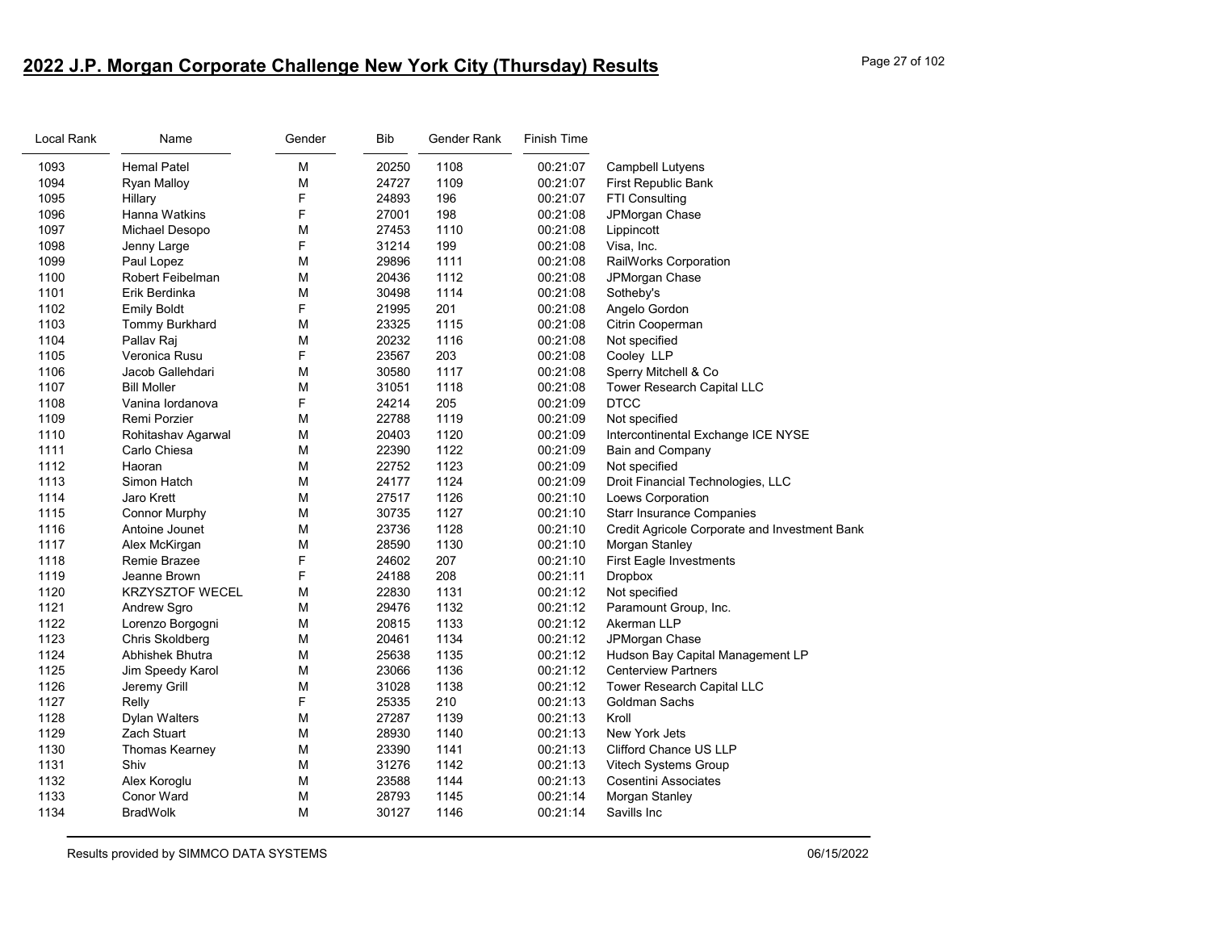## 2022 J.P. Morgan Corporate Challenge New York City (Thursday) Results

| Local Rank | Name | Gender | Bib | Gender Rank | Finish Time | |
|---|---|---|---|---|---|---|
| 1093 | Hemal Patel | M | 20250 | 1108 | 00:21:07 | Campbell Lutyens |
| 1094 | Ryan Malloy | M | 24727 | 1109 | 00:21:07 | First Republic Bank |
| 1095 | Hillary | F | 24893 | 196 | 00:21:07 | FTI Consulting |
| 1096 | Hanna Watkins | F | 27001 | 198 | 00:21:08 | JPMorgan Chase |
| 1097 | Michael Desopo | M | 27453 | 1110 | 00:21:08 | Lippincott |
| 1098 | Jenny Large | F | 31214 | 199 | 00:21:08 | Visa, Inc. |
| 1099 | Paul Lopez | M | 29896 | 1111 | 00:21:08 | RailWorks Corporation |
| 1100 | Robert Feibelman | M | 20436 | 1112 | 00:21:08 | JPMorgan Chase |
| 1101 | Erik Berdinka | M | 30498 | 1114 | 00:21:08 | Sotheby's |
| 1102 | Emily Boldt | F | 21995 | 201 | 00:21:08 | Angelo Gordon |
| 1103 | Tommy Burkhard | M | 23325 | 1115 | 00:21:08 | Citrin Cooperman |
| 1104 | Pallav Raj | M | 20232 | 1116 | 00:21:08 | Not specified |
| 1105 | Veronica Rusu | F | 23567 | 203 | 00:21:08 | Cooley LLP |
| 1106 | Jacob Gallehdari | M | 30580 | 1117 | 00:21:08 | Sperry Mitchell & Co |
| 1107 | Bill Moller | M | 31051 | 1118 | 00:21:08 | Tower Research Capital LLC |
| 1108 | Vanina Iordanova | F | 24214 | 205 | 00:21:09 | DTCC |
| 1109 | Remi Porzier | M | 22788 | 1119 | 00:21:09 | Not specified |
| 1110 | Rohitashav Agarwal | M | 20403 | 1120 | 00:21:09 | Intercontinental Exchange ICE NYSE |
| 1111 | Carlo Chiesa | M | 22390 | 1122 | 00:21:09 | Bain and Company |
| 1112 | Haoran | M | 22752 | 1123 | 00:21:09 | Not specified |
| 1113 | Simon Hatch | M | 24177 | 1124 | 00:21:09 | Droit Financial Technologies, LLC |
| 1114 | Jaro Krett | M | 27517 | 1126 | 00:21:10 | Loews Corporation |
| 1115 | Connor Murphy | M | 30735 | 1127 | 00:21:10 | Starr Insurance Companies |
| 1116 | Antoine Jounet | M | 23736 | 1128 | 00:21:10 | Credit Agricole Corporate and Investment Bank |
| 1117 | Alex McKirgan | M | 28590 | 1130 | 00:21:10 | Morgan Stanley |
| 1118 | Remie Brazee | F | 24602 | 207 | 00:21:10 | First Eagle Investments |
| 1119 | Jeanne Brown | F | 24188 | 208 | 00:21:11 | Dropbox |
| 1120 | KRZYSZTOF WECEL | M | 22830 | 1131 | 00:21:12 | Not specified |
| 1121 | Andrew Sgro | M | 29476 | 1132 | 00:21:12 | Paramount Group, Inc. |
| 1122 | Lorenzo Borgogni | M | 20815 | 1133 | 00:21:12 | Akerman LLP |
| 1123 | Chris Skoldberg | M | 20461 | 1134 | 00:21:12 | JPMorgan Chase |
| 1124 | Abhishek Bhutra | M | 25638 | 1135 | 00:21:12 | Hudson Bay Capital Management LP |
| 1125 | Jim Speedy Karol | M | 23066 | 1136 | 00:21:12 | Centerview Partners |
| 1126 | Jeremy Grill | M | 31028 | 1138 | 00:21:12 | Tower Research Capital LLC |
| 1127 | Relly | F | 25335 | 210 | 00:21:13 | Goldman Sachs |
| 1128 | Dylan Walters | M | 27287 | 1139 | 00:21:13 | Kroll |
| 1129 | Zach Stuart | M | 28930 | 1140 | 00:21:13 | New York Jets |
| 1130 | Thomas Kearney | M | 23390 | 1141 | 00:21:13 | Clifford Chance US LLP |
| 1131 | Shiv | M | 31276 | 1142 | 00:21:13 | Vitech Systems Group |
| 1132 | Alex Koroglu | M | 23588 | 1144 | 00:21:13 | Cosentini Associates |
| 1133 | Conor Ward | M | 28793 | 1145 | 00:21:14 | Morgan Stanley |
| 1134 | BradWolk | M | 30127 | 1146 | 00:21:14 | Savills Inc |

Results provided by SIMMCO DATA SYSTEMS 06/15/2022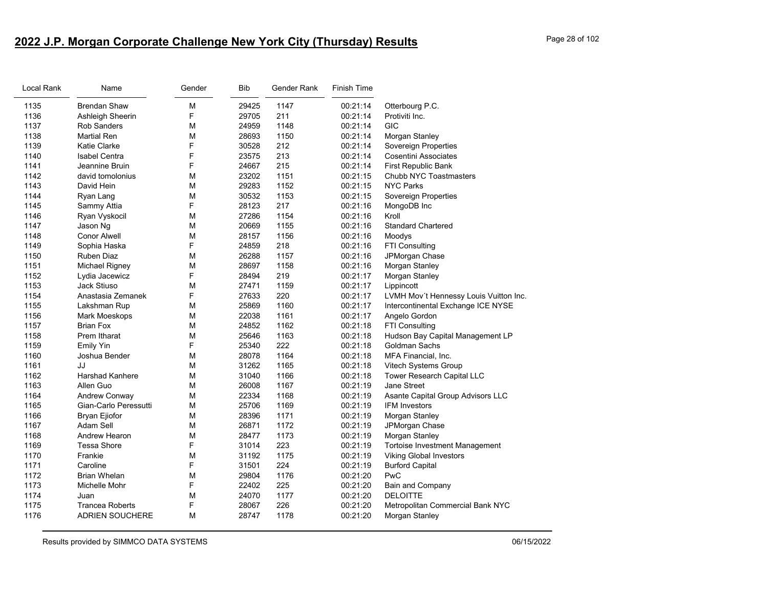## 2022 J.P. Morgan Corporate Challenge New York City (Thursday) Results

| Local Rank | Name | Gender | Bib | Gender Rank | Finish Time | |
|---|---|---|---|---|---|---|
| 1135 | Brendan Shaw | M | 29425 | 1147 | 00:21:14 | Otterbourg P.C. |
| 1136 | Ashleigh Sheerin | F | 29705 | 211 | 00:21:14 | Protiviti Inc. |
| 1137 | Rob Sanders | M | 24959 | 1148 | 00:21:14 | GIC |
| 1138 | Martial Ren | M | 28693 | 1150 | 00:21:14 | Morgan Stanley |
| 1139 | Katie Clarke | F | 30528 | 212 | 00:21:14 | Sovereign Properties |
| 1140 | Isabel Centra | F | 23575 | 213 | 00:21:14 | Cosentini Associates |
| 1141 | Jeannine Bruin | F | 24667 | 215 | 00:21:14 | First Republic Bank |
| 1142 | david tomolonius | M | 23202 | 1151 | 00:21:15 | Chubb NYC Toastmasters |
| 1143 | David Hein | M | 29283 | 1152 | 00:21:15 | NYC Parks |
| 1144 | Ryan Lang | M | 30532 | 1153 | 00:21:15 | Sovereign Properties |
| 1145 | Sammy Attia | F | 28123 | 217 | 00:21:16 | MongoDB Inc |
| 1146 | Ryan Vyskocil | M | 27286 | 1154 | 00:21:16 | Kroll |
| 1147 | Jason Ng | M | 20669 | 1155 | 00:21:16 | Standard Chartered |
| 1148 | Conor Alwell | M | 28157 | 1156 | 00:21:16 | Moodys |
| 1149 | Sophia Haska | F | 24859 | 218 | 00:21:16 | FTI Consulting |
| 1150 | Ruben Diaz | M | 26288 | 1157 | 00:21:16 | JPMorgan Chase |
| 1151 | Michael Rigney | M | 28697 | 1158 | 00:21:16 | Morgan Stanley |
| 1152 | Lydia Jacewicz | F | 28494 | 219 | 00:21:17 | Morgan Stanley |
| 1153 | Jack Stiuso | M | 27471 | 1159 | 00:21:17 | Lippincott |
| 1154 | Anastasia Zemanek | F | 27633 | 220 | 00:21:17 | LVMH Mov´t Hennessy Louis Vuitton Inc. |
| 1155 | Lakshman Rup | M | 25869 | 1160 | 00:21:17 | Intercontinental Exchange ICE NYSE |
| 1156 | Mark Moeskops | M | 22038 | 1161 | 00:21:17 | Angelo Gordon |
| 1157 | Brian Fox | M | 24852 | 1162 | 00:21:18 | FTI Consulting |
| 1158 | Prem Itharat | M | 25646 | 1163 | 00:21:18 | Hudson Bay Capital Management LP |
| 1159 | Emily Yin | F | 25340 | 222 | 00:21:18 | Goldman Sachs |
| 1160 | Joshua Bender | M | 28078 | 1164 | 00:21:18 | MFA Financial, Inc. |
| 1161 | JJ | M | 31262 | 1165 | 00:21:18 | Vitech Systems Group |
| 1162 | Harshad Kanhere | M | 31040 | 1166 | 00:21:18 | Tower Research Capital LLC |
| 1163 | Allen Guo | M | 26008 | 1167 | 00:21:19 | Jane Street |
| 1164 | Andrew Conway | M | 22334 | 1168 | 00:21:19 | Asante Capital Group Advisors LLC |
| 1165 | Gian-Carlo Peressutti | M | 25706 | 1169 | 00:21:19 | IFM Investors |
| 1166 | Bryan Ejiofor | M | 28396 | 1171 | 00:21:19 | Morgan Stanley |
| 1167 | Adam Sell | M | 26871 | 1172 | 00:21:19 | JPMorgan Chase |
| 1168 | Andrew Hearon | M | 28477 | 1173 | 00:21:19 | Morgan Stanley |
| 1169 | Tessa Shore | F | 31014 | 223 | 00:21:19 | Tortoise Investment Management |
| 1170 | Frankie | M | 31192 | 1175 | 00:21:19 | Viking Global Investors |
| 1171 | Caroline | F | 31501 | 224 | 00:21:19 | Burford Capital |
| 1172 | Brian Whelan | M | 29804 | 1176 | 00:21:20 | PwC |
| 1173 | Michelle Mohr | F | 22402 | 225 | 00:21:20 | Bain and Company |
| 1174 | Juan | M | 24070 | 1177 | 00:21:20 | DELOITTE |
| 1175 | Trancea Roberts | F | 28067 | 226 | 00:21:20 | Metropolitan Commercial Bank NYC |
| 1176 | ADRIEN SOUCHERE | M | 28747 | 1178 | 00:21:20 | Morgan Stanley |

Results provided by SIMMCO DATA SYSTEMS 06/15/2022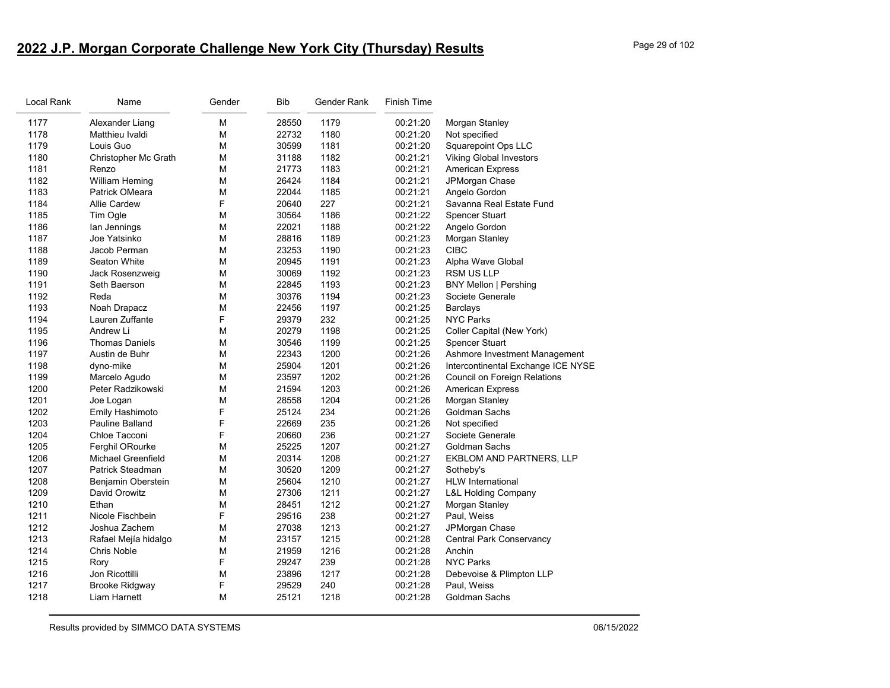# 2022 J.P. Morgan Corporate Challenge New York City (Thursday) Results

| Local Rank | Name | Gender | Bib | Gender Rank | Finish Time | |
|---|---|---|---|---|---|---|
| 1177 | Alexander Liang | M | 28550 | 1179 | 00:21:20 | Morgan Stanley |
| 1178 | Matthieu Ivaldi | M | 22732 | 1180 | 00:21:20 | Not specified |
| 1179 | Louis Guo | M | 30599 | 1181 | 00:21:20 | Squarepoint Ops LLC |
| 1180 | Christopher Mc Grath | M | 31188 | 1182 | 00:21:21 | Viking Global Investors |
| 1181 | Renzo | M | 21773 | 1183 | 00:21:21 | American Express |
| 1182 | William Heming | M | 26424 | 1184 | 00:21:21 | JPMorgan Chase |
| 1183 | Patrick OMeara | M | 22044 | 1185 | 00:21:21 | Angelo Gordon |
| 1184 | Allie Cardew | F | 20640 | 227 | 00:21:21 | Savanna Real Estate Fund |
| 1185 | Tim Ogle | M | 30564 | 1186 | 00:21:22 | Spencer Stuart |
| 1186 | Ian Jennings | M | 22021 | 1188 | 00:21:22 | Angelo Gordon |
| 1187 | Joe Yatsinko | M | 28816 | 1189 | 00:21:23 | Morgan Stanley |
| 1188 | Jacob Perman | M | 23253 | 1190 | 00:21:23 | CIBC |
| 1189 | Seaton White | M | 20945 | 1191 | 00:21:23 | Alpha Wave Global |
| 1190 | Jack Rosenzweig | M | 30069 | 1192 | 00:21:23 | RSM US LLP |
| 1191 | Seth Baerson | M | 22845 | 1193 | 00:21:23 | BNY Mellon \| Pershing |
| 1192 | Reda | M | 30376 | 1194 | 00:21:23 | Societe Generale |
| 1193 | Noah Drapacz | M | 22456 | 1197 | 00:21:25 | Barclays |
| 1194 | Lauren Zuffante | F | 29379 | 232 | 00:21:25 | NYC Parks |
| 1195 | Andrew Li | M | 20279 | 1198 | 00:21:25 | Coller Capital (New York) |
| 1196 | Thomas Daniels | M | 30546 | 1199 | 00:21:25 | Spencer Stuart |
| 1197 | Austin de Buhr | M | 22343 | 1200 | 00:21:26 | Ashmore Investment Management |
| 1198 | dyno-mike | M | 25904 | 1201 | 00:21:26 | Intercontinental Exchange ICE NYSE |
| 1199 | Marcelo Agudo | M | 23597 | 1202 | 00:21:26 | Council on Foreign Relations |
| 1200 | Peter Radzikowski | M | 21594 | 1203 | 00:21:26 | American Express |
| 1201 | Joe Logan | M | 28558 | 1204 | 00:21:26 | Morgan Stanley |
| 1202 | Emily Hashimoto | F | 25124 | 234 | 00:21:26 | Goldman Sachs |
| 1203 | Pauline Balland | F | 22669 | 235 | 00:21:26 | Not specified |
| 1204 | Chloe Tacconi | F | 20660 | 236 | 00:21:27 | Societe Generale |
| 1205 | Ferghil ORourke | M | 25225 | 1207 | 00:21:27 | Goldman Sachs |
| 1206 | Michael Greenfield | M | 20314 | 1208 | 00:21:27 | EKBLOM AND PARTNERS, LLP |
| 1207 | Patrick Steadman | M | 30520 | 1209 | 00:21:27 | Sotheby's |
| 1208 | Benjamin Oberstein | M | 25604 | 1210 | 00:21:27 | HLW International |
| 1209 | David Orowitz | M | 27306 | 1211 | 00:21:27 | L&L Holding Company |
| 1210 | Ethan | M | 28451 | 1212 | 00:21:27 | Morgan Stanley |
| 1211 | Nicole Fischbein | F | 29516 | 238 | 00:21:27 | Paul, Weiss |
| 1212 | Joshua Zachem | M | 27038 | 1213 | 00:21:27 | JPMorgan Chase |
| 1213 | Rafael Mejía hidalgo | M | 23157 | 1215 | 00:21:28 | Central Park Conservancy |
| 1214 | Chris Noble | M | 21959 | 1216 | 00:21:28 | Anchin |
| 1215 | Rory | F | 29247 | 239 | 00:21:28 | NYC Parks |
| 1216 | Jon Ricottilli | M | 23896 | 1217 | 00:21:28 | Debevoise & Plimpton LLP |
| 1217 | Brooke Ridgway | F | 29529 | 240 | 00:21:28 | Paul, Weiss |
| 1218 | Liam Harnett | M | 25121 | 1218 | 00:21:28 | Goldman Sachs |

Results provided by SIMMCO DATA SYSTEMS 06/15/2022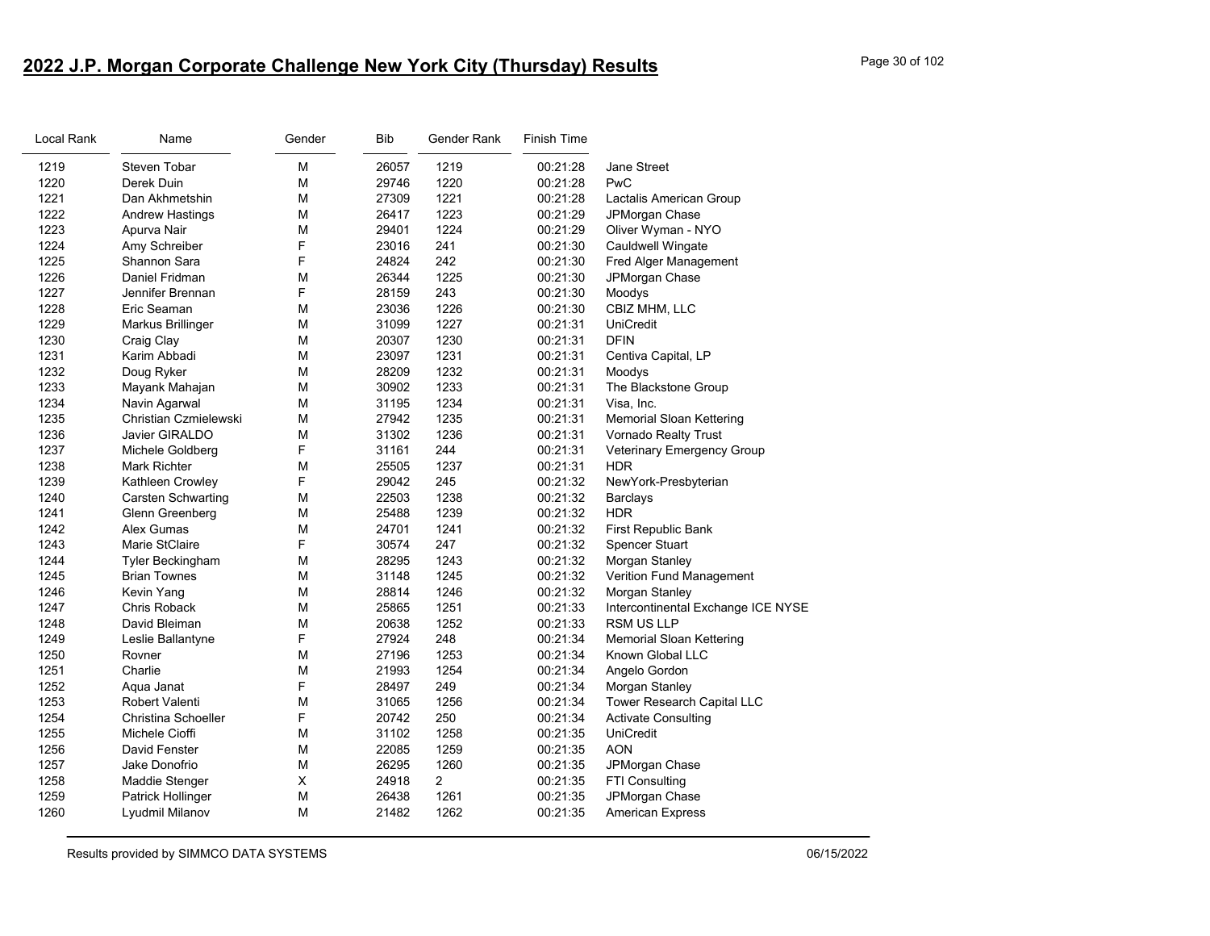## 2022 J.P. Morgan Corporate Challenge New York City (Thursday) Results

| Local Rank | Name | Gender | Bib | Gender Rank | Finish Time | |
|---|---|---|---|---|---|---|
| 1219 | Steven Tobar | M | 26057 | 1219 | 00:21:28 | Jane Street |
| 1220 | Derek Duin | M | 29746 | 1220 | 00:21:28 | PwC |
| 1221 | Dan Akhmetshin | M | 27309 | 1221 | 00:21:28 | Lactalis American Group |
| 1222 | Andrew Hastings | M | 26417 | 1223 | 00:21:29 | JPMorgan Chase |
| 1223 | Apurva Nair | M | 29401 | 1224 | 00:21:29 | Oliver Wyman - NYO |
| 1224 | Amy Schreiber | F | 23016 | 241 | 00:21:30 | Cauldwell Wingate |
| 1225 | Shannon Sara | F | 24824 | 242 | 00:21:30 | Fred Alger Management |
| 1226 | Daniel Fridman | M | 26344 | 1225 | 00:21:30 | JPMorgan Chase |
| 1227 | Jennifer Brennan | F | 28159 | 243 | 00:21:30 | Moodys |
| 1228 | Eric Seaman | M | 23036 | 1226 | 00:21:30 | CBIZ MHM, LLC |
| 1229 | Markus Brillinger | M | 31099 | 1227 | 00:21:31 | UniCredit |
| 1230 | Craig Clay | M | 20307 | 1230 | 00:21:31 | DFIN |
| 1231 | Karim Abbadi | M | 23097 | 1231 | 00:21:31 | Centiva Capital, LP |
| 1232 | Doug Ryker | M | 28209 | 1232 | 00:21:31 | Moodys |
| 1233 | Mayank Mahajan | M | 30902 | 1233 | 00:21:31 | The Blackstone Group |
| 1234 | Navin Agarwal | M | 31195 | 1234 | 00:21:31 | Visa, Inc. |
| 1235 | Christian Czmielewski | M | 27942 | 1235 | 00:21:31 | Memorial Sloan Kettering |
| 1236 | Javier GIRALDO | M | 31302 | 1236 | 00:21:31 | Vornado Realty Trust |
| 1237 | Michele Goldberg | F | 31161 | 244 | 00:21:31 | Veterinary Emergency Group |
| 1238 | Mark Richter | M | 25505 | 1237 | 00:21:31 | HDR |
| 1239 | Kathleen Crowley | F | 29042 | 245 | 00:21:32 | NewYork-Presbyterian |
| 1240 | Carsten Schwarting | M | 22503 | 1238 | 00:21:32 | Barclays |
| 1241 | Glenn Greenberg | M | 25488 | 1239 | 00:21:32 | HDR |
| 1242 | Alex Gumas | M | 24701 | 1241 | 00:21:32 | First Republic Bank |
| 1243 | Marie StClaire | F | 30574 | 247 | 00:21:32 | Spencer Stuart |
| 1244 | Tyler Beckingham | M | 28295 | 1243 | 00:21:32 | Morgan Stanley |
| 1245 | Brian Townes | M | 31148 | 1245 | 00:21:32 | Verition Fund Management |
| 1246 | Kevin Yang | M | 28814 | 1246 | 00:21:32 | Morgan Stanley |
| 1247 | Chris Roback | M | 25865 | 1251 | 00:21:33 | Intercontinental Exchange ICE NYSE |
| 1248 | David Bleiman | M | 20638 | 1252 | 00:21:33 | RSM US LLP |
| 1249 | Leslie Ballantyne | F | 27924 | 248 | 00:21:34 | Memorial Sloan Kettering |
| 1250 | Rovner | M | 27196 | 1253 | 00:21:34 | Known Global LLC |
| 1251 | Charlie | M | 21993 | 1254 | 00:21:34 | Angelo Gordon |
| 1252 | Aqua Janat | F | 28497 | 249 | 00:21:34 | Morgan Stanley |
| 1253 | Robert Valenti | M | 31065 | 1256 | 00:21:34 | Tower Research Capital LLC |
| 1254 | Christina Schoeller | F | 20742 | 250 | 00:21:34 | Activate Consulting |
| 1255 | Michele Cioffi | M | 31102 | 1258 | 00:21:35 | UniCredit |
| 1256 | David Fenster | M | 22085 | 1259 | 00:21:35 | AON |
| 1257 | Jake Donofrio | M | 26295 | 1260 | 00:21:35 | JPMorgan Chase |
| 1258 | Maddie Stenger | X | 24918 | 2 | 00:21:35 | FTI Consulting |
| 1259 | Patrick Hollinger | M | 26438 | 1261 | 00:21:35 | JPMorgan Chase |
| 1260 | Lyudmil Milanov | M | 21482 | 1262 | 00:21:35 | American Express |

Results provided by SIMMCO DATA SYSTEMS 06/15/2022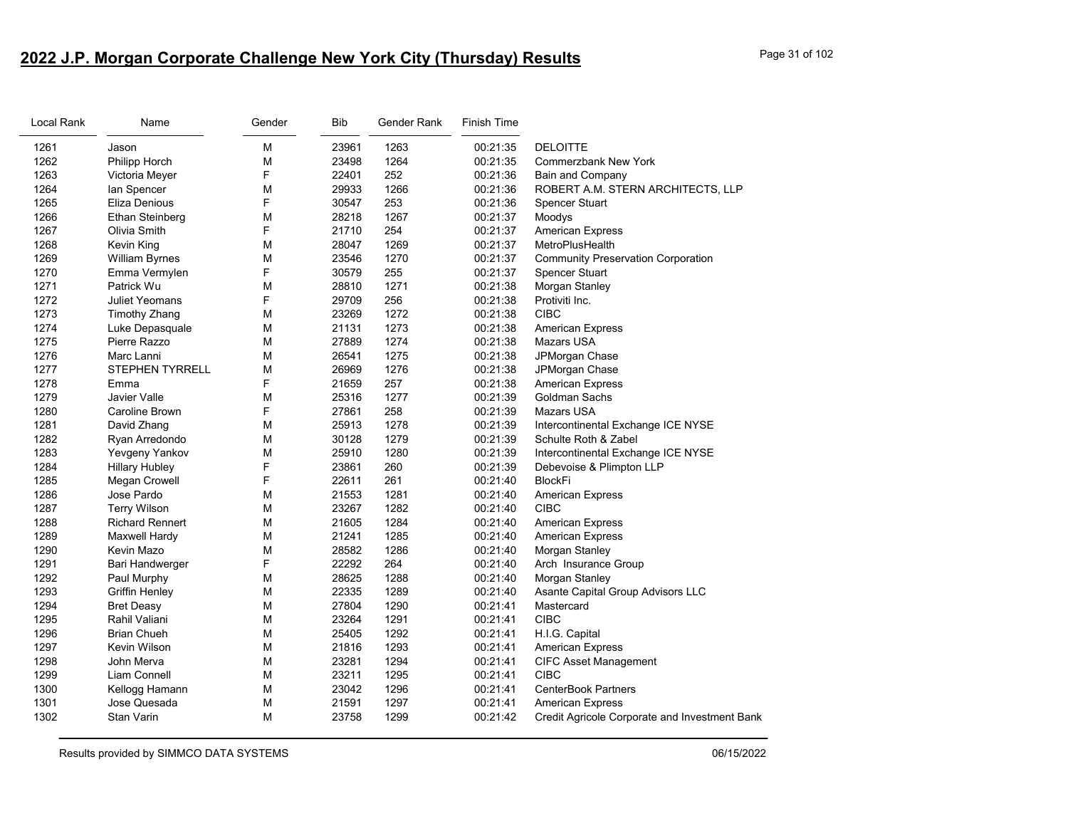# 2022 J.P. Morgan Corporate Challenge New York City (Thursday) Results

| Local Rank | Name | Gender | Bib | Gender Rank | Finish Time | |
|---|---|---|---|---|---|---|
| 1261 | Jason | M | 23961 | 1263 | 00:21:35 | DELOITTE |
| 1262 | Philipp Horch | M | 23498 | 1264 | 00:21:35 | Commerzbank New York |
| 1263 | Victoria Meyer | F | 22401 | 252 | 00:21:36 | Bain and Company |
| 1264 | Ian Spencer | M | 29933 | 1266 | 00:21:36 | ROBERT A.M. STERN ARCHITECTS, LLP |
| 1265 | Eliza Denious | F | 30547 | 253 | 00:21:36 | Spencer Stuart |
| 1266 | Ethan Steinberg | M | 28218 | 1267 | 00:21:37 | Moodys |
| 1267 | Olivia Smith | F | 21710 | 254 | 00:21:37 | American Express |
| 1268 | Kevin King | M | 28047 | 1269 | 00:21:37 | MetroPlusHealth |
| 1269 | William Byrnes | M | 23546 | 1270 | 00:21:37 | Community Preservation Corporation |
| 1270 | Emma Vermylen | F | 30579 | 255 | 00:21:37 | Spencer Stuart |
| 1271 | Patrick Wu | M | 28810 | 1271 | 00:21:38 | Morgan Stanley |
| 1272 | Juliet Yeomans | F | 29709 | 256 | 00:21:38 | Protiviti Inc. |
| 1273 | Timothy Zhang | M | 23269 | 1272 | 00:21:38 | CIBC |
| 1274 | Luke Depasquale | M | 21131 | 1273 | 00:21:38 | American Express |
| 1275 | Pierre Razzo | M | 27889 | 1274 | 00:21:38 | Mazars USA |
| 1276 | Marc Lanni | M | 26541 | 1275 | 00:21:38 | JPMorgan Chase |
| 1277 | STEPHEN TYRRELL | M | 26969 | 1276 | 00:21:38 | JPMorgan Chase |
| 1278 | Emma | F | 21659 | 257 | 00:21:38 | American Express |
| 1279 | Javier Valle | M | 25316 | 1277 | 00:21:39 | Goldman Sachs |
| 1280 | Caroline Brown | F | 27861 | 258 | 00:21:39 | Mazars USA |
| 1281 | David Zhang | M | 25913 | 1278 | 00:21:39 | Intercontinental Exchange ICE NYSE |
| 1282 | Ryan Arredondo | M | 30128 | 1279 | 00:21:39 | Schulte Roth & Zabel |
| 1283 | Yevgeny Yankov | M | 25910 | 1280 | 00:21:39 | Intercontinental Exchange ICE NYSE |
| 1284 | Hillary Hubley | F | 23861 | 260 | 00:21:39 | Debevoise & Plimpton LLP |
| 1285 | Megan Crowell | F | 22611 | 261 | 00:21:40 | BlockFi |
| 1286 | Jose Pardo | M | 21553 | 1281 | 00:21:40 | American Express |
| 1287 | Terry Wilson | M | 23267 | 1282 | 00:21:40 | CIBC |
| 1288 | Richard Rennert | M | 21605 | 1284 | 00:21:40 | American Express |
| 1289 | Maxwell Hardy | M | 21241 | 1285 | 00:21:40 | American Express |
| 1290 | Kevin Mazo | M | 28582 | 1286 | 00:21:40 | Morgan Stanley |
| 1291 | Bari Handwerger | F | 22292 | 264 | 00:21:40 | Arch Insurance Group |
| 1292 | Paul Murphy | M | 28625 | 1288 | 00:21:40 | Morgan Stanley |
| 1293 | Griffin Henley | M | 22335 | 1289 | 00:21:40 | Asante Capital Group Advisors LLC |
| 1294 | Bret Deasy | M | 27804 | 1290 | 00:21:41 | Mastercard |
| 1295 | Rahil Valiani | M | 23264 | 1291 | 00:21:41 | CIBC |
| 1296 | Brian Chueh | M | 25405 | 1292 | 00:21:41 | H.I.G. Capital |
| 1297 | Kevin Wilson | M | 21816 | 1293 | 00:21:41 | American Express |
| 1298 | John Merva | M | 23281 | 1294 | 00:21:41 | CIFC Asset Management |
| 1299 | Liam Connell | M | 23211 | 1295 | 00:21:41 | CIBC |
| 1300 | Kellogg Hamann | M | 23042 | 1296 | 00:21:41 | CenterBook Partners |
| 1301 | Jose Quesada | M | 21591 | 1297 | 00:21:41 | American Express |
| 1302 | Stan Varin | M | 23758 | 1299 | 00:21:42 | Credit Agricole Corporate and Investment Bank |

Results provided by SIMMCO DATA SYSTEMS 06/15/2022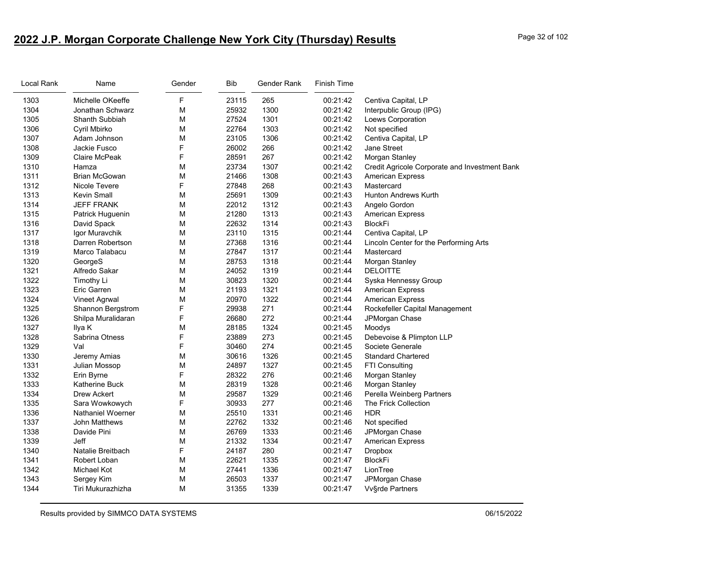## 2022 J.P. Morgan Corporate Challenge New York City (Thursday) Results

| Local Rank | Name | Gender | Bib | Gender Rank | Finish Time | |
|---|---|---|---|---|---|---|
| 1303 | Michelle OKeeffe | F | 23115 | 265 | 00:21:42 | Centiva Capital, LP |
| 1304 | Jonathan Schwarz | M | 25932 | 1300 | 00:21:42 | Interpublic Group (IPG) |
| 1305 | Shanth Subbiah | M | 27524 | 1301 | 00:21:42 | Loews Corporation |
| 1306 | Cyril Mbirko | M | 22764 | 1303 | 00:21:42 | Not specified |
| 1307 | Adam Johnson | M | 23105 | 1306 | 00:21:42 | Centiva Capital, LP |
| 1308 | Jackie Fusco | F | 26002 | 266 | 00:21:42 | Jane Street |
| 1309 | Claire McPeak | F | 28591 | 267 | 00:21:42 | Morgan Stanley |
| 1310 | Hamza | M | 23734 | 1307 | 00:21:42 | Credit Agricole Corporate and Investment Bank |
| 1311 | Brian McGowan | M | 21466 | 1308 | 00:21:43 | American Express |
| 1312 | Nicole Tevere | F | 27848 | 268 | 00:21:43 | Mastercard |
| 1313 | Kevin Small | M | 25691 | 1309 | 00:21:43 | Hunton Andrews Kurth |
| 1314 | JEFF FRANK | M | 22012 | 1312 | 00:21:43 | Angelo Gordon |
| 1315 | Patrick Huguenin | M | 21280 | 1313 | 00:21:43 | American Express |
| 1316 | David Spack | M | 22632 | 1314 | 00:21:43 | BlockFi |
| 1317 | Igor Muravchik | M | 23110 | 1315 | 00:21:44 | Centiva Capital, LP |
| 1318 | Darren Robertson | M | 27368 | 1316 | 00:21:44 | Lincoln Center for the Performing Arts |
| 1319 | Marco Talabacu | M | 27847 | 1317 | 00:21:44 | Mastercard |
| 1320 | GeorgeS | M | 28753 | 1318 | 00:21:44 | Morgan Stanley |
| 1321 | Alfredo Sakar | M | 24052 | 1319 | 00:21:44 | DELOITTE |
| 1322 | Timothy Li | M | 30823 | 1320 | 00:21:44 | Syska Hennessy Group |
| 1323 | Eric Garren | M | 21193 | 1321 | 00:21:44 | American Express |
| 1324 | Vineet Agrwal | M | 20970 | 1322 | 00:21:44 | American Express |
| 1325 | Shannon Bergstrom | F | 29938 | 271 | 00:21:44 | Rockefeller Capital Management |
| 1326 | Shilpa Muralidaran | F | 26680 | 272 | 00:21:44 | JPMorgan Chase |
| 1327 | Ilya K | M | 28185 | 1324 | 00:21:45 | Moodys |
| 1328 | Sabrina Otness | F | 23889 | 273 | 00:21:45 | Debevoise & Plimpton LLP |
| 1329 | Val | F | 30460 | 274 | 00:21:45 | Societe Generale |
| 1330 | Jeremy Amias | M | 30616 | 1326 | 00:21:45 | Standard Chartered |
| 1331 | Julian Mossop | M | 24897 | 1327 | 00:21:45 | FTI Consulting |
| 1332 | Erin Byrne | F | 28322 | 276 | 00:21:46 | Morgan Stanley |
| 1333 | Katherine Buck | M | 28319 | 1328 | 00:21:46 | Morgan Stanley |
| 1334 | Drew Ackert | M | 29587 | 1329 | 00:21:46 | Perella Weinberg Partners |
| 1335 | Sara Wowkowych | F | 30933 | 277 | 00:21:46 | The Frick Collection |
| 1336 | Nathaniel Woerner | M | 25510 | 1331 | 00:21:46 | HDR |
| 1337 | John Matthews | M | 22762 | 1332 | 00:21:46 | Not specified |
| 1338 | Davide Pini | M | 26769 | 1333 | 00:21:46 | JPMorgan Chase |
| 1339 | Jeff | M | 21332 | 1334 | 00:21:47 | American Express |
| 1340 | Natalie Breitbach | F | 24187 | 280 | 00:21:47 | Dropbox |
| 1341 | Robert Loban | M | 22621 | 1335 | 00:21:47 | BlockFi |
| 1342 | Michael Kot | M | 27441 | 1336 | 00:21:47 | LionTree |
| 1343 | Sergey Kim | M | 26503 | 1337 | 00:21:47 | JPMorgan Chase |
| 1344 | Tiri Mukurazhizha | M | 31355 | 1339 | 00:21:47 | Vv§rde Partners |

Results provided by SIMMCO DATA SYSTEMS 06/15/2022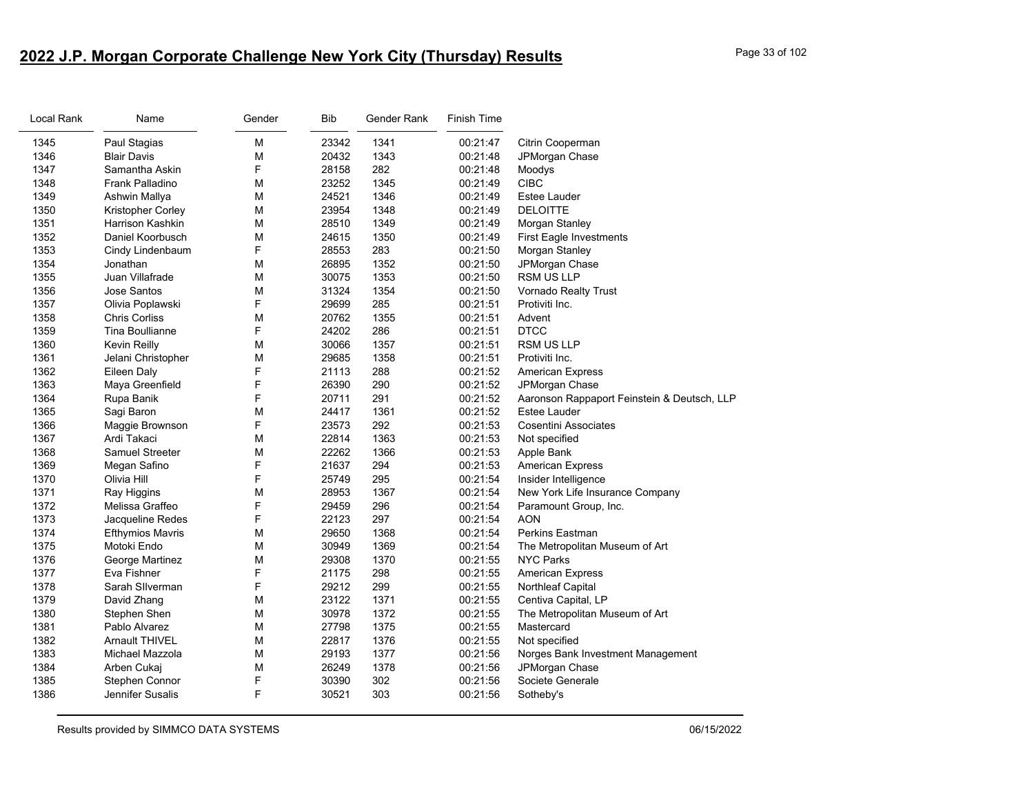## 2022 J.P. Morgan Corporate Challenge New York City (Thursday) Results

| Local Rank | Name | Gender | Bib | Gender Rank | Finish Time | |
|---|---|---|---|---|---|---|
| 1345 | Paul Stagias | M | 23342 | 1341 | 00:21:47 | Citrin Cooperman |
| 1346 | Blair Davis | M | 20432 | 1343 | 00:21:48 | JPMorgan Chase |
| 1347 | Samantha Askin | F | 28158 | 282 | 00:21:48 | Moodys |
| 1348 | Frank Palladino | M | 23252 | 1345 | 00:21:49 | CIBC |
| 1349 | Ashwin Mallya | M | 24521 | 1346 | 00:21:49 | Estee Lauder |
| 1350 | Kristopher Corley | M | 23954 | 1348 | 00:21:49 | DELOITTE |
| 1351 | Harrison Kashkin | M | 28510 | 1349 | 00:21:49 | Morgan Stanley |
| 1352 | Daniel Koorbusch | M | 24615 | 1350 | 00:21:49 | First Eagle Investments |
| 1353 | Cindy Lindenbaum | F | 28553 | 283 | 00:21:50 | Morgan Stanley |
| 1354 | Jonathan | M | 26895 | 1352 | 00:21:50 | JPMorgan Chase |
| 1355 | Juan Villafrade | M | 30075 | 1353 | 00:21:50 | RSM US LLP |
| 1356 | Jose Santos | M | 31324 | 1354 | 00:21:50 | Vornado Realty Trust |
| 1357 | Olivia Poplawski | F | 29699 | 285 | 00:21:51 | Protiviti Inc. |
| 1358 | Chris Corliss | M | 20762 | 1355 | 00:21:51 | Advent |
| 1359 | Tina Boullianne | F | 24202 | 286 | 00:21:51 | DTCC |
| 1360 | Kevin Reilly | M | 30066 | 1357 | 00:21:51 | RSM US LLP |
| 1361 | Jelani Christopher | M | 29685 | 1358 | 00:21:51 | Protiviti Inc. |
| 1362 | Eileen Daly | F | 21113 | 288 | 00:21:52 | American Express |
| 1363 | Maya Greenfield | F | 26390 | 290 | 00:21:52 | JPMorgan Chase |
| 1364 | Rupa Banik | F | 20711 | 291 | 00:21:52 | Aaronson Rappaport Feinstein & Deutsch, LLP |
| 1365 | Sagi Baron | M | 24417 | 1361 | 00:21:52 | Estee Lauder |
| 1366 | Maggie Brownson | F | 23573 | 292 | 00:21:53 | Cosentini Associates |
| 1367 | Ardi Takaci | M | 22814 | 1363 | 00:21:53 | Not specified |
| 1368 | Samuel Streeter | M | 22262 | 1366 | 00:21:53 | Apple Bank |
| 1369 | Megan Safino | F | 21637 | 294 | 00:21:53 | American Express |
| 1370 | Olivia Hill | F | 25749 | 295 | 00:21:54 | Insider Intelligence |
| 1371 | Ray Higgins | M | 28953 | 1367 | 00:21:54 | New York Life Insurance Company |
| 1372 | Melissa Graffeo | F | 29459 | 296 | 00:21:54 | Paramount Group, Inc. |
| 1373 | Jacqueline Redes | F | 22123 | 297 | 00:21:54 | AON |
| 1374 | Efthymios Mavris | M | 29650 | 1368 | 00:21:54 | Perkins Eastman |
| 1375 | Motoki Endo | M | 30949 | 1369 | 00:21:54 | The Metropolitan Museum of Art |
| 1376 | George Martinez | M | 29308 | 1370 | 00:21:55 | NYC Parks |
| 1377 | Eva Fishner | F | 21175 | 298 | 00:21:55 | American Express |
| 1378 | Sarah SIlverman | F | 29212 | 299 | 00:21:55 | Northleaf Capital |
| 1379 | David Zhang | M | 23122 | 1371 | 00:21:55 | Centiva Capital, LP |
| 1380 | Stephen Shen | M | 30978 | 1372 | 00:21:55 | The Metropolitan Museum of Art |
| 1381 | Pablo Alvarez | M | 27798 | 1375 | 00:21:55 | Mastercard |
| 1382 | Arnault THIVEL | M | 22817 | 1376 | 00:21:55 | Not specified |
| 1383 | Michael Mazzola | M | 29193 | 1377 | 00:21:56 | Norges Bank Investment Management |
| 1384 | Arben Cukaj | M | 26249 | 1378 | 00:21:56 | JPMorgan Chase |
| 1385 | Stephen Connor | F | 30390 | 302 | 00:21:56 | Societe Generale |
| 1386 | Jennifer Susalis | F | 30521 | 303 | 00:21:56 | Sotheby's |

Results provided by SIMMCO DATA SYSTEMS 06/15/2022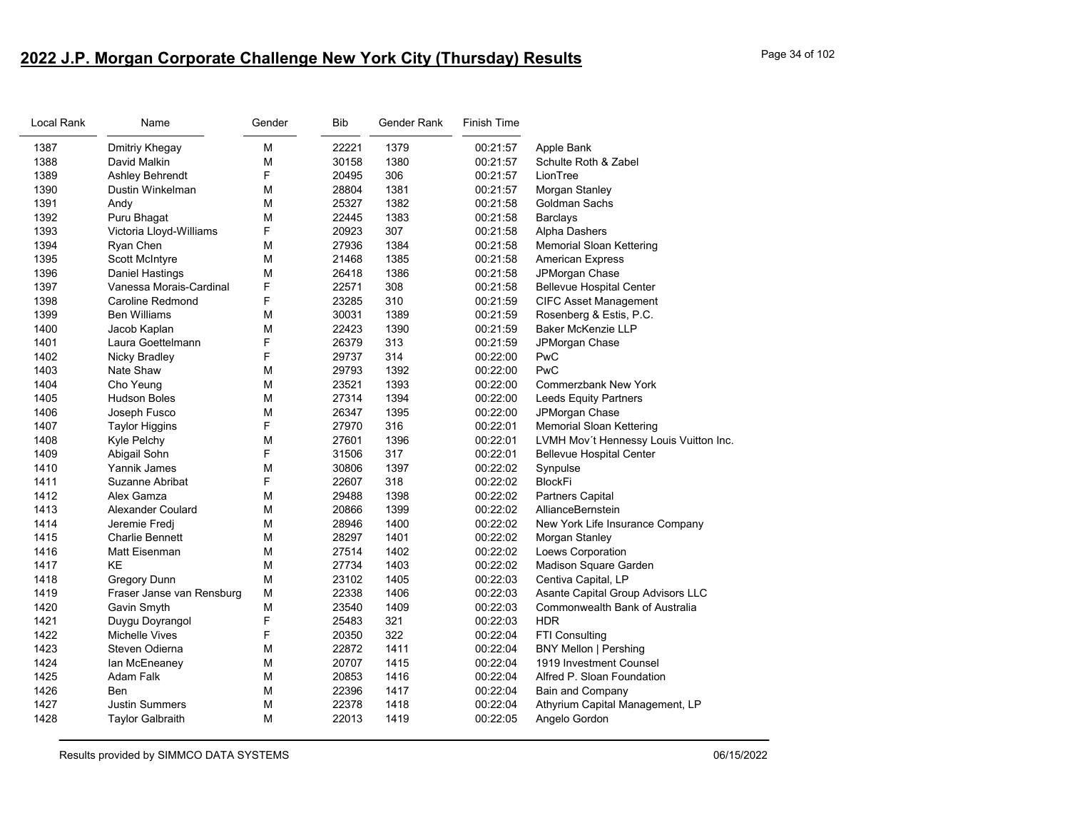# 2022 J.P. Morgan Corporate Challenge New York City (Thursday) Results

| Local Rank | Name | Gender | Bib | Gender Rank | Finish Time | |
|---|---|---|---|---|---|---|
| 1387 | Dmitriy Khegay | M | 22221 | 1379 | 00:21:57 | Apple Bank |
| 1388 | David Malkin | M | 30158 | 1380 | 00:21:57 | Schulte Roth & Zabel |
| 1389 | Ashley Behrendt | F | 20495 | 306 | 00:21:57 | LionTree |
| 1390 | Dustin Winkelman | M | 28804 | 1381 | 00:21:57 | Morgan Stanley |
| 1391 | Andy | M | 25327 | 1382 | 00:21:58 | Goldman Sachs |
| 1392 | Puru Bhagat | M | 22445 | 1383 | 00:21:58 | Barclays |
| 1393 | Victoria Lloyd-Williams | F | 20923 | 307 | 00:21:58 | Alpha Dashers |
| 1394 | Ryan Chen | M | 27936 | 1384 | 00:21:58 | Memorial Sloan Kettering |
| 1395 | Scott McIntyre | M | 21468 | 1385 | 00:21:58 | American Express |
| 1396 | Daniel Hastings | M | 26418 | 1386 | 00:21:58 | JPMorgan Chase |
| 1397 | Vanessa Morais-Cardinal | F | 22571 | 308 | 00:21:58 | Bellevue Hospital Center |
| 1398 | Caroline Redmond | F | 23285 | 310 | 00:21:59 | CIFC Asset Management |
| 1399 | Ben Williams | M | 30031 | 1389 | 00:21:59 | Rosenberg & Estis, P.C. |
| 1400 | Jacob Kaplan | M | 22423 | 1390 | 00:21:59 | Baker McKenzie LLP |
| 1401 | Laura Goettelmann | F | 26379 | 313 | 00:21:59 | JPMorgan Chase |
| 1402 | Nicky Bradley | F | 29737 | 314 | 00:22:00 | PwC |
| 1403 | Nate Shaw | M | 29793 | 1392 | 00:22:00 | PwC |
| 1404 | Cho Yeung | M | 23521 | 1393 | 00:22:00 | Commerzbank New York |
| 1405 | Hudson Boles | M | 27314 | 1394 | 00:22:00 | Leeds Equity Partners |
| 1406 | Joseph Fusco | M | 26347 | 1395 | 00:22:00 | JPMorgan Chase |
| 1407 | Taylor Higgins | F | 27970 | 316 | 00:22:01 | Memorial Sloan Kettering |
| 1408 | Kyle Pelchy | M | 27601 | 1396 | 00:22:01 | LVMH Mov´t Hennessy Louis Vuitton Inc. |
| 1409 | Abigail Sohn | F | 31506 | 317 | 00:22:01 | Bellevue Hospital Center |
| 1410 | Yannik James | M | 30806 | 1397 | 00:22:02 | Synpulse |
| 1411 | Suzanne Abribat | F | 22607 | 318 | 00:22:02 | BlockFi |
| 1412 | Alex Gamza | M | 29488 | 1398 | 00:22:02 | Partners Capital |
| 1413 | Alexander Coulard | M | 20866 | 1399 | 00:22:02 | AllianceBernstein |
| 1414 | Jeremie Fredj | M | 28946 | 1400 | 00:22:02 | New York Life Insurance Company |
| 1415 | Charlie Bennett | M | 28297 | 1401 | 00:22:02 | Morgan Stanley |
| 1416 | Matt Eisenman | M | 27514 | 1402 | 00:22:02 | Loews Corporation |
| 1417 | KE | M | 27734 | 1403 | 00:22:02 | Madison Square Garden |
| 1418 | Gregory Dunn | M | 23102 | 1405 | 00:22:03 | Centiva Capital, LP |
| 1419 | Fraser Janse van Rensburg | M | 22338 | 1406 | 00:22:03 | Asante Capital Group Advisors LLC |
| 1420 | Gavin Smyth | M | 23540 | 1409 | 00:22:03 | Commonwealth Bank of Australia |
| 1421 | Duygu Doyrangol | F | 25483 | 321 | 00:22:03 | HDR |
| 1422 | Michelle Vives | F | 20350 | 322 | 00:22:04 | FTI Consulting |
| 1423 | Steven Odierna | M | 22872 | 1411 | 00:22:04 | BNY Mellon \| Pershing |
| 1424 | Ian McEneaney | M | 20707 | 1415 | 00:22:04 | 1919 Investment Counsel |
| 1425 | Adam Falk | M | 20853 | 1416 | 00:22:04 | Alfred P. Sloan Foundation |
| 1426 | Ben | M | 22396 | 1417 | 00:22:04 | Bain and Company |
| 1427 | Justin Summers | M | 22378 | 1418 | 00:22:04 | Athyrium Capital Management, LP |
| 1428 | Taylor Galbraith | M | 22013 | 1419 | 00:22:05 | Angelo Gordon |

Results provided by SIMMCO DATA SYSTEMS 06/15/2022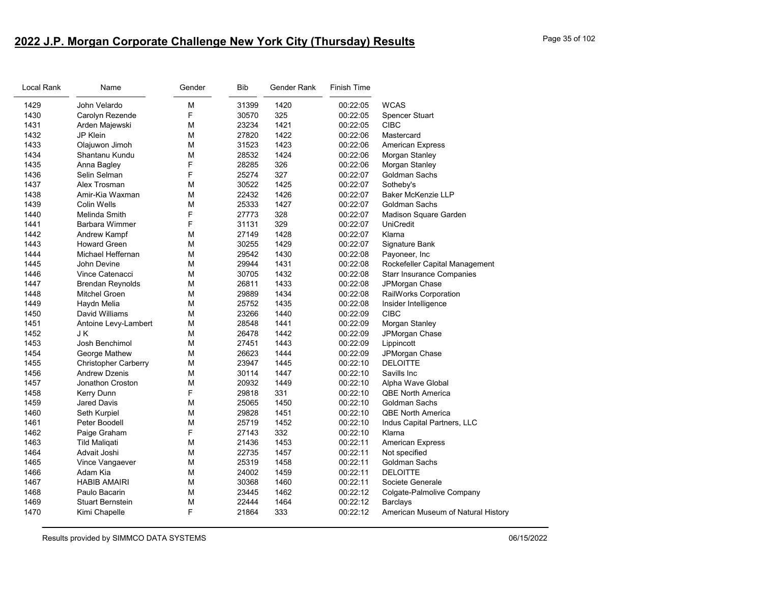## 2022 J.P. Morgan Corporate Challenge New York City (Thursday) Results

| Local Rank | Name | Gender | Bib | Gender Rank | Finish Time | |
|---|---|---|---|---|---|---|
| 1429 | John Velardo | M | 31399 | 1420 | 00:22:05 | WCAS |
| 1430 | Carolyn Rezende | F | 30570 | 325 | 00:22:05 | Spencer Stuart |
| 1431 | Arden Majewski | M | 23234 | 1421 | 00:22:05 | CIBC |
| 1432 | JP Klein | M | 27820 | 1422 | 00:22:06 | Mastercard |
| 1433 | Olajuwon Jimoh | M | 31523 | 1423 | 00:22:06 | American Express |
| 1434 | Shantanu Kundu | M | 28532 | 1424 | 00:22:06 | Morgan Stanley |
| 1435 | Anna Bagley | F | 28285 | 326 | 00:22:06 | Morgan Stanley |
| 1436 | Selin Selman | F | 25274 | 327 | 00:22:07 | Goldman Sachs |
| 1437 | Alex Trosman | M | 30522 | 1425 | 00:22:07 | Sotheby's |
| 1438 | Amir-Kia Waxman | M | 22432 | 1426 | 00:22:07 | Baker McKenzie LLP |
| 1439 | Colin Wells | M | 25333 | 1427 | 00:22:07 | Goldman Sachs |
| 1440 | Melinda Smith | F | 27773 | 328 | 00:22:07 | Madison Square Garden |
| 1441 | Barbara Wimmer | F | 31131 | 329 | 00:22:07 | UniCredit |
| 1442 | Andrew Kampf | M | 27149 | 1428 | 00:22:07 | Klarna |
| 1443 | Howard Green | M | 30255 | 1429 | 00:22:07 | Signature Bank |
| 1444 | Michael Heffernan | M | 29542 | 1430 | 00:22:08 | Payoneer, Inc |
| 1445 | John Devine | M | 29944 | 1431 | 00:22:08 | Rockefeller Capital Management |
| 1446 | Vince Catenacci | M | 30705 | 1432 | 00:22:08 | Starr Insurance Companies |
| 1447 | Brendan Reynolds | M | 26811 | 1433 | 00:22:08 | JPMorgan Chase |
| 1448 | Mitchel Groen | M | 29889 | 1434 | 00:22:08 | RailWorks Corporation |
| 1449 | Haydn Melia | M | 25752 | 1435 | 00:22:08 | Insider Intelligence |
| 1450 | David Williams | M | 23266 | 1440 | 00:22:09 | CIBC |
| 1451 | Antoine Levy-Lambert | M | 28548 | 1441 | 00:22:09 | Morgan Stanley |
| 1452 | J K | M | 26478 | 1442 | 00:22:09 | JPMorgan Chase |
| 1453 | Josh Benchimol | M | 27451 | 1443 | 00:22:09 | Lippincott |
| 1454 | George Mathew | M | 26623 | 1444 | 00:22:09 | JPMorgan Chase |
| 1455 | Christopher Carberry | M | 23947 | 1445 | 00:22:10 | DELOITTE |
| 1456 | Andrew Dzenis | M | 30114 | 1447 | 00:22:10 | Savills Inc |
| 1457 | Jonathon Croston | M | 20932 | 1449 | 00:22:10 | Alpha Wave Global |
| 1458 | Kerry Dunn | F | 29818 | 331 | 00:22:10 | QBE North America |
| 1459 | Jared Davis | M | 25065 | 1450 | 00:22:10 | Goldman Sachs |
| 1460 | Seth Kurpiel | M | 29828 | 1451 | 00:22:10 | QBE North America |
| 1461 | Peter Boodell | M | 25719 | 1452 | 00:22:10 | Indus Capital Partners, LLC |
| 1462 | Paige Graham | F | 27143 | 332 | 00:22:10 | Klarna |
| 1463 | Tild Maliqati | M | 21436 | 1453 | 00:22:11 | American Express |
| 1464 | Advait Joshi | M | 22735 | 1457 | 00:22:11 | Not specified |
| 1465 | Vince Vangaever | M | 25319 | 1458 | 00:22:11 | Goldman Sachs |
| 1466 | Adam Kia | M | 24002 | 1459 | 00:22:11 | DELOITTE |
| 1467 | HABIB AMAIRI | M | 30368 | 1460 | 00:22:11 | Societe Generale |
| 1468 | Paulo Bacarin | M | 23445 | 1462 | 00:22:12 | Colgate-Palmolive Company |
| 1469 | Stuart Bernstein | M | 22444 | 1464 | 00:22:12 | Barclays |
| 1470 | Kimi Chapelle | F | 21864 | 333 | 00:22:12 | American Museum of Natural History |

Results provided by SIMMCO DATA SYSTEMS 06/15/2022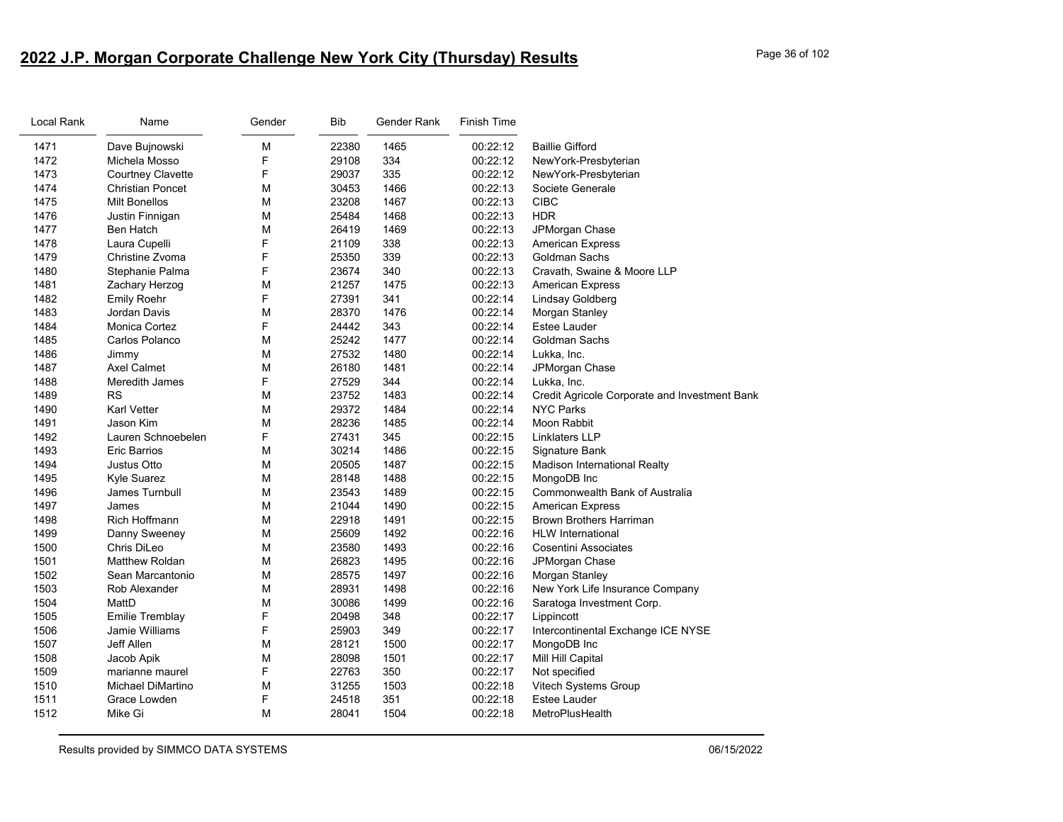# 2022 J.P. Morgan Corporate Challenge New York City (Thursday) Results

| Local Rank | Name | Gender | Bib | Gender Rank | Finish Time | |
|---|---|---|---|---|---|---|
| 1471 | Dave Bujnowski | M | 22380 | 1465 | 00:22:12 | Baillie Gifford |
| 1472 | Michela Mosso | F | 29108 | 334 | 00:22:12 | NewYork-Presbyterian |
| 1473 | Courtney Clavette | F | 29037 | 335 | 00:22:12 | NewYork-Presbyterian |
| 1474 | Christian Poncet | M | 30453 | 1466 | 00:22:13 | Societe Generale |
| 1475 | Milt Bonellos | M | 23208 | 1467 | 00:22:13 | CIBC |
| 1476 | Justin Finnigan | M | 25484 | 1468 | 00:22:13 | HDR |
| 1477 | Ben Hatch | M | 26419 | 1469 | 00:22:13 | JPMorgan Chase |
| 1478 | Laura Cupelli | F | 21109 | 338 | 00:22:13 | American Express |
| 1479 | Christine Zvoma | F | 25350 | 339 | 00:22:13 | Goldman Sachs |
| 1480 | Stephanie Palma | F | 23674 | 340 | 00:22:13 | Cravath, Swaine & Moore LLP |
| 1481 | Zachary Herzog | M | 21257 | 1475 | 00:22:13 | American Express |
| 1482 | Emily Roehr | F | 27391 | 341 | 00:22:14 | Lindsay Goldberg |
| 1483 | Jordan Davis | M | 28370 | 1476 | 00:22:14 | Morgan Stanley |
| 1484 | Monica Cortez | F | 24442 | 343 | 00:22:14 | Estee Lauder |
| 1485 | Carlos Polanco | M | 25242 | 1477 | 00:22:14 | Goldman Sachs |
| 1486 | Jimmy | M | 27532 | 1480 | 00:22:14 | Lukka, Inc. |
| 1487 | Axel Calmet | M | 26180 | 1481 | 00:22:14 | JPMorgan Chase |
| 1488 | Meredith James | F | 27529 | 344 | 00:22:14 | Lukka, Inc. |
| 1489 | RS | M | 23752 | 1483 | 00:22:14 | Credit Agricole Corporate and Investment Bank |
| 1490 | Karl Vetter | M | 29372 | 1484 | 00:22:14 | NYC Parks |
| 1491 | Jason Kim | M | 28236 | 1485 | 00:22:14 | Moon Rabbit |
| 1492 | Lauren Schnoebelen | F | 27431 | 345 | 00:22:15 | Linklaters LLP |
| 1493 | Eric Barrios | M | 30214 | 1486 | 00:22:15 | Signature Bank |
| 1494 | Justus Otto | M | 20505 | 1487 | 00:22:15 | Madison International Realty |
| 1495 | Kyle Suarez | M | 28148 | 1488 | 00:22:15 | MongoDB Inc |
| 1496 | James Turnbull | M | 23543 | 1489 | 00:22:15 | Commonwealth Bank of Australia |
| 1497 | James | M | 21044 | 1490 | 00:22:15 | American Express |
| 1498 | Rich Hoffmann | M | 22918 | 1491 | 00:22:15 | Brown Brothers Harriman |
| 1499 | Danny Sweeney | M | 25609 | 1492 | 00:22:16 | HLW International |
| 1500 | Chris DiLeo | M | 23580 | 1493 | 00:22:16 | Cosentini Associates |
| 1501 | Matthew Roldan | M | 26823 | 1495 | 00:22:16 | JPMorgan Chase |
| 1502 | Sean Marcantonio | M | 28575 | 1497 | 00:22:16 | Morgan Stanley |
| 1503 | Rob Alexander | M | 28931 | 1498 | 00:22:16 | New York Life Insurance Company |
| 1504 | MattD | M | 30086 | 1499 | 00:22:16 | Saratoga Investment Corp. |
| 1505 | Emilie Tremblay | F | 20498 | 348 | 00:22:17 | Lippincott |
| 1506 | Jamie Williams | F | 25903 | 349 | 00:22:17 | Intercontinental Exchange ICE NYSE |
| 1507 | Jeff Allen | M | 28121 | 1500 | 00:22:17 | MongoDB Inc |
| 1508 | Jacob Apik | M | 28098 | 1501 | 00:22:17 | Mill Hill Capital |
| 1509 | marianne maurel | F | 22763 | 350 | 00:22:17 | Not specified |
| 1510 | Michael DiMartino | M | 31255 | 1503 | 00:22:18 | Vitech Systems Group |
| 1511 | Grace Lowden | F | 24518 | 351 | 00:22:18 | Estee Lauder |
| 1512 | Mike Gi | M | 28041 | 1504 | 00:22:18 | MetroPlusHealth |

Results provided by SIMMCO DATA SYSTEMS 06/15/2022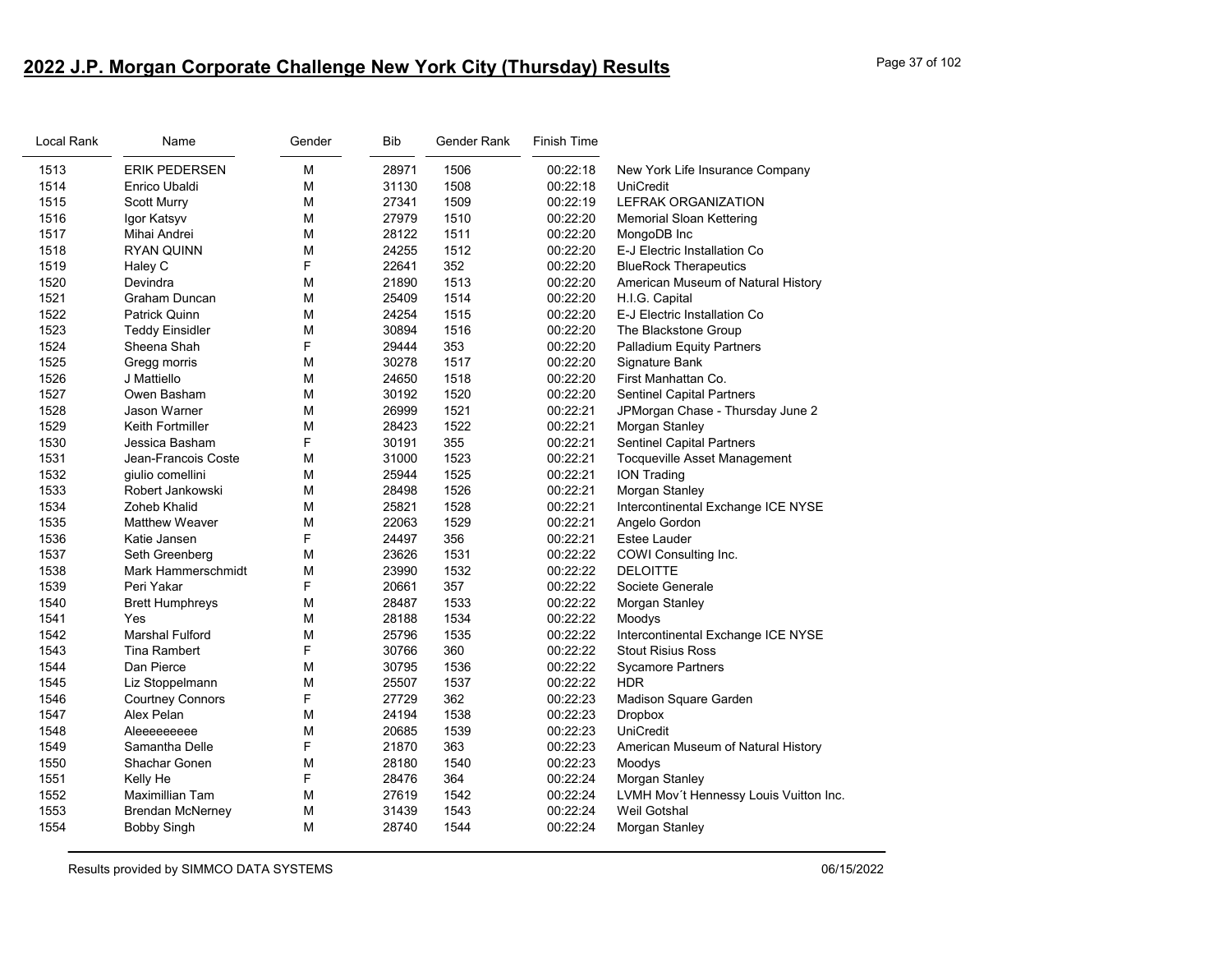# 2022 J.P. Morgan Corporate Challenge New York City (Thursday) Results

| Local Rank | Name | Gender | Bib | Gender Rank | Finish Time | |
|---|---|---|---|---|---|---|
| 1513 | ERIK PEDERSEN | M | 28971 | 1506 | 00:22:18 | New York Life Insurance Company |
| 1514 | Enrico Ubaldi | M | 31130 | 1508 | 00:22:18 | UniCredit |
| 1515 | Scott Murry | M | 27341 | 1509 | 00:22:19 | LEFRAK ORGANIZATION |
| 1516 | Igor Katsyv | M | 27979 | 1510 | 00:22:20 | Memorial Sloan Kettering |
| 1517 | Mihai Andrei | M | 28122 | 1511 | 00:22:20 | MongoDB Inc |
| 1518 | RYAN QUINN | M | 24255 | 1512 | 00:22:20 | E-J Electric Installation Co |
| 1519 | Haley C | F | 22641 | 352 | 00:22:20 | BlueRock Therapeutics |
| 1520 | Devindra | M | 21890 | 1513 | 00:22:20 | American Museum of Natural History |
| 1521 | Graham Duncan | M | 25409 | 1514 | 00:22:20 | H.I.G. Capital |
| 1522 | Patrick Quinn | M | 24254 | 1515 | 00:22:20 | E-J Electric Installation Co |
| 1523 | Teddy Einsidler | M | 30894 | 1516 | 00:22:20 | The Blackstone Group |
| 1524 | Sheena Shah | F | 29444 | 353 | 00:22:20 | Palladium Equity Partners |
| 1525 | Gregg morris | M | 30278 | 1517 | 00:22:20 | Signature Bank |
| 1526 | J Mattiello | M | 24650 | 1518 | 00:22:20 | First Manhattan Co. |
| 1527 | Owen Basham | M | 30192 | 1520 | 00:22:20 | Sentinel Capital Partners |
| 1528 | Jason Warner | M | 26999 | 1521 | 00:22:21 | JPMorgan Chase - Thursday June 2 |
| 1529 | Keith Fortmiller | M | 28423 | 1522 | 00:22:21 | Morgan Stanley |
| 1530 | Jessica Basham | F | 30191 | 355 | 00:22:21 | Sentinel Capital Partners |
| 1531 | Jean-Francois Coste | M | 31000 | 1523 | 00:22:21 | Tocqueville Asset Management |
| 1532 | giulio comellini | M | 25944 | 1525 | 00:22:21 | ION Trading |
| 1533 | Robert Jankowski | M | 28498 | 1526 | 00:22:21 | Morgan Stanley |
| 1534 | Zoheb Khalid | M | 25821 | 1528 | 00:22:21 | Intercontinental Exchange ICE NYSE |
| 1535 | Matthew Weaver | M | 22063 | 1529 | 00:22:21 | Angelo Gordon |
| 1536 | Katie Jansen | F | 24497 | 356 | 00:22:21 | Estee Lauder |
| 1537 | Seth Greenberg | M | 23626 | 1531 | 00:22:22 | COWI Consulting Inc. |
| 1538 | Mark Hammerschmidt | M | 23990 | 1532 | 00:22:22 | DELOITTE |
| 1539 | Peri Yakar | F | 20661 | 357 | 00:22:22 | Societe Generale |
| 1540 | Brett Humphreys | M | 28487 | 1533 | 00:22:22 | Morgan Stanley |
| 1541 | Yes | M | 28188 | 1534 | 00:22:22 | Moodys |
| 1542 | Marshal Fulford | M | 25796 | 1535 | 00:22:22 | Intercontinental Exchange ICE NYSE |
| 1543 | Tina Rambert | F | 30766 | 360 | 00:22:22 | Stout Risius Ross |
| 1544 | Dan Pierce | M | 30795 | 1536 | 00:22:22 | Sycamore Partners |
| 1545 | Liz Stoppelmann | M | 25507 | 1537 | 00:22:22 | HDR |
| 1546 | Courtney Connors | F | 27729 | 362 | 00:22:23 | Madison Square Garden |
| 1547 | Alex Pelan | M | 24194 | 1538 | 00:22:23 | Dropbox |
| 1548 | Aleeeeeeeee | M | 20685 | 1539 | 00:22:23 | UniCredit |
| 1549 | Samantha Delle | F | 21870 | 363 | 00:22:23 | American Museum of Natural History |
| 1550 | Shachar Gonen | M | 28180 | 1540 | 00:22:23 | Moodys |
| 1551 | Kelly He | F | 28476 | 364 | 00:22:24 | Morgan Stanley |
| 1552 | Maximillian Tam | M | 27619 | 1542 | 00:22:24 | LVMH Mov´t Hennessy Louis Vuitton Inc. |
| 1553 | Brendan McNerney | M | 31439 | 1543 | 00:22:24 | Weil Gotshal |
| 1554 | Bobby Singh | M | 28740 | 1544 | 00:22:24 | Morgan Stanley |

Results provided by SIMMCO DATA SYSTEMS 06/15/2022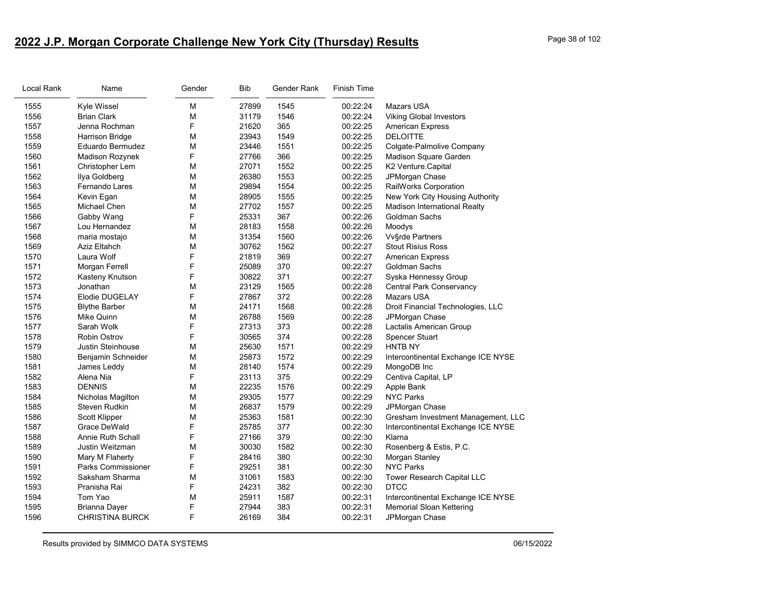## 2022 J.P. Morgan Corporate Challenge New York City (Thursday) Results

| Local Rank | Name | Gender | Bib | Gender Rank | Finish Time | |
|---|---|---|---|---|---|---|
| 1555 | Kyle Wissel | M | 27899 | 1545 | 00:22:24 | Mazars USA |
| 1556 | Brian Clark | M | 31179 | 1546 | 00:22:24 | Viking Global Investors |
| 1557 | Jenna Rochman | F | 21620 | 365 | 00:22:25 | American Express |
| 1558 | Harrison Bridge | M | 23943 | 1549 | 00:22:25 | DELOITTE |
| 1559 | Eduardo Bermudez | M | 23446 | 1551 | 00:22:25 | Colgate-Palmolive Company |
| 1560 | Madison Rozynek | F | 27766 | 366 | 00:22:25 | Madison Square Garden |
| 1561 | Christopher Lem | M | 27071 | 1552 | 00:22:25 | K2 Venture.Capital |
| 1562 | Ilya Goldberg | M | 26380 | 1553 | 00:22:25 | JPMorgan Chase |
| 1563 | Fernando Lares | M | 29894 | 1554 | 00:22:25 | RailWorks Corporation |
| 1564 | Kevin Egan | M | 28905 | 1555 | 00:22:25 | New York City Housing Authority |
| 1565 | Michael Chen | M | 27702 | 1557 | 00:22:25 | Madison International Realty |
| 1566 | Gabby Wang | F | 25331 | 367 | 00:22:26 | Goldman Sachs |
| 1567 | Lou Hernandez | M | 28183 | 1558 | 00:22:26 | Moodys |
| 1568 | maria mostajo | M | 31354 | 1560 | 00:22:26 | Vv§rde Partners |
| 1569 | Aziz Eltahch | M | 30762 | 1562 | 00:22:27 | Stout Risius Ross |
| 1570 | Laura Wolf | F | 21819 | 369 | 00:22:27 | American Express |
| 1571 | Morgan Ferrell | F | 25089 | 370 | 00:22:27 | Goldman Sachs |
| 1572 | Kasteny Knutson | F | 30822 | 371 | 00:22:27 | Syska Hennessy Group |
| 1573 | Jonathan | M | 23129 | 1565 | 00:22:28 | Central Park Conservancy |
| 1574 | Elodie DUGELAY | F | 27867 | 372 | 00:22:28 | Mazars USA |
| 1575 | Blythe Barber | M | 24171 | 1568 | 00:22:28 | Droit Financial Technologies, LLC |
| 1576 | Mike Quinn | M | 26788 | 1569 | 00:22:28 | JPMorgan Chase |
| 1577 | Sarah Wolk | F | 27313 | 373 | 00:22:28 | Lactalis American Group |
| 1578 | Robin Ostrov | F | 30565 | 374 | 00:22:28 | Spencer Stuart |
| 1579 | Justin Steinhouse | M | 25630 | 1571 | 00:22:29 | HNTB NY |
| 1580 | Benjamin Schneider | M | 25873 | 1572 | 00:22:29 | Intercontinental Exchange ICE NYSE |
| 1581 | James Leddy | M | 28140 | 1574 | 00:22:29 | MongoDB Inc |
| 1582 | Alena Nia | F | 23113 | 375 | 00:22:29 | Centiva Capital, LP |
| 1583 | DENNIS | M | 22235 | 1576 | 00:22:29 | Apple Bank |
| 1584 | Nicholas Magilton | M | 29305 | 1577 | 00:22:29 | NYC Parks |
| 1585 | Steven Rudkin | M | 26837 | 1579 | 00:22:29 | JPMorgan Chase |
| 1586 | Scott Klipper | M | 25363 | 1581 | 00:22:30 | Gresham Investment Management, LLC |
| 1587 | Grace DeWald | F | 25785 | 377 | 00:22:30 | Intercontinental Exchange ICE NYSE |
| 1588 | Annie Ruth Schall | F | 27166 | 379 | 00:22:30 | Klarna |
| 1589 | Justin Weitzman | M | 30030 | 1582 | 00:22:30 | Rosenberg & Estis, P.C. |
| 1590 | Mary M Flaherty | F | 28416 | 380 | 00:22:30 | Morgan Stanley |
| 1591 | Parks Commissioner | F | 29251 | 381 | 00:22:30 | NYC Parks |
| 1592 | Saksham Sharma | M | 31061 | 1583 | 00:22:30 | Tower Research Capital LLC |
| 1593 | Pranisha Rai | F | 24231 | 382 | 00:22:30 | DTCC |
| 1594 | Tom Yao | M | 25911 | 1587 | 00:22:31 | Intercontinental Exchange ICE NYSE |
| 1595 | Brianna Dayer | F | 27944 | 383 | 00:22:31 | Memorial Sloan Kettering |
| 1596 | CHRISTINA BURCK | F | 26169 | 384 | 00:22:31 | JPMorgan Chase |

Results provided by SIMMCO DATA SYSTEMS 06/15/2022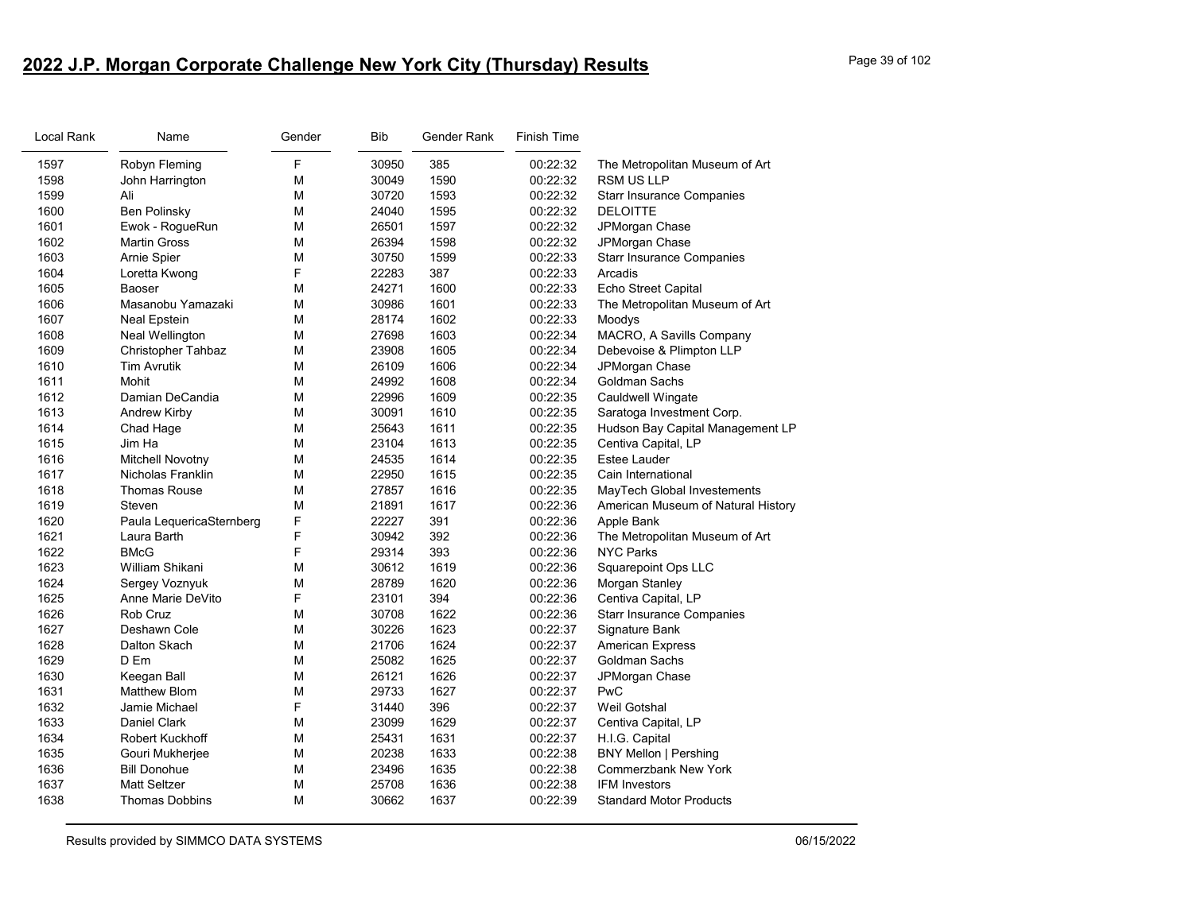## 2022 J.P. Morgan Corporate Challenge New York City (Thursday) Results

| Local Rank | Name | Gender | Bib | Gender Rank | Finish Time | |
|---|---|---|---|---|---|---|
| 1597 | Robyn Fleming | F | 30950 | 385 | 00:22:32 | The Metropolitan Museum of Art |
| 1598 | John Harrington | M | 30049 | 1590 | 00:22:32 | RSM US LLP |
| 1599 | Ali | M | 30720 | 1593 | 00:22:32 | Starr Insurance Companies |
| 1600 | Ben Polinsky | M | 24040 | 1595 | 00:22:32 | DELOITTE |
| 1601 | Ewok - RogueRun | M | 26501 | 1597 | 00:22:32 | JPMorgan Chase |
| 1602 | Martin Gross | M | 26394 | 1598 | 00:22:32 | JPMorgan Chase |
| 1603 | Arnie Spier | M | 30750 | 1599 | 00:22:33 | Starr Insurance Companies |
| 1604 | Loretta Kwong | F | 22283 | 387 | 00:22:33 | Arcadis |
| 1605 | Baoser | M | 24271 | 1600 | 00:22:33 | Echo Street Capital |
| 1606 | Masanobu Yamazaki | M | 30986 | 1601 | 00:22:33 | The Metropolitan Museum of Art |
| 1607 | Neal Epstein | M | 28174 | 1602 | 00:22:33 | Moodys |
| 1608 | Neal Wellington | M | 27698 | 1603 | 00:22:34 | MACRO, A Savills Company |
| 1609 | Christopher Tahbaz | M | 23908 | 1605 | 00:22:34 | Debevoise & Plimpton LLP |
| 1610 | Tim Avrutik | M | 26109 | 1606 | 00:22:34 | JPMorgan Chase |
| 1611 | Mohit | M | 24992 | 1608 | 00:22:34 | Goldman Sachs |
| 1612 | Damian DeCandia | M | 22996 | 1609 | 00:22:35 | Cauldwell Wingate |
| 1613 | Andrew Kirby | M | 30091 | 1610 | 00:22:35 | Saratoga Investment Corp. |
| 1614 | Chad Hage | M | 25643 | 1611 | 00:22:35 | Hudson Bay Capital Management LP |
| 1615 | Jim Ha | M | 23104 | 1613 | 00:22:35 | Centiva Capital, LP |
| 1616 | Mitchell Novotny | M | 24535 | 1614 | 00:22:35 | Estee Lauder |
| 1617 | Nicholas Franklin | M | 22950 | 1615 | 00:22:35 | Cain International |
| 1618 | Thomas Rouse | M | 27857 | 1616 | 00:22:35 | MayTech Global Investements |
| 1619 | Steven | M | 21891 | 1617 | 00:22:36 | American Museum of Natural History |
| 1620 | Paula LequericaSternberg | F | 22227 | 391 | 00:22:36 | Apple Bank |
| 1621 | Laura Barth | F | 30942 | 392 | 00:22:36 | The Metropolitan Museum of Art |
| 1622 | BMcG | F | 29314 | 393 | 00:22:36 | NYC Parks |
| 1623 | William Shikani | M | 30612 | 1619 | 00:22:36 | Squarepoint Ops LLC |
| 1624 | Sergey Voznyuk | M | 28789 | 1620 | 00:22:36 | Morgan Stanley |
| 1625 | Anne Marie DeVito | F | 23101 | 394 | 00:22:36 | Centiva Capital, LP |
| 1626 | Rob Cruz | M | 30708 | 1622 | 00:22:36 | Starr Insurance Companies |
| 1627 | Deshawn Cole | M | 30226 | 1623 | 00:22:37 | Signature Bank |
| 1628 | Dalton Skach | M | 21706 | 1624 | 00:22:37 | American Express |
| 1629 | D Em | M | 25082 | 1625 | 00:22:37 | Goldman Sachs |
| 1630 | Keegan Ball | M | 26121 | 1626 | 00:22:37 | JPMorgan Chase |
| 1631 | Matthew Blom | M | 29733 | 1627 | 00:22:37 | PwC |
| 1632 | Jamie Michael | F | 31440 | 396 | 00:22:37 | Weil Gotshal |
| 1633 | Daniel Clark | M | 23099 | 1629 | 00:22:37 | Centiva Capital, LP |
| 1634 | Robert Kuckhoff | M | 25431 | 1631 | 00:22:37 | H.I.G. Capital |
| 1635 | Gouri Mukherjee | M | 20238 | 1633 | 00:22:38 | BNY Mellon \| Pershing |
| 1636 | Bill Donohue | M | 23496 | 1635 | 00:22:38 | Commerzbank New York |
| 1637 | Matt Seltzer | M | 25708 | 1636 | 00:22:38 | IFM Investors |
| 1638 | Thomas Dobbins | M | 30662 | 1637 | 00:22:39 | Standard Motor Products |

Results provided by SIMMCO DATA SYSTEMS 06/15/2022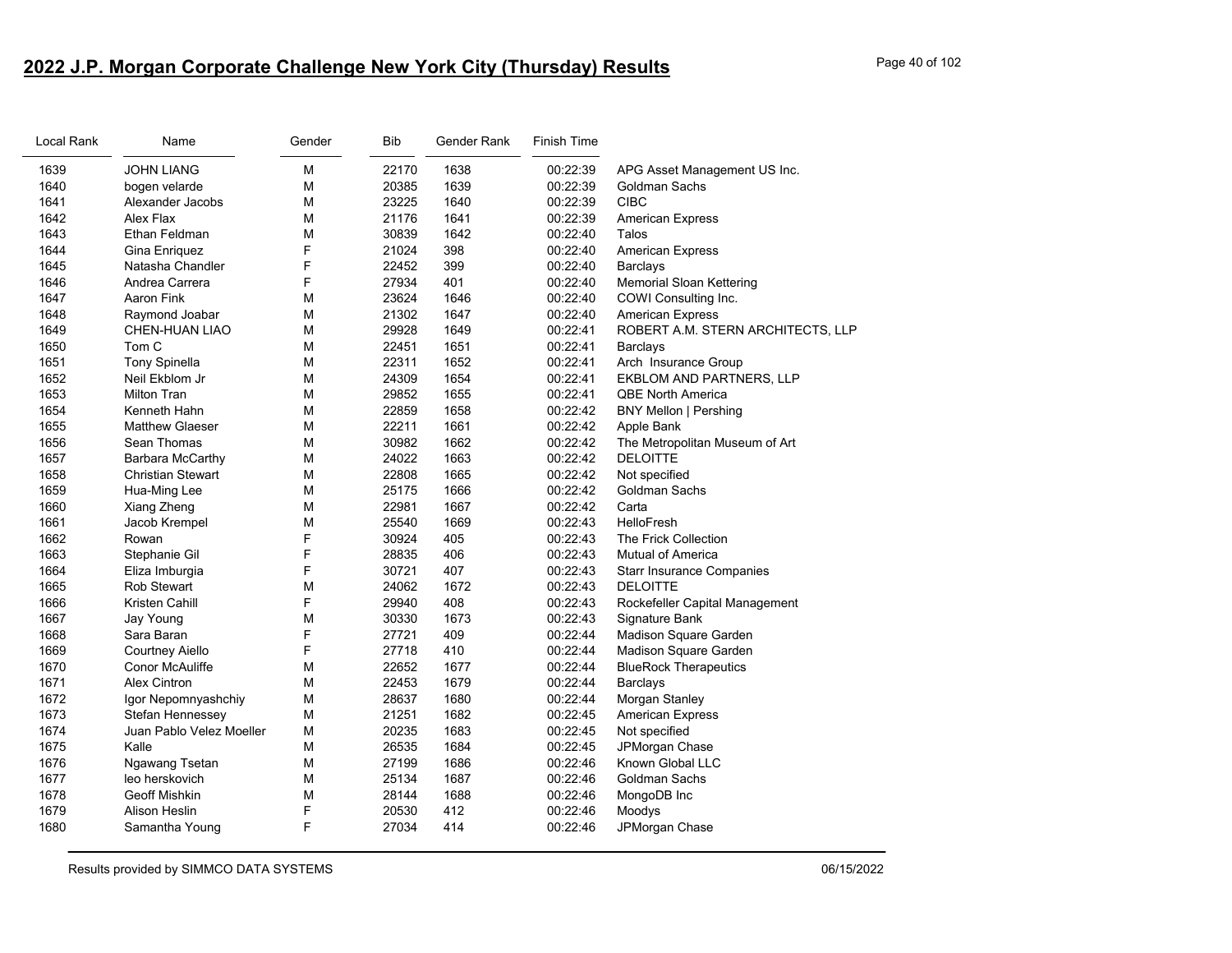## 2022 J.P. Morgan Corporate Challenge New York City (Thursday) Results

| Local Rank | Name | Gender | Bib | Gender Rank | Finish Time | |
|---|---|---|---|---|---|---|
| 1639 | JOHN LIANG | M | 22170 | 1638 | 00:22:39 | APG Asset Management US Inc. |
| 1640 | bogen velarde | M | 20385 | 1639 | 00:22:39 | Goldman Sachs |
| 1641 | Alexander Jacobs | M | 23225 | 1640 | 00:22:39 | CIBC |
| 1642 | Alex Flax | M | 21176 | 1641 | 00:22:39 | American Express |
| 1643 | Ethan Feldman | M | 30839 | 1642 | 00:22:40 | Talos |
| 1644 | Gina Enriquez | F | 21024 | 398 | 00:22:40 | American Express |
| 1645 | Natasha Chandler | F | 22452 | 399 | 00:22:40 | Barclays |
| 1646 | Andrea Carrera | F | 27934 | 401 | 00:22:40 | Memorial Sloan Kettering |
| 1647 | Aaron Fink | M | 23624 | 1646 | 00:22:40 | COWI Consulting Inc. |
| 1648 | Raymond Joabar | M | 21302 | 1647 | 00:22:40 | American Express |
| 1649 | CHEN-HUAN LIAO | M | 29928 | 1649 | 00:22:41 | ROBERT A.M. STERN ARCHITECTS, LLP |
| 1650 | Tom C | M | 22451 | 1651 | 00:22:41 | Barclays |
| 1651 | Tony Spinella | M | 22311 | 1652 | 00:22:41 | Arch Insurance Group |
| 1652 | Neil Ekblom Jr | M | 24309 | 1654 | 00:22:41 | EKBLOM AND PARTNERS, LLP |
| 1653 | Milton Tran | M | 29852 | 1655 | 00:22:41 | QBE North America |
| 1654 | Kenneth Hahn | M | 22859 | 1658 | 00:22:42 | BNY Mellon \| Pershing |
| 1655 | Matthew Glaeser | M | 22211 | 1661 | 00:22:42 | Apple Bank |
| 1656 | Sean Thomas | M | 30982 | 1662 | 00:22:42 | The Metropolitan Museum of Art |
| 1657 | Barbara McCarthy | M | 24022 | 1663 | 00:22:42 | DELOITTE |
| 1658 | Christian Stewart | M | 22808 | 1665 | 00:22:42 | Not specified |
| 1659 | Hua-Ming Lee | M | 25175 | 1666 | 00:22:42 | Goldman Sachs |
| 1660 | Xiang Zheng | M | 22981 | 1667 | 00:22:42 | Carta |
| 1661 | Jacob Krempel | M | 25540 | 1669 | 00:22:43 | HelloFresh |
| 1662 | Rowan | F | 30924 | 405 | 00:22:43 | The Frick Collection |
| 1663 | Stephanie Gil | F | 28835 | 406 | 00:22:43 | Mutual of America |
| 1664 | Eliza Imburgia | F | 30721 | 407 | 00:22:43 | Starr Insurance Companies |
| 1665 | Rob Stewart | M | 24062 | 1672 | 00:22:43 | DELOITTE |
| 1666 | Kristen Cahill | F | 29940 | 408 | 00:22:43 | Rockefeller Capital Management |
| 1667 | Jay Young | M | 30330 | 1673 | 00:22:43 | Signature Bank |
| 1668 | Sara Baran | F | 27721 | 409 | 00:22:44 | Madison Square Garden |
| 1669 | Courtney Aiello | F | 27718 | 410 | 00:22:44 | Madison Square Garden |
| 1670 | Conor McAuliffe | M | 22652 | 1677 | 00:22:44 | BlueRock Therapeutics |
| 1671 | Alex Cintron | M | 22453 | 1679 | 00:22:44 | Barclays |
| 1672 | Igor Nepomnyashchiy | M | 28637 | 1680 | 00:22:44 | Morgan Stanley |
| 1673 | Stefan Hennessey | M | 21251 | 1682 | 00:22:45 | American Express |
| 1674 | Juan Pablo Velez Moeller | M | 20235 | 1683 | 00:22:45 | Not specified |
| 1675 | Kalle | M | 26535 | 1684 | 00:22:45 | JPMorgan Chase |
| 1676 | Ngawang Tsetan | M | 27199 | 1686 | 00:22:46 | Known Global LLC |
| 1677 | leo herskovich | M | 25134 | 1687 | 00:22:46 | Goldman Sachs |
| 1678 | Geoff Mishkin | M | 28144 | 1688 | 00:22:46 | MongoDB Inc |
| 1679 | Alison Heslin | F | 20530 | 412 | 00:22:46 | Moodys |
| 1680 | Samantha Young | F | 27034 | 414 | 00:22:46 | JPMorgan Chase |

Results provided by SIMMCO DATA SYSTEMS 06/15/2022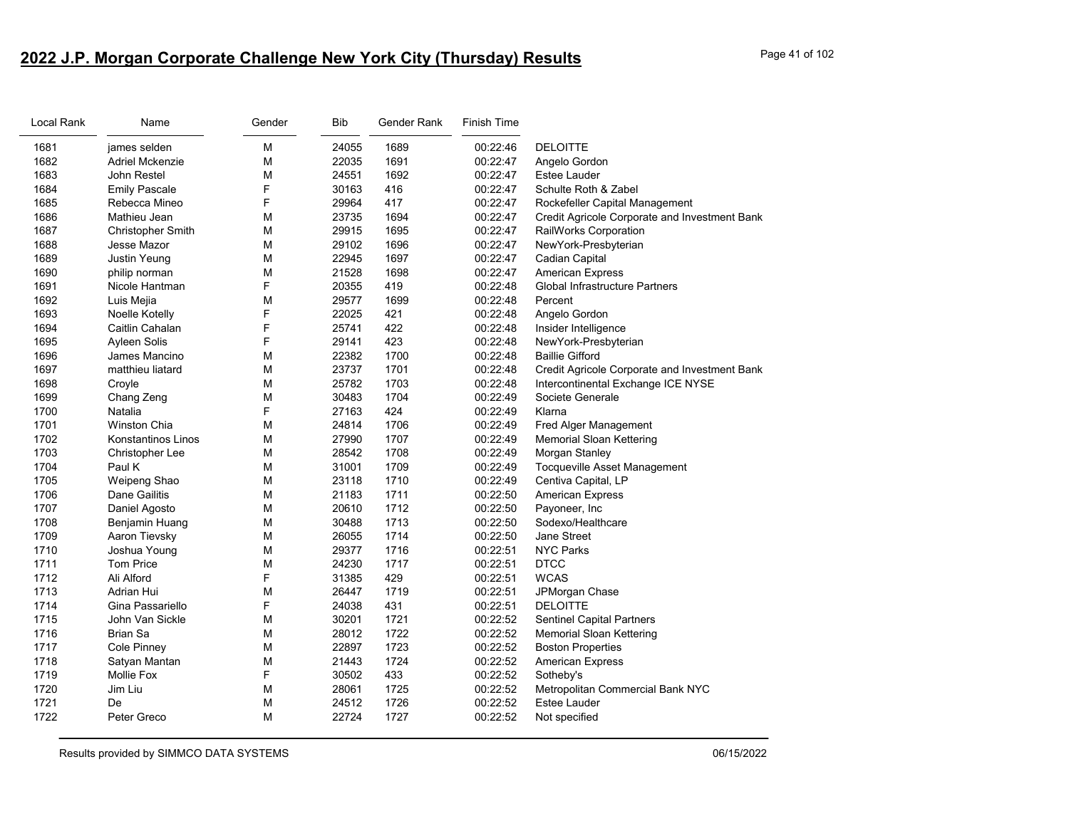# 2022 J.P. Morgan Corporate Challenge New York City (Thursday) Results

| Local Rank | Name | Gender | Bib | Gender Rank | Finish Time | |
|---|---|---|---|---|---|---|
| 1681 | james selden | M | 24055 | 1689 | 00:22:46 | DELOITTE |
| 1682 | Adriel Mckenzie | M | 22035 | 1691 | 00:22:47 | Angelo Gordon |
| 1683 | John Restel | M | 24551 | 1692 | 00:22:47 | Estee Lauder |
| 1684 | Emily Pascale | F | 30163 | 416 | 00:22:47 | Schulte Roth & Zabel |
| 1685 | Rebecca Mineo | F | 29964 | 417 | 00:22:47 | Rockefeller Capital Management |
| 1686 | Mathieu Jean | M | 23735 | 1694 | 00:22:47 | Credit Agricole Corporate and Investment Bank |
| 1687 | Christopher Smith | M | 29915 | 1695 | 00:22:47 | RailWorks Corporation |
| 1688 | Jesse Mazor | M | 29102 | 1696 | 00:22:47 | NewYork-Presbyterian |
| 1689 | Justin Yeung | M | 22945 | 1697 | 00:22:47 | Cadian Capital |
| 1690 | philip norman | M | 21528 | 1698 | 00:22:47 | American Express |
| 1691 | Nicole Hantman | F | 20355 | 419 | 00:22:48 | Global Infrastructure Partners |
| 1692 | Luis Mejia | M | 29577 | 1699 | 00:22:48 | Percent |
| 1693 | Noelle Kotelly | F | 22025 | 421 | 00:22:48 | Angelo Gordon |
| 1694 | Caitlin Cahalan | F | 25741 | 422 | 00:22:48 | Insider Intelligence |
| 1695 | Ayleen Solis | F | 29141 | 423 | 00:22:48 | NewYork-Presbyterian |
| 1696 | James Mancino | M | 22382 | 1700 | 00:22:48 | Baillie Gifford |
| 1697 | matthieu liatard | M | 23737 | 1701 | 00:22:48 | Credit Agricole Corporate and Investment Bank |
| 1698 | Croyle | M | 25782 | 1703 | 00:22:48 | Intercontinental Exchange ICE NYSE |
| 1699 | Chang Zeng | M | 30483 | 1704 | 00:22:49 | Societe Generale |
| 1700 | Natalia | F | 27163 | 424 | 00:22:49 | Klarna |
| 1701 | Winston Chia | M | 24814 | 1706 | 00:22:49 | Fred Alger Management |
| 1702 | Konstantinos Linos | M | 27990 | 1707 | 00:22:49 | Memorial Sloan Kettering |
| 1703 | Christopher Lee | M | 28542 | 1708 | 00:22:49 | Morgan Stanley |
| 1704 | Paul K | M | 31001 | 1709 | 00:22:49 | Tocqueville Asset Management |
| 1705 | Weipeng Shao | M | 23118 | 1710 | 00:22:49 | Centiva Capital, LP |
| 1706 | Dane Gailitis | M | 21183 | 1711 | 00:22:50 | American Express |
| 1707 | Daniel Agosto | M | 20610 | 1712 | 00:22:50 | Payoneer, Inc |
| 1708 | Benjamin Huang | M | 30488 | 1713 | 00:22:50 | Sodexo/Healthcare |
| 1709 | Aaron Tievsky | M | 26055 | 1714 | 00:22:50 | Jane Street |
| 1710 | Joshua Young | M | 29377 | 1716 | 00:22:51 | NYC Parks |
| 1711 | Tom Price | M | 24230 | 1717 | 00:22:51 | DTCC |
| 1712 | Ali Alford | F | 31385 | 429 | 00:22:51 | WCAS |
| 1713 | Adrian Hui | M | 26447 | 1719 | 00:22:51 | JPMorgan Chase |
| 1714 | Gina Passariello | F | 24038 | 431 | 00:22:51 | DELOITTE |
| 1715 | John Van Sickle | M | 30201 | 1721 | 00:22:52 | Sentinel Capital Partners |
| 1716 | Brian Sa | M | 28012 | 1722 | 00:22:52 | Memorial Sloan Kettering |
| 1717 | Cole Pinney | M | 22897 | 1723 | 00:22:52 | Boston Properties |
| 1718 | Satyan Mantan | M | 21443 | 1724 | 00:22:52 | American Express |
| 1719 | Mollie Fox | F | 30502 | 433 | 00:22:52 | Sotheby's |
| 1720 | Jim Liu | M | 28061 | 1725 | 00:22:52 | Metropolitan Commercial Bank NYC |
| 1721 | De | M | 24512 | 1726 | 00:22:52 | Estee Lauder |
| 1722 | Peter Greco | M | 22724 | 1727 | 00:22:52 | Not specified |

Results provided by SIMMCO DATA SYSTEMS 06/15/2022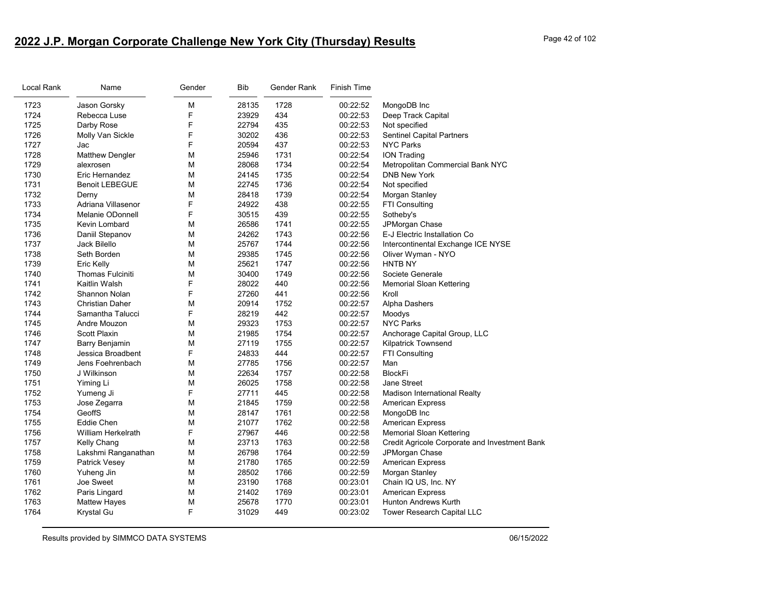## 2022 J.P. Morgan Corporate Challenge New York City (Thursday) Results

| Local Rank | Name | Gender | Bib | Gender Rank | Finish Time | |
|---|---|---|---|---|---|---|
| 1723 | Jason Gorsky | M | 28135 | 1728 | 00:22:52 | MongoDB Inc |
| 1724 | Rebecca Luse | F | 23929 | 434 | 00:22:53 | Deep Track Capital |
| 1725 | Darby Rose | F | 22794 | 435 | 00:22:53 | Not specified |
| 1726 | Molly Van Sickle | F | 30202 | 436 | 00:22:53 | Sentinel Capital Partners |
| 1727 | Jac | F | 20594 | 437 | 00:22:53 | NYC Parks |
| 1728 | Matthew Dengler | M | 25946 | 1731 | 00:22:54 | ION Trading |
| 1729 | alexrosen | M | 28068 | 1734 | 00:22:54 | Metropolitan Commercial Bank NYC |
| 1730 | Eric Hernandez | M | 24145 | 1735 | 00:22:54 | DNB New York |
| 1731 | Benoit LEBEGUE | M | 22745 | 1736 | 00:22:54 | Not specified |
| 1732 | Derny | M | 28418 | 1739 | 00:22:54 | Morgan Stanley |
| 1733 | Adriana Villasenor | F | 24922 | 438 | 00:22:55 | FTI Consulting |
| 1734 | Melanie ODonnell | F | 30515 | 439 | 00:22:55 | Sotheby's |
| 1735 | Kevin Lombard | M | 26586 | 1741 | 00:22:55 | JPMorgan Chase |
| 1736 | Daniil Stepanov | M | 24262 | 1743 | 00:22:56 | E-J Electric Installation Co |
| 1737 | Jack Bilello | M | 25767 | 1744 | 00:22:56 | Intercontinental Exchange ICE NYSE |
| 1738 | Seth Borden | M | 29385 | 1745 | 00:22:56 | Oliver Wyman - NYO |
| 1739 | Eric Kelly | M | 25621 | 1747 | 00:22:56 | HNTB NY |
| 1740 | Thomas Fulciniti | M | 30400 | 1749 | 00:22:56 | Societe Generale |
| 1741 | Kaitlin Walsh | F | 28022 | 440 | 00:22:56 | Memorial Sloan Kettering |
| 1742 | Shannon Nolan | F | 27260 | 441 | 00:22:56 | Kroll |
| 1743 | Christian Daher | M | 20914 | 1752 | 00:22:57 | Alpha Dashers |
| 1744 | Samantha Talucci | F | 28219 | 442 | 00:22:57 | Moodys |
| 1745 | Andre Mouzon | M | 29323 | 1753 | 00:22:57 | NYC Parks |
| 1746 | Scott Plaxin | M | 21985 | 1754 | 00:22:57 | Anchorage Capital Group, LLC |
| 1747 | Barry Benjamin | M | 27119 | 1755 | 00:22:57 | Kilpatrick Townsend |
| 1748 | Jessica Broadbent | F | 24833 | 444 | 00:22:57 | FTI Consulting |
| 1749 | Jens Foehrenbach | M | 27785 | 1756 | 00:22:57 | Man |
| 1750 | J Wilkinson | M | 22634 | 1757 | 00:22:58 | BlockFi |
| 1751 | Yiming Li | M | 26025 | 1758 | 00:22:58 | Jane Street |
| 1752 | Yumeng Ji | F | 27711 | 445 | 00:22:58 | Madison International Realty |
| 1753 | Jose Zegarra | M | 21845 | 1759 | 00:22:58 | American Express |
| 1754 | GeoffS | M | 28147 | 1761 | 00:22:58 | MongoDB Inc |
| 1755 | Eddie Chen | M | 21077 | 1762 | 00:22:58 | American Express |
| 1756 | William Herkelrath | F | 27967 | 446 | 00:22:58 | Memorial Sloan Kettering |
| 1757 | Kelly Chang | M | 23713 | 1763 | 00:22:58 | Credit Agricole Corporate and Investment Bank |
| 1758 | Lakshmi Ranganathan | M | 26798 | 1764 | 00:22:59 | JPMorgan Chase |
| 1759 | Patrick Vesey | M | 21780 | 1765 | 00:22:59 | American Express |
| 1760 | Yuheng Jin | M | 28502 | 1766 | 00:22:59 | Morgan Stanley |
| 1761 | Joe Sweet | M | 23190 | 1768 | 00:23:01 | Chain IQ US, Inc. NY |
| 1762 | Paris Lingard | M | 21402 | 1769 | 00:23:01 | American Express |
| 1763 | Mattew Hayes | M | 25678 | 1770 | 00:23:01 | Hunton Andrews Kurth |
| 1764 | Krystal Gu | F | 31029 | 449 | 00:23:02 | Tower Research Capital LLC |

Results provided by SIMMCO DATA SYSTEMS 06/15/2022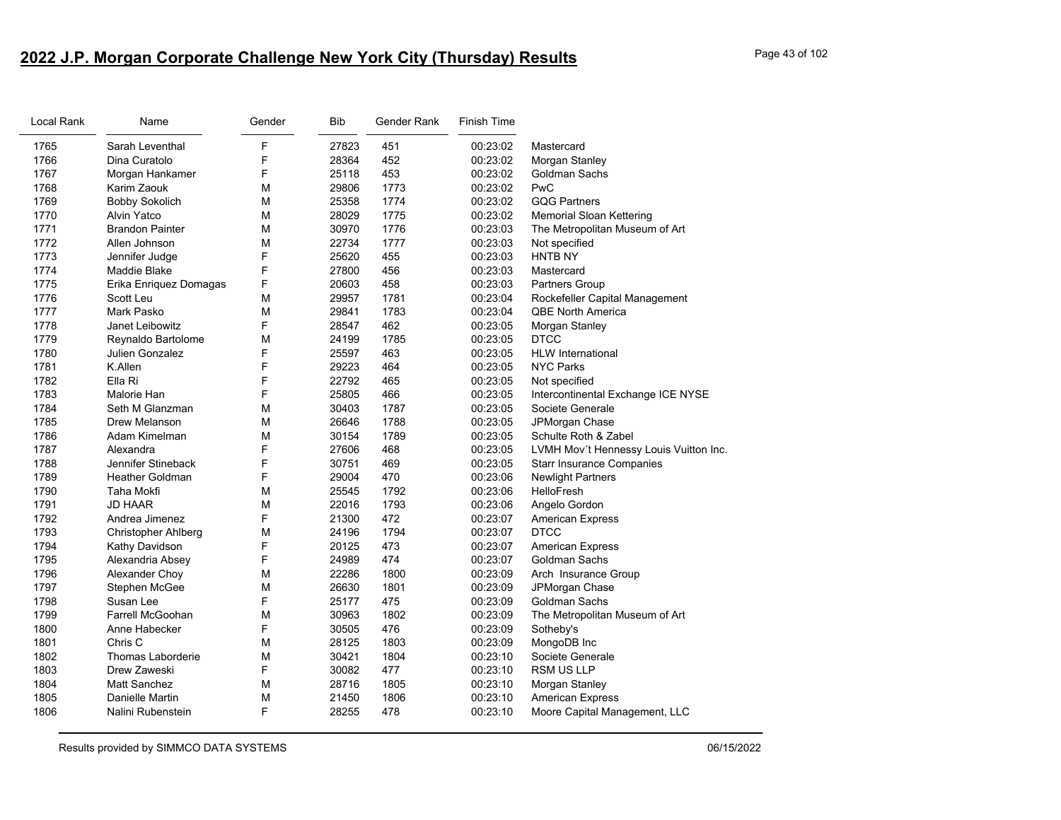## 2022 J.P. Morgan Corporate Challenge New York City (Thursday) Results

| Local Rank | Name | Gender | Bib | Gender Rank | Finish Time | |
|---|---|---|---|---|---|---|
| 1765 | Sarah Leventhal | F | 27823 | 451 | 00:23:02 | Mastercard |
| 1766 | Dina Curatolo | F | 28364 | 452 | 00:23:02 | Morgan Stanley |
| 1767 | Morgan Hankamer | F | 25118 | 453 | 00:23:02 | Goldman Sachs |
| 1768 | Karim Zaouk | M | 29806 | 1773 | 00:23:02 | PwC |
| 1769 | Bobby Sokolich | M | 25358 | 1774 | 00:23:02 | GQG Partners |
| 1770 | Alvin Yatco | M | 28029 | 1775 | 00:23:02 | Memorial Sloan Kettering |
| 1771 | Brandon Painter | M | 30970 | 1776 | 00:23:03 | The Metropolitan Museum of Art |
| 1772 | Allen Johnson | M | 22734 | 1777 | 00:23:03 | Not specified |
| 1773 | Jennifer Judge | F | 25620 | 455 | 00:23:03 | HNTB NY |
| 1774 | Maddie Blake | F | 27800 | 456 | 00:23:03 | Mastercard |
| 1775 | Erika Enriquez Domagas | F | 20603 | 458 | 00:23:03 | Partners Group |
| 1776 | Scott Leu | M | 29957 | 1781 | 00:23:04 | Rockefeller Capital Management |
| 1777 | Mark Pasko | M | 29841 | 1783 | 00:23:04 | QBE North America |
| 1778 | Janet Leibowitz | F | 28547 | 462 | 00:23:05 | Morgan Stanley |
| 1779 | Reynaldo Bartolome | M | 24199 | 1785 | 00:23:05 | DTCC |
| 1780 | Julien Gonzalez | F | 25597 | 463 | 00:23:05 | HLW International |
| 1781 | K.Allen | F | 29223 | 464 | 00:23:05 | NYC Parks |
| 1782 | Ella Ri | F | 22792 | 465 | 00:23:05 | Not specified |
| 1783 | Malorie Han | F | 25805 | 466 | 00:23:05 | Intercontinental Exchange ICE NYSE |
| 1784 | Seth M Glanzman | M | 30403 | 1787 | 00:23:05 | Societe Generale |
| 1785 | Drew Melanson | M | 26646 | 1788 | 00:23:05 | JPMorgan Chase |
| 1786 | Adam Kimelman | M | 30154 | 1789 | 00:23:05 | Schulte Roth & Zabel |
| 1787 | Alexandra | F | 27606 | 468 | 00:23:05 | LVMH Mov´t Hennessy Louis Vuitton Inc. |
| 1788 | Jennifer Stineback | F | 30751 | 469 | 00:23:05 | Starr Insurance Companies |
| 1789 | Heather Goldman | F | 29004 | 470 | 00:23:06 | Newlight Partners |
| 1790 | Taha Mokfi | M | 25545 | 1792 | 00:23:06 | HelloFresh |
| 1791 | JD HAAR | M | 22016 | 1793 | 00:23:06 | Angelo Gordon |
| 1792 | Andrea Jimenez | F | 21300 | 472 | 00:23:07 | American Express |
| 1793 | Christopher Ahlberg | M | 24196 | 1794 | 00:23:07 | DTCC |
| 1794 | Kathy Davidson | F | 20125 | 473 | 00:23:07 | American Express |
| 1795 | Alexandria Absey | F | 24989 | 474 | 00:23:07 | Goldman Sachs |
| 1796 | Alexander Choy | M | 22286 | 1800 | 00:23:09 | Arch Insurance Group |
| 1797 | Stephen McGee | M | 26630 | 1801 | 00:23:09 | JPMorgan Chase |
| 1798 | Susan Lee | F | 25177 | 475 | 00:23:09 | Goldman Sachs |
| 1799 | Farrell McGoohan | M | 30963 | 1802 | 00:23:09 | The Metropolitan Museum of Art |
| 1800 | Anne Habecker | F | 30505 | 476 | 00:23:09 | Sotheby's |
| 1801 | Chris C | M | 28125 | 1803 | 00:23:09 | MongoDB Inc |
| 1802 | Thomas Laborderie | M | 30421 | 1804 | 00:23:10 | Societe Generale |
| 1803 | Drew Zaweski | F | 30082 | 477 | 00:23:10 | RSM US LLP |
| 1804 | Matt Sanchez | M | 28716 | 1805 | 00:23:10 | Morgan Stanley |
| 1805 | Danielle Martin | M | 21450 | 1806 | 00:23:10 | American Express |
| 1806 | Nalini Rubenstein | F | 28255 | 478 | 00:23:10 | Moore Capital Management, LLC |

Results provided by SIMMCO DATA SYSTEMS 06/15/2022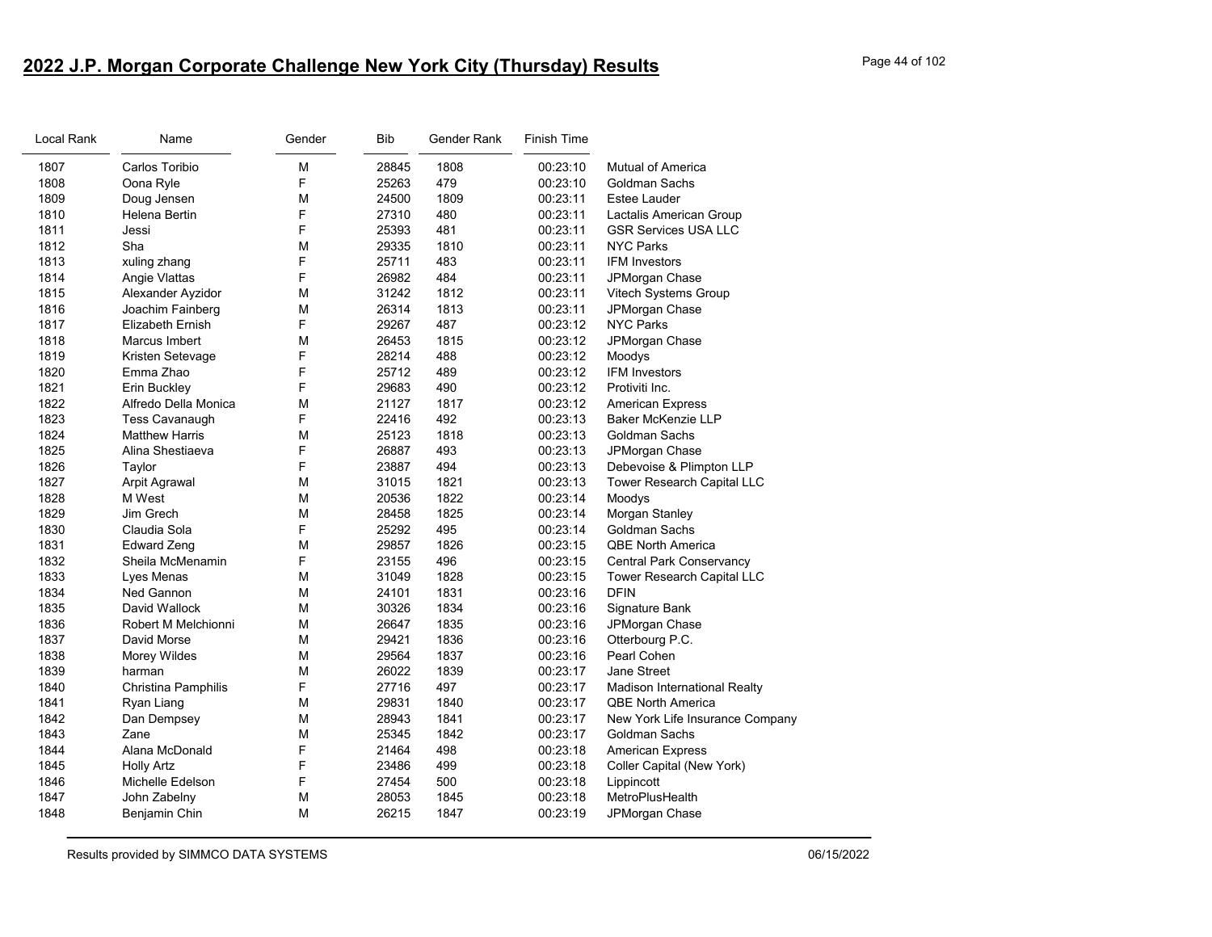## 2022 J.P. Morgan Corporate Challenge New York City (Thursday) Results

| Local Rank | Name | Gender | Bib | Gender Rank | Finish Time | |
|---|---|---|---|---|---|---|
| 1807 | Carlos Toribio | M | 28845 | 1808 | 00:23:10 | Mutual of America |
| 1808 | Oona Ryle | F | 25263 | 479 | 00:23:10 | Goldman Sachs |
| 1809 | Doug Jensen | M | 24500 | 1809 | 00:23:11 | Estee Lauder |
| 1810 | Helena Bertin | F | 27310 | 480 | 00:23:11 | Lactalis American Group |
| 1811 | Jessi | F | 25393 | 481 | 00:23:11 | GSR Services USA LLC |
| 1812 | Sha | M | 29335 | 1810 | 00:23:11 | NYC Parks |
| 1813 | xuling zhang | F | 25711 | 483 | 00:23:11 | IFM Investors |
| 1814 | Angie Vlattas | F | 26982 | 484 | 00:23:11 | JPMorgan Chase |
| 1815 | Alexander Ayzidor | M | 31242 | 1812 | 00:23:11 | Vitech Systems Group |
| 1816 | Joachim Fainberg | M | 26314 | 1813 | 00:23:11 | JPMorgan Chase |
| 1817 | Elizabeth Ernish | F | 29267 | 487 | 00:23:12 | NYC Parks |
| 1818 | Marcus Imbert | M | 26453 | 1815 | 00:23:12 | JPMorgan Chase |
| 1819 | Kristen Setevage | F | 28214 | 488 | 00:23:12 | Moodys |
| 1820 | Emma Zhao | F | 25712 | 489 | 00:23:12 | IFM Investors |
| 1821 | Erin Buckley | F | 29683 | 490 | 00:23:12 | Protiviti Inc. |
| 1822 | Alfredo Della Monica | M | 21127 | 1817 | 00:23:12 | American Express |
| 1823 | Tess Cavanaugh | F | 22416 | 492 | 00:23:13 | Baker McKenzie LLP |
| 1824 | Matthew Harris | M | 25123 | 1818 | 00:23:13 | Goldman Sachs |
| 1825 | Alina Shestiaeva | F | 26887 | 493 | 00:23:13 | JPMorgan Chase |
| 1826 | Taylor | F | 23887 | 494 | 00:23:13 | Debevoise & Plimpton LLP |
| 1827 | Arpit Agrawal | M | 31015 | 1821 | 00:23:13 | Tower Research Capital LLC |
| 1828 | M West | M | 20536 | 1822 | 00:23:14 | Moodys |
| 1829 | Jim Grech | M | 28458 | 1825 | 00:23:14 | Morgan Stanley |
| 1830 | Claudia Sola | F | 25292 | 495 | 00:23:14 | Goldman Sachs |
| 1831 | Edward Zeng | M | 29857 | 1826 | 00:23:15 | QBE North America |
| 1832 | Sheila McMenamin | F | 23155 | 496 | 00:23:15 | Central Park Conservancy |
| 1833 | Lyes Menas | M | 31049 | 1828 | 00:23:15 | Tower Research Capital LLC |
| 1834 | Ned Gannon | M | 24101 | 1831 | 00:23:16 | DFIN |
| 1835 | David Wallock | M | 30326 | 1834 | 00:23:16 | Signature Bank |
| 1836 | Robert M Melchionni | M | 26647 | 1835 | 00:23:16 | JPMorgan Chase |
| 1837 | David Morse | M | 29421 | 1836 | 00:23:16 | Otterbourg P.C. |
| 1838 | Morey Wildes | M | 29564 | 1837 | 00:23:16 | Pearl Cohen |
| 1839 | harman | M | 26022 | 1839 | 00:23:17 | Jane Street |
| 1840 | Christina Pamphilis | F | 27716 | 497 | 00:23:17 | Madison International Realty |
| 1841 | Ryan Liang | M | 29831 | 1840 | 00:23:17 | QBE North America |
| 1842 | Dan Dempsey | M | 28943 | 1841 | 00:23:17 | New York Life Insurance Company |
| 1843 | Zane | M | 25345 | 1842 | 00:23:17 | Goldman Sachs |
| 1844 | Alana McDonald | F | 21464 | 498 | 00:23:18 | American Express |
| 1845 | Holly Artz | F | 23486 | 499 | 00:23:18 | Coller Capital (New York) |
| 1846 | Michelle Edelson | F | 27454 | 500 | 00:23:18 | Lippincott |
| 1847 | John Zabelny | M | 28053 | 1845 | 00:23:18 | MetroPlusHealth |
| 1848 | Benjamin Chin | M | 26215 | 1847 | 00:23:19 | JPMorgan Chase |

Results provided by SIMMCO DATA SYSTEMS 06/15/2022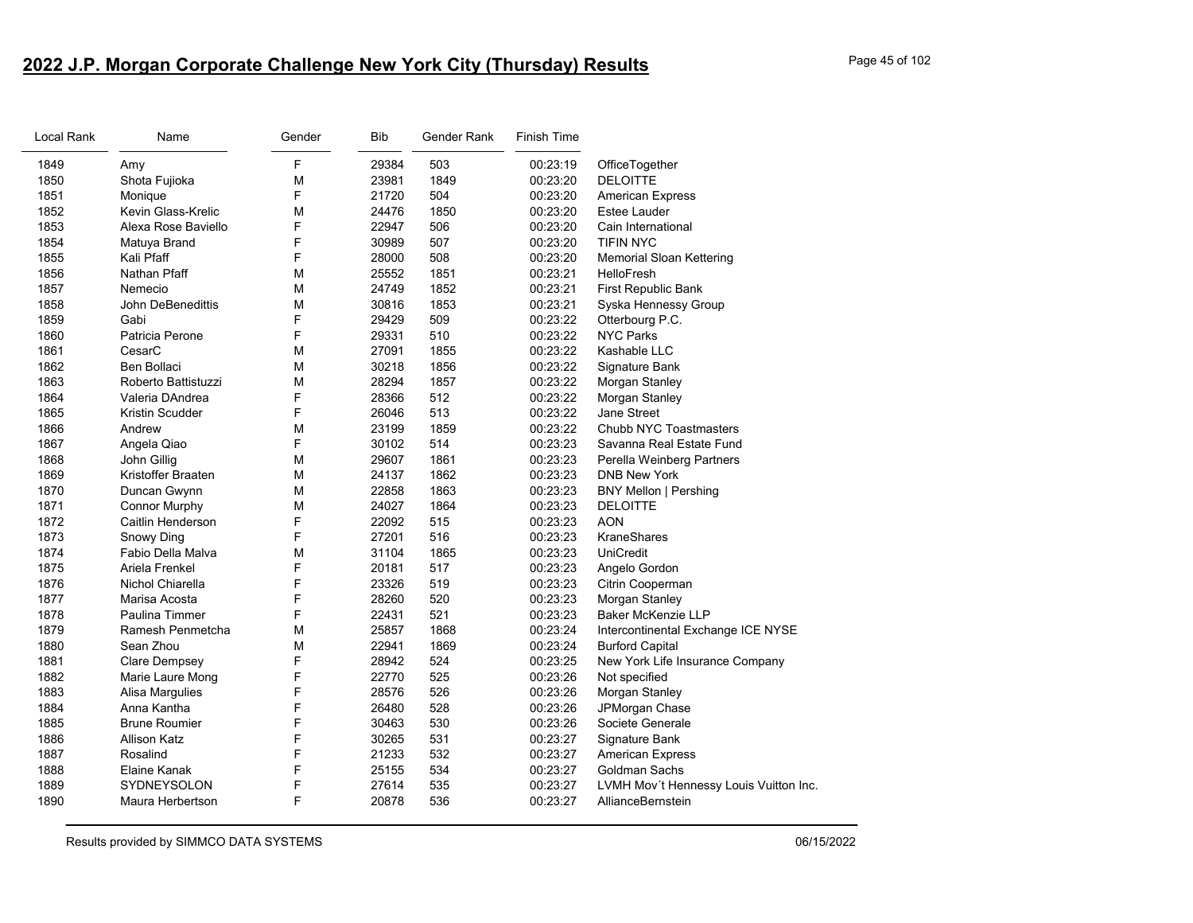## 2022 J.P. Morgan Corporate Challenge New York City (Thursday) Results

| Local Rank | Name | Gender | Bib | Gender Rank | Finish Time | |
|---|---|---|---|---|---|---|
| 1849 | Amy | F | 29384 | 503 | 00:23:19 | OfficeTogether |
| 1850 | Shota Fujioka | M | 23981 | 1849 | 00:23:20 | DELOITTE |
| 1851 | Monique | F | 21720 | 504 | 00:23:20 | American Express |
| 1852 | Kevin Glass-Krelic | M | 24476 | 1850 | 00:23:20 | Estee Lauder |
| 1853 | Alexa Rose Baviello | F | 22947 | 506 | 00:23:20 | Cain International |
| 1854 | Matuya Brand | F | 30989 | 507 | 00:23:20 | TIFIN NYC |
| 1855 | Kali Pfaff | F | 28000 | 508 | 00:23:20 | Memorial Sloan Kettering |
| 1856 | Nathan Pfaff | M | 25552 | 1851 | 00:23:21 | HelloFresh |
| 1857 | Nemecio | M | 24749 | 1852 | 00:23:21 | First Republic Bank |
| 1858 | John DeBenedittis | M | 30816 | 1853 | 00:23:21 | Syska Hennessy Group |
| 1859 | Gabi | F | 29429 | 509 | 00:23:22 | Otterbourg P.C. |
| 1860 | Patricia Perone | F | 29331 | 510 | 00:23:22 | NYC Parks |
| 1861 | CesarC | M | 27091 | 1855 | 00:23:22 | Kashable LLC |
| 1862 | Ben Bollaci | M | 30218 | 1856 | 00:23:22 | Signature Bank |
| 1863 | Roberto Battistuzzi | M | 28294 | 1857 | 00:23:22 | Morgan Stanley |
| 1864 | Valeria DAndrea | F | 28366 | 512 | 00:23:22 | Morgan Stanley |
| 1865 | Kristin Scudder | F | 26046 | 513 | 00:23:22 | Jane Street |
| 1866 | Andrew | M | 23199 | 1859 | 00:23:22 | Chubb NYC Toastmasters |
| 1867 | Angela Qiao | F | 30102 | 514 | 00:23:23 | Savanna Real Estate Fund |
| 1868 | John Gillig | M | 29607 | 1861 | 00:23:23 | Perella Weinberg Partners |
| 1869 | Kristoffer Braaten | M | 24137 | 1862 | 00:23:23 | DNB New York |
| 1870 | Duncan Gwynn | M | 22858 | 1863 | 00:23:23 | BNY Mellon \| Pershing |
| 1871 | Connor Murphy | M | 24027 | 1864 | 00:23:23 | DELOITTE |
| 1872 | Caitlin Henderson | F | 22092 | 515 | 00:23:23 | AON |
| 1873 | Snowy Ding | F | 27201 | 516 | 00:23:23 | KraneShares |
| 1874 | Fabio Della Malva | M | 31104 | 1865 | 00:23:23 | UniCredit |
| 1875 | Ariela Frenkel | F | 20181 | 517 | 00:23:23 | Angelo Gordon |
| 1876 | Nichol Chiarella | F | 23326 | 519 | 00:23:23 | Citrin Cooperman |
| 1877 | Marisa Acosta | F | 28260 | 520 | 00:23:23 | Morgan Stanley |
| 1878 | Paulina Timmer | F | 22431 | 521 | 00:23:23 | Baker McKenzie LLP |
| 1879 | Ramesh Penmetcha | M | 25857 | 1868 | 00:23:24 | Intercontinental Exchange ICE NYSE |
| 1880 | Sean Zhou | M | 22941 | 1869 | 00:23:24 | Burford Capital |
| 1881 | Clare Dempsey | F | 28942 | 524 | 00:23:25 | New York Life Insurance Company |
| 1882 | Marie Laure Mong | F | 22770 | 525 | 00:23:26 | Not specified |
| 1883 | Alisa Margulies | F | 28576 | 526 | 00:23:26 | Morgan Stanley |
| 1884 | Anna Kantha | F | 26480 | 528 | 00:23:26 | JPMorgan Chase |
| 1885 | Brune Roumier | F | 30463 | 530 | 00:23:26 | Societe Generale |
| 1886 | Allison Katz | F | 30265 | 531 | 00:23:27 | Signature Bank |
| 1887 | Rosalind | F | 21233 | 532 | 00:23:27 | American Express |
| 1888 | Elaine Kanak | F | 25155 | 534 | 00:23:27 | Goldman Sachs |
| 1889 | SYDNEYSOLON | F | 27614 | 535 | 00:23:27 | LVMH Mov´t Hennessy Louis Vuitton Inc. |
| 1890 | Maura Herbertson | F | 20878 | 536 | 00:23:27 | AllianceBernstein |

Results provided by SIMMCO DATA SYSTEMS 06/15/2022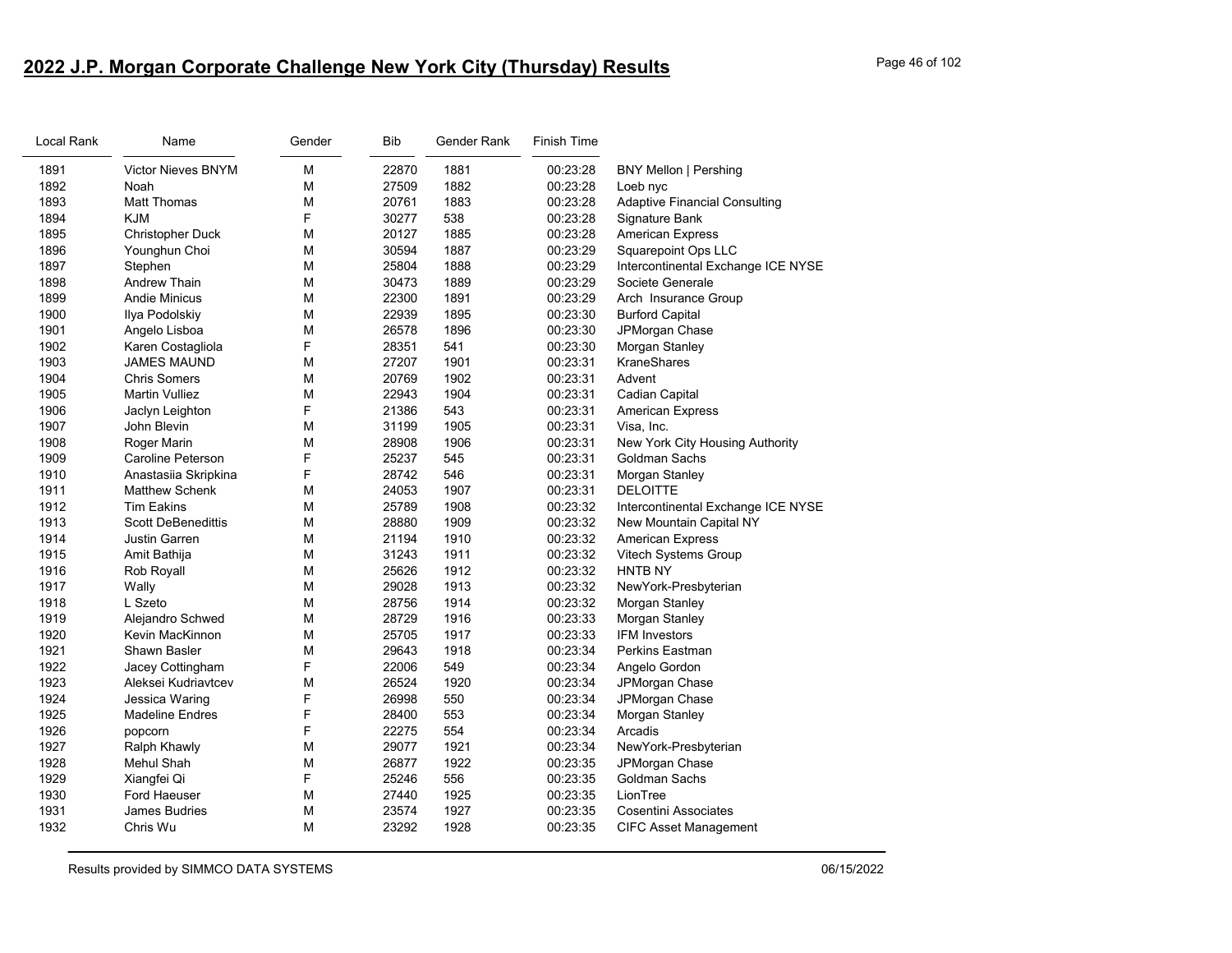## 2022 J.P. Morgan Corporate Challenge New York City (Thursday) Results

| Local Rank | Name | Gender | Bib | Gender Rank | Finish Time | |
|---|---|---|---|---|---|---|
| 1891 | Victor Nieves BNYM | M | 22870 | 1881 | 00:23:28 | BNY Mellon \| Pershing |
| 1892 | Noah | M | 27509 | 1882 | 00:23:28 | Loeb nyc |
| 1893 | Matt Thomas | M | 20761 | 1883 | 00:23:28 | Adaptive Financial Consulting |
| 1894 | KJM | F | 30277 | 538 | 00:23:28 | Signature Bank |
| 1895 | Christopher Duck | M | 20127 | 1885 | 00:23:28 | American Express |
| 1896 | Younghun Choi | M | 30594 | 1887 | 00:23:29 | Squarepoint Ops LLC |
| 1897 | Stephen | M | 25804 | 1888 | 00:23:29 | Intercontinental Exchange ICE NYSE |
| 1898 | Andrew Thain | M | 30473 | 1889 | 00:23:29 | Societe Generale |
| 1899 | Andie Minicus | M | 22300 | 1891 | 00:23:29 | Arch Insurance Group |
| 1900 | Ilya Podolskiy | M | 22939 | 1895 | 00:23:30 | Burford Capital |
| 1901 | Angelo Lisboa | M | 26578 | 1896 | 00:23:30 | JPMorgan Chase |
| 1902 | Karen Costagliola | F | 28351 | 541 | 00:23:30 | Morgan Stanley |
| 1903 | JAMES MAUND | M | 27207 | 1901 | 00:23:31 | KraneShares |
| 1904 | Chris Somers | M | 20769 | 1902 | 00:23:31 | Advent |
| 1905 | Martin Vulliez | M | 22943 | 1904 | 00:23:31 | Cadian Capital |
| 1906 | Jaclyn Leighton | F | 21386 | 543 | 00:23:31 | American Express |
| 1907 | John Blevin | M | 31199 | 1905 | 00:23:31 | Visa, Inc. |
| 1908 | Roger Marin | M | 28908 | 1906 | 00:23:31 | New York City Housing Authority |
| 1909 | Caroline Peterson | F | 25237 | 545 | 00:23:31 | Goldman Sachs |
| 1910 | Anastasiia Skripkina | F | 28742 | 546 | 00:23:31 | Morgan Stanley |
| 1911 | Matthew Schenk | M | 24053 | 1907 | 00:23:31 | DELOITTE |
| 1912 | Tim Eakins | M | 25789 | 1908 | 00:23:32 | Intercontinental Exchange ICE NYSE |
| 1913 | Scott DeBenedittis | M | 28880 | 1909 | 00:23:32 | New Mountain Capital NY |
| 1914 | Justin Garren | M | 21194 | 1910 | 00:23:32 | American Express |
| 1915 | Amit Bathija | M | 31243 | 1911 | 00:23:32 | Vitech Systems Group |
| 1916 | Rob Royall | M | 25626 | 1912 | 00:23:32 | HNTB NY |
| 1917 | Wally | M | 29028 | 1913 | 00:23:32 | NewYork-Presbyterian |
| 1918 | L Szeto | M | 28756 | 1914 | 00:23:32 | Morgan Stanley |
| 1919 | Alejandro Schwed | M | 28729 | 1916 | 00:23:33 | Morgan Stanley |
| 1920 | Kevin MacKinnon | M | 25705 | 1917 | 00:23:33 | IFM Investors |
| 1921 | Shawn Basler | M | 29643 | 1918 | 00:23:34 | Perkins Eastman |
| 1922 | Jacey Cottingham | F | 22006 | 549 | 00:23:34 | Angelo Gordon |
| 1923 | Aleksei Kudriavtcev | M | 26524 | 1920 | 00:23:34 | JPMorgan Chase |
| 1924 | Jessica Waring | F | 26998 | 550 | 00:23:34 | JPMorgan Chase |
| 1925 | Madeline Endres | F | 28400 | 553 | 00:23:34 | Morgan Stanley |
| 1926 | popcorn | F | 22275 | 554 | 00:23:34 | Arcadis |
| 1927 | Ralph Khawly | M | 29077 | 1921 | 00:23:34 | NewYork-Presbyterian |
| 1928 | Mehul Shah | M | 26877 | 1922 | 00:23:35 | JPMorgan Chase |
| 1929 | Xiangfei Qi | F | 25246 | 556 | 00:23:35 | Goldman Sachs |
| 1930 | Ford Haeuser | M | 27440 | 1925 | 00:23:35 | LionTree |
| 1931 | James Budries | M | 23574 | 1927 | 00:23:35 | Cosentini Associates |
| 1932 | Chris Wu | M | 23292 | 1928 | 00:23:35 | CIFC Asset Management |

Results provided by SIMMCO DATA SYSTEMS 06/15/2022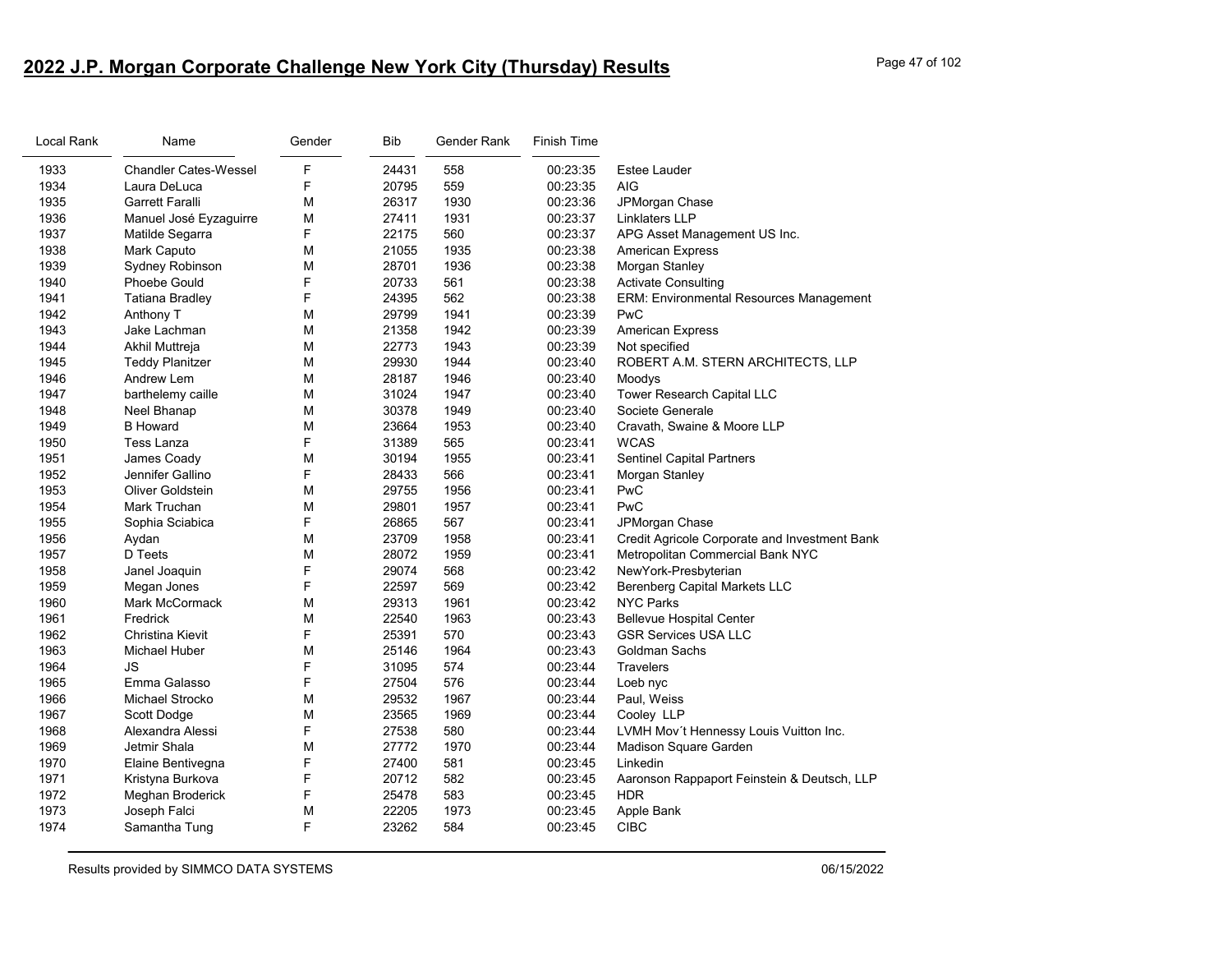## 2022 J.P. Morgan Corporate Challenge New York City (Thursday) Results

| Local Rank | Name | Gender | Bib | Gender Rank | Finish Time | |
|---|---|---|---|---|---|---|
| 1933 | Chandler Cates-Wessel | F | 24431 | 558 | 00:23:35 | Estee Lauder |
| 1934 | Laura DeLuca | F | 20795 | 559 | 00:23:35 | AIG |
| 1935 | Garrett Faralli | M | 26317 | 1930 | 00:23:36 | JPMorgan Chase |
| 1936 | Manuel José Eyzaguirre | M | 27411 | 1931 | 00:23:37 | Linklaters LLP |
| 1937 | Matilde Segarra | F | 22175 | 560 | 00:23:37 | APG Asset Management US Inc. |
| 1938 | Mark Caputo | M | 21055 | 1935 | 00:23:38 | American Express |
| 1939 | Sydney Robinson | M | 28701 | 1936 | 00:23:38 | Morgan Stanley |
| 1940 | Phoebe Gould | F | 20733 | 561 | 00:23:38 | Activate Consulting |
| 1941 | Tatiana Bradley | F | 24395 | 562 | 00:23:38 | ERM: Environmental Resources Management |
| 1942 | Anthony T | M | 29799 | 1941 | 00:23:39 | PwC |
| 1943 | Jake Lachman | M | 21358 | 1942 | 00:23:39 | American Express |
| 1944 | Akhil Muttreja | M | 22773 | 1943 | 00:23:39 | Not specified |
| 1945 | Teddy Planitzer | M | 29930 | 1944 | 00:23:40 | ROBERT A.M. STERN ARCHITECTS, LLP |
| 1946 | Andrew Lem | M | 28187 | 1946 | 00:23:40 | Moodys |
| 1947 | barthelemy caille | M | 31024 | 1947 | 00:23:40 | Tower Research Capital LLC |
| 1948 | Neel Bhanap | M | 30378 | 1949 | 00:23:40 | Societe Generale |
| 1949 | B Howard | M | 23664 | 1953 | 00:23:40 | Cravath, Swaine & Moore LLP |
| 1950 | Tess Lanza | F | 31389 | 565 | 00:23:41 | WCAS |
| 1951 | James Coady | M | 30194 | 1955 | 00:23:41 | Sentinel Capital Partners |
| 1952 | Jennifer Gallino | F | 28433 | 566 | 00:23:41 | Morgan Stanley |
| 1953 | Oliver Goldstein | M | 29755 | 1956 | 00:23:41 | PwC |
| 1954 | Mark Truchan | M | 29801 | 1957 | 00:23:41 | PwC |
| 1955 | Sophia Sciabica | F | 26865 | 567 | 00:23:41 | JPMorgan Chase |
| 1956 | Aydan | M | 23709 | 1958 | 00:23:41 | Credit Agricole Corporate and Investment Bank |
| 1957 | D Teets | M | 28072 | 1959 | 00:23:41 | Metropolitan Commercial Bank NYC |
| 1958 | Janel Joaquin | F | 29074 | 568 | 00:23:42 | NewYork-Presbyterian |
| 1959 | Megan Jones | F | 22597 | 569 | 00:23:42 | Berenberg Capital Markets LLC |
| 1960 | Mark McCormack | M | 29313 | 1961 | 00:23:42 | NYC Parks |
| 1961 | Fredrick | M | 22540 | 1963 | 00:23:43 | Bellevue Hospital Center |
| 1962 | Christina Kievit | F | 25391 | 570 | 00:23:43 | GSR Services USA LLC |
| 1963 | Michael Huber | M | 25146 | 1964 | 00:23:43 | Goldman Sachs |
| 1964 | JS | F | 31095 | 574 | 00:23:44 | Travelers |
| 1965 | Emma Galasso | F | 27504 | 576 | 00:23:44 | Loeb nyc |
| 1966 | Michael Strocko | M | 29532 | 1967 | 00:23:44 | Paul, Weiss |
| 1967 | Scott Dodge | M | 23565 | 1969 | 00:23:44 | Cooley LLP |
| 1968 | Alexandra Alessi | F | 27538 | 580 | 00:23:44 | LVMH Mov´t Hennessy Louis Vuitton Inc. |
| 1969 | Jetmir Shala | M | 27772 | 1970 | 00:23:44 | Madison Square Garden |
| 1970 | Elaine Bentivegna | F | 27400 | 581 | 00:23:45 | Linkedin |
| 1971 | Kristyna Burkova | F | 20712 | 582 | 00:23:45 | Aaronson Rappaport Feinstein & Deutsch, LLP |
| 1972 | Meghan Broderick | F | 25478 | 583 | 00:23:45 | HDR |
| 1973 | Joseph Falci | M | 22205 | 1973 | 00:23:45 | Apple Bank |
| 1974 | Samantha Tung | F | 23262 | 584 | 00:23:45 | CIBC |

Results provided by SIMMCO DATA SYSTEMS 06/15/2022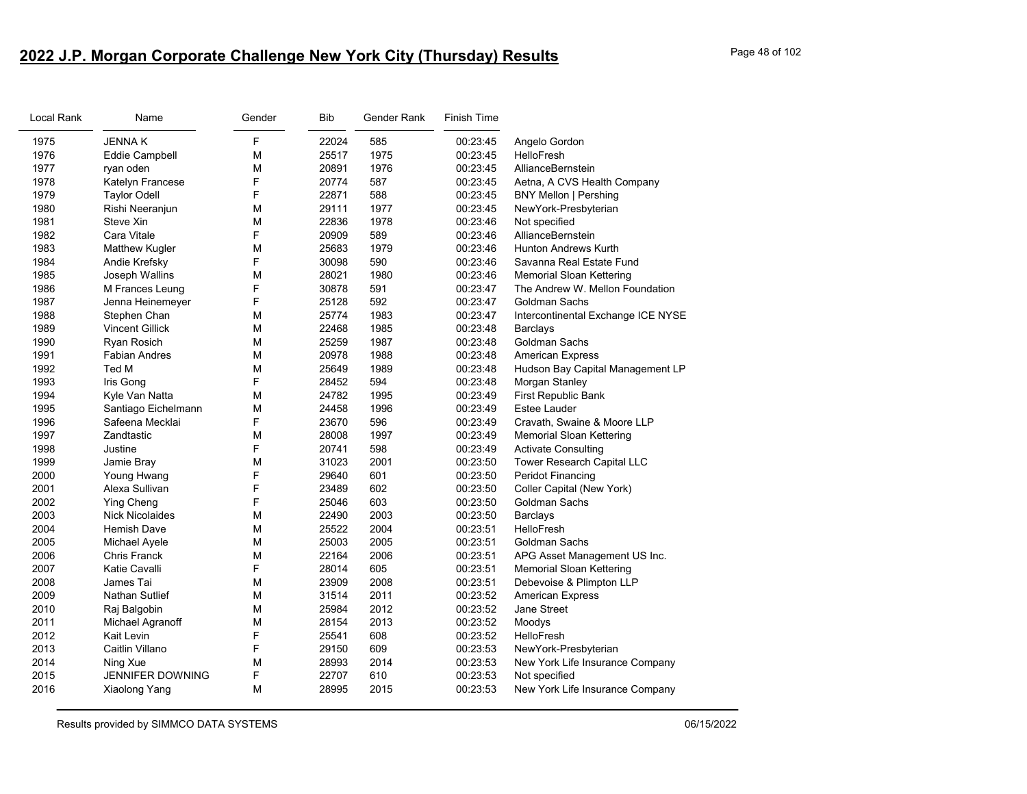## 2022 J.P. Morgan Corporate Challenge New York City (Thursday) Results

| Local Rank | Name | Gender | Bib | Gender Rank | Finish Time | |
|---|---|---|---|---|---|---|
| 1975 | JENNA K | F | 22024 | 585 | 00:23:45 | Angelo Gordon |
| 1976 | Eddie Campbell | M | 25517 | 1975 | 00:23:45 | HelloFresh |
| 1977 | ryan oden | M | 20891 | 1976 | 00:23:45 | AllianceBernstein |
| 1978 | Katelyn Francese | F | 20774 | 587 | 00:23:45 | Aetna, A CVS Health Company |
| 1979 | Taylor Odell | F | 22871 | 588 | 00:23:45 | BNY Mellon \| Pershing |
| 1980 | Rishi Neeranjun | M | 29111 | 1977 | 00:23:45 | NewYork-Presbyterian |
| 1981 | Steve Xin | M | 22836 | 1978 | 00:23:46 | Not specified |
| 1982 | Cara Vitale | F | 20909 | 589 | 00:23:46 | AllianceBernstein |
| 1983 | Matthew Kugler | M | 25683 | 1979 | 00:23:46 | Hunton Andrews Kurth |
| 1984 | Andie Krefsky | F | 30098 | 590 | 00:23:46 | Savanna Real Estate Fund |
| 1985 | Joseph Wallins | M | 28021 | 1980 | 00:23:46 | Memorial Sloan Kettering |
| 1986 | M Frances Leung | F | 30878 | 591 | 00:23:47 | The Andrew W. Mellon Foundation |
| 1987 | Jenna Heinemeyer | F | 25128 | 592 | 00:23:47 | Goldman Sachs |
| 1988 | Stephen Chan | M | 25774 | 1983 | 00:23:47 | Intercontinental Exchange ICE NYSE |
| 1989 | Vincent Gillick | M | 22468 | 1985 | 00:23:48 | Barclays |
| 1990 | Ryan Rosich | M | 25259 | 1987 | 00:23:48 | Goldman Sachs |
| 1991 | Fabian Andres | M | 20978 | 1988 | 00:23:48 | American Express |
| 1992 | Ted M | M | 25649 | 1989 | 00:23:48 | Hudson Bay Capital Management LP |
| 1993 | Iris Gong | F | 28452 | 594 | 00:23:48 | Morgan Stanley |
| 1994 | Kyle Van Natta | M | 24782 | 1995 | 00:23:49 | First Republic Bank |
| 1995 | Santiago Eichelmann | M | 24458 | 1996 | 00:23:49 | Estee Lauder |
| 1996 | Safeena Mecklai | F | 23670 | 596 | 00:23:49 | Cravath, Swaine & Moore LLP |
| 1997 | Zandtastic | M | 28008 | 1997 | 00:23:49 | Memorial Sloan Kettering |
| 1998 | Justine | F | 20741 | 598 | 00:23:49 | Activate Consulting |
| 1999 | Jamie Bray | M | 31023 | 2001 | 00:23:50 | Tower Research Capital LLC |
| 2000 | Young Hwang | F | 29640 | 601 | 00:23:50 | Peridot Financing |
| 2001 | Alexa Sullivan | F | 23489 | 602 | 00:23:50 | Coller Capital (New York) |
| 2002 | Ying Cheng | F | 25046 | 603 | 00:23:50 | Goldman Sachs |
| 2003 | Nick Nicolaides | M | 22490 | 2003 | 00:23:50 | Barclays |
| 2004 | Hemish Dave | M | 25522 | 2004 | 00:23:51 | HelloFresh |
| 2005 | Michael Ayele | M | 25003 | 2005 | 00:23:51 | Goldman Sachs |
| 2006 | Chris Franck | M | 22164 | 2006 | 00:23:51 | APG Asset Management US Inc. |
| 2007 | Katie Cavalli | F | 28014 | 605 | 00:23:51 | Memorial Sloan Kettering |
| 2008 | James Tai | M | 23909 | 2008 | 00:23:51 | Debevoise & Plimpton LLP |
| 2009 | Nathan Sutlief | M | 31514 | 2011 | 00:23:52 | American Express |
| 2010 | Raj Balgobin | M | 25984 | 2012 | 00:23:52 | Jane Street |
| 2011 | Michael Agranoff | M | 28154 | 2013 | 00:23:52 | Moodys |
| 2012 | Kait Levin | F | 25541 | 608 | 00:23:52 | HelloFresh |
| 2013 | Caitlin Villano | F | 29150 | 609 | 00:23:53 | NewYork-Presbyterian |
| 2014 | Ning Xue | M | 28993 | 2014 | 00:23:53 | New York Life Insurance Company |
| 2015 | JENNIFER DOWNING | F | 22707 | 610 | 00:23:53 | Not specified |
| 2016 | Xiaolong Yang | M | 28995 | 2015 | 00:23:53 | New York Life Insurance Company |

Results provided by SIMMCO DATA SYSTEMS 06/15/2022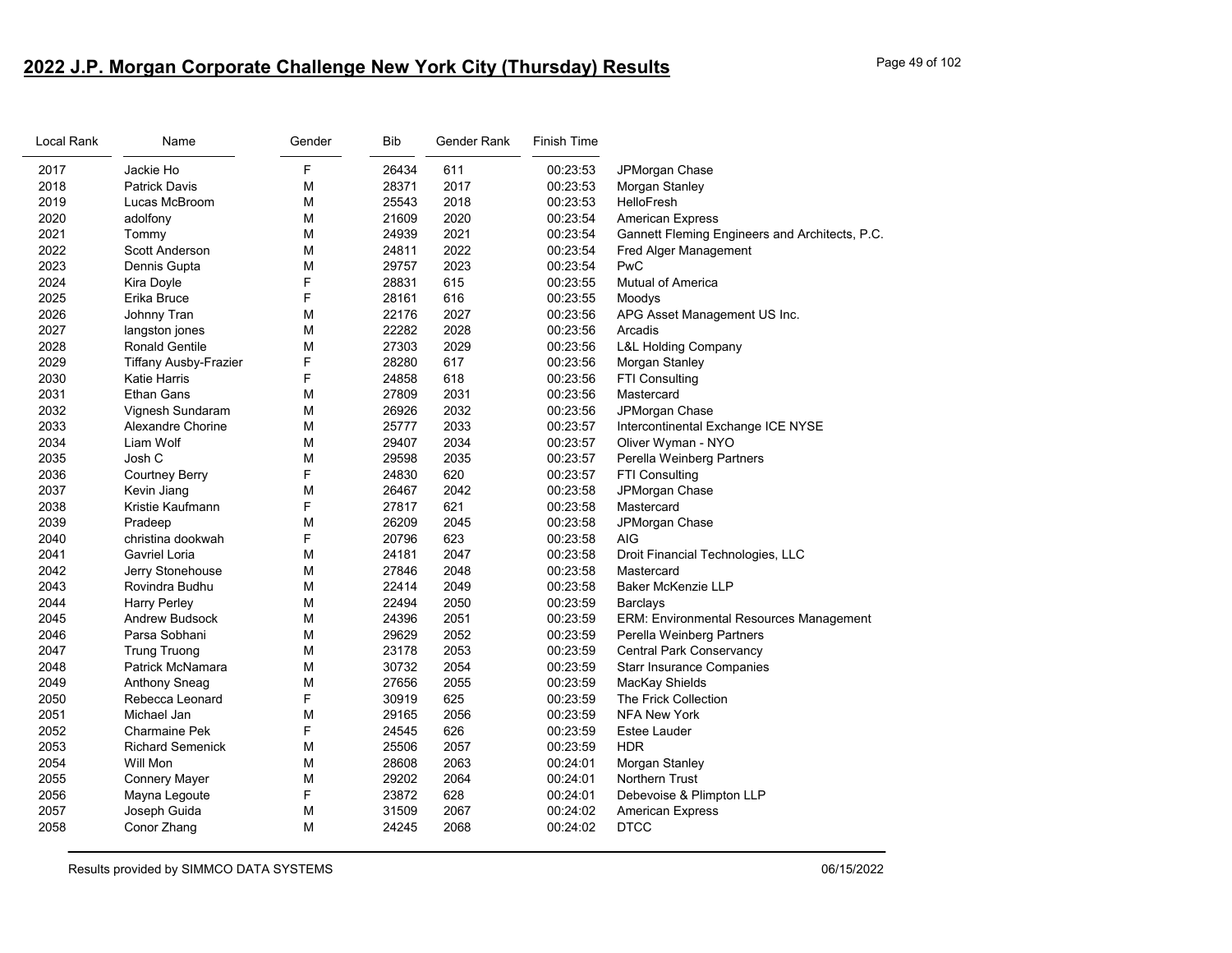# 2022 J.P. Morgan Corporate Challenge New York City (Thursday) Results

| Local Rank | Name | Gender | Bib | Gender Rank | Finish Time | |
|---|---|---|---|---|---|---|
| 2017 | Jackie Ho | F | 26434 | 611 | 00:23:53 | JPMorgan Chase |
| 2018 | Patrick Davis | M | 28371 | 2017 | 00:23:53 | Morgan Stanley |
| 2019 | Lucas McBroom | M | 25543 | 2018 | 00:23:53 | HelloFresh |
| 2020 | adolfony | M | 21609 | 2020 | 00:23:54 | American Express |
| 2021 | Tommy | M | 24939 | 2021 | 00:23:54 | Gannett Fleming Engineers and Architects, P.C. |
| 2022 | Scott Anderson | M | 24811 | 2022 | 00:23:54 | Fred Alger Management |
| 2023 | Dennis Gupta | M | 29757 | 2023 | 00:23:54 | PwC |
| 2024 | Kira Doyle | F | 28831 | 615 | 00:23:55 | Mutual of America |
| 2025 | Erika Bruce | F | 28161 | 616 | 00:23:55 | Moodys |
| 2026 | Johnny Tran | M | 22176 | 2027 | 00:23:56 | APG Asset Management US Inc. |
| 2027 | langston jones | M | 22282 | 2028 | 00:23:56 | Arcadis |
| 2028 | Ronald Gentile | M | 27303 | 2029 | 00:23:56 | L&L Holding Company |
| 2029 | Tiffany Ausby-Frazier | F | 28280 | 617 | 00:23:56 | Morgan Stanley |
| 2030 | Katie Harris | F | 24858 | 618 | 00:23:56 | FTI Consulting |
| 2031 | Ethan Gans | M | 27809 | 2031 | 00:23:56 | Mastercard |
| 2032 | Vignesh Sundaram | M | 26926 | 2032 | 00:23:56 | JPMorgan Chase |
| 2033 | Alexandre Chorine | M | 25777 | 2033 | 00:23:57 | Intercontinental Exchange ICE NYSE |
| 2034 | Liam Wolf | M | 29407 | 2034 | 00:23:57 | Oliver Wyman - NYO |
| 2035 | Josh C | M | 29598 | 2035 | 00:23:57 | Perella Weinberg Partners |
| 2036 | Courtney Berry | F | 24830 | 620 | 00:23:57 | FTI Consulting |
| 2037 | Kevin Jiang | M | 26467 | 2042 | 00:23:58 | JPMorgan Chase |
| 2038 | Kristie Kaufmann | F | 27817 | 621 | 00:23:58 | Mastercard |
| 2039 | Pradeep | M | 26209 | 2045 | 00:23:58 | JPMorgan Chase |
| 2040 | christina dookwah | F | 20796 | 623 | 00:23:58 | AIG |
| 2041 | Gavriel Loria | M | 24181 | 2047 | 00:23:58 | Droit Financial Technologies, LLC |
| 2042 | Jerry Stonehouse | M | 27846 | 2048 | 00:23:58 | Mastercard |
| 2043 | Rovindra Budhu | M | 22414 | 2049 | 00:23:58 | Baker McKenzie LLP |
| 2044 | Harry Perley | M | 22494 | 2050 | 00:23:59 | Barclays |
| 2045 | Andrew Budsock | M | 24396 | 2051 | 00:23:59 | ERM: Environmental Resources Management |
| 2046 | Parsa Sobhani | M | 29629 | 2052 | 00:23:59 | Perella Weinberg Partners |
| 2047 | Trung Truong | M | 23178 | 2053 | 00:23:59 | Central Park Conservancy |
| 2048 | Patrick McNamara | M | 30732 | 2054 | 00:23:59 | Starr Insurance Companies |
| 2049 | Anthony Sneag | M | 27656 | 2055 | 00:23:59 | MacKay Shields |
| 2050 | Rebecca Leonard | F | 30919 | 625 | 00:23:59 | The Frick Collection |
| 2051 | Michael Jan | M | 29165 | 2056 | 00:23:59 | NFA New York |
| 2052 | Charmaine Pek | F | 24545 | 626 | 00:23:59 | Estee Lauder |
| 2053 | Richard Semenick | M | 25506 | 2057 | 00:23:59 | HDR |
| 2054 | Will Mon | M | 28608 | 2063 | 00:24:01 | Morgan Stanley |
| 2055 | Connery Mayer | M | 29202 | 2064 | 00:24:01 | Northern Trust |
| 2056 | Mayna Legoute | F | 23872 | 628 | 00:24:01 | Debevoise & Plimpton LLP |
| 2057 | Joseph Guida | M | 31509 | 2067 | 00:24:02 | American Express |
| 2058 | Conor Zhang | M | 24245 | 2068 | 00:24:02 | DTCC |

Results provided by SIMMCO DATA SYSTEMS

06/15/2022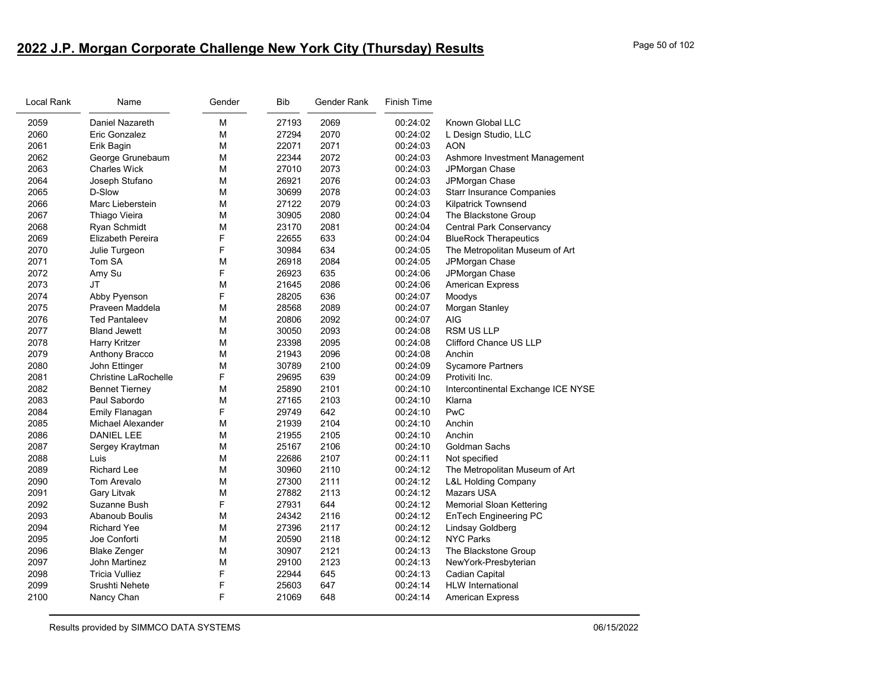## 2022 J.P. Morgan Corporate Challenge New York City (Thursday) Results

| Local Rank | Name | Gender | Bib | Gender Rank | Finish Time | |
|---|---|---|---|---|---|---|
| 2059 | Daniel Nazareth | M | 27193 | 2069 | 00:24:02 | Known Global LLC |
| 2060 | Eric Gonzalez | M | 27294 | 2070 | 00:24:02 | L Design Studio, LLC |
| 2061 | Erik Bagin | M | 22071 | 2071 | 00:24:03 | AON |
| 2062 | George Grunebaum | M | 22344 | 2072 | 00:24:03 | Ashmore Investment Management |
| 2063 | Charles Wick | M | 27010 | 2073 | 00:24:03 | JPMorgan Chase |
| 2064 | Joseph Stufano | M | 26921 | 2076 | 00:24:03 | JPMorgan Chase |
| 2065 | D-Slow | M | 30699 | 2078 | 00:24:03 | Starr Insurance Companies |
| 2066 | Marc Lieberstein | M | 27122 | 2079 | 00:24:03 | Kilpatrick Townsend |
| 2067 | Thiago Vieira | M | 30905 | 2080 | 00:24:04 | The Blackstone Group |
| 2068 | Ryan Schmidt | M | 23170 | 2081 | 00:24:04 | Central Park Conservancy |
| 2069 | Elizabeth Pereira | F | 22655 | 633 | 00:24:04 | BlueRock Therapeutics |
| 2070 | Julie Turgeon | F | 30984 | 634 | 00:24:05 | The Metropolitan Museum of Art |
| 2071 | Tom SA | M | 26918 | 2084 | 00:24:05 | JPMorgan Chase |
| 2072 | Amy Su | F | 26923 | 635 | 00:24:06 | JPMorgan Chase |
| 2073 | JT | M | 21645 | 2086 | 00:24:06 | American Express |
| 2074 | Abby Pyenson | F | 28205 | 636 | 00:24:07 | Moodys |
| 2075 | Praveen Maddela | M | 28568 | 2089 | 00:24:07 | Morgan Stanley |
| 2076 | Ted Pantaleev | M | 20806 | 2092 | 00:24:07 | AIG |
| 2077 | Bland Jewett | M | 30050 | 2093 | 00:24:08 | RSM US LLP |
| 2078 | Harry Kritzer | M | 23398 | 2095 | 00:24:08 | Clifford Chance US LLP |
| 2079 | Anthony Bracco | M | 21943 | 2096 | 00:24:08 | Anchin |
| 2080 | John Ettinger | M | 30789 | 2100 | 00:24:09 | Sycamore Partners |
| 2081 | Christine LaRochelle | F | 29695 | 639 | 00:24:09 | Protiviti Inc. |
| 2082 | Bennet Tierney | M | 25890 | 2101 | 00:24:10 | Intercontinental Exchange ICE NYSE |
| 2083 | Paul Sabordo | M | 27165 | 2103 | 00:24:10 | Klarna |
| 2084 | Emily Flanagan | F | 29749 | 642 | 00:24:10 | PwC |
| 2085 | Michael Alexander | M | 21939 | 2104 | 00:24:10 | Anchin |
| 2086 | DANIEL LEE | M | 21955 | 2105 | 00:24:10 | Anchin |
| 2087 | Sergey Kraytman | M | 25167 | 2106 | 00:24:10 | Goldman Sachs |
| 2088 | Luis | M | 22686 | 2107 | 00:24:11 | Not specified |
| 2089 | Richard Lee | M | 30960 | 2110 | 00:24:12 | The Metropolitan Museum of Art |
| 2090 | Tom Arevalo | M | 27300 | 2111 | 00:24:12 | L&L Holding Company |
| 2091 | Gary Litvak | M | 27882 | 2113 | 00:24:12 | Mazars USA |
| 2092 | Suzanne Bush | F | 27931 | 644 | 00:24:12 | Memorial Sloan Kettering |
| 2093 | Abanoub Boulis | M | 24342 | 2116 | 00:24:12 | EnTech Engineering PC |
| 2094 | Richard Yee | M | 27396 | 2117 | 00:24:12 | Lindsay Goldberg |
| 2095 | Joe Conforti | M | 20590 | 2118 | 00:24:12 | NYC Parks |
| 2096 | Blake Zenger | M | 30907 | 2121 | 00:24:13 | The Blackstone Group |
| 2097 | John Martinez | M | 29100 | 2123 | 00:24:13 | NewYork-Presbyterian |
| 2098 | Tricia Vulliez | F | 22944 | 645 | 00:24:13 | Cadian Capital |
| 2099 | Srushti Nehete | F | 25603 | 647 | 00:24:14 | HLW International |
| 2100 | Nancy Chan | F | 21069 | 648 | 00:24:14 | American Express |

Results provided by SIMMCO DATA SYSTEMS 06/15/2022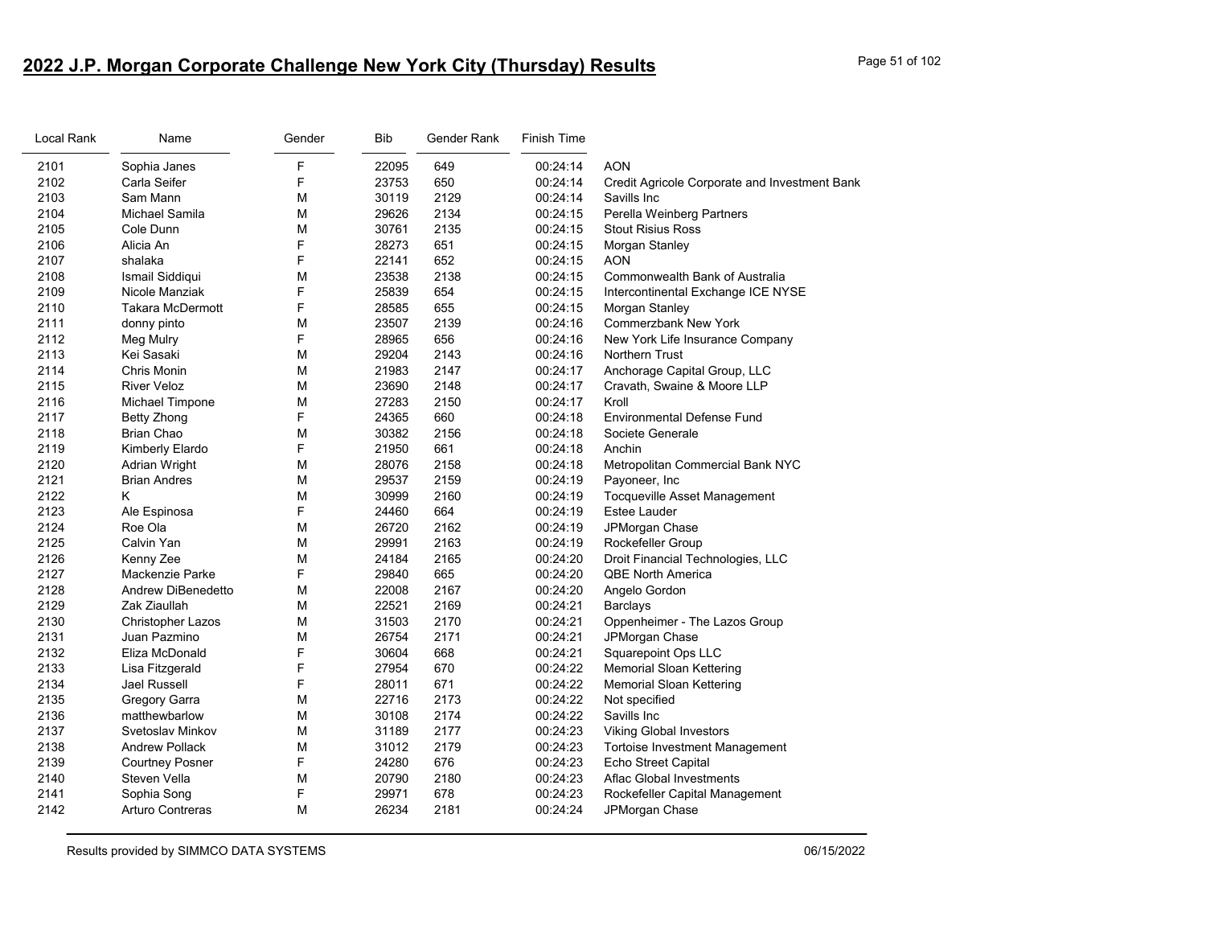## 2022 J.P. Morgan Corporate Challenge New York City (Thursday) Results

| Local Rank | Name | Gender | Bib | Gender Rank | Finish Time | |
|---|---|---|---|---|---|---|
| 2101 | Sophia Janes | F | 22095 | 649 | 00:24:14 | AON |
| 2102 | Carla Seifer | F | 23753 | 650 | 00:24:14 | Credit Agricole Corporate and Investment Bank |
| 2103 | Sam Mann | M | 30119 | 2129 | 00:24:14 | Savills Inc |
| 2104 | Michael Samila | M | 29626 | 2134 | 00:24:15 | Perella Weinberg Partners |
| 2105 | Cole Dunn | M | 30761 | 2135 | 00:24:15 | Stout Risius Ross |
| 2106 | Alicia An | F | 28273 | 651 | 00:24:15 | Morgan Stanley |
| 2107 | shalaka | F | 22141 | 652 | 00:24:15 | AON |
| 2108 | Ismail Siddiqui | M | 23538 | 2138 | 00:24:15 | Commonwealth Bank of Australia |
| 2109 | Nicole Manziak | F | 25839 | 654 | 00:24:15 | Intercontinental Exchange ICE NYSE |
| 2110 | Takara McDermott | F | 28585 | 655 | 00:24:15 | Morgan Stanley |
| 2111 | donny pinto | M | 23507 | 2139 | 00:24:16 | Commerzbank New York |
| 2112 | Meg Mulry | F | 28965 | 656 | 00:24:16 | New York Life Insurance Company |
| 2113 | Kei Sasaki | M | 29204 | 2143 | 00:24:16 | Northern Trust |
| 2114 | Chris Monin | M | 21983 | 2147 | 00:24:17 | Anchorage Capital Group, LLC |
| 2115 | River Veloz | M | 23690 | 2148 | 00:24:17 | Cravath, Swaine & Moore LLP |
| 2116 | Michael Timpone | M | 27283 | 2150 | 00:24:17 | Kroll |
| 2117 | Betty Zhong | F | 24365 | 660 | 00:24:18 | Environmental Defense Fund |
| 2118 | Brian Chao | M | 30382 | 2156 | 00:24:18 | Societe Generale |
| 2119 | Kimberly Elardo | F | 21950 | 661 | 00:24:18 | Anchin |
| 2120 | Adrian Wright | M | 28076 | 2158 | 00:24:18 | Metropolitan Commercial Bank NYC |
| 2121 | Brian Andres | M | 29537 | 2159 | 00:24:19 | Payoneer, Inc |
| 2122 | K | M | 30999 | 2160 | 00:24:19 | Tocqueville Asset Management |
| 2123 | Ale Espinosa | F | 24460 | 664 | 00:24:19 | Estee Lauder |
| 2124 | Roe Ola | M | 26720 | 2162 | 00:24:19 | JPMorgan Chase |
| 2125 | Calvin Yan | M | 29991 | 2163 | 00:24:19 | Rockefeller Group |
| 2126 | Kenny Zee | M | 24184 | 2165 | 00:24:20 | Droit Financial Technologies, LLC |
| 2127 | Mackenzie Parke | F | 29840 | 665 | 00:24:20 | QBE North America |
| 2128 | Andrew DiBenedetto | M | 22008 | 2167 | 00:24:20 | Angelo Gordon |
| 2129 | Zak Ziaullah | M | 22521 | 2169 | 00:24:21 | Barclays |
| 2130 | Christopher Lazos | M | 31503 | 2170 | 00:24:21 | Oppenheimer - The Lazos Group |
| 2131 | Juan Pazmino | M | 26754 | 2171 | 00:24:21 | JPMorgan Chase |
| 2132 | Eliza McDonald | F | 30604 | 668 | 00:24:21 | Squarepoint Ops LLC |
| 2133 | Lisa Fitzgerald | F | 27954 | 670 | 00:24:22 | Memorial Sloan Kettering |
| 2134 | Jael Russell | F | 28011 | 671 | 00:24:22 | Memorial Sloan Kettering |
| 2135 | Gregory Garra | M | 22716 | 2173 | 00:24:22 | Not specified |
| 2136 | matthewbarlow | M | 30108 | 2174 | 00:24:22 | Savills Inc |
| 2137 | Svetoslav Minkov | M | 31189 | 2177 | 00:24:23 | Viking Global Investors |
| 2138 | Andrew Pollack | M | 31012 | 2179 | 00:24:23 | Tortoise Investment Management |
| 2139 | Courtney Posner | F | 24280 | 676 | 00:24:23 | Echo Street Capital |
| 2140 | Steven Vella | M | 20790 | 2180 | 00:24:23 | Aflac Global Investments |
| 2141 | Sophia Song | F | 29971 | 678 | 00:24:23 | Rockefeller Capital Management |
| 2142 | Arturo Contreras | M | 26234 | 2181 | 00:24:24 | JPMorgan Chase |

Results provided by SIMMCO DATA SYSTEMS 06/15/2022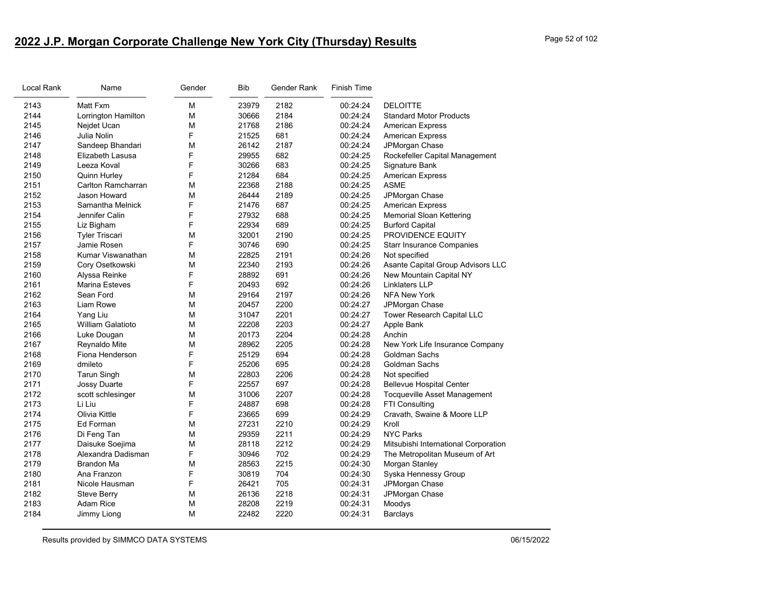## 2022 J.P. Morgan Corporate Challenge New York City (Thursday) Results

| Local Rank | Name | Gender | Bib | Gender Rank | Finish Time | |
|---|---|---|---|---|---|---|
| 2143 | Matt Fxm | M | 23979 | 2182 | 00:24:24 | DELOITTE |
| 2144 | Lorrington Hamilton | M | 30666 | 2184 | 00:24:24 | Standard Motor Products |
| 2145 | Nejdet Ucan | M | 21768 | 2186 | 00:24:24 | American Express |
| 2146 | Julia Nolin | F | 21525 | 681 | 00:24:24 | American Express |
| 2147 | Sandeep Bhandari | M | 26142 | 2187 | 00:24:24 | JPMorgan Chase |
| 2148 | Elizabeth Lasusa | F | 29955 | 682 | 00:24:25 | Rockefeller Capital Management |
| 2149 | Leeza Koval | F | 30266 | 683 | 00:24:25 | Signature Bank |
| 2150 | Quinn Hurley | F | 21284 | 684 | 00:24:25 | American Express |
| 2151 | Carlton Ramcharran | M | 22368 | 2188 | 00:24:25 | ASME |
| 2152 | Jason Howard | M | 26444 | 2189 | 00:24:25 | JPMorgan Chase |
| 2153 | Samantha Melnick | F | 21476 | 687 | 00:24:25 | American Express |
| 2154 | Jennifer Calin | F | 27932 | 688 | 00:24:25 | Memorial Sloan Kettering |
| 2155 | Liz Bigham | F | 22934 | 689 | 00:24:25 | Burford Capital |
| 2156 | Tyler Triscari | M | 32001 | 2190 | 00:24:25 | PROVIDENCE EQUITY |
| 2157 | Jamie Rosen | F | 30746 | 690 | 00:24:25 | Starr Insurance Companies |
| 2158 | Kumar Viswanathan | M | 22825 | 2191 | 00:24:26 | Not specified |
| 2159 | Cory Osetkowski | M | 22340 | 2193 | 00:24:26 | Asante Capital Group Advisors LLC |
| 2160 | Alyssa Reinke | F | 28892 | 691 | 00:24:26 | New Mountain Capital NY |
| 2161 | Marina Esteves | F | 20493 | 692 | 00:24:26 | Linklaters LLP |
| 2162 | Sean Ford | M | 29164 | 2197 | 00:24:26 | NFA New York |
| 2163 | Liam Rowe | M | 20457 | 2200 | 00:24:27 | JPMorgan Chase |
| 2164 | Yang Liu | M | 31047 | 2201 | 00:24:27 | Tower Research Capital LLC |
| 2165 | William Galatioto | M | 22208 | 2203 | 00:24:27 | Apple Bank |
| 2166 | Luke Dougan | M | 20173 | 2204 | 00:24:28 | Anchin |
| 2167 | Reynaldo Mite | M | 28962 | 2205 | 00:24:28 | New York Life Insurance Company |
| 2168 | Fiona Henderson | F | 25129 | 694 | 00:24:28 | Goldman Sachs |
| 2169 | dmileto | F | 25206 | 695 | 00:24:28 | Goldman Sachs |
| 2170 | Tarun Singh | M | 22803 | 2206 | 00:24:28 | Not specified |
| 2171 | Jossy Duarte | F | 22557 | 697 | 00:24:28 | Bellevue Hospital Center |
| 2172 | scott schlesinger | M | 31006 | 2207 | 00:24:28 | Tocqueville Asset Management |
| 2173 | Li Liu | F | 24887 | 698 | 00:24:28 | FTI Consulting |
| 2174 | Olivia Kittle | F | 23665 | 699 | 00:24:29 | Cravath, Swaine & Moore LLP |
| 2175 | Ed Forman | M | 27231 | 2210 | 00:24:29 | Kroll |
| 2176 | Di Feng Tan | M | 29359 | 2211 | 00:24:29 | NYC Parks |
| 2177 | Daisuke Soejima | M | 28118 | 2212 | 00:24:29 | Mitsubishi International Corporation |
| 2178 | Alexandra Dadisman | F | 30946 | 702 | 00:24:29 | The Metropolitan Museum of Art |
| 2179 | Brandon Ma | M | 28563 | 2215 | 00:24:30 | Morgan Stanley |
| 2180 | Ana Franzon | F | 30819 | 704 | 00:24:30 | Syska Hennessy Group |
| 2181 | Nicole Hausman | F | 26421 | 705 | 00:24:31 | JPMorgan Chase |
| 2182 | Steve Berry | M | 26136 | 2218 | 00:24:31 | JPMorgan Chase |
| 2183 | Adam Rice | M | 28208 | 2219 | 00:24:31 | Moodys |
| 2184 | Jimmy Liong | M | 22482 | 2220 | 00:24:31 | Barclays |

Results provided by SIMMCO DATA SYSTEMS 06/15/2022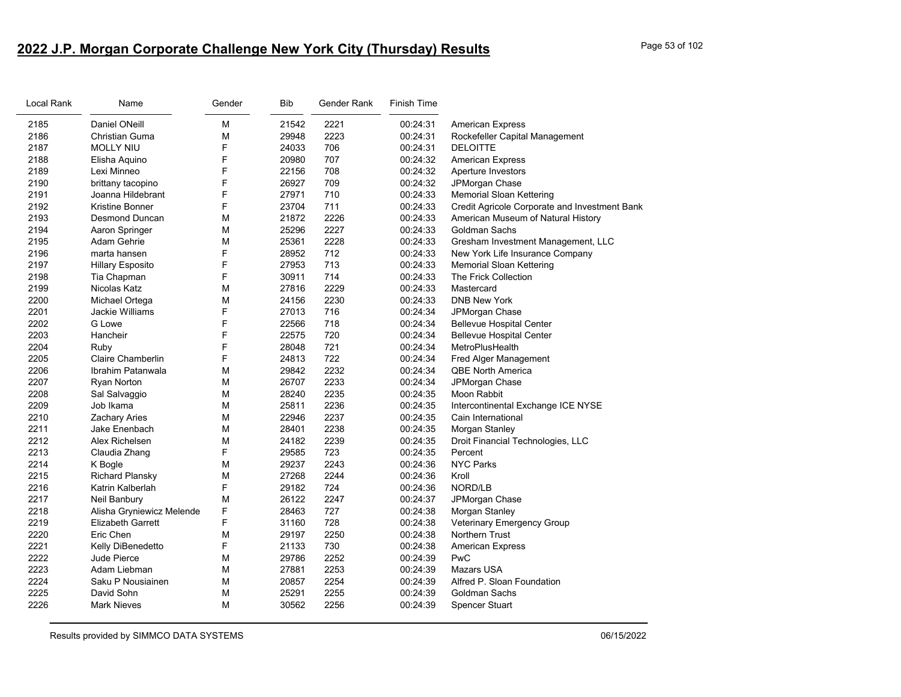## 2022 J.P. Morgan Corporate Challenge New York City (Thursday) Results

| Local Rank | Name | Gender | Bib | Gender Rank | Finish Time | |
|---|---|---|---|---|---|---|
| 2185 | Daniel ONeill | M | 21542 | 2221 | 00:24:31 | American Express |
| 2186 | Christian Guma | M | 29948 | 2223 | 00:24:31 | Rockefeller Capital Management |
| 2187 | MOLLY NIU | F | 24033 | 706 | 00:24:31 | DELOITTE |
| 2188 | Elisha Aquino | F | 20980 | 707 | 00:24:32 | American Express |
| 2189 | Lexi Minneo | F | 22156 | 708 | 00:24:32 | Aperture Investors |
| 2190 | brittany tacopino | F | 26927 | 709 | 00:24:32 | JPMorgan Chase |
| 2191 | Joanna Hildebrant | F | 27971 | 710 | 00:24:33 | Memorial Sloan Kettering |
| 2192 | Kristine Bonner | F | 23704 | 711 | 00:24:33 | Credit Agricole Corporate and Investment Bank |
| 2193 | Desmond Duncan | M | 21872 | 2226 | 00:24:33 | American Museum of Natural History |
| 2194 | Aaron Springer | M | 25296 | 2227 | 00:24:33 | Goldman Sachs |
| 2195 | Adam Gehrie | M | 25361 | 2228 | 00:24:33 | Gresham Investment Management, LLC |
| 2196 | marta hansen | F | 28952 | 712 | 00:24:33 | New York Life Insurance Company |
| 2197 | Hillary Esposito | F | 27953 | 713 | 00:24:33 | Memorial Sloan Kettering |
| 2198 | Tia Chapman | F | 30911 | 714 | 00:24:33 | The Frick Collection |
| 2199 | Nicolas Katz | M | 27816 | 2229 | 00:24:33 | Mastercard |
| 2200 | Michael Ortega | M | 24156 | 2230 | 00:24:33 | DNB New York |
| 2201 | Jackie Williams | F | 27013 | 716 | 00:24:34 | JPMorgan Chase |
| 2202 | G Lowe | F | 22566 | 718 | 00:24:34 | Bellevue Hospital Center |
| 2203 | Hancheir | F | 22575 | 720 | 00:24:34 | Bellevue Hospital Center |
| 2204 | Ruby | F | 28048 | 721 | 00:24:34 | MetroPlusHealth |
| 2205 | Claire Chamberlin | F | 24813 | 722 | 00:24:34 | Fred Alger Management |
| 2206 | Ibrahim Patanwala | M | 29842 | 2232 | 00:24:34 | QBE North America |
| 2207 | Ryan Norton | M | 26707 | 2233 | 00:24:34 | JPMorgan Chase |
| 2208 | Sal Salvaggio | M | 28240 | 2235 | 00:24:35 | Moon Rabbit |
| 2209 | Job Ikama | M | 25811 | 2236 | 00:24:35 | Intercontinental Exchange ICE NYSE |
| 2210 | Zachary Aries | M | 22946 | 2237 | 00:24:35 | Cain International |
| 2211 | Jake Enenbach | M | 28401 | 2238 | 00:24:35 | Morgan Stanley |
| 2212 | Alex Richelsen | M | 24182 | 2239 | 00:24:35 | Droit Financial Technologies, LLC |
| 2213 | Claudia Zhang | F | 29585 | 723 | 00:24:35 | Percent |
| 2214 | K Bogle | M | 29237 | 2243 | 00:24:36 | NYC Parks |
| 2215 | Richard Plansky | M | 27268 | 2244 | 00:24:36 | Kroll |
| 2216 | Katrin Kalberlah | F | 29182 | 724 | 00:24:36 | NORD/LB |
| 2217 | Neil Banbury | M | 26122 | 2247 | 00:24:37 | JPMorgan Chase |
| 2218 | Alisha Gryniewicz Melende | F | 28463 | 727 | 00:24:38 | Morgan Stanley |
| 2219 | Elizabeth Garrett | F | 31160 | 728 | 00:24:38 | Veterinary Emergency Group |
| 2220 | Eric Chen | M | 29197 | 2250 | 00:24:38 | Northern Trust |
| 2221 | Kelly DiBenedetto | F | 21133 | 730 | 00:24:38 | American Express |
| 2222 | Jude Pierce | M | 29786 | 2252 | 00:24:39 | PwC |
| 2223 | Adam Liebman | M | 27881 | 2253 | 00:24:39 | Mazars USA |
| 2224 | Saku P Nousiainen | M | 20857 | 2254 | 00:24:39 | Alfred P. Sloan Foundation |
| 2225 | David Sohn | M | 25291 | 2255 | 00:24:39 | Goldman Sachs |
| 2226 | Mark Nieves | M | 30562 | 2256 | 00:24:39 | Spencer Stuart |

Results provided by SIMMCO DATA SYSTEMS 06/15/2022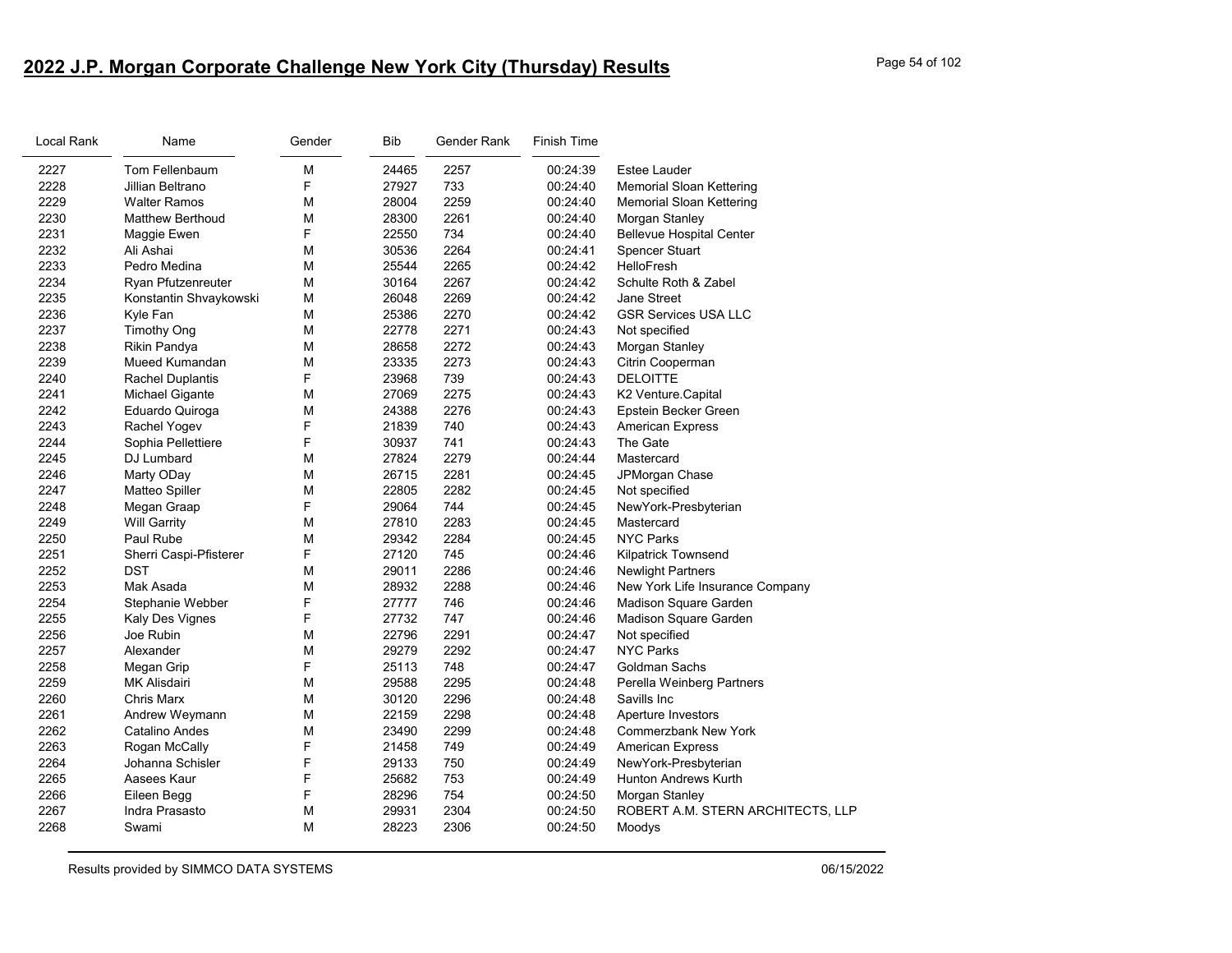# 2022 J.P. Morgan Corporate Challenge New York City (Thursday) Results

| Local Rank | Name | Gender | Bib | Gender Rank | Finish Time | |
|---|---|---|---|---|---|---|
| 2227 | Tom Fellenbaum | M | 24465 | 2257 | 00:24:39 | Estee Lauder |
| 2228 | Jillian Beltrano | F | 27927 | 733 | 00:24:40 | Memorial Sloan Kettering |
| 2229 | Walter Ramos | M | 28004 | 2259 | 00:24:40 | Memorial Sloan Kettering |
| 2230 | Matthew Berthoud | M | 28300 | 2261 | 00:24:40 | Morgan Stanley |
| 2231 | Maggie Ewen | F | 22550 | 734 | 00:24:40 | Bellevue Hospital Center |
| 2232 | Ali Ashai | M | 30536 | 2264 | 00:24:41 | Spencer Stuart |
| 2233 | Pedro Medina | M | 25544 | 2265 | 00:24:42 | HelloFresh |
| 2234 | Ryan Pfutzenreuter | M | 30164 | 2267 | 00:24:42 | Schulte Roth & Zabel |
| 2235 | Konstantin Shvaykowski | M | 26048 | 2269 | 00:24:42 | Jane Street |
| 2236 | Kyle Fan | M | 25386 | 2270 | 00:24:42 | GSR Services USA LLC |
| 2237 | Timothy Ong | M | 22778 | 2271 | 00:24:43 | Not specified |
| 2238 | Rikin Pandya | M | 28658 | 2272 | 00:24:43 | Morgan Stanley |
| 2239 | Mueed Kumandan | M | 23335 | 2273 | 00:24:43 | Citrin Cooperman |
| 2240 | Rachel Duplantis | F | 23968 | 739 | 00:24:43 | DELOITTE |
| 2241 | Michael Gigante | M | 27069 | 2275 | 00:24:43 | K2 Venture.Capital |
| 2242 | Eduardo Quiroga | M | 24388 | 2276 | 00:24:43 | Epstein Becker Green |
| 2243 | Rachel Yogev | F | 21839 | 740 | 00:24:43 | American Express |
| 2244 | Sophia Pellettiere | F | 30937 | 741 | 00:24:43 | The Gate |
| 2245 | DJ Lumbard | M | 27824 | 2279 | 00:24:44 | Mastercard |
| 2246 | Marty ODay | M | 26715 | 2281 | 00:24:45 | JPMorgan Chase |
| 2247 | Matteo Spiller | M | 22805 | 2282 | 00:24:45 | Not specified |
| 2248 | Megan Graap | F | 29064 | 744 | 00:24:45 | NewYork-Presbyterian |
| 2249 | Will Garrity | M | 27810 | 2283 | 00:24:45 | Mastercard |
| 2250 | Paul Rube | M | 29342 | 2284 | 00:24:45 | NYC Parks |
| 2251 | Sherri Caspi-Pfisterer | F | 27120 | 745 | 00:24:46 | Kilpatrick Townsend |
| 2252 | DST | M | 29011 | 2286 | 00:24:46 | Newlight Partners |
| 2253 | Mak Asada | M | 28932 | 2288 | 00:24:46 | New York Life Insurance Company |
| 2254 | Stephanie Webber | F | 27777 | 746 | 00:24:46 | Madison Square Garden |
| 2255 | Kaly Des Vignes | F | 27732 | 747 | 00:24:46 | Madison Square Garden |
| 2256 | Joe Rubin | M | 22796 | 2291 | 00:24:47 | Not specified |
| 2257 | Alexander | M | 29279 | 2292 | 00:24:47 | NYC Parks |
| 2258 | Megan Grip | F | 25113 | 748 | 00:24:47 | Goldman Sachs |
| 2259 | MK Alisdairi | M | 29588 | 2295 | 00:24:48 | Perella Weinberg Partners |
| 2260 | Chris Marx | M | 30120 | 2296 | 00:24:48 | Savills Inc |
| 2261 | Andrew Weymann | M | 22159 | 2298 | 00:24:48 | Aperture Investors |
| 2262 | Catalino Andes | M | 23490 | 2299 | 00:24:48 | Commerzbank New York |
| 2263 | Rogan McCally | F | 21458 | 749 | 00:24:49 | American Express |
| 2264 | Johanna Schisler | F | 29133 | 750 | 00:24:49 | NewYork-Presbyterian |
| 2265 | Aasees Kaur | F | 25682 | 753 | 00:24:49 | Hunton Andrews Kurth |
| 2266 | Eileen Begg | F | 28296 | 754 | 00:24:50 | Morgan Stanley |
| 2267 | Indra Prasasto | M | 29931 | 2304 | 00:24:50 | ROBERT A.M. STERN ARCHITECTS, LLP |
| 2268 | Swami | M | 28223 | 2306 | 00:24:50 | Moodys |

Results provided by SIMMCO DATA SYSTEMS 06/15/2022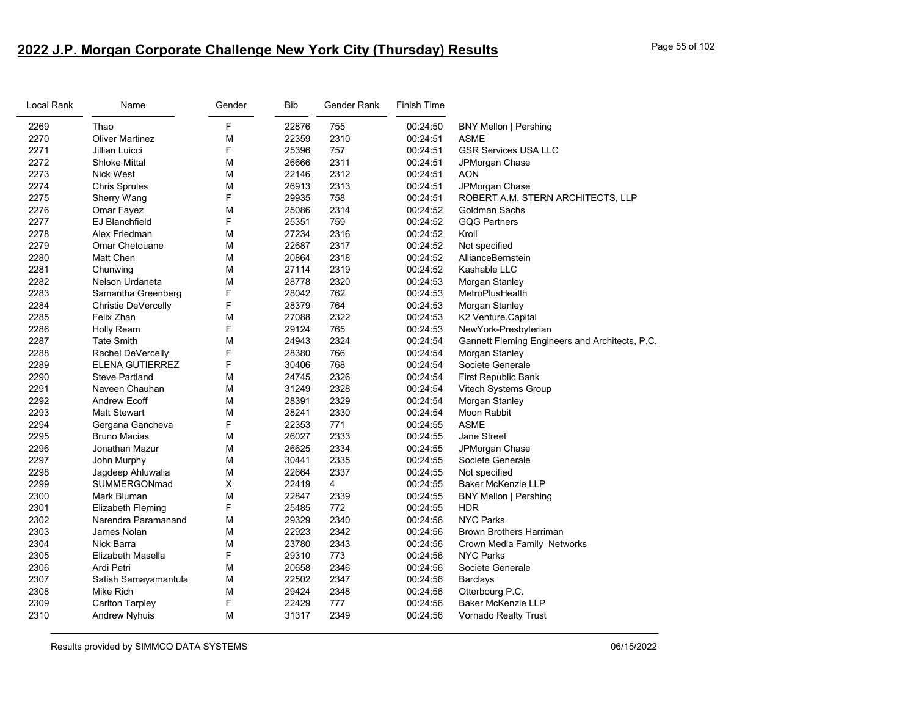## 2022 J.P. Morgan Corporate Challenge New York City (Thursday) Results

| Local Rank | Name | Gender | Bib | Gender Rank | Finish Time | |
|---|---|---|---|---|---|---|
| 2269 | Thao | F | 22876 | 755 | 00:24:50 | BNY Mellon \| Pershing |
| 2270 | Oliver Martinez | M | 22359 | 2310 | 00:24:51 | ASME |
| 2271 | Jillian Luicci | F | 25396 | 757 | 00:24:51 | GSR Services USA LLC |
| 2272 | Shloke Mittal | M | 26666 | 2311 | 00:24:51 | JPMorgan Chase |
| 2273 | Nick West | M | 22146 | 2312 | 00:24:51 | AON |
| 2274 | Chris Sprules | M | 26913 | 2313 | 00:24:51 | JPMorgan Chase |
| 2275 | Sherry Wang | F | 29935 | 758 | 00:24:51 | ROBERT A.M. STERN ARCHITECTS, LLP |
| 2276 | Omar Fayez | M | 25086 | 2314 | 00:24:52 | Goldman Sachs |
| 2277 | EJ Blanchfield | F | 25351 | 759 | 00:24:52 | GQG Partners |
| 2278 | Alex Friedman | M | 27234 | 2316 | 00:24:52 | Kroll |
| 2279 | Omar Chetouane | M | 22687 | 2317 | 00:24:52 | Not specified |
| 2280 | Matt Chen | M | 20864 | 2318 | 00:24:52 | AllianceBernstein |
| 2281 | Chunwing | M | 27114 | 2319 | 00:24:52 | Kashable LLC |
| 2282 | Nelson Urdaneta | M | 28778 | 2320 | 00:24:53 | Morgan Stanley |
| 2283 | Samantha Greenberg | F | 28042 | 762 | 00:24:53 | MetroPlusHealth |
| 2284 | Christie DeVercelly | F | 28379 | 764 | 00:24:53 | Morgan Stanley |
| 2285 | Felix Zhan | M | 27088 | 2322 | 00:24:53 | K2 Venture.Capital |
| 2286 | Holly Ream | F | 29124 | 765 | 00:24:53 | NewYork-Presbyterian |
| 2287 | Tate Smith | M | 24943 | 2324 | 00:24:54 | Gannett Fleming Engineers and Architects, P.C. |
| 2288 | Rachel DeVercelly | F | 28380 | 766 | 00:24:54 | Morgan Stanley |
| 2289 | ELENA GUTIERREZ | F | 30406 | 768 | 00:24:54 | Societe Generale |
| 2290 | Steve Partland | M | 24745 | 2326 | 00:24:54 | First Republic Bank |
| 2291 | Naveen Chauhan | M | 31249 | 2328 | 00:24:54 | Vitech Systems Group |
| 2292 | Andrew Ecoff | M | 28391 | 2329 | 00:24:54 | Morgan Stanley |
| 2293 | Matt Stewart | M | 28241 | 2330 | 00:24:54 | Moon Rabbit |
| 2294 | Gergana Gancheva | F | 22353 | 771 | 00:24:55 | ASME |
| 2295 | Bruno Macias | M | 26027 | 2333 | 00:24:55 | Jane Street |
| 2296 | Jonathan Mazur | M | 26625 | 2334 | 00:24:55 | JPMorgan Chase |
| 2297 | John Murphy | M | 30441 | 2335 | 00:24:55 | Societe Generale |
| 2298 | Jagdeep Ahluwalia | M | 22664 | 2337 | 00:24:55 | Not specified |
| 2299 | SUMMERGONmad | X | 22419 | 4 | 00:24:55 | Baker McKenzie LLP |
| 2300 | Mark Bluman | M | 22847 | 2339 | 00:24:55 | BNY Mellon \| Pershing |
| 2301 | Elizabeth Fleming | F | 25485 | 772 | 00:24:55 | HDR |
| 2302 | Narendra Paramanand | M | 29329 | 2340 | 00:24:56 | NYC Parks |
| 2303 | James Nolan | M | 22923 | 2342 | 00:24:56 | Brown Brothers Harriman |
| 2304 | Nick Barra | M | 23780 | 2343 | 00:24:56 | Crown Media Family Networks |
| 2305 | Elizabeth Masella | F | 29310 | 773 | 00:24:56 | NYC Parks |
| 2306 | Ardi Petri | M | 20658 | 2346 | 00:24:56 | Societe Generale |
| 2307 | Satish Samayamantula | M | 22502 | 2347 | 00:24:56 | Barclays |
| 2308 | Mike Rich | M | 29424 | 2348 | 00:24:56 | Otterbourg P.C. |
| 2309 | Carlton Tarpley | F | 22429 | 777 | 00:24:56 | Baker McKenzie LLP |
| 2310 | Andrew Nyhuis | M | 31317 | 2349 | 00:24:56 | Vornado Realty Trust |

Results provided by SIMMCO DATA SYSTEMS 06/15/2022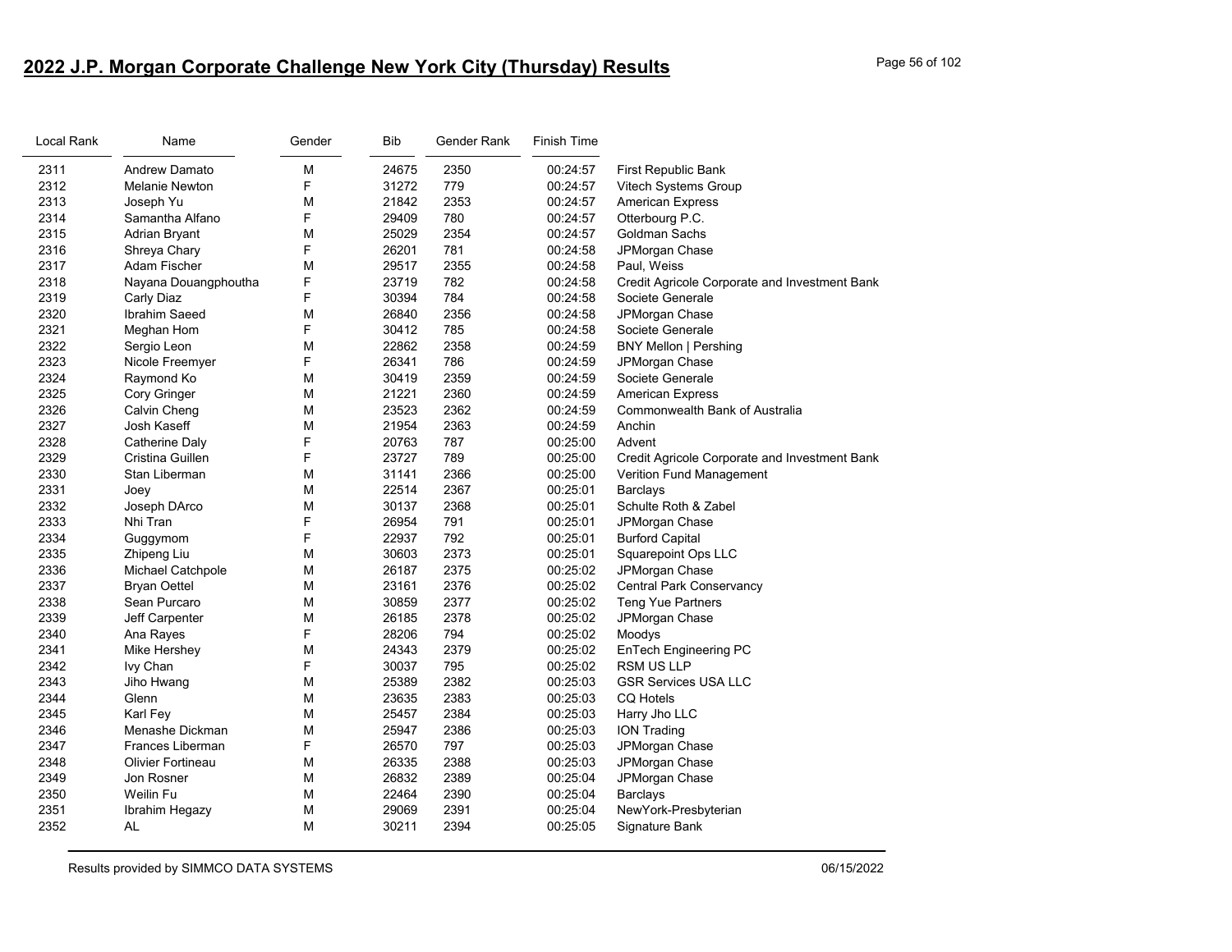# 2022 J.P. Morgan Corporate Challenge New York City (Thursday) Results

| Local Rank | Name | Gender | Bib | Gender Rank | Finish Time | |
|---|---|---|---|---|---|---|
| 2311 | Andrew Damato | M | 24675 | 2350 | 00:24:57 | First Republic Bank |
| 2312 | Melanie Newton | F | 31272 | 779 | 00:24:57 | Vitech Systems Group |
| 2313 | Joseph Yu | M | 21842 | 2353 | 00:24:57 | American Express |
| 2314 | Samantha Alfano | F | 29409 | 780 | 00:24:57 | Otterbourg P.C. |
| 2315 | Adrian Bryant | M | 25029 | 2354 | 00:24:57 | Goldman Sachs |
| 2316 | Shreya Chary | F | 26201 | 781 | 00:24:58 | JPMorgan Chase |
| 2317 | Adam Fischer | M | 29517 | 2355 | 00:24:58 | Paul, Weiss |
| 2318 | Nayana Douangphoutha | F | 23719 | 782 | 00:24:58 | Credit Agricole Corporate and Investment Bank |
| 2319 | Carly Diaz | F | 30394 | 784 | 00:24:58 | Societe Generale |
| 2320 | Ibrahim Saeed | M | 26840 | 2356 | 00:24:58 | JPMorgan Chase |
| 2321 | Meghan Hom | F | 30412 | 785 | 00:24:58 | Societe Generale |
| 2322 | Sergio Leon | M | 22862 | 2358 | 00:24:59 | BNY Mellon \| Pershing |
| 2323 | Nicole Freemyer | F | 26341 | 786 | 00:24:59 | JPMorgan Chase |
| 2324 | Raymond Ko | M | 30419 | 2359 | 00:24:59 | Societe Generale |
| 2325 | Cory Gringer | M | 21221 | 2360 | 00:24:59 | American Express |
| 2326 | Calvin Cheng | M | 23523 | 2362 | 00:24:59 | Commonwealth Bank of Australia |
| 2327 | Josh Kaseff | M | 21954 | 2363 | 00:24:59 | Anchin |
| 2328 | Catherine Daly | F | 20763 | 787 | 00:25:00 | Advent |
| 2329 | Cristina Guillen | F | 23727 | 789 | 00:25:00 | Credit Agricole Corporate and Investment Bank |
| 2330 | Stan Liberman | M | 31141 | 2366 | 00:25:00 | Verition Fund Management |
| 2331 | Joey | M | 22514 | 2367 | 00:25:01 | Barclays |
| 2332 | Joseph DArco | M | 30137 | 2368 | 00:25:01 | Schulte Roth & Zabel |
| 2333 | Nhi Tran | F | 26954 | 791 | 00:25:01 | JPMorgan Chase |
| 2334 | Guggymom | F | 22937 | 792 | 00:25:01 | Burford Capital |
| 2335 | Zhipeng Liu | M | 30603 | 2373 | 00:25:01 | Squarepoint Ops LLC |
| 2336 | Michael Catchpole | M | 26187 | 2375 | 00:25:02 | JPMorgan Chase |
| 2337 | Bryan Oettel | M | 23161 | 2376 | 00:25:02 | Central Park Conservancy |
| 2338 | Sean Purcaro | M | 30859 | 2377 | 00:25:02 | Teng Yue Partners |
| 2339 | Jeff Carpenter | M | 26185 | 2378 | 00:25:02 | JPMorgan Chase |
| 2340 | Ana Rayes | F | 28206 | 794 | 00:25:02 | Moodys |
| 2341 | Mike Hershey | M | 24343 | 2379 | 00:25:02 | EnTech Engineering PC |
| 2342 | Ivy Chan | F | 30037 | 795 | 00:25:02 | RSM US LLP |
| 2343 | Jiho Hwang | M | 25389 | 2382 | 00:25:03 | GSR Services USA LLC |
| 2344 | Glenn | M | 23635 | 2383 | 00:25:03 | CQ Hotels |
| 2345 | Karl Fey | M | 25457 | 2384 | 00:25:03 | Harry Jho LLC |
| 2346 | Menashe Dickman | M | 25947 | 2386 | 00:25:03 | ION Trading |
| 2347 | Frances Liberman | F | 26570 | 797 | 00:25:03 | JPMorgan Chase |
| 2348 | Olivier Fortineau | M | 26335 | 2388 | 00:25:03 | JPMorgan Chase |
| 2349 | Jon Rosner | M | 26832 | 2389 | 00:25:04 | JPMorgan Chase |
| 2350 | Weilin Fu | M | 22464 | 2390 | 00:25:04 | Barclays |
| 2351 | Ibrahim Hegazy | M | 29069 | 2391 | 00:25:04 | NewYork-Presbyterian |
| 2352 | AL | M | 30211 | 2394 | 00:25:05 | Signature Bank |

Results provided by SIMMCO DATA SYSTEMS 06/15/2022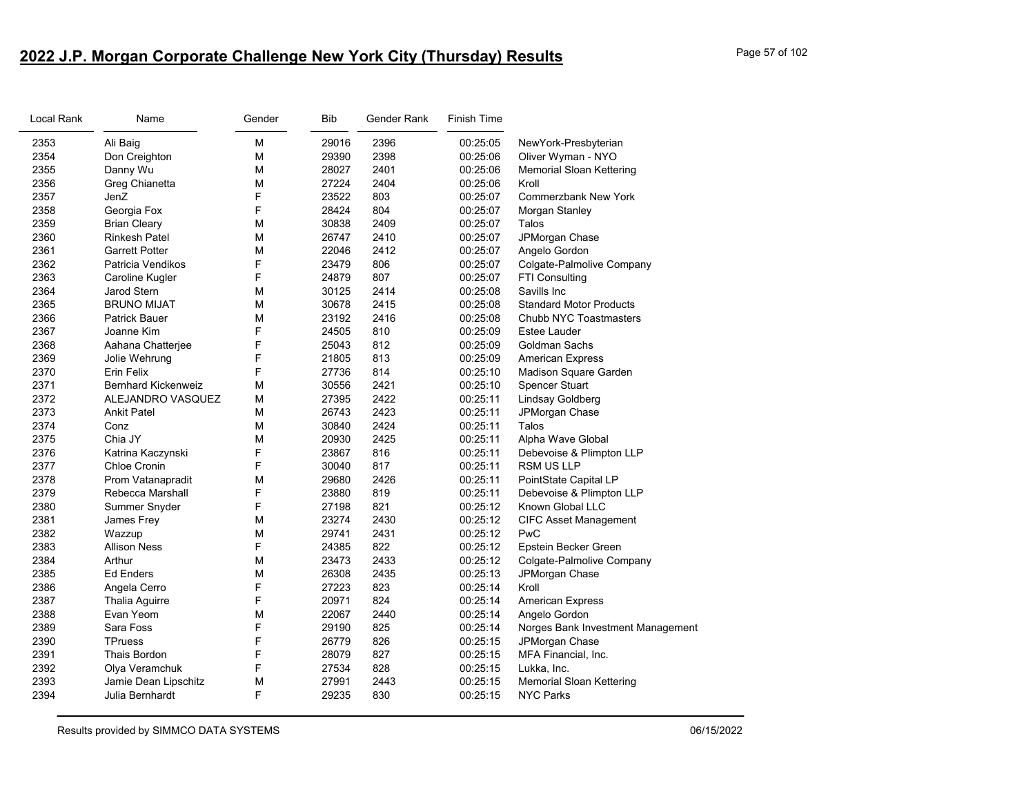# 2022 J.P. Morgan Corporate Challenge New York City (Thursday) Results

| Local Rank | Name | Gender | Bib | Gender Rank | Finish Time | |
|---|---|---|---|---|---|---|
| 2353 | Ali Baig | M | 29016 | 2396 | 00:25:05 | NewYork-Presbyterian |
| 2354 | Don Creighton | M | 29390 | 2398 | 00:25:06 | Oliver Wyman - NYO |
| 2355 | Danny Wu | M | 28027 | 2401 | 00:25:06 | Memorial Sloan Kettering |
| 2356 | Greg Chianetta | M | 27224 | 2404 | 00:25:06 | Kroll |
| 2357 | JenZ | F | 23522 | 803 | 00:25:07 | Commerzbank New York |
| 2358 | Georgia Fox | F | 28424 | 804 | 00:25:07 | Morgan Stanley |
| 2359 | Brian Cleary | M | 30838 | 2409 | 00:25:07 | Talos |
| 2360 | Rinkesh Patel | M | 26747 | 2410 | 00:25:07 | JPMorgan Chase |
| 2361 | Garrett Potter | M | 22046 | 2412 | 00:25:07 | Angelo Gordon |
| 2362 | Patricia Vendikos | F | 23479 | 806 | 00:25:07 | Colgate-Palmolive Company |
| 2363 | Caroline Kugler | F | 24879 | 807 | 00:25:07 | FTI Consulting |
| 2364 | Jarod Stern | M | 30125 | 2414 | 00:25:08 | Savills Inc |
| 2365 | BRUNO MIJAT | M | 30678 | 2415 | 00:25:08 | Standard Motor Products |
| 2366 | Patrick Bauer | M | 23192 | 2416 | 00:25:08 | Chubb NYC Toastmasters |
| 2367 | Joanne Kim | F | 24505 | 810 | 00:25:09 | Estee Lauder |
| 2368 | Aahana Chatterjee | F | 25043 | 812 | 00:25:09 | Goldman Sachs |
| 2369 | Jolie Wehrung | F | 21805 | 813 | 00:25:09 | American Express |
| 2370 | Erin Felix | F | 27736 | 814 | 00:25:10 | Madison Square Garden |
| 2371 | Bernhard Kickenweiz | M | 30556 | 2421 | 00:25:10 | Spencer Stuart |
| 2372 | ALEJANDRO VASQUEZ | M | 27395 | 2422 | 00:25:11 | Lindsay Goldberg |
| 2373 | Ankit Patel | M | 26743 | 2423 | 00:25:11 | JPMorgan Chase |
| 2374 | Conz | M | 30840 | 2424 | 00:25:11 | Talos |
| 2375 | Chia JY | M | 20930 | 2425 | 00:25:11 | Alpha Wave Global |
| 2376 | Katrina Kaczynski | F | 23867 | 816 | 00:25:11 | Debevoise & Plimpton LLP |
| 2377 | Chloe Cronin | F | 30040 | 817 | 00:25:11 | RSM US LLP |
| 2378 | Prom Vatanapradit | M | 29680 | 2426 | 00:25:11 | PointState Capital LP |
| 2379 | Rebecca Marshall | F | 23880 | 819 | 00:25:11 | Debevoise & Plimpton LLP |
| 2380 | Summer Snyder | F | 27198 | 821 | 00:25:12 | Known Global LLC |
| 2381 | James Frey | M | 23274 | 2430 | 00:25:12 | CIFC Asset Management |
| 2382 | Wazzup | M | 29741 | 2431 | 00:25:12 | PwC |
| 2383 | Allison Ness | F | 24385 | 822 | 00:25:12 | Epstein Becker Green |
| 2384 | Arthur | M | 23473 | 2433 | 00:25:12 | Colgate-Palmolive Company |
| 2385 | Ed Enders | M | 26308 | 2435 | 00:25:13 | JPMorgan Chase |
| 2386 | Angela Cerro | F | 27223 | 823 | 00:25:14 | Kroll |
| 2387 | Thalia Aguirre | F | 20971 | 824 | 00:25:14 | American Express |
| 2388 | Evan Yeom | M | 22067 | 2440 | 00:25:14 | Angelo Gordon |
| 2389 | Sara Foss | F | 29190 | 825 | 00:25:14 | Norges Bank Investment Management |
| 2390 | TPruess | F | 26779 | 826 | 00:25:15 | JPMorgan Chase |
| 2391 | Thais Bordon | F | 28079 | 827 | 00:25:15 | MFA Financial, Inc. |
| 2392 | Olya Veramchuk | F | 27534 | 828 | 00:25:15 | Lukka, Inc. |
| 2393 | Jamie Dean Lipschitz | M | 27991 | 2443 | 00:25:15 | Memorial Sloan Kettering |
| 2394 | Julia Bernhardt | F | 29235 | 830 | 00:25:15 | NYC Parks |

Results provided by SIMMCO DATA SYSTEMS 06/15/2022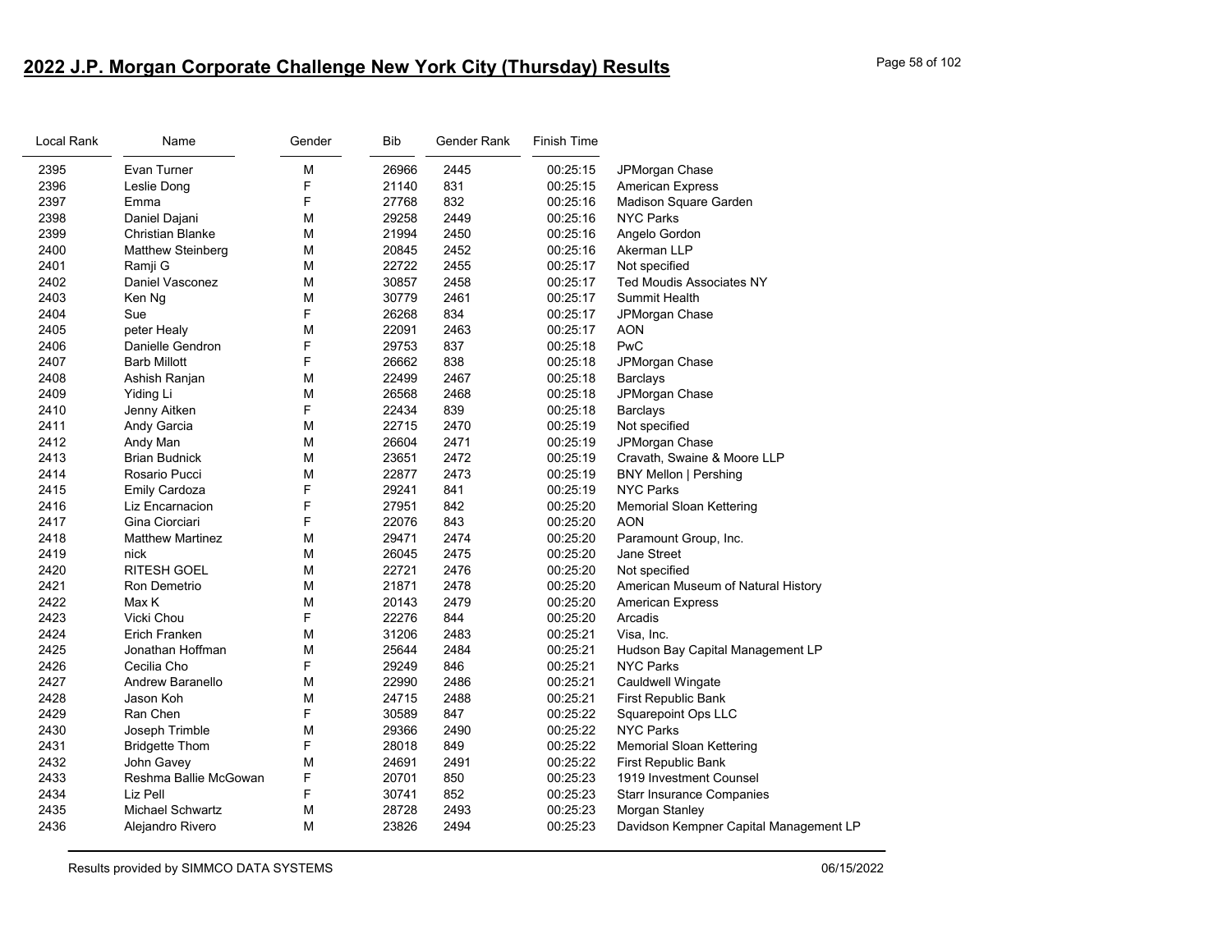## 2022 J.P. Morgan Corporate Challenge New York City (Thursday) Results

| Local Rank | Name | Gender | Bib | Gender Rank | Finish Time | |
|---|---|---|---|---|---|---|
| 2395 | Evan Turner | M | 26966 | 2445 | 00:25:15 | JPMorgan Chase |
| 2396 | Leslie Dong | F | 21140 | 831 | 00:25:15 | American Express |
| 2397 | Emma | F | 27768 | 832 | 00:25:16 | Madison Square Garden |
| 2398 | Daniel Dajani | M | 29258 | 2449 | 00:25:16 | NYC Parks |
| 2399 | Christian Blanke | M | 21994 | 2450 | 00:25:16 | Angelo Gordon |
| 2400 | Matthew Steinberg | M | 20845 | 2452 | 00:25:16 | Akerman LLP |
| 2401 | Ramji G | M | 22722 | 2455 | 00:25:17 | Not specified |
| 2402 | Daniel Vasconez | M | 30857 | 2458 | 00:25:17 | Ted Moudis Associates NY |
| 2403 | Ken Ng | M | 30779 | 2461 | 00:25:17 | Summit Health |
| 2404 | Sue | F | 26268 | 834 | 00:25:17 | JPMorgan Chase |
| 2405 | peter Healy | M | 22091 | 2463 | 00:25:17 | AON |
| 2406 | Danielle Gendron | F | 29753 | 837 | 00:25:18 | PwC |
| 2407 | Barb Millott | F | 26662 | 838 | 00:25:18 | JPMorgan Chase |
| 2408 | Ashish Ranjan | M | 22499 | 2467 | 00:25:18 | Barclays |
| 2409 | Yiding Li | M | 26568 | 2468 | 00:25:18 | JPMorgan Chase |
| 2410 | Jenny Aitken | F | 22434 | 839 | 00:25:18 | Barclays |
| 2411 | Andy Garcia | M | 22715 | 2470 | 00:25:19 | Not specified |
| 2412 | Andy Man | M | 26604 | 2471 | 00:25:19 | JPMorgan Chase |
| 2413 | Brian Budnick | M | 23651 | 2472 | 00:25:19 | Cravath, Swaine & Moore LLP |
| 2414 | Rosario Pucci | M | 22877 | 2473 | 00:25:19 | BNY Mellon \| Pershing |
| 2415 | Emily Cardoza | F | 29241 | 841 | 00:25:19 | NYC Parks |
| 2416 | Liz Encarnacion | F | 27951 | 842 | 00:25:20 | Memorial Sloan Kettering |
| 2417 | Gina Ciorciari | F | 22076 | 843 | 00:25:20 | AON |
| 2418 | Matthew Martinez | M | 29471 | 2474 | 00:25:20 | Paramount Group, Inc. |
| 2419 | nick | M | 26045 | 2475 | 00:25:20 | Jane Street |
| 2420 | RITESH GOEL | M | 22721 | 2476 | 00:25:20 | Not specified |
| 2421 | Ron Demetrio | M | 21871 | 2478 | 00:25:20 | American Museum of Natural History |
| 2422 | Max K | M | 20143 | 2479 | 00:25:20 | American Express |
| 2423 | Vicki Chou | F | 22276 | 844 | 00:25:20 | Arcadis |
| 2424 | Erich Franken | M | 31206 | 2483 | 00:25:21 | Visa, Inc. |
| 2425 | Jonathan Hoffman | M | 25644 | 2484 | 00:25:21 | Hudson Bay Capital Management LP |
| 2426 | Cecilia Cho | F | 29249 | 846 | 00:25:21 | NYC Parks |
| 2427 | Andrew Baranello | M | 22990 | 2486 | 00:25:21 | Cauldwell Wingate |
| 2428 | Jason Koh | M | 24715 | 2488 | 00:25:21 | First Republic Bank |
| 2429 | Ran Chen | F | 30589 | 847 | 00:25:22 | Squarepoint Ops LLC |
| 2430 | Joseph Trimble | M | 29366 | 2490 | 00:25:22 | NYC Parks |
| 2431 | Bridgette Thom | F | 28018 | 849 | 00:25:22 | Memorial Sloan Kettering |
| 2432 | John Gavey | M | 24691 | 2491 | 00:25:22 | First Republic Bank |
| 2433 | Reshma Ballie McGowan | F | 20701 | 850 | 00:25:23 | 1919 Investment Counsel |
| 2434 | Liz Pell | F | 30741 | 852 | 00:25:23 | Starr Insurance Companies |
| 2435 | Michael Schwartz | M | 28728 | 2493 | 00:25:23 | Morgan Stanley |
| 2436 | Alejandro Rivero | M | 23826 | 2494 | 00:25:23 | Davidson Kempner Capital Management LP |

Results provided by SIMMCO DATA SYSTEMS 06/15/2022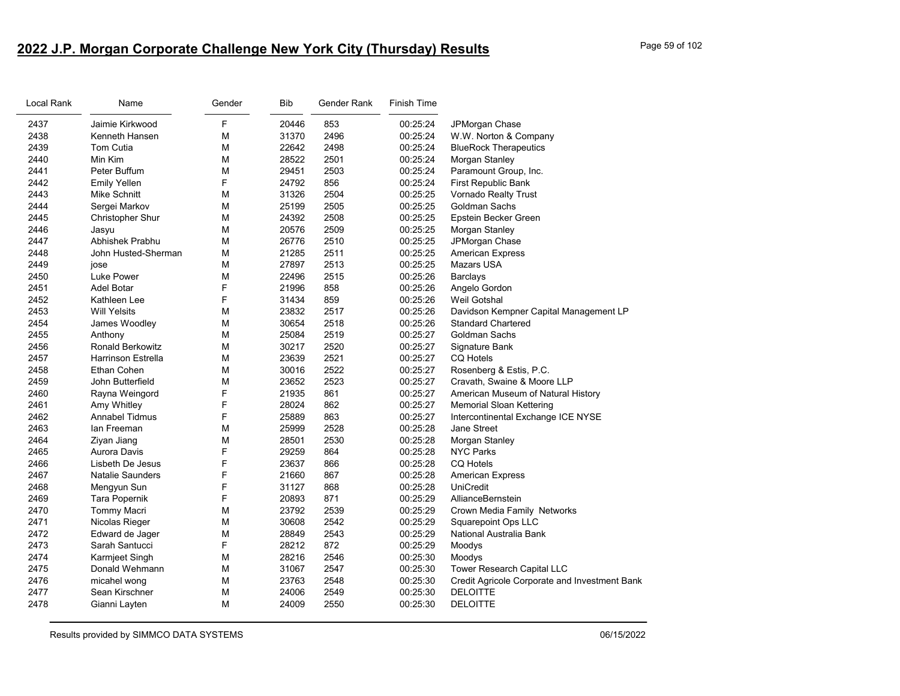## 2022 J.P. Morgan Corporate Challenge New York City (Thursday) Results

| Local Rank | Name | Gender | Bib | Gender Rank | Finish Time | |
|---|---|---|---|---|---|---|
| 2437 | Jaimie Kirkwood | F | 20446 | 853 | 00:25:24 | JPMorgan Chase |
| 2438 | Kenneth Hansen | M | 31370 | 2496 | 00:25:24 | W.W. Norton & Company |
| 2439 | Tom Cutia | M | 22642 | 2498 | 00:25:24 | BlueRock Therapeutics |
| 2440 | Min Kim | M | 28522 | 2501 | 00:25:24 | Morgan Stanley |
| 2441 | Peter Buffum | M | 29451 | 2503 | 00:25:24 | Paramount Group, Inc. |
| 2442 | Emily Yellen | F | 24792 | 856 | 00:25:24 | First Republic Bank |
| 2443 | Mike Schnitt | M | 31326 | 2504 | 00:25:25 | Vornado Realty Trust |
| 2444 | Sergei Markov | M | 25199 | 2505 | 00:25:25 | Goldman Sachs |
| 2445 | Christopher Shur | M | 24392 | 2508 | 00:25:25 | Epstein Becker Green |
| 2446 | Jasyu | M | 20576 | 2509 | 00:25:25 | Morgan Stanley |
| 2447 | Abhishek Prabhu | M | 26776 | 2510 | 00:25:25 | JPMorgan Chase |
| 2448 | John Husted-Sherman | M | 21285 | 2511 | 00:25:25 | American Express |
| 2449 | jose | M | 27897 | 2513 | 00:25:25 | Mazars USA |
| 2450 | Luke Power | M | 22496 | 2515 | 00:25:26 | Barclays |
| 2451 | Adel Botar | F | 21996 | 858 | 00:25:26 | Angelo Gordon |
| 2452 | Kathleen Lee | F | 31434 | 859 | 00:25:26 | Weil Gotshal |
| 2453 | Will Yelsits | M | 23832 | 2517 | 00:25:26 | Davidson Kempner Capital Management LP |
| 2454 | James Woodley | M | 30654 | 2518 | 00:25:26 | Standard Chartered |
| 2455 | Anthony | M | 25084 | 2519 | 00:25:27 | Goldman Sachs |
| 2456 | Ronald Berkowitz | M | 30217 | 2520 | 00:25:27 | Signature Bank |
| 2457 | Harrinson Estrella | M | 23639 | 2521 | 00:25:27 | CQ Hotels |
| 2458 | Ethan Cohen | M | 30016 | 2522 | 00:25:27 | Rosenberg & Estis, P.C. |
| 2459 | John Butterfield | M | 23652 | 2523 | 00:25:27 | Cravath, Swaine & Moore LLP |
| 2460 | Rayna Weingord | F | 21935 | 861 | 00:25:27 | American Museum of Natural History |
| 2461 | Amy Whitley | F | 28024 | 862 | 00:25:27 | Memorial Sloan Kettering |
| 2462 | Annabel Tidmus | F | 25889 | 863 | 00:25:27 | Intercontinental Exchange ICE NYSE |
| 2463 | Ian Freeman | M | 25999 | 2528 | 00:25:28 | Jane Street |
| 2464 | Ziyan Jiang | M | 28501 | 2530 | 00:25:28 | Morgan Stanley |
| 2465 | Aurora Davis | F | 29259 | 864 | 00:25:28 | NYC Parks |
| 2466 | Lisbeth De Jesus | F | 23637 | 866 | 00:25:28 | CQ Hotels |
| 2467 | Natalie Saunders | F | 21660 | 867 | 00:25:28 | American Express |
| 2468 | Mengyun Sun | F | 31127 | 868 | 00:25:28 | UniCredit |
| 2469 | Tara Popernik | F | 20893 | 871 | 00:25:29 | AllianceBernstein |
| 2470 | Tommy Macri | M | 23792 | 2539 | 00:25:29 | Crown Media Family Networks |
| 2471 | Nicolas Rieger | M | 30608 | 2542 | 00:25:29 | Squarepoint Ops LLC |
| 2472 | Edward de Jager | M | 28849 | 2543 | 00:25:29 | National Australia Bank |
| 2473 | Sarah Santucci | F | 28212 | 872 | 00:25:29 | Moodys |
| 2474 | Karmjeet Singh | M | 28216 | 2546 | 00:25:30 | Moodys |
| 2475 | Donald Wehmann | M | 31067 | 2547 | 00:25:30 | Tower Research Capital LLC |
| 2476 | micahel wong | M | 23763 | 2548 | 00:25:30 | Credit Agricole Corporate and Investment Bank |
| 2477 | Sean Kirschner | M | 24006 | 2549 | 00:25:30 | DELOITTE |
| 2478 | Gianni Layten | M | 24009 | 2550 | 00:25:30 | DELOITTE |

Results provided by SIMMCO DATA SYSTEMS 06/15/2022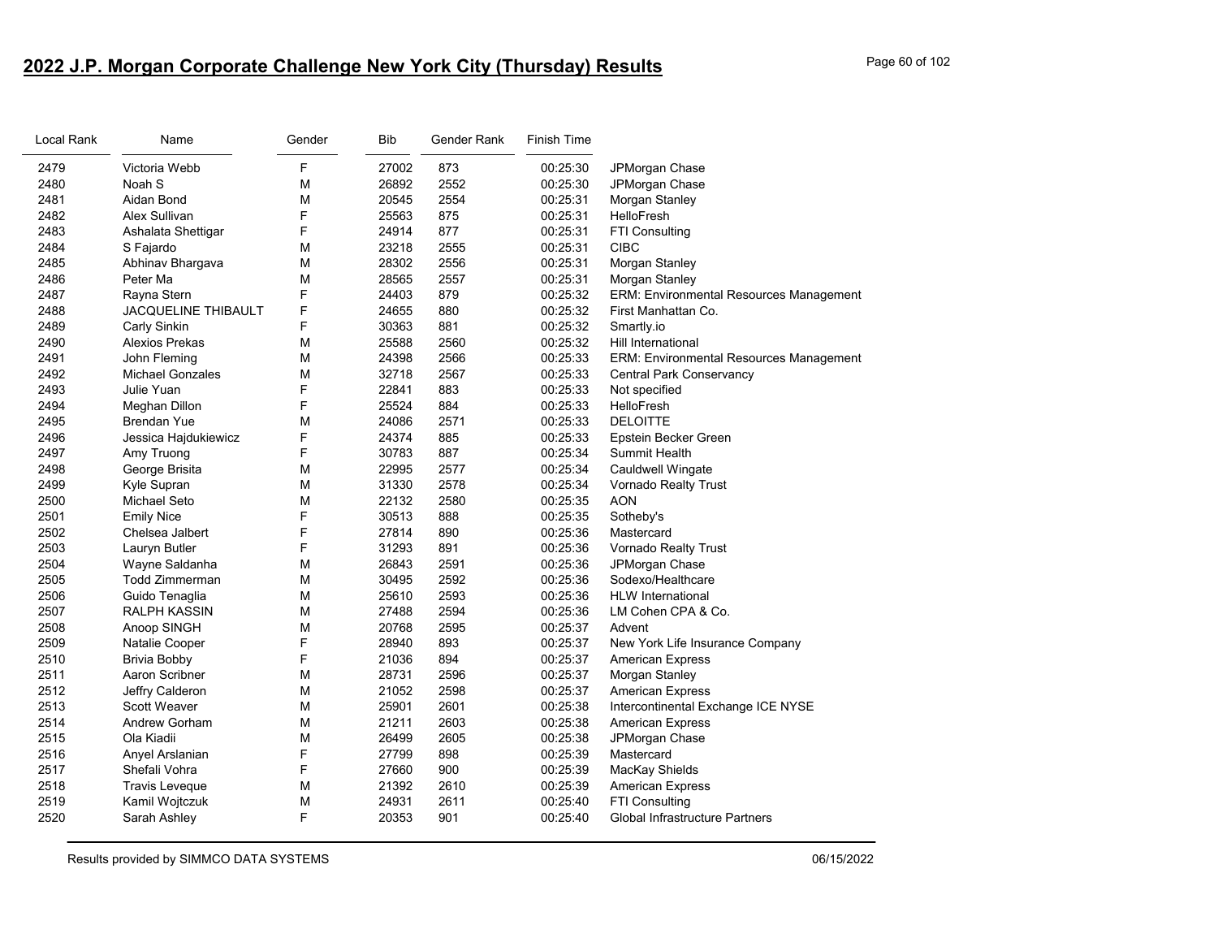# 2022 J.P. Morgan Corporate Challenge New York City (Thursday) Results

| Local Rank | Name | Gender | Bib | Gender Rank | Finish Time | |
|---|---|---|---|---|---|---|
| 2479 | Victoria Webb | F | 27002 | 873 | 00:25:30 | JPMorgan Chase |
| 2480 | Noah S | M | 26892 | 2552 | 00:25:30 | JPMorgan Chase |
| 2481 | Aidan Bond | M | 20545 | 2554 | 00:25:31 | Morgan Stanley |
| 2482 | Alex Sullivan | F | 25563 | 875 | 00:25:31 | HelloFresh |
| 2483 | Ashalata Shettigar | F | 24914 | 877 | 00:25:31 | FTI Consulting |
| 2484 | S Fajardo | M | 23218 | 2555 | 00:25:31 | CIBC |
| 2485 | Abhinav Bhargava | M | 28302 | 2556 | 00:25:31 | Morgan Stanley |
| 2486 | Peter Ma | M | 28565 | 2557 | 00:25:31 | Morgan Stanley |
| 2487 | Rayna Stern | F | 24403 | 879 | 00:25:32 | ERM: Environmental Resources Management |
| 2488 | JACQUELINE THIBAULT | F | 24655 | 880 | 00:25:32 | First Manhattan Co. |
| 2489 | Carly Sinkin | F | 30363 | 881 | 00:25:32 | Smartly.io |
| 2490 | Alexios Prekas | M | 25588 | 2560 | 00:25:32 | Hill International |
| 2491 | John Fleming | M | 24398 | 2566 | 00:25:33 | ERM: Environmental Resources Management |
| 2492 | Michael Gonzales | M | 32718 | 2567 | 00:25:33 | Central Park Conservancy |
| 2493 | Julie Yuan | F | 22841 | 883 | 00:25:33 | Not specified |
| 2494 | Meghan Dillon | F | 25524 | 884 | 00:25:33 | HelloFresh |
| 2495 | Brendan Yue | M | 24086 | 2571 | 00:25:33 | DELOITTE |
| 2496 | Jessica Hajdukiewicz | F | 24374 | 885 | 00:25:33 | Epstein Becker Green |
| 2497 | Amy Truong | F | 30783 | 887 | 00:25:34 | Summit Health |
| 2498 | George Brisita | M | 22995 | 2577 | 00:25:34 | Cauldwell Wingate |
| 2499 | Kyle Supran | M | 31330 | 2578 | 00:25:34 | Vornado Realty Trust |
| 2500 | Michael Seto | M | 22132 | 2580 | 00:25:35 | AON |
| 2501 | Emily Nice | F | 30513 | 888 | 00:25:35 | Sotheby's |
| 2502 | Chelsea Jalbert | F | 27814 | 890 | 00:25:36 | Mastercard |
| 2503 | Lauryn Butler | F | 31293 | 891 | 00:25:36 | Vornado Realty Trust |
| 2504 | Wayne Saldanha | M | 26843 | 2591 | 00:25:36 | JPMorgan Chase |
| 2505 | Todd Zimmerman | M | 30495 | 2592 | 00:25:36 | Sodexo/Healthcare |
| 2506 | Guido Tenaglia | M | 25610 | 2593 | 00:25:36 | HLW International |
| 2507 | RALPH KASSIN | M | 27488 | 2594 | 00:25:36 | LM Cohen CPA & Co. |
| 2508 | Anoop SINGH | M | 20768 | 2595 | 00:25:37 | Advent |
| 2509 | Natalie Cooper | F | 28940 | 893 | 00:25:37 | New York Life Insurance Company |
| 2510 | Brivia Bobby | F | 21036 | 894 | 00:25:37 | American Express |
| 2511 | Aaron Scribner | M | 28731 | 2596 | 00:25:37 | Morgan Stanley |
| 2512 | Jeffry Calderon | M | 21052 | 2598 | 00:25:37 | American Express |
| 2513 | Scott Weaver | M | 25901 | 2601 | 00:25:38 | Intercontinental Exchange ICE NYSE |
| 2514 | Andrew Gorham | M | 21211 | 2603 | 00:25:38 | American Express |
| 2515 | Ola Kiadii | M | 26499 | 2605 | 00:25:38 | JPMorgan Chase |
| 2516 | Anyel Arslanian | F | 27799 | 898 | 00:25:39 | Mastercard |
| 2517 | Shefali Vohra | F | 27660 | 900 | 00:25:39 | MacKay Shields |
| 2518 | Travis Leveque | M | 21392 | 2610 | 00:25:39 | American Express |
| 2519 | Kamil Wojtczuk | M | 24931 | 2611 | 00:25:40 | FTI Consulting |
| 2520 | Sarah Ashley | F | 20353 | 901 | 00:25:40 | Global Infrastructure Partners |

Results provided by SIMMCO DATA SYSTEMS 06/15/2022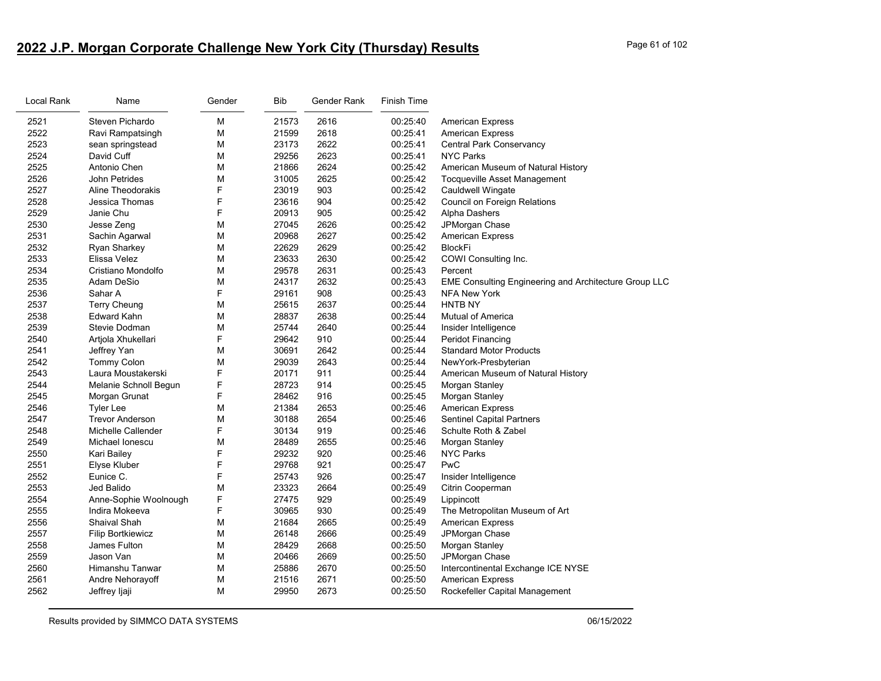# 2022 J.P. Morgan Corporate Challenge New York City (Thursday) Results

| Local Rank | Name | Gender | Bib | Gender Rank | Finish Time | |
|---|---|---|---|---|---|---|
| 2521 | Steven Pichardo | M | 21573 | 2616 | 00:25:40 | American Express |
| 2522 | Ravi Rampatsingh | M | 21599 | 2618 | 00:25:41 | American Express |
| 2523 | sean springstead | M | 23173 | 2622 | 00:25:41 | Central Park Conservancy |
| 2524 | David Cuff | M | 29256 | 2623 | 00:25:41 | NYC Parks |
| 2525 | Antonio Chen | M | 21866 | 2624 | 00:25:42 | American Museum of Natural History |
| 2526 | John Petrides | M | 31005 | 2625 | 00:25:42 | Tocqueville Asset Management |
| 2527 | Aline Theodorakis | F | 23019 | 903 | 00:25:42 | Cauldwell Wingate |
| 2528 | Jessica Thomas | F | 23616 | 904 | 00:25:42 | Council on Foreign Relations |
| 2529 | Janie Chu | F | 20913 | 905 | 00:25:42 | Alpha Dashers |
| 2530 | Jesse Zeng | M | 27045 | 2626 | 00:25:42 | JPMorgan Chase |
| 2531 | Sachin Agarwal | M | 20968 | 2627 | 00:25:42 | American Express |
| 2532 | Ryan Sharkey | M | 22629 | 2629 | 00:25:42 | BlockFi |
| 2533 | Elissa Velez | M | 23633 | 2630 | 00:25:42 | COWI Consulting Inc. |
| 2534 | Cristiano Mondolfo | M | 29578 | 2631 | 00:25:43 | Percent |
| 2535 | Adam DeSio | M | 24317 | 2632 | 00:25:43 | EME Consulting Engineering and Architecture Group LLC |
| 2536 | Sahar A | F | 29161 | 908 | 00:25:43 | NFA New York |
| 2537 | Terry Cheung | M | 25615 | 2637 | 00:25:44 | HNTB NY |
| 2538 | Edward Kahn | M | 28837 | 2638 | 00:25:44 | Mutual of America |
| 2539 | Stevie Dodman | M | 25744 | 2640 | 00:25:44 | Insider Intelligence |
| 2540 | Artjola Xhukellari | F | 29642 | 910 | 00:25:44 | Peridot Financing |
| 2541 | Jeffrey Yan | M | 30691 | 2642 | 00:25:44 | Standard Motor Products |
| 2542 | Tommy Colon | M | 29039 | 2643 | 00:25:44 | NewYork-Presbyterian |
| 2543 | Laura Moustakerski | F | 20171 | 911 | 00:25:44 | American Museum of Natural History |
| 2544 | Melanie Schnoll Begun | F | 28723 | 914 | 00:25:45 | Morgan Stanley |
| 2545 | Morgan Grunat | F | 28462 | 916 | 00:25:45 | Morgan Stanley |
| 2546 | Tyler Lee | M | 21384 | 2653 | 00:25:46 | American Express |
| 2547 | Trevor Anderson | M | 30188 | 2654 | 00:25:46 | Sentinel Capital Partners |
| 2548 | Michelle Callender | F | 30134 | 919 | 00:25:46 | Schulte Roth & Zabel |
| 2549 | Michael Ionescu | M | 28489 | 2655 | 00:25:46 | Morgan Stanley |
| 2550 | Kari Bailey | F | 29232 | 920 | 00:25:46 | NYC Parks |
| 2551 | Elyse Kluber | F | 29768 | 921 | 00:25:47 | PwC |
| 2552 | Eunice C. | F | 25743 | 926 | 00:25:47 | Insider Intelligence |
| 2553 | Jed Balido | M | 23323 | 2664 | 00:25:49 | Citrin Cooperman |
| 2554 | Anne-Sophie Woolnough | F | 27475 | 929 | 00:25:49 | Lippincott |
| 2555 | Indira Mokeeva | F | 30965 | 930 | 00:25:49 | The Metropolitan Museum of Art |
| 2556 | Shaival Shah | M | 21684 | 2665 | 00:25:49 | American Express |
| 2557 | Filip Bortkiewicz | M | 26148 | 2666 | 00:25:49 | JPMorgan Chase |
| 2558 | James Fulton | M | 28429 | 2668 | 00:25:50 | Morgan Stanley |
| 2559 | Jason Van | M | 20466 | 2669 | 00:25:50 | JPMorgan Chase |
| 2560 | Himanshu Tanwar | M | 25886 | 2670 | 00:25:50 | Intercontinental Exchange ICE NYSE |
| 2561 | Andre Nehorayoff | M | 21516 | 2671 | 00:25:50 | American Express |
| 2562 | Jeffrey Ijaji | M | 29950 | 2673 | 00:25:50 | Rockefeller Capital Management |

Results provided by SIMMCO DATA SYSTEMS 06/15/2022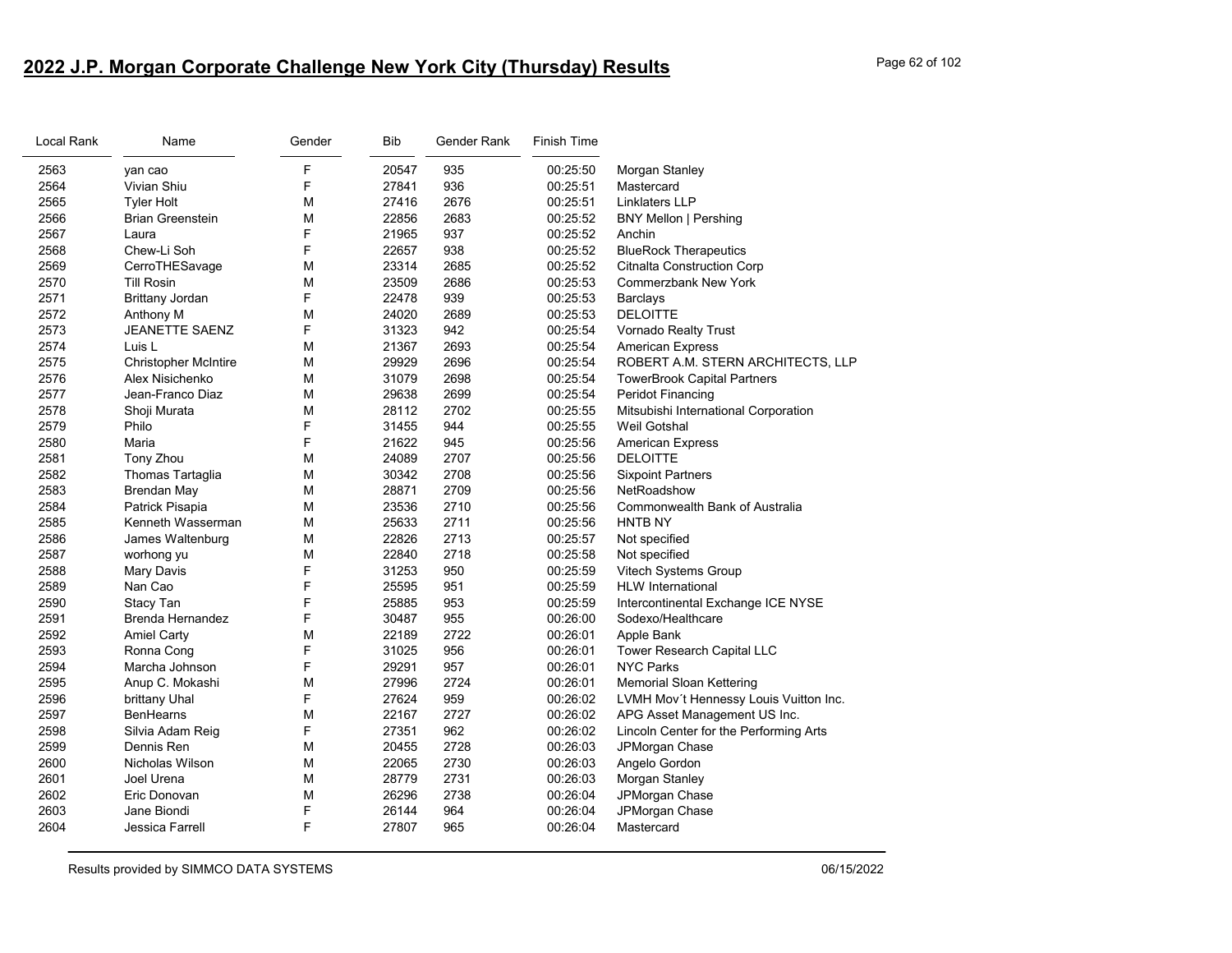## 2022 J.P. Morgan Corporate Challenge New York City (Thursday) Results

| Local Rank | Name | Gender | Bib | Gender Rank | Finish Time | |
|---|---|---|---|---|---|---|
| 2563 | yan cao | F | 20547 | 935 | 00:25:50 | Morgan Stanley |
| 2564 | Vivian Shiu | F | 27841 | 936 | 00:25:51 | Mastercard |
| 2565 | Tyler Holt | M | 27416 | 2676 | 00:25:51 | Linklaters LLP |
| 2566 | Brian Greenstein | M | 22856 | 2683 | 00:25:52 | BNY Mellon \| Pershing |
| 2567 | Laura | F | 21965 | 937 | 00:25:52 | Anchin |
| 2568 | Chew-Li Soh | F | 22657 | 938 | 00:25:52 | BlueRock Therapeutics |
| 2569 | CerroTHESavage | M | 23314 | 2685 | 00:25:52 | Citnalta Construction Corp |
| 2570 | Till Rosin | M | 23509 | 2686 | 00:25:53 | Commerzbank New York |
| 2571 | Brittany Jordan | F | 22478 | 939 | 00:25:53 | Barclays |
| 2572 | Anthony M | M | 24020 | 2689 | 00:25:53 | DELOITTE |
| 2573 | JEANETTE SAENZ | F | 31323 | 942 | 00:25:54 | Vornado Realty Trust |
| 2574 | Luis L | M | 21367 | 2693 | 00:25:54 | American Express |
| 2575 | Christopher McIntire | M | 29929 | 2696 | 00:25:54 | ROBERT A.M. STERN ARCHITECTS, LLP |
| 2576 | Alex Nisichenko | M | 31079 | 2698 | 00:25:54 | TowerBrook Capital Partners |
| 2577 | Jean-Franco Diaz | M | 29638 | 2699 | 00:25:54 | Peridot Financing |
| 2578 | Shoji Murata | M | 28112 | 2702 | 00:25:55 | Mitsubishi International Corporation |
| 2579 | Philo | F | 31455 | 944 | 00:25:55 | Weil Gotshal |
| 2580 | Maria | F | 21622 | 945 | 00:25:56 | American Express |
| 2581 | Tony Zhou | M | 24089 | 2707 | 00:25:56 | DELOITTE |
| 2582 | Thomas Tartaglia | M | 30342 | 2708 | 00:25:56 | Sixpoint Partners |
| 2583 | Brendan May | M | 28871 | 2709 | 00:25:56 | NetRoadshow |
| 2584 | Patrick Pisapia | M | 23536 | 2710 | 00:25:56 | Commonwealth Bank of Australia |
| 2585 | Kenneth Wasserman | M | 25633 | 2711 | 00:25:56 | HNTB NY |
| 2586 | James Waltenburg | M | 22826 | 2713 | 00:25:57 | Not specified |
| 2587 | worhong yu | M | 22840 | 2718 | 00:25:58 | Not specified |
| 2588 | Mary Davis | F | 31253 | 950 | 00:25:59 | Vitech Systems Group |
| 2589 | Nan Cao | F | 25595 | 951 | 00:25:59 | HLW International |
| 2590 | Stacy Tan | F | 25885 | 953 | 00:25:59 | Intercontinental Exchange ICE NYSE |
| 2591 | Brenda Hernandez | F | 30487 | 955 | 00:26:00 | Sodexo/Healthcare |
| 2592 | Amiel Carty | M | 22189 | 2722 | 00:26:01 | Apple Bank |
| 2593 | Ronna Cong | F | 31025 | 956 | 00:26:01 | Tower Research Capital LLC |
| 2594 | Marcha Johnson | F | 29291 | 957 | 00:26:01 | NYC Parks |
| 2595 | Anup C. Mokashi | M | 27996 | 2724 | 00:26:01 | Memorial Sloan Kettering |
| 2596 | brittany Uhal | F | 27624 | 959 | 00:26:02 | LVMH Mov´t Hennessy Louis Vuitton Inc. |
| 2597 | BenHearns | M | 22167 | 2727 | 00:26:02 | APG Asset Management US Inc. |
| 2598 | Silvia Adam Reig | F | 27351 | 962 | 00:26:02 | Lincoln Center for the Performing Arts |
| 2599 | Dennis Ren | M | 20455 | 2728 | 00:26:03 | JPMorgan Chase |
| 2600 | Nicholas Wilson | M | 22065 | 2730 | 00:26:03 | Angelo Gordon |
| 2601 | Joel Urena | M | 28779 | 2731 | 00:26:03 | Morgan Stanley |
| 2602 | Eric Donovan | M | 26296 | 2738 | 00:26:04 | JPMorgan Chase |
| 2603 | Jane Biondi | F | 26144 | 964 | 00:26:04 | JPMorgan Chase |
| 2604 | Jessica Farrell | F | 27807 | 965 | 00:26:04 | Mastercard |

Results provided by SIMMCO DATA SYSTEMS 06/15/2022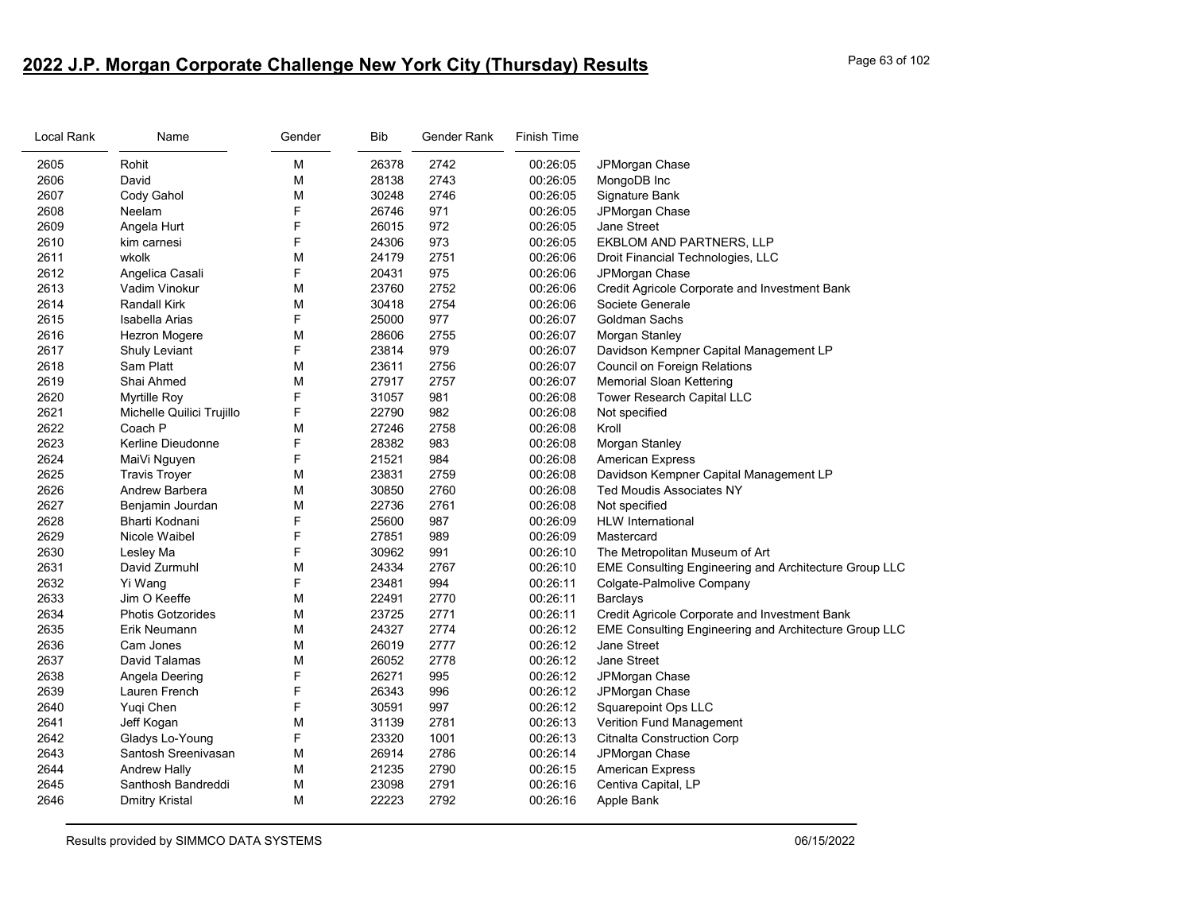## 2022 J.P. Morgan Corporate Challenge New York City (Thursday) Results

| Local Rank | Name | Gender | Bib | Gender Rank | Finish Time | |
|---|---|---|---|---|---|---|
| 2605 | Rohit | M | 26378 | 2742 | 00:26:05 | JPMorgan Chase |
| 2606 | David | M | 28138 | 2743 | 00:26:05 | MongoDB Inc |
| 2607 | Cody Gahol | M | 30248 | 2746 | 00:26:05 | Signature Bank |
| 2608 | Neelam | F | 26746 | 971 | 00:26:05 | JPMorgan Chase |
| 2609 | Angela Hurt | F | 26015 | 972 | 00:26:05 | Jane Street |
| 2610 | kim carnesi | F | 24306 | 973 | 00:26:05 | EKBLOM AND PARTNERS, LLP |
| 2611 | wkolk | M | 24179 | 2751 | 00:26:06 | Droit Financial Technologies, LLC |
| 2612 | Angelica Casali | F | 20431 | 975 | 00:26:06 | JPMorgan Chase |
| 2613 | Vadim Vinokur | M | 23760 | 2752 | 00:26:06 | Credit Agricole Corporate and Investment Bank |
| 2614 | Randall Kirk | M | 30418 | 2754 | 00:26:06 | Societe Generale |
| 2615 | Isabella Arias | F | 25000 | 977 | 00:26:07 | Goldman Sachs |
| 2616 | Hezron Mogere | M | 28606 | 2755 | 00:26:07 | Morgan Stanley |
| 2617 | Shuly Leviant | F | 23814 | 979 | 00:26:07 | Davidson Kempner Capital Management LP |
| 2618 | Sam Platt | M | 23611 | 2756 | 00:26:07 | Council on Foreign Relations |
| 2619 | Shai Ahmed | M | 27917 | 2757 | 00:26:07 | Memorial Sloan Kettering |
| 2620 | Myrtille Roy | F | 31057 | 981 | 00:26:08 | Tower Research Capital LLC |
| 2621 | Michelle Quilici Trujillo | F | 22790 | 982 | 00:26:08 | Not specified |
| 2622 | Coach P | M | 27246 | 2758 | 00:26:08 | Kroll |
| 2623 | Kerline Dieudonne | F | 28382 | 983 | 00:26:08 | Morgan Stanley |
| 2624 | MaiVi Nguyen | F | 21521 | 984 | 00:26:08 | American Express |
| 2625 | Travis Troyer | M | 23831 | 2759 | 00:26:08 | Davidson Kempner Capital Management LP |
| 2626 | Andrew Barbera | M | 30850 | 2760 | 00:26:08 | Ted Moudis Associates NY |
| 2627 | Benjamin Jourdan | M | 22736 | 2761 | 00:26:08 | Not specified |
| 2628 | Bharti Kodnani | F | 25600 | 987 | 00:26:09 | HLW International |
| 2629 | Nicole Waibel | F | 27851 | 989 | 00:26:09 | Mastercard |
| 2630 | Lesley Ma | F | 30962 | 991 | 00:26:10 | The Metropolitan Museum of Art |
| 2631 | David Zurmuhl | M | 24334 | 2767 | 00:26:10 | EME Consulting Engineering and Architecture Group LLC |
| 2632 | Yi Wang | F | 23481 | 994 | 00:26:11 | Colgate-Palmolive Company |
| 2633 | Jim O Keeffe | M | 22491 | 2770 | 00:26:11 | Barclays |
| 2634 | Photis Gotzorides | M | 23725 | 2771 | 00:26:11 | Credit Agricole Corporate and Investment Bank |
| 2635 | Erik Neumann | M | 24327 | 2774 | 00:26:12 | EME Consulting Engineering and Architecture Group LLC |
| 2636 | Cam Jones | M | 26019 | 2777 | 00:26:12 | Jane Street |
| 2637 | David Talamas | M | 26052 | 2778 | 00:26:12 | Jane Street |
| 2638 | Angela Deering | F | 26271 | 995 | 00:26:12 | JPMorgan Chase |
| 2639 | Lauren French | F | 26343 | 996 | 00:26:12 | JPMorgan Chase |
| 2640 | Yuqi Chen | F | 30591 | 997 | 00:26:12 | Squarepoint Ops LLC |
| 2641 | Jeff Kogan | M | 31139 | 2781 | 00:26:13 | Verition Fund Management |
| 2642 | Gladys Lo-Young | F | 23320 | 1001 | 00:26:13 | Citnalta Construction Corp |
| 2643 | Santosh Sreenivasan | M | 26914 | 2786 | 00:26:14 | JPMorgan Chase |
| 2644 | Andrew Hally | M | 21235 | 2790 | 00:26:15 | American Express |
| 2645 | Santhosh Bandreddi | M | 23098 | 2791 | 00:26:16 | Centiva Capital, LP |
| 2646 | Dmitry Kristal | M | 22223 | 2792 | 00:26:16 | Apple Bank |

Results provided by SIMMCO DATA SYSTEMS 06/15/2022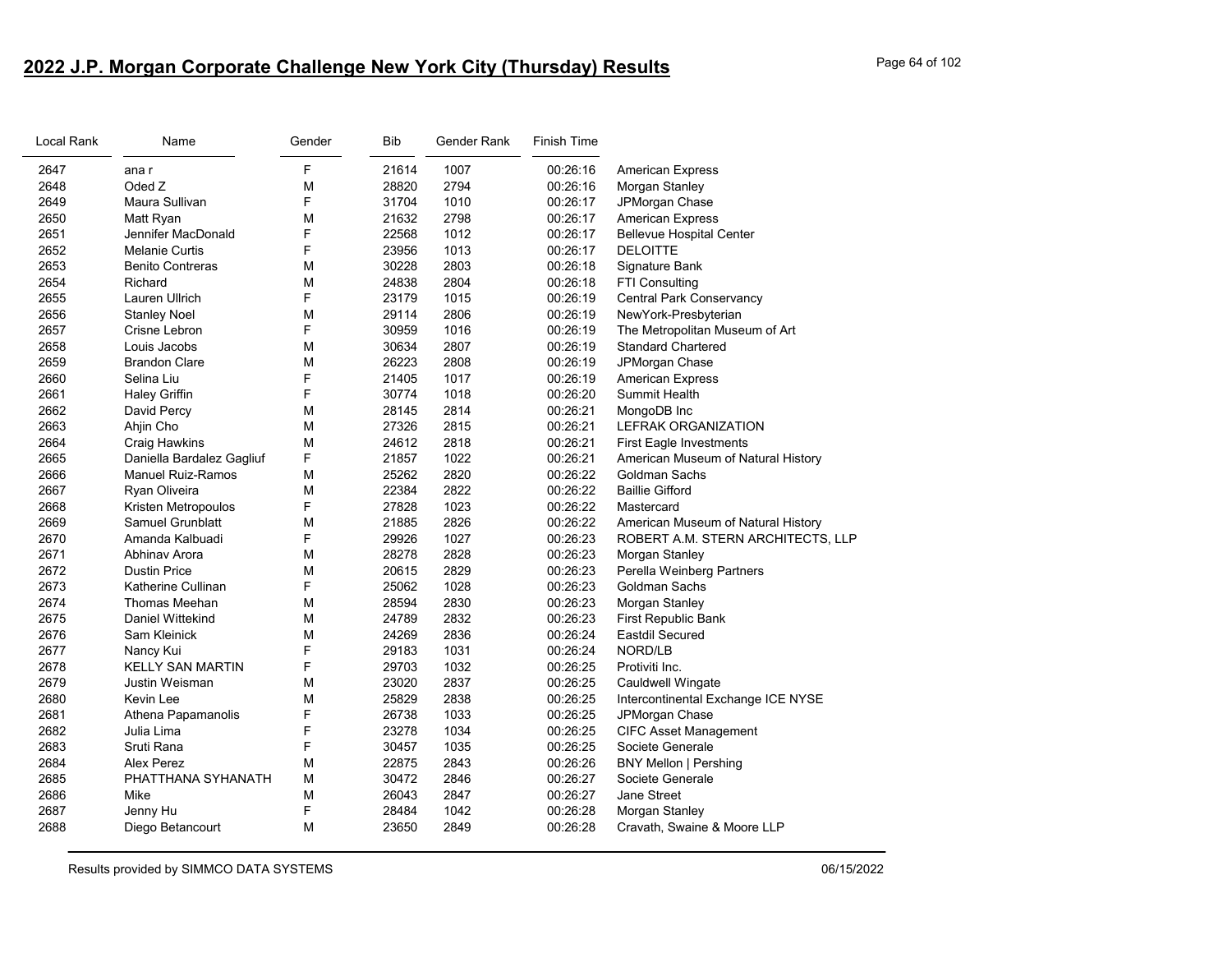# 2022 J.P. Morgan Corporate Challenge New York City (Thursday) Results

| Local Rank | Name | Gender | Bib | Gender Rank | Finish Time | |
|---|---|---|---|---|---|---|
| 2647 | ana r | F | 21614 | 1007 | 00:26:16 | American Express |
| 2648 | Oded Z | M | 28820 | 2794 | 00:26:16 | Morgan Stanley |
| 2649 | Maura Sullivan | F | 31704 | 1010 | 00:26:17 | JPMorgan Chase |
| 2650 | Matt Ryan | M | 21632 | 2798 | 00:26:17 | American Express |
| 2651 | Jennifer MacDonald | F | 22568 | 1012 | 00:26:17 | Bellevue Hospital Center |
| 2652 | Melanie Curtis | F | 23956 | 1013 | 00:26:17 | DELOITTE |
| 2653 | Benito Contreras | M | 30228 | 2803 | 00:26:18 | Signature Bank |
| 2654 | Richard | M | 24838 | 2804 | 00:26:18 | FTI Consulting |
| 2655 | Lauren Ullrich | F | 23179 | 1015 | 00:26:19 | Central Park Conservancy |
| 2656 | Stanley Noel | M | 29114 | 2806 | 00:26:19 | NewYork-Presbyterian |
| 2657 | Crisne Lebron | F | 30959 | 1016 | 00:26:19 | The Metropolitan Museum of Art |
| 2658 | Louis Jacobs | M | 30634 | 2807 | 00:26:19 | Standard Chartered |
| 2659 | Brandon Clare | M | 26223 | 2808 | 00:26:19 | JPMorgan Chase |
| 2660 | Selina Liu | F | 21405 | 1017 | 00:26:19 | American Express |
| 2661 | Haley Griffin | F | 30774 | 1018 | 00:26:20 | Summit Health |
| 2662 | David Percy | M | 28145 | 2814 | 00:26:21 | MongoDB Inc |
| 2663 | Ahjin Cho | M | 27326 | 2815 | 00:26:21 | LEFRAK ORGANIZATION |
| 2664 | Craig Hawkins | M | 24612 | 2818 | 00:26:21 | First Eagle Investments |
| 2665 | Daniella Bardalez Gagliuf | F | 21857 | 1022 | 00:26:21 | American Museum of Natural History |
| 2666 | Manuel Ruiz-Ramos | M | 25262 | 2820 | 00:26:22 | Goldman Sachs |
| 2667 | Ryan Oliveira | M | 22384 | 2822 | 00:26:22 | Baillie Gifford |
| 2668 | Kristen Metropoulos | F | 27828 | 1023 | 00:26:22 | Mastercard |
| 2669 | Samuel Grunblatt | M | 21885 | 2826 | 00:26:22 | American Museum of Natural History |
| 2670 | Amanda Kalbuadi | F | 29926 | 1027 | 00:26:23 | ROBERT A.M. STERN ARCHITECTS, LLP |
| 2671 | Abhinav Arora | M | 28278 | 2828 | 00:26:23 | Morgan Stanley |
| 2672 | Dustin Price | M | 20615 | 2829 | 00:26:23 | Perella Weinberg Partners |
| 2673 | Katherine Cullinan | F | 25062 | 1028 | 00:26:23 | Goldman Sachs |
| 2674 | Thomas Meehan | M | 28594 | 2830 | 00:26:23 | Morgan Stanley |
| 2675 | Daniel Wittekind | M | 24789 | 2832 | 00:26:23 | First Republic Bank |
| 2676 | Sam Kleinick | M | 24269 | 2836 | 00:26:24 | Eastdil Secured |
| 2677 | Nancy Kui | F | 29183 | 1031 | 00:26:24 | NORD/LB |
| 2678 | KELLY SAN MARTIN | F | 29703 | 1032 | 00:26:25 | Protiviti Inc. |
| 2679 | Justin Weisman | M | 23020 | 2837 | 00:26:25 | Cauldwell Wingate |
| 2680 | Kevin Lee | M | 25829 | 2838 | 00:26:25 | Intercontinental Exchange ICE NYSE |
| 2681 | Athena Papamanolis | F | 26738 | 1033 | 00:26:25 | JPMorgan Chase |
| 2682 | Julia Lima | F | 23278 | 1034 | 00:26:25 | CIFC Asset Management |
| 2683 | Sruti Rana | F | 30457 | 1035 | 00:26:25 | Societe Generale |
| 2684 | Alex Perez | M | 22875 | 2843 | 00:26:26 | BNY Mellon \| Pershing |
| 2685 | PHATTHANA SYHANATH | M | 30472 | 2846 | 00:26:27 | Societe Generale |
| 2686 | Mike | M | 26043 | 2847 | 00:26:27 | Jane Street |
| 2687 | Jenny Hu | F | 28484 | 1042 | 00:26:28 | Morgan Stanley |
| 2688 | Diego Betancourt | M | 23650 | 2849 | 00:26:28 | Cravath, Swaine & Moore LLP |

Results provided by SIMMCO DATA SYSTEMS 06/15/2022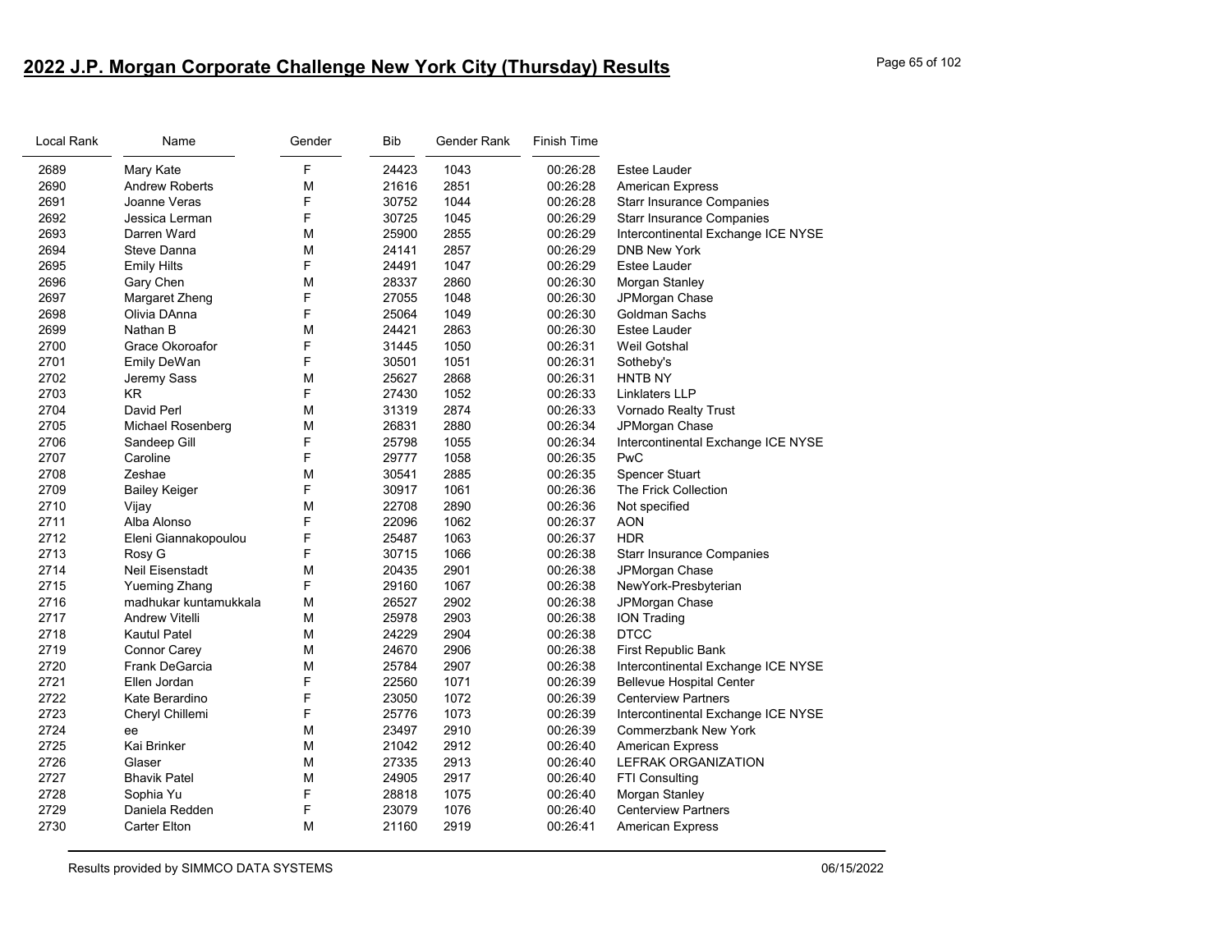## 2022 J.P. Morgan Corporate Challenge New York City (Thursday) Results

| Local Rank | Name | Gender | Bib | Gender Rank | Finish Time | |
|---|---|---|---|---|---|---|
| 2689 | Mary Kate | F | 24423 | 1043 | 00:26:28 | Estee Lauder |
| 2690 | Andrew Roberts | M | 21616 | 2851 | 00:26:28 | American Express |
| 2691 | Joanne Veras | F | 30752 | 1044 | 00:26:28 | Starr Insurance Companies |
| 2692 | Jessica Lerman | F | 30725 | 1045 | 00:26:29 | Starr Insurance Companies |
| 2693 | Darren Ward | M | 25900 | 2855 | 00:26:29 | Intercontinental Exchange ICE NYSE |
| 2694 | Steve Danna | M | 24141 | 2857 | 00:26:29 | DNB New York |
| 2695 | Emily Hilts | F | 24491 | 1047 | 00:26:29 | Estee Lauder |
| 2696 | Gary Chen | M | 28337 | 2860 | 00:26:30 | Morgan Stanley |
| 2697 | Margaret Zheng | F | 27055 | 1048 | 00:26:30 | JPMorgan Chase |
| 2698 | Olivia DAnna | F | 25064 | 1049 | 00:26:30 | Goldman Sachs |
| 2699 | Nathan B | M | 24421 | 2863 | 00:26:30 | Estee Lauder |
| 2700 | Grace Okoroafor | F | 31445 | 1050 | 00:26:31 | Weil Gotshal |
| 2701 | Emily DeWan | F | 30501 | 1051 | 00:26:31 | Sotheby's |
| 2702 | Jeremy Sass | M | 25627 | 2868 | 00:26:31 | HNTB NY |
| 2703 | KR | F | 27430 | 1052 | 00:26:33 | Linklaters LLP |
| 2704 | David Perl | M | 31319 | 2874 | 00:26:33 | Vornado Realty Trust |
| 2705 | Michael Rosenberg | M | 26831 | 2880 | 00:26:34 | JPMorgan Chase |
| 2706 | Sandeep Gill | F | 25798 | 1055 | 00:26:34 | Intercontinental Exchange ICE NYSE |
| 2707 | Caroline | F | 29777 | 1058 | 00:26:35 | PwC |
| 2708 | Zeshae | M | 30541 | 2885 | 00:26:35 | Spencer Stuart |
| 2709 | Bailey Keiger | F | 30917 | 1061 | 00:26:36 | The Frick Collection |
| 2710 | Vijay | M | 22708 | 2890 | 00:26:36 | Not specified |
| 2711 | Alba Alonso | F | 22096 | 1062 | 00:26:37 | AON |
| 2712 | Eleni Giannakopoulou | F | 25487 | 1063 | 00:26:37 | HDR |
| 2713 | Rosy G | F | 30715 | 1066 | 00:26:38 | Starr Insurance Companies |
| 2714 | Neil Eisenstadt | M | 20435 | 2901 | 00:26:38 | JPMorgan Chase |
| 2715 | Yueming Zhang | F | 29160 | 1067 | 00:26:38 | NewYork-Presbyterian |
| 2716 | madhukar kuntamukkala | M | 26527 | 2902 | 00:26:38 | JPMorgan Chase |
| 2717 | Andrew Vitelli | M | 25978 | 2903 | 00:26:38 | ION Trading |
| 2718 | Kautul Patel | M | 24229 | 2904 | 00:26:38 | DTCC |
| 2719 | Connor Carey | M | 24670 | 2906 | 00:26:38 | First Republic Bank |
| 2720 | Frank DeGarcia | M | 25784 | 2907 | 00:26:38 | Intercontinental Exchange ICE NYSE |
| 2721 | Ellen Jordan | F | 22560 | 1071 | 00:26:39 | Bellevue Hospital Center |
| 2722 | Kate Berardino | F | 23050 | 1072 | 00:26:39 | Centerview Partners |
| 2723 | Cheryl Chillemi | F | 25776 | 1073 | 00:26:39 | Intercontinental Exchange ICE NYSE |
| 2724 | ee | M | 23497 | 2910 | 00:26:39 | Commerzbank New York |
| 2725 | Kai Brinker | M | 21042 | 2912 | 00:26:40 | American Express |
| 2726 | Glaser | M | 27335 | 2913 | 00:26:40 | LEFRAK ORGANIZATION |
| 2727 | Bhavik Patel | M | 24905 | 2917 | 00:26:40 | FTI Consulting |
| 2728 | Sophia Yu | F | 28818 | 1075 | 00:26:40 | Morgan Stanley |
| 2729 | Daniela Redden | F | 23079 | 1076 | 00:26:40 | Centerview Partners |
| 2730 | Carter Elton | M | 21160 | 2919 | 00:26:41 | American Express |

Results provided by SIMMCO DATA SYSTEMS 06/15/2022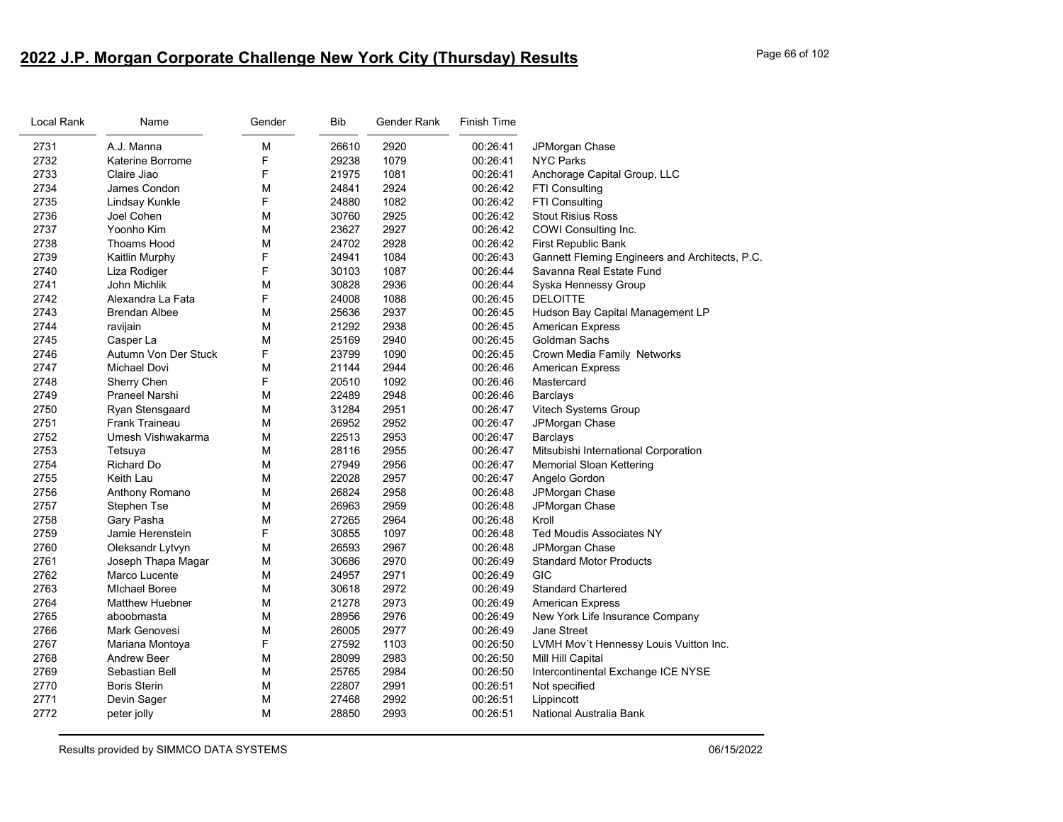## 2022 J.P. Morgan Corporate Challenge New York City (Thursday) Results

| Local Rank | Name | Gender | Bib | Gender Rank | Finish Time | |
|---|---|---|---|---|---|---|
| 2731 | A.J. Manna | M | 26610 | 2920 | 00:26:41 | JPMorgan Chase |
| 2732 | Katerine Borrome | F | 29238 | 1079 | 00:26:41 | NYC Parks |
| 2733 | Claire Jiao | F | 21975 | 1081 | 00:26:41 | Anchorage Capital Group, LLC |
| 2734 | James Condon | M | 24841 | 2924 | 00:26:42 | FTI Consulting |
| 2735 | Lindsay Kunkle | F | 24880 | 1082 | 00:26:42 | FTI Consulting |
| 2736 | Joel Cohen | M | 30760 | 2925 | 00:26:42 | Stout Risius Ross |
| 2737 | Yoonho Kim | M | 23627 | 2927 | 00:26:42 | COWI Consulting Inc. |
| 2738 | Thoams Hood | M | 24702 | 2928 | 00:26:42 | First Republic Bank |
| 2739 | Kaitlin Murphy | F | 24941 | 1084 | 00:26:43 | Gannett Fleming Engineers and Architects, P.C. |
| 2740 | Liza Rodiger | F | 30103 | 1087 | 00:26:44 | Savanna Real Estate Fund |
| 2741 | John Michlik | M | 30828 | 2936 | 00:26:44 | Syska Hennessy Group |
| 2742 | Alexandra La Fata | F | 24008 | 1088 | 00:26:45 | DELOITTE |
| 2743 | Brendan Albee | M | 25636 | 2937 | 00:26:45 | Hudson Bay Capital Management LP |
| 2744 | ravijain | M | 21292 | 2938 | 00:26:45 | American Express |
| 2745 | Casper La | M | 25169 | 2940 | 00:26:45 | Goldman Sachs |
| 2746 | Autumn Von Der Stuck | F | 23799 | 1090 | 00:26:45 | Crown Media Family Networks |
| 2747 | Michael Dovi | M | 21144 | 2944 | 00:26:46 | American Express |
| 2748 | Sherry Chen | F | 20510 | 1092 | 00:26:46 | Mastercard |
| 2749 | Praneel Narshi | M | 22489 | 2948 | 00:26:46 | Barclays |
| 2750 | Ryan Stensgaard | M | 31284 | 2951 | 00:26:47 | Vitech Systems Group |
| 2751 | Frank Traineau | M | 26952 | 2952 | 00:26:47 | JPMorgan Chase |
| 2752 | Umesh Vishwakarma | M | 22513 | 2953 | 00:26:47 | Barclays |
| 2753 | Tetsuya | M | 28116 | 2955 | 00:26:47 | Mitsubishi International Corporation |
| 2754 | Richard Do | M | 27949 | 2956 | 00:26:47 | Memorial Sloan Kettering |
| 2755 | Keith Lau | M | 22028 | 2957 | 00:26:47 | Angelo Gordon |
| 2756 | Anthony Romano | M | 26824 | 2958 | 00:26:48 | JPMorgan Chase |
| 2757 | Stephen Tse | M | 26963 | 2959 | 00:26:48 | JPMorgan Chase |
| 2758 | Gary Pasha | M | 27265 | 2964 | 00:26:48 | Kroll |
| 2759 | Jamie Herenstein | F | 30855 | 1097 | 00:26:48 | Ted Moudis Associates NY |
| 2760 | Oleksandr Lytvyn | M | 26593 | 2967 | 00:26:48 | JPMorgan Chase |
| 2761 | Joseph Thapa Magar | M | 30686 | 2970 | 00:26:49 | Standard Motor Products |
| 2762 | Marco Lucente | M | 24957 | 2971 | 00:26:49 | GIC |
| 2763 | MIchael Boree | M | 30618 | 2972 | 00:26:49 | Standard Chartered |
| 2764 | Matthew Huebner | M | 21278 | 2973 | 00:26:49 | American Express |
| 2765 | aboobmasta | M | 28956 | 2976 | 00:26:49 | New York Life Insurance Company |
| 2766 | Mark Genovesi | M | 26005 | 2977 | 00:26:49 | Jane Street |
| 2767 | Mariana Montoya | F | 27592 | 1103 | 00:26:50 | LVMH Mov´t Hennessy Louis Vuitton Inc. |
| 2768 | Andrew Beer | M | 28099 | 2983 | 00:26:50 | Mill Hill Capital |
| 2769 | Sebastian Bell | M | 25765 | 2984 | 00:26:50 | Intercontinental Exchange ICE NYSE |
| 2770 | Boris Sterin | M | 22807 | 2991 | 00:26:51 | Not specified |
| 2771 | Devin Sager | M | 27468 | 2992 | 00:26:51 | Lippincott |
| 2772 | peter jolly | M | 28850 | 2993 | 00:26:51 | National Australia Bank |

Results provided by SIMMCO DATA SYSTEMS 06/15/2022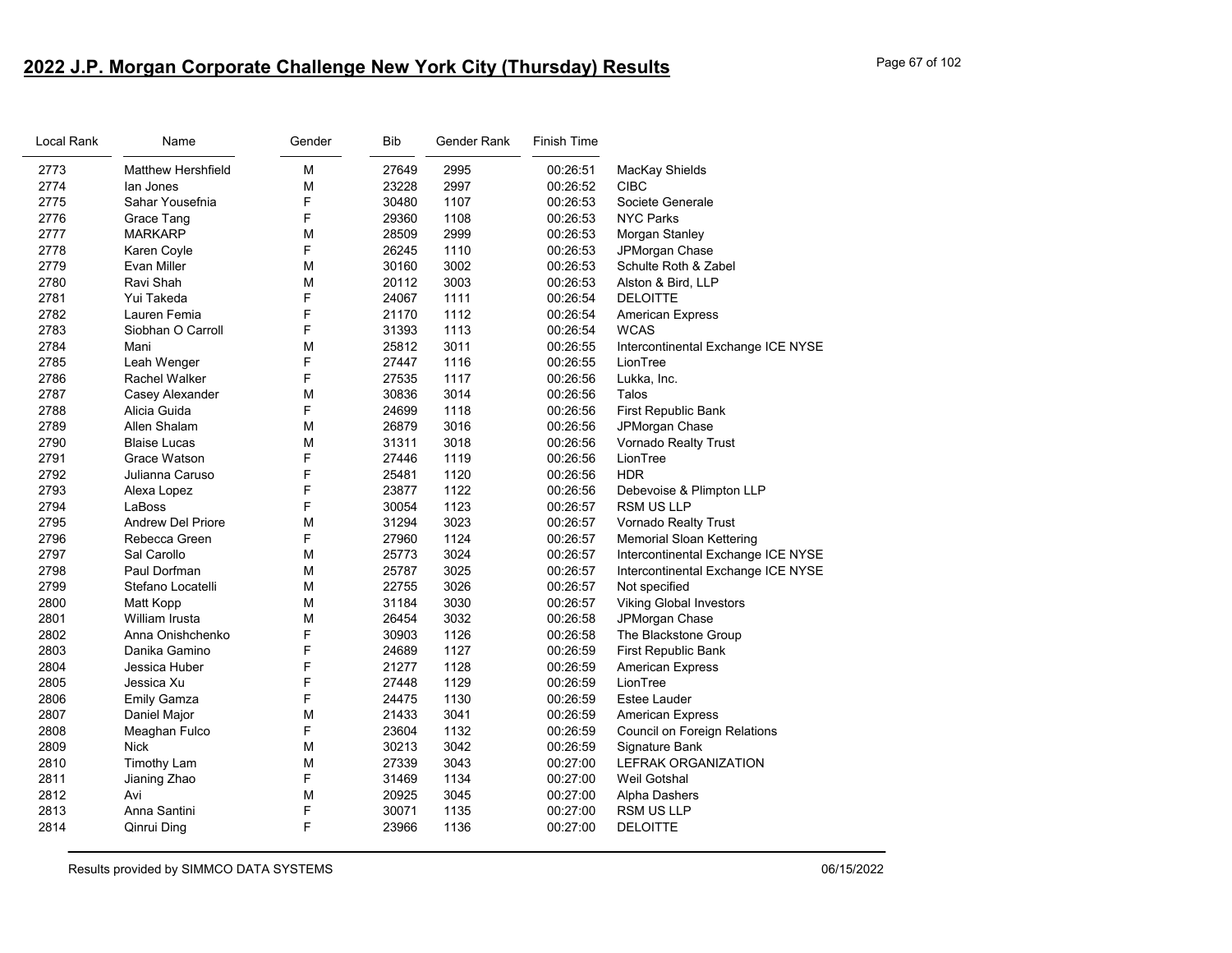## 2022 J.P. Morgan Corporate Challenge New York City (Thursday) Results

| Local Rank | Name | Gender | Bib | Gender Rank | Finish Time | |
|---|---|---|---|---|---|---|
| 2773 | Matthew Hershfield | M | 27649 | 2995 | 00:26:51 | MacKay Shields |
| 2774 | Ian Jones | M | 23228 | 2997 | 00:26:52 | CIBC |
| 2775 | Sahar Yousefnia | F | 30480 | 1107 | 00:26:53 | Societe Generale |
| 2776 | Grace Tang | F | 29360 | 1108 | 00:26:53 | NYC Parks |
| 2777 | MARKARP | M | 28509 | 2999 | 00:26:53 | Morgan Stanley |
| 2778 | Karen Coyle | F | 26245 | 1110 | 00:26:53 | JPMorgan Chase |
| 2779 | Evan Miller | M | 30160 | 3002 | 00:26:53 | Schulte Roth & Zabel |
| 2780 | Ravi Shah | M | 20112 | 3003 | 00:26:53 | Alston & Bird, LLP |
| 2781 | Yui Takeda | F | 24067 | 1111 | 00:26:54 | DELOITTE |
| 2782 | Lauren Femia | F | 21170 | 1112 | 00:26:54 | American Express |
| 2783 | Siobhan O Carroll | F | 31393 | 1113 | 00:26:54 | WCAS |
| 2784 | Mani | M | 25812 | 3011 | 00:26:55 | Intercontinental Exchange ICE NYSE |
| 2785 | Leah Wenger | F | 27447 | 1116 | 00:26:55 | LionTree |
| 2786 | Rachel Walker | F | 27535 | 1117 | 00:26:56 | Lukka, Inc. |
| 2787 | Casey Alexander | M | 30836 | 3014 | 00:26:56 | Talos |
| 2788 | Alicia Guida | F | 24699 | 1118 | 00:26:56 | First Republic Bank |
| 2789 | Allen Shalam | M | 26879 | 3016 | 00:26:56 | JPMorgan Chase |
| 2790 | Blaise Lucas | M | 31311 | 3018 | 00:26:56 | Vornado Realty Trust |
| 2791 | Grace Watson | F | 27446 | 1119 | 00:26:56 | LionTree |
| 2792 | Julianna Caruso | F | 25481 | 1120 | 00:26:56 | HDR |
| 2793 | Alexa Lopez | F | 23877 | 1122 | 00:26:56 | Debevoise & Plimpton LLP |
| 2794 | LaBoss | F | 30054 | 1123 | 00:26:57 | RSM US LLP |
| 2795 | Andrew Del Priore | M | 31294 | 3023 | 00:26:57 | Vornado Realty Trust |
| 2796 | Rebecca Green | F | 27960 | 1124 | 00:26:57 | Memorial Sloan Kettering |
| 2797 | Sal Carollo | M | 25773 | 3024 | 00:26:57 | Intercontinental Exchange ICE NYSE |
| 2798 | Paul Dorfman | M | 25787 | 3025 | 00:26:57 | Intercontinental Exchange ICE NYSE |
| 2799 | Stefano Locatelli | M | 22755 | 3026 | 00:26:57 | Not specified |
| 2800 | Matt Kopp | M | 31184 | 3030 | 00:26:57 | Viking Global Investors |
| 2801 | William Irusta | M | 26454 | 3032 | 00:26:58 | JPMorgan Chase |
| 2802 | Anna Onishchenko | F | 30903 | 1126 | 00:26:58 | The Blackstone Group |
| 2803 | Danika Gamino | F | 24689 | 1127 | 00:26:59 | First Republic Bank |
| 2804 | Jessica Huber | F | 21277 | 1128 | 00:26:59 | American Express |
| 2805 | Jessica Xu | F | 27448 | 1129 | 00:26:59 | LionTree |
| 2806 | Emily Gamza | F | 24475 | 1130 | 00:26:59 | Estee Lauder |
| 2807 | Daniel Major | M | 21433 | 3041 | 00:26:59 | American Express |
| 2808 | Meaghan Fulco | F | 23604 | 1132 | 00:26:59 | Council on Foreign Relations |
| 2809 | Nick | M | 30213 | 3042 | 00:26:59 | Signature Bank |
| 2810 | Timothy Lam | M | 27339 | 3043 | 00:27:00 | LEFRAK ORGANIZATION |
| 2811 | Jianing Zhao | F | 31469 | 1134 | 00:27:00 | Weil Gotshal |
| 2812 | Avi | M | 20925 | 3045 | 00:27:00 | Alpha Dashers |
| 2813 | Anna Santini | F | 30071 | 1135 | 00:27:00 | RSM US LLP |
| 2814 | Qinrui Ding | F | 23966 | 1136 | 00:27:00 | DELOITTE |

Results provided by SIMMCO DATA SYSTEMS 06/15/2022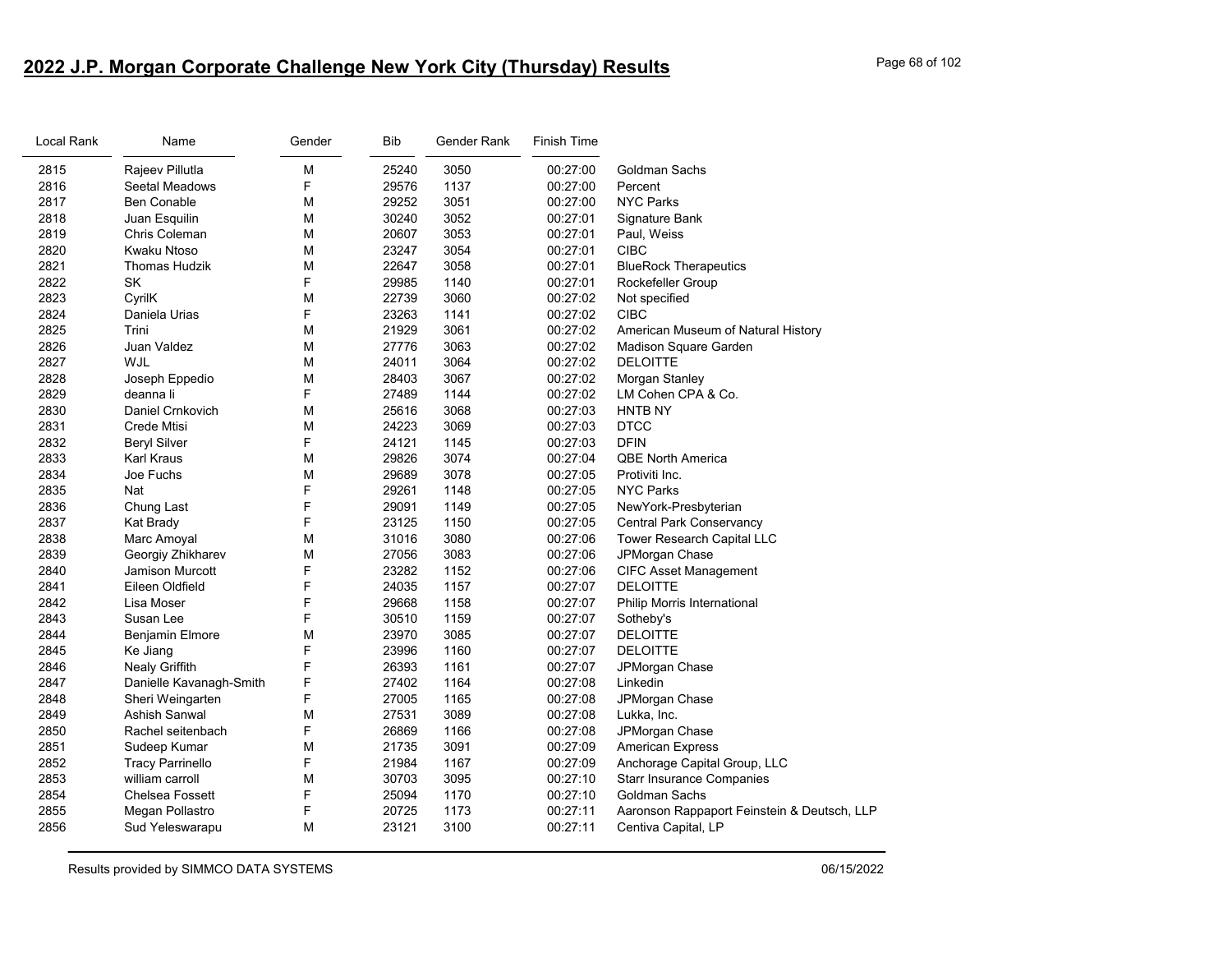## 2022 J.P. Morgan Corporate Challenge New York City (Thursday) Results

| Local Rank | Name | Gender | Bib | Gender Rank | Finish Time | |
|---|---|---|---|---|---|---|
| 2815 | Rajeev Pillutla | M | 25240 | 3050 | 00:27:00 | Goldman Sachs |
| 2816 | Seetal Meadows | F | 29576 | 1137 | 00:27:00 | Percent |
| 2817 | Ben Conable | M | 29252 | 3051 | 00:27:00 | NYC Parks |
| 2818 | Juan Esquilin | M | 30240 | 3052 | 00:27:01 | Signature Bank |
| 2819 | Chris Coleman | M | 20607 | 3053 | 00:27:01 | Paul, Weiss |
| 2820 | Kwaku Ntoso | M | 23247 | 3054 | 00:27:01 | CIBC |
| 2821 | Thomas Hudzik | M | 22647 | 3058 | 00:27:01 | BlueRock Therapeutics |
| 2822 | SK | F | 29985 | 1140 | 00:27:01 | Rockefeller Group |
| 2823 | CyrilK | M | 22739 | 3060 | 00:27:02 | Not specified |
| 2824 | Daniela Urias | F | 23263 | 1141 | 00:27:02 | CIBC |
| 2825 | Trini | M | 21929 | 3061 | 00:27:02 | American Museum of Natural History |
| 2826 | Juan Valdez | M | 27776 | 3063 | 00:27:02 | Madison Square Garden |
| 2827 | WJL | M | 24011 | 3064 | 00:27:02 | DELOITTE |
| 2828 | Joseph Eppedio | M | 28403 | 3067 | 00:27:02 | Morgan Stanley |
| 2829 | deanna li | F | 27489 | 1144 | 00:27:02 | LM Cohen CPA & Co. |
| 2830 | Daniel Crnkovich | M | 25616 | 3068 | 00:27:03 | HNTB NY |
| 2831 | Crede Mtisi | M | 24223 | 3069 | 00:27:03 | DTCC |
| 2832 | Beryl Silver | F | 24121 | 1145 | 00:27:03 | DFIN |
| 2833 | Karl Kraus | M | 29826 | 3074 | 00:27:04 | QBE North America |
| 2834 | Joe Fuchs | M | 29689 | 3078 | 00:27:05 | Protiviti Inc. |
| 2835 | Nat | F | 29261 | 1148 | 00:27:05 | NYC Parks |
| 2836 | Chung Last | F | 29091 | 1149 | 00:27:05 | NewYork-Presbyterian |
| 2837 | Kat Brady | F | 23125 | 1150 | 00:27:05 | Central Park Conservancy |
| 2838 | Marc Amoyal | M | 31016 | 3080 | 00:27:06 | Tower Research Capital LLC |
| 2839 | Georgiy Zhikharev | M | 27056 | 3083 | 00:27:06 | JPMorgan Chase |
| 2840 | Jamison Murcott | F | 23282 | 1152 | 00:27:06 | CIFC Asset Management |
| 2841 | Eileen Oldfield | F | 24035 | 1157 | 00:27:07 | DELOITTE |
| 2842 | Lisa Moser | F | 29668 | 1158 | 00:27:07 | Philip Morris International |
| 2843 | Susan Lee | F | 30510 | 1159 | 00:27:07 | Sotheby's |
| 2844 | Benjamin Elmore | M | 23970 | 3085 | 00:27:07 | DELOITTE |
| 2845 | Ke Jiang | F | 23996 | 1160 | 00:27:07 | DELOITTE |
| 2846 | Nealy Griffith | F | 26393 | 1161 | 00:27:07 | JPMorgan Chase |
| 2847 | Danielle Kavanagh-Smith | F | 27402 | 1164 | 00:27:08 | Linkedin |
| 2848 | Sheri Weingarten | F | 27005 | 1165 | 00:27:08 | JPMorgan Chase |
| 2849 | Ashish Sanwal | M | 27531 | 3089 | 00:27:08 | Lukka, Inc. |
| 2850 | Rachel seitenbach | F | 26869 | 1166 | 00:27:08 | JPMorgan Chase |
| 2851 | Sudeep Kumar | M | 21735 | 3091 | 00:27:09 | American Express |
| 2852 | Tracy Parrinello | F | 21984 | 1167 | 00:27:09 | Anchorage Capital Group, LLC |
| 2853 | william carroll | M | 30703 | 3095 | 00:27:10 | Starr Insurance Companies |
| 2854 | Chelsea Fossett | F | 25094 | 1170 | 00:27:10 | Goldman Sachs |
| 2855 | Megan Pollastro | F | 20725 | 1173 | 00:27:11 | Aaronson Rappaport Feinstein & Deutsch, LLP |
| 2856 | Sud Yeleswarapu | M | 23121 | 3100 | 00:27:11 | Centiva Capital, LP |

Results provided by SIMMCO DATA SYSTEMS 06/15/2022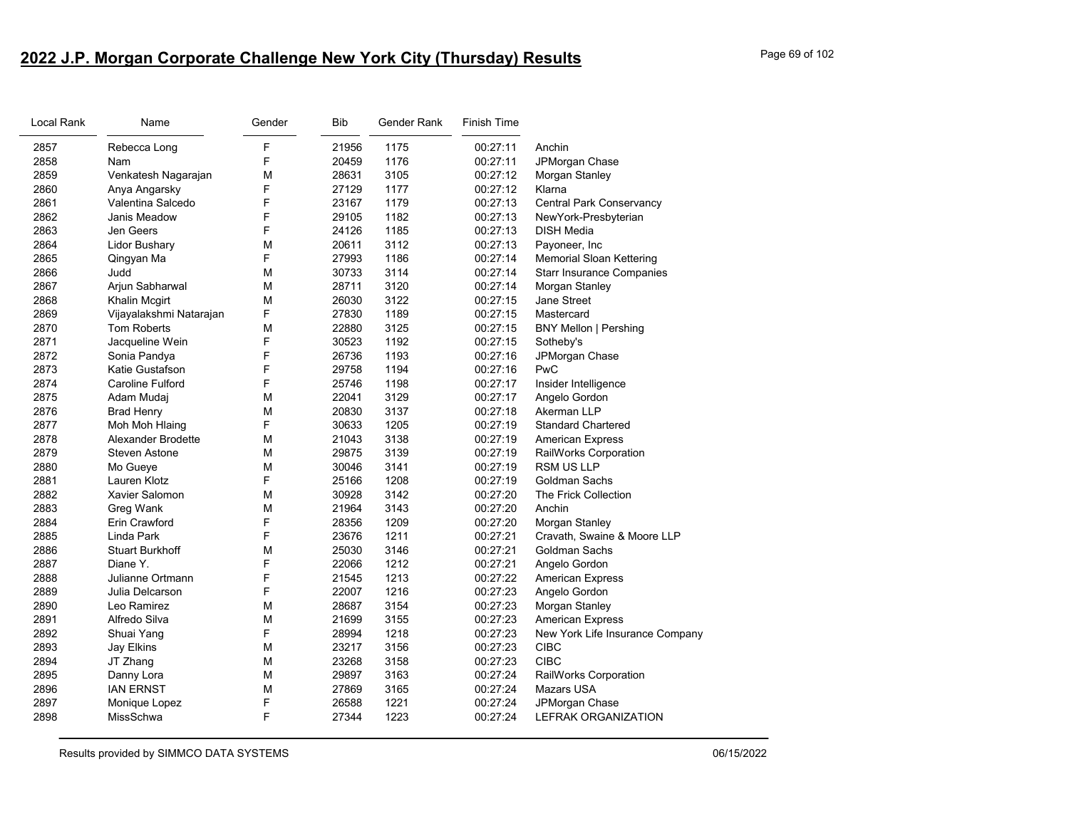## 2022 J.P. Morgan Corporate Challenge New York City (Thursday) Results

| Local Rank | Name | Gender | Bib | Gender Rank | Finish Time | |
|---|---|---|---|---|---|---|
| 2857 | Rebecca Long | F | 21956 | 1175 | 00:27:11 | Anchin |
| 2858 | Nam | F | 20459 | 1176 | 00:27:11 | JPMorgan Chase |
| 2859 | Venkatesh Nagarajan | M | 28631 | 3105 | 00:27:12 | Morgan Stanley |
| 2860 | Anya Angarsky | F | 27129 | 1177 | 00:27:12 | Klarna |
| 2861 | Valentina Salcedo | F | 23167 | 1179 | 00:27:13 | Central Park Conservancy |
| 2862 | Janis Meadow | F | 29105 | 1182 | 00:27:13 | NewYork-Presbyterian |
| 2863 | Jen Geers | F | 24126 | 1185 | 00:27:13 | DISH Media |
| 2864 | Lidor Bushary | M | 20611 | 3112 | 00:27:13 | Payoneer, Inc |
| 2865 | Qingyan Ma | F | 27993 | 1186 | 00:27:14 | Memorial Sloan Kettering |
| 2866 | Judd | M | 30733 | 3114 | 00:27:14 | Starr Insurance Companies |
| 2867 | Arjun Sabharwal | M | 28711 | 3120 | 00:27:14 | Morgan Stanley |
| 2868 | Khalin Mcgirt | M | 26030 | 3122 | 00:27:15 | Jane Street |
| 2869 | Vijayalakshmi Natarajan | F | 27830 | 1189 | 00:27:15 | Mastercard |
| 2870 | Tom Roberts | M | 22880 | 3125 | 00:27:15 | BNY Mellon \| Pershing |
| 2871 | Jacqueline Wein | F | 30523 | 1192 | 00:27:15 | Sotheby's |
| 2872 | Sonia Pandya | F | 26736 | 1193 | 00:27:16 | JPMorgan Chase |
| 2873 | Katie Gustafson | F | 29758 | 1194 | 00:27:16 | PwC |
| 2874 | Caroline Fulford | F | 25746 | 1198 | 00:27:17 | Insider Intelligence |
| 2875 | Adam Mudaj | M | 22041 | 3129 | 00:27:17 | Angelo Gordon |
| 2876 | Brad Henry | M | 20830 | 3137 | 00:27:18 | Akerman LLP |
| 2877 | Moh Moh Hlaing | F | 30633 | 1205 | 00:27:19 | Standard Chartered |
| 2878 | Alexander Brodette | M | 21043 | 3138 | 00:27:19 | American Express |
| 2879 | Steven Astone | M | 29875 | 3139 | 00:27:19 | RailWorks Corporation |
| 2880 | Mo Gueye | M | 30046 | 3141 | 00:27:19 | RSM US LLP |
| 2881 | Lauren Klotz | F | 25166 | 1208 | 00:27:19 | Goldman Sachs |
| 2882 | Xavier Salomon | M | 30928 | 3142 | 00:27:20 | The Frick Collection |
| 2883 | Greg Wank | M | 21964 | 3143 | 00:27:20 | Anchin |
| 2884 | Erin Crawford | F | 28356 | 1209 | 00:27:20 | Morgan Stanley |
| 2885 | Linda Park | F | 23676 | 1211 | 00:27:21 | Cravath, Swaine & Moore LLP |
| 2886 | Stuart Burkhoff | M | 25030 | 3146 | 00:27:21 | Goldman Sachs |
| 2887 | Diane Y. | F | 22066 | 1212 | 00:27:21 | Angelo Gordon |
| 2888 | Julianne Ortmann | F | 21545 | 1213 | 00:27:22 | American Express |
| 2889 | Julia Delcarson | F | 22007 | 1216 | 00:27:23 | Angelo Gordon |
| 2890 | Leo Ramirez | M | 28687 | 3154 | 00:27:23 | Morgan Stanley |
| 2891 | Alfredo Silva | M | 21699 | 3155 | 00:27:23 | American Express |
| 2892 | Shuai Yang | F | 28994 | 1218 | 00:27:23 | New York Life Insurance Company |
| 2893 | Jay Elkins | M | 23217 | 3156 | 00:27:23 | CIBC |
| 2894 | JT Zhang | M | 23268 | 3158 | 00:27:23 | CIBC |
| 2895 | Danny Lora | M | 29897 | 3163 | 00:27:24 | RailWorks Corporation |
| 2896 | IAN ERNST | M | 27869 | 3165 | 00:27:24 | Mazars USA |
| 2897 | Monique Lopez | F | 26588 | 1221 | 00:27:24 | JPMorgan Chase |
| 2898 | MissSchwa | F | 27344 | 1223 | 00:27:24 | LEFRAK ORGANIZATION |

Results provided by SIMMCO DATA SYSTEMS 06/15/2022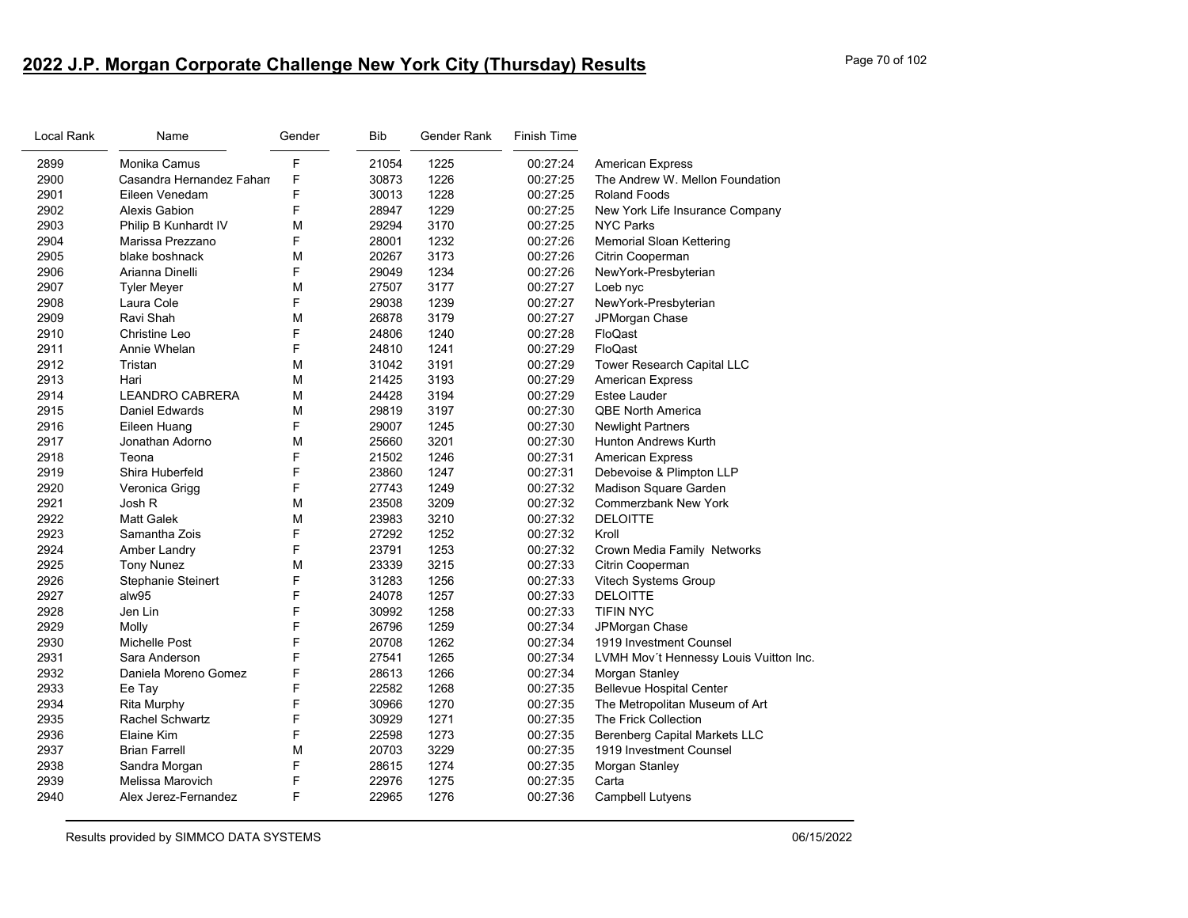# 2022 J.P. Morgan Corporate Challenge New York City (Thursday) Results

| Local Rank | Name | Gender | Bib | Gender Rank | Finish Time | |
|---|---|---|---|---|---|---|
| 2899 | Monika Camus | F | 21054 | 1225 | 00:27:24 | American Express |
| 2900 | Casandra Hernandez Fahan | F | 30873 | 1226 | 00:27:25 | The Andrew W. Mellon Foundation |
| 2901 | Eileen Venedam | F | 30013 | 1228 | 00:27:25 | Roland Foods |
| 2902 | Alexis Gabion | F | 28947 | 1229 | 00:27:25 | New York Life Insurance Company |
| 2903 | Philip B Kunhardt IV | M | 29294 | 3170 | 00:27:25 | NYC Parks |
| 2904 | Marissa Prezzano | F | 28001 | 1232 | 00:27:26 | Memorial Sloan Kettering |
| 2905 | blake boshnack | M | 20267 | 3173 | 00:27:26 | Citrin Cooperman |
| 2906 | Arianna Dinelli | F | 29049 | 1234 | 00:27:26 | NewYork-Presbyterian |
| 2907 | Tyler Meyer | M | 27507 | 3177 | 00:27:27 | Loeb nyc |
| 2908 | Laura Cole | F | 29038 | 1239 | 00:27:27 | NewYork-Presbyterian |
| 2909 | Ravi Shah | M | 26878 | 3179 | 00:27:27 | JPMorgan Chase |
| 2910 | Christine Leo | F | 24806 | 1240 | 00:27:28 | FloQast |
| 2911 | Annie Whelan | F | 24810 | 1241 | 00:27:29 | FloQast |
| 2912 | Tristan | M | 31042 | 3191 | 00:27:29 | Tower Research Capital LLC |
| 2913 | Hari | M | 21425 | 3193 | 00:27:29 | American Express |
| 2914 | LEANDRO CABRERA | M | 24428 | 3194 | 00:27:29 | Estee Lauder |
| 2915 | Daniel Edwards | M | 29819 | 3197 | 00:27:30 | QBE North America |
| 2916 | Eileen Huang | F | 29007 | 1245 | 00:27:30 | Newlight Partners |
| 2917 | Jonathan Adorno | M | 25660 | 3201 | 00:27:30 | Hunton Andrews Kurth |
| 2918 | Teona | F | 21502 | 1246 | 00:27:31 | American Express |
| 2919 | Shira Huberfeld | F | 23860 | 1247 | 00:27:31 | Debevoise & Plimpton LLP |
| 2920 | Veronica Grigg | F | 27743 | 1249 | 00:27:32 | Madison Square Garden |
| 2921 | Josh R | M | 23508 | 3209 | 00:27:32 | Commerzbank New York |
| 2922 | Matt Galek | M | 23983 | 3210 | 00:27:32 | DELOITTE |
| 2923 | Samantha Zois | F | 27292 | 1252 | 00:27:32 | Kroll |
| 2924 | Amber Landry | F | 23791 | 1253 | 00:27:32 | Crown Media Family Networks |
| 2925 | Tony Nunez | M | 23339 | 3215 | 00:27:33 | Citrin Cooperman |
| 2926 | Stephanie Steinert | F | 31283 | 1256 | 00:27:33 | Vitech Systems Group |
| 2927 | alw95 | F | 24078 | 1257 | 00:27:33 | DELOITTE |
| 2928 | Jen Lin | F | 30992 | 1258 | 00:27:33 | TIFIN NYC |
| 2929 | Molly | F | 26796 | 1259 | 00:27:34 | JPMorgan Chase |
| 2930 | Michelle Post | F | 20708 | 1262 | 00:27:34 | 1919 Investment Counsel |
| 2931 | Sara Anderson | F | 27541 | 1265 | 00:27:34 | LVMH Mov´t Hennessy Louis Vuitton Inc. |
| 2932 | Daniela Moreno Gomez | F | 28613 | 1266 | 00:27:34 | Morgan Stanley |
| 2933 | Ee Tay | F | 22582 | 1268 | 00:27:35 | Bellevue Hospital Center |
| 2934 | Rita Murphy | F | 30966 | 1270 | 00:27:35 | The Metropolitan Museum of Art |
| 2935 | Rachel Schwartz | F | 30929 | 1271 | 00:27:35 | The Frick Collection |
| 2936 | Elaine Kim | F | 22598 | 1273 | 00:27:35 | Berenberg Capital Markets LLC |
| 2937 | Brian Farrell | M | 20703 | 3229 | 00:27:35 | 1919 Investment Counsel |
| 2938 | Sandra Morgan | F | 28615 | 1274 | 00:27:35 | Morgan Stanley |
| 2939 | Melissa Marovich | F | 22976 | 1275 | 00:27:35 | Carta |
| 2940 | Alex Jerez-Fernandez | F | 22965 | 1276 | 00:27:36 | Campbell Lutyens |

Results provided by SIMMCO DATA SYSTEMS 06/15/2022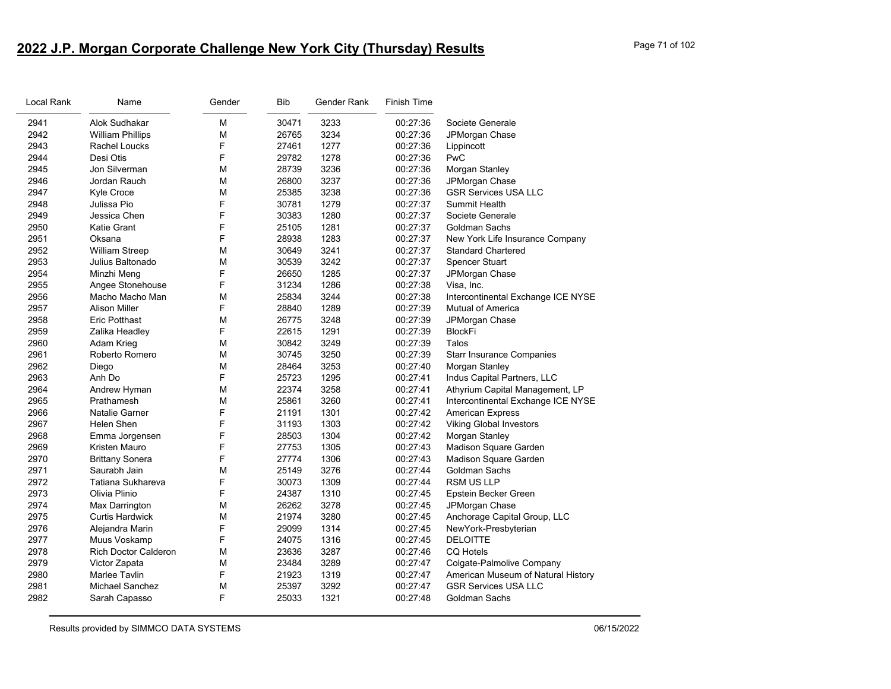## 2022 J.P. Morgan Corporate Challenge New York City (Thursday) Results

| Local Rank | Name | Gender | Bib | Gender Rank | Finish Time | |
|---|---|---|---|---|---|---|
| 2941 | Alok Sudhakar | M | 30471 | 3233 | 00:27:36 | Societe Generale |
| 2942 | William Phillips | M | 26765 | 3234 | 00:27:36 | JPMorgan Chase |
| 2943 | Rachel Loucks | F | 27461 | 1277 | 00:27:36 | Lippincott |
| 2944 | Desi Otis | F | 29782 | 1278 | 00:27:36 | PwC |
| 2945 | Jon Silverman | M | 28739 | 3236 | 00:27:36 | Morgan Stanley |
| 2946 | Jordan Rauch | M | 26800 | 3237 | 00:27:36 | JPMorgan Chase |
| 2947 | Kyle Croce | M | 25385 | 3238 | 00:27:36 | GSR Services USA LLC |
| 2948 | Julissa Pio | F | 30781 | 1279 | 00:27:37 | Summit Health |
| 2949 | Jessica Chen | F | 30383 | 1280 | 00:27:37 | Societe Generale |
| 2950 | Katie Grant | F | 25105 | 1281 | 00:27:37 | Goldman Sachs |
| 2951 | Oksana | F | 28938 | 1283 | 00:27:37 | New York Life Insurance Company |
| 2952 | William Streep | M | 30649 | 3241 | 00:27:37 | Standard Chartered |
| 2953 | Julius Baltonado | M | 30539 | 3242 | 00:27:37 | Spencer Stuart |
| 2954 | Minzhi Meng | F | 26650 | 1285 | 00:27:37 | JPMorgan Chase |
| 2955 | Angee Stonehouse | F | 31234 | 1286 | 00:27:38 | Visa, Inc. |
| 2956 | Macho Macho Man | M | 25834 | 3244 | 00:27:38 | Intercontinental Exchange ICE NYSE |
| 2957 | Alison Miller | F | 28840 | 1289 | 00:27:39 | Mutual of America |
| 2958 | Eric Potthast | M | 26775 | 3248 | 00:27:39 | JPMorgan Chase |
| 2959 | Zalika Headley | F | 22615 | 1291 | 00:27:39 | BlockFi |
| 2960 | Adam Krieg | M | 30842 | 3249 | 00:27:39 | Talos |
| 2961 | Roberto Romero | M | 30745 | 3250 | 00:27:39 | Starr Insurance Companies |
| 2962 | Diego | M | 28464 | 3253 | 00:27:40 | Morgan Stanley |
| 2963 | Anh Do | F | 25723 | 1295 | 00:27:41 | Indus Capital Partners, LLC |
| 2964 | Andrew Hyman | M | 22374 | 3258 | 00:27:41 | Athyrium Capital Management, LP |
| 2965 | Prathamesh | M | 25861 | 3260 | 00:27:41 | Intercontinental Exchange ICE NYSE |
| 2966 | Natalie Garner | F | 21191 | 1301 | 00:27:42 | American Express |
| 2967 | Helen Shen | F | 31193 | 1303 | 00:27:42 | Viking Global Investors |
| 2968 | Emma Jorgensen | F | 28503 | 1304 | 00:27:42 | Morgan Stanley |
| 2969 | Kristen Mauro | F | 27753 | 1305 | 00:27:43 | Madison Square Garden |
| 2970 | Brittany Sonera | F | 27774 | 1306 | 00:27:43 | Madison Square Garden |
| 2971 | Saurabh Jain | M | 25149 | 3276 | 00:27:44 | Goldman Sachs |
| 2972 | Tatiana Sukhareva | F | 30073 | 1309 | 00:27:44 | RSM US LLP |
| 2973 | Olivia Plinio | F | 24387 | 1310 | 00:27:45 | Epstein Becker Green |
| 2974 | Max Darrington | M | 26262 | 3278 | 00:27:45 | JPMorgan Chase |
| 2975 | Curtis Hardwick | M | 21974 | 3280 | 00:27:45 | Anchorage Capital Group, LLC |
| 2976 | Alejandra Marin | F | 29099 | 1314 | 00:27:45 | NewYork-Presbyterian |
| 2977 | Muus Voskamp | F | 24075 | 1316 | 00:27:45 | DELOITTE |
| 2978 | Rich Doctor Calderon | M | 23636 | 3287 | 00:27:46 | CQ Hotels |
| 2979 | Victor Zapata | M | 23484 | 3289 | 00:27:47 | Colgate-Palmolive Company |
| 2980 | Marlee Tavlin | F | 21923 | 1319 | 00:27:47 | American Museum of Natural History |
| 2981 | Michael Sanchez | M | 25397 | 3292 | 00:27:47 | GSR Services USA LLC |
| 2982 | Sarah Capasso | F | 25033 | 1321 | 00:27:48 | Goldman Sachs |

Results provided by SIMMCO DATA SYSTEMS 06/15/2022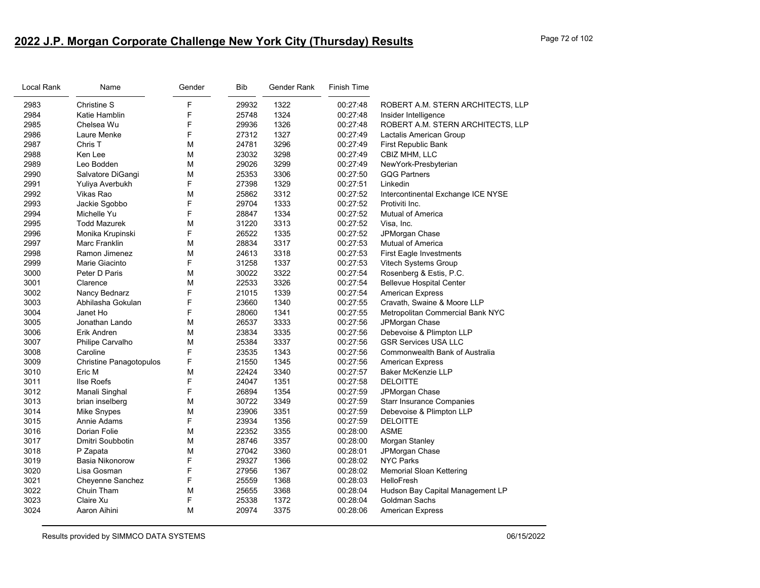## 2022 J.P. Morgan Corporate Challenge New York City (Thursday) Results

| Local Rank | Name | Gender | Bib | Gender Rank | Finish Time | |
|---|---|---|---|---|---|---|
| 2983 | Christine S | F | 29932 | 1322 | 00:27:48 | ROBERT A.M. STERN ARCHITECTS, LLP |
| 2984 | Katie Hamblin | F | 25748 | 1324 | 00:27:48 | Insider Intelligence |
| 2985 | Chelsea Wu | F | 29936 | 1326 | 00:27:48 | ROBERT A.M. STERN ARCHITECTS, LLP |
| 2986 | Laure Menke | F | 27312 | 1327 | 00:27:49 | Lactalis American Group |
| 2987 | Chris T | M | 24781 | 3296 | 00:27:49 | First Republic Bank |
| 2988 | Ken Lee | M | 23032 | 3298 | 00:27:49 | CBIZ MHM, LLC |
| 2989 | Leo Bodden | M | 29026 | 3299 | 00:27:49 | NewYork-Presbyterian |
| 2990 | Salvatore DiGangi | M | 25353 | 3306 | 00:27:50 | GQG Partners |
| 2991 | Yuliya Averbukh | F | 27398 | 1329 | 00:27:51 | Linkedin |
| 2992 | Vikas Rao | M | 25862 | 3312 | 00:27:52 | Intercontinental Exchange ICE NYSE |
| 2993 | Jackie Sgobbo | F | 29704 | 1333 | 00:27:52 | Protiviti Inc. |
| 2994 | Michelle Yu | F | 28847 | 1334 | 00:27:52 | Mutual of America |
| 2995 | Todd Mazurek | M | 31220 | 3313 | 00:27:52 | Visa, Inc. |
| 2996 | Monika Krupinski | F | 26522 | 1335 | 00:27:52 | JPMorgan Chase |
| 2997 | Marc Franklin | M | 28834 | 3317 | 00:27:53 | Mutual of America |
| 2998 | Ramon Jimenez | M | 24613 | 3318 | 00:27:53 | First Eagle Investments |
| 2999 | Marie Giacinto | F | 31258 | 1337 | 00:27:53 | Vitech Systems Group |
| 3000 | Peter D Paris | M | 30022 | 3322 | 00:27:54 | Rosenberg & Estis, P.C. |
| 3001 | Clarence | M | 22533 | 3326 | 00:27:54 | Bellevue Hospital Center |
| 3002 | Nancy Bednarz | F | 21015 | 1339 | 00:27:54 | American Express |
| 3003 | Abhilasha Gokulan | F | 23660 | 1340 | 00:27:55 | Cravath, Swaine & Moore LLP |
| 3004 | Janet Ho | F | 28060 | 1341 | 00:27:55 | Metropolitan Commercial Bank NYC |
| 3005 | Jonathan Lando | M | 26537 | 3333 | 00:27:56 | JPMorgan Chase |
| 3006 | Erik Andren | M | 23834 | 3335 | 00:27:56 | Debevoise & Plimpton LLP |
| 3007 | Philipe Carvalho | M | 25384 | 3337 | 00:27:56 | GSR Services USA LLC |
| 3008 | Caroline | F | 23535 | 1343 | 00:27:56 | Commonwealth Bank of Australia |
| 3009 | Christine Panagotopulos | F | 21550 | 1345 | 00:27:56 | American Express |
| 3010 | Eric M | M | 22424 | 3340 | 00:27:57 | Baker McKenzie LLP |
| 3011 | Ilse Roefs | F | 24047 | 1351 | 00:27:58 | DELOITTE |
| 3012 | Manali Singhal | F | 26894 | 1354 | 00:27:59 | JPMorgan Chase |
| 3013 | brian inselberg | M | 30722 | 3349 | 00:27:59 | Starr Insurance Companies |
| 3014 | Mike Snypes | M | 23906 | 3351 | 00:27:59 | Debevoise & Plimpton LLP |
| 3015 | Annie Adams | F | 23934 | 1356 | 00:27:59 | DELOITTE |
| 3016 | Dorian Folie | M | 22352 | 3355 | 00:28:00 | ASME |
| 3017 | Dmitri Soubbotin | M | 28746 | 3357 | 00:28:00 | Morgan Stanley |
| 3018 | P Zapata | M | 27042 | 3360 | 00:28:01 | JPMorgan Chase |
| 3019 | Basia Nikonorow | F | 29327 | 1366 | 00:28:02 | NYC Parks |
| 3020 | Lisa Gosman | F | 27956 | 1367 | 00:28:02 | Memorial Sloan Kettering |
| 3021 | Cheyenne Sanchez | F | 25559 | 1368 | 00:28:03 | HelloFresh |
| 3022 | Chuin Tham | M | 25655 | 3368 | 00:28:04 | Hudson Bay Capital Management LP |
| 3023 | Claire Xu | F | 25338 | 1372 | 00:28:04 | Goldman Sachs |
| 3024 | Aaron Aihini | M | 20974 | 3375 | 00:28:06 | American Express |

Results provided by SIMMCO DATA SYSTEMS 06/15/2022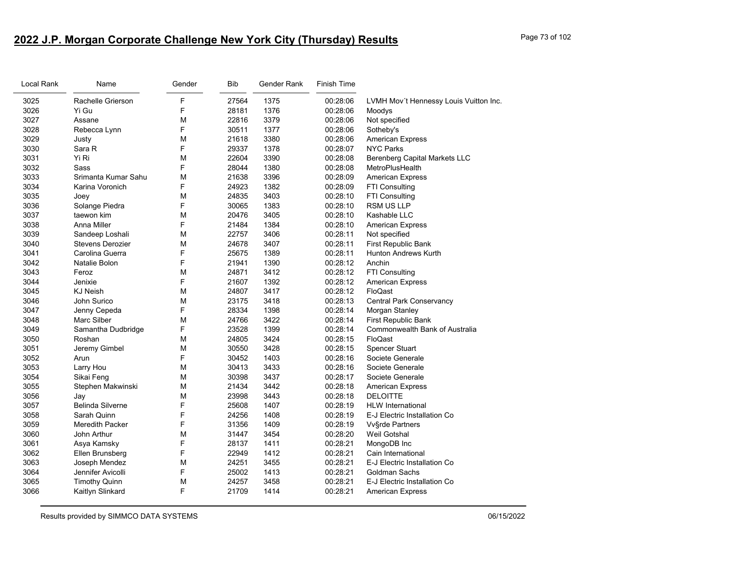# 2022 J.P. Morgan Corporate Challenge New York City (Thursday) Results

| Local Rank | Name | Gender | Bib | Gender Rank | Finish Time | |
|---|---|---|---|---|---|---|
| 3025 | Rachelle Grierson | F | 27564 | 1375 | 00:28:06 | LVMH Mov´t Hennessy Louis Vuitton Inc. |
| 3026 | Yi Gu | F | 28181 | 1376 | 00:28:06 | Moodys |
| 3027 | Assane | M | 22816 | 3379 | 00:28:06 | Not specified |
| 3028 | Rebecca Lynn | F | 30511 | 1377 | 00:28:06 | Sotheby's |
| 3029 | Justy | M | 21618 | 3380 | 00:28:06 | American Express |
| 3030 | Sara R | F | 29337 | 1378 | 00:28:07 | NYC Parks |
| 3031 | Yi Ri | M | 22604 | 3390 | 00:28:08 | Berenberg Capital Markets LLC |
| 3032 | Sass | F | 28044 | 1380 | 00:28:08 | MetroPlusHealth |
| 3033 | Srimanta Kumar Sahu | M | 21638 | 3396 | 00:28:09 | American Express |
| 3034 | Karina Voronich | F | 24923 | 1382 | 00:28:09 | FTI Consulting |
| 3035 | Joey | M | 24835 | 3403 | 00:28:10 | FTI Consulting |
| 3036 | Solange Piedra | F | 30065 | 1383 | 00:28:10 | RSM US LLP |
| 3037 | taewon kim | M | 20476 | 3405 | 00:28:10 | Kashable LLC |
| 3038 | Anna Miller | F | 21484 | 1384 | 00:28:10 | American Express |
| 3039 | Sandeep Loshali | M | 22757 | 3406 | 00:28:11 | Not specified |
| 3040 | Stevens Derozier | M | 24678 | 3407 | 00:28:11 | First Republic Bank |
| 3041 | Carolina Guerra | F | 25675 | 1389 | 00:28:11 | Hunton Andrews Kurth |
| 3042 | Natalie Bolon | F | 21941 | 1390 | 00:28:12 | Anchin |
| 3043 | Feroz | M | 24871 | 3412 | 00:28:12 | FTI Consulting |
| 3044 | Jenixie | F | 21607 | 1392 | 00:28:12 | American Express |
| 3045 | KJ Neish | M | 24807 | 3417 | 00:28:12 | FloQast |
| 3046 | John Surico | M | 23175 | 3418 | 00:28:13 | Central Park Conservancy |
| 3047 | Jenny Cepeda | F | 28334 | 1398 | 00:28:14 | Morgan Stanley |
| 3048 | Marc Silber | M | 24766 | 3422 | 00:28:14 | First Republic Bank |
| 3049 | Samantha Dudbridge | F | 23528 | 1399 | 00:28:14 | Commonwealth Bank of Australia |
| 3050 | Roshan | M | 24805 | 3424 | 00:28:15 | FloQast |
| 3051 | Jeremy Gimbel | M | 30550 | 3428 | 00:28:15 | Spencer Stuart |
| 3052 | Arun | F | 30452 | 1403 | 00:28:16 | Societe Generale |
| 3053 | Larry Hou | M | 30413 | 3433 | 00:28:16 | Societe Generale |
| 3054 | Sikai Feng | M | 30398 | 3437 | 00:28:17 | Societe Generale |
| 3055 | Stephen Makwinski | M | 21434 | 3442 | 00:28:18 | American Express |
| 3056 | Jay | M | 23998 | 3443 | 00:28:18 | DELOITTE |
| 3057 | Belinda Silverne | F | 25608 | 1407 | 00:28:19 | HLW International |
| 3058 | Sarah Quinn | F | 24256 | 1408 | 00:28:19 | E-J Electric Installation Co |
| 3059 | Meredith Packer | F | 31356 | 1409 | 00:28:19 | Vv§rde Partners |
| 3060 | John Arthur | M | 31447 | 3454 | 00:28:20 | Weil Gotshal |
| 3061 | Asya Kamsky | F | 28137 | 1411 | 00:28:21 | MongoDB Inc |
| 3062 | Ellen Brunsberg | F | 22949 | 1412 | 00:28:21 | Cain International |
| 3063 | Joseph Mendez | M | 24251 | 3455 | 00:28:21 | E-J Electric Installation Co |
| 3064 | Jennifer Avicolli | F | 25002 | 1413 | 00:28:21 | Goldman Sachs |
| 3065 | Timothy Quinn | M | 24257 | 3458 | 00:28:21 | E-J Electric Installation Co |
| 3066 | Kaitlyn Slinkard | F | 21709 | 1414 | 00:28:21 | American Express |

Results provided by SIMMCO DATA SYSTEMS 06/15/2022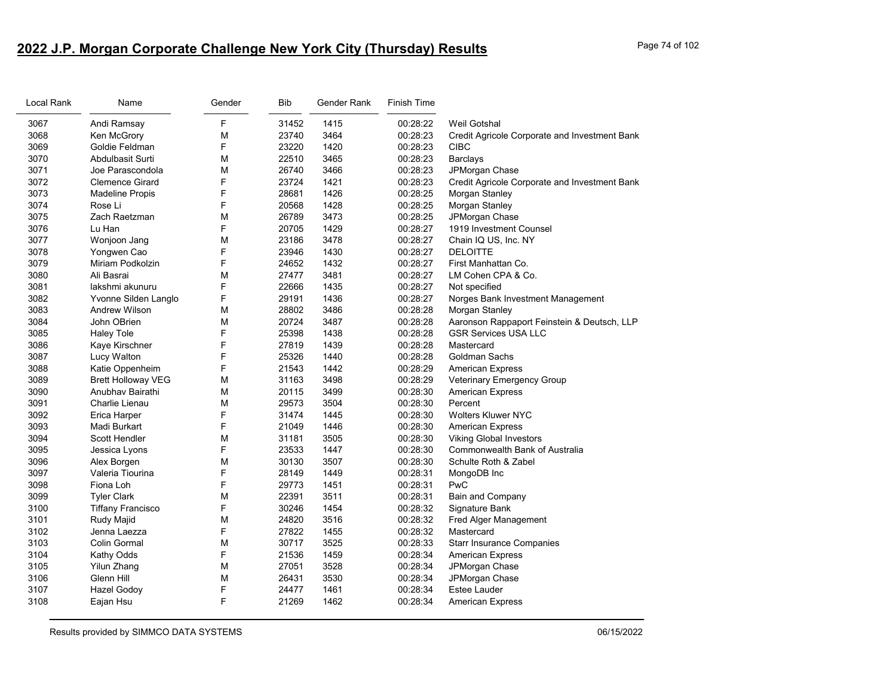## 2022 J.P. Morgan Corporate Challenge New York City (Thursday) Results

| Local Rank | Name | Gender | Bib | Gender Rank | Finish Time | |
|---|---|---|---|---|---|---|
| 3067 | Andi Ramsay | F | 31452 | 1415 | 00:28:22 | Weil Gotshal |
| 3068 | Ken McGrory | M | 23740 | 3464 | 00:28:23 | Credit Agricole Corporate and Investment Bank |
| 3069 | Goldie Feldman | F | 23220 | 1420 | 00:28:23 | CIBC |
| 3070 | Abdulbasit Surti | M | 22510 | 3465 | 00:28:23 | Barclays |
| 3071 | Joe Parascondola | M | 26740 | 3466 | 00:28:23 | JPMorgan Chase |
| 3072 | Clemence Girard | F | 23724 | 1421 | 00:28:23 | Credit Agricole Corporate and Investment Bank |
| 3073 | Madeline Propis | F | 28681 | 1426 | 00:28:25 | Morgan Stanley |
| 3074 | Rose Li | F | 20568 | 1428 | 00:28:25 | Morgan Stanley |
| 3075 | Zach Raetzman | M | 26789 | 3473 | 00:28:25 | JPMorgan Chase |
| 3076 | Lu Han | F | 20705 | 1429 | 00:28:27 | 1919 Investment Counsel |
| 3077 | Wonjoon Jang | M | 23186 | 3478 | 00:28:27 | Chain IQ US, Inc. NY |
| 3078 | Yongwen Cao | F | 23946 | 1430 | 00:28:27 | DELOITTE |
| 3079 | Miriam Podkolzin | F | 24652 | 1432 | 00:28:27 | First Manhattan Co. |
| 3080 | Ali Basrai | M | 27477 | 3481 | 00:28:27 | LM Cohen CPA & Co. |
| 3081 | lakshmi akunuru | F | 22666 | 1435 | 00:28:27 | Not specified |
| 3082 | Yvonne Silden Langlo | F | 29191 | 1436 | 00:28:27 | Norges Bank Investment Management |
| 3083 | Andrew Wilson | M | 28802 | 3486 | 00:28:28 | Morgan Stanley |
| 3084 | John OBrien | M | 20724 | 3487 | 00:28:28 | Aaronson Rappaport Feinstein & Deutsch, LLP |
| 3085 | Haley Tole | F | 25398 | 1438 | 00:28:28 | GSR Services USA LLC |
| 3086 | Kaye Kirschner | F | 27819 | 1439 | 00:28:28 | Mastercard |
| 3087 | Lucy Walton | F | 25326 | 1440 | 00:28:28 | Goldman Sachs |
| 3088 | Katie Oppenheim | F | 21543 | 1442 | 00:28:29 | American Express |
| 3089 | Brett Holloway VEG | M | 31163 | 3498 | 00:28:29 | Veterinary Emergency Group |
| 3090 | Anubhav Bairathi | M | 20115 | 3499 | 00:28:30 | American Express |
| 3091 | Charlie Lienau | M | 29573 | 3504 | 00:28:30 | Percent |
| 3092 | Erica Harper | F | 31474 | 1445 | 00:28:30 | Wolters Kluwer NYC |
| 3093 | Madi Burkart | F | 21049 | 1446 | 00:28:30 | American Express |
| 3094 | Scott Hendler | M | 31181 | 3505 | 00:28:30 | Viking Global Investors |
| 3095 | Jessica Lyons | F | 23533 | 1447 | 00:28:30 | Commonwealth Bank of Australia |
| 3096 | Alex Borgen | M | 30130 | 3507 | 00:28:30 | Schulte Roth & Zabel |
| 3097 | Valeria Tiourina | F | 28149 | 1449 | 00:28:31 | MongoDB Inc |
| 3098 | Fiona Loh | F | 29773 | 1451 | 00:28:31 | PwC |
| 3099 | Tyler Clark | M | 22391 | 3511 | 00:28:31 | Bain and Company |
| 3100 | Tiffany Francisco | F | 30246 | 1454 | 00:28:32 | Signature Bank |
| 3101 | Rudy Majid | M | 24820 | 3516 | 00:28:32 | Fred Alger Management |
| 3102 | Jenna Laezza | F | 27822 | 1455 | 00:28:32 | Mastercard |
| 3103 | Colin Gormal | M | 30717 | 3525 | 00:28:33 | Starr Insurance Companies |
| 3104 | Kathy Odds | F | 21536 | 1459 | 00:28:34 | American Express |
| 3105 | Yilun Zhang | M | 27051 | 3528 | 00:28:34 | JPMorgan Chase |
| 3106 | Glenn Hill | M | 26431 | 3530 | 00:28:34 | JPMorgan Chase |
| 3107 | Hazel Godoy | F | 24477 | 1461 | 00:28:34 | Estee Lauder |
| 3108 | Eajan Hsu | F | 21269 | 1462 | 00:28:34 | American Express |

Results provided by SIMMCO DATA SYSTEMS 06/15/2022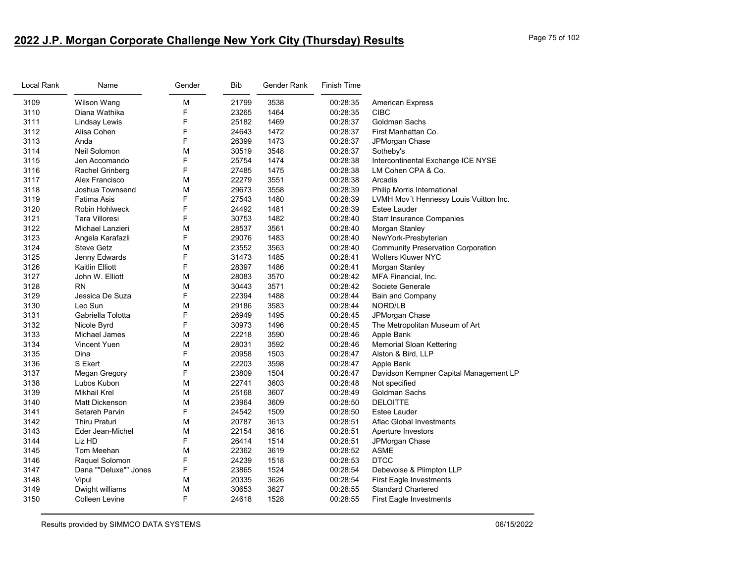## 2022 J.P. Morgan Corporate Challenge New York City (Thursday) Results

| Local Rank | Name | Gender | Bib | Gender Rank | Finish Time | |
|---|---|---|---|---|---|---|
| 3109 | Wilson Wang | M | 21799 | 3538 | 00:28:35 | American Express |
| 3110 | Diana Wathika | F | 23265 | 1464 | 00:28:35 | CIBC |
| 3111 | Lindsay Lewis | F | 25182 | 1469 | 00:28:37 | Goldman Sachs |
| 3112 | Alisa Cohen | F | 24643 | 1472 | 00:28:37 | First Manhattan Co. |
| 3113 | Anda | F | 26399 | 1473 | 00:28:37 | JPMorgan Chase |
| 3114 | Neil Solomon | M | 30519 | 3548 | 00:28:37 | Sotheby's |
| 3115 | Jen Accomando | F | 25754 | 1474 | 00:28:38 | Intercontinental Exchange ICE NYSE |
| 3116 | Rachel Grinberg | F | 27485 | 1475 | 00:28:38 | LM Cohen CPA & Co. |
| 3117 | Alex Francisco | M | 22279 | 3551 | 00:28:38 | Arcadis |
| 3118 | Joshua Townsend | M | 29673 | 3558 | 00:28:39 | Philip Morris International |
| 3119 | Fatima Asis | F | 27543 | 1480 | 00:28:39 | LVMH Mov´t Hennessy Louis Vuitton Inc. |
| 3120 | Robin Hohlweck | F | 24492 | 1481 | 00:28:39 | Estee Lauder |
| 3121 | Tara Villoresi | F | 30753 | 1482 | 00:28:40 | Starr Insurance Companies |
| 3122 | Michael Lanzieri | M | 28537 | 3561 | 00:28:40 | Morgan Stanley |
| 3123 | Angela Karafazli | F | 29076 | 1483 | 00:28:40 | NewYork-Presbyterian |
| 3124 | Steve Getz | M | 23552 | 3563 | 00:28:40 | Community Preservation Corporation |
| 3125 | Jenny Edwards | F | 31473 | 1485 | 00:28:41 | Wolters Kluwer NYC |
| 3126 | Kaitlin Elliott | F | 28397 | 1486 | 00:28:41 | Morgan Stanley |
| 3127 | John W. Elliott | M | 28083 | 3570 | 00:28:42 | MFA Financial, Inc. |
| 3128 | RN | M | 30443 | 3571 | 00:28:42 | Societe Generale |
| 3129 | Jessica De Suza | F | 22394 | 1488 | 00:28:44 | Bain and Company |
| 3130 | Leo Sun | M | 29186 | 3583 | 00:28:44 | NORD/LB |
| 3131 | Gabriella Tolotta | F | 26949 | 1495 | 00:28:45 | JPMorgan Chase |
| 3132 | Nicole Byrd | F | 30973 | 1496 | 00:28:45 | The Metropolitan Museum of Art |
| 3133 | Michael James | M | 22218 | 3590 | 00:28:46 | Apple Bank |
| 3134 | Vincent Yuen | M | 28031 | 3592 | 00:28:46 | Memorial Sloan Kettering |
| 3135 | Dina | F | 20958 | 1503 | 00:28:47 | Alston & Bird, LLP |
| 3136 | S Ekert | M | 22203 | 3598 | 00:28:47 | Apple Bank |
| 3137 | Megan Gregory | F | 23809 | 1504 | 00:28:47 | Davidson Kempner Capital Management LP |
| 3138 | Lubos Kubon | M | 22741 | 3603 | 00:28:48 | Not specified |
| 3139 | Mikhail Krel | M | 25168 | 3607 | 00:28:49 | Goldman Sachs |
| 3140 | Matt Dickenson | M | 23964 | 3609 | 00:28:50 | DELOITTE |
| 3141 | Setareh Parvin | F | 24542 | 1509 | 00:28:50 | Estee Lauder |
| 3142 | Thiru Praturi | M | 20787 | 3613 | 00:28:51 | Aflac Global Investments |
| 3143 | Eder Jean-Michel | M | 22154 | 3616 | 00:28:51 | Aperture Investors |
| 3144 | Liz HD | F | 26414 | 1514 | 00:28:51 | JPMorgan Chase |
| 3145 | Tom Meehan | M | 22362 | 3619 | 00:28:52 | ASME |
| 3146 | Raquel Solomon | F | 24239 | 1518 | 00:28:53 | DTCC |
| 3147 | Dana ""Deluxe"" Jones | F | 23865 | 1524 | 00:28:54 | Debevoise & Plimpton LLP |
| 3148 | Vipul | M | 20335 | 3626 | 00:28:54 | First Eagle Investments |
| 3149 | Dwight williams | M | 30653 | 3627 | 00:28:55 | Standard Chartered |
| 3150 | Colleen Levine | F | 24618 | 1528 | 00:28:55 | First Eagle Investments |

Results provided by SIMMCO DATA SYSTEMS 06/15/2022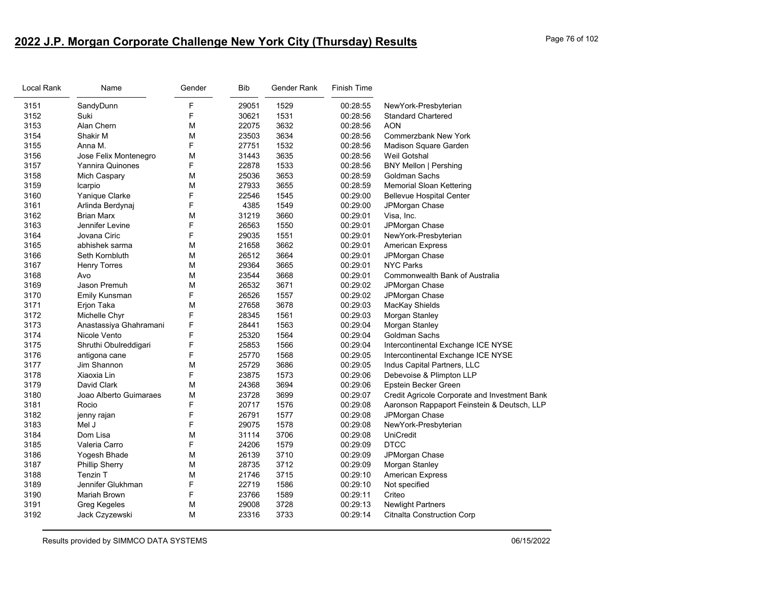## 2022 J.P. Morgan Corporate Challenge New York City (Thursday) Results

| Local Rank | Name | Gender | Bib | Gender Rank | Finish Time | |
|---|---|---|---|---|---|---|
| 3151 | SandyDunn | F | 29051 | 1529 | 00:28:55 | NewYork-Presbyterian |
| 3152 | Suki | F | 30621 | 1531 | 00:28:56 | Standard Chartered |
| 3153 | Alan Chern | M | 22075 | 3632 | 00:28:56 | AON |
| 3154 | Shakir M | M | 23503 | 3634 | 00:28:56 | Commerzbank New York |
| 3155 | Anna M. | F | 27751 | 1532 | 00:28:56 | Madison Square Garden |
| 3156 | Jose Felix Montenegro | M | 31443 | 3635 | 00:28:56 | Weil Gotshal |
| 3157 | Yannira Quinones | F | 22878 | 1533 | 00:28:56 | BNY Mellon \| Pershing |
| 3158 | Mich Caspary | M | 25036 | 3653 | 00:28:59 | Goldman Sachs |
| 3159 | lcarpio | M | 27933 | 3655 | 00:28:59 | Memorial Sloan Kettering |
| 3160 | Yanique Clarke | F | 22546 | 1545 | 00:29:00 | Bellevue Hospital Center |
| 3161 | Arlinda Berdynaj | F | 4385 | 1549 | 00:29:00 | JPMorgan Chase |
| 3162 | Brian Marx | M | 31219 | 3660 | 00:29:01 | Visa, Inc. |
| 3163 | Jennifer Levine | F | 26563 | 1550 | 00:29:01 | JPMorgan Chase |
| 3164 | Jovana Ciric | F | 29035 | 1551 | 00:29:01 | NewYork-Presbyterian |
| 3165 | abhishek sarma | M | 21658 | 3662 | 00:29:01 | American Express |
| 3166 | Seth Kornbluth | M | 26512 | 3664 | 00:29:01 | JPMorgan Chase |
| 3167 | Henry Torres | M | 29364 | 3665 | 00:29:01 | NYC Parks |
| 3168 | Avo | M | 23544 | 3668 | 00:29:01 | Commonwealth Bank of Australia |
| 3169 | Jason Premuh | M | 26532 | 3671 | 00:29:02 | JPMorgan Chase |
| 3170 | Emily Kunsman | F | 26526 | 1557 | 00:29:02 | JPMorgan Chase |
| 3171 | Erjon Taka | M | 27658 | 3678 | 00:29:03 | MacKay Shields |
| 3172 | Michelle Chyr | F | 28345 | 1561 | 00:29:03 | Morgan Stanley |
| 3173 | Anastassiya Ghahramani | F | 28441 | 1563 | 00:29:04 | Morgan Stanley |
| 3174 | Nicole Vento | F | 25320 | 1564 | 00:29:04 | Goldman Sachs |
| 3175 | Shruthi Obulreddigari | F | 25853 | 1566 | 00:29:04 | Intercontinental Exchange ICE NYSE |
| 3176 | antigona cane | F | 25770 | 1568 | 00:29:05 | Intercontinental Exchange ICE NYSE |
| 3177 | Jim Shannon | M | 25729 | 3686 | 00:29:05 | Indus Capital Partners, LLC |
| 3178 | Xiaoxia Lin | F | 23875 | 1573 | 00:29:06 | Debevoise & Plimpton LLP |
| 3179 | David Clark | M | 24368 | 3694 | 00:29:06 | Epstein Becker Green |
| 3180 | Joao Alberto Guimaraes | M | 23728 | 3699 | 00:29:07 | Credit Agricole Corporate and Investment Bank |
| 3181 | Rocio | F | 20717 | 1576 | 00:29:08 | Aaronson Rappaport Feinstein & Deutsch, LLP |
| 3182 | jenny rajan | F | 26791 | 1577 | 00:29:08 | JPMorgan Chase |
| 3183 | Mel J | F | 29075 | 1578 | 00:29:08 | NewYork-Presbyterian |
| 3184 | Dom Lisa | M | 31114 | 3706 | 00:29:08 | UniCredit |
| 3185 | Valeria Carro | F | 24206 | 1579 | 00:29:09 | DTCC |
| 3186 | Yogesh Bhade | M | 26139 | 3710 | 00:29:09 | JPMorgan Chase |
| 3187 | Phillip Sherry | M | 28735 | 3712 | 00:29:09 | Morgan Stanley |
| 3188 | Tenzin T | M | 21746 | 3715 | 00:29:10 | American Express |
| 3189 | Jennifer Glukhman | F | 22719 | 1586 | 00:29:10 | Not specified |
| 3190 | Mariah Brown | F | 23766 | 1589 | 00:29:11 | Criteo |
| 3191 | Greg Kegeles | M | 29008 | 3728 | 00:29:13 | Newlight Partners |
| 3192 | Jack Czyzewski | M | 23316 | 3733 | 00:29:14 | Citnalta Construction Corp |

Results provided by SIMMCO DATA SYSTEMS 06/15/2022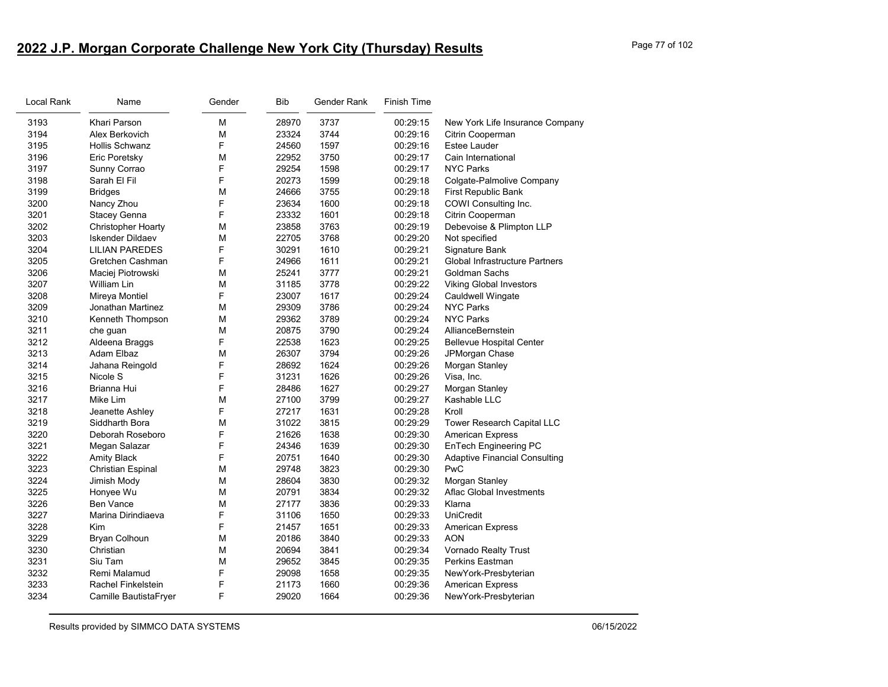# 2022 J.P. Morgan Corporate Challenge New York City (Thursday) Results

| Local Rank | Name | Gender | Bib | Gender Rank | Finish Time | |
|---|---|---|---|---|---|---|
| 3193 | Khari Parson | M | 28970 | 3737 | 00:29:15 | New York Life Insurance Company |
| 3194 | Alex Berkovich | M | 23324 | 3744 | 00:29:16 | Citrin Cooperman |
| 3195 | Hollis Schwanz | F | 24560 | 1597 | 00:29:16 | Estee Lauder |
| 3196 | Eric Poretsky | M | 22952 | 3750 | 00:29:17 | Cain International |
| 3197 | Sunny Corrao | F | 29254 | 1598 | 00:29:17 | NYC Parks |
| 3198 | Sarah El Fil | F | 20273 | 1599 | 00:29:18 | Colgate-Palmolive Company |
| 3199 | Bridges | M | 24666 | 3755 | 00:29:18 | First Republic Bank |
| 3200 | Nancy Zhou | F | 23634 | 1600 | 00:29:18 | COWI Consulting Inc. |
| 3201 | Stacey Genna | F | 23332 | 1601 | 00:29:18 | Citrin Cooperman |
| 3202 | Christopher Hoarty | M | 23858 | 3763 | 00:29:19 | Debevoise & Plimpton LLP |
| 3203 | Iskender Dildaev | M | 22705 | 3768 | 00:29:20 | Not specified |
| 3204 | LILIAN PAREDES | F | 30291 | 1610 | 00:29:21 | Signature Bank |
| 3205 | Gretchen Cashman | F | 24966 | 1611 | 00:29:21 | Global Infrastructure Partners |
| 3206 | Maciej Piotrowski | M | 25241 | 3777 | 00:29:21 | Goldman Sachs |
| 3207 | William Lin | M | 31185 | 3778 | 00:29:22 | Viking Global Investors |
| 3208 | Mireya Montiel | F | 23007 | 1617 | 00:29:24 | Cauldwell Wingate |
| 3209 | Jonathan Martinez | M | 29309 | 3786 | 00:29:24 | NYC Parks |
| 3210 | Kenneth Thompson | M | 29362 | 3789 | 00:29:24 | NYC Parks |
| 3211 | che guan | M | 20875 | 3790 | 00:29:24 | AllianceBernstein |
| 3212 | Aldeena Braggs | F | 22538 | 1623 | 00:29:25 | Bellevue Hospital Center |
| 3213 | Adam Elbaz | M | 26307 | 3794 | 00:29:26 | JPMorgan Chase |
| 3214 | Jahana Reingold | F | 28692 | 1624 | 00:29:26 | Morgan Stanley |
| 3215 | Nicole S | F | 31231 | 1626 | 00:29:26 | Visa, Inc. |
| 3216 | Brianna Hui | F | 28486 | 1627 | 00:29:27 | Morgan Stanley |
| 3217 | Mike Lim | M | 27100 | 3799 | 00:29:27 | Kashable LLC |
| 3218 | Jeanette Ashley | F | 27217 | 1631 | 00:29:28 | Kroll |
| 3219 | Siddharth Bora | M | 31022 | 3815 | 00:29:29 | Tower Research Capital LLC |
| 3220 | Deborah Roseboro | F | 21626 | 1638 | 00:29:30 | American Express |
| 3221 | Megan Salazar | F | 24346 | 1639 | 00:29:30 | EnTech Engineering PC |
| 3222 | Amity Black | F | 20751 | 1640 | 00:29:30 | Adaptive Financial Consulting |
| 3223 | Christian Espinal | M | 29748 | 3823 | 00:29:30 | PwC |
| 3224 | Jimish Mody | M | 28604 | 3830 | 00:29:32 | Morgan Stanley |
| 3225 | Honyee Wu | M | 20791 | 3834 | 00:29:32 | Aflac Global Investments |
| 3226 | Ben Vance | M | 27177 | 3836 | 00:29:33 | Klarna |
| 3227 | Marina Dirindiaeva | F | 31106 | 1650 | 00:29:33 | UniCredit |
| 3228 | Kim | F | 21457 | 1651 | 00:29:33 | American Express |
| 3229 | Bryan Colhoun | M | 20186 | 3840 | 00:29:33 | AON |
| 3230 | Christian | M | 20694 | 3841 | 00:29:34 | Vornado Realty Trust |
| 3231 | Siu Tam | M | 29652 | 3845 | 00:29:35 | Perkins Eastman |
| 3232 | Remi Malamud | F | 29098 | 1658 | 00:29:35 | NewYork-Presbyterian |
| 3233 | Rachel Finkelstein | F | 21173 | 1660 | 00:29:36 | American Express |
| 3234 | Camille BautistaFryer | F | 29020 | 1664 | 00:29:36 | NewYork-Presbyterian |

Results provided by SIMMCO DATA SYSTEMS 06/15/2022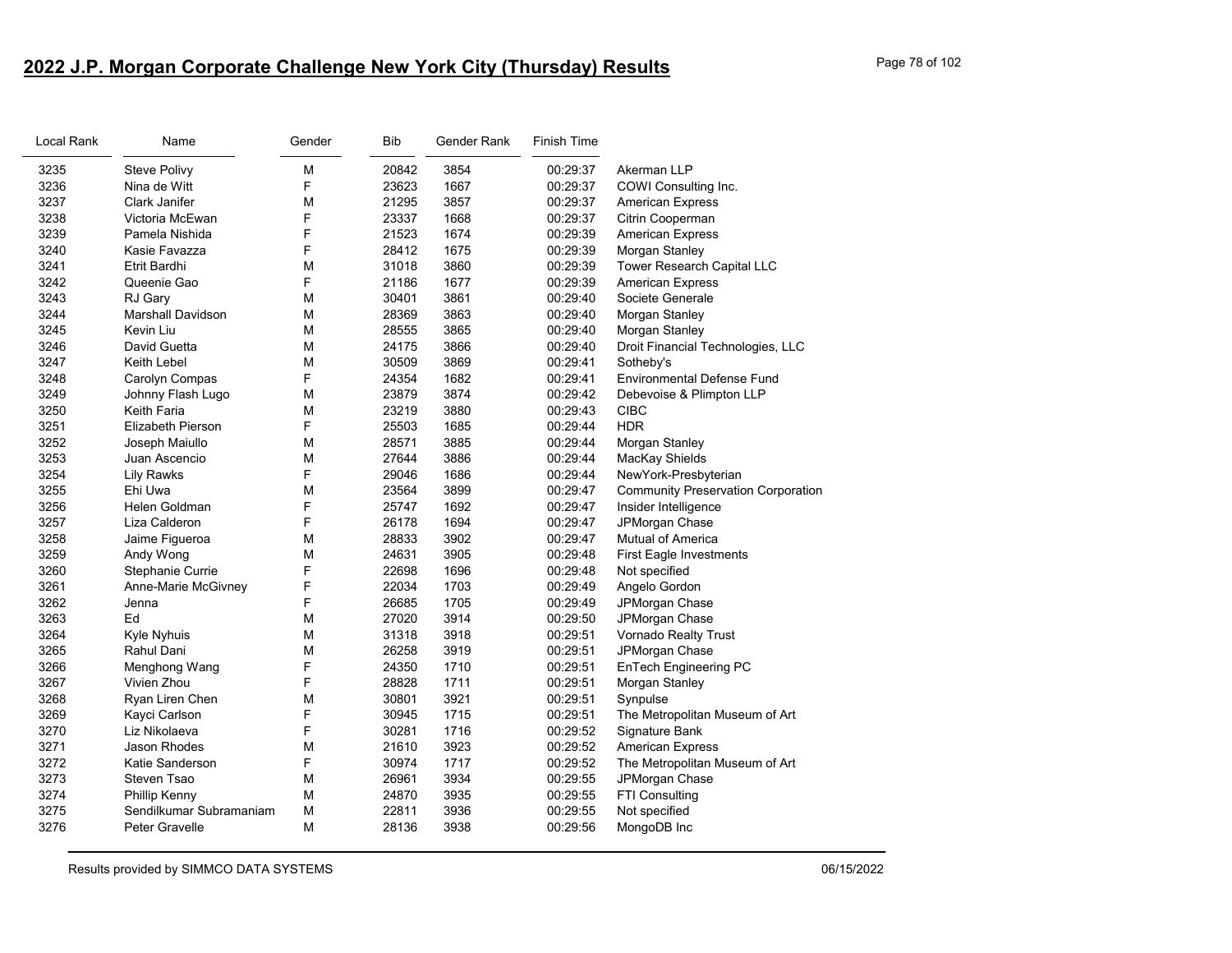## 2022 J.P. Morgan Corporate Challenge New York City (Thursday) Results

| Local Rank | Name | Gender | Bib | Gender Rank | Finish Time | |
|---|---|---|---|---|---|---|
| 3235 | Steve Polivy | M | 20842 | 3854 | 00:29:37 | Akerman LLP |
| 3236 | Nina de Witt | F | 23623 | 1667 | 00:29:37 | COWI Consulting Inc. |
| 3237 | Clark Janifer | M | 21295 | 3857 | 00:29:37 | American Express |
| 3238 | Victoria McEwan | F | 23337 | 1668 | 00:29:37 | Citrin Cooperman |
| 3239 | Pamela Nishida | F | 21523 | 1674 | 00:29:39 | American Express |
| 3240 | Kasie Favazza | F | 28412 | 1675 | 00:29:39 | Morgan Stanley |
| 3241 | Etrit Bardhi | M | 31018 | 3860 | 00:29:39 | Tower Research Capital LLC |
| 3242 | Queenie Gao | F | 21186 | 1677 | 00:29:39 | American Express |
| 3243 | RJ Gary | M | 30401 | 3861 | 00:29:40 | Societe Generale |
| 3244 | Marshall Davidson | M | 28369 | 3863 | 00:29:40 | Morgan Stanley |
| 3245 | Kevin Liu | M | 28555 | 3865 | 00:29:40 | Morgan Stanley |
| 3246 | David Guetta | M | 24175 | 3866 | 00:29:40 | Droit Financial Technologies, LLC |
| 3247 | Keith Lebel | M | 30509 | 3869 | 00:29:41 | Sotheby's |
| 3248 | Carolyn Compas | F | 24354 | 1682 | 00:29:41 | Environmental Defense Fund |
| 3249 | Johnny Flash Lugo | M | 23879 | 3874 | 00:29:42 | Debevoise & Plimpton LLP |
| 3250 | Keith Faria | M | 23219 | 3880 | 00:29:43 | CIBC |
| 3251 | Elizabeth Pierson | F | 25503 | 1685 | 00:29:44 | HDR |
| 3252 | Joseph Maiullo | M | 28571 | 3885 | 00:29:44 | Morgan Stanley |
| 3253 | Juan Ascencio | M | 27644 | 3886 | 00:29:44 | MacKay Shields |
| 3254 | Lily Rawks | F | 29046 | 1686 | 00:29:44 | NewYork-Presbyterian |
| 3255 | Ehi Uwa | M | 23564 | 3899 | 00:29:47 | Community Preservation Corporation |
| 3256 | Helen Goldman | F | 25747 | 1692 | 00:29:47 | Insider Intelligence |
| 3257 | Liza Calderon | F | 26178 | 1694 | 00:29:47 | JPMorgan Chase |
| 3258 | Jaime Figueroa | M | 28833 | 3902 | 00:29:47 | Mutual of America |
| 3259 | Andy Wong | M | 24631 | 3905 | 00:29:48 | First Eagle Investments |
| 3260 | Stephanie Currie | F | 22698 | 1696 | 00:29:48 | Not specified |
| 3261 | Anne-Marie McGivney | F | 22034 | 1703 | 00:29:49 | Angelo Gordon |
| 3262 | Jenna | F | 26685 | 1705 | 00:29:49 | JPMorgan Chase |
| 3263 | Ed | M | 27020 | 3914 | 00:29:50 | JPMorgan Chase |
| 3264 | Kyle Nyhuis | M | 31318 | 3918 | 00:29:51 | Vornado Realty Trust |
| 3265 | Rahul Dani | M | 26258 | 3919 | 00:29:51 | JPMorgan Chase |
| 3266 | Menghong Wang | F | 24350 | 1710 | 00:29:51 | EnTech Engineering PC |
| 3267 | Vivien Zhou | F | 28828 | 1711 | 00:29:51 | Morgan Stanley |
| 3268 | Ryan Liren Chen | M | 30801 | 3921 | 00:29:51 | Synpulse |
| 3269 | Kayci Carlson | F | 30945 | 1715 | 00:29:51 | The Metropolitan Museum of Art |
| 3270 | Liz Nikolaeva | F | 30281 | 1716 | 00:29:52 | Signature Bank |
| 3271 | Jason Rhodes | M | 21610 | 3923 | 00:29:52 | American Express |
| 3272 | Katie Sanderson | F | 30974 | 1717 | 00:29:52 | The Metropolitan Museum of Art |
| 3273 | Steven Tsao | M | 26961 | 3934 | 00:29:55 | JPMorgan Chase |
| 3274 | Phillip Kenny | M | 24870 | 3935 | 00:29:55 | FTI Consulting |
| 3275 | Sendilkumar Subramaniam | M | 22811 | 3936 | 00:29:55 | Not specified |
| 3276 | Peter Gravelle | M | 28136 | 3938 | 00:29:56 | MongoDB Inc |

Results provided by SIMMCO DATA SYSTEMS 06/15/2022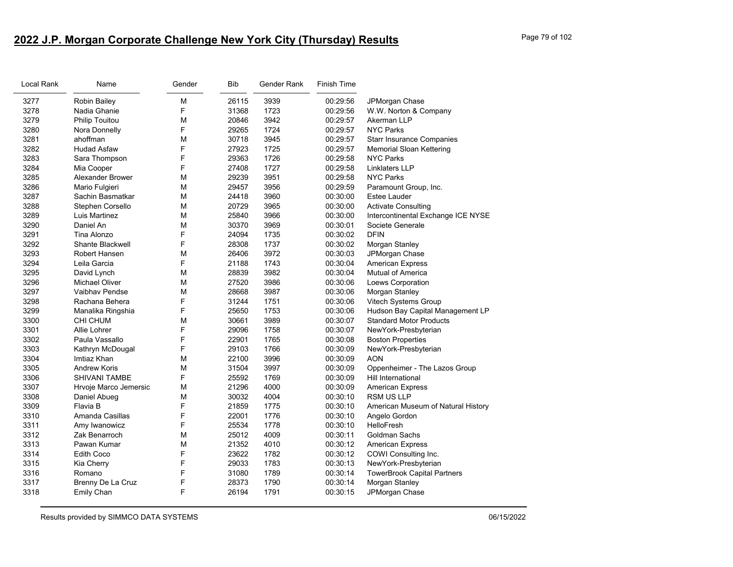## 2022 J.P. Morgan Corporate Challenge New York City (Thursday) Results

| Local Rank | Name | Gender | Bib | Gender Rank | Finish Time | |
|---|---|---|---|---|---|---|
| 3277 | Robin Bailey | M | 26115 | 3939 | 00:29:56 | JPMorgan Chase |
| 3278 | Nadia Ghanie | F | 31368 | 1723 | 00:29:56 | W.W. Norton & Company |
| 3279 | Philip Touitou | M | 20846 | 3942 | 00:29:57 | Akerman LLP |
| 3280 | Nora Donnelly | F | 29265 | 1724 | 00:29:57 | NYC Parks |
| 3281 | ahoffman | M | 30718 | 3945 | 00:29:57 | Starr Insurance Companies |
| 3282 | Hudad Asfaw | F | 27923 | 1725 | 00:29:57 | Memorial Sloan Kettering |
| 3283 | Sara Thompson | F | 29363 | 1726 | 00:29:58 | NYC Parks |
| 3284 | Mia Cooper | F | 27408 | 1727 | 00:29:58 | Linklaters LLP |
| 3285 | Alexander Brower | M | 29239 | 3951 | 00:29:58 | NYC Parks |
| 3286 | Mario Fulgieri | M | 29457 | 3956 | 00:29:59 | Paramount Group, Inc. |
| 3287 | Sachin Basmatkar | M | 24418 | 3960 | 00:30:00 | Estee Lauder |
| 3288 | Stephen Corsello | M | 20729 | 3965 | 00:30:00 | Activate Consulting |
| 3289 | Luis Martinez | M | 25840 | 3966 | 00:30:00 | Intercontinental Exchange ICE NYSE |
| 3290 | Daniel An | M | 30370 | 3969 | 00:30:01 | Societe Generale |
| 3291 | Tina Alonzo | F | 24094 | 1735 | 00:30:02 | DFIN |
| 3292 | Shante Blackwell | F | 28308 | 1737 | 00:30:02 | Morgan Stanley |
| 3293 | Robert Hansen | M | 26406 | 3972 | 00:30:03 | JPMorgan Chase |
| 3294 | Leila Garcia | F | 21188 | 1743 | 00:30:04 | American Express |
| 3295 | David Lynch | M | 28839 | 3982 | 00:30:04 | Mutual of America |
| 3296 | Michael Oliver | M | 27520 | 3986 | 00:30:06 | Loews Corporation |
| 3297 | Vaibhav Pendse | M | 28668 | 3987 | 00:30:06 | Morgan Stanley |
| 3298 | Rachana Behera | F | 31244 | 1751 | 00:30:06 | Vitech Systems Group |
| 3299 | Manalika Ringshia | F | 25650 | 1753 | 00:30:06 | Hudson Bay Capital Management LP |
| 3300 | CHI CHUM | M | 30661 | 3989 | 00:30:07 | Standard Motor Products |
| 3301 | Allie Lohrer | F | 29096 | 1758 | 00:30:07 | NewYork-Presbyterian |
| 3302 | Paula Vassallo | F | 22901 | 1765 | 00:30:08 | Boston Properties |
| 3303 | Kathryn McDougal | F | 29103 | 1766 | 00:30:09 | NewYork-Presbyterian |
| 3304 | Imtiaz Khan | M | 22100 | 3996 | 00:30:09 | AON |
| 3305 | Andrew Koris | M | 31504 | 3997 | 00:30:09 | Oppenheimer - The Lazos Group |
| 3306 | SHIVANI TAMBE | F | 25592 | 1769 | 00:30:09 | Hill International |
| 3307 | Hrvoje Marco Jemersic | M | 21296 | 4000 | 00:30:09 | American Express |
| 3308 | Daniel Abueg | M | 30032 | 4004 | 00:30:10 | RSM US LLP |
| 3309 | Flavia B | F | 21859 | 1775 | 00:30:10 | American Museum of Natural History |
| 3310 | Amanda Casillas | F | 22001 | 1776 | 00:30:10 | Angelo Gordon |
| 3311 | Amy Iwanowicz | F | 25534 | 1778 | 00:30:10 | HelloFresh |
| 3312 | Zak Benarroch | M | 25012 | 4009 | 00:30:11 | Goldman Sachs |
| 3313 | Pawan Kumar | M | 21352 | 4010 | 00:30:12 | American Express |
| 3314 | Edith Coco | F | 23622 | 1782 | 00:30:12 | COWI Consulting Inc. |
| 3315 | Kia Cherry | F | 29033 | 1783 | 00:30:13 | NewYork-Presbyterian |
| 3316 | Romano | F | 31080 | 1789 | 00:30:14 | TowerBrook Capital Partners |
| 3317 | Brenny De La Cruz | F | 28373 | 1790 | 00:30:14 | Morgan Stanley |
| 3318 | Emily Chan | F | 26194 | 1791 | 00:30:15 | JPMorgan Chase |

Results provided by SIMMCO DATA SYSTEMS 06/15/2022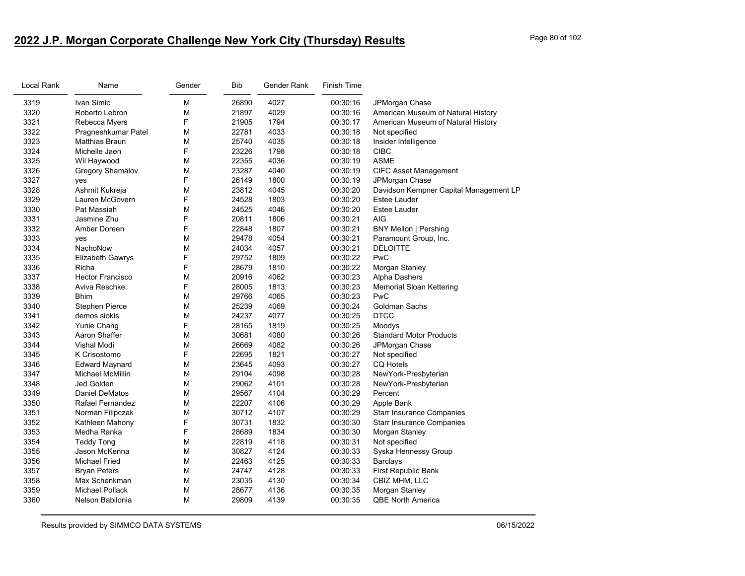# 2022 J.P. Morgan Corporate Challenge New York City (Thursday) Results

| Local Rank | Name | Gender | Bib | Gender Rank | Finish Time | |
|---|---|---|---|---|---|---|
| 3319 | Ivan Simic | M | 26890 | 4027 | 00:30:16 | JPMorgan Chase |
| 3320 | Roberto Lebron | M | 21897 | 4029 | 00:30:16 | American Museum of Natural History |
| 3321 | Rebecca Myers | F | 21905 | 1794 | 00:30:17 | American Museum of Natural History |
| 3322 | Pragneshkumar Patel | M | 22781 | 4033 | 00:30:18 | Not specified |
| 3323 | Matthias Braun | M | 25740 | 4035 | 00:30:18 | Insider Intelligence |
| 3324 | Michelle Jaen | F | 23226 | 1798 | 00:30:18 | CIBC |
| 3325 | Wil Haywood | M | 22355 | 4036 | 00:30:19 | ASME |
| 3326 | Gregory Shamalov | M | 23287 | 4040 | 00:30:19 | CIFC Asset Management |
| 3327 | yes | F | 26149 | 1800 | 00:30:19 | JPMorgan Chase |
| 3328 | Ashmit Kukreja | M | 23812 | 4045 | 00:30:20 | Davidson Kempner Capital Management LP |
| 3329 | Lauren McGovern | F | 24528 | 1803 | 00:30:20 | Estee Lauder |
| 3330 | Pat Massiah | M | 24525 | 4046 | 00:30:20 | Estee Lauder |
| 3331 | Jasmine Zhu | F | 20811 | 1806 | 00:30:21 | AIG |
| 3332 | Amber Doreen | F | 22848 | 1807 | 00:30:21 | BNY Mellon \| Pershing |
| 3333 | yes | M | 29478 | 4054 | 00:30:21 | Paramount Group, Inc. |
| 3334 | NachoNow | M | 24034 | 4057 | 00:30:21 | DELOITTE |
| 3335 | Elizabeth Gawrys | F | 29752 | 1809 | 00:30:22 | PwC |
| 3336 | Richa | F | 28679 | 1810 | 00:30:22 | Morgan Stanley |
| 3337 | Hector Francisco | M | 20916 | 4062 | 00:30:23 | Alpha Dashers |
| 3338 | Aviva Reschke | F | 28005 | 1813 | 00:30:23 | Memorial Sloan Kettering |
| 3339 | Bhim | M | 29766 | 4065 | 00:30:23 | PwC |
| 3340 | Stephen Pierce | M | 25239 | 4069 | 00:30:24 | Goldman Sachs |
| 3341 | demos siokis | M | 24237 | 4077 | 00:30:25 | DTCC |
| 3342 | Yunie Chang | F | 28165 | 1819 | 00:30:25 | Moodys |
| 3343 | Aaron Shaffer | M | 30681 | 4080 | 00:30:26 | Standard Motor Products |
| 3344 | Vishal Modi | M | 26669 | 4082 | 00:30:26 | JPMorgan Chase |
| 3345 | K Crisostomo | F | 22695 | 1821 | 00:30:27 | Not specified |
| 3346 | Edward Maynard | M | 23645 | 4093 | 00:30:27 | CQ Hotels |
| 3347 | Michael McMillin | M | 29104 | 4098 | 00:30:28 | NewYork-Presbyterian |
| 3348 | Jed Golden | M | 29062 | 4101 | 00:30:28 | NewYork-Presbyterian |
| 3349 | Daniel DeMatos | M | 29567 | 4104 | 00:30:29 | Percent |
| 3350 | Rafael Fernandez | M | 22207 | 4106 | 00:30:29 | Apple Bank |
| 3351 | Norman Filipczak | M | 30712 | 4107 | 00:30:29 | Starr Insurance Companies |
| 3352 | Kathleen Mahony | F | 30731 | 1832 | 00:30:30 | Starr Insurance Companies |
| 3353 | Medha Ranka | F | 28689 | 1834 | 00:30:30 | Morgan Stanley |
| 3354 | Teddy Tong | M | 22819 | 4118 | 00:30:31 | Not specified |
| 3355 | Jason McKenna | M | 30827 | 4124 | 00:30:33 | Syska Hennessy Group |
| 3356 | Michael Fried | M | 22463 | 4125 | 00:30:33 | Barclays |
| 3357 | Bryan Peters | M | 24747 | 4128 | 00:30:33 | First Republic Bank |
| 3358 | Max Schenkman | M | 23035 | 4130 | 00:30:34 | CBIZ MHM, LLC |
| 3359 | Michael Pollack | M | 28677 | 4136 | 00:30:35 | Morgan Stanley |
| 3360 | Nelson Babilonia | M | 29809 | 4139 | 00:30:35 | QBE North America |

Results provided by SIMMCO DATA SYSTEMS 06/15/2022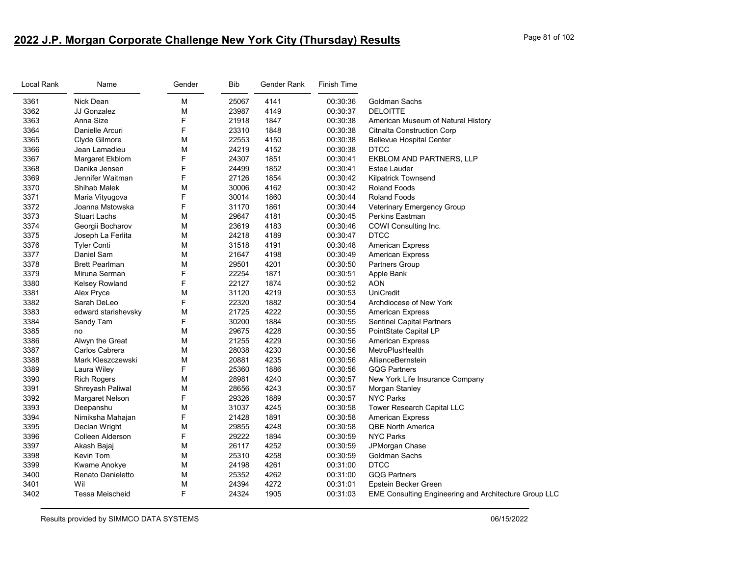# 2022 J.P. Morgan Corporate Challenge New York City (Thursday) Results

| Local Rank | Name | Gender | Bib | Gender Rank | Finish Time | |
|---|---|---|---|---|---|---|
| 3361 | Nick Dean | M | 25067 | 4141 | 00:30:36 | Goldman Sachs |
| 3362 | JJ Gonzalez | M | 23987 | 4149 | 00:30:37 | DELOITTE |
| 3363 | Anna Size | F | 21918 | 1847 | 00:30:38 | American Museum of Natural History |
| 3364 | Danielle Arcuri | F | 23310 | 1848 | 00:30:38 | Citnalta Construction Corp |
| 3365 | Clyde Gilmore | M | 22553 | 4150 | 00:30:38 | Bellevue Hospital Center |
| 3366 | Jean Lamadieu | M | 24219 | 4152 | 00:30:38 | DTCC |
| 3367 | Margaret Ekblom | F | 24307 | 1851 | 00:30:41 | EKBLOM AND PARTNERS, LLP |
| 3368 | Danika Jensen | F | 24499 | 1852 | 00:30:41 | Estee Lauder |
| 3369 | Jennifer Waitman | F | 27126 | 1854 | 00:30:42 | Kilpatrick Townsend |
| 3370 | Shihab Malek | M | 30006 | 4162 | 00:30:42 | Roland Foods |
| 3371 | Maria Vityugova | F | 30014 | 1860 | 00:30:44 | Roland Foods |
| 3372 | Joanna Mstowska | F | 31170 | 1861 | 00:30:44 | Veterinary Emergency Group |
| 3373 | Stuart Lachs | M | 29647 | 4181 | 00:30:45 | Perkins Eastman |
| 3374 | Georgii Bocharov | M | 23619 | 4183 | 00:30:46 | COWI Consulting Inc. |
| 3375 | Joseph La Ferlita | M | 24218 | 4189 | 00:30:47 | DTCC |
| 3376 | Tyler Conti | M | 31518 | 4191 | 00:30:48 | American Express |
| 3377 | Daniel Sam | M | 21647 | 4198 | 00:30:49 | American Express |
| 3378 | Brett Pearlman | M | 29501 | 4201 | 00:30:50 | Partners Group |
| 3379 | Miruna Serman | F | 22254 | 1871 | 00:30:51 | Apple Bank |
| 3380 | Kelsey Rowland | F | 22127 | 1874 | 00:30:52 | AON |
| 3381 | Alex Pryce | M | 31120 | 4219 | 00:30:53 | UniCredit |
| 3382 | Sarah DeLeo | F | 22320 | 1882 | 00:30:54 | Archdiocese of New York |
| 3383 | edward starishevsky | M | 21725 | 4222 | 00:30:55 | American Express |
| 3384 | Sandy Tam | F | 30200 | 1884 | 00:30:55 | Sentinel Capital Partners |
| 3385 | no | M | 29675 | 4228 | 00:30:55 | PointState Capital LP |
| 3386 | Alwyn the Great | M | 21255 | 4229 | 00:30:56 | American Express |
| 3387 | Carlos Cabrera | M | 28038 | 4230 | 00:30:56 | MetroPlusHealth |
| 3388 | Mark Kleszczewski | M | 20881 | 4235 | 00:30:56 | AllianceBernstein |
| 3389 | Laura Wiley | F | 25360 | 1886 | 00:30:56 | GQG Partners |
| 3390 | Rich Rogers | M | 28981 | 4240 | 00:30:57 | New York Life Insurance Company |
| 3391 | Shreyash Paliwal | M | 28656 | 4243 | 00:30:57 | Morgan Stanley |
| 3392 | Margaret Nelson | F | 29326 | 1889 | 00:30:57 | NYC Parks |
| 3393 | Deepanshu | M | 31037 | 4245 | 00:30:58 | Tower Research Capital LLC |
| 3394 | Nimiksha Mahajan | F | 21428 | 1891 | 00:30:58 | American Express |
| 3395 | Declan Wright | M | 29855 | 4248 | 00:30:58 | QBE North America |
| 3396 | Colleen Alderson | F | 29222 | 1894 | 00:30:59 | NYC Parks |
| 3397 | Akash Bajaj | M | 26117 | 4252 | 00:30:59 | JPMorgan Chase |
| 3398 | Kevin Tom | M | 25310 | 4258 | 00:30:59 | Goldman Sachs |
| 3399 | Kwame Anokye | M | 24198 | 4261 | 00:31:00 | DTCC |
| 3400 | Renato Danieletto | M | 25352 | 4262 | 00:31:00 | GQG Partners |
| 3401 | Wil | M | 24394 | 4272 | 00:31:01 | Epstein Becker Green |
| 3402 | Tessa Meischeid | F | 24324 | 1905 | 00:31:03 | EME Consulting Engineering and Architecture Group LLC |

Results provided by SIMMCO DATA SYSTEMS 06/15/2022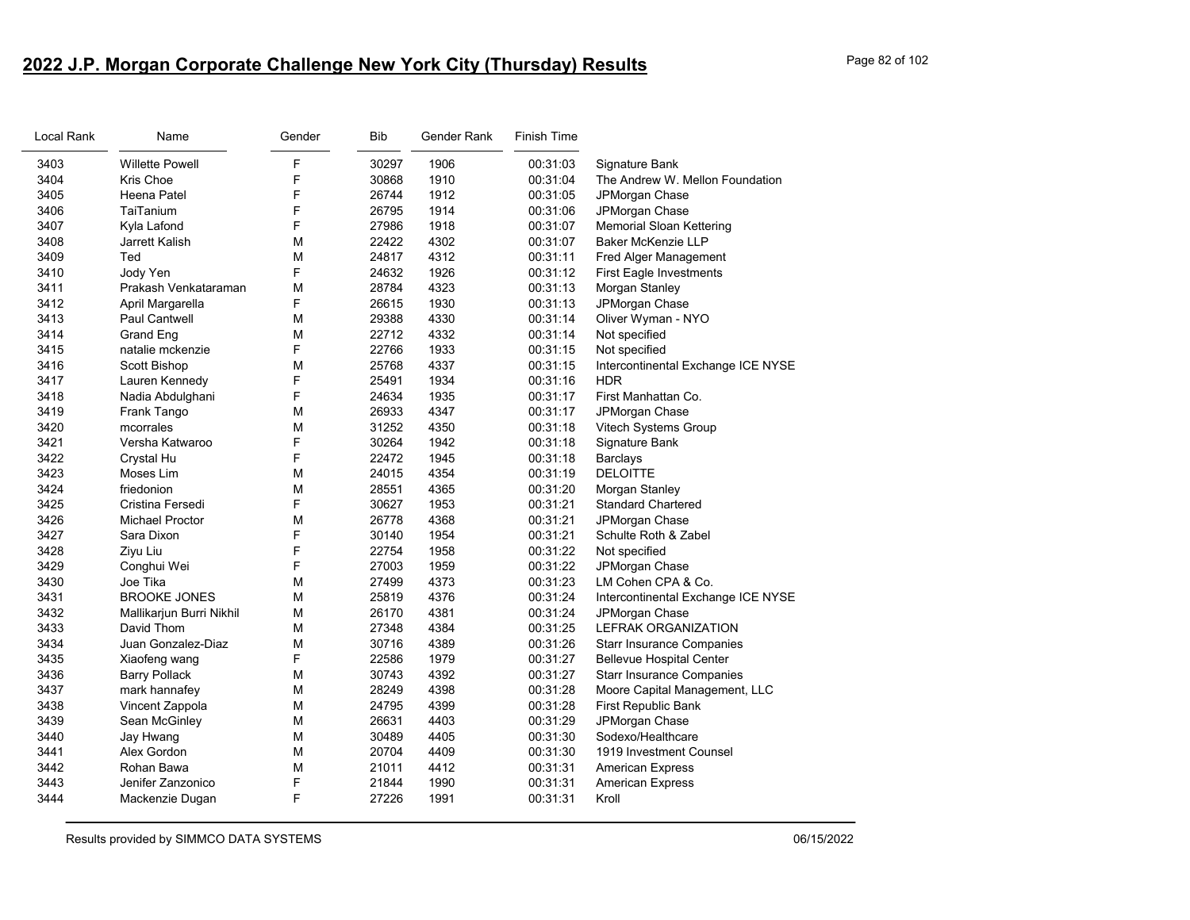## 2022 J.P. Morgan Corporate Challenge New York City (Thursday) Results

| Local Rank | Name | Gender | Bib | Gender Rank | Finish Time | |
|---|---|---|---|---|---|---|
| 3403 | Willette Powell | F | 30297 | 1906 | 00:31:03 | Signature Bank |
| 3404 | Kris Choe | F | 30868 | 1910 | 00:31:04 | The Andrew W. Mellon Foundation |
| 3405 | Heena Patel | F | 26744 | 1912 | 00:31:05 | JPMorgan Chase |
| 3406 | TaiTanium | F | 26795 | 1914 | 00:31:06 | JPMorgan Chase |
| 3407 | Kyla Lafond | F | 27986 | 1918 | 00:31:07 | Memorial Sloan Kettering |
| 3408 | Jarrett Kalish | M | 22422 | 4302 | 00:31:07 | Baker McKenzie LLP |
| 3409 | Ted | M | 24817 | 4312 | 00:31:11 | Fred Alger Management |
| 3410 | Jody Yen | F | 24632 | 1926 | 00:31:12 | First Eagle Investments |
| 3411 | Prakash Venkataraman | M | 28784 | 4323 | 00:31:13 | Morgan Stanley |
| 3412 | April Margarella | F | 26615 | 1930 | 00:31:13 | JPMorgan Chase |
| 3413 | Paul Cantwell | M | 29388 | 4330 | 00:31:14 | Oliver Wyman - NYO |
| 3414 | Grand Eng | M | 22712 | 4332 | 00:31:14 | Not specified |
| 3415 | natalie mckenzie | F | 22766 | 1933 | 00:31:15 | Not specified |
| 3416 | Scott Bishop | M | 25768 | 4337 | 00:31:15 | Intercontinental Exchange ICE NYSE |
| 3417 | Lauren Kennedy | F | 25491 | 1934 | 00:31:16 | HDR |
| 3418 | Nadia Abdulghani | F | 24634 | 1935 | 00:31:17 | First Manhattan Co. |
| 3419 | Frank Tango | M | 26933 | 4347 | 00:31:17 | JPMorgan Chase |
| 3420 | mcorrales | M | 31252 | 4350 | 00:31:18 | Vitech Systems Group |
| 3421 | Versha Katwaroo | F | 30264 | 1942 | 00:31:18 | Signature Bank |
| 3422 | Crystal Hu | F | 22472 | 1945 | 00:31:18 | Barclays |
| 3423 | Moses Lim | M | 24015 | 4354 | 00:31:19 | DELOITTE |
| 3424 | friedonion | M | 28551 | 4365 | 00:31:20 | Morgan Stanley |
| 3425 | Cristina Fersedi | F | 30627 | 1953 | 00:31:21 | Standard Chartered |
| 3426 | Michael Proctor | M | 26778 | 4368 | 00:31:21 | JPMorgan Chase |
| 3427 | Sara Dixon | F | 30140 | 1954 | 00:31:21 | Schulte Roth & Zabel |
| 3428 | Ziyu Liu | F | 22754 | 1958 | 00:31:22 | Not specified |
| 3429 | Conghui Wei | F | 27003 | 1959 | 00:31:22 | JPMorgan Chase |
| 3430 | Joe Tika | M | 27499 | 4373 | 00:31:23 | LM Cohen CPA & Co. |
| 3431 | BROOKE JONES | M | 25819 | 4376 | 00:31:24 | Intercontinental Exchange ICE NYSE |
| 3432 | Mallikarjun Burri Nikhil | M | 26170 | 4381 | 00:31:24 | JPMorgan Chase |
| 3433 | David Thom | M | 27348 | 4384 | 00:31:25 | LEFRAK ORGANIZATION |
| 3434 | Juan Gonzalez-Diaz | M | 30716 | 4389 | 00:31:26 | Starr Insurance Companies |
| 3435 | Xiaofeng wang | F | 22586 | 1979 | 00:31:27 | Bellevue Hospital Center |
| 3436 | Barry Pollack | M | 30743 | 4392 | 00:31:27 | Starr Insurance Companies |
| 3437 | mark hannafey | M | 28249 | 4398 | 00:31:28 | Moore Capital Management, LLC |
| 3438 | Vincent Zappola | M | 24795 | 4399 | 00:31:28 | First Republic Bank |
| 3439 | Sean McGinley | M | 26631 | 4403 | 00:31:29 | JPMorgan Chase |
| 3440 | Jay Hwang | M | 30489 | 4405 | 00:31:30 | Sodexo/Healthcare |
| 3441 | Alex Gordon | M | 20704 | 4409 | 00:31:30 | 1919 Investment Counsel |
| 3442 | Rohan Bawa | M | 21011 | 4412 | 00:31:31 | American Express |
| 3443 | Jenifer Zanzonico | F | 21844 | 1990 | 00:31:31 | American Express |
| 3444 | Mackenzie Dugan | F | 27226 | 1991 | 00:31:31 | Kroll |

Results provided by SIMMCO DATA SYSTEMS 06/15/2022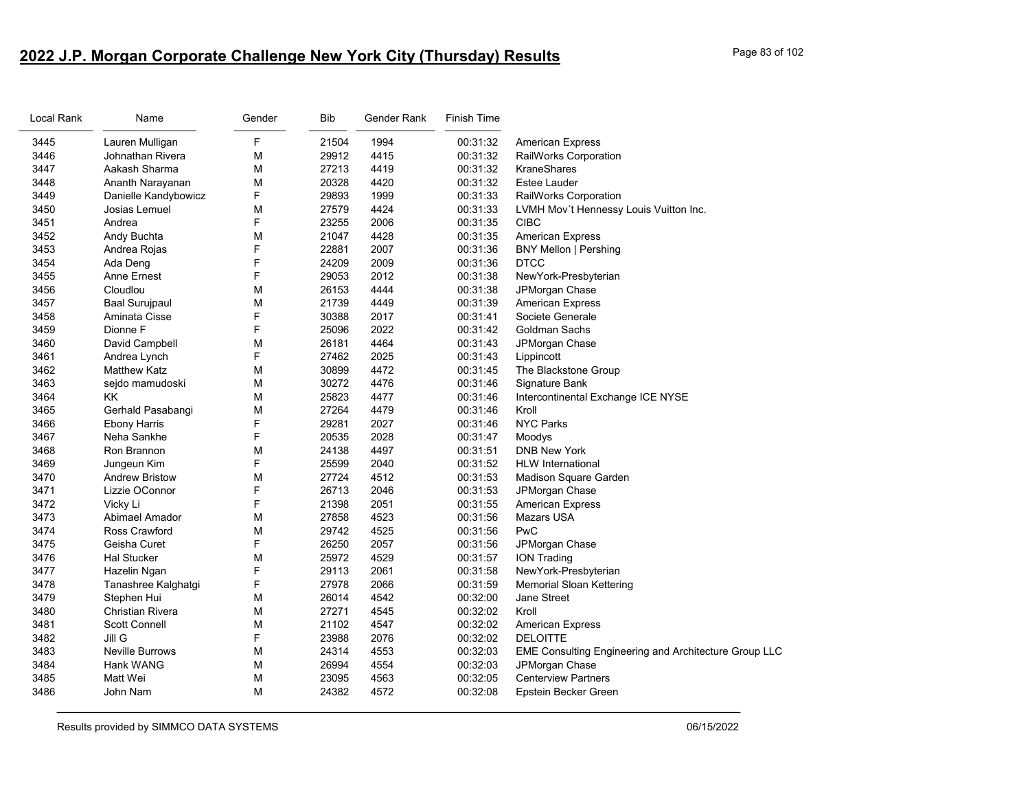# 2022 J.P. Morgan Corporate Challenge New York City (Thursday) Results

| Local Rank | Name | Gender | Bib | Gender Rank | Finish Time | |
|---|---|---|---|---|---|---|
| 3445 | Lauren Mulligan | F | 21504 | 1994 | 00:31:32 | American Express |
| 3446 | Johnathan Rivera | M | 29912 | 4415 | 00:31:32 | RailWorks Corporation |
| 3447 | Aakash Sharma | M | 27213 | 4419 | 00:31:32 | KraneShares |
| 3448 | Ananth Narayanan | M | 20328 | 4420 | 00:31:32 | Estee Lauder |
| 3449 | Danielle Kandybowicz | F | 29893 | 1999 | 00:31:33 | RailWorks Corporation |
| 3450 | Josias Lemuel | M | 27579 | 4424 | 00:31:33 | LVMH Mov´t Hennessy Louis Vuitton Inc. |
| 3451 | Andrea | F | 23255 | 2006 | 00:31:35 | CIBC |
| 3452 | Andy Buchta | M | 21047 | 4428 | 00:31:35 | American Express |
| 3453 | Andrea Rojas | F | 22881 | 2007 | 00:31:36 | BNY Mellon \| Pershing |
| 3454 | Ada Deng | F | 24209 | 2009 | 00:31:36 | DTCC |
| 3455 | Anne Ernest | F | 29053 | 2012 | 00:31:38 | NewYork-Presbyterian |
| 3456 | Cloudlou | M | 26153 | 4444 | 00:31:38 | JPMorgan Chase |
| 3457 | Baal Surujpaul | M | 21739 | 4449 | 00:31:39 | American Express |
| 3458 | Aminata Cisse | F | 30388 | 2017 | 00:31:41 | Societe Generale |
| 3459 | Dionne F | F | 25096 | 2022 | 00:31:42 | Goldman Sachs |
| 3460 | David Campbell | M | 26181 | 4464 | 00:31:43 | JPMorgan Chase |
| 3461 | Andrea Lynch | F | 27462 | 2025 | 00:31:43 | Lippincott |
| 3462 | Matthew Katz | M | 30899 | 4472 | 00:31:45 | The Blackstone Group |
| 3463 | sejdo mamudoski | M | 30272 | 4476 | 00:31:46 | Signature Bank |
| 3464 | KK | M | 25823 | 4477 | 00:31:46 | Intercontinental Exchange ICE NYSE |
| 3465 | Gerhald Pasabangi | M | 27264 | 4479 | 00:31:46 | Kroll |
| 3466 | Ebony Harris | F | 29281 | 2027 | 00:31:46 | NYC Parks |
| 3467 | Neha Sankhe | F | 20535 | 2028 | 00:31:47 | Moodys |
| 3468 | Ron Brannon | M | 24138 | 4497 | 00:31:51 | DNB New York |
| 3469 | Jungeun Kim | F | 25599 | 2040 | 00:31:52 | HLW International |
| 3470 | Andrew Bristow | M | 27724 | 4512 | 00:31:53 | Madison Square Garden |
| 3471 | Lizzie OConnor | F | 26713 | 2046 | 00:31:53 | JPMorgan Chase |
| 3472 | Vicky Li | F | 21398 | 2051 | 00:31:55 | American Express |
| 3473 | Abimael Amador | M | 27858 | 4523 | 00:31:56 | Mazars USA |
| 3474 | Ross Crawford | M | 29742 | 4525 | 00:31:56 | PwC |
| 3475 | Geisha Curet | F | 26250 | 2057 | 00:31:56 | JPMorgan Chase |
| 3476 | Hal Stucker | M | 25972 | 4529 | 00:31:57 | ION Trading |
| 3477 | Hazelin Ngan | F | 29113 | 2061 | 00:31:58 | NewYork-Presbyterian |
| 3478 | Tanashree Kalghatgi | F | 27978 | 2066 | 00:31:59 | Memorial Sloan Kettering |
| 3479 | Stephen Hui | M | 26014 | 4542 | 00:32:00 | Jane Street |
| 3480 | Christian Rivera | M | 27271 | 4545 | 00:32:02 | Kroll |
| 3481 | Scott Connell | M | 21102 | 4547 | 00:32:02 | American Express |
| 3482 | Jill G | F | 23988 | 2076 | 00:32:02 | DELOITTE |
| 3483 | Neville Burrows | M | 24314 | 4553 | 00:32:03 | EME Consulting Engineering and Architecture Group LLC |
| 3484 | Hank WANG | M | 26994 | 4554 | 00:32:03 | JPMorgan Chase |
| 3485 | Matt Wei | M | 23095 | 4563 | 00:32:05 | Centerview Partners |
| 3486 | John Nam | M | 24382 | 4572 | 00:32:08 | Epstein Becker Green |

Results provided by SIMMCO DATA SYSTEMS 06/15/2022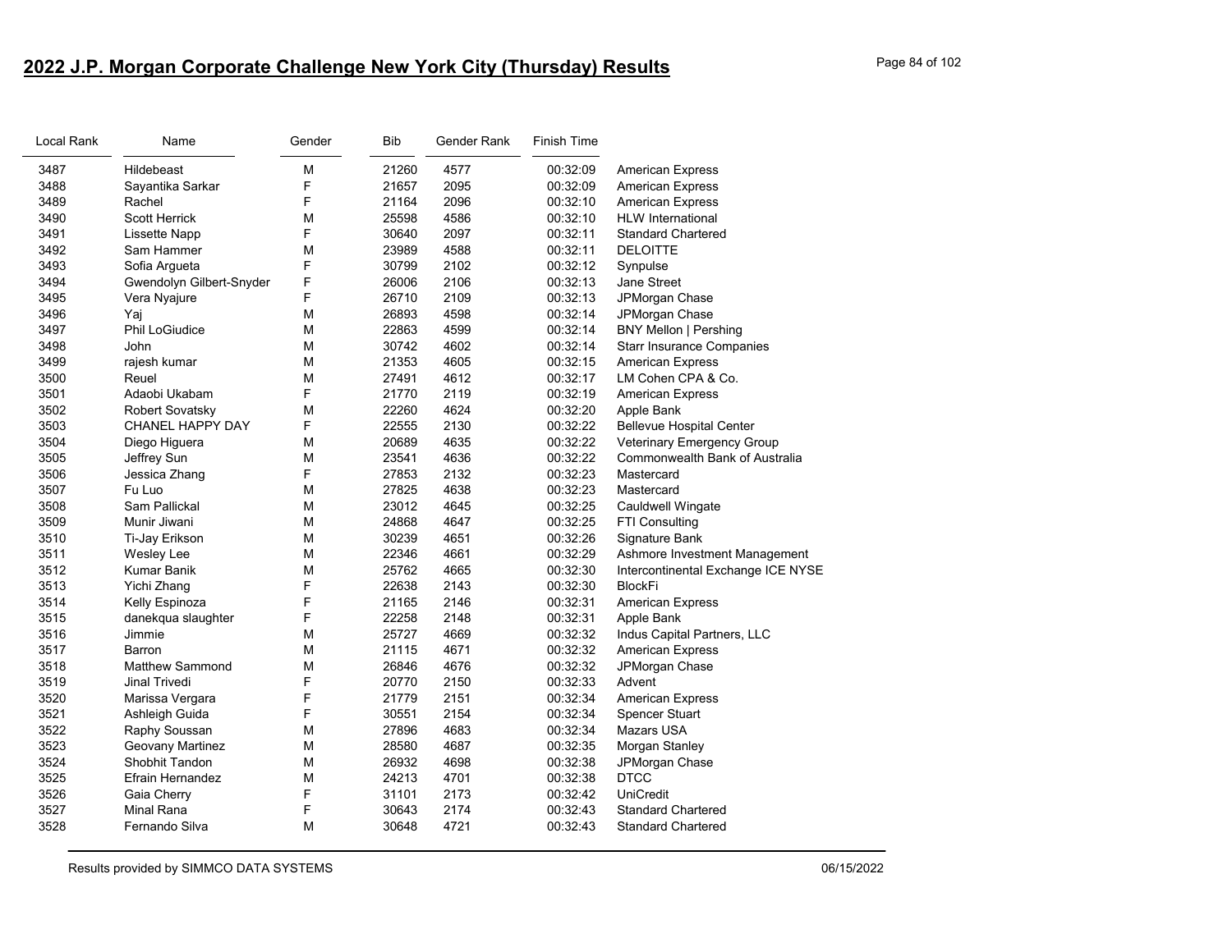# 2022 J.P. Morgan Corporate Challenge New York City (Thursday) Results

| Local Rank | Name | Gender | Bib | Gender Rank | Finish Time | |
|---|---|---|---|---|---|---|
| 3487 | Hildebeast | M | 21260 | 4577 | 00:32:09 | American Express |
| 3488 | Sayantika Sarkar | F | 21657 | 2095 | 00:32:09 | American Express |
| 3489 | Rachel | F | 21164 | 2096 | 00:32:10 | American Express |
| 3490 | Scott Herrick | M | 25598 | 4586 | 00:32:10 | HLW International |
| 3491 | Lissette Napp | F | 30640 | 2097 | 00:32:11 | Standard Chartered |
| 3492 | Sam Hammer | M | 23989 | 4588 | 00:32:11 | DELOITTE |
| 3493 | Sofia Argueta | F | 30799 | 2102 | 00:32:12 | Synpulse |
| 3494 | Gwendolyn Gilbert-Snyder | F | 26006 | 2106 | 00:32:13 | Jane Street |
| 3495 | Vera Nyajure | F | 26710 | 2109 | 00:32:13 | JPMorgan Chase |
| 3496 | Yaj | M | 26893 | 4598 | 00:32:14 | JPMorgan Chase |
| 3497 | Phil LoGiudice | M | 22863 | 4599 | 00:32:14 | BNY Mellon \| Pershing |
| 3498 | John | M | 30742 | 4602 | 00:32:14 | Starr Insurance Companies |
| 3499 | rajesh kumar | M | 21353 | 4605 | 00:32:15 | American Express |
| 3500 | Reuel | M | 27491 | 4612 | 00:32:17 | LM Cohen CPA & Co. |
| 3501 | Adaobi Ukabam | F | 21770 | 2119 | 00:32:19 | American Express |
| 3502 | Robert Sovatsky | M | 22260 | 4624 | 00:32:20 | Apple Bank |
| 3503 | CHANEL HAPPY DAY | F | 22555 | 2130 | 00:32:22 | Bellevue Hospital Center |
| 3504 | Diego Higuera | M | 20689 | 4635 | 00:32:22 | Veterinary Emergency Group |
| 3505 | Jeffrey Sun | M | 23541 | 4636 | 00:32:22 | Commonwealth Bank of Australia |
| 3506 | Jessica Zhang | F | 27853 | 2132 | 00:32:23 | Mastercard |
| 3507 | Fu Luo | M | 27825 | 4638 | 00:32:23 | Mastercard |
| 3508 | Sam Pallickal | M | 23012 | 4645 | 00:32:25 | Cauldwell Wingate |
| 3509 | Munir Jiwani | M | 24868 | 4647 | 00:32:25 | FTI Consulting |
| 3510 | Ti-Jay Erikson | M | 30239 | 4651 | 00:32:26 | Signature Bank |
| 3511 | Wesley Lee | M | 22346 | 4661 | 00:32:29 | Ashmore Investment Management |
| 3512 | Kumar Banik | M | 25762 | 4665 | 00:32:30 | Intercontinental Exchange ICE NYSE |
| 3513 | Yichi Zhang | F | 22638 | 2143 | 00:32:30 | BlockFi |
| 3514 | Kelly Espinoza | F | 21165 | 2146 | 00:32:31 | American Express |
| 3515 | danekqua slaughter | F | 22258 | 2148 | 00:32:31 | Apple Bank |
| 3516 | Jimmie | M | 25727 | 4669 | 00:32:32 | Indus Capital Partners, LLC |
| 3517 | Barron | M | 21115 | 4671 | 00:32:32 | American Express |
| 3518 | Matthew Sammond | M | 26846 | 4676 | 00:32:32 | JPMorgan Chase |
| 3519 | Jinal Trivedi | F | 20770 | 2150 | 00:32:33 | Advent |
| 3520 | Marissa Vergara | F | 21779 | 2151 | 00:32:34 | American Express |
| 3521 | Ashleigh Guida | F | 30551 | 2154 | 00:32:34 | Spencer Stuart |
| 3522 | Raphy Soussan | M | 27896 | 4683 | 00:32:34 | Mazars USA |
| 3523 | Geovany Martinez | M | 28580 | 4687 | 00:32:35 | Morgan Stanley |
| 3524 | Shobhit Tandon | M | 26932 | 4698 | 00:32:38 | JPMorgan Chase |
| 3525 | Efrain Hernandez | M | 24213 | 4701 | 00:32:38 | DTCC |
| 3526 | Gaia Cherry | F | 31101 | 2173 | 00:32:42 | UniCredit |
| 3527 | Minal Rana | F | 30643 | 2174 | 00:32:43 | Standard Chartered |
| 3528 | Fernando Silva | M | 30648 | 4721 | 00:32:43 | Standard Chartered |

Results provided by SIMMCO DATA SYSTEMS 06/15/2022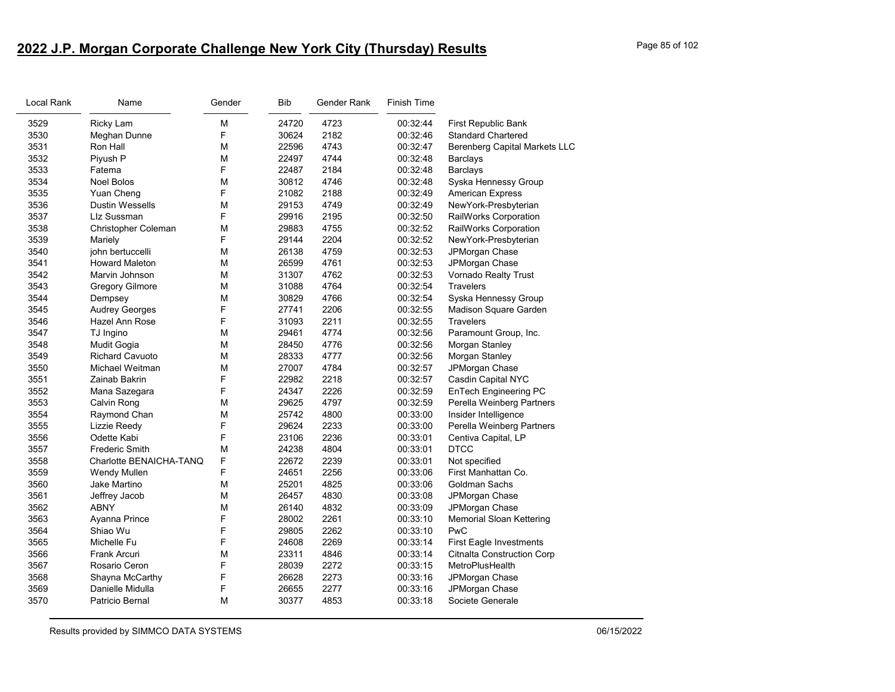# 2022 J.P. Morgan Corporate Challenge New York City (Thursday) Results

| Local Rank | Name | Gender | Bib | Gender Rank | Finish Time | |
|---|---|---|---|---|---|---|
| 3529 | Ricky Lam | M | 24720 | 4723 | 00:32:44 | First Republic Bank |
| 3530 | Meghan Dunne | F | 30624 | 2182 | 00:32:46 | Standard Chartered |
| 3531 | Ron Hall | M | 22596 | 4743 | 00:32:47 | Berenberg Capital Markets LLC |
| 3532 | Piyush P | M | 22497 | 4744 | 00:32:48 | Barclays |
| 3533 | Fatema | F | 22487 | 2184 | 00:32:48 | Barclays |
| 3534 | Noel Bolos | M | 30812 | 4746 | 00:32:48 | Syska Hennessy Group |
| 3535 | Yuan Cheng | F | 21082 | 2188 | 00:32:49 | American Express |
| 3536 | Dustin Wessells | M | 29153 | 4749 | 00:32:49 | NewYork-Presbyterian |
| 3537 | LIz Sussman | F | 29916 | 2195 | 00:32:50 | RailWorks Corporation |
| 3538 | Christopher Coleman | M | 29883 | 4755 | 00:32:52 | RailWorks Corporation |
| 3539 | Mariely | F | 29144 | 2204 | 00:32:52 | NewYork-Presbyterian |
| 3540 | john bertuccelli | M | 26138 | 4759 | 00:32:53 | JPMorgan Chase |
| 3541 | Howard Maleton | M | 26599 | 4761 | 00:32:53 | JPMorgan Chase |
| 3542 | Marvin Johnson | M | 31307 | 4762 | 00:32:53 | Vornado Realty Trust |
| 3543 | Gregory Gilmore | M | 31088 | 4764 | 00:32:54 | Travelers |
| 3544 | Dempsey | M | 30829 | 4766 | 00:32:54 | Syska Hennessy Group |
| 3545 | Audrey Georges | F | 27741 | 2206 | 00:32:55 | Madison Square Garden |
| 3546 | Hazel Ann Rose | F | 31093 | 2211 | 00:32:55 | Travelers |
| 3547 | TJ Ingino | M | 29461 | 4774 | 00:32:56 | Paramount Group, Inc. |
| 3548 | Mudit Gogia | M | 28450 | 4776 | 00:32:56 | Morgan Stanley |
| 3549 | Richard Cavuoto | M | 28333 | 4777 | 00:32:56 | Morgan Stanley |
| 3550 | Michael Weitman | M | 27007 | 4784 | 00:32:57 | JPMorgan Chase |
| 3551 | Zainab Bakrin | F | 22982 | 2218 | 00:32:57 | Casdin Capital NYC |
| 3552 | Mana Sazegara | F | 24347 | 2226 | 00:32:59 | EnTech Engineering PC |
| 3553 | Calvin Rong | M | 29625 | 4797 | 00:32:59 | Perella Weinberg Partners |
| 3554 | Raymond Chan | M | 25742 | 4800 | 00:33:00 | Insider Intelligence |
| 3555 | Lizzie Reedy | F | 29624 | 2233 | 00:33:00 | Perella Weinberg Partners |
| 3556 | Odette Kabi | F | 23106 | 2236 | 00:33:01 | Centiva Capital, LP |
| 3557 | Frederic Smith | M | 24238 | 4804 | 00:33:01 | DTCC |
| 3558 | Charlotte BENAICHA-TANQ | F | 22672 | 2239 | 00:33:01 | Not specified |
| 3559 | Wendy Mullen | F | 24651 | 2256 | 00:33:06 | First Manhattan Co. |
| 3560 | Jake Martino | M | 25201 | 4825 | 00:33:06 | Goldman Sachs |
| 3561 | Jeffrey Jacob | M | 26457 | 4830 | 00:33:08 | JPMorgan Chase |
| 3562 | ABNY | M | 26140 | 4832 | 00:33:09 | JPMorgan Chase |
| 3563 | Ayanna Prince | F | 28002 | 2261 | 00:33:10 | Memorial Sloan Kettering |
| 3564 | Shiao Wu | F | 29805 | 2262 | 00:33:10 | PwC |
| 3565 | Michelle Fu | F | 24608 | 2269 | 00:33:14 | First Eagle Investments |
| 3566 | Frank Arcuri | M | 23311 | 4846 | 00:33:14 | Citnalta Construction Corp |
| 3567 | Rosario Ceron | F | 28039 | 2272 | 00:33:15 | MetroPlusHealth |
| 3568 | Shayna McCarthy | F | 26628 | 2273 | 00:33:16 | JPMorgan Chase |
| 3569 | Danielle Midulla | F | 26655 | 2277 | 00:33:16 | JPMorgan Chase |
| 3570 | Patricio Bernal | M | 30377 | 4853 | 00:33:18 | Societe Generale |

Results provided by SIMMCO DATA SYSTEMS 06/15/2022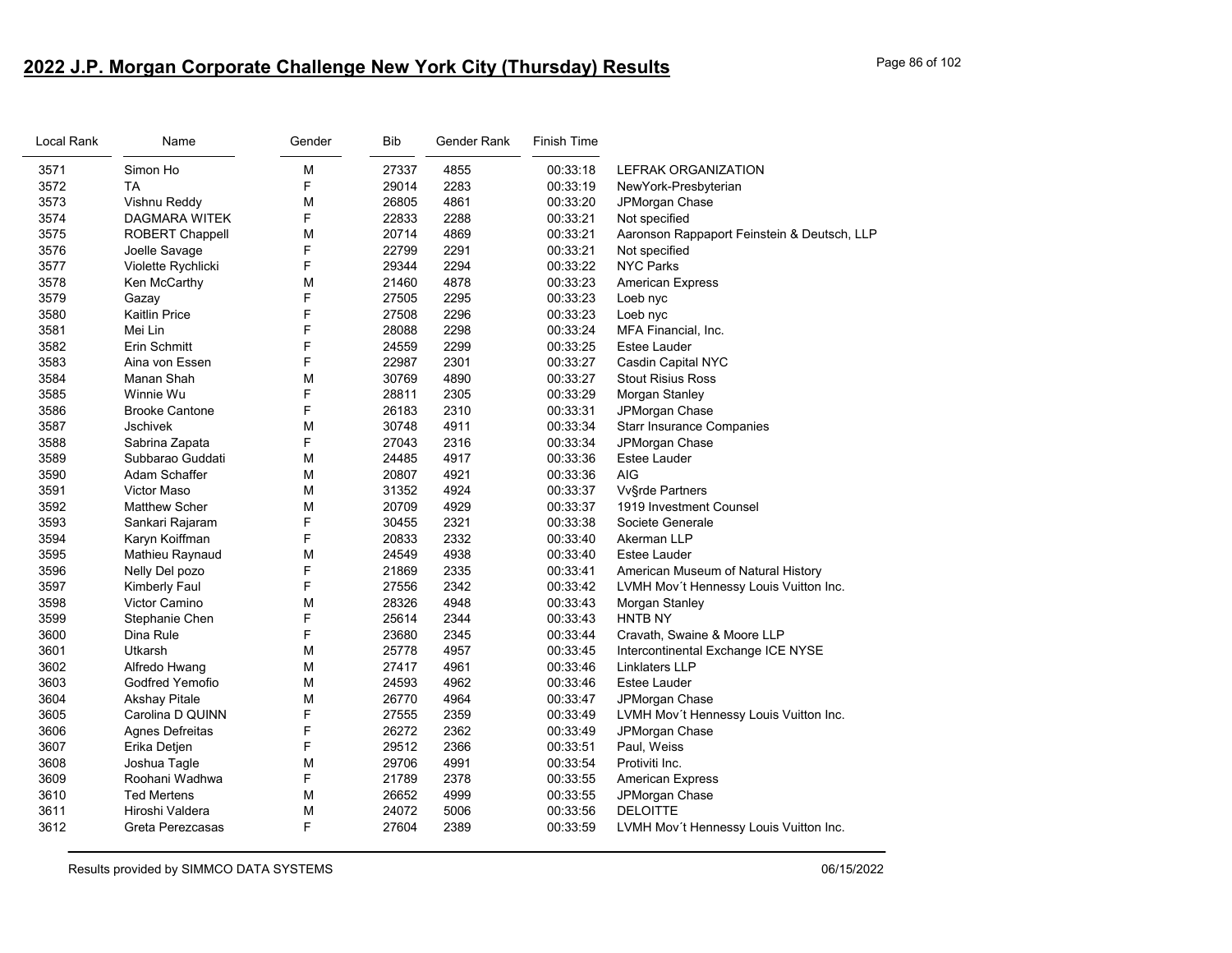# 2022 J.P. Morgan Corporate Challenge New York City (Thursday) Results

| Local Rank | Name | Gender | Bib | Gender Rank | Finish Time | |
|---|---|---|---|---|---|---|
| 3571 | Simon Ho | M | 27337 | 4855 | 00:33:18 | LEFRAK ORGANIZATION |
| 3572 | TA | F | 29014 | 2283 | 00:33:19 | NewYork-Presbyterian |
| 3573 | Vishnu Reddy | M | 26805 | 4861 | 00:33:20 | JPMorgan Chase |
| 3574 | DAGMARA WITEK | F | 22833 | 2288 | 00:33:21 | Not specified |
| 3575 | ROBERT Chappell | M | 20714 | 4869 | 00:33:21 | Aaronson Rappaport Feinstein & Deutsch, LLP |
| 3576 | Joelle Savage | F | 22799 | 2291 | 00:33:21 | Not specified |
| 3577 | Violette Rychlicki | F | 29344 | 2294 | 00:33:22 | NYC Parks |
| 3578 | Ken McCarthy | M | 21460 | 4878 | 00:33:23 | American Express |
| 3579 | Gazay | F | 27505 | 2295 | 00:33:23 | Loeb nyc |
| 3580 | Kaitlin Price | F | 27508 | 2296 | 00:33:23 | Loeb nyc |
| 3581 | Mei Lin | F | 28088 | 2298 | 00:33:24 | MFA Financial, Inc. |
| 3582 | Erin Schmitt | F | 24559 | 2299 | 00:33:25 | Estee Lauder |
| 3583 | Aina von Essen | F | 22987 | 2301 | 00:33:27 | Casdin Capital NYC |
| 3584 | Manan Shah | M | 30769 | 4890 | 00:33:27 | Stout Risius Ross |
| 3585 | Winnie Wu | F | 28811 | 2305 | 00:33:29 | Morgan Stanley |
| 3586 | Brooke Cantone | F | 26183 | 2310 | 00:33:31 | JPMorgan Chase |
| 3587 | Jschivek | M | 30748 | 4911 | 00:33:34 | Starr Insurance Companies |
| 3588 | Sabrina Zapata | F | 27043 | 2316 | 00:33:34 | JPMorgan Chase |
| 3589 | Subbarao Guddati | M | 24485 | 4917 | 00:33:36 | Estee Lauder |
| 3590 | Adam Schaffer | M | 20807 | 4921 | 00:33:36 | AIG |
| 3591 | Victor Maso | M | 31352 | 4924 | 00:33:37 | Vv§rde Partners |
| 3592 | Matthew Scher | M | 20709 | 4929 | 00:33:37 | 1919 Investment Counsel |
| 3593 | Sankari Rajaram | F | 30455 | 2321 | 00:33:38 | Societe Generale |
| 3594 | Karyn Koiffman | F | 20833 | 2332 | 00:33:40 | Akerman LLP |
| 3595 | Mathieu Raynaud | M | 24549 | 4938 | 00:33:40 | Estee Lauder |
| 3596 | Nelly Del pozo | F | 21869 | 2335 | 00:33:41 | American Museum of Natural History |
| 3597 | Kimberly Faul | F | 27556 | 2342 | 00:33:42 | LVMH Mov´t Hennessy Louis Vuitton Inc. |
| 3598 | Victor Camino | M | 28326 | 4948 | 00:33:43 | Morgan Stanley |
| 3599 | Stephanie Chen | F | 25614 | 2344 | 00:33:43 | HNTB NY |
| 3600 | Dina Rule | F | 23680 | 2345 | 00:33:44 | Cravath, Swaine & Moore LLP |
| 3601 | Utkarsh | M | 25778 | 4957 | 00:33:45 | Intercontinental Exchange ICE NYSE |
| 3602 | Alfredo Hwang | M | 27417 | 4961 | 00:33:46 | Linklaters LLP |
| 3603 | Godfred Yemofio | M | 24593 | 4962 | 00:33:46 | Estee Lauder |
| 3604 | Akshay Pitale | M | 26770 | 4964 | 00:33:47 | JPMorgan Chase |
| 3605 | Carolina D QUINN | F | 27555 | 2359 | 00:33:49 | LVMH Mov´t Hennessy Louis Vuitton Inc. |
| 3606 | Agnes Defreitas | F | 26272 | 2362 | 00:33:49 | JPMorgan Chase |
| 3607 | Erika Detjen | F | 29512 | 2366 | 00:33:51 | Paul, Weiss |
| 3608 | Joshua Tagle | M | 29706 | 4991 | 00:33:54 | Protiviti Inc. |
| 3609 | Roohani Wadhwa | F | 21789 | 2378 | 00:33:55 | American Express |
| 3610 | Ted Mertens | M | 26652 | 4999 | 00:33:55 | JPMorgan Chase |
| 3611 | Hiroshi Valdera | M | 24072 | 5006 | 00:33:56 | DELOITTE |
| 3612 | Greta Perezcasas | F | 27604 | 2389 | 00:33:59 | LVMH Mov´t Hennessy Louis Vuitton Inc. |

Results provided by SIMMCO DATA SYSTEMS 06/15/2022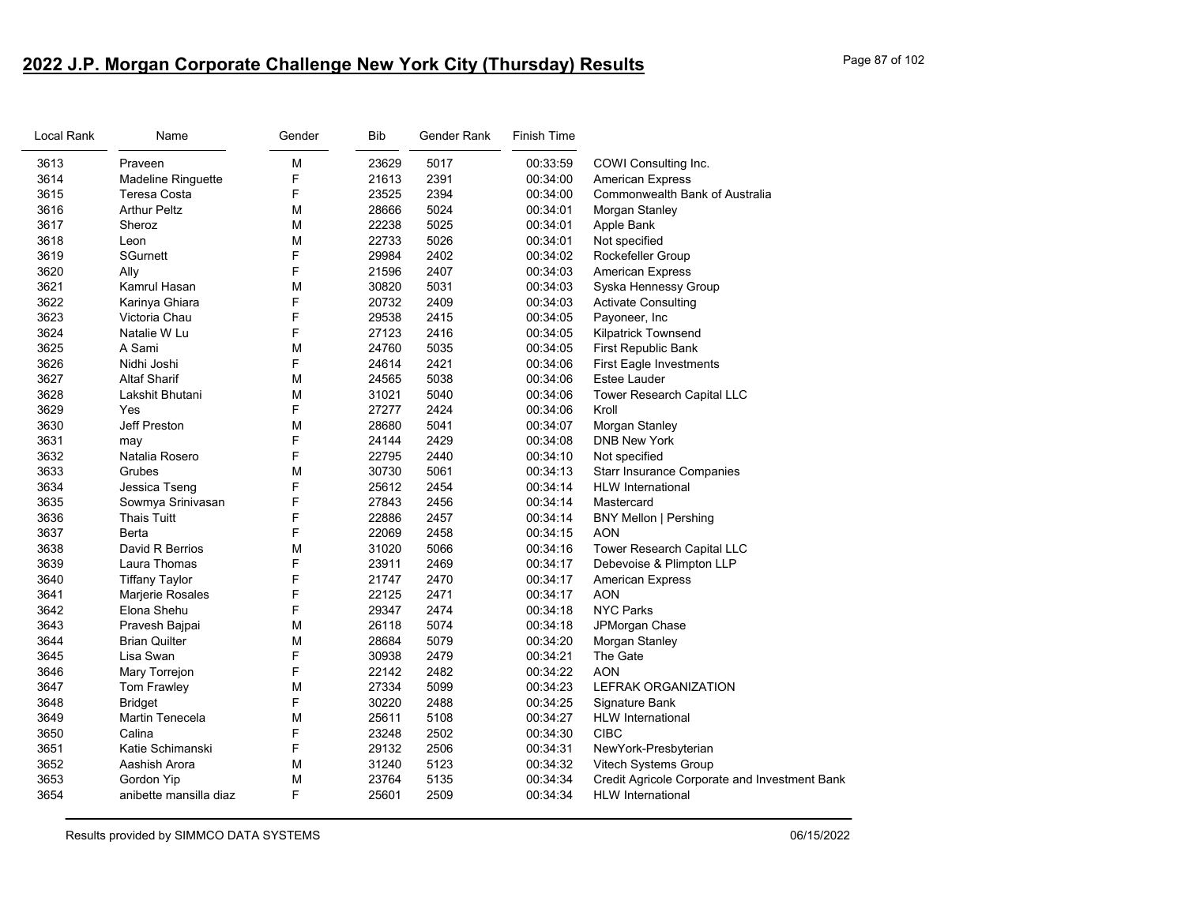## 2022 J.P. Morgan Corporate Challenge New York City (Thursday) Results

| Local Rank | Name | Gender | Bib | Gender Rank | Finish Time | |
|---|---|---|---|---|---|---|
| 3613 | Praveen | M | 23629 | 5017 | 00:33:59 | COWI Consulting Inc. |
| 3614 | Madeline Ringuette | F | 21613 | 2391 | 00:34:00 | American Express |
| 3615 | Teresa Costa | F | 23525 | 2394 | 00:34:00 | Commonwealth Bank of Australia |
| 3616 | Arthur Peltz | M | 28666 | 5024 | 00:34:01 | Morgan Stanley |
| 3617 | Sheroz | M | 22238 | 5025 | 00:34:01 | Apple Bank |
| 3618 | Leon | M | 22733 | 5026 | 00:34:01 | Not specified |
| 3619 | SGurnett | F | 29984 | 2402 | 00:34:02 | Rockefeller Group |
| 3620 | Ally | F | 21596 | 2407 | 00:34:03 | American Express |
| 3621 | Kamrul Hasan | M | 30820 | 5031 | 00:34:03 | Syska Hennessy Group |
| 3622 | Karinya Ghiara | F | 20732 | 2409 | 00:34:03 | Activate Consulting |
| 3623 | Victoria Chau | F | 29538 | 2415 | 00:34:05 | Payoneer, Inc |
| 3624 | Natalie W Lu | F | 27123 | 2416 | 00:34:05 | Kilpatrick Townsend |
| 3625 | A Sami | M | 24760 | 5035 | 00:34:05 | First Republic Bank |
| 3626 | Nidhi Joshi | F | 24614 | 2421 | 00:34:06 | First Eagle Investments |
| 3627 | Altaf Sharif | M | 24565 | 5038 | 00:34:06 | Estee Lauder |
| 3628 | Lakshit Bhutani | M | 31021 | 5040 | 00:34:06 | Tower Research Capital LLC |
| 3629 | Yes | F | 27277 | 2424 | 00:34:06 | Kroll |
| 3630 | Jeff Preston | M | 28680 | 5041 | 00:34:07 | Morgan Stanley |
| 3631 | may | F | 24144 | 2429 | 00:34:08 | DNB New York |
| 3632 | Natalia Rosero | F | 22795 | 2440 | 00:34:10 | Not specified |
| 3633 | Grubes | M | 30730 | 5061 | 00:34:13 | Starr Insurance Companies |
| 3634 | Jessica Tseng | F | 25612 | 2454 | 00:34:14 | HLW International |
| 3635 | Sowmya Srinivasan | F | 27843 | 2456 | 00:34:14 | Mastercard |
| 3636 | Thais Tuitt | F | 22886 | 2457 | 00:34:14 | BNY Mellon \| Pershing |
| 3637 | Berta | F | 22069 | 2458 | 00:34:15 | AON |
| 3638 | David R Berrios | M | 31020 | 5066 | 00:34:16 | Tower Research Capital LLC |
| 3639 | Laura Thomas | F | 23911 | 2469 | 00:34:17 | Debevoise & Plimpton LLP |
| 3640 | Tiffany Taylor | F | 21747 | 2470 | 00:34:17 | American Express |
| 3641 | Marjerie Rosales | F | 22125 | 2471 | 00:34:17 | AON |
| 3642 | Elona Shehu | F | 29347 | 2474 | 00:34:18 | NYC Parks |
| 3643 | Pravesh Bajpai | M | 26118 | 5074 | 00:34:18 | JPMorgan Chase |
| 3644 | Brian Quilter | M | 28684 | 5079 | 00:34:20 | Morgan Stanley |
| 3645 | Lisa Swan | F | 30938 | 2479 | 00:34:21 | The Gate |
| 3646 | Mary Torrejon | F | 22142 | 2482 | 00:34:22 | AON |
| 3647 | Tom Frawley | M | 27334 | 5099 | 00:34:23 | LEFRAK ORGANIZATION |
| 3648 | Bridget | F | 30220 | 2488 | 00:34:25 | Signature Bank |
| 3649 | Martin Tenecela | M | 25611 | 5108 | 00:34:27 | HLW International |
| 3650 | Calina | F | 23248 | 2502 | 00:34:30 | CIBC |
| 3651 | Katie Schimanski | F | 29132 | 2506 | 00:34:31 | NewYork-Presbyterian |
| 3652 | Aashish Arora | M | 31240 | 5123 | 00:34:32 | Vitech Systems Group |
| 3653 | Gordon Yip | M | 23764 | 5135 | 00:34:34 | Credit Agricole Corporate and Investment Bank |
| 3654 | anibette mansilla diaz | F | 25601 | 2509 | 00:34:34 | HLW International |

Results provided by SIMMCO DATA SYSTEMS 06/15/2022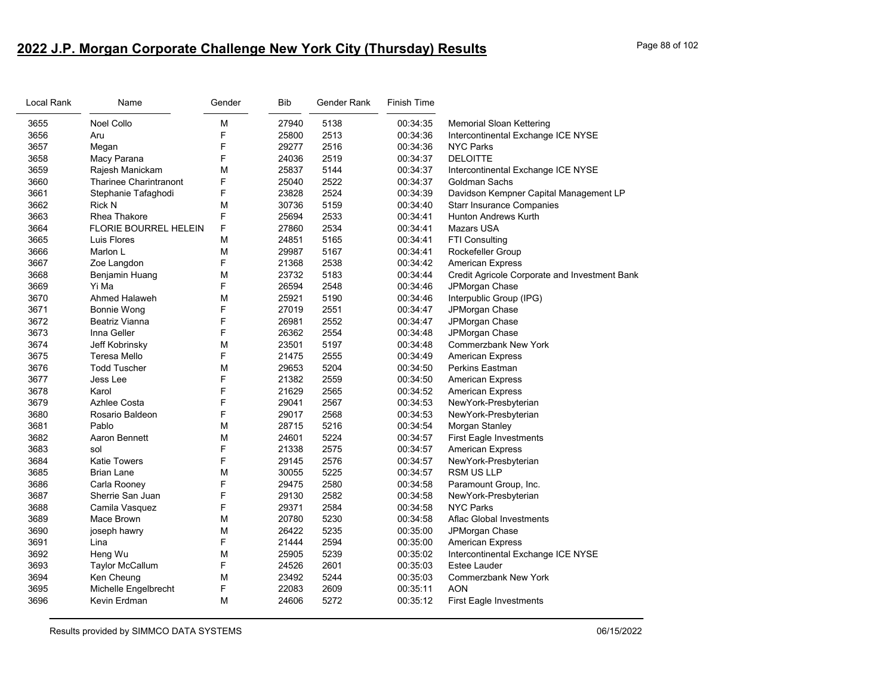# 2022 J.P. Morgan Corporate Challenge New York City (Thursday) Results

| Local Rank | Name | Gender | Bib | Gender Rank | Finish Time | |
|---|---|---|---|---|---|---|
| 3655 | Noel Collo | M | 27940 | 5138 | 00:34:35 | Memorial Sloan Kettering |
| 3656 | Aru | F | 25800 | 2513 | 00:34:36 | Intercontinental Exchange ICE NYSE |
| 3657 | Megan | F | 29277 | 2516 | 00:34:36 | NYC Parks |
| 3658 | Macy Parana | F | 24036 | 2519 | 00:34:37 | DELOITTE |
| 3659 | Rajesh Manickam | M | 25837 | 5144 | 00:34:37 | Intercontinental Exchange ICE NYSE |
| 3660 | Tharinee Charintranont | F | 25040 | 2522 | 00:34:37 | Goldman Sachs |
| 3661 | Stephanie Tafaghodi | F | 23828 | 2524 | 00:34:39 | Davidson Kempner Capital Management LP |
| 3662 | Rick N | M | 30736 | 5159 | 00:34:40 | Starr Insurance Companies |
| 3663 | Rhea Thakore | F | 25694 | 2533 | 00:34:41 | Hunton Andrews Kurth |
| 3664 | FLORIE BOURREL HELEIN | F | 27860 | 2534 | 00:34:41 | Mazars USA |
| 3665 | Luis Flores | M | 24851 | 5165 | 00:34:41 | FTI Consulting |
| 3666 | Marlon L | M | 29987 | 5167 | 00:34:41 | Rockefeller Group |
| 3667 | Zoe Langdon | F | 21368 | 2538 | 00:34:42 | American Express |
| 3668 | Benjamin Huang | M | 23732 | 5183 | 00:34:44 | Credit Agricole Corporate and Investment Bank |
| 3669 | Yi Ma | F | 26594 | 2548 | 00:34:46 | JPMorgan Chase |
| 3670 | Ahmed Halaweh | M | 25921 | 5190 | 00:34:46 | Interpublic Group (IPG) |
| 3671 | Bonnie Wong | F | 27019 | 2551 | 00:34:47 | JPMorgan Chase |
| 3672 | Beatriz Vianna | F | 26981 | 2552 | 00:34:47 | JPMorgan Chase |
| 3673 | Inna Geller | F | 26362 | 2554 | 00:34:48 | JPMorgan Chase |
| 3674 | Jeff Kobrinsky | M | 23501 | 5197 | 00:34:48 | Commerzbank New York |
| 3675 | Teresa Mello | F | 21475 | 2555 | 00:34:49 | American Express |
| 3676 | Todd Tuscher | M | 29653 | 5204 | 00:34:50 | Perkins Eastman |
| 3677 | Jess Lee | F | 21382 | 2559 | 00:34:50 | American Express |
| 3678 | Karol | F | 21629 | 2565 | 00:34:52 | American Express |
| 3679 | Azhlee Costa | F | 29041 | 2567 | 00:34:53 | NewYork-Presbyterian |
| 3680 | Rosario Baldeon | F | 29017 | 2568 | 00:34:53 | NewYork-Presbyterian |
| 3681 | Pablo | M | 28715 | 5216 | 00:34:54 | Morgan Stanley |
| 3682 | Aaron Bennett | M | 24601 | 5224 | 00:34:57 | First Eagle Investments |
| 3683 | sol | F | 21338 | 2575 | 00:34:57 | American Express |
| 3684 | Katie Towers | F | 29145 | 2576 | 00:34:57 | NewYork-Presbyterian |
| 3685 | Brian Lane | M | 30055 | 5225 | 00:34:57 | RSM US LLP |
| 3686 | Carla Rooney | F | 29475 | 2580 | 00:34:58 | Paramount Group, Inc. |
| 3687 | Sherrie San Juan | F | 29130 | 2582 | 00:34:58 | NewYork-Presbyterian |
| 3688 | Camila Vasquez | F | 29371 | 2584 | 00:34:58 | NYC Parks |
| 3689 | Mace Brown | M | 20780 | 5230 | 00:34:58 | Aflac Global Investments |
| 3690 | joseph hawry | M | 26422 | 5235 | 00:35:00 | JPMorgan Chase |
| 3691 | Lina | F | 21444 | 2594 | 00:35:00 | American Express |
| 3692 | Heng Wu | M | 25905 | 5239 | 00:35:02 | Intercontinental Exchange ICE NYSE |
| 3693 | Taylor McCallum | F | 24526 | 2601 | 00:35:03 | Estee Lauder |
| 3694 | Ken Cheung | M | 23492 | 5244 | 00:35:03 | Commerzbank New York |
| 3695 | Michelle Engelbrecht | F | 22083 | 2609 | 00:35:11 | AON |
| 3696 | Kevin Erdman | M | 24606 | 5272 | 00:35:12 | First Eagle Investments |

Results provided by SIMMCO DATA SYSTEMS 06/15/2022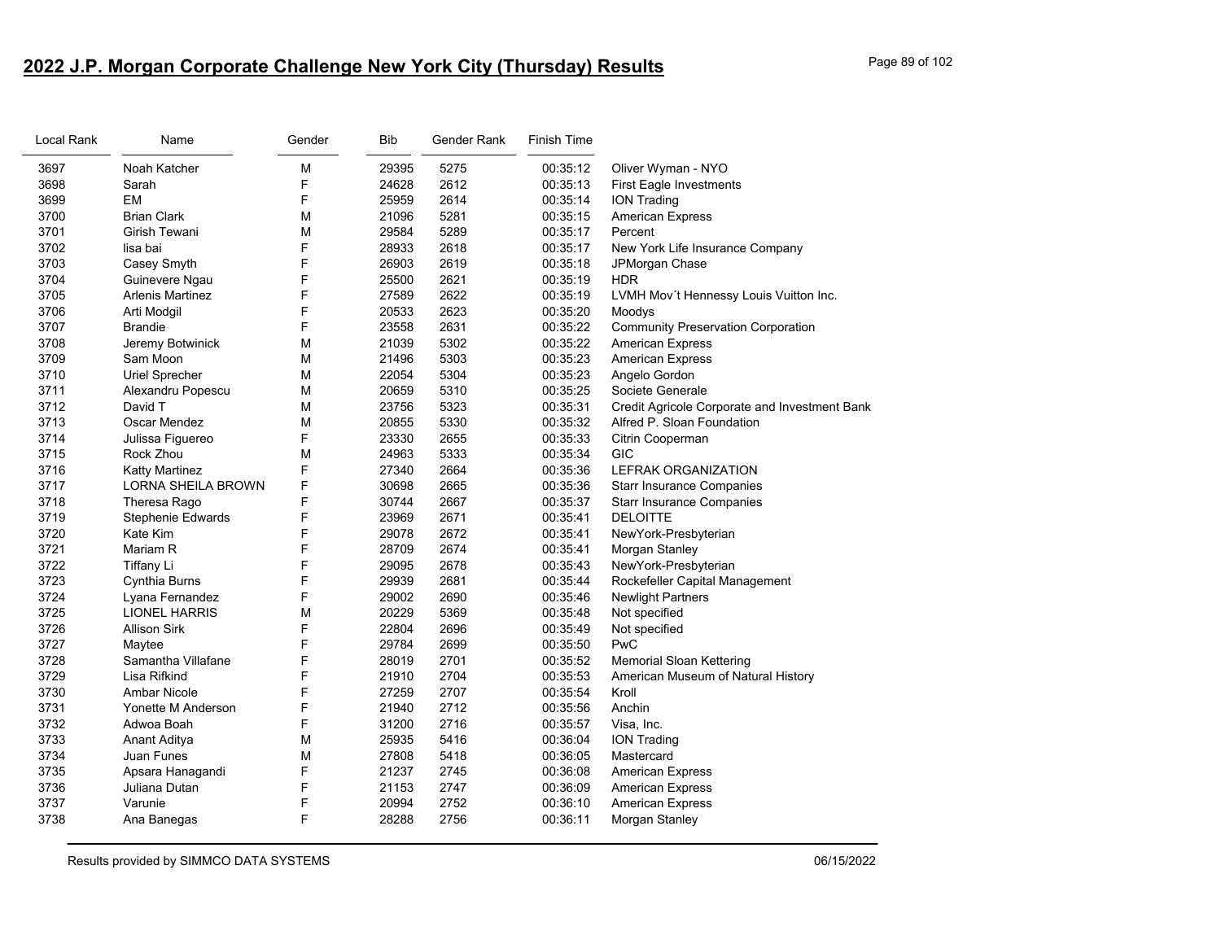## 2022 J.P. Morgan Corporate Challenge New York City (Thursday) Results

| Local Rank | Name | Gender | Bib | Gender Rank | Finish Time | |
|---|---|---|---|---|---|---|
| 3697 | Noah Katcher | M | 29395 | 5275 | 00:35:12 | Oliver Wyman - NYO |
| 3698 | Sarah | F | 24628 | 2612 | 00:35:13 | First Eagle Investments |
| 3699 | EM | F | 25959 | 2614 | 00:35:14 | ION Trading |
| 3700 | Brian Clark | M | 21096 | 5281 | 00:35:15 | American Express |
| 3701 | Girish Tewani | M | 29584 | 5289 | 00:35:17 | Percent |
| 3702 | lisa bai | F | 28933 | 2618 | 00:35:17 | New York Life Insurance Company |
| 3703 | Casey Smyth | F | 26903 | 2619 | 00:35:18 | JPMorgan Chase |
| 3704 | Guinevere Ngau | F | 25500 | 2621 | 00:35:19 | HDR |
| 3705 | Arlenis Martinez | F | 27589 | 2622 | 00:35:19 | LVMH Mov´t Hennessy Louis Vuitton Inc. |
| 3706 | Arti Modgil | F | 20533 | 2623 | 00:35:20 | Moodys |
| 3707 | Brandie | F | 23558 | 2631 | 00:35:22 | Community Preservation Corporation |
| 3708 | Jeremy Botwinick | M | 21039 | 5302 | 00:35:22 | American Express |
| 3709 | Sam Moon | M | 21496 | 5303 | 00:35:23 | American Express |
| 3710 | Uriel Sprecher | M | 22054 | 5304 | 00:35:23 | Angelo Gordon |
| 3711 | Alexandru Popescu | M | 20659 | 5310 | 00:35:25 | Societe Generale |
| 3712 | David T | M | 23756 | 5323 | 00:35:31 | Credit Agricole Corporate and Investment Bank |
| 3713 | Oscar Mendez | M | 20855 | 5330 | 00:35:32 | Alfred P. Sloan Foundation |
| 3714 | Julissa Figuereo | F | 23330 | 2655 | 00:35:33 | Citrin Cooperman |
| 3715 | Rock Zhou | M | 24963 | 5333 | 00:35:34 | GIC |
| 3716 | Katty Martinez | F | 27340 | 2664 | 00:35:36 | LEFRAK ORGANIZATION |
| 3717 | LORNA SHEILA BROWN | F | 30698 | 2665 | 00:35:36 | Starr Insurance Companies |
| 3718 | Theresa Rago | F | 30744 | 2667 | 00:35:37 | Starr Insurance Companies |
| 3719 | Stephenie Edwards | F | 23969 | 2671 | 00:35:41 | DELOITTE |
| 3720 | Kate Kim | F | 29078 | 2672 | 00:35:41 | NewYork-Presbyterian |
| 3721 | Mariam R | F | 28709 | 2674 | 00:35:41 | Morgan Stanley |
| 3722 | Tiffany Li | F | 29095 | 2678 | 00:35:43 | NewYork-Presbyterian |
| 3723 | Cynthia Burns | F | 29939 | 2681 | 00:35:44 | Rockefeller Capital Management |
| 3724 | Lyana Fernandez | F | 29002 | 2690 | 00:35:46 | Newlight Partners |
| 3725 | LIONEL HARRIS | M | 20229 | 5369 | 00:35:48 | Not specified |
| 3726 | Allison Sirk | F | 22804 | 2696 | 00:35:49 | Not specified |
| 3727 | Maytee | F | 29784 | 2699 | 00:35:50 | PwC |
| 3728 | Samantha Villafane | F | 28019 | 2701 | 00:35:52 | Memorial Sloan Kettering |
| 3729 | Lisa Rifkind | F | 21910 | 2704 | 00:35:53 | American Museum of Natural History |
| 3730 | Ambar Nicole | F | 27259 | 2707 | 00:35:54 | Kroll |
| 3731 | Yonette M Anderson | F | 21940 | 2712 | 00:35:56 | Anchin |
| 3732 | Adwoa Boah | F | 31200 | 2716 | 00:35:57 | Visa, Inc. |
| 3733 | Anant Aditya | M | 25935 | 5416 | 00:36:04 | ION Trading |
| 3734 | Juan Funes | M | 27808 | 5418 | 00:36:05 | Mastercard |
| 3735 | Apsara Hanagandi | F | 21237 | 2745 | 00:36:08 | American Express |
| 3736 | Juliana Dutan | F | 21153 | 2747 | 00:36:09 | American Express |
| 3737 | Varunie | F | 20994 | 2752 | 00:36:10 | American Express |
| 3738 | Ana Banegas | F | 28288 | 2756 | 00:36:11 | Morgan Stanley |

Results provided by SIMMCO DATA SYSTEMS 06/15/2022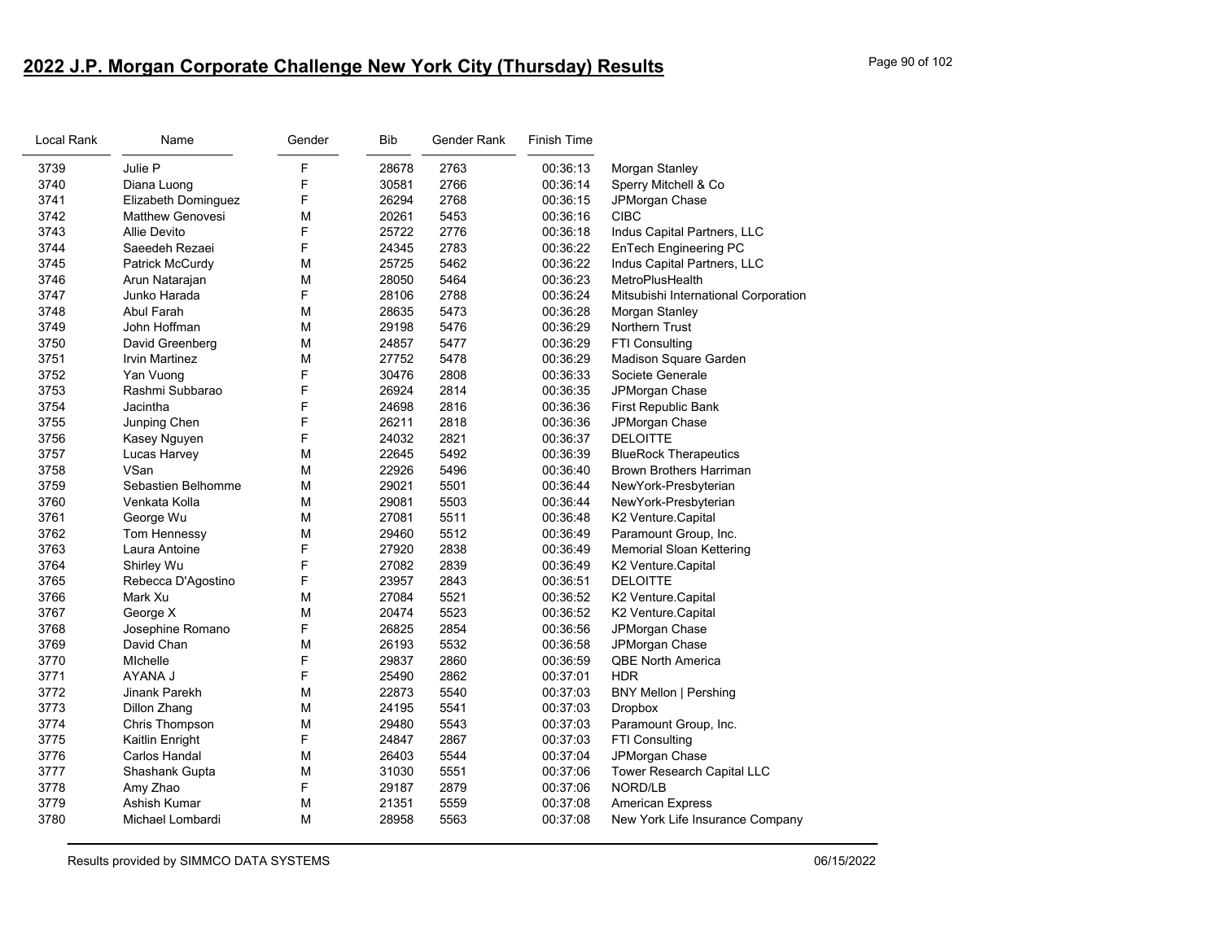## 2022 J.P. Morgan Corporate Challenge New York City (Thursday) Results

| Local Rank | Name | Gender | Bib | Gender Rank | Finish Time | |
|---|---|---|---|---|---|---|
| 3739 | Julie P | F | 28678 | 2763 | 00:36:13 | Morgan Stanley |
| 3740 | Diana Luong | F | 30581 | 2766 | 00:36:14 | Sperry Mitchell & Co |
| 3741 | Elizabeth Dominguez | F | 26294 | 2768 | 00:36:15 | JPMorgan Chase |
| 3742 | Matthew Genovesi | M | 20261 | 5453 | 00:36:16 | CIBC |
| 3743 | Allie Devito | F | 25722 | 2776 | 00:36:18 | Indus Capital Partners, LLC |
| 3744 | Saeedeh Rezaei | F | 24345 | 2783 | 00:36:22 | EnTech Engineering PC |
| 3745 | Patrick McCurdy | M | 25725 | 5462 | 00:36:22 | Indus Capital Partners, LLC |
| 3746 | Arun Natarajan | M | 28050 | 5464 | 00:36:23 | MetroPlusHealth |
| 3747 | Junko Harada | F | 28106 | 2788 | 00:36:24 | Mitsubishi International Corporation |
| 3748 | Abul Farah | M | 28635 | 5473 | 00:36:28 | Morgan Stanley |
| 3749 | John Hoffman | M | 29198 | 5476 | 00:36:29 | Northern Trust |
| 3750 | David Greenberg | M | 24857 | 5477 | 00:36:29 | FTI Consulting |
| 3751 | Irvin Martinez | M | 27752 | 5478 | 00:36:29 | Madison Square Garden |
| 3752 | Yan Vuong | F | 30476 | 2808 | 00:36:33 | Societe Generale |
| 3753 | Rashmi Subbarao | F | 26924 | 2814 | 00:36:35 | JPMorgan Chase |
| 3754 | Jacintha | F | 24698 | 2816 | 00:36:36 | First Republic Bank |
| 3755 | Junping Chen | F | 26211 | 2818 | 00:36:36 | JPMorgan Chase |
| 3756 | Kasey Nguyen | F | 24032 | 2821 | 00:36:37 | DELOITTE |
| 3757 | Lucas Harvey | M | 22645 | 5492 | 00:36:39 | BlueRock Therapeutics |
| 3758 | VSan | M | 22926 | 5496 | 00:36:40 | Brown Brothers Harriman |
| 3759 | Sebastien Belhomme | M | 29021 | 5501 | 00:36:44 | NewYork-Presbyterian |
| 3760 | Venkata Kolla | M | 29081 | 5503 | 00:36:44 | NewYork-Presbyterian |
| 3761 | George Wu | M | 27081 | 5511 | 00:36:48 | K2 Venture.Capital |
| 3762 | Tom Hennessy | M | 29460 | 5512 | 00:36:49 | Paramount Group, Inc. |
| 3763 | Laura Antoine | F | 27920 | 2838 | 00:36:49 | Memorial Sloan Kettering |
| 3764 | Shirley Wu | F | 27082 | 2839 | 00:36:49 | K2 Venture.Capital |
| 3765 | Rebecca D'Agostino | F | 23957 | 2843 | 00:36:51 | DELOITTE |
| 3766 | Mark Xu | M | 27084 | 5521 | 00:36:52 | K2 Venture.Capital |
| 3767 | George X | M | 20474 | 5523 | 00:36:52 | K2 Venture.Capital |
| 3768 | Josephine Romano | F | 26825 | 2854 | 00:36:56 | JPMorgan Chase |
| 3769 | David Chan | M | 26193 | 5532 | 00:36:58 | JPMorgan Chase |
| 3770 | MIchelle | F | 29837 | 2860 | 00:36:59 | QBE North America |
| 3771 | AYANA J | F | 25490 | 2862 | 00:37:01 | HDR |
| 3772 | Jinank Parekh | M | 22873 | 5540 | 00:37:03 | BNY Mellon \| Pershing |
| 3773 | Dillon Zhang | M | 24195 | 5541 | 00:37:03 | Dropbox |
| 3774 | Chris Thompson | M | 29480 | 5543 | 00:37:03 | Paramount Group, Inc. |
| 3775 | Kaitlin Enright | F | 24847 | 2867 | 00:37:03 | FTI Consulting |
| 3776 | Carlos Handal | M | 26403 | 5544 | 00:37:04 | JPMorgan Chase |
| 3777 | Shashank Gupta | M | 31030 | 5551 | 00:37:06 | Tower Research Capital LLC |
| 3778 | Amy Zhao | F | 29187 | 2879 | 00:37:06 | NORD/LB |
| 3779 | Ashish Kumar | M | 21351 | 5559 | 00:37:08 | American Express |
| 3780 | Michael Lombardi | M | 28958 | 5563 | 00:37:08 | New York Life Insurance Company |

Results provided by SIMMCO DATA SYSTEMS 06/15/2022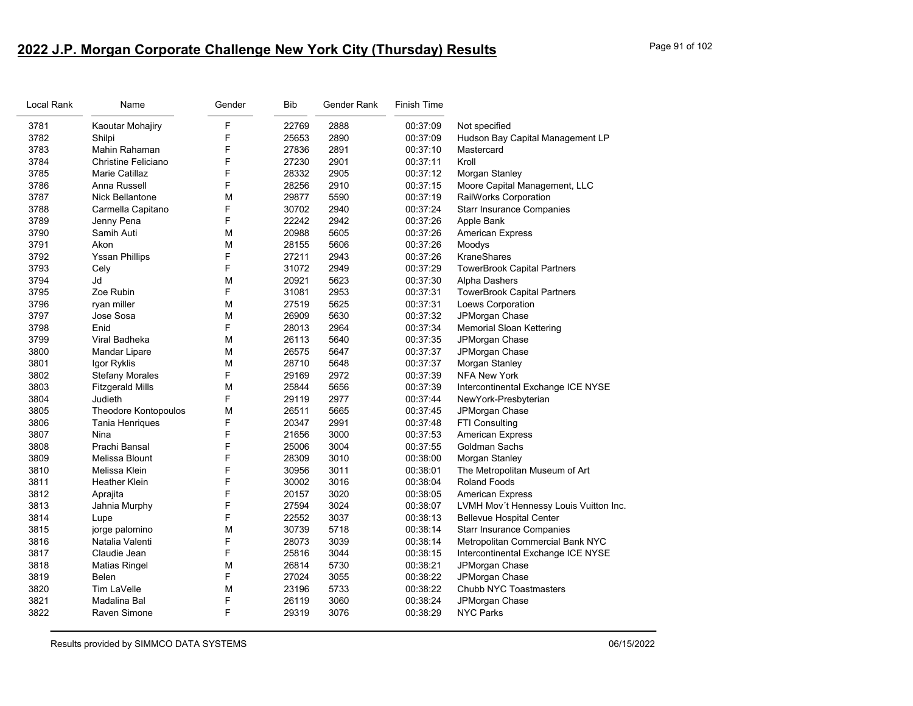## 2022 J.P. Morgan Corporate Challenge New York City (Thursday) Results

| Local Rank | Name | Gender | Bib | Gender Rank | Finish Time | |
|---|---|---|---|---|---|---|
| 3781 | Kaoutar Mohajiry | F | 22769 | 2888 | 00:37:09 | Not specified |
| 3782 | Shilpi | F | 25653 | 2890 | 00:37:09 | Hudson Bay Capital Management LP |
| 3783 | Mahin Rahaman | F | 27836 | 2891 | 00:37:10 | Mastercard |
| 3784 | Christine Feliciano | F | 27230 | 2901 | 00:37:11 | Kroll |
| 3785 | Marie Catillaz | F | 28332 | 2905 | 00:37:12 | Morgan Stanley |
| 3786 | Anna Russell | F | 28256 | 2910 | 00:37:15 | Moore Capital Management, LLC |
| 3787 | Nick Bellantone | M | 29877 | 5590 | 00:37:19 | RailWorks Corporation |
| 3788 | Carmella Capitano | F | 30702 | 2940 | 00:37:24 | Starr Insurance Companies |
| 3789 | Jenny Pena | F | 22242 | 2942 | 00:37:26 | Apple Bank |
| 3790 | Samih Auti | M | 20988 | 5605 | 00:37:26 | American Express |
| 3791 | Akon | M | 28155 | 5606 | 00:37:26 | Moodys |
| 3792 | Yssan Phillips | F | 27211 | 2943 | 00:37:26 | KraneShares |
| 3793 | Cely | F | 31072 | 2949 | 00:37:29 | TowerBrook Capital Partners |
| 3794 | Jd | M | 20921 | 5623 | 00:37:30 | Alpha Dashers |
| 3795 | Zoe Rubin | F | 31081 | 2953 | 00:37:31 | TowerBrook Capital Partners |
| 3796 | ryan miller | M | 27519 | 5625 | 00:37:31 | Loews Corporation |
| 3797 | Jose Sosa | M | 26909 | 5630 | 00:37:32 | JPMorgan Chase |
| 3798 | Enid | F | 28013 | 2964 | 00:37:34 | Memorial Sloan Kettering |
| 3799 | Viral Badheka | M | 26113 | 5640 | 00:37:35 | JPMorgan Chase |
| 3800 | Mandar Lipare | M | 26575 | 5647 | 00:37:37 | JPMorgan Chase |
| 3801 | Igor Ryklis | M | 28710 | 5648 | 00:37:37 | Morgan Stanley |
| 3802 | Stefany Morales | F | 29169 | 2972 | 00:37:39 | NFA New York |
| 3803 | Fitzgerald Mills | M | 25844 | 5656 | 00:37:39 | Intercontinental Exchange ICE NYSE |
| 3804 | Judieth | F | 29119 | 2977 | 00:37:44 | NewYork-Presbyterian |
| 3805 | Theodore Kontopoulos | M | 26511 | 5665 | 00:37:45 | JPMorgan Chase |
| 3806 | Tania Henriques | F | 20347 | 2991 | 00:37:48 | FTI Consulting |
| 3807 | Nina | F | 21656 | 3000 | 00:37:53 | American Express |
| 3808 | Prachi Bansal | F | 25006 | 3004 | 00:37:55 | Goldman Sachs |
| 3809 | Melissa Blount | F | 28309 | 3010 | 00:38:00 | Morgan Stanley |
| 3810 | Melissa Klein | F | 30956 | 3011 | 00:38:01 | The Metropolitan Museum of Art |
| 3811 | Heather Klein | F | 30002 | 3016 | 00:38:04 | Roland Foods |
| 3812 | Aprajita | F | 20157 | 3020 | 00:38:05 | American Express |
| 3813 | Jahnia Murphy | F | 27594 | 3024 | 00:38:07 | LVMH Mov´t Hennessy Louis Vuitton Inc. |
| 3814 | Lupe | F | 22552 | 3037 | 00:38:13 | Bellevue Hospital Center |
| 3815 | jorge palomino | M | 30739 | 5718 | 00:38:14 | Starr Insurance Companies |
| 3816 | Natalia Valenti | F | 28073 | 3039 | 00:38:14 | Metropolitan Commercial Bank NYC |
| 3817 | Claudie Jean | F | 25816 | 3044 | 00:38:15 | Intercontinental Exchange ICE NYSE |
| 3818 | Matias Ringel | M | 26814 | 5730 | 00:38:21 | JPMorgan Chase |
| 3819 | Belen | F | 27024 | 3055 | 00:38:22 | JPMorgan Chase |
| 3820 | Tim LaVelle | M | 23196 | 5733 | 00:38:22 | Chubb NYC Toastmasters |
| 3821 | Madalina Bal | F | 26119 | 3060 | 00:38:24 | JPMorgan Chase |
| 3822 | Raven Simone | F | 29319 | 3076 | 00:38:29 | NYC Parks |

Results provided by SIMMCO DATA SYSTEMS 06/15/2022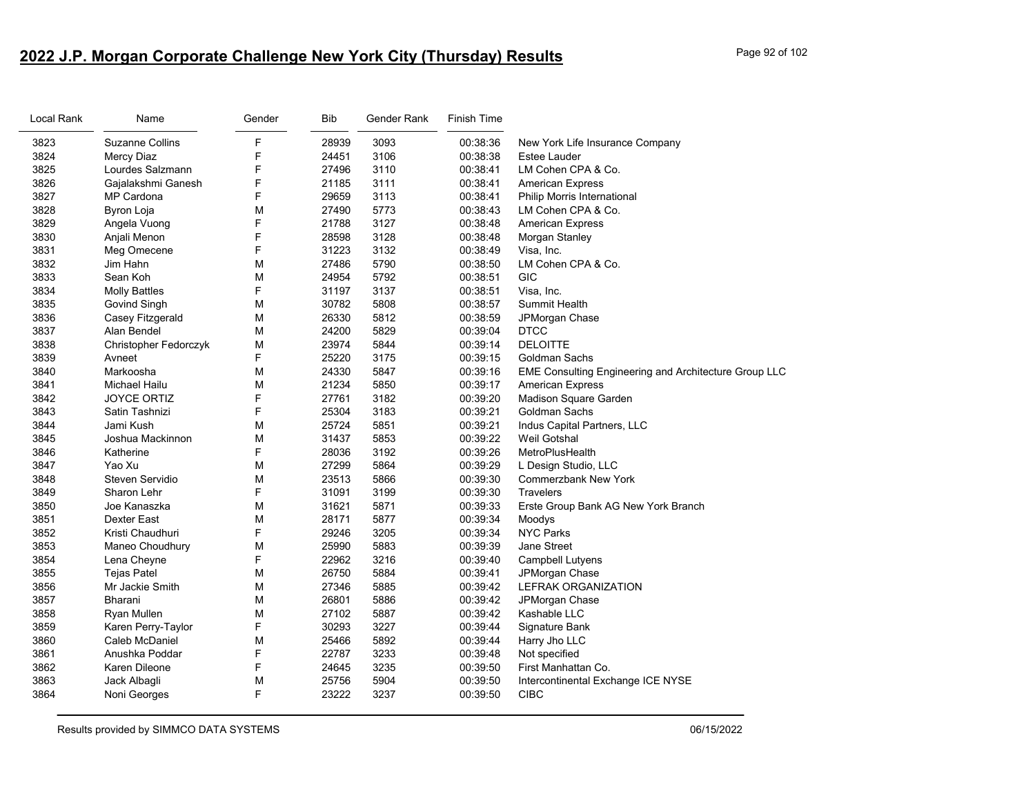## 2022 J.P. Morgan Corporate Challenge New York City (Thursday) Results

| Local Rank | Name | Gender | Bib | Gender Rank | Finish Time | |
|---|---|---|---|---|---|---|
| 3823 | Suzanne Collins | F | 28939 | 3093 | 00:38:36 | New York Life Insurance Company |
| 3824 | Mercy Diaz | F | 24451 | 3106 | 00:38:38 | Estee Lauder |
| 3825 | Lourdes Salzmann | F | 27496 | 3110 | 00:38:41 | LM Cohen CPA & Co. |
| 3826 | Gajalakshmi Ganesh | F | 21185 | 3111 | 00:38:41 | American Express |
| 3827 | MP Cardona | F | 29659 | 3113 | 00:38:41 | Philip Morris International |
| 3828 | Byron Loja | M | 27490 | 5773 | 00:38:43 | LM Cohen CPA & Co. |
| 3829 | Angela Vuong | F | 21788 | 3127 | 00:38:48 | American Express |
| 3830 | Anjali Menon | F | 28598 | 3128 | 00:38:48 | Morgan Stanley |
| 3831 | Meg Omecene | F | 31223 | 3132 | 00:38:49 | Visa, Inc. |
| 3832 | Jim Hahn | M | 27486 | 5790 | 00:38:50 | LM Cohen CPA & Co. |
| 3833 | Sean Koh | M | 24954 | 5792 | 00:38:51 | GIC |
| 3834 | Molly Battles | F | 31197 | 3137 | 00:38:51 | Visa, Inc. |
| 3835 | Govind Singh | M | 30782 | 5808 | 00:38:57 | Summit Health |
| 3836 | Casey Fitzgerald | M | 26330 | 5812 | 00:38:59 | JPMorgan Chase |
| 3837 | Alan Bendel | M | 24200 | 5829 | 00:39:04 | DTCC |
| 3838 | Christopher Fedorczyk | M | 23974 | 5844 | 00:39:14 | DELOITTE |
| 3839 | Avneet | F | 25220 | 3175 | 00:39:15 | Goldman Sachs |
| 3840 | Markoosha | M | 24330 | 5847 | 00:39:16 | EME Consulting Engineering and Architecture Group LLC |
| 3841 | Michael Hailu | M | 21234 | 5850 | 00:39:17 | American Express |
| 3842 | JOYCE ORTIZ | F | 27761 | 3182 | 00:39:20 | Madison Square Garden |
| 3843 | Satin Tashnizi | F | 25304 | 3183 | 00:39:21 | Goldman Sachs |
| 3844 | Jami Kush | M | 25724 | 5851 | 00:39:21 | Indus Capital Partners, LLC |
| 3845 | Joshua Mackinnon | M | 31437 | 5853 | 00:39:22 | Weil Gotshal |
| 3846 | Katherine | F | 28036 | 3192 | 00:39:26 | MetroPlusHealth |
| 3847 | Yao Xu | M | 27299 | 5864 | 00:39:29 | L Design Studio, LLC |
| 3848 | Steven Servidio | M | 23513 | 5866 | 00:39:30 | Commerzbank New York |
| 3849 | Sharon Lehr | F | 31091 | 3199 | 00:39:30 | Travelers |
| 3850 | Joe Kanaszka | M | 31621 | 5871 | 00:39:33 | Erste Group Bank AG New York Branch |
| 3851 | Dexter East | M | 28171 | 5877 | 00:39:34 | Moodys |
| 3852 | Kristi Chaudhuri | F | 29246 | 3205 | 00:39:34 | NYC Parks |
| 3853 | Maneo Choudhury | M | 25990 | 5883 | 00:39:39 | Jane Street |
| 3854 | Lena Cheyne | F | 22962 | 3216 | 00:39:40 | Campbell Lutyens |
| 3855 | Tejas Patel | M | 26750 | 5884 | 00:39:41 | JPMorgan Chase |
| 3856 | Mr Jackie Smith | M | 27346 | 5885 | 00:39:42 | LEFRAK ORGANIZATION |
| 3857 | Bharani | M | 26801 | 5886 | 00:39:42 | JPMorgan Chase |
| 3858 | Ryan Mullen | M | 27102 | 5887 | 00:39:42 | Kashable LLC |
| 3859 | Karen Perry-Taylor | F | 30293 | 3227 | 00:39:44 | Signature Bank |
| 3860 | Caleb McDaniel | M | 25466 | 5892 | 00:39:44 | Harry Jho LLC |
| 3861 | Anushka Poddar | F | 22787 | 3233 | 00:39:48 | Not specified |
| 3862 | Karen Dileone | F | 24645 | 3235 | 00:39:50 | First Manhattan Co. |
| 3863 | Jack Albagli | M | 25756 | 5904 | 00:39:50 | Intercontinental Exchange ICE NYSE |
| 3864 | Noni Georges | F | 23222 | 3237 | 00:39:50 | CIBC |

Results provided by SIMMCO DATA SYSTEMS 06/15/2022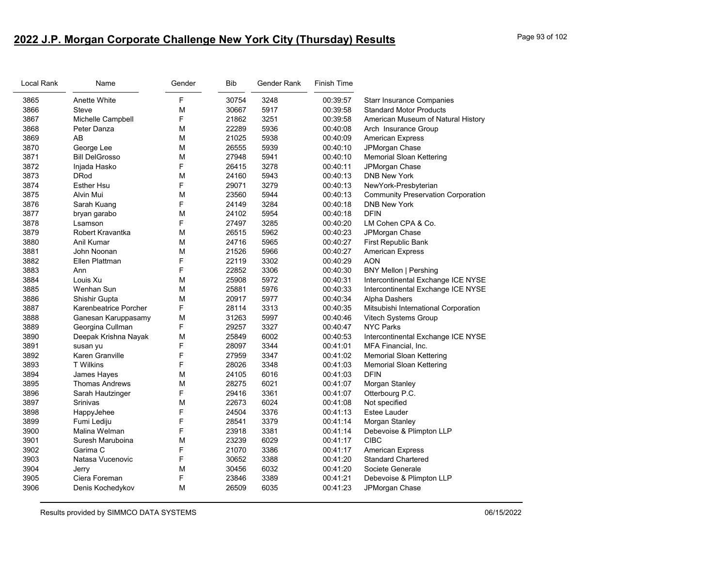## 2022 J.P. Morgan Corporate Challenge New York City (Thursday) Results

| Local Rank | Name | Gender | Bib | Gender Rank | Finish Time | |
|---|---|---|---|---|---|---|
| 3865 | Anette White | F | 30754 | 3248 | 00:39:57 | Starr Insurance Companies |
| 3866 | Steve | M | 30667 | 5917 | 00:39:58 | Standard Motor Products |
| 3867 | Michelle Campbell | F | 21862 | 3251 | 00:39:58 | American Museum of Natural History |
| 3868 | Peter Danza | M | 22289 | 5936 | 00:40:08 | Arch Insurance Group |
| 3869 | AB | M | 21025 | 5938 | 00:40:09 | American Express |
| 3870 | George Lee | M | 26555 | 5939 | 00:40:10 | JPMorgan Chase |
| 3871 | Bill DelGrosso | M | 27948 | 5941 | 00:40:10 | Memorial Sloan Kettering |
| 3872 | Injada Hasko | F | 26415 | 3278 | 00:40:11 | JPMorgan Chase |
| 3873 | DRod | M | 24160 | 5943 | 00:40:13 | DNB New York |
| 3874 | Esther Hsu | F | 29071 | 3279 | 00:40:13 | NewYork-Presbyterian |
| 3875 | Alvin Mui | M | 23560 | 5944 | 00:40:13 | Community Preservation Corporation |
| 3876 | Sarah Kuang | F | 24149 | 3284 | 00:40:18 | DNB New York |
| 3877 | bryan garabo | M | 24102 | 5954 | 00:40:18 | DFIN |
| 3878 | Lsamson | F | 27497 | 3285 | 00:40:20 | LM Cohen CPA & Co. |
| 3879 | Robert Kravantka | M | 26515 | 5962 | 00:40:23 | JPMorgan Chase |
| 3880 | Anil Kumar | M | 24716 | 5965 | 00:40:27 | First Republic Bank |
| 3881 | John Noonan | M | 21526 | 5966 | 00:40:27 | American Express |
| 3882 | Ellen Plattman | F | 22119 | 3302 | 00:40:29 | AON |
| 3883 | Ann | F | 22852 | 3306 | 00:40:30 | BNY Mellon \| Pershing |
| 3884 | Louis Xu | M | 25908 | 5972 | 00:40:31 | Intercontinental Exchange ICE NYSE |
| 3885 | Wenhan Sun | M | 25881 | 5976 | 00:40:33 | Intercontinental Exchange ICE NYSE |
| 3886 | Shishir Gupta | M | 20917 | 5977 | 00:40:34 | Alpha Dashers |
| 3887 | Karenbeatrice Porcher | F | 28114 | 3313 | 00:40:35 | Mitsubishi International Corporation |
| 3888 | Ganesan Karuppasamy | M | 31263 | 5997 | 00:40:46 | Vitech Systems Group |
| 3889 | Georgina Cullman | F | 29257 | 3327 | 00:40:47 | NYC Parks |
| 3890 | Deepak Krishna Nayak | M | 25849 | 6002 | 00:40:53 | Intercontinental Exchange ICE NYSE |
| 3891 | susan yu | F | 28097 | 3344 | 00:41:01 | MFA Financial, Inc. |
| 3892 | Karen Granville | F | 27959 | 3347 | 00:41:02 | Memorial Sloan Kettering |
| 3893 | T Wilkins | F | 28026 | 3348 | 00:41:03 | Memorial Sloan Kettering |
| 3894 | James Hayes | M | 24105 | 6016 | 00:41:03 | DFIN |
| 3895 | Thomas Andrews | M | 28275 | 6021 | 00:41:07 | Morgan Stanley |
| 3896 | Sarah Hautzinger | F | 29416 | 3361 | 00:41:07 | Otterbourg P.C. |
| 3897 | Srinivas | M | 22673 | 6024 | 00:41:08 | Not specified |
| 3898 | HappyJehee | F | 24504 | 3376 | 00:41:13 | Estee Lauder |
| 3899 | Fumi Lediju | F | 28541 | 3379 | 00:41:14 | Morgan Stanley |
| 3900 | Malina Welman | F | 23918 | 3381 | 00:41:14 | Debevoise & Plimpton LLP |
| 3901 | Suresh Maruboina | M | 23239 | 6029 | 00:41:17 | CIBC |
| 3902 | Garima C | F | 21070 | 3386 | 00:41:17 | American Express |
| 3903 | Natasa Vucenovic | F | 30652 | 3388 | 00:41:20 | Standard Chartered |
| 3904 | Jerry | M | 30456 | 6032 | 00:41:20 | Societe Generale |
| 3905 | Ciera Foreman | F | 23846 | 3389 | 00:41:21 | Debevoise & Plimpton LLP |
| 3906 | Denis Kochedykov | M | 26509 | 6035 | 00:41:23 | JPMorgan Chase |

Results provided by SIMMCO DATA SYSTEMS 06/15/2022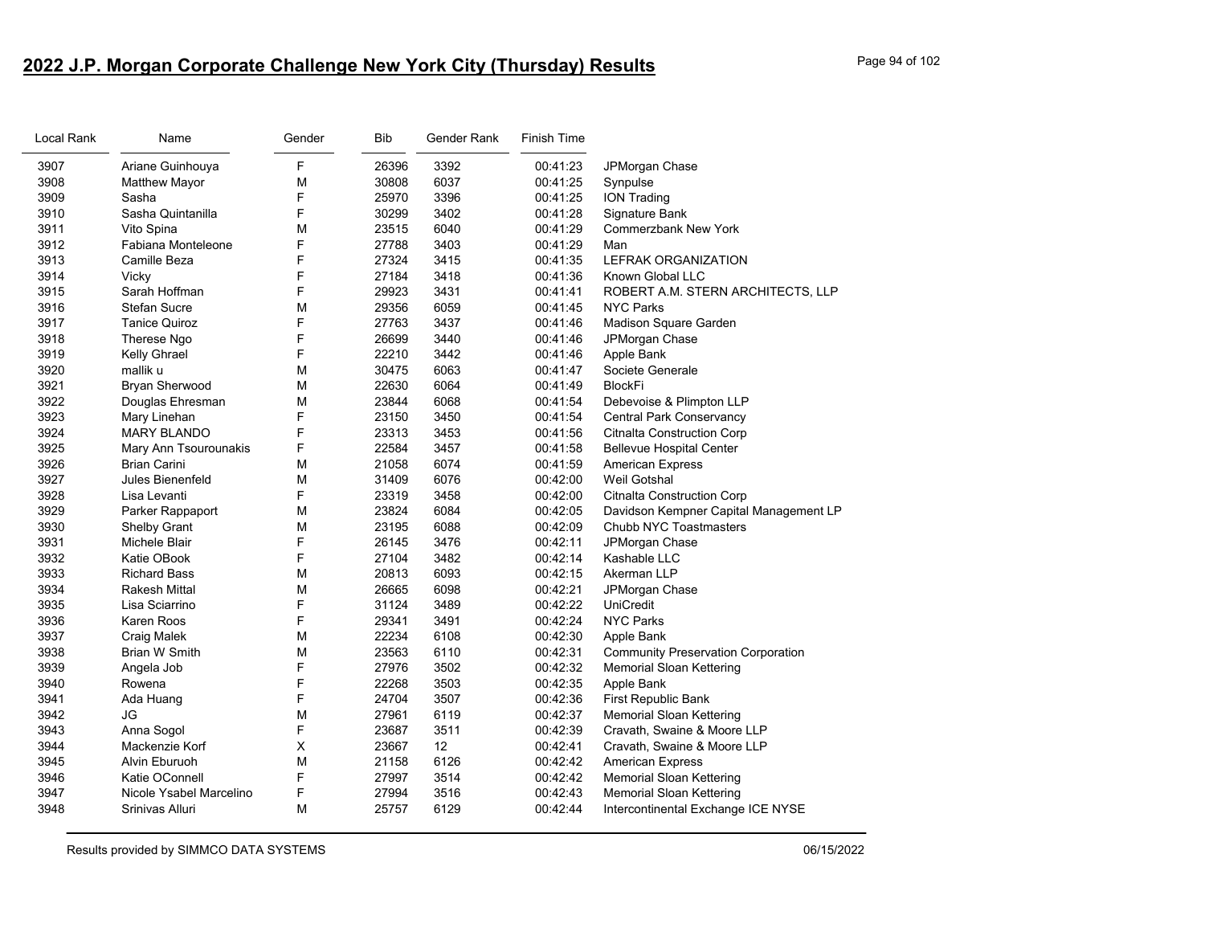## 2022 J.P. Morgan Corporate Challenge New York City (Thursday) Results

| Local Rank | Name | Gender | Bib | Gender Rank | Finish Time | |
|---|---|---|---|---|---|---|
| 3907 | Ariane Guinhouya | F | 26396 | 3392 | 00:41:23 | JPMorgan Chase |
| 3908 | Matthew Mayor | M | 30808 | 6037 | 00:41:25 | Synpulse |
| 3909 | Sasha | F | 25970 | 3396 | 00:41:25 | ION Trading |
| 3910 | Sasha Quintanilla | F | 30299 | 3402 | 00:41:28 | Signature Bank |
| 3911 | Vito Spina | M | 23515 | 6040 | 00:41:29 | Commerzbank New York |
| 3912 | Fabiana Monteleone | F | 27788 | 3403 | 00:41:29 | Man |
| 3913 | Camille Beza | F | 27324 | 3415 | 00:41:35 | LEFRAK ORGANIZATION |
| 3914 | Vicky | F | 27184 | 3418 | 00:41:36 | Known Global LLC |
| 3915 | Sarah Hoffman | F | 29923 | 3431 | 00:41:41 | ROBERT A.M. STERN ARCHITECTS, LLP |
| 3916 | Stefan Sucre | M | 29356 | 6059 | 00:41:45 | NYC Parks |
| 3917 | Tanice Quiroz | F | 27763 | 3437 | 00:41:46 | Madison Square Garden |
| 3918 | Therese Ngo | F | 26699 | 3440 | 00:41:46 | JPMorgan Chase |
| 3919 | Kelly Ghrael | F | 22210 | 3442 | 00:41:46 | Apple Bank |
| 3920 | mallik u | M | 30475 | 6063 | 00:41:47 | Societe Generale |
| 3921 | Bryan Sherwood | M | 22630 | 6064 | 00:41:49 | BlockFi |
| 3922 | Douglas Ehresman | M | 23844 | 6068 | 00:41:54 | Debevoise & Plimpton LLP |
| 3923 | Mary Linehan | F | 23150 | 3450 | 00:41:54 | Central Park Conservancy |
| 3924 | MARY BLANDO | F | 23313 | 3453 | 00:41:56 | Citnalta Construction Corp |
| 3925 | Mary Ann Tsourounakis | F | 22584 | 3457 | 00:41:58 | Bellevue Hospital Center |
| 3926 | Brian Carini | M | 21058 | 6074 | 00:41:59 | American Express |
| 3927 | Jules Bienenfeld | M | 31409 | 6076 | 00:42:00 | Weil Gotshal |
| 3928 | Lisa Levanti | F | 23319 | 3458 | 00:42:00 | Citnalta Construction Corp |
| 3929 | Parker Rappaport | M | 23824 | 6084 | 00:42:05 | Davidson Kempner Capital Management LP |
| 3930 | Shelby Grant | M | 23195 | 6088 | 00:42:09 | Chubb NYC Toastmasters |
| 3931 | Michele Blair | F | 26145 | 3476 | 00:42:11 | JPMorgan Chase |
| 3932 | Katie OBook | F | 27104 | 3482 | 00:42:14 | Kashable LLC |
| 3933 | Richard Bass | M | 20813 | 6093 | 00:42:15 | Akerman LLP |
| 3934 | Rakesh Mittal | M | 26665 | 6098 | 00:42:21 | JPMorgan Chase |
| 3935 | Lisa Sciarrino | F | 31124 | 3489 | 00:42:22 | UniCredit |
| 3936 | Karen Roos | F | 29341 | 3491 | 00:42:24 | NYC Parks |
| 3937 | Craig Malek | M | 22234 | 6108 | 00:42:30 | Apple Bank |
| 3938 | Brian W Smith | M | 23563 | 6110 | 00:42:31 | Community Preservation Corporation |
| 3939 | Angela Job | F | 27976 | 3502 | 00:42:32 | Memorial Sloan Kettering |
| 3940 | Rowena | F | 22268 | 3503 | 00:42:35 | Apple Bank |
| 3941 | Ada Huang | F | 24704 | 3507 | 00:42:36 | First Republic Bank |
| 3942 | JG | M | 27961 | 6119 | 00:42:37 | Memorial Sloan Kettering |
| 3943 | Anna Sogol | F | 23687 | 3511 | 00:42:39 | Cravath, Swaine & Moore LLP |
| 3944 | Mackenzie Korf | X | 23667 | 12 | 00:42:41 | Cravath, Swaine & Moore LLP |
| 3945 | Alvin Eburuoh | M | 21158 | 6126 | 00:42:42 | American Express |
| 3946 | Katie OConnell | F | 27997 | 3514 | 00:42:42 | Memorial Sloan Kettering |
| 3947 | Nicole Ysabel Marcelino | F | 27994 | 3516 | 00:42:43 | Memorial Sloan Kettering |
| 3948 | Srinivas Alluri | M | 25757 | 6129 | 00:42:44 | Intercontinental Exchange ICE NYSE |

Results provided by SIMMCO DATA SYSTEMS 06/15/2022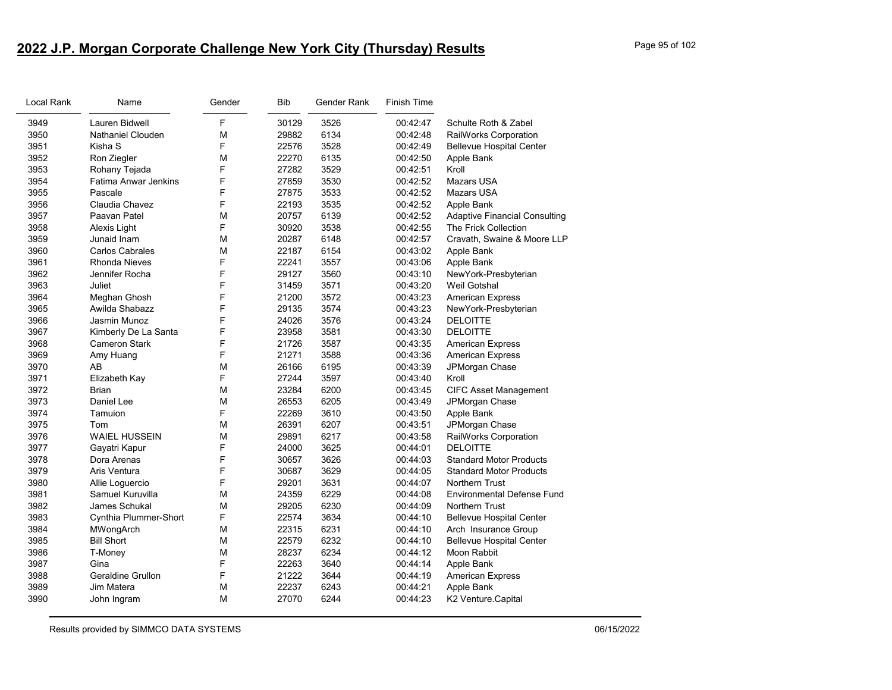# 2022 J.P. Morgan Corporate Challenge New York City (Thursday) Results

| Local Rank | Name | Gender | Bib | Gender Rank | Finish Time | |
|---|---|---|---|---|---|---|
| 3949 | Lauren Bidwell | F | 30129 | 3526 | 00:42:47 | Schulte Roth & Zabel |
| 3950 | Nathaniel Clouden | M | 29882 | 6134 | 00:42:48 | RailWorks Corporation |
| 3951 | Kisha S | F | 22576 | 3528 | 00:42:49 | Bellevue Hospital Center |
| 3952 | Ron Ziegler | M | 22270 | 6135 | 00:42:50 | Apple Bank |
| 3953 | Rohany Tejada | F | 27282 | 3529 | 00:42:51 | Kroll |
| 3954 | Fatima Anwar Jenkins | F | 27859 | 3530 | 00:42:52 | Mazars USA |
| 3955 | Pascale | F | 27875 | 3533 | 00:42:52 | Mazars USA |
| 3956 | Claudia Chavez | F | 22193 | 3535 | 00:42:52 | Apple Bank |
| 3957 | Paavan Patel | M | 20757 | 6139 | 00:42:52 | Adaptive Financial Consulting |
| 3958 | Alexis Light | F | 30920 | 3538 | 00:42:55 | The Frick Collection |
| 3959 | Junaid Inam | M | 20287 | 6148 | 00:42:57 | Cravath, Swaine & Moore LLP |
| 3960 | Carlos Cabrales | M | 22187 | 6154 | 00:43:02 | Apple Bank |
| 3961 | Rhonda Nieves | F | 22241 | 3557 | 00:43:06 | Apple Bank |
| 3962 | Jennifer Rocha | F | 29127 | 3560 | 00:43:10 | NewYork-Presbyterian |
| 3963 | Juliet | F | 31459 | 3571 | 00:43:20 | Weil Gotshal |
| 3964 | Meghan Ghosh | F | 21200 | 3572 | 00:43:23 | American Express |
| 3965 | Awilda Shabazz | F | 29135 | 3574 | 00:43:23 | NewYork-Presbyterian |
| 3966 | Jasmin Munoz | F | 24026 | 3576 | 00:43:24 | DELOITTE |
| 3967 | Kimberly De La Santa | F | 23958 | 3581 | 00:43:30 | DELOITTE |
| 3968 | Cameron Stark | F | 21726 | 3587 | 00:43:35 | American Express |
| 3969 | Amy Huang | F | 21271 | 3588 | 00:43:36 | American Express |
| 3970 | AB | M | 26166 | 6195 | 00:43:39 | JPMorgan Chase |
| 3971 | Elizabeth Kay | F | 27244 | 3597 | 00:43:40 | Kroll |
| 3972 | Brian | M | 23284 | 6200 | 00:43:45 | CIFC Asset Management |
| 3973 | Daniel Lee | M | 26553 | 6205 | 00:43:49 | JPMorgan Chase |
| 3974 | Tamuion | F | 22269 | 3610 | 00:43:50 | Apple Bank |
| 3975 | Tom | M | 26391 | 6207 | 00:43:51 | JPMorgan Chase |
| 3976 | WAIEL HUSSEIN | M | 29891 | 6217 | 00:43:58 | RailWorks Corporation |
| 3977 | Gayatri Kapur | F | 24000 | 3625 | 00:44:01 | DELOITTE |
| 3978 | Dora Arenas | F | 30657 | 3626 | 00:44:03 | Standard Motor Products |
| 3979 | Aris Ventura | F | 30687 | 3629 | 00:44:05 | Standard Motor Products |
| 3980 | Allie Loguercio | F | 29201 | 3631 | 00:44:07 | Northern Trust |
| 3981 | Samuel Kuruvilla | M | 24359 | 6229 | 00:44:08 | Environmental Defense Fund |
| 3982 | James Schukal | M | 29205 | 6230 | 00:44:09 | Northern Trust |
| 3983 | Cynthia Plummer-Short | F | 22574 | 3634 | 00:44:10 | Bellevue Hospital Center |
| 3984 | MWongArch | M | 22315 | 6231 | 00:44:10 | Arch Insurance Group |
| 3985 | Bill Short | M | 22579 | 6232 | 00:44:10 | Bellevue Hospital Center |
| 3986 | T-Money | M | 28237 | 6234 | 00:44:12 | Moon Rabbit |
| 3987 | Gina | F | 22263 | 3640 | 00:44:14 | Apple Bank |
| 3988 | Geraldine Grullon | F | 21222 | 3644 | 00:44:19 | American Express |
| 3989 | Jim Matera | M | 22237 | 6243 | 00:44:21 | Apple Bank |
| 3990 | John Ingram | M | 27070 | 6244 | 00:44:23 | K2 Venture.Capital |

Results provided by SIMMCO DATA SYSTEMS 06/15/2022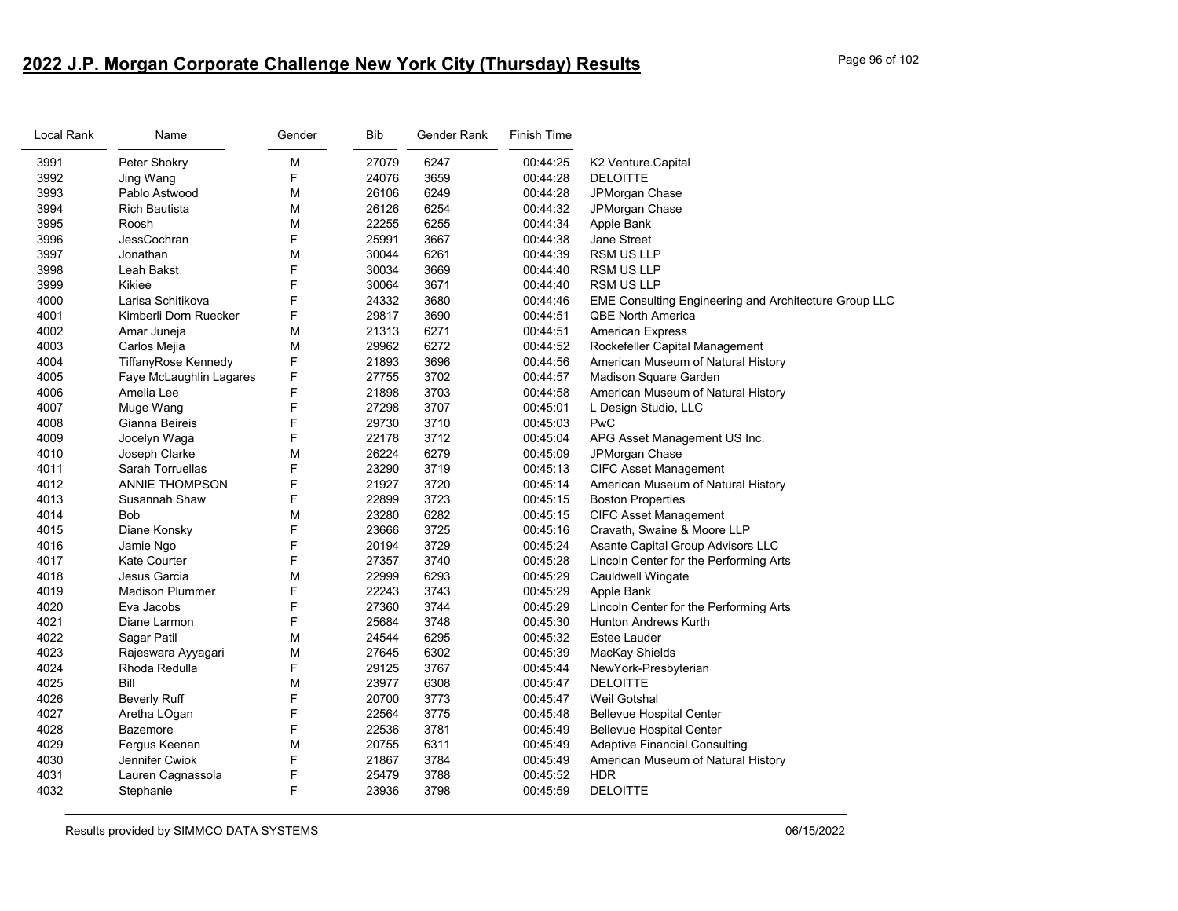## 2022 J.P. Morgan Corporate Challenge New York City (Thursday) Results

| Local Rank | Name | Gender | Bib | Gender Rank | Finish Time | |
|---|---|---|---|---|---|---|
| 3991 | Peter Shokry | M | 27079 | 6247 | 00:44:25 | K2 Venture.Capital |
| 3992 | Jing Wang | F | 24076 | 3659 | 00:44:28 | DELOITTE |
| 3993 | Pablo Astwood | M | 26106 | 6249 | 00:44:28 | JPMorgan Chase |
| 3994 | Rich Bautista | M | 26126 | 6254 | 00:44:32 | JPMorgan Chase |
| 3995 | Roosh | M | 22255 | 6255 | 00:44:34 | Apple Bank |
| 3996 | JessCochran | F | 25991 | 3667 | 00:44:38 | Jane Street |
| 3997 | Jonathan | M | 30044 | 6261 | 00:44:39 | RSM US LLP |
| 3998 | Leah Bakst | F | 30034 | 3669 | 00:44:40 | RSM US LLP |
| 3999 | Kikiee | F | 30064 | 3671 | 00:44:40 | RSM US LLP |
| 4000 | Larisa Schitikova | F | 24332 | 3680 | 00:44:46 | EME Consulting Engineering and Architecture Group LLC |
| 4001 | Kimberli Dorn Ruecker | F | 29817 | 3690 | 00:44:51 | QBE North America |
| 4002 | Amar Juneja | M | 21313 | 6271 | 00:44:51 | American Express |
| 4003 | Carlos Mejia | M | 29962 | 6272 | 00:44:52 | Rockefeller Capital Management |
| 4004 | TiffanyRose Kennedy | F | 21893 | 3696 | 00:44:56 | American Museum of Natural History |
| 4005 | Faye McLaughlin Lagares | F | 27755 | 3702 | 00:44:57 | Madison Square Garden |
| 4006 | Amelia Lee | F | 21898 | 3703 | 00:44:58 | American Museum of Natural History |
| 4007 | Muge Wang | F | 27298 | 3707 | 00:45:01 | L Design Studio, LLC |
| 4008 | Gianna Beireis | F | 29730 | 3710 | 00:45:03 | PwC |
| 4009 | Jocelyn Waga | F | 22178 | 3712 | 00:45:04 | APG Asset Management US Inc. |
| 4010 | Joseph Clarke | M | 26224 | 6279 | 00:45:09 | JPMorgan Chase |
| 4011 | Sarah Torruellas | F | 23290 | 3719 | 00:45:13 | CIFC Asset Management |
| 4012 | ANNIE THOMPSON | F | 21927 | 3720 | 00:45:14 | American Museum of Natural History |
| 4013 | Susannah Shaw | F | 22899 | 3723 | 00:45:15 | Boston Properties |
| 4014 | Bob | M | 23280 | 6282 | 00:45:15 | CIFC Asset Management |
| 4015 | Diane Konsky | F | 23666 | 3725 | 00:45:16 | Cravath, Swaine & Moore LLP |
| 4016 | Jamie Ngo | F | 20194 | 3729 | 00:45:24 | Asante Capital Group Advisors LLC |
| 4017 | Kate Courter | F | 27357 | 3740 | 00:45:28 | Lincoln Center for the Performing Arts |
| 4018 | Jesus Garcia | M | 22999 | 6293 | 00:45:29 | Cauldwell Wingate |
| 4019 | Madison Plummer | F | 22243 | 3743 | 00:45:29 | Apple Bank |
| 4020 | Eva Jacobs | F | 27360 | 3744 | 00:45:29 | Lincoln Center for the Performing Arts |
| 4021 | Diane Larmon | F | 25684 | 3748 | 00:45:30 | Hunton Andrews Kurth |
| 4022 | Sagar Patil | M | 24544 | 6295 | 00:45:32 | Estee Lauder |
| 4023 | Rajeswara Ayyagari | M | 27645 | 6302 | 00:45:39 | MacKay Shields |
| 4024 | Rhoda Redulla | F | 29125 | 3767 | 00:45:44 | NewYork-Presbyterian |
| 4025 | Bill | M | 23977 | 6308 | 00:45:47 | DELOITTE |
| 4026 | Beverly Ruff | F | 20700 | 3773 | 00:45:47 | Weil Gotshal |
| 4027 | Aretha LOgan | F | 22564 | 3775 | 00:45:48 | Bellevue Hospital Center |
| 4028 | Bazemore | F | 22536 | 3781 | 00:45:49 | Bellevue Hospital Center |
| 4029 | Fergus Keenan | M | 20755 | 6311 | 00:45:49 | Adaptive Financial Consulting |
| 4030 | Jennifer Cwiok | F | 21867 | 3784 | 00:45:49 | American Museum of Natural History |
| 4031 | Lauren Cagnassola | F | 25479 | 3788 | 00:45:52 | HDR |
| 4032 | Stephanie | F | 23936 | 3798 | 00:45:59 | DELOITTE |

Results provided by SIMMCO DATA SYSTEMS 06/15/2022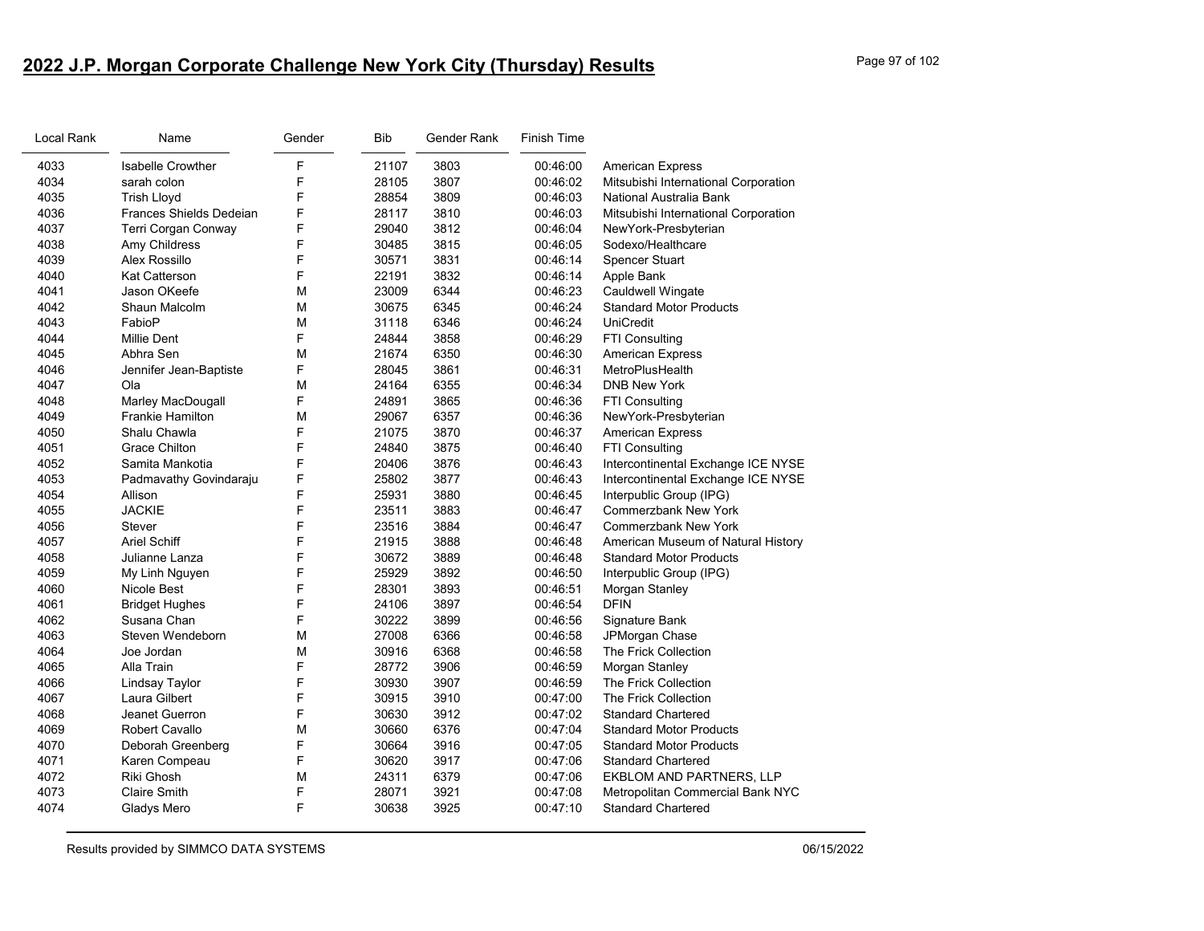## 2022 J.P. Morgan Corporate Challenge New York City (Thursday) Results

| Local Rank | Name | Gender | Bib | Gender Rank | Finish Time | |
|---|---|---|---|---|---|---|
| 4033 | Isabelle Crowther | F | 21107 | 3803 | 00:46:00 | American Express |
| 4034 | sarah colon | F | 28105 | 3807 | 00:46:02 | Mitsubishi International Corporation |
| 4035 | Trish Lloyd | F | 28854 | 3809 | 00:46:03 | National Australia Bank |
| 4036 | Frances Shields Dedeian | F | 28117 | 3810 | 00:46:03 | Mitsubishi International Corporation |
| 4037 | Terri Corgan Conway | F | 29040 | 3812 | 00:46:04 | NewYork-Presbyterian |
| 4038 | Amy Childress | F | 30485 | 3815 | 00:46:05 | Sodexo/Healthcare |
| 4039 | Alex Rossillo | F | 30571 | 3831 | 00:46:14 | Spencer Stuart |
| 4040 | Kat Catterson | F | 22191 | 3832 | 00:46:14 | Apple Bank |
| 4041 | Jason OKeefe | M | 23009 | 6344 | 00:46:23 | Cauldwell Wingate |
| 4042 | Shaun Malcolm | M | 30675 | 6345 | 00:46:24 | Standard Motor Products |
| 4043 | FabioP | M | 31118 | 6346 | 00:46:24 | UniCredit |
| 4044 | Millie Dent | F | 24844 | 3858 | 00:46:29 | FTI Consulting |
| 4045 | Abhra Sen | M | 21674 | 6350 | 00:46:30 | American Express |
| 4046 | Jennifer Jean-Baptiste | F | 28045 | 3861 | 00:46:31 | MetroPlusHealth |
| 4047 | Ola | M | 24164 | 6355 | 00:46:34 | DNB New York |
| 4048 | Marley MacDougall | F | 24891 | 3865 | 00:46:36 | FTI Consulting |
| 4049 | Frankie Hamilton | M | 29067 | 6357 | 00:46:36 | NewYork-Presbyterian |
| 4050 | Shalu Chawla | F | 21075 | 3870 | 00:46:37 | American Express |
| 4051 | Grace Chilton | F | 24840 | 3875 | 00:46:40 | FTI Consulting |
| 4052 | Samita Mankotia | F | 20406 | 3876 | 00:46:43 | Intercontinental Exchange ICE NYSE |
| 4053 | Padmavathy Govindaraju | F | 25802 | 3877 | 00:46:43 | Intercontinental Exchange ICE NYSE |
| 4054 | Allison | F | 25931 | 3880 | 00:46:45 | Interpublic Group (IPG) |
| 4055 | JACKIE | F | 23511 | 3883 | 00:46:47 | Commerzbank New York |
| 4056 | Stever | F | 23516 | 3884 | 00:46:47 | Commerzbank New York |
| 4057 | Ariel Schiff | F | 21915 | 3888 | 00:46:48 | American Museum of Natural History |
| 4058 | Julianne Lanza | F | 30672 | 3889 | 00:46:48 | Standard Motor Products |
| 4059 | My Linh Nguyen | F | 25929 | 3892 | 00:46:50 | Interpublic Group (IPG) |
| 4060 | Nicole Best | F | 28301 | 3893 | 00:46:51 | Morgan Stanley |
| 4061 | Bridget Hughes | F | 24106 | 3897 | 00:46:54 | DFIN |
| 4062 | Susana Chan | F | 30222 | 3899 | 00:46:56 | Signature Bank |
| 4063 | Steven Wendeborn | M | 27008 | 6366 | 00:46:58 | JPMorgan Chase |
| 4064 | Joe Jordan | M | 30916 | 6368 | 00:46:58 | The Frick Collection |
| 4065 | Alla Train | F | 28772 | 3906 | 00:46:59 | Morgan Stanley |
| 4066 | Lindsay Taylor | F | 30930 | 3907 | 00:46:59 | The Frick Collection |
| 4067 | Laura Gilbert | F | 30915 | 3910 | 00:47:00 | The Frick Collection |
| 4068 | Jeanet Guerron | F | 30630 | 3912 | 00:47:02 | Standard Chartered |
| 4069 | Robert Cavallo | M | 30660 | 6376 | 00:47:04 | Standard Motor Products |
| 4070 | Deborah Greenberg | F | 30664 | 3916 | 00:47:05 | Standard Motor Products |
| 4071 | Karen Compeau | F | 30620 | 3917 | 00:47:06 | Standard Chartered |
| 4072 | Riki Ghosh | M | 24311 | 6379 | 00:47:06 | EKBLOM AND PARTNERS, LLP |
| 4073 | Claire Smith | F | 28071 | 3921 | 00:47:08 | Metropolitan Commercial Bank NYC |
| 4074 | Gladys Mero | F | 30638 | 3925 | 00:47:10 | Standard Chartered |

Results provided by SIMMCO DATA SYSTEMS 06/15/2022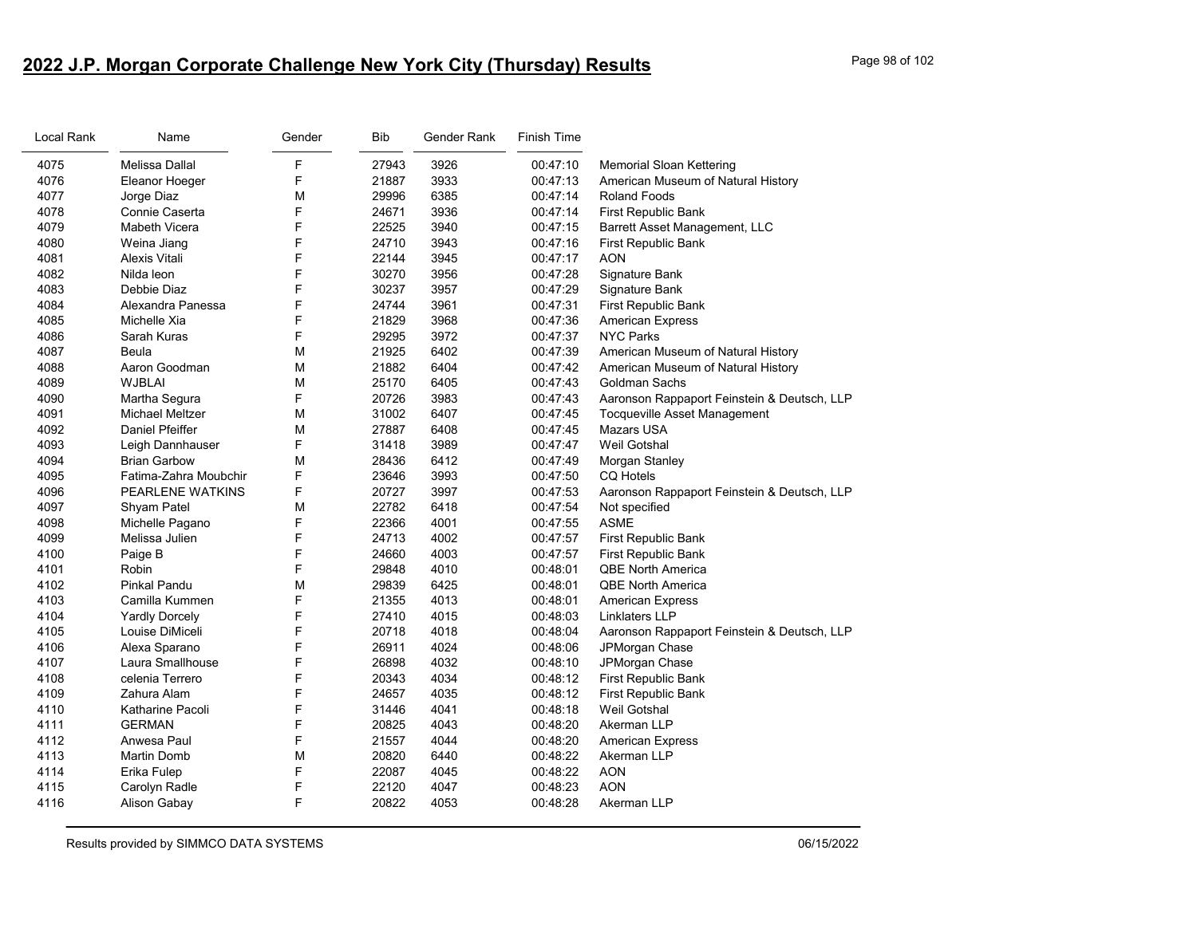## 2022 J.P. Morgan Corporate Challenge New York City (Thursday) Results

| Local Rank | Name | Gender | Bib | Gender Rank | Finish Time | |
|---|---|---|---|---|---|---|
| 4075 | Melissa Dallal | F | 27943 | 3926 | 00:47:10 | Memorial Sloan Kettering |
| 4076 | Eleanor Hoeger | F | 21887 | 3933 | 00:47:13 | American Museum of Natural History |
| 4077 | Jorge Diaz | M | 29996 | 6385 | 00:47:14 | Roland Foods |
| 4078 | Connie Caserta | F | 24671 | 3936 | 00:47:14 | First Republic Bank |
| 4079 | Mabeth Vicera | F | 22525 | 3940 | 00:47:15 | Barrett Asset Management, LLC |
| 4080 | Weina Jiang | F | 24710 | 3943 | 00:47:16 | First Republic Bank |
| 4081 | Alexis Vitali | F | 22144 | 3945 | 00:47:17 | AON |
| 4082 | Nilda leon | F | 30270 | 3956 | 00:47:28 | Signature Bank |
| 4083 | Debbie Diaz | F | 30237 | 3957 | 00:47:29 | Signature Bank |
| 4084 | Alexandra Panessa | F | 24744 | 3961 | 00:47:31 | First Republic Bank |
| 4085 | Michelle Xia | F | 21829 | 3968 | 00:47:36 | American Express |
| 4086 | Sarah Kuras | F | 29295 | 3972 | 00:47:37 | NYC Parks |
| 4087 | Beula | M | 21925 | 6402 | 00:47:39 | American Museum of Natural History |
| 4088 | Aaron Goodman | M | 21882 | 6404 | 00:47:42 | American Museum of Natural History |
| 4089 | WJBLAI | M | 25170 | 6405 | 00:47:43 | Goldman Sachs |
| 4090 | Martha Segura | F | 20726 | 3983 | 00:47:43 | Aaronson Rappaport Feinstein & Deutsch, LLP |
| 4091 | Michael Meltzer | M | 31002 | 6407 | 00:47:45 | Tocqueville Asset Management |
| 4092 | Daniel Pfeiffer | M | 27887 | 6408 | 00:47:45 | Mazars USA |
| 4093 | Leigh Dannhauser | F | 31418 | 3989 | 00:47:47 | Weil Gotshal |
| 4094 | Brian Garbow | M | 28436 | 6412 | 00:47:49 | Morgan Stanley |
| 4095 | Fatima-Zahra Moubchir | F | 23646 | 3993 | 00:47:50 | CQ Hotels |
| 4096 | PEARLENE WATKINS | F | 20727 | 3997 | 00:47:53 | Aaronson Rappaport Feinstein & Deutsch, LLP |
| 4097 | Shyam Patel | M | 22782 | 6418 | 00:47:54 | Not specified |
| 4098 | Michelle Pagano | F | 22366 | 4001 | 00:47:55 | ASME |
| 4099 | Melissa Julien | F | 24713 | 4002 | 00:47:57 | First Republic Bank |
| 4100 | Paige B | F | 24660 | 4003 | 00:47:57 | First Republic Bank |
| 4101 | Robin | F | 29848 | 4010 | 00:48:01 | QBE North America |
| 4102 | Pinkal Pandu | M | 29839 | 6425 | 00:48:01 | QBE North America |
| 4103 | Camilla Kummen | F | 21355 | 4013 | 00:48:01 | American Express |
| 4104 | Yardly Dorcely | F | 27410 | 4015 | 00:48:03 | Linklaters LLP |
| 4105 | Louise DiMiceli | F | 20718 | 4018 | 00:48:04 | Aaronson Rappaport Feinstein & Deutsch, LLP |
| 4106 | Alexa Sparano | F | 26911 | 4024 | 00:48:06 | JPMorgan Chase |
| 4107 | Laura Smallhouse | F | 26898 | 4032 | 00:48:10 | JPMorgan Chase |
| 4108 | celenia Terrero | F | 20343 | 4034 | 00:48:12 | First Republic Bank |
| 4109 | Zahura Alam | F | 24657 | 4035 | 00:48:12 | First Republic Bank |
| 4110 | Katharine Pacoli | F | 31446 | 4041 | 00:48:18 | Weil Gotshal |
| 4111 | GERMAN | F | 20825 | 4043 | 00:48:20 | Akerman LLP |
| 4112 | Anwesa Paul | F | 21557 | 4044 | 00:48:20 | American Express |
| 4113 | Martin Domb | M | 20820 | 6440 | 00:48:22 | Akerman LLP |
| 4114 | Erika Fulep | F | 22087 | 4045 | 00:48:22 | AON |
| 4115 | Carolyn Radle | F | 22120 | 4047 | 00:48:23 | AON |
| 4116 | Alison Gabay | F | 20822 | 4053 | 00:48:28 | Akerman LLP |

Results provided by SIMMCO DATA SYSTEMS 06/15/2022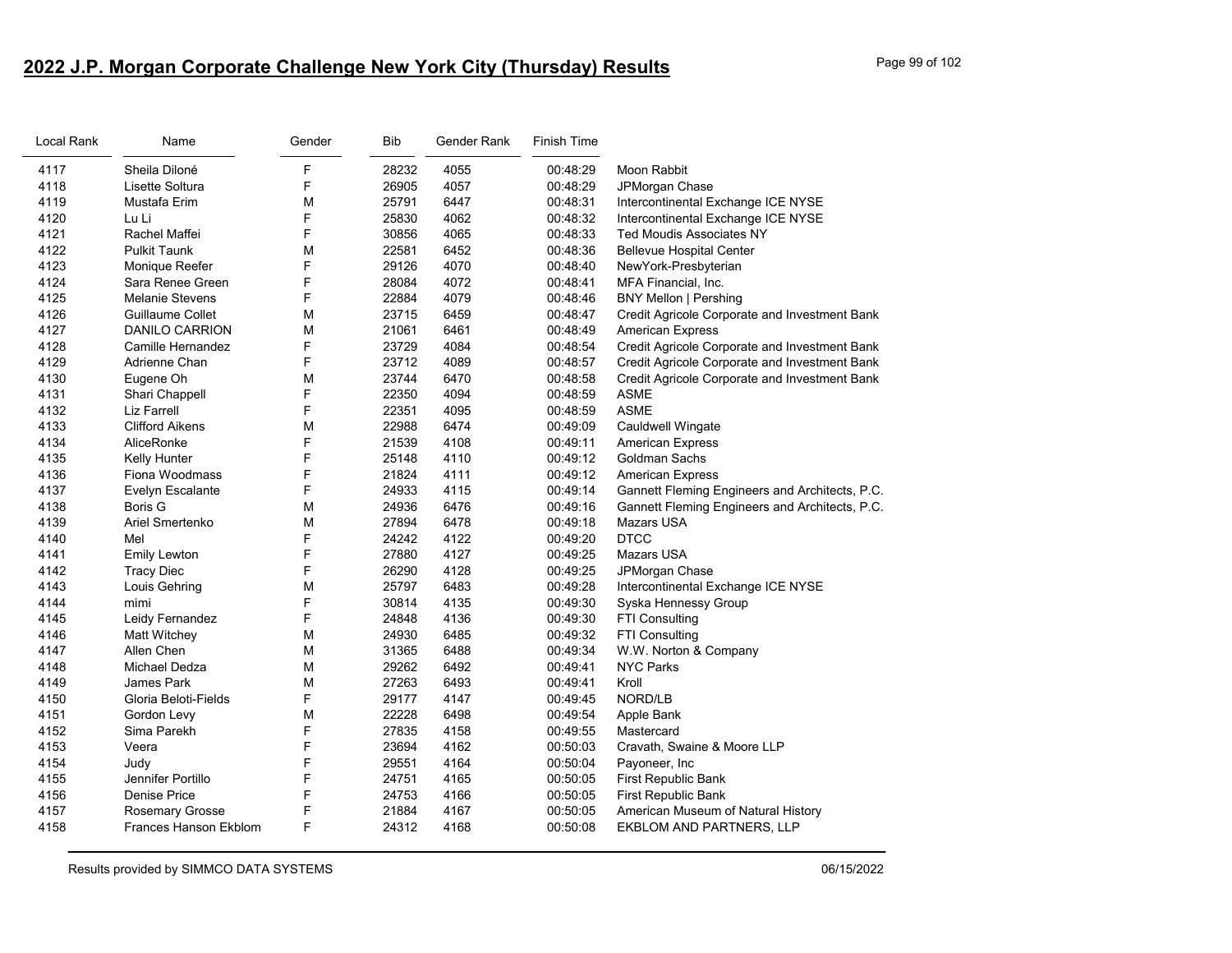## 2022 J.P. Morgan Corporate Challenge New York City (Thursday) Results

| Local Rank | Name | Gender | Bib | Gender Rank | Finish Time | |
|---|---|---|---|---|---|---|
| 4117 | Sheila Diloné | F | 28232 | 4055 | 00:48:29 | Moon Rabbit |
| 4118 | Lisette Soltura | F | 26905 | 4057 | 00:48:29 | JPMorgan Chase |
| 4119 | Mustafa Erim | M | 25791 | 6447 | 00:48:31 | Intercontinental Exchange ICE NYSE |
| 4120 | Lu Li | F | 25830 | 4062 | 00:48:32 | Intercontinental Exchange ICE NYSE |
| 4121 | Rachel Maffei | F | 30856 | 4065 | 00:48:33 | Ted Moudis Associates NY |
| 4122 | Pulkit Taunk | M | 22581 | 6452 | 00:48:36 | Bellevue Hospital Center |
| 4123 | Monique Reefer | F | 29126 | 4070 | 00:48:40 | NewYork-Presbyterian |
| 4124 | Sara Renee Green | F | 28084 | 4072 | 00:48:41 | MFA Financial, Inc. |
| 4125 | Melanie Stevens | F | 22884 | 4079 | 00:48:46 | BNY Mellon \| Pershing |
| 4126 | Guillaume Collet | M | 23715 | 6459 | 00:48:47 | Credit Agricole Corporate and Investment Bank |
| 4127 | DANILO CARRION | M | 21061 | 6461 | 00:48:49 | American Express |
| 4128 | Camille Hernandez | F | 23729 | 4084 | 00:48:54 | Credit Agricole Corporate and Investment Bank |
| 4129 | Adrienne Chan | F | 23712 | 4089 | 00:48:57 | Credit Agricole Corporate and Investment Bank |
| 4130 | Eugene Oh | M | 23744 | 6470 | 00:48:58 | Credit Agricole Corporate and Investment Bank |
| 4131 | Shari Chappell | F | 22350 | 4094 | 00:48:59 | ASME |
| 4132 | Liz Farrell | F | 22351 | 4095 | 00:48:59 | ASME |
| 4133 | Clifford Aikens | M | 22988 | 6474 | 00:49:09 | Cauldwell Wingate |
| 4134 | AliceRonke | F | 21539 | 4108 | 00:49:11 | American Express |
| 4135 | Kelly Hunter | F | 25148 | 4110 | 00:49:12 | Goldman Sachs |
| 4136 | Fiona Woodmass | F | 21824 | 4111 | 00:49:12 | American Express |
| 4137 | Evelyn Escalante | F | 24933 | 4115 | 00:49:14 | Gannett Fleming Engineers and Architects, P.C. |
| 4138 | Boris G | M | 24936 | 6476 | 00:49:16 | Gannett Fleming Engineers and Architects, P.C. |
| 4139 | Ariel Smertenko | M | 27894 | 6478 | 00:49:18 | Mazars USA |
| 4140 | Mel | F | 24242 | 4122 | 00:49:20 | DTCC |
| 4141 | Emily Lewton | F | 27880 | 4127 | 00:49:25 | Mazars USA |
| 4142 | Tracy Diec | F | 26290 | 4128 | 00:49:25 | JPMorgan Chase |
| 4143 | Louis Gehring | M | 25797 | 6483 | 00:49:28 | Intercontinental Exchange ICE NYSE |
| 4144 | mimi | F | 30814 | 4135 | 00:49:30 | Syska Hennessy Group |
| 4145 | Leidy Fernandez | F | 24848 | 4136 | 00:49:30 | FTI Consulting |
| 4146 | Matt Witchey | M | 24930 | 6485 | 00:49:32 | FTI Consulting |
| 4147 | Allen Chen | M | 31365 | 6488 | 00:49:34 | W.W. Norton & Company |
| 4148 | Michael Dedza | M | 29262 | 6492 | 00:49:41 | NYC Parks |
| 4149 | James Park | M | 27263 | 6493 | 00:49:41 | Kroll |
| 4150 | Gloria Beloti-Fields | F | 29177 | 4147 | 00:49:45 | NORD/LB |
| 4151 | Gordon Levy | M | 22228 | 6498 | 00:49:54 | Apple Bank |
| 4152 | Sima Parekh | F | 27835 | 4158 | 00:49:55 | Mastercard |
| 4153 | Veera | F | 23694 | 4162 | 00:50:03 | Cravath, Swaine & Moore LLP |
| 4154 | Judy | F | 29551 | 4164 | 00:50:04 | Payoneer, Inc |
| 4155 | Jennifer Portillo | F | 24751 | 4165 | 00:50:05 | First Republic Bank |
| 4156 | Denise Price | F | 24753 | 4166 | 00:50:05 | First Republic Bank |
| 4157 | Rosemary Grosse | F | 21884 | 4167 | 00:50:05 | American Museum of Natural History |
| 4158 | Frances Hanson Ekblom | F | 24312 | 4168 | 00:50:08 | EKBLOM AND PARTNERS, LLP |

Results provided by SIMMCO DATA SYSTEMS 06/15/2022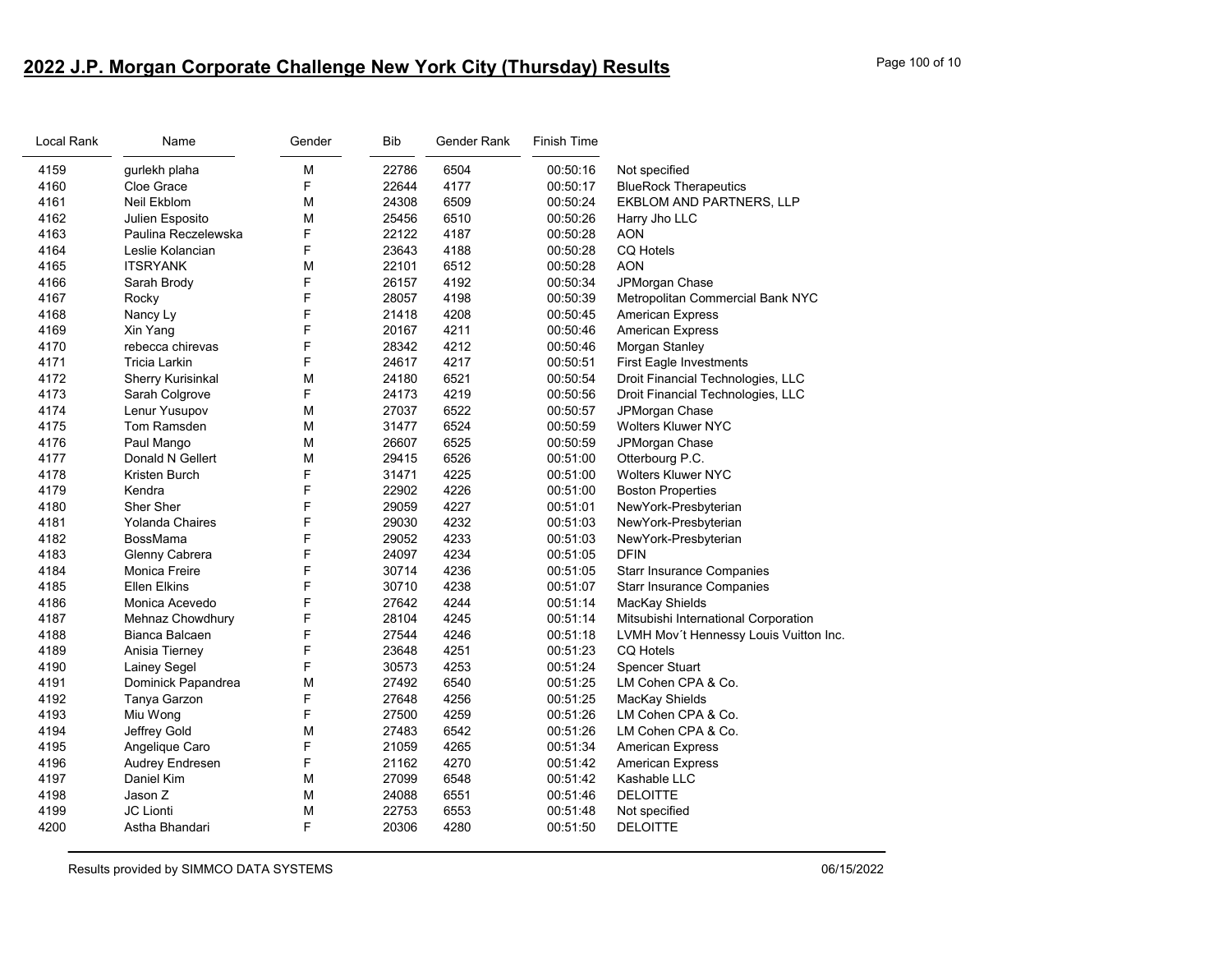## 2022 J.P. Morgan Corporate Challenge New York City (Thursday) Results

| Local Rank | Name | Gender | Bib | Gender Rank | Finish Time | |
|---|---|---|---|---|---|---|
| 4159 | gurlekh plaha | M | 22786 | 6504 | 00:50:16 | Not specified |
| 4160 | Cloe Grace | F | 22644 | 4177 | 00:50:17 | BlueRock Therapeutics |
| 4161 | Neil Ekblom | M | 24308 | 6509 | 00:50:24 | EKBLOM AND PARTNERS, LLP |
| 4162 | Julien Esposito | M | 25456 | 6510 | 00:50:26 | Harry Jho LLC |
| 4163 | Paulina Reczelewska | F | 22122 | 4187 | 00:50:28 | AON |
| 4164 | Leslie Kolancian | F | 23643 | 4188 | 00:50:28 | CQ Hotels |
| 4165 | ITSRYANK | M | 22101 | 6512 | 00:50:28 | AON |
| 4166 | Sarah Brody | F | 26157 | 4192 | 00:50:34 | JPMorgan Chase |
| 4167 | Rocky | F | 28057 | 4198 | 00:50:39 | Metropolitan Commercial Bank NYC |
| 4168 | Nancy Ly | F | 21418 | 4208 | 00:50:45 | American Express |
| 4169 | Xin Yang | F | 20167 | 4211 | 00:50:46 | American Express |
| 4170 | rebecca chirevas | F | 28342 | 4212 | 00:50:46 | Morgan Stanley |
| 4171 | Tricia Larkin | F | 24617 | 4217 | 00:50:51 | First Eagle Investments |
| 4172 | Sherry Kurisinkal | M | 24180 | 6521 | 00:50:54 | Droit Financial Technologies, LLC |
| 4173 | Sarah Colgrove | F | 24173 | 4219 | 00:50:56 | Droit Financial Technologies, LLC |
| 4174 | Lenur Yusupov | M | 27037 | 6522 | 00:50:57 | JPMorgan Chase |
| 4175 | Tom Ramsden | M | 31477 | 6524 | 00:50:59 | Wolters Kluwer NYC |
| 4176 | Paul Mango | M | 26607 | 6525 | 00:50:59 | JPMorgan Chase |
| 4177 | Donald N Gellert | M | 29415 | 6526 | 00:51:00 | Otterbourg P.C. |
| 4178 | Kristen Burch | F | 31471 | 4225 | 00:51:00 | Wolters Kluwer NYC |
| 4179 | Kendra | F | 22902 | 4226 | 00:51:00 | Boston Properties |
| 4180 | Sher Sher | F | 29059 | 4227 | 00:51:01 | NewYork-Presbyterian |
| 4181 | Yolanda Chaires | F | 29030 | 4232 | 00:51:03 | NewYork-Presbyterian |
| 4182 | BossMama | F | 29052 | 4233 | 00:51:03 | NewYork-Presbyterian |
| 4183 | Glenny Cabrera | F | 24097 | 4234 | 00:51:05 | DFIN |
| 4184 | Monica Freire | F | 30714 | 4236 | 00:51:05 | Starr Insurance Companies |
| 4185 | Ellen Elkins | F | 30710 | 4238 | 00:51:07 | Starr Insurance Companies |
| 4186 | Monica Acevedo | F | 27642 | 4244 | 00:51:14 | MacKay Shields |
| 4187 | Mehnaz Chowdhury | F | 28104 | 4245 | 00:51:14 | Mitsubishi International Corporation |
| 4188 | Bianca Balcaen | F | 27544 | 4246 | 00:51:18 | LVMH Mov´t Hennessy Louis Vuitton Inc. |
| 4189 | Anisia Tierney | F | 23648 | 4251 | 00:51:23 | CQ Hotels |
| 4190 | Lainey Segel | F | 30573 | 4253 | 00:51:24 | Spencer Stuart |
| 4191 | Dominick Papandrea | M | 27492 | 6540 | 00:51:25 | LM Cohen CPA & Co. |
| 4192 | Tanya Garzon | F | 27648 | 4256 | 00:51:25 | MacKay Shields |
| 4193 | Miu Wong | F | 27500 | 4259 | 00:51:26 | LM Cohen CPA & Co. |
| 4194 | Jeffrey Gold | M | 27483 | 6542 | 00:51:26 | LM Cohen CPA & Co. |
| 4195 | Angelique Caro | F | 21059 | 4265 | 00:51:34 | American Express |
| 4196 | Audrey Endresen | F | 21162 | 4270 | 00:51:42 | American Express |
| 4197 | Daniel Kim | M | 27099 | 6548 | 00:51:42 | Kashable LLC |
| 4198 | Jason Z | M | 24088 | 6551 | 00:51:46 | DELOITTE |
| 4199 | JC Lionti | M | 22753 | 6553 | 00:51:48 | Not specified |
| 4200 | Astha Bhandari | F | 20306 | 4280 | 00:51:50 | DELOITTE |

Results provided by SIMMCO DATA SYSTEMS 06/15/2022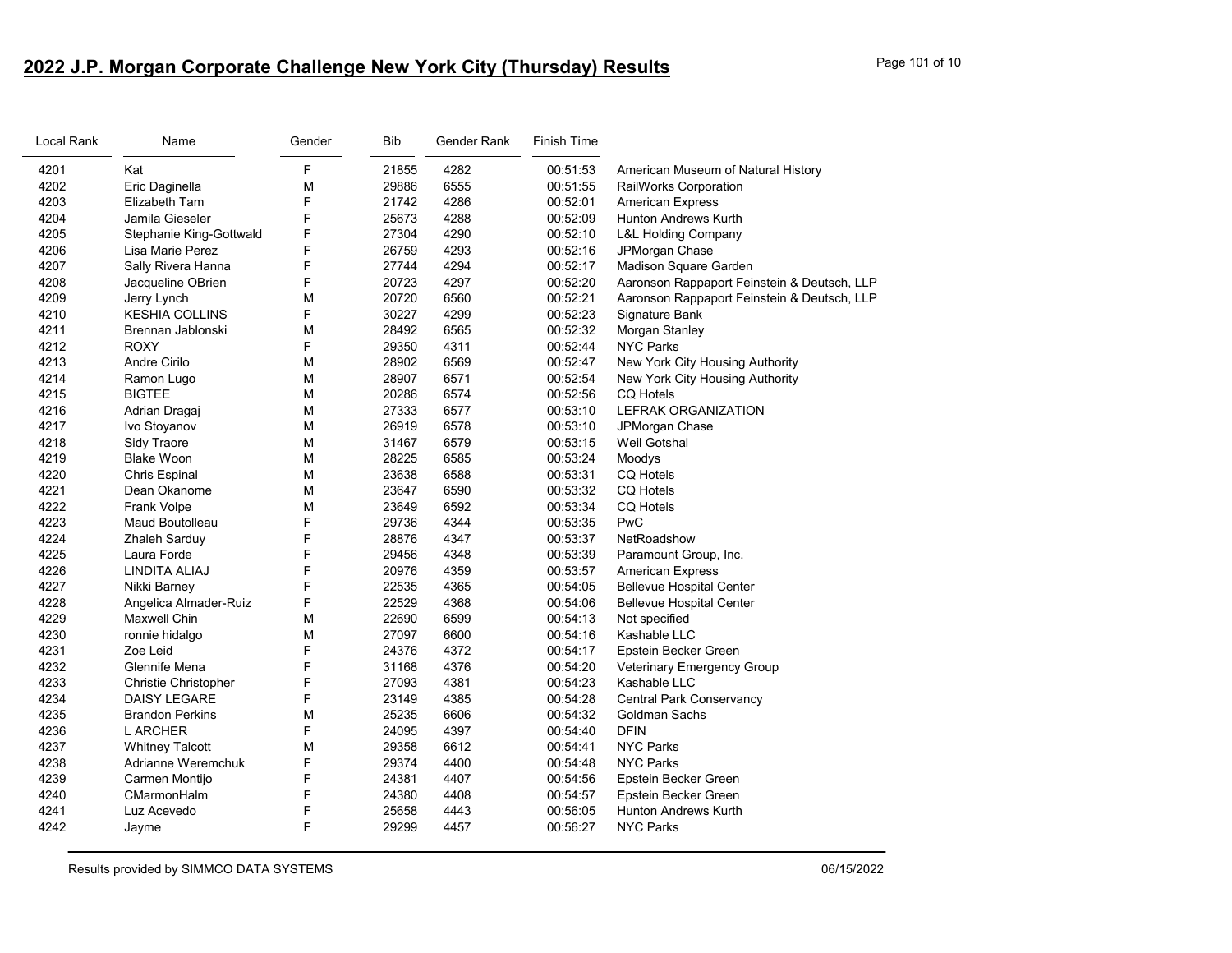# 2022 J.P. Morgan Corporate Challenge New York City (Thursday) Results

| Local Rank | Name | Gender | Bib | Gender Rank | Finish Time | |
|---|---|---|---|---|---|---|
| 4201 | Kat | F | 21855 | 4282 | 00:51:53 | American Museum of Natural History |
| 4202 | Eric Daginella | M | 29886 | 6555 | 00:51:55 | RailWorks Corporation |
| 4203 | Elizabeth Tam | F | 21742 | 4286 | 00:52:01 | American Express |
| 4204 | Jamila Gieseler | F | 25673 | 4288 | 00:52:09 | Hunton Andrews Kurth |
| 4205 | Stephanie King-Gottwald | F | 27304 | 4290 | 00:52:10 | L&L Holding Company |
| 4206 | Lisa Marie Perez | F | 26759 | 4293 | 00:52:16 | JPMorgan Chase |
| 4207 | Sally Rivera Hanna | F | 27744 | 4294 | 00:52:17 | Madison Square Garden |
| 4208 | Jacqueline OBrien | F | 20723 | 4297 | 00:52:20 | Aaronson Rappaport Feinstein & Deutsch, LLP |
| 4209 | Jerry Lynch | M | 20720 | 6560 | 00:52:21 | Aaronson Rappaport Feinstein & Deutsch, LLP |
| 4210 | KESHIA COLLINS | F | 30227 | 4299 | 00:52:23 | Signature Bank |
| 4211 | Brennan Jablonski | M | 28492 | 6565 | 00:52:32 | Morgan Stanley |
| 4212 | ROXY | F | 29350 | 4311 | 00:52:44 | NYC Parks |
| 4213 | Andre Cirilo | M | 28902 | 6569 | 00:52:47 | New York City Housing Authority |
| 4214 | Ramon Lugo | M | 28907 | 6571 | 00:52:54 | New York City Housing Authority |
| 4215 | BIGTEE | M | 20286 | 6574 | 00:52:56 | CQ Hotels |
| 4216 | Adrian Dragaj | M | 27333 | 6577 | 00:53:10 | LEFRAK ORGANIZATION |
| 4217 | Ivo Stoyanov | M | 26919 | 6578 | 00:53:10 | JPMorgan Chase |
| 4218 | Sidy Traore | M | 31467 | 6579 | 00:53:15 | Weil Gotshal |
| 4219 | Blake Woon | M | 28225 | 6585 | 00:53:24 | Moodys |
| 4220 | Chris Espinal | M | 23638 | 6588 | 00:53:31 | CQ Hotels |
| 4221 | Dean Okanome | M | 23647 | 6590 | 00:53:32 | CQ Hotels |
| 4222 | Frank Volpe | M | 23649 | 6592 | 00:53:34 | CQ Hotels |
| 4223 | Maud Boutolleau | F | 29736 | 4344 | 00:53:35 | PwC |
| 4224 | Zhaleh Sarduy | F | 28876 | 4347 | 00:53:37 | NetRoadshow |
| 4225 | Laura Forde | F | 29456 | 4348 | 00:53:39 | Paramount Group, Inc. |
| 4226 | LINDITA ALIAJ | F | 20976 | 4359 | 00:53:57 | American Express |
| 4227 | Nikki Barney | F | 22535 | 4365 | 00:54:05 | Bellevue Hospital Center |
| 4228 | Angelica Almader-Ruiz | F | 22529 | 4368 | 00:54:06 | Bellevue Hospital Center |
| 4229 | Maxwell Chin | M | 22690 | 6599 | 00:54:13 | Not specified |
| 4230 | ronnie hidalgo | M | 27097 | 6600 | 00:54:16 | Kashable LLC |
| 4231 | Zoe Leid | F | 24376 | 4372 | 00:54:17 | Epstein Becker Green |
| 4232 | Glennife Mena | F | 31168 | 4376 | 00:54:20 | Veterinary Emergency Group |
| 4233 | Christie Christopher | F | 27093 | 4381 | 00:54:23 | Kashable LLC |
| 4234 | DAISY LEGARE | F | 23149 | 4385 | 00:54:28 | Central Park Conservancy |
| 4235 | Brandon Perkins | M | 25235 | 6606 | 00:54:32 | Goldman Sachs |
| 4236 | L ARCHER | F | 24095 | 4397 | 00:54:40 | DFIN |
| 4237 | Whitney Talcott | M | 29358 | 6612 | 00:54:41 | NYC Parks |
| 4238 | Adrianne Weremchuk | F | 29374 | 4400 | 00:54:48 | NYC Parks |
| 4239 | Carmen Montijo | F | 24381 | 4407 | 00:54:56 | Epstein Becker Green |
| 4240 | CMarmonHalm | F | 24380 | 4408 | 00:54:57 | Epstein Becker Green |
| 4241 | Luz Acevedo | F | 25658 | 4443 | 00:56:05 | Hunton Andrews Kurth |
| 4242 | Jayme | F | 29299 | 4457 | 00:56:27 | NYC Parks |

Results provided by SIMMCO DATA SYSTEMS 06/15/2022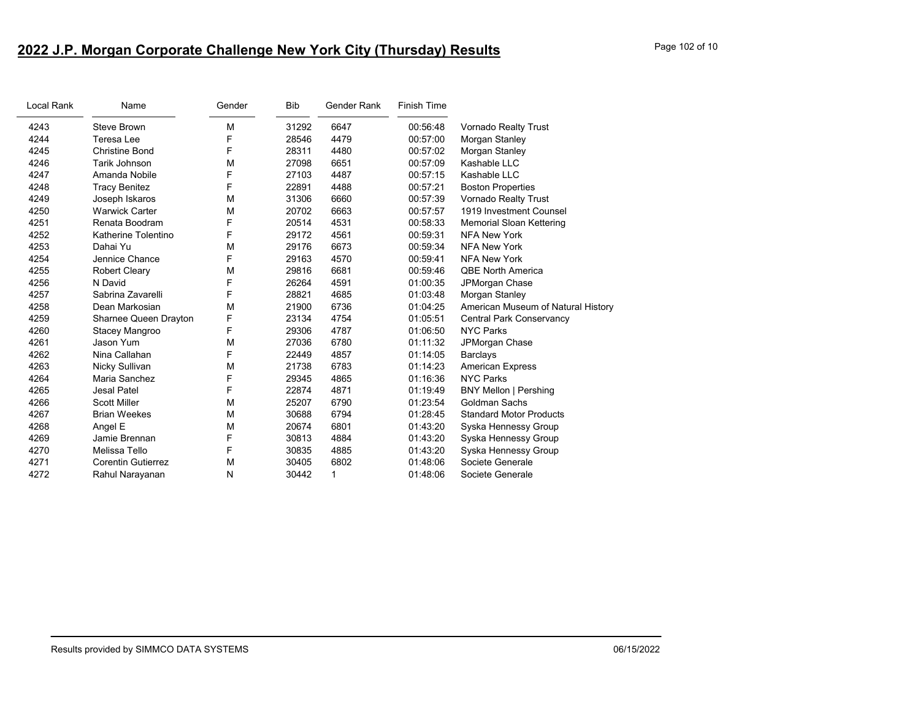## 2022 J.P. Morgan Corporate Challenge New York City (Thursday) Results

| Local Rank | Name | Gender | Bib | Gender Rank | Finish Time | |
|---|---|---|---|---|---|---|
| 4243 | Steve Brown | M | 31292 | 6647 | 00:56:48 | Vornado Realty Trust |
| 4244 | Teresa Lee | F | 28546 | 4479 | 00:57:00 | Morgan Stanley |
| 4245 | Christine Bond | F | 28311 | 4480 | 00:57:02 | Morgan Stanley |
| 4246 | Tarik Johnson | M | 27098 | 6651 | 00:57:09 | Kashable LLC |
| 4247 | Amanda Nobile | F | 27103 | 4487 | 00:57:15 | Kashable LLC |
| 4248 | Tracy Benitez | F | 22891 | 4488 | 00:57:21 | Boston Properties |
| 4249 | Joseph Iskaros | M | 31306 | 6660 | 00:57:39 | Vornado Realty Trust |
| 4250 | Warwick Carter | M | 20702 | 6663 | 00:57:57 | 1919 Investment Counsel |
| 4251 | Renata Boodram | F | 20514 | 4531 | 00:58:33 | Memorial Sloan Kettering |
| 4252 | Katherine Tolentino | F | 29172 | 4561 | 00:59:31 | NFA New York |
| 4253 | Dahai Yu | M | 29176 | 6673 | 00:59:34 | NFA New York |
| 4254 | Jennice Chance | F | 29163 | 4570 | 00:59:41 | NFA New York |
| 4255 | Robert Cleary | M | 29816 | 6681 | 00:59:46 | QBE North America |
| 4256 | N David | F | 26264 | 4591 | 01:00:35 | JPMorgan Chase |
| 4257 | Sabrina Zavarelli | F | 28821 | 4685 | 01:03:48 | Morgan Stanley |
| 4258 | Dean Markosian | M | 21900 | 6736 | 01:04:25 | American Museum of Natural History |
| 4259 | Sharnee Queen Drayton | F | 23134 | 4754 | 01:05:51 | Central Park Conservancy |
| 4260 | Stacey Mangroo | F | 29306 | 4787 | 01:06:50 | NYC Parks |
| 4261 | Jason Yum | M | 27036 | 6780 | 01:11:32 | JPMorgan Chase |
| 4262 | Nina Callahan | F | 22449 | 4857 | 01:14:05 | Barclays |
| 4263 | Nicky Sullivan | M | 21738 | 6783 | 01:14:23 | American Express |
| 4264 | Maria Sanchez | F | 29345 | 4865 | 01:16:36 | NYC Parks |
| 4265 | Jesal Patel | F | 22874 | 4871 | 01:19:49 | BNY Mellon \| Pershing |
| 4266 | Scott Miller | M | 25207 | 6790 | 01:23:54 | Goldman Sachs |
| 4267 | Brian Weekes | M | 30688 | 6794 | 01:28:45 | Standard Motor Products |
| 4268 | Angel E | M | 20674 | 6801 | 01:43:20 | Syska Hennessy Group |
| 4269 | Jamie Brennan | F | 30813 | 4884 | 01:43:20 | Syska Hennessy Group |
| 4270 | Melissa Tello | F | 30835 | 4885 | 01:43:20 | Syska Hennessy Group |
| 4271 | Corentin Gutierrez | M | 30405 | 6802 | 01:48:06 | Societe Generale |
| 4272 | Rahul Narayanan | N | 30442 | 1 | 01:48:06 | Societe Generale |

Results provided by SIMMCO DATA SYSTEMS 06/15/2022